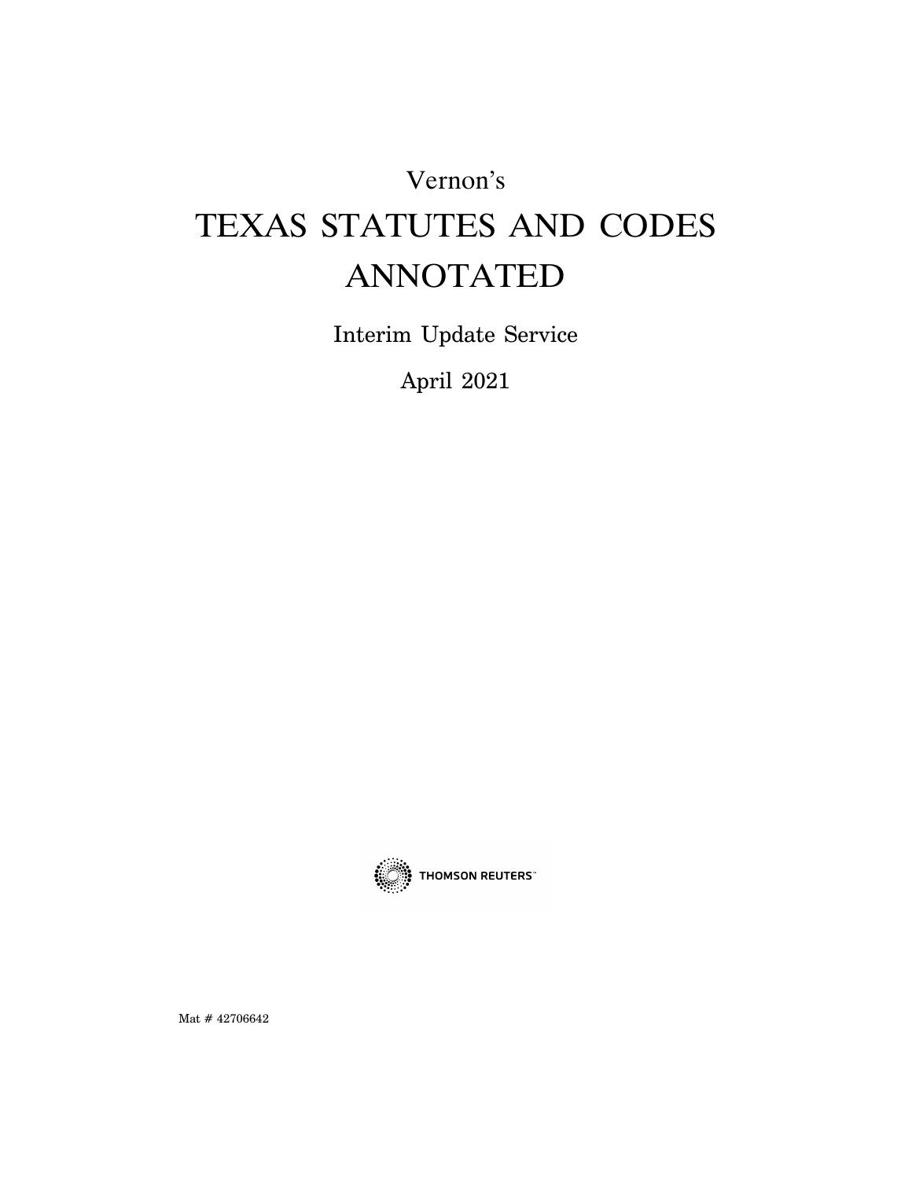Vernon's

# TEXAS STATUTES AND CODES ANNOTATED

Interim Update Service

April 2021

THOMSON REUTERS™

Mat # 42706642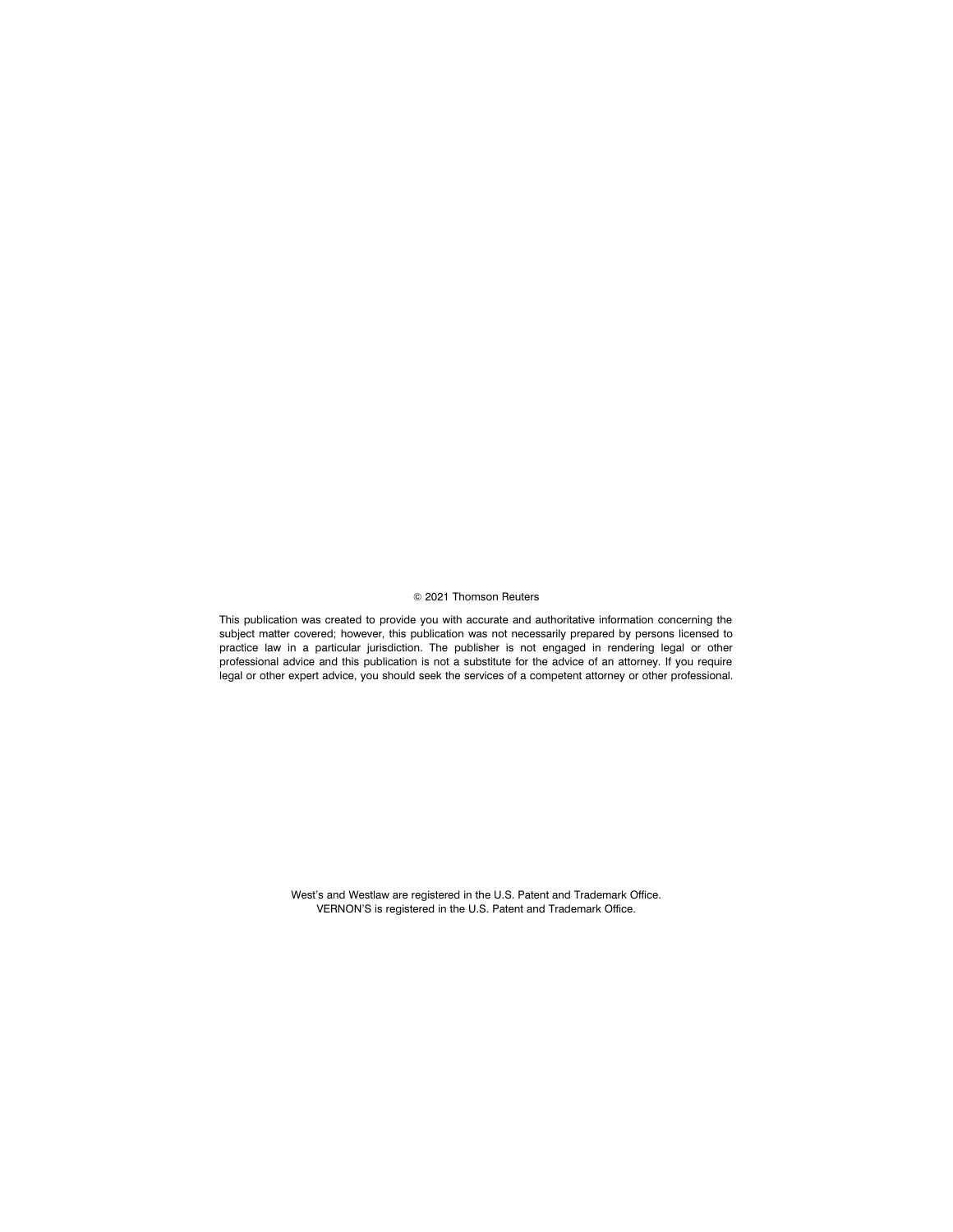© 2021 Thomson Reuters

This publication was created to provide you with accurate and authoritative information concerning the subject matter covered; however, this publication was not necessarily prepared by persons licensed to practice law in a particular jurisdiction. The publisher is not engaged in rendering legal or other professional advice and this publication is not a substitute for the advice of an attorney. If you require legal or other expert advice, you should seek the services of a competent attorney or other professional.

West's and Westlaw are registered in the U.S. Patent and Trademark Office.
VERNON'S is registered in the U.S. Patent and Trademark Office.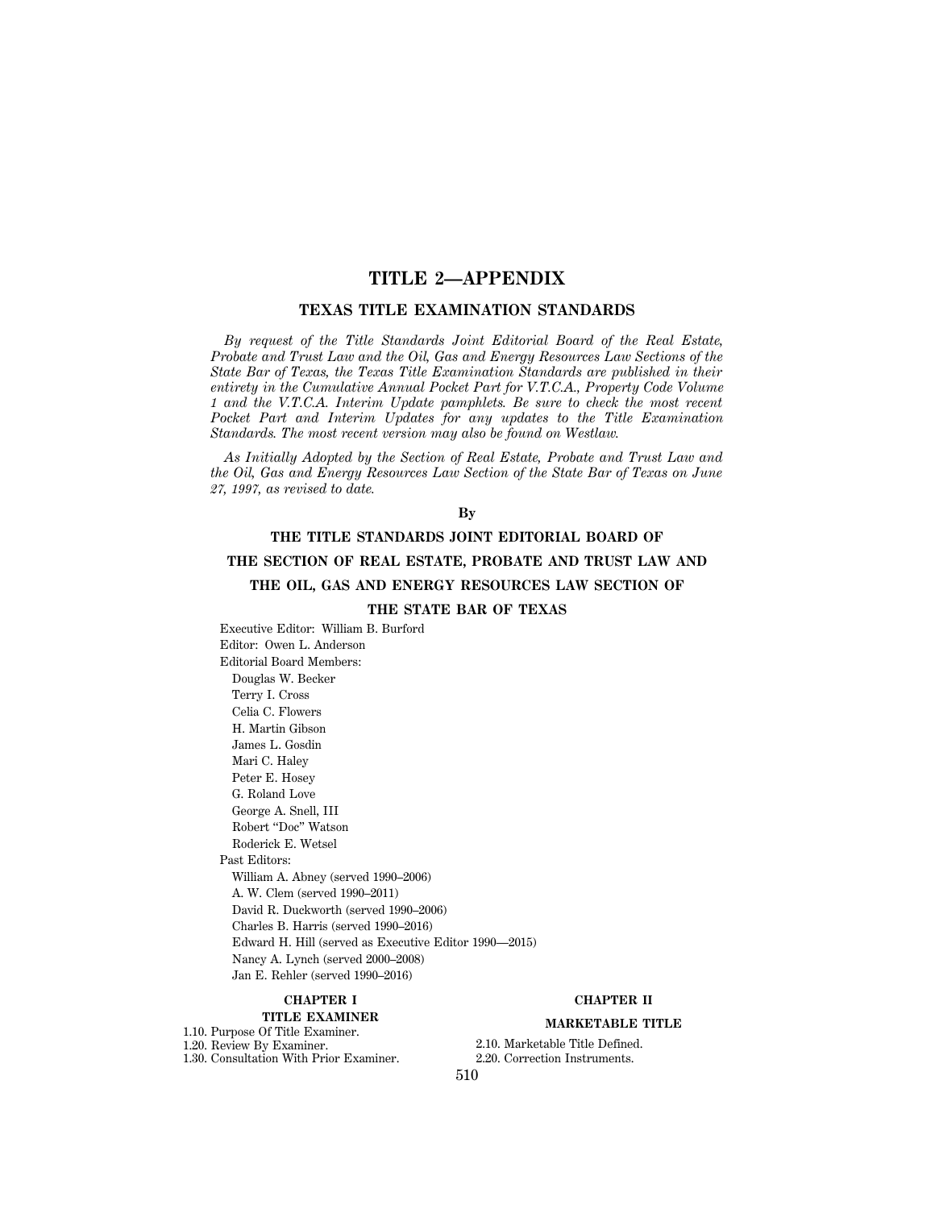# TITLE 2—APPENDIX

## TEXAS TITLE EXAMINATION STANDARDS

*By request of the Title Standards Joint Editorial Board of the Real Estate, Probate and Trust Law and the Oil, Gas and Energy Resources Law Sections of the State Bar of Texas, the Texas Title Examination Standards are published in their entirety in the Cumulative Annual Pocket Part for V.T.C.A., Property Code Volume 1 and the V.T.C.A. Interim Update pamphlets. Be sure to check the most recent Pocket Part and Interim Updates for any updates to the Title Examination Standards. The most recent version may also be found on Westlaw.*

*As Initially Adopted by the Section of Real Estate, Probate and Trust Law and the Oil, Gas and Energy Resources Law Section of the State Bar of Texas on June 27, 1997, as revised to date.*

**By**

**THE TITLE STANDARDS JOINT EDITORIAL BOARD OF THE SECTION OF REAL ESTATE, PROBATE AND TRUST LAW AND THE OIL, GAS AND ENERGY RESOURCES LAW SECTION OF THE STATE BAR OF TEXAS**

Executive Editor: William B. Burford

Editor: Owen L. Anderson

Editorial Board Members:

- Douglas W. Becker
- Terry I. Cross
- Celia C. Flowers
- H. Martin Gibson
- James L. Gosdin
- Mari C. Haley
- Peter E. Hosey
- G. Roland Love
- George A. Snell, III
- Robert "Doc" Watson
- Roderick E. Wetsel

Past Editors:

- William A. Abney (served 1990–2006)
- A. W. Clem (served 1990–2011)
- David R. Duckworth (served 1990–2006)
- Charles B. Harris (served 1990–2016)
- Edward H. Hill (served as Executive Editor 1990—2015)
- Nancy A. Lynch (served 2000–2008)
- Jan E. Rehler (served 1990–2016)

### CHAPTER I

### TITLE EXAMINER

1.10. Purpose Of Title Examiner.
1.20. Review By Examiner.
1.30. Consultation With Prior Examiner.

### CHAPTER II

### MARKETABLE TITLE

2.10. Marketable Title Defined.
2.20. Correction Instruments.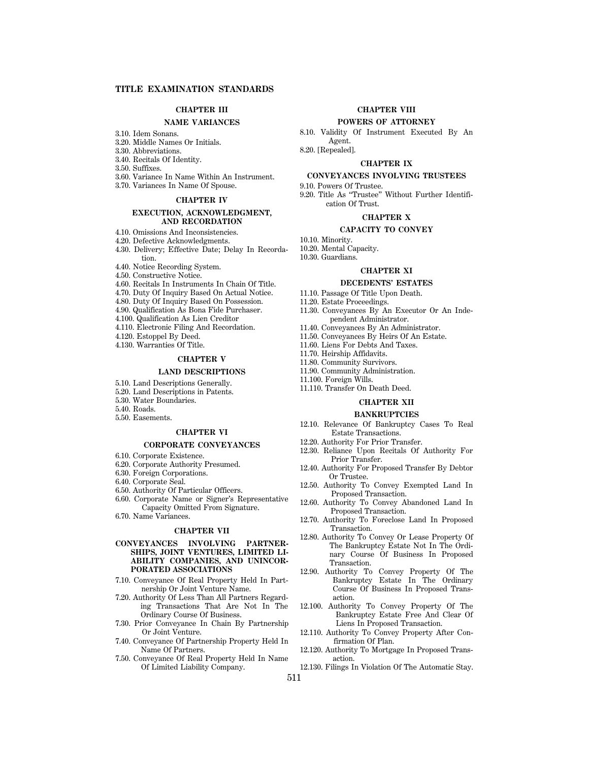## TITLE EXAMINATION STANDARDS

### CHAPTER III

#### NAME VARIANCES

3.10. Idem Sonans.
3.20. Middle Names Or Initials.
3.30. Abbreviations.
3.40. Recitals Of Identity.
3.50. Suffixes.
3.60. Variance In Name Within An Instrument.
3.70. Variances In Name Of Spouse.

### CHAPTER IV

#### EXECUTION, ACKNOWLEDGMENT, AND RECORDATION

4.10. Omissions And Inconsistencies.
4.20. Defective Acknowledgments.
4.30. Delivery; Effective Date; Delay In Recordation.
4.40. Notice Recording System.
4.50. Constructive Notice.
4.60. Recitals In Instruments In Chain Of Title.
4.70. Duty Of Inquiry Based On Actual Notice.
4.80. Duty Of Inquiry Based On Possession.
4.90. Qualification As Bona Fide Purchaser.
4.100. Qualification As Lien Creditor
4.110. Electronic Filing And Recordation.
4.120. Estoppel By Deed.
4.130. Warranties Of Title.

### CHAPTER V

#### LAND DESCRIPTIONS

5.10. Land Descriptions Generally.
5.20. Land Descriptions in Patents.
5.30. Water Boundaries.
5.40. Roads.
5.50. Easements.

### CHAPTER VI

#### CORPORATE CONVEYANCES

6.10. Corporate Existence.
6.20. Corporate Authority Presumed.
6.30. Foreign Corporations.
6.40. Corporate Seal.
6.50. Authority Of Particular Officers.
6.60. Corporate Name or Signer's Representative Capacity Omitted From Signature.
6.70. Name Variances.

### CHAPTER VII

#### CONVEYANCES INVOLVING PARTNERSHIPS, JOINT VENTURES, LIMITED LIABILITY COMPANIES, AND UNINCORPORATED ASSOCIATIONS

7.10. Conveyance Of Real Property Held In Partnership Or Joint Venture Name.
7.20. Authority Of Less Than All Partners Regarding Transactions That Are Not In The Ordinary Course Of Business.
7.30. Prior Conveyance In Chain By Partnership Or Joint Venture.
7.40. Conveyance Of Partnership Property Held In Name Of Partners.
7.50. Conveyance Of Real Property Held In Name Of Limited Liability Company.

### CHAPTER VIII

#### POWERS OF ATTORNEY

8.10. Validity Of Instrument Executed By An Agent.
8.20. [Repealed].

### CHAPTER IX

#### CONVEYANCES INVOLVING TRUSTEES

9.10. Powers Of Trustee.
9.20. Title As "Trustee" Without Further Identification Of Trust.

### CHAPTER X

#### CAPACITY TO CONVEY

10.10. Minority.
10.20. Mental Capacity.
10.30. Guardians.

### CHAPTER XI

#### DECEDENTS' ESTATES

11.10. Passage Of Title Upon Death.
11.20. Estate Proceedings.
11.30. Conveyances By An Executor Or An Independent Administrator.
11.40. Conveyances By An Administrator.
11.50. Conveyances By Heirs Of An Estate.
11.60. Liens For Debts And Taxes.
11.70. Heirship Affidavits.
11.80. Community Survivors.
11.90. Community Administration.
11.100. Foreign Wills.
11.110. Transfer On Death Deed.

### CHAPTER XII

#### BANKRUPTCIES

12.10. Relevance Of Bankruptcy Cases To Real Estate Transactions.
12.20. Authority For Prior Transfer.
12.30. Reliance Upon Recitals Of Authority For Prior Transfer.
12.40. Authority For Proposed Transfer By Debtor Or Trustee.
12.50. Authority To Convey Exempted Land In Proposed Transaction.
12.60. Authority To Convey Abandoned Land In Proposed Transaction.
12.70. Authority To Foreclose Land In Proposed Transaction.
12.80. Authority To Convey Or Lease Property Of The Bankruptcy Estate Not In The Ordinary Course Of Business In Proposed Transaction.
12.90. Authority To Convey Property Of The Bankruptcy Estate In The Ordinary Course Of Business In Proposed Transaction.
12.100. Authority To Convey Property Of The Bankruptcy Estate Free And Clear Of Liens In Proposed Transaction.
12.110. Authority To Convey Property After Confirmation Of Plan.
12.120. Authority To Mortgage In Proposed Transaction.
12.130. Filings In Violation Of The Automatic Stay.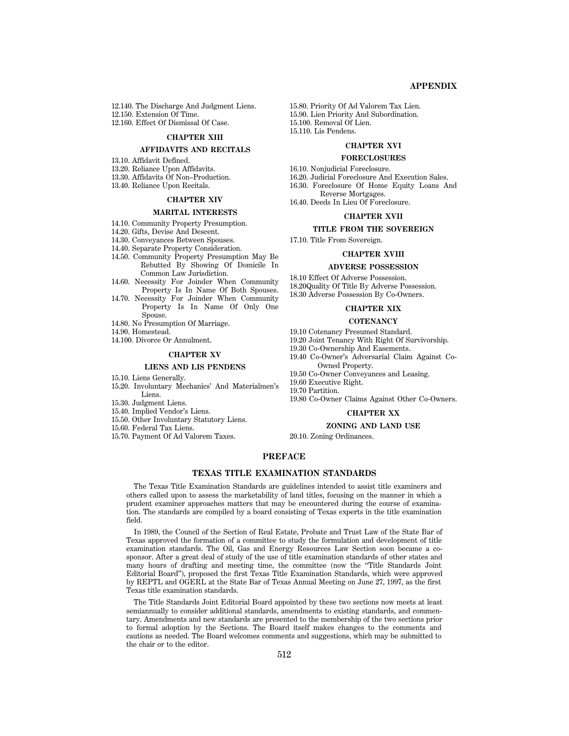12.140. The Discharge And Judgment Liens.
12.150. Extension Of Time.
12.160. Effect Of Dismissal Of Case.

### CHAPTER XIII

### AFFIDAVITS AND RECITALS

13.10. Affidavit Defined.
13.20. Reliance Upon Affidavits.
13.30. Affidavits Of Non–Production.
13.40. Reliance Upon Recitals.

### CHAPTER XIV

### MARITAL INTERESTS

14.10. Community Property Presumption.
14.20. Gifts, Devise And Descent.
14.30. Conveyances Between Spouses.
14.40. Separate Property Consideration.
14.50. Community Property Presumption May Be Rebutted By Showing Of Domicile In Common Law Jurisdiction.
14.60. Necessity For Joinder When Community Property Is In Name Of Both Spouses.
14.70. Necessity For Joinder When Community Property Is In Name Of Only One Spouse.
14.80. No Presumption Of Marriage.
14.90. Homestead.
14.100. Divorce Or Annulment.

### CHAPTER XV

### LIENS AND LIS PENDENS

15.10. Liens Generally.
15.20. Involuntary Mechanics' And Materialmen's Liens.
15.30. Judgment Liens.
15.40. Implied Vendor's Liens.
15.50. Other Involuntary Statutory Liens.
15.60. Federal Tax Liens.
15.70. Payment Of Ad Valorem Taxes.
15.80. Priority Of Ad Valorem Tax Lien.
15.90. Lien Priority And Subordination.
15.100. Removal Of Lien.
15.110. Lis Pendens.

### CHAPTER XVI

### FORECLOSURES

16.10. Nonjudicial Foreclosure.
16.20. Judicial Foreclosure And Execution Sales.
16.30. Foreclosure Of Home Equity Loans And Reverse Mortgages.
16.40. Deeds In Lieu Of Foreclosure.

### CHAPTER XVII

### TITLE FROM THE SOVEREIGN

17.10. Title From Sovereign.

### CHAPTER XVIII

### ADVERSE POSSESSION

18.10 Effect Of Adverse Possession.
18.20Quality Of Title By Adverse Possession.
18.30 Adverse Possession By Co-Owners.

### CHAPTER XIX

### COTENANCY

19.10 Cotenancy Presumed Standard.
19.20 Joint Tenancy With Right Of Survivorship.
19.30 Co-Ownership And Easements.
19.40 Co-Owner's Adversarial Claim Against Co-Owned Property.
19.50 Co-Owner Conveyances and Leasing.
19.60 Executive Right.
19.70 Partition.
19.80 Co-Owner Claims Against Other Co-Owners.

### CHAPTER XX

### ZONING AND LAND USE

20.10. Zoning Ordinances.

## PREFACE

## TEXAS TITLE EXAMINATION STANDARDS

The Texas Title Examination Standards are guidelines intended to assist title examiners and others called upon to assess the marketability of land titles, focusing on the manner in which a prudent examiner approaches matters that may be encountered during the course of examination. The standards are compiled by a board consisting of Texas experts in the title examination field.

In 1989, the Council of the Section of Real Estate, Probate and Trust Law of the State Bar of Texas approved the formation of a committee to study the formulation and development of title examination standards. The Oil, Gas and Energy Resources Law Section soon became a co-sponsor. After a great deal of study of the use of title examination standards of other states and many hours of drafting and meeting time, the committee (now the "Title Standards Joint Editorial Board"), proposed the first Texas Title Examination Standards, which were approved by REPTL and OGERL at the State Bar of Texas Annual Meeting on June 27, 1997, as the first Texas title examination standards.

The Title Standards Joint Editorial Board appointed by these two sections now meets at least semiannually to consider additional standards, amendments to existing standards, and commentary. Amendments and new standards are presented to the membership of the two sections prior to formal adoption by the Sections. The Board itself makes changes to the comments and cautions as needed. The Board welcomes comments and suggestions, which may be submitted to the chair or to the editor.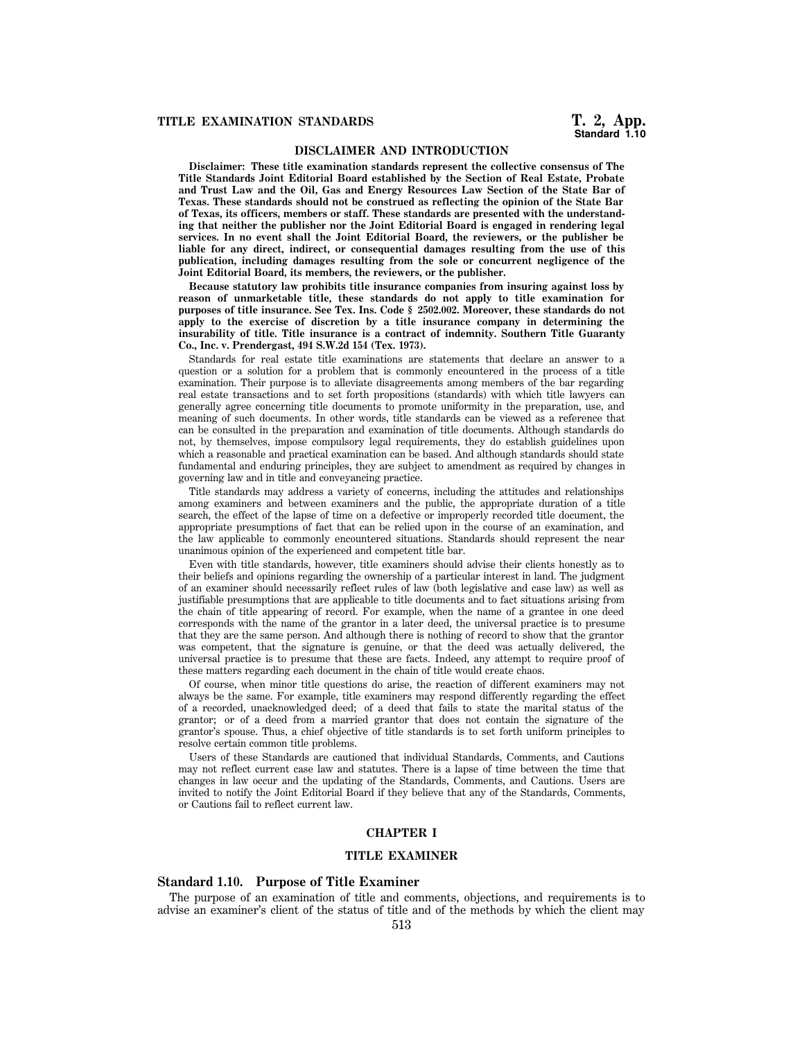## DISCLAIMER AND INTRODUCTION

**Disclaimer: These title examination standards represent the collective consensus of The Title Standards Joint Editorial Board established by the Section of Real Estate, Probate and Trust Law and the Oil, Gas and Energy Resources Law Section of the State Bar of Texas. These standards should not be construed as reflecting the opinion of the State Bar of Texas, its officers, members or staff. These standards are presented with the understanding that neither the publisher nor the Joint Editorial Board is engaged in rendering legal services. In no event shall the Joint Editorial Board, the reviewers, or the publisher be liable for any direct, indirect, or consequential damages resulting from the use of this publication, including damages resulting from the sole or concurrent negligence of the Joint Editorial Board, its members, the reviewers, or the publisher.**

**Because statutory law prohibits title insurance companies from insuring against loss by reason of unmarketable title, these standards do not apply to title examination for purposes of title insurance. See Tex. Ins. Code § 2502.002. Moreover, these standards do not apply to the exercise of discretion by a title insurance company in determining the insurability of title. Title insurance is a contract of indemnity. Southern Title Guaranty Co., Inc. v. Prendergast, 494 S.W.2d 154 (Tex. 1973).**

Standards for real estate title examinations are statements that declare an answer to a question or a solution for a problem that is commonly encountered in the process of a title examination. Their purpose is to alleviate disagreements among members of the bar regarding real estate transactions and to set forth propositions (standards) with which title lawyers can generally agree concerning title documents to promote uniformity in the preparation, use, and meaning of such documents. In other words, title standards can be viewed as a reference that can be consulted in the preparation and examination of title documents. Although standards do not, by themselves, impose compulsory legal requirements, they do establish guidelines upon which a reasonable and practical examination can be based. And although standards should state fundamental and enduring principles, they are subject to amendment as required by changes in governing law and in title and conveyancing practice.

Title standards may address a variety of concerns, including the attitudes and relationships among examiners and between examiners and the public, the appropriate duration of a title search, the effect of the lapse of time on a defective or improperly recorded title document, the appropriate presumptions of fact that can be relied upon in the course of an examination, and the law applicable to commonly encountered situations. Standards should represent the near unanimous opinion of the experienced and competent title bar.

Even with title standards, however, title examiners should advise their clients honestly as to their beliefs and opinions regarding the ownership of a particular interest in land. The judgment of an examiner should necessarily reflect rules of law (both legislative and case law) as well as justifiable presumptions that are applicable to title documents and to fact situations arising from the chain of title appearing of record. For example, when the name of a grantee in one deed corresponds with the name of the grantor in a later deed, the universal practice is to presume that they are the same person. And although there is nothing of record to show that the grantor was competent, that the signature is genuine, or that the deed was actually delivered, the universal practice is to presume that these are facts. Indeed, any attempt to require proof of these matters regarding each document in the chain of title would create chaos.

Of course, when minor title questions do arise, the reaction of different examiners may not always be the same. For example, title examiners may respond differently regarding the effect of a recorded, unacknowledged deed; of a deed that fails to state the marital status of the grantor; or of a deed from a married grantor that does not contain the signature of the grantor's spouse. Thus, a chief objective of title standards is to set forth uniform principles to resolve certain common title problems.

Users of these Standards are cautioned that individual Standards, Comments, and Cautions may not reflect current case law and statutes. There is a lapse of time between the time that changes in law occur and the updating of the Standards, Comments, and Cautions. Users are invited to notify the Joint Editorial Board if they believe that any of the Standards, Comments, or Cautions fail to reflect current law.

## CHAPTER I

## TITLE EXAMINER

### Standard 1.10. Purpose of Title Examiner

The purpose of an examination of title and comments, objections, and requirements is to advise an examiner's client of the status of title and of the methods by which the client may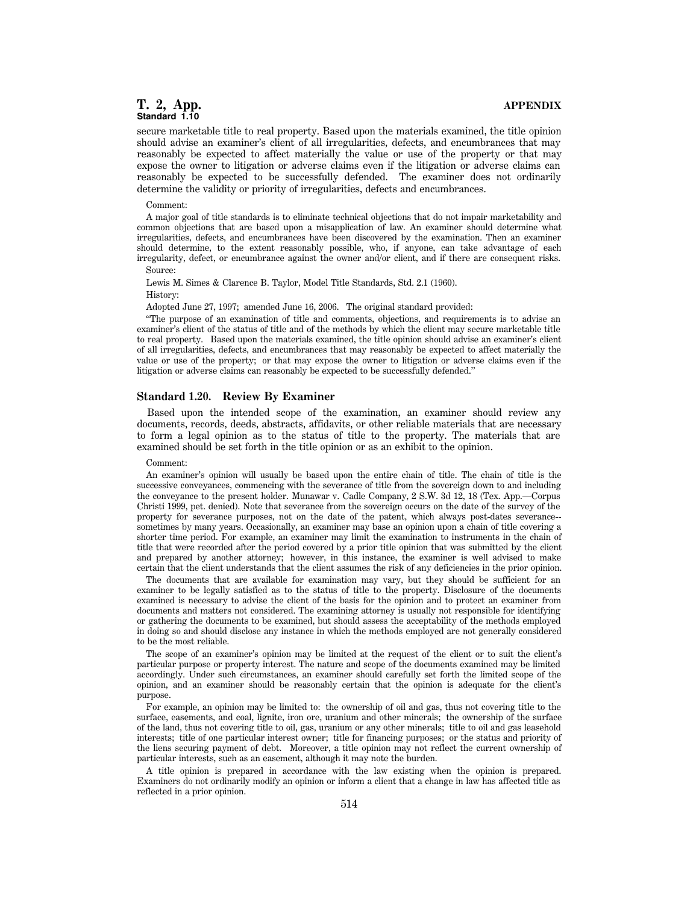secure marketable title to real property. Based upon the materials examined, the title opinion should advise an examiner's client of all irregularities, defects, and encumbrances that may reasonably be expected to affect materially the value or use of the property or that may expose the owner to litigation or adverse claims even if the litigation or adverse claims can reasonably be expected to be successfully defended. The examiner does not ordinarily determine the validity or priority of irregularities, defects and encumbrances.

Comment:

A major goal of title standards is to eliminate technical objections that do not impair marketability and common objections that are based upon a misapplication of law. An examiner should determine what irregularities, defects, and encumbrances have been discovered by the examination. Then an examiner should determine, to the extent reasonably possible, who, if anyone, can take advantage of each irregularity, defect, or encumbrance against the owner and/or client, and if there are consequent risks.

Source:

Lewis M. Simes & Clarence B. Taylor, Model Title Standards, Std. 2.1 (1960).

History:

Adopted June 27, 1997; amended June 16, 2006. The original standard provided:

"The purpose of an examination of title and comments, objections, and requirements is to advise an examiner's client of the status of title and of the methods by which the client may secure marketable title to real property. Based upon the materials examined, the title opinion should advise an examiner's client of all irregularities, defects, and encumbrances that may reasonably be expected to affect materially the value or use of the property; or that may expose the owner to litigation or adverse claims even if the litigation or adverse claims can reasonably be expected to be successfully defended."

### Standard 1.20. Review By Examiner

Based upon the intended scope of the examination, an examiner should review any documents, records, deeds, abstracts, affidavits, or other reliable materials that are necessary to form a legal opinion as to the status of title to the property. The materials that are examined should be set forth in the title opinion or as an exhibit to the opinion.

Comment:

An examiner's opinion will usually be based upon the entire chain of title. The chain of title is the successive conveyances, commencing with the severance of title from the sovereign down to and including the conveyance to the present holder. Munawar v. Cadle Company, 2 S.W. 3d 12, 18 (Tex. App.—Corpus Christi 1999, pet. denied). Note that severance from the sovereign occurs on the date of the survey of the property for severance purposes, not on the date of the patent, which always post-dates severance--sometimes by many years. Occasionally, an examiner may base an opinion upon a chain of title covering a shorter time period. For example, an examiner may limit the examination to instruments in the chain of title that were recorded after the period covered by a prior title opinion that was submitted by the client and prepared by another attorney; however, in this instance, the examiner is well advised to make certain that the client understands that the client assumes the risk of any deficiencies in the prior opinion.

The documents that are available for examination may vary, but they should be sufficient for an examiner to be legally satisfied as to the status of title to the property. Disclosure of the documents examined is necessary to advise the client of the basis for the opinion and to protect an examiner from documents and matters not considered. The examining attorney is usually not responsible for identifying or gathering the documents to be examined, but should assess the acceptability of the methods employed in doing so and should disclose any instance in which the methods employed are not generally considered to be the most reliable.

The scope of an examiner's opinion may be limited at the request of the client or to suit the client's particular purpose or property interest. The nature and scope of the documents examined may be limited accordingly. Under such circumstances, an examiner should carefully set forth the limited scope of the opinion, and an examiner should be reasonably certain that the opinion is adequate for the client's purpose.

For example, an opinion may be limited to: the ownership of oil and gas, thus not covering title to the surface, easements, and coal, lignite, iron ore, uranium and other minerals; the ownership of the surface of the land, thus not covering title to oil, gas, uranium or any other minerals; title to oil and gas leasehold interests; title of one particular interest owner; title for financing purposes; or the status and priority of the liens securing payment of debt. Moreover, a title opinion may not reflect the current ownership of particular interests, such as an easement, although it may note the burden.

A title opinion is prepared in accordance with the law existing when the opinion is prepared. Examiners do not ordinarily modify an opinion or inform a client that a change in law has affected title as reflected in a prior opinion.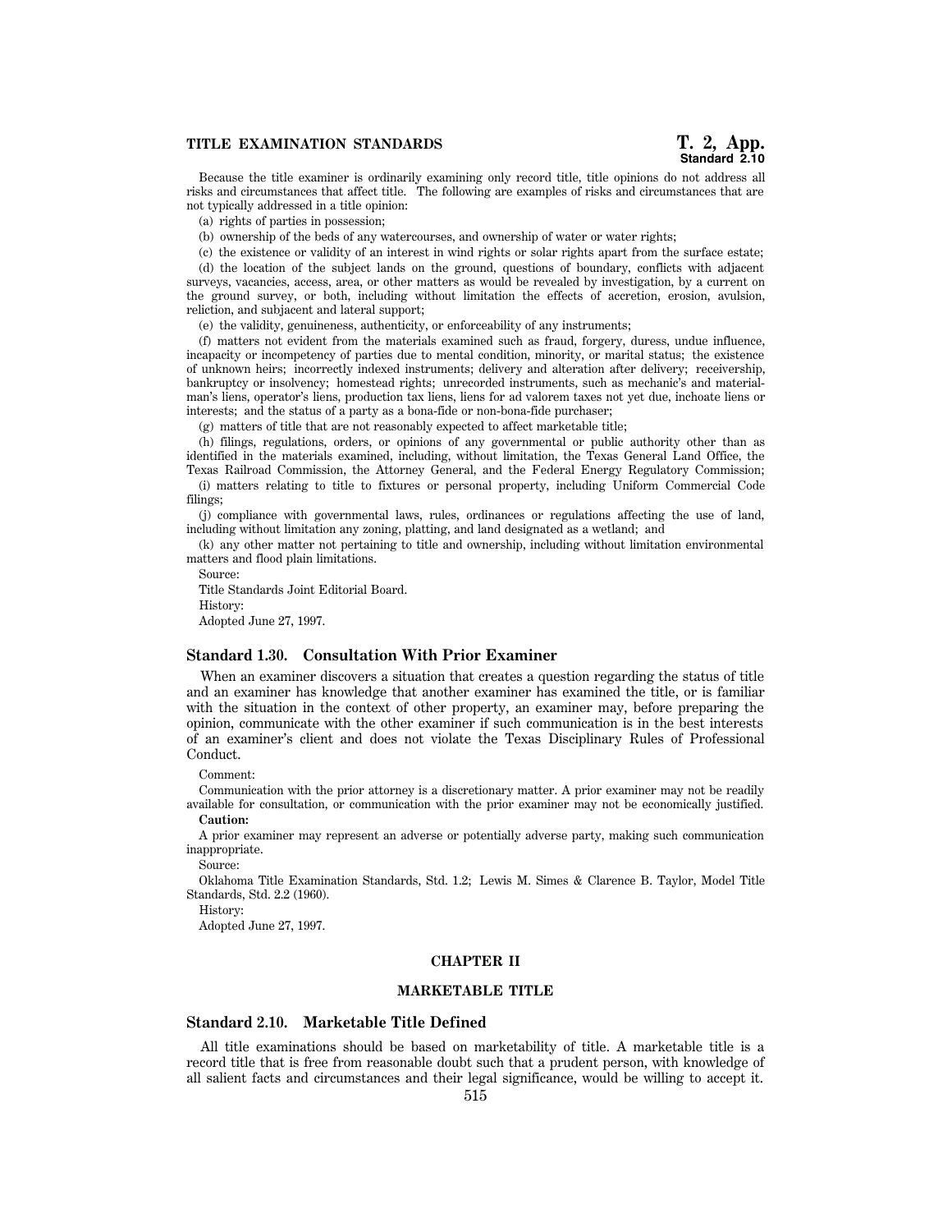Because the title examiner is ordinarily examining only record title, title opinions do not address all risks and circumstances that affect title. The following are examples of risks and circumstances that are not typically addressed in a title opinion:

(a) rights of parties in possession;

(b) ownership of the beds of any watercourses, and ownership of water or water rights;

(c) the existence or validity of an interest in wind rights or solar rights apart from the surface estate;

(d) the location of the subject lands on the ground, questions of boundary, conflicts with adjacent surveys, vacancies, access, area, or other matters as would be revealed by investigation, by a current on the ground survey, or both, including without limitation the effects of accretion, erosion, avulsion, reliction, and subjacent and lateral support;

(e) the validity, genuineness, authenticity, or enforceability of any instruments;

(f) matters not evident from the materials examined such as fraud, forgery, duress, undue influence, incapacity or incompetency of parties due to mental condition, minority, or marital status; the existence of unknown heirs; incorrectly indexed instruments; delivery and alteration after delivery; receivership, bankruptcy or insolvency; homestead rights; unrecorded instruments, such as mechanic's and materialman's liens, operator's liens, production tax liens, liens for ad valorem taxes not yet due, inchoate liens or interests; and the status of a party as a bona-fide or non-bona-fide purchaser;

(g) matters of title that are not reasonably expected to affect marketable title;

(h) filings, regulations, orders, or opinions of any governmental or public authority other than as identified in the materials examined, including, without limitation, the Texas General Land Office, the Texas Railroad Commission, the Attorney General, and the Federal Energy Regulatory Commission;

(i) matters relating to title to fixtures or personal property, including Uniform Commercial Code filings;

(j) compliance with governmental laws, rules, ordinances or regulations affecting the use of land, including without limitation any zoning, platting, and land designated as a wetland; and

(k) any other matter not pertaining to title and ownership, including without limitation environmental matters and flood plain limitations.

Source:

Title Standards Joint Editorial Board.

History:

Adopted June 27, 1997.

### Standard 1.30. Consultation With Prior Examiner

When an examiner discovers a situation that creates a question regarding the status of title and an examiner has knowledge that another examiner has examined the title, or is familiar with the situation in the context of other property, an examiner may, before preparing the opinion, communicate with the other examiner if such communication is in the best interests of an examiner's client and does not violate the Texas Disciplinary Rules of Professional Conduct.

Comment:

Communication with the prior attorney is a discretionary matter. A prior examiner may not be readily available for consultation, or communication with the prior examiner may not be economically justified.

**Caution:**

A prior examiner may represent an adverse or potentially adverse party, making such communication inappropriate.

Source:

Oklahoma Title Examination Standards, Std. 1.2; Lewis M. Simes & Clarence B. Taylor, Model Title Standards, Std. 2.2 (1960).

History:

Adopted June 27, 1997.

## CHAPTER II

## MARKETABLE TITLE

### Standard 2.10. Marketable Title Defined

All title examinations should be based on marketability of title. A marketable title is a record title that is free from reasonable doubt such that a prudent person, with knowledge of all salient facts and circumstances and their legal significance, would be willing to accept it.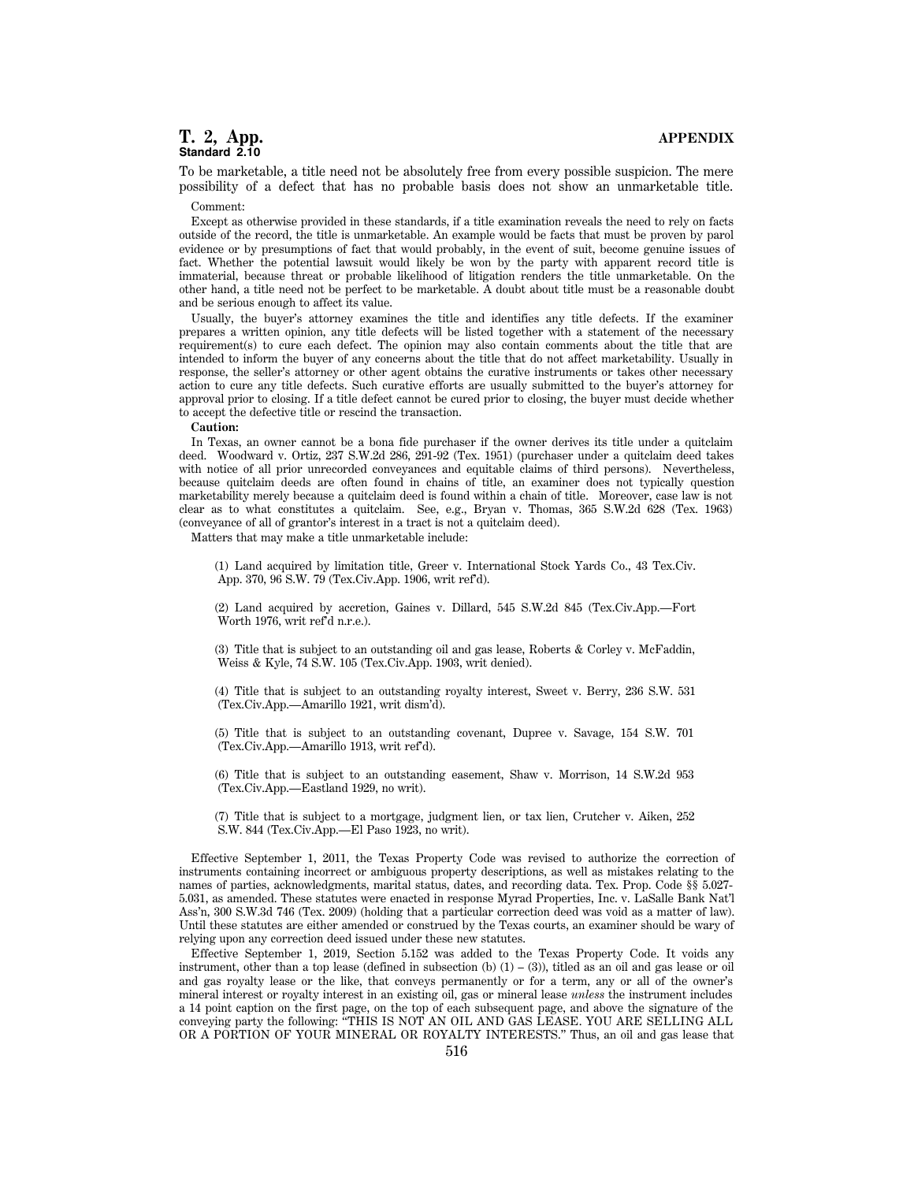**Standard 2.10**

To be marketable, a title need not be absolutely free from every possible suspicion. The mere possibility of a defect that has no probable basis does not show an unmarketable title.

Comment:

Except as otherwise provided in these standards, if a title examination reveals the need to rely on facts outside of the record, the title is unmarketable. An example would be facts that must be proven by parol evidence or by presumptions of fact that would probably, in the event of suit, become genuine issues of fact. Whether the potential lawsuit would likely be won by the party with apparent record title is immaterial, because threat or probable likelihood of litigation renders the title unmarketable. On the other hand, a title need not be perfect to be marketable. A doubt about title must be a reasonable doubt and be serious enough to affect its value.

Usually, the buyer's attorney examines the title and identifies any title defects. If the examiner prepares a written opinion, any title defects will be listed together with a statement of the necessary requirement(s) to cure each defect. The opinion may also contain comments about the title that are intended to inform the buyer of any concerns about the title that do not affect marketability. Usually in response, the seller's attorney or other agent obtains the curative instruments or takes other necessary action to cure any title defects. Such curative efforts are usually submitted to the buyer's attorney for approval prior to closing. If a title defect cannot be cured prior to closing, the buyer must decide whether to accept the defective title or rescind the transaction.

**Caution:**

In Texas, an owner cannot be a bona fide purchaser if the owner derives its title under a quitclaim deed. Woodward v. Ortiz, 237 S.W.2d 286, 291-92 (Tex. 1951) (purchaser under a quitclaim deed takes with notice of all prior unrecorded conveyances and equitable claims of third persons). Nevertheless, because quitclaim deeds are often found in chains of title, an examiner does not typically question marketability merely because a quitclaim deed is found within a chain of title. Moreover, case law is not clear as to what constitutes a quitclaim. See, e.g., Bryan v. Thomas, 365 S.W.2d 628 (Tex. 1963) (conveyance of all of grantor's interest in a tract is not a quitclaim deed).

Matters that may make a title unmarketable include:

(1) Land acquired by limitation title, Greer v. International Stock Yards Co., 43 Tex.Civ. App. 370, 96 S.W. 79 (Tex.Civ.App. 1906, writ ref'd).

(2) Land acquired by accretion, Gaines v. Dillard, 545 S.W.2d 845 (Tex.Civ.App.—Fort Worth 1976, writ ref'd n.r.e.).

(3) Title that is subject to an outstanding oil and gas lease, Roberts & Corley v. McFaddin, Weiss & Kyle, 74 S.W. 105 (Tex.Civ.App. 1903, writ denied).

(4) Title that is subject to an outstanding royalty interest, Sweet v. Berry, 236 S.W. 531 (Tex.Civ.App.—Amarillo 1921, writ dism'd).

(5) Title that is subject to an outstanding covenant, Dupree v. Savage, 154 S.W. 701 (Tex.Civ.App.—Amarillo 1913, writ ref'd).

(6) Title that is subject to an outstanding easement, Shaw v. Morrison, 14 S.W.2d 953 (Tex.Civ.App.—Eastland 1929, no writ).

(7) Title that is subject to a mortgage, judgment lien, or tax lien, Crutcher v. Aiken, 252 S.W. 844 (Tex.Civ.App.—El Paso 1923, no writ).

Effective September 1, 2011, the Texas Property Code was revised to authorize the correction of instruments containing incorrect or ambiguous property descriptions, as well as mistakes relating to the names of parties, acknowledgments, marital status, dates, and recording data. Tex. Prop. Code §§ 5.027-5.031, as amended. These statutes were enacted in response Myrad Properties, Inc. v. LaSalle Bank Nat'l Ass'n, 300 S.W.3d 746 (Tex. 2009) (holding that a particular correction deed was void as a matter of law). Until these statutes are either amended or construed by the Texas courts, an examiner should be wary of relying upon any correction deed issued under these new statutes.

Effective September 1, 2019, Section 5.152 was added to the Texas Property Code. It voids any instrument, other than a top lease (defined in subsection (b) (1) – (3)), titled as an oil and gas lease or oil and gas royalty lease or the like, that conveys permanently or for a term, any or all of the owner's mineral interest or royalty interest in an existing oil, gas or mineral lease *unless* the instrument includes a 14 point caption on the first page, on the top of each subsequent page, and above the signature of the conveying party the following: "THIS IS NOT AN OIL AND GAS LEASE. YOU ARE SELLING ALL OR A PORTION OF YOUR MINERAL OR ROYALTY INTERESTS." Thus, an oil and gas lease that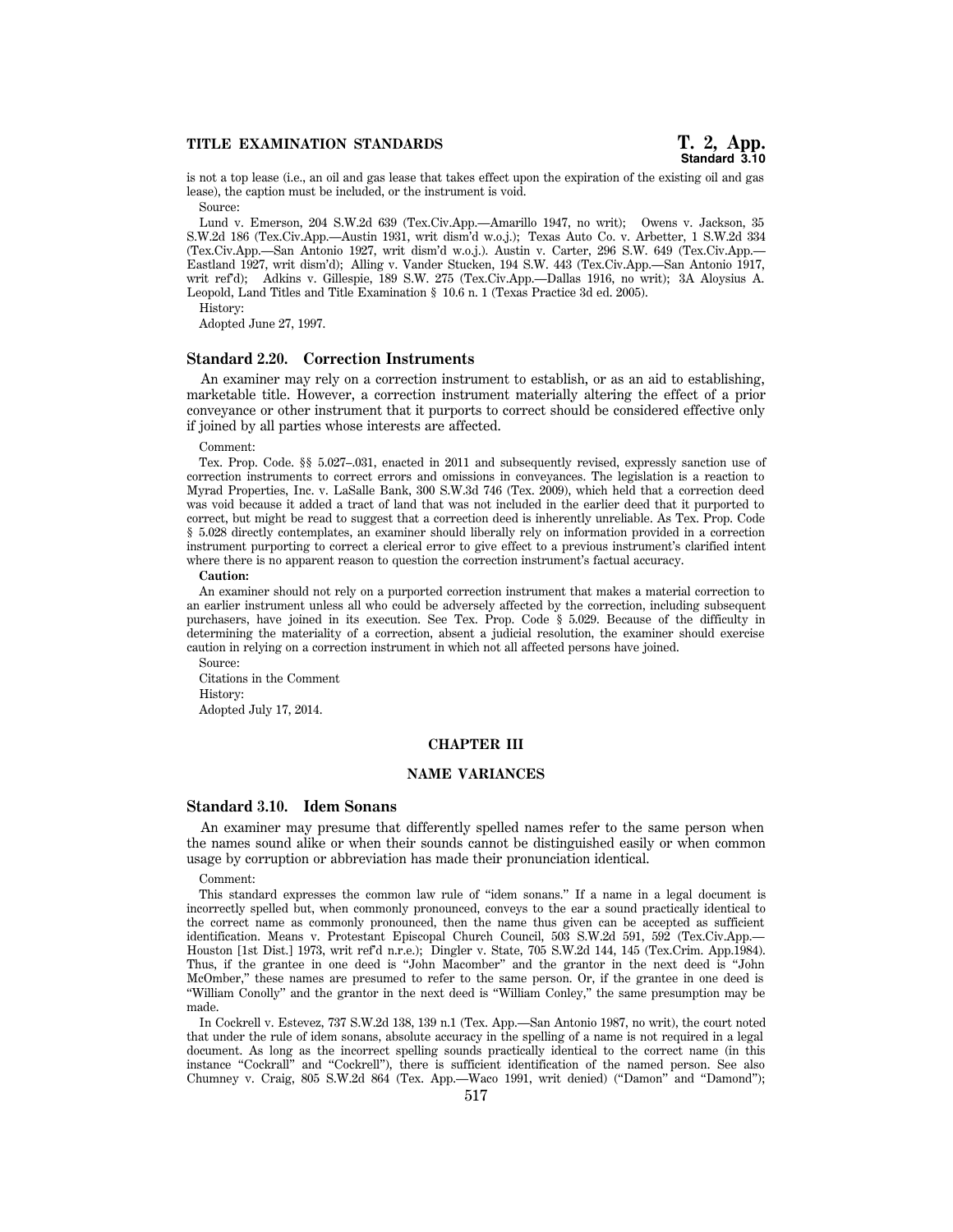is not a top lease (i.e., an oil and gas lease that takes effect upon the expiration of the existing oil and gas lease), the caption must be included, or the instrument is void.

Source:

Lund v. Emerson, 204 S.W.2d 639 (Tex.Civ.App.—Amarillo 1947, no writ); Owens v. Jackson, 35 S.W.2d 186 (Tex.Civ.App.—Austin 1931, writ dism'd w.o.j.); Texas Auto Co. v. Arbetter, 1 S.W.2d 334 (Tex.Civ.App.—San Antonio 1927, writ dism'd w.o.j.). Austin v. Carter, 296 S.W. 649 (Tex.Civ.App.—Eastland 1927, writ dism'd); Alling v. Vander Stucken, 194 S.W. 443 (Tex.Civ.App.—San Antonio 1917, writ ref'd); Adkins v. Gillespie, 189 S.W. 275 (Tex.Civ.App.—Dallas 1916, no writ); 3A Aloysius A. Leopold, Land Titles and Title Examination § 10.6 n. 1 (Texas Practice 3d ed. 2005).

History:

Adopted June 27, 1997.

### Standard 2.20. Correction Instruments

An examiner may rely on a correction instrument to establish, or as an aid to establishing, marketable title. However, a correction instrument materially altering the effect of a prior conveyance or other instrument that it purports to correct should be considered effective only if joined by all parties whose interests are affected.

Comment:

Tex. Prop. Code. §§ 5.027–.031, enacted in 2011 and subsequently revised, expressly sanction use of correction instruments to correct errors and omissions in conveyances. The legislation is a reaction to Myrad Properties, Inc. v. LaSalle Bank, 300 S.W.3d 746 (Tex. 2009), which held that a correction deed was void because it added a tract of land that was not included in the earlier deed that it purported to correct, but might be read to suggest that a correction deed is inherently unreliable. As Tex. Prop. Code § 5.028 directly contemplates, an examiner should liberally rely on information provided in a correction instrument purporting to correct a clerical error to give effect to a previous instrument's clarified intent where there is no apparent reason to question the correction instrument's factual accuracy.

**Caution:**

An examiner should not rely on a purported correction instrument that makes a material correction to an earlier instrument unless all who could be adversely affected by the correction, including subsequent purchasers, have joined in its execution. See Tex. Prop. Code § 5.029. Because of the difficulty in determining the materiality of a correction, absent a judicial resolution, the examiner should exercise caution in relying on a correction instrument in which not all affected persons have joined.

Source:

Citations in the Comment

History:

Adopted July 17, 2014.

## CHAPTER III

## NAME VARIANCES

### Standard 3.10. Idem Sonans

An examiner may presume that differently spelled names refer to the same person when the names sound alike or when their sounds cannot be distinguished easily or when common usage by corruption or abbreviation has made their pronunciation identical.

Comment:

This standard expresses the common law rule of "idem sonans." If a name in a legal document is incorrectly spelled but, when commonly pronounced, conveys to the ear a sound practically identical to the correct name as commonly pronounced, then the name thus given can be accepted as sufficient identification. Means v. Protestant Episcopal Church Council, 503 S.W.2d 591, 592 (Tex.Civ.App.—Houston [1st Dist.] 1973, writ ref'd n.r.e.); Dingler v. State, 705 S.W.2d 144, 145 (Tex.Crim. App.1984). Thus, if the grantee in one deed is "John Macomber" and the grantor in the next deed is "John McOmber," these names are presumed to refer to the same person. Or, if the grantee in one deed is "William Conolly" and the grantor in the next deed is "William Conley," the same presumption may be made.

In Cockrell v. Estevez, 737 S.W.2d 138, 139 n.1 (Tex. App.—San Antonio 1987, no writ), the court noted that under the rule of idem sonans, absolute accuracy in the spelling of a name is not required in a legal document. As long as the incorrect spelling sounds practically identical to the correct name (in this instance "Cockrall" and "Cockrell"), there is sufficient identification of the named person. See also Chumney v. Craig, 805 S.W.2d 864 (Tex. App.—Waco 1991, writ denied) ("Damon" and "Damond");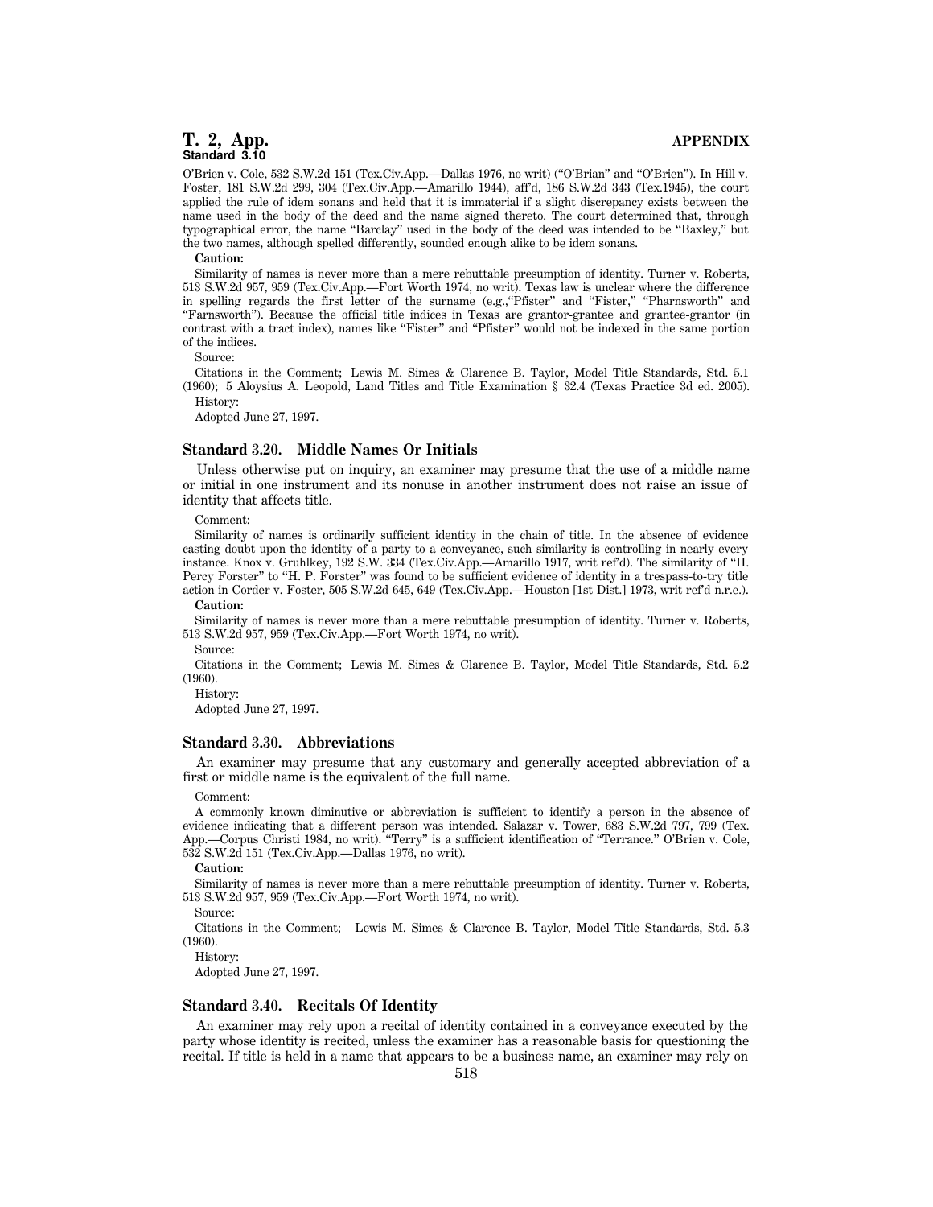O'Brien v. Cole, 532 S.W.2d 151 (Tex.Civ.App.—Dallas 1976, no writ) ("O'Brian" and "O'Brien"). In Hill v. Foster, 181 S.W.2d 299, 304 (Tex.Civ.App.—Amarillo 1944), aff'd, 186 S.W.2d 343 (Tex.1945), the court applied the rule of idem sonans and held that it is immaterial if a slight discrepancy exists between the name used in the body of the deed and the name signed thereto. The court determined that, through typographical error, the name "Barclay" used in the body of the deed was intended to be "Baxley," but the two names, although spelled differently, sounded enough alike to be idem sonans.

**Caution:**

Similarity of names is never more than a mere rebuttable presumption of identity. Turner v. Roberts, 513 S.W.2d 957, 959 (Tex.Civ.App.—Fort Worth 1974, no writ). Texas law is unclear where the difference in spelling regards the first letter of the surname (e.g.,"Pfister" and "Fister," "Pharnsworth" and "Farnsworth"). Because the official title indices in Texas are grantor-grantee and grantee-grantor (in contrast with a tract index), names like "Fister" and "Pfister" would not be indexed in the same portion of the indices.

Source:

Citations in the Comment; Lewis M. Simes & Clarence B. Taylor, Model Title Standards, Std. 5.1 (1960); 5 Aloysius A. Leopold, Land Titles and Title Examination § 32.4 (Texas Practice 3d ed. 2005).

History:

Adopted June 27, 1997.

### Standard 3.20. Middle Names Or Initials

Unless otherwise put on inquiry, an examiner may presume that the use of a middle name or initial in one instrument and its nonuse in another instrument does not raise an issue of identity that affects title.

Comment:

Similarity of names is ordinarily sufficient identity in the chain of title. In the absence of evidence casting doubt upon the identity of a party to a conveyance, such similarity is controlling in nearly every instance. Knox v. Gruhlkey, 192 S.W. 334 (Tex.Civ.App.—Amarillo 1917, writ ref'd). The similarity of "H. Percy Forster" to "H. P. Forster" was found to be sufficient evidence of identity in a trespass-to-try title action in Corder v. Foster, 505 S.W.2d 645, 649 (Tex.Civ.App.—Houston [1st Dist.] 1973, writ ref'd n.r.e.).

**Caution:**

Similarity of names is never more than a mere rebuttable presumption of identity. Turner v. Roberts, 513 S.W.2d 957, 959 (Tex.Civ.App.—Fort Worth 1974, no writ).

Source:

Citations in the Comment; Lewis M. Simes & Clarence B. Taylor, Model Title Standards, Std. 5.2 (1960).

History:

Adopted June 27, 1997.

### Standard 3.30. Abbreviations

An examiner may presume that any customary and generally accepted abbreviation of a first or middle name is the equivalent of the full name.

Comment:

A commonly known diminutive or abbreviation is sufficient to identify a person in the absence of evidence indicating that a different person was intended. Salazar v. Tower, 683 S.W.2d 797, 799 (Tex. App.—Corpus Christi 1984, no writ). "Terry" is a sufficient identification of "Terrance." O'Brien v. Cole, 532 S.W.2d 151 (Tex.Civ.App.—Dallas 1976, no writ).

**Caution:**

Similarity of names is never more than a mere rebuttable presumption of identity. Turner v. Roberts, 513 S.W.2d 957, 959 (Tex.Civ.App.—Fort Worth 1974, no writ).

Source:

Citations in the Comment; Lewis M. Simes & Clarence B. Taylor, Model Title Standards, Std. 5.3 (1960).

History:

Adopted June 27, 1997.

### Standard 3.40. Recitals Of Identity

An examiner may rely upon a recital of identity contained in a conveyance executed by the party whose identity is recited, unless the examiner has a reasonable basis for questioning the recital. If title is held in a name that appears to be a business name, an examiner may rely on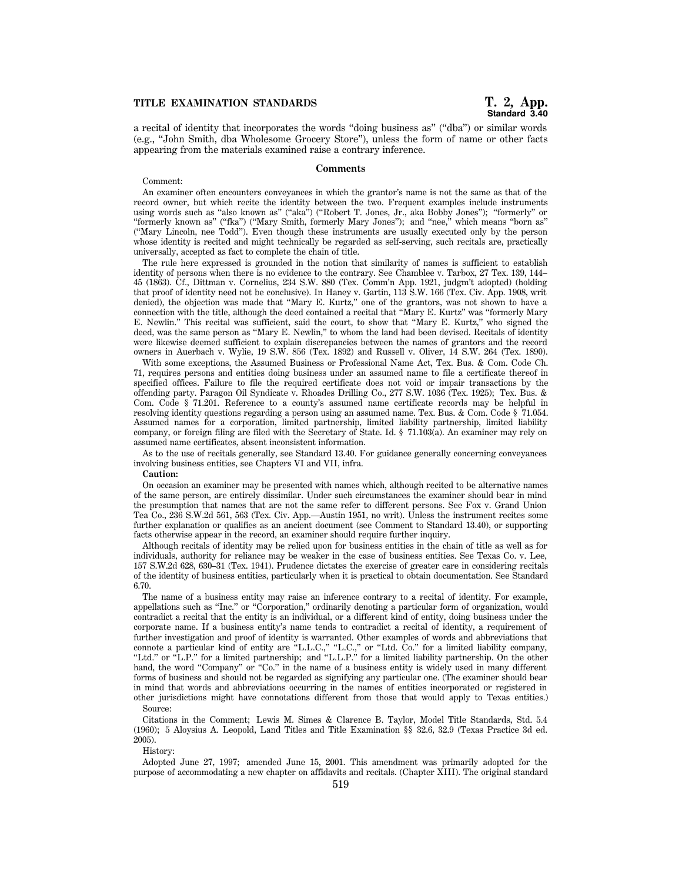a recital of identity that incorporates the words "doing business as" ("dba") or similar words (e.g., "John Smith, dba Wholesome Grocery Store"), unless the form of name or other facts appearing from the materials examined raise a contrary inference.

### Comments

Comment:

An examiner often encounters conveyances in which the grantor's name is not the same as that of the record owner, but which recite the identity between the two. Frequent examples include instruments using words such as "also known as" ("aka") ("Robert T. Jones, Jr., aka Bobby Jones"); "formerly" or "formerly known as" ("fka") ("Mary Smith, formerly Mary Jones"); and "nee," which means "born as" ("Mary Lincoln, nee Todd"). Even though these instruments are usually executed only by the person whose identity is recited and might technically be regarded as self-serving, such recitals are, practically universally, accepted as fact to complete the chain of title.

The rule here expressed is grounded in the notion that similarity of names is sufficient to establish identity of persons when there is no evidence to the contrary. See Chamblee v. Tarbox, 27 Tex. 139, 144–45 (1863). Cf., Dittman v. Cornelius, 234 S.W. 880 (Tex. Comm'n App. 1921, judgm't adopted) (holding that proof of identity need not be conclusive). In Haney v. Gartin, 113 S.W. 166 (Tex. Civ. App. 1908, writ denied), the objection was made that "Mary E. Kurtz," one of the grantors, was not shown to have a connection with the title, although the deed contained a recital that "Mary E. Kurtz" was "formerly Mary E. Newlin." This recital was sufficient, said the court, to show that "Mary E. Kurtz," who signed the deed, was the same person as "Mary E. Newlin," to whom the land had been devised. Recitals of identity were likewise deemed sufficient to explain discrepancies between the names of grantors and the record owners in Auerbach v. Wylie, 19 S.W. 856 (Tex. 1892) and Russell v. Oliver, 14 S.W. 264 (Tex. 1890).

With some exceptions, the Assumed Business or Professional Name Act, Tex. Bus. & Com. Code Ch. 71, requires persons and entities doing business under an assumed name to file a certificate thereof in specified offices. Failure to file the required certificate does not void or impair transactions by the offending party. Paragon Oil Syndicate v. Rhoades Drilling Co., 277 S.W. 1036 (Tex. 1925); Tex. Bus. & Com. Code § 71.201. Reference to a county's assumed name certificate records may be helpful in resolving identity questions regarding a person using an assumed name. Tex. Bus. & Com. Code § 71.054. Assumed names for a corporation, limited partnership, limited liability partnership, limited liability company, or foreign filing are filed with the Secretary of State. Id. § 71.103(a). An examiner may rely on assumed name certificates, absent inconsistent information.

As to the use of recitals generally, see Standard 13.40. For guidance generally concerning conveyances involving business entities, see Chapters VI and VII, infra.

**Caution:**

On occasion an examiner may be presented with names which, although recited to be alternative names of the same person, are entirely dissimilar. Under such circumstances the examiner should bear in mind the presumption that names that are not the same refer to different persons. See Fox v. Grand Union Tea Co., 236 S.W.2d 561, 563 (Tex. Civ. App.—Austin 1951, no writ). Unless the instrument recites some further explanation or qualifies as an ancient document (see Comment to Standard 13.40), or supporting facts otherwise appear in the record, an examiner should require further inquiry.

Although recitals of identity may be relied upon for business entities in the chain of title as well as for individuals, authority for reliance may be weaker in the case of business entities. See Texas Co. v. Lee, 157 S.W.2d 628, 630–31 (Tex. 1941). Prudence dictates the exercise of greater care in considering recitals of the identity of business entities, particularly when it is practical to obtain documentation. See Standard 6.70.

The name of a business entity may raise an inference contrary to a recital of identity. For example, appellations such as "Inc." or "Corporation," ordinarily denoting a particular form of organization, would contradict a recital that the entity is an individual, or a different kind of entity, doing business under the corporate name. If a business entity's name tends to contradict a recital of identity, a requirement of further investigation and proof of identity is warranted. Other examples of words and abbreviations that connote a particular kind of entity are "L.L.C.," "L.C.," or "Ltd. Co." for a limited liability company, "Ltd." or "L.P." for a limited partnership; and "L.L.P." for a limited liability partnership. On the other hand, the word "Company" or "Co." in the name of a business entity is widely used in many different forms of business and should not be regarded as signifying any particular one. (The examiner should bear in mind that words and abbreviations occurring in the names of entities incorporated or registered in other jurisdictions might have connotations different from those that would apply to Texas entities.)

Source:

Citations in the Comment; Lewis M. Simes & Clarence B. Taylor, Model Title Standards, Std. 5.4 (1960); 5 Aloysius A. Leopold, Land Titles and Title Examination §§ 32.6, 32.9 (Texas Practice 3d ed. 2005).

History:

Adopted June 27, 1997; amended June 15, 2001. This amendment was primarily adopted for the purpose of accommodating a new chapter on affidavits and recitals. (Chapter XIII). The original standard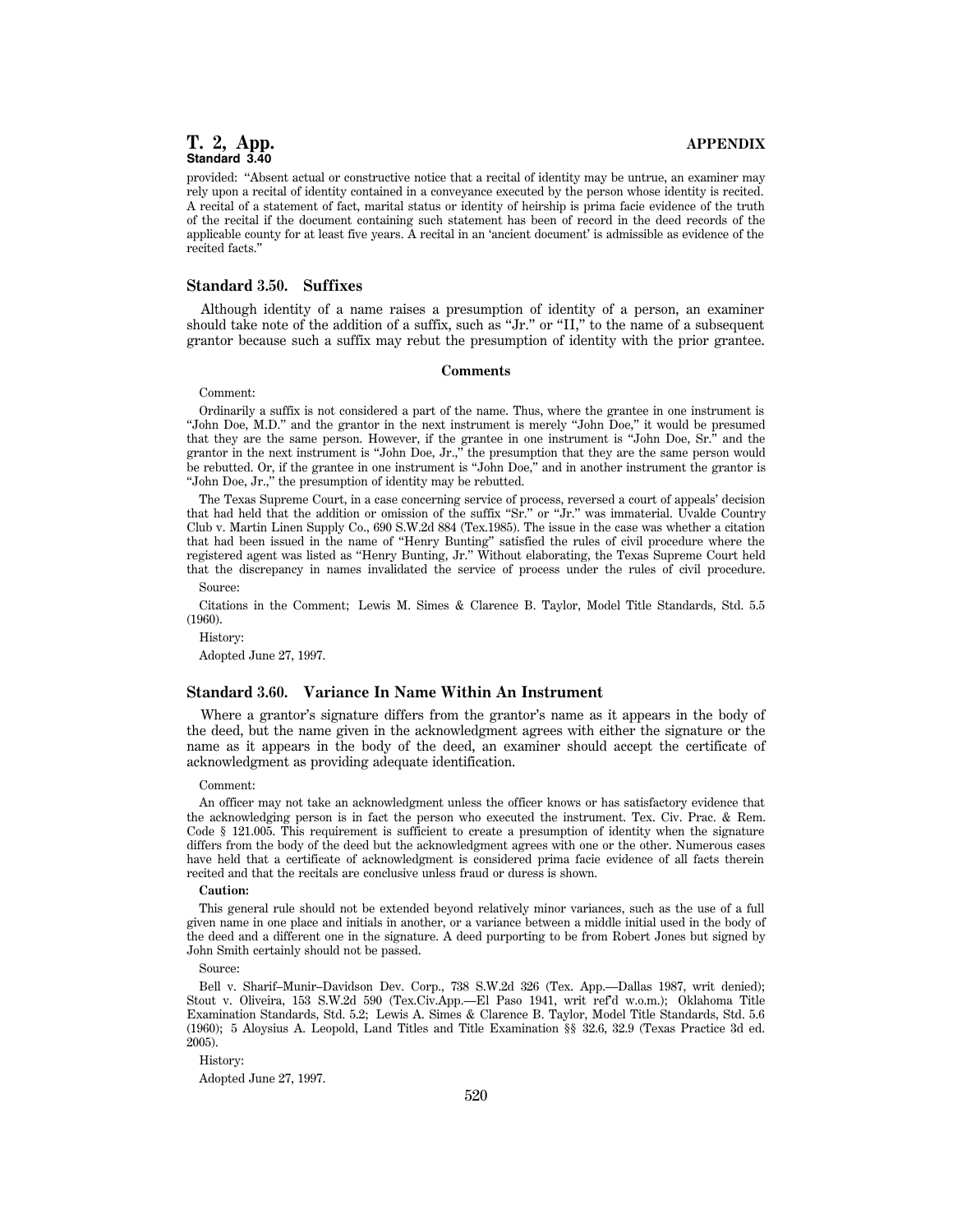provided: "Absent actual or constructive notice that a recital of identity may be untrue, an examiner may rely upon a recital of identity contained in a conveyance executed by the person whose identity is recited. A recital of a statement of fact, marital status or identity of heirship is prima facie evidence of the truth of the recital if the document containing such statement has been of record in the deed records of the applicable county for at least five years. A recital in an 'ancient document' is admissible as evidence of the recited facts."

### Standard 3.50. Suffixes

Although identity of a name raises a presumption of identity of a person, an examiner should take note of the addition of a suffix, such as "Jr." or "II," to the name of a subsequent grantor because such a suffix may rebut the presumption of identity with the prior grantee.

#### Comments

Comment:

Ordinarily a suffix is not considered a part of the name. Thus, where the grantee in one instrument is "John Doe, M.D." and the grantor in the next instrument is merely "John Doe," it would be presumed that they are the same person. However, if the grantee in one instrument is "John Doe, Sr." and the grantor in the next instrument is "John Doe, Jr.," the presumption that they are the same person would be rebutted. Or, if the grantee in one instrument is "John Doe," and in another instrument the grantor is "John Doe, Jr.," the presumption of identity may be rebutted.

The Texas Supreme Court, in a case concerning service of process, reversed a court of appeals' decision that had held that the addition or omission of the suffix "Sr." or "Jr." was immaterial. Uvalde Country Club v. Martin Linen Supply Co., 690 S.W.2d 884 (Tex.1985). The issue in the case was whether a citation that had been issued in the name of "Henry Bunting" satisfied the rules of civil procedure where the registered agent was listed as "Henry Bunting, Jr." Without elaborating, the Texas Supreme Court held that the discrepancy in names invalidated the service of process under the rules of civil procedure.

Source:

Citations in the Comment; Lewis M. Simes & Clarence B. Taylor, Model Title Standards, Std. 5.5 (1960).

History:

Adopted June 27, 1997.

### Standard 3.60. Variance In Name Within An Instrument

Where a grantor's signature differs from the grantor's name as it appears in the body of the deed, but the name given in the acknowledgment agrees with either the signature or the name as it appears in the body of the deed, an examiner should accept the certificate of acknowledgment as providing adequate identification.

Comment:

An officer may not take an acknowledgment unless the officer knows or has satisfactory evidence that the acknowledging person is in fact the person who executed the instrument. Tex. Civ. Prac. & Rem. Code § 121.005. This requirement is sufficient to create a presumption of identity when the signature differs from the body of the deed but the acknowledgment agrees with one or the other. Numerous cases have held that a certificate of acknowledgment is considered prima facie evidence of all facts therein recited and that the recitals are conclusive unless fraud or duress is shown.

**Caution:**

This general rule should not be extended beyond relatively minor variances, such as the use of a full given name in one place and initials in another, or a variance between a middle initial used in the body of the deed and a different one in the signature. A deed purporting to be from Robert Jones but signed by John Smith certainly should not be passed.

Source:

Bell v. Sharif–Munir–Davidson Dev. Corp., 738 S.W.2d 326 (Tex. App.—Dallas 1987, writ denied); Stout v. Oliveira, 153 S.W.2d 590 (Tex.Civ.App.—El Paso 1941, writ ref'd w.o.m.); Oklahoma Title Examination Standards, Std. 5.2; Lewis A. Simes & Clarence B. Taylor, Model Title Standards, Std. 5.6 (1960); 5 Aloysius A. Leopold, Land Titles and Title Examination §§ 32.6, 32.9 (Texas Practice 3d ed. 2005).

History:

Adopted June 27, 1997.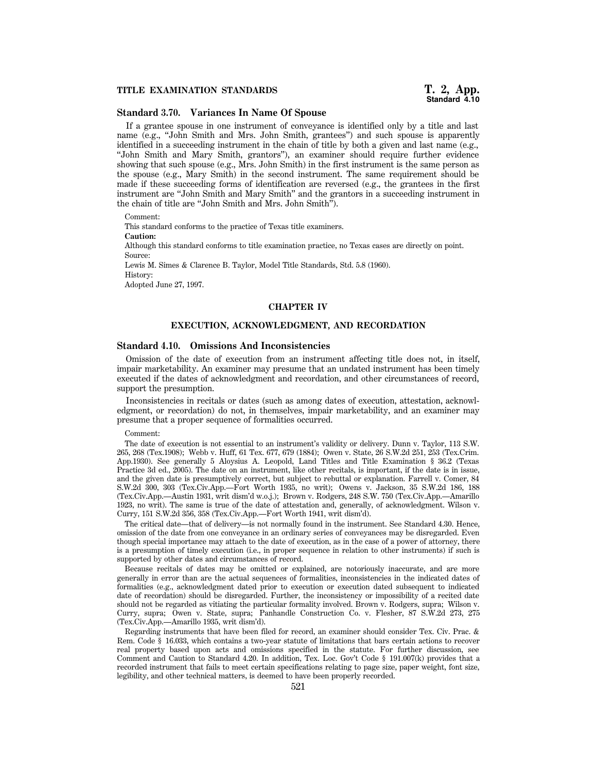### Standard 3.70. Variances In Name Of Spouse

If a grantee spouse in one instrument of conveyance is identified only by a title and last name (e.g., "John Smith and Mrs. John Smith, grantees") and such spouse is apparently identified in a succeeding instrument in the chain of title by both a given and last name (e.g., "John Smith and Mary Smith, grantors"), an examiner should require further evidence showing that such spouse (e.g., Mrs. John Smith) in the first instrument is the same person as the spouse (e.g., Mary Smith) in the second instrument. The same requirement should be made if these succeeding forms of identification are reversed (e.g., the grantees in the first instrument are "John Smith and Mary Smith" and the grantors in a succeeding instrument in the chain of title are "John Smith and Mrs. John Smith").

Comment:

This standard conforms to the practice of Texas title examiners.

**Caution:**

Although this standard conforms to title examination practice, no Texas cases are directly on point.

Source:

Lewis M. Simes & Clarence B. Taylor, Model Title Standards, Std. 5.8 (1960).

History:

Adopted June 27, 1997.

## CHAPTER IV

## EXECUTION, ACKNOWLEDGMENT, AND RECORDATION

### Standard 4.10. Omissions And Inconsistencies

Omission of the date of execution from an instrument affecting title does not, in itself, impair marketability. An examiner may presume that an undated instrument has been timely executed if the dates of acknowledgment and recordation, and other circumstances of record, support the presumption.

Inconsistencies in recitals or dates (such as among dates of execution, attestation, acknowledgment, or recordation) do not, in themselves, impair marketability, and an examiner may presume that a proper sequence of formalities occurred.

Comment:

The date of execution is not essential to an instrument's validity or delivery. Dunn v. Taylor, 113 S.W. 265, 268 (Tex.1908); Webb v. Huff, 61 Tex. 677, 679 (1884); Owen v. State, 26 S.W.2d 251, 253 (Tex.Crim. App.1930). See generally 5 Aloysius A. Leopold, Land Titles and Title Examination § 36.2 (Texas Practice 3d ed., 2005). The date on an instrument, like other recitals, is important, if the date is in issue, and the given date is presumptively correct, but subject to rebuttal or explanation. Farrell v. Comer, 84 S.W.2d 300, 303 (Tex.Civ.App.—Fort Worth 1935, no writ); Owens v. Jackson, 35 S.W.2d 186, 188 (Tex.Civ.App.—Austin 1931, writ dism'd w.o.j.); Brown v. Rodgers, 248 S.W. 750 (Tex.Civ.App.—Amarillo 1923, no writ). The same is true of the date of attestation and, generally, of acknowledgment. Wilson v. Curry, 151 S.W.2d 356, 358 (Tex.Civ.App.—Fort Worth 1941, writ dism'd).

The critical date—that of delivery—is not normally found in the instrument. See Standard 4.30. Hence, omission of the date from one conveyance in an ordinary series of conveyances may be disregarded. Even though special importance may attach to the date of execution, as in the case of a power of attorney, there is a presumption of timely execution (i.e., in proper sequence in relation to other instruments) if such is supported by other dates and circumstances of record.

Because recitals of dates may be omitted or explained, are notoriously inaccurate, and are more generally in error than are the actual sequences of formalities, inconsistencies in the indicated dates of formalities (e.g., acknowledgment dated prior to execution or execution dated subsequent to indicated date of recordation) should be disregarded. Further, the inconsistency or impossibility of a recited date should not be regarded as vitiating the particular formality involved. Brown v. Rodgers, supra; Wilson v. Curry, supra; Owen v. State, supra; Panhandle Construction Co. v. Flesher, 87 S.W.2d 273, 275 (Tex.Civ.App.—Amarillo 1935, writ dism'd).

Regarding instruments that have been filed for record, an examiner should consider Tex. Civ. Prac. & Rem. Code § 16.033, which contains a two-year statute of limitations that bars certain actions to recover real property based upon acts and omissions specified in the statute. For further discussion, see Comment and Caution to Standard 4.20. In addition, Tex. Loc. Gov't Code § 191.007(k) provides that a recorded instrument that fails to meet certain specifications relating to page size, paper weight, font size, legibility, and other technical matters, is deemed to have been properly recorded.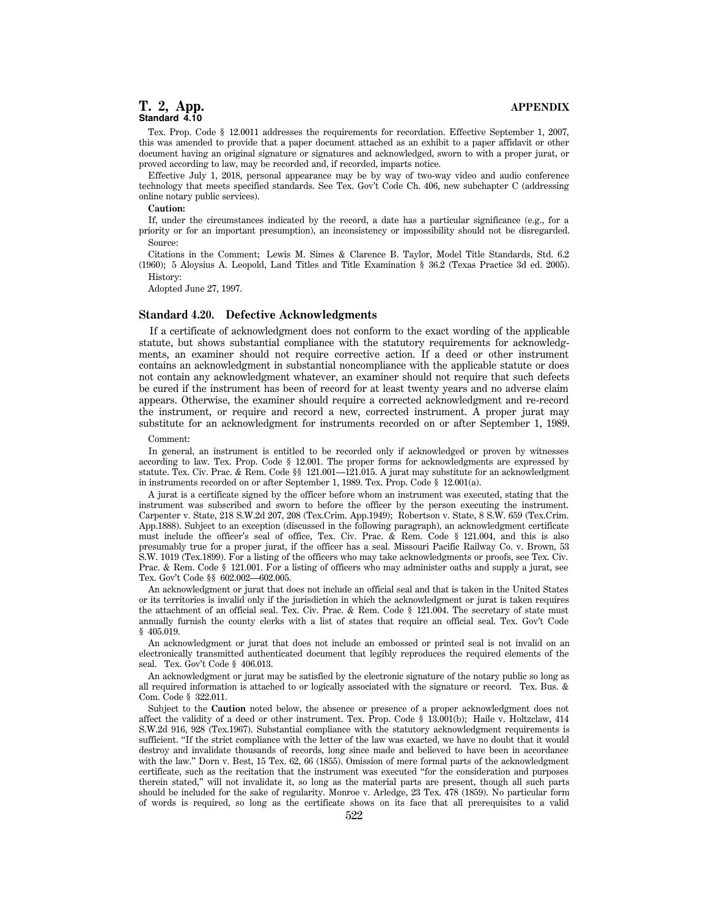Tex. Prop. Code § 12.0011 addresses the requirements for recordation. Effective September 1, 2007, this was amended to provide that a paper document attached as an exhibit to a paper affidavit or other document having an original signature or signatures and acknowledged, sworn to with a proper jurat, or proved according to law, may be recorded and, if recorded, imparts notice.

Effective July 1, 2018, personal appearance may be by way of two-way video and audio conference technology that meets specified standards. See Tex. Gov't Code Ch. 406, new subchapter C (addressing online notary public services).

**Caution:**

If, under the circumstances indicated by the record, a date has a particular significance (e.g., for a priority or for an important presumption), an inconsistency or impossibility should not be disregarded.

Source:

Citations in the Comment; Lewis M. Simes & Clarence B. Taylor, Model Title Standards, Std. 6.2 (1960); 5 Aloysius A. Leopold, Land Titles and Title Examination § 36.2 (Texas Practice 3d ed. 2005).

History:

Adopted June 27, 1997.

## Standard 4.20. Defective Acknowledgments

If a certificate of acknowledgment does not conform to the exact wording of the applicable statute, but shows substantial compliance with the statutory requirements for acknowledgments, an examiner should not require corrective action. If a deed or other instrument contains an acknowledgment in substantial noncompliance with the applicable statute or does not contain any acknowledgment whatever, an examiner should not require that such defects be cured if the instrument has been of record for at least twenty years and no adverse claim appears. Otherwise, the examiner should require a corrected acknowledgment and re-record the instrument, or require and record a new, corrected instrument. A proper jurat may substitute for an acknowledgment for instruments recorded on or after September 1, 1989.

Comment:

In general, an instrument is entitled to be recorded only if acknowledged or proven by witnesses according to law. Tex. Prop. Code § 12.001. The proper forms for acknowledgments are expressed by statute. Tex. Civ. Prac. & Rem. Code §§ 121.001—121.015. A jurat may substitute for an acknowledgment in instruments recorded on or after September 1, 1989. Tex. Prop. Code § 12.001(a).

A jurat is a certificate signed by the officer before whom an instrument was executed, stating that the instrument was subscribed and sworn to before the officer by the person executing the instrument. Carpenter v. State, 218 S.W.2d 207, 208 (Tex.Crim. App.1949); Robertson v. State, 8 S.W. 659 (Tex.Crim. App.1888). Subject to an exception (discussed in the following paragraph), an acknowledgment certificate must include the officer's seal of office, Tex. Civ. Prac. & Rem. Code § 121.004, and this is also presumably true for a proper jurat, if the officer has a seal. Missouri Pacific Railway Co. v. Brown, 53 S.W. 1019 (Tex.1899). For a listing of the officers who may take acknowledgments or proofs, see Tex. Civ. Prac. & Rem. Code § 121.001. For a listing of officers who may administer oaths and supply a jurat, see Tex. Gov't Code §§ 602.002—602.005.

An acknowledgment or jurat that does not include an official seal and that is taken in the United States or its territories is invalid only if the jurisdiction in which the acknowledgment or jurat is taken requires the attachment of an official seal. Tex. Civ. Prac. & Rem. Code § 121.004. The secretary of state must annually furnish the county clerks with a list of states that require an official seal. Tex. Gov't Code § 405.019.

An acknowledgment or jurat that does not include an embossed or printed seal is not invalid on an electronically transmitted authenticated document that legibly reproduces the required elements of the seal. Tex. Gov't Code § 406.013.

An acknowledgment or jurat may be satisfied by the electronic signature of the notary public so long as all required information is attached to or logically associated with the signature or record. Tex. Bus. & Com. Code § 322.011.

Subject to the **Caution** noted below, the absence or presence of a proper acknowledgment does not affect the validity of a deed or other instrument. Tex. Prop. Code § 13.001(b); Haile v. Holtzclaw, 414 S.W.2d 916, 928 (Tex.1967). Substantial compliance with the statutory acknowledgment requirements is sufficient. "If the strict compliance with the letter of the law was exacted, we have no doubt that it would destroy and invalidate thousands of records, long since made and believed to have been in accordance with the law." Dorn v. Best, 15 Tex. 62, 66 (1855). Omission of mere formal parts of the acknowledgment certificate, such as the recitation that the instrument was executed "for the consideration and purposes therein stated," will not invalidate it, so long as the material parts are present, though all such parts should be included for the sake of regularity. Monroe v. Arledge, 23 Tex. 478 (1859). No particular form of words is required, so long as the certificate shows on its face that all prerequisites to a valid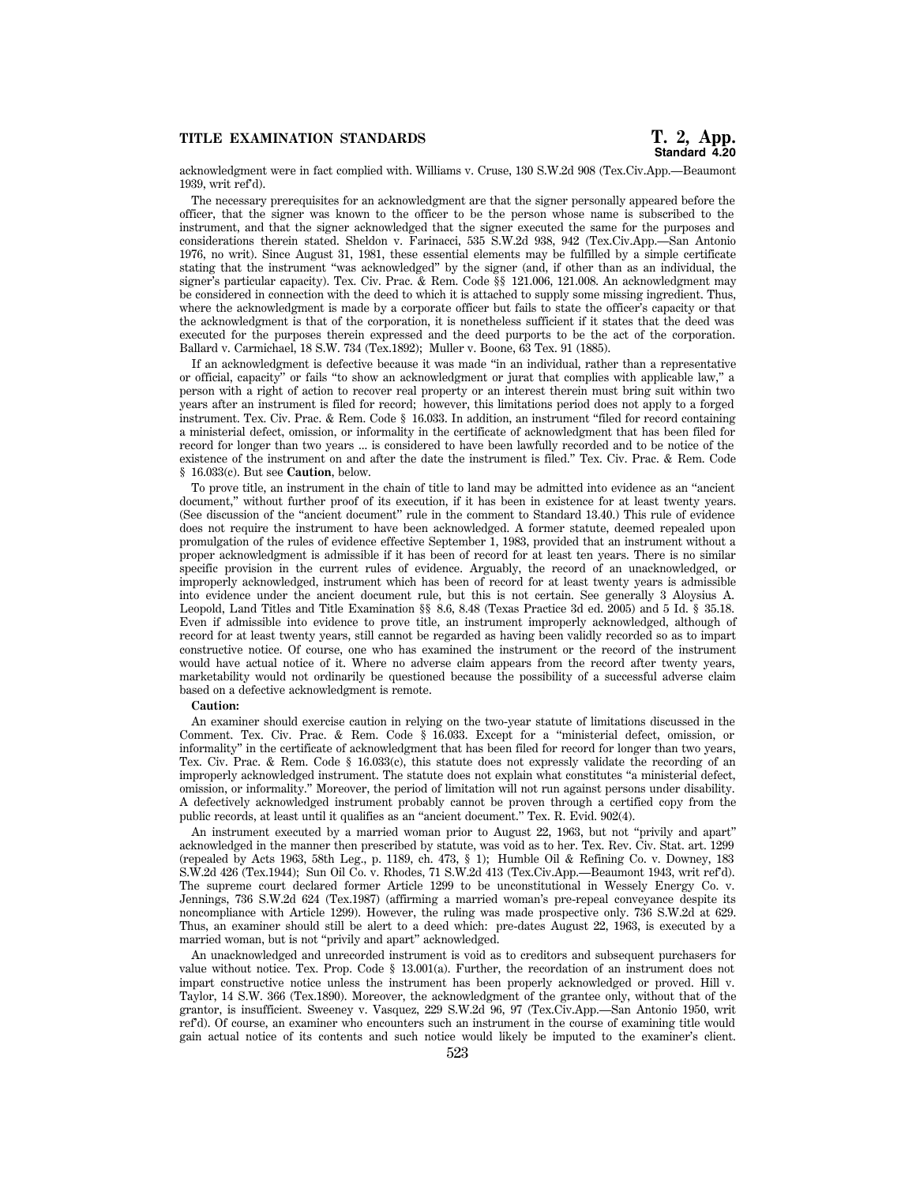acknowledgment were in fact complied with. Williams v. Cruse, 130 S.W.2d 908 (Tex.Civ.App.—Beaumont 1939, writ ref'd).

The necessary prerequisites for an acknowledgment are that the signer personally appeared before the officer, that the signer was known to the officer to be the person whose name is subscribed to the instrument, and that the signer acknowledged that the signer executed the same for the purposes and considerations therein stated. Sheldon v. Farinacci, 535 S.W.2d 938, 942 (Tex.Civ.App.—San Antonio 1976, no writ). Since August 31, 1981, these essential elements may be fulfilled by a simple certificate stating that the instrument "was acknowledged" by the signer (and, if other than as an individual, the signer's particular capacity). Tex. Civ. Prac. & Rem. Code §§ 121.006, 121.008. An acknowledgment may be considered in connection with the deed to which it is attached to supply some missing ingredient. Thus, where the acknowledgment is made by a corporate officer but fails to state the officer's capacity or that the acknowledgment is that of the corporation, it is nonetheless sufficient if it states that the deed was executed for the purposes therein expressed and the deed purports to be the act of the corporation. Ballard v. Carmichael, 18 S.W. 734 (Tex.1892); Muller v. Boone, 63 Tex. 91 (1885).

If an acknowledgment is defective because it was made "in an individual, rather than a representative or official, capacity" or fails "to show an acknowledgment or jurat that complies with applicable law," a person with a right of action to recover real property or an interest therein must bring suit within two years after an instrument is filed for record; however, this limitations period does not apply to a forged instrument. Tex. Civ. Prac. & Rem. Code § 16.033. In addition, an instrument "filed for record containing a ministerial defect, omission, or informality in the certificate of acknowledgment that has been filed for record for longer than two years ... is considered to have been lawfully recorded and to be notice of the existence of the instrument on and after the date the instrument is filed." Tex. Civ. Prac. & Rem. Code § 16.033(c). But see **Caution**, below.

To prove title, an instrument in the chain of title to land may be admitted into evidence as an "ancient document," without further proof of its execution, if it has been in existence for at least twenty years. (See discussion of the "ancient document" rule in the comment to Standard 13.40.) This rule of evidence does not require the instrument to have been acknowledged. A former statute, deemed repealed upon promulgation of the rules of evidence effective September 1, 1983, provided that an instrument without a proper acknowledgment is admissible if it has been of record for at least ten years. There is no similar specific provision in the current rules of evidence. Arguably, the record of an unacknowledged, or improperly acknowledged, instrument which has been of record for at least twenty years is admissible into evidence under the ancient document rule, but this is not certain. See generally 3 Aloysius A. Leopold, Land Titles and Title Examination §§ 8.6, 8.48 (Texas Practice 3d ed. 2005) and 5 Id. § 35.18. Even if admissible into evidence to prove title, an instrument improperly acknowledged, although of record for at least twenty years, still cannot be regarded as having been validly recorded so as to impart constructive notice. Of course, one who has examined the instrument or the record of the instrument would have actual notice of it. Where no adverse claim appears from the record after twenty years, marketability would not ordinarily be questioned because the possibility of a successful adverse claim based on a defective acknowledgment is remote.

**Caution:**

An examiner should exercise caution in relying on the two-year statute of limitations discussed in the Comment. Tex. Civ. Prac. & Rem. Code § 16.033. Except for a "ministerial defect, omission, or informality" in the certificate of acknowledgment that has been filed for record for longer than two years, Tex. Civ. Prac. & Rem. Code § 16.033(c), this statute does not expressly validate the recording of an improperly acknowledged instrument. The statute does not explain what constitutes "a ministerial defect, omission, or informality." Moreover, the period of limitation will not run against persons under disability. A defectively acknowledged instrument probably cannot be proven through a certified copy from the public records, at least until it qualifies as an "ancient document." Tex. R. Evid. 902(4).

An instrument executed by a married woman prior to August 22, 1963, but not "privily and apart" acknowledged in the manner then prescribed by statute, was void as to her. Tex. Rev. Civ. Stat. art. 1299 (repealed by Acts 1963, 58th Leg., p. 1189, ch. 473, § 1); Humble Oil & Refining Co. v. Downey, 183 S.W.2d 426 (Tex.1944); Sun Oil Co. v. Rhodes, 71 S.W.2d 413 (Tex.Civ.App.—Beaumont 1943, writ ref'd). The supreme court declared former Article 1299 to be unconstitutional in Wessely Energy Co. v. Jennings, 736 S.W.2d 624 (Tex.1987) (affirming a married woman's pre-repeal conveyance despite its noncompliance with Article 1299). However, the ruling was made prospective only. 736 S.W.2d at 629. Thus, an examiner should still be alert to a deed which: pre-dates August 22, 1963, is executed by a married woman, but is not "privily and apart" acknowledged.

An unacknowledged and unrecorded instrument is void as to creditors and subsequent purchasers for value without notice. Tex. Prop. Code § 13.001(a). Further, the recordation of an instrument does not impart constructive notice unless the instrument has been properly acknowledged or proved. Hill v. Taylor, 14 S.W. 366 (Tex.1890). Moreover, the acknowledgment of the grantee only, without that of the grantor, is insufficient. Sweeney v. Vasquez, 229 S.W.2d 96, 97 (Tex.Civ.App.—San Antonio 1950, writ ref'd). Of course, an examiner who encounters such an instrument in the course of examining title would gain actual notice of its contents and such notice would likely be imputed to the examiner's client.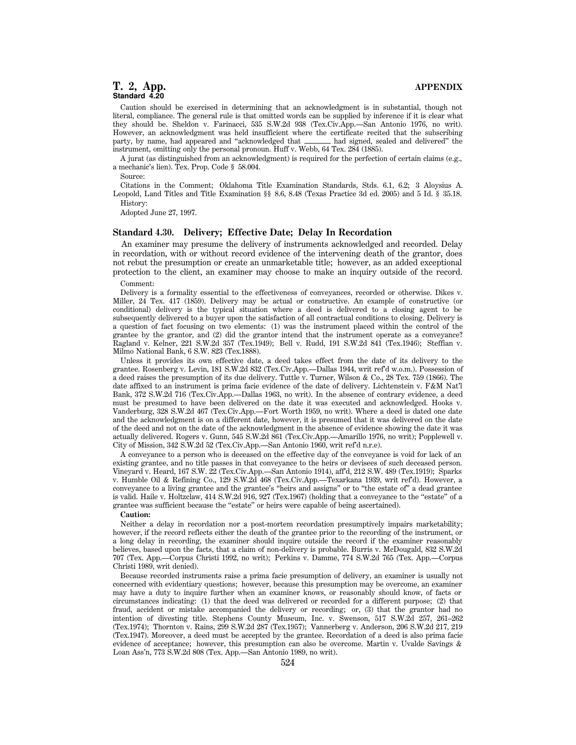Caution should be exercised in determining that an acknowledgment is in substantial, though not literal, compliance. The general rule is that omitted words can be supplied by inference if it is clear what they should be. Sheldon v. Farinacci, 535 S.W.2d 938 (Tex.Civ.App.—San Antonio 1976, no writ). However, an acknowledgment was held insufficient where the certificate recited that the subscribing party, by name, had appeared and "acknowledged that ______ had signed, sealed and delivered" the instrument, omitting only the personal pronoun. Huff v. Webb, 64 Tex. 284 (1885).

A jurat (as distinguished from an acknowledgment) is required for the perfection of certain claims (e.g., a mechanic's lien). Tex. Prop. Code § 58.004.

Source:

Citations in the Comment; Oklahoma Title Examination Standards, Stds. 6.1, 6.2; 3 Aloysius A. Leopold, Land Titles and Title Examination §§ 8.6, 8.48 (Texas Practice 3d ed. 2005) and 5 Id. § 35.18.

History:

Adopted June 27, 1997.

## Standard 4.30. Delivery; Effective Date; Delay In Recordation

An examiner may presume the delivery of instruments acknowledged and recorded. Delay in recordation, with or without record evidence of the intervening death of the grantor, does not rebut the presumption or create an unmarketable title; however, as an added exceptional protection to the client, an examiner may choose to make an inquiry outside of the record.

Comment:

Delivery is a formality essential to the effectiveness of conveyances, recorded or otherwise. Dikes v. Miller, 24 Tex. 417 (1859). Delivery may be actual or constructive. An example of constructive (or conditional) delivery is the typical situation where a deed is delivered to a closing agent to be subsequently delivered to a buyer upon the satisfaction of all contractual conditions to closing. Delivery is a question of fact focusing on two elements: (1) was the instrument placed within the control of the grantee by the grantor, and (2) did the grantor intend that the instrument operate as a conveyance? Ragland v. Kelner, 221 S.W.2d 357 (Tex.1949); Bell v. Rudd, 191 S.W.2d 841 (Tex.1946); Steffian v. Milmo National Bank, 6 S.W. 823 (Tex.1888).

Unless it provides its own effective date, a deed takes effect from the date of its delivery to the grantee. Rosenberg v. Levin, 181 S.W.2d 832 (Tex.Civ.App.—Dallas 1944, writ ref'd w.o.m.). Possession of a deed raises the presumption of its due delivery. Tuttle v. Turner, Wilson & Co., 28 Tex. 759 (1866). The date affixed to an instrument is prima facie evidence of the date of delivery. Lichtenstein v. F&M Nat'l Bank, 372 S.W.2d 716 (Tex.Civ.App.—Dallas 1963, no writ). In the absence of contrary evidence, a deed must be presumed to have been delivered on the date it was executed and acknowledged. Hooks v. Vanderburg, 328 S.W.2d 467 (Tex.Civ.App.—Fort Worth 1959, no writ). Where a deed is dated one date and the acknowledgment is on a different date, however, it is presumed that it was delivered on the date of the deed and not on the date of the acknowledgment in the absence of evidence showing the date it was actually delivered. Rogers v. Gunn, 545 S.W.2d 861 (Tex.Civ.App.—Amarillo 1976, no writ); Popplewell v. City of Mission, 342 S.W.2d 52 (Tex.Civ.App.—San Antonio 1960, writ ref'd n.r.e).

A conveyance to a person who is deceased on the effective day of the conveyance is void for lack of an existing grantee, and no title passes in that conveyance to the heirs or devisees of such deceased person. Vineyard v. Heard, 167 S.W. 22 (Tex.Civ.App.—San Antonio 1914), aff'd, 212 S.W. 489 (Tex.1919); Sparks v. Humble Oil & Refining Co., 129 S.W.2d 468 (Tex.Civ.App.—Texarkana 1939, writ ref'd). However, a conveyance to a living grantee and the grantee's "heirs and assigns" or to "the estate of" a dead grantee is valid. Haile v. Holtzclaw, 414 S.W.2d 916, 927 (Tex.1967) (holding that a conveyance to the "estate" of a grantee was sufficient because the "estate" or heirs were capable of being ascertained).

**Caution:**

Neither a delay in recordation nor a post-mortem recordation presumptively impairs marketability; however, if the record reflects either the death of the grantee prior to the recording of the instrument, or a long delay in recording, the examiner should inquire outside the record if the examiner reasonably believes, based upon the facts, that a claim of non-delivery is probable. Burris v. McDougald, 832 S.W.2d 707 (Tex. App.—Corpus Christi 1992, no writ); Perkins v. Damme, 774 S.W.2d 765 (Tex. App.—Corpus Christi 1989, writ denied).

Because recorded instruments raise a prima facie presumption of delivery, an examiner is usually not concerned with evidentiary questions; however, because this presumption may be overcome, an examiner may have a duty to inquire further when an examiner knows, or reasonably should know, of facts or circumstances indicating: (1) that the deed was delivered or recorded for a different purpose; (2) that fraud, accident or mistake accompanied the delivery or recording; or, (3) that the grantor had no intention of divesting title. Stephens County Museum, Inc. v. Swenson, 517 S.W.2d 257, 261–262 (Tex.1974); Thornton v. Rains, 299 S.W.2d 287 (Tex.1957); Vannerberg v. Anderson, 206 S.W.2d 217, 219 (Tex.1947). Moreover, a deed must be accepted by the grantee. Recordation of a deed is also prima facie evidence of acceptance; however, this presumption can also be overcome. Martin v. Uvalde Savings & Loan Ass'n, 773 S.W.2d 808 (Tex. App.—San Antonio 1989, no writ).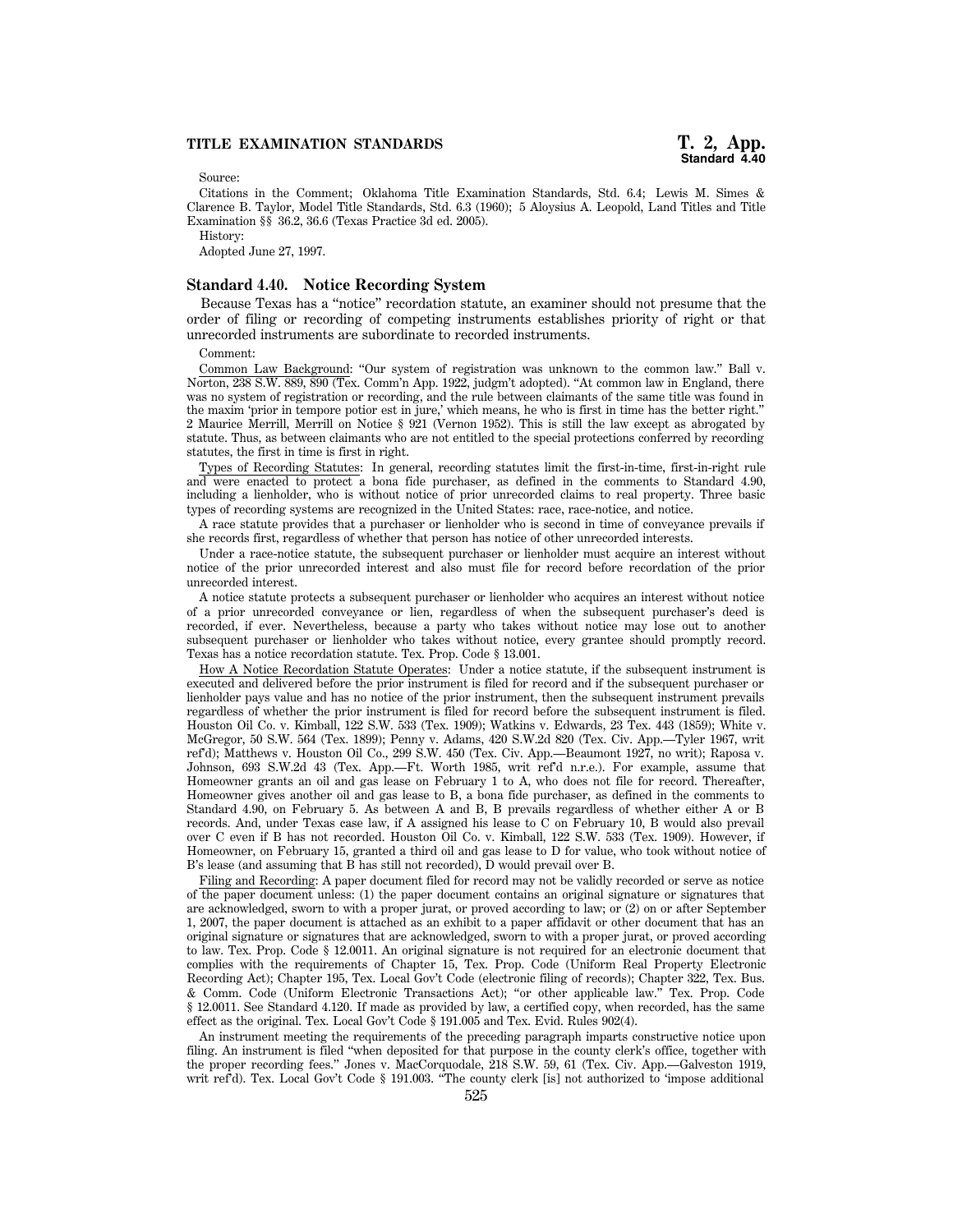Source:

Citations in the Comment; Oklahoma Title Examination Standards, Std. 6.4; Lewis M. Simes & Clarence B. Taylor, Model Title Standards, Std. 6.3 (1960); 5 Aloysius A. Leopold, Land Titles and Title Examination §§ 36.2, 36.6 (Texas Practice 3d ed. 2005).

History:

Adopted June 27, 1997.

### Standard 4.40. Notice Recording System

Because Texas has a "notice" recordation statute, an examiner should not presume that the order of filing or recording of competing instruments establishes priority of right or that unrecorded instruments are subordinate to recorded instruments.

Comment:

Common Law Background: "Our system of registration was unknown to the common law." Ball v. Norton, 238 S.W. 889, 890 (Tex. Comm'n App. 1922, judgm't adopted). "At common law in England, there was no system of registration or recording, and the rule between claimants of the same title was found in the maxim 'prior in tempore potior est in jure,' which means, he who is first in time has the better right." 2 Maurice Merrill, Merrill on Notice § 921 (Vernon 1952). This is still the law except as abrogated by statute. Thus, as between claimants who are not entitled to the special protections conferred by recording statutes, the first in time is first in right.

Types of Recording Statutes: In general, recording statutes limit the first-in-time, first-in-right rule and were enacted to protect a bona fide purchaser, as defined in the comments to Standard 4.90, including a lienholder, who is without notice of prior unrecorded claims to real property. Three basic types of recording systems are recognized in the United States: race, race-notice, and notice.

A race statute provides that a purchaser or lienholder who is second in time of conveyance prevails if she records first, regardless of whether that person has notice of other unrecorded interests.

Under a race-notice statute, the subsequent purchaser or lienholder must acquire an interest without notice of the prior unrecorded interest and also must file for record before recordation of the prior unrecorded interest.

A notice statute protects a subsequent purchaser or lienholder who acquires an interest without notice of a prior unrecorded conveyance or lien, regardless of when the subsequent purchaser's deed is recorded, if ever. Nevertheless, because a party who takes without notice may lose out to another subsequent purchaser or lienholder who takes without notice, every grantee should promptly record. Texas has a notice recordation statute. Tex. Prop. Code § 13.001.

How A Notice Recordation Statute Operates: Under a notice statute, if the subsequent instrument is executed and delivered before the prior instrument is filed for record and if the subsequent purchaser or lienholder pays value and has no notice of the prior instrument, then the subsequent instrument prevails regardless of whether the prior instrument is filed for record before the subsequent instrument is filed. Houston Oil Co. v. Kimball, 122 S.W. 533 (Tex. 1909); Watkins v. Edwards, 23 Tex. 443 (1859); White v. McGregor, 50 S.W. 564 (Tex. 1899); Penny v. Adams, 420 S.W.2d 820 (Tex. Civ. App.—Tyler 1967, writ ref'd); Matthews v. Houston Oil Co., 299 S.W. 450 (Tex. Civ. App.—Beaumont 1927, no writ); Raposa v. Johnson, 693 S.W.2d 43 (Tex. App.—Ft. Worth 1985, writ ref'd n.r.e.). For example, assume that Homeowner grants an oil and gas lease on February 1 to A, who does not file for record. Thereafter, Homeowner gives another oil and gas lease to B, a bona fide purchaser, as defined in the comments to Standard 4.90, on February 5. As between A and B, B prevails regardless of whether either A or B records. And, under Texas case law, if A assigned his lease to C on February 10, B would also prevail over C even if B has not recorded. Houston Oil Co. v. Kimball, 122 S.W. 533 (Tex. 1909). However, if Homeowner, on February 15, granted a third oil and gas lease to D for value, who took without notice of B's lease (and assuming that B has still not recorded), D would prevail over B.

Filing and Recording: A paper document filed for record may not be validly recorded or serve as notice of the paper document unless: (1) the paper document contains an original signature or signatures that are acknowledged, sworn to with a proper jurat, or proved according to law; or (2) on or after September 1, 2007, the paper document is attached as an exhibit to a paper affidavit or other document that has an original signature or signatures that are acknowledged, sworn to with a proper jurat, or proved according to law. Tex. Prop. Code § 12.0011. An original signature is not required for an electronic document that complies with the requirements of Chapter 15, Tex. Prop. Code (Uniform Real Property Electronic Recording Act); Chapter 195, Tex. Local Gov't Code (electronic filing of records); Chapter 322, Tex. Bus. & Comm. Code (Uniform Electronic Transactions Act); "or other applicable law." Tex. Prop. Code § 12.0011. See Standard 4.120. If made as provided by law, a certified copy, when recorded, has the same effect as the original. Tex. Local Gov't Code § 191.005 and Tex. Evid. Rules 902(4).

An instrument meeting the requirements of the preceding paragraph imparts constructive notice upon filing. An instrument is filed "when deposited for that purpose in the county clerk's office, together with the proper recording fees." Jones v. MacCorquodale, 218 S.W. 59, 61 (Tex. Civ. App.—Galveston 1919, writ ref'd). Tex. Local Gov't Code § 191.003. "The county clerk [is] not authorized to 'impose additional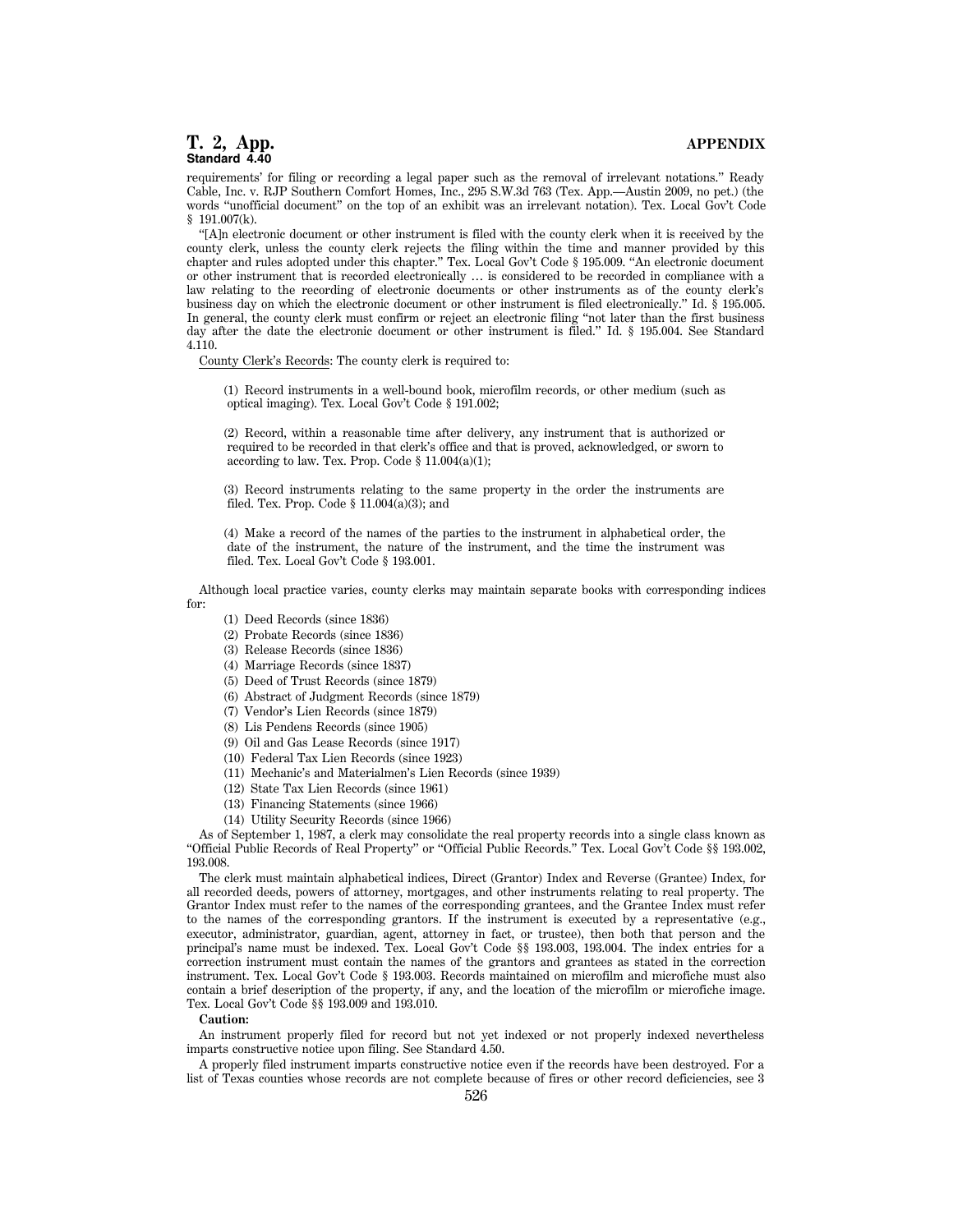requirements' for filing or recording a legal paper such as the removal of irrelevant notations." Ready Cable, Inc. v. RJP Southern Comfort Homes, Inc., 295 S.W.3d 763 (Tex. App.—Austin 2009, no pet.) (the words "unofficial document" on the top of an exhibit was an irrelevant notation). Tex. Local Gov't Code § 191.007(k).

"[A]n electronic document or other instrument is filed with the county clerk when it is received by the county clerk, unless the county clerk rejects the filing within the time and manner provided by this chapter and rules adopted under this chapter." Tex. Local Gov't Code § 195.009. "An electronic document or other instrument that is recorded electronically … is considered to be recorded in compliance with a law relating to the recording of electronic documents or other instruments as of the county clerk's business day on which the electronic document or other instrument is filed electronically." Id. § 195.005. In general, the county clerk must confirm or reject an electronic filing "not later than the first business day after the date the electronic document or other instrument is filed." Id. § 195.004. See Standard 4.110.

County Clerk's Records: The county clerk is required to:

(1) Record instruments in a well-bound book, microfilm records, or other medium (such as optical imaging). Tex. Local Gov't Code § 191.002;

(2) Record, within a reasonable time after delivery, any instrument that is authorized or required to be recorded in that clerk's office and that is proved, acknowledged, or sworn to according to law. Tex. Prop. Code § 11.004(a)(1);

(3) Record instruments relating to the same property in the order the instruments are filed. Tex. Prop. Code § 11.004(a)(3); and

(4) Make a record of the names of the parties to the instrument in alphabetical order, the date of the instrument, the nature of the instrument, and the time the instrument was filed. Tex. Local Gov't Code § 193.001.

Although local practice varies, county clerks may maintain separate books with corresponding indices for:

(1) Deed Records (since 1836)
(2) Probate Records (since 1836)
(3) Release Records (since 1836)
(4) Marriage Records (since 1837)
(5) Deed of Trust Records (since 1879)
(6) Abstract of Judgment Records (since 1879)
(7) Vendor's Lien Records (since 1879)
(8) Lis Pendens Records (since 1905)
(9) Oil and Gas Lease Records (since 1917)
(10) Federal Tax Lien Records (since 1923)
(11) Mechanic's and Materialmen's Lien Records (since 1939)
(12) State Tax Lien Records (since 1961)
(13) Financing Statements (since 1966)
(14) Utility Security Records (since 1966)

As of September 1, 1987, a clerk may consolidate the real property records into a single class known as "Official Public Records of Real Property" or "Official Public Records." Tex. Local Gov't Code §§ 193.002, 193.008.

The clerk must maintain alphabetical indices, Direct (Grantor) Index and Reverse (Grantee) Index, for all recorded deeds, powers of attorney, mortgages, and other instruments relating to real property. The Grantor Index must refer to the names of the corresponding grantees, and the Grantee Index must refer to the names of the corresponding grantors. If the instrument is executed by a representative (e.g., executor, administrator, guardian, agent, attorney in fact, or trustee), then both that person and the principal's name must be indexed. Tex. Local Gov't Code §§ 193.003, 193.004. The index entries for a correction instrument must contain the names of the grantors and grantees as stated in the correction instrument. Tex. Local Gov't Code § 193.003. Records maintained on microfilm and microfiche must also contain a brief description of the property, if any, and the location of the microfilm or microfiche image. Tex. Local Gov't Code §§ 193.009 and 193.010.

**Caution:**

An instrument properly filed for record but not yet indexed or not properly indexed nevertheless imparts constructive notice upon filing. See Standard 4.50.

A properly filed instrument imparts constructive notice even if the records have been destroyed. For a list of Texas counties whose records are not complete because of fires or other record deficiencies, see 3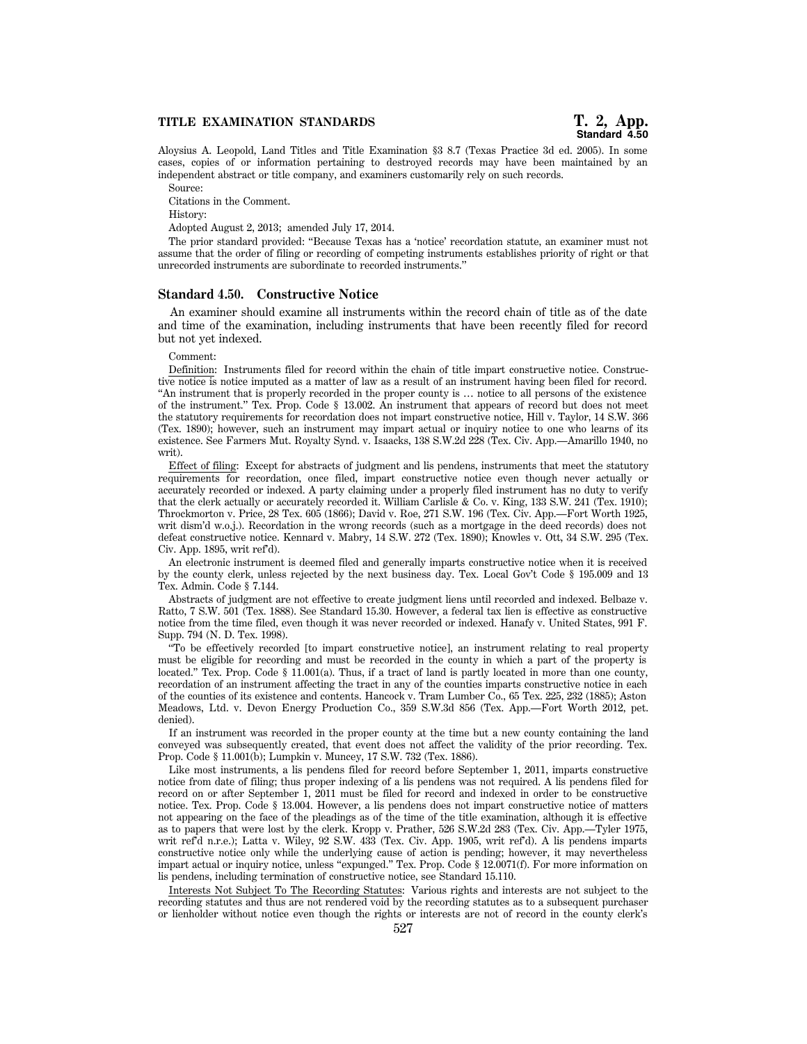Aloysius A. Leopold, Land Titles and Title Examination §3 8.7 (Texas Practice 3d ed. 2005). In some cases, copies of or information pertaining to destroyed records may have been maintained by an independent abstract or title company, and examiners customarily rely on such records.

Source:

Citations in the Comment.

History:

Adopted August 2, 2013; amended July 17, 2014.

The prior standard provided: "Because Texas has a 'notice' recordation statute, an examiner must not assume that the order of filing or recording of competing instruments establishes priority of right or that unrecorded instruments are subordinate to recorded instruments."

### Standard 4.50. Constructive Notice

An examiner should examine all instruments within the record chain of title as of the date and time of the examination, including instruments that have been recently filed for record but not yet indexed.

Comment:

Definition: Instruments filed for record within the chain of title impart constructive notice. Constructive notice is notice imputed as a matter of law as a result of an instrument having been filed for record. "An instrument that is properly recorded in the proper county is … notice to all persons of the existence of the instrument." Tex. Prop. Code § 13.002. An instrument that appears of record but does not meet the statutory requirements for recordation does not impart constructive notice, Hill v. Taylor, 14 S.W. 366 (Tex. 1890); however, such an instrument may impart actual or inquiry notice to one who learns of its existence. See Farmers Mut. Royalty Synd. v. Isaacks, 138 S.W.2d 228 (Tex. Civ. App.—Amarillo 1940, no writ).

Effect of filing: Except for abstracts of judgment and lis pendens, instruments that meet the statutory requirements for recordation, once filed, impart constructive notice even though never actually or accurately recorded or indexed. A party claiming under a properly filed instrument has no duty to verify that the clerk actually or accurately recorded it. William Carlisle & Co. v. King, 133 S.W. 241 (Tex. 1910); Throckmorton v. Price, 28 Tex. 605 (1866); David v. Roe, 271 S.W. 196 (Tex. Civ. App.—Fort Worth 1925, writ dism'd w.o.j.). Recordation in the wrong records (such as a mortgage in the deed records) does not defeat constructive notice. Kennard v. Mabry, 14 S.W. 272 (Tex. 1890); Knowles v. Ott, 34 S.W. 295 (Tex. Civ. App. 1895, writ ref'd).

An electronic instrument is deemed filed and generally imparts constructive notice when it is received by the county clerk, unless rejected by the next business day. Tex. Local Gov't Code § 195.009 and 13 Tex. Admin. Code § 7.144.

Abstracts of judgment are not effective to create judgment liens until recorded and indexed. Belbaze v. Ratto, 7 S.W. 501 (Tex. 1888). See Standard 15.30. However, a federal tax lien is effective as constructive notice from the time filed, even though it was never recorded or indexed. Hanafy v. United States, 991 F. Supp. 794 (N. D. Tex. 1998).

"To be effectively recorded [to impart constructive notice], an instrument relating to real property must be eligible for recording and must be recorded in the county in which a part of the property is located." Tex. Prop. Code § 11.001(a). Thus, if a tract of land is partly located in more than one county, recordation of an instrument affecting the tract in any of the counties imparts constructive notice in each of the counties of its existence and contents. Hancock v. Tram Lumber Co., 65 Tex. 225, 232 (1885); Aston Meadows, Ltd. v. Devon Energy Production Co., 359 S.W.3d 856 (Tex. App.—Fort Worth 2012, pet. denied).

If an instrument was recorded in the proper county at the time but a new county containing the land conveyed was subsequently created, that event does not affect the validity of the prior recording. Tex. Prop. Code § 11.001(b); Lumpkin v. Muncey, 17 S.W. 732 (Tex. 1886).

Like most instruments, a lis pendens filed for record before September 1, 2011, imparts constructive notice from date of filing; thus proper indexing of a lis pendens was not required. A lis pendens filed for record on or after September 1, 2011 must be filed for record and indexed in order to be constructive notice. Tex. Prop. Code § 13.004. However, a lis pendens does not impart constructive notice of matters not appearing on the face of the pleadings as of the time of the title examination, although it is effective as to papers that were lost by the clerk. Kropp v. Prather, 526 S.W.2d 283 (Tex. Civ. App.—Tyler 1975, writ ref'd n.r.e.); Latta v. Wiley, 92 S.W. 433 (Tex. Civ. App. 1905, writ ref'd). A lis pendens imparts constructive notice only while the underlying cause of action is pending; however, it may nevertheless impart actual or inquiry notice, unless "expunged." Tex. Prop. Code § 12.0071(f). For more information on lis pendens, including termination of constructive notice, see Standard 15.110.

Interests Not Subject To The Recording Statutes: Various rights and interests are not subject to the recording statutes and thus are not rendered void by the recording statutes as to a subsequent purchaser or lienholder without notice even though the rights or interests are not of record in the county clerk's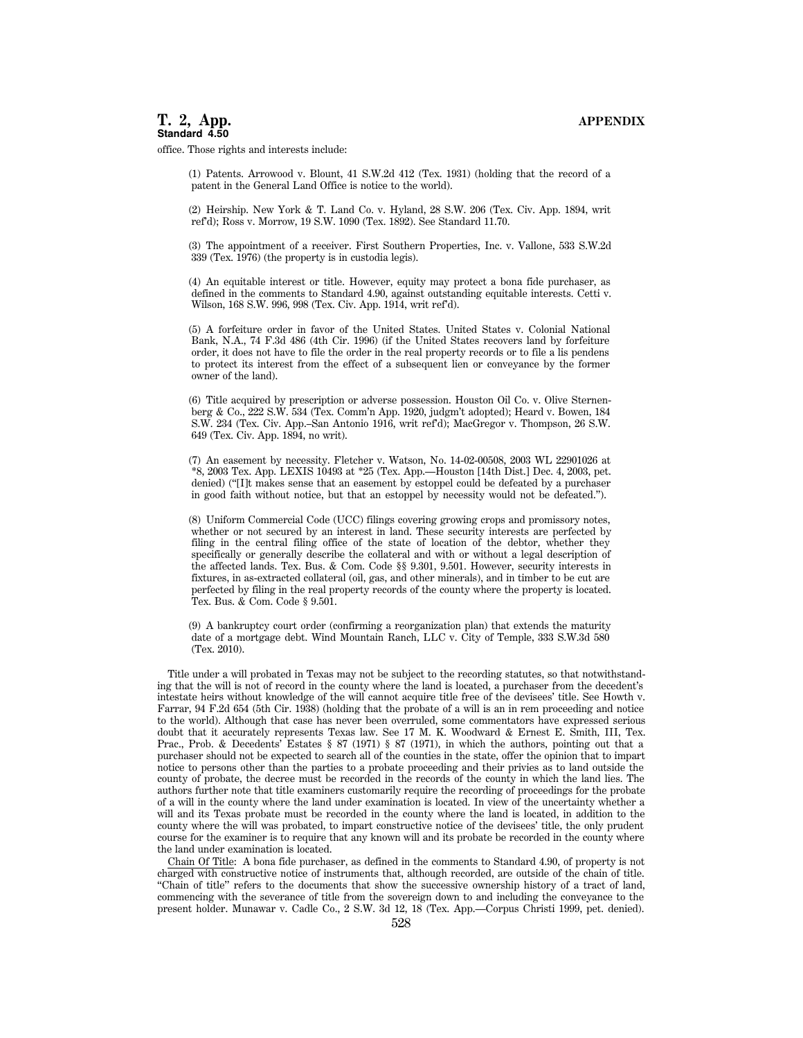office. Those rights and interests include:

(1) Patents. Arrowood v. Blount, 41 S.W.2d 412 (Tex. 1931) (holding that the record of a patent in the General Land Office is notice to the world).

(2) Heirship. New York & T. Land Co. v. Hyland, 28 S.W. 206 (Tex. Civ. App. 1894, writ ref'd); Ross v. Morrow, 19 S.W. 1090 (Tex. 1892). See Standard 11.70.

(3) The appointment of a receiver. First Southern Properties, Inc. v. Vallone, 533 S.W.2d 339 (Tex. 1976) (the property is in custodia legis).

(4) An equitable interest or title. However, equity may protect a bona fide purchaser, as defined in the comments to Standard 4.90, against outstanding equitable interests. Cetti v. Wilson, 168 S.W. 996, 998 (Tex. Civ. App. 1914, writ ref'd).

(5) A forfeiture order in favor of the United States. United States v. Colonial National Bank, N.A., 74 F.3d 486 (4th Cir. 1996) (if the United States recovers land by forfeiture order, it does not have to file the order in the real property records or to file a lis pendens to protect its interest from the effect of a subsequent lien or conveyance by the former owner of the land).

(6) Title acquired by prescription or adverse possession. Houston Oil Co. v. Olive Sternenberg & Co., 222 S.W. 534 (Tex. Comm'n App. 1920, judgm't adopted); Heard v. Bowen, 184 S.W. 234 (Tex. Civ. App.–San Antonio 1916, writ ref'd); MacGregor v. Thompson, 26 S.W. 649 (Tex. Civ. App. 1894, no writ).

(7) An easement by necessity. Fletcher v. Watson, No. 14-02-00508, 2003 WL 22901026 at *8, 2003 Tex. App. LEXIS 10493 at *25 (Tex. App.—Houston [14th Dist.] Dec. 4, 2003, pet. denied) ("[I]t makes sense that an easement by estoppel could be defeated by a purchaser in good faith without notice, but that an estoppel by necessity would not be defeated.").

(8) Uniform Commercial Code (UCC) filings covering growing crops and promissory notes, whether or not secured by an interest in land. These security interests are perfected by filing in the central filing office of the state of location of the debtor, whether they specifically or generally describe the collateral and with or without a legal description of the affected lands. Tex. Bus. & Com. Code §§ 9.301, 9.501. However, security interests in fixtures, in as-extracted collateral (oil, gas, and other minerals), and in timber to be cut are perfected by filing in the real property records of the county where the property is located. Tex. Bus. & Com. Code § 9.501.

(9) A bankruptcy court order (confirming a reorganization plan) that extends the maturity date of a mortgage debt. Wind Mountain Ranch, LLC v. City of Temple, 333 S.W.3d 580 (Tex. 2010).

Title under a will probated in Texas may not be subject to the recording statutes, so that notwithstanding that the will is not of record in the county where the land is located, a purchaser from the decedent's intestate heirs without knowledge of the will cannot acquire title free of the devisees' title. See Howth v. Farrar, 94 F.2d 654 (5th Cir. 1938) (holding that the probate of a will is an in rem proceeding and notice to the world). Although that case has never been overruled, some commentators have expressed serious doubt that it accurately represents Texas law. See 17 M. K. Woodward & Ernest E. Smith, III, Tex. Prac., Prob. & Decedents' Estates § 87 (1971) § 87 (1971), in which the authors, pointing out that a purchaser should not be expected to search all of the counties in the state, offer the opinion that to impart notice to persons other than the parties to a probate proceeding and their privies as to land outside the county of probate, the decree must be recorded in the records of the county in which the land lies. The authors further note that title examiners customarily require the recording of proceedings for the probate of a will in the county where the land under examination is located. In view of the uncertainty whether a will and its Texas probate must be recorded in the county where the land is located, in addition to the county where the will was probated, to impart constructive notice of the devisees' title, the only prudent course for the examiner is to require that any known will and its probate be recorded in the county where the land under examination is located.

Chain Of Title: A bona fide purchaser, as defined in the comments to Standard 4.90, of property is not charged with constructive notice of instruments that, although recorded, are outside of the chain of title. "Chain of title" refers to the documents that show the successive ownership history of a tract of land, commencing with the severance of title from the sovereign down to and including the conveyance to the present holder. Munawar v. Cadle Co., 2 S.W. 3d 12, 18 (Tex. App.—Corpus Christi 1999, pet. denied).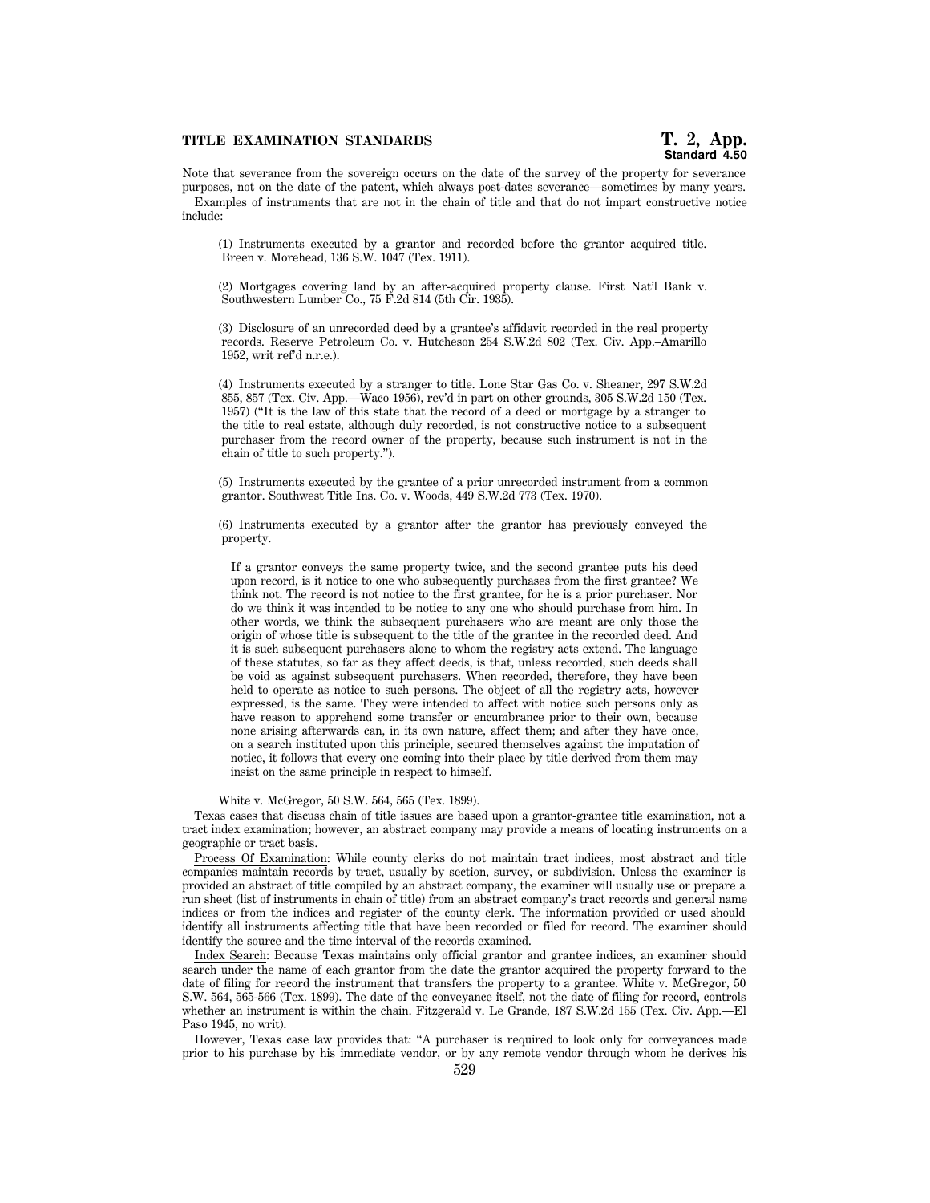Note that severance from the sovereign occurs on the date of the survey of the property for severance purposes, not on the date of the patent, which always post-dates severance—sometimes by many years.

Examples of instruments that are not in the chain of title and that do not impart constructive notice include:

(1) Instruments executed by a grantor and recorded before the grantor acquired title. Breen v. Morehead, 136 S.W. 1047 (Tex. 1911).

(2) Mortgages covering land by an after-acquired property clause. First Nat'l Bank v. Southwestern Lumber Co., 75 F.2d 814 (5th Cir. 1935).

(3) Disclosure of an unrecorded deed by a grantee's affidavit recorded in the real property records. Reserve Petroleum Co. v. Hutcheson 254 S.W.2d 802 (Tex. Civ. App.–Amarillo 1952, writ ref'd n.r.e.).

(4) Instruments executed by a stranger to title. Lone Star Gas Co. v. Sheaner, 297 S.W.2d 855, 857 (Tex. Civ. App.—Waco 1956), rev'd in part on other grounds, 305 S.W.2d 150 (Tex. 1957) ("It is the law of this state that the record of a deed or mortgage by a stranger to the title to real estate, although duly recorded, is not constructive notice to a subsequent purchaser from the record owner of the property, because such instrument is not in the chain of title to such property.").

(5) Instruments executed by the grantee of a prior unrecorded instrument from a common grantor. Southwest Title Ins. Co. v. Woods, 449 S.W.2d 773 (Tex. 1970).

(6) Instruments executed by a grantor after the grantor has previously conveyed the property.

> If a grantor conveys the same property twice, and the second grantee puts his deed upon record, is it notice to one who subsequently purchases from the first grantee? We think not. The record is not notice to the first grantee, for he is a prior purchaser. Nor do we think it was intended to be notice to any one who should purchase from him. In other words, we think the subsequent purchasers who are meant are only those the origin of whose title is subsequent to the title of the grantee in the recorded deed. And it is such subsequent purchasers alone to whom the registry acts extend. The language of these statutes, so far as they affect deeds, is that, unless recorded, such deeds shall be void as against subsequent purchasers. When recorded, therefore, they have been held to operate as notice to such persons. The object of all the registry acts, however expressed, is the same. They were intended to affect with notice such persons only as have reason to apprehend some transfer or encumbrance prior to their own, because none arising afterwards can, in its own nature, affect them; and after they have once, on a search instituted upon this principle, secured themselves against the imputation of notice, it follows that every one coming into their place by title derived from them may insist on the same principle in respect to himself.

White v. McGregor, 50 S.W. 564, 565 (Tex. 1899).

Texas cases that discuss chain of title issues are based upon a grantor-grantee title examination, not a tract index examination; however, an abstract company may provide a means of locating instruments on a geographic or tract basis.

Process Of Examination: While county clerks do not maintain tract indices, most abstract and title companies maintain records by tract, usually by section, survey, or subdivision. Unless the examiner is provided an abstract of title compiled by an abstract company, the examiner will usually use or prepare a run sheet (list of instruments in chain of title) from an abstract company's tract records and general name indices or from the indices and register of the county clerk. The information provided or used should identify all instruments affecting title that have been recorded or filed for record. The examiner should identify the source and the time interval of the records examined.

Index Search: Because Texas maintains only official grantor and grantee indices, an examiner should search under the name of each grantor from the date the grantor acquired the property forward to the date of filing for record the instrument that transfers the property to a grantee. White v. McGregor, 50 S.W. 564, 565-566 (Tex. 1899). The date of the conveyance itself, not the date of filing for record, controls whether an instrument is within the chain. Fitzgerald v. Le Grande, 187 S.W.2d 155 (Tex. Civ. App.—El Paso 1945, no writ).

However, Texas case law provides that: "A purchaser is required to look only for conveyances made prior to his purchase by his immediate vendor, or by any remote vendor through whom he derives his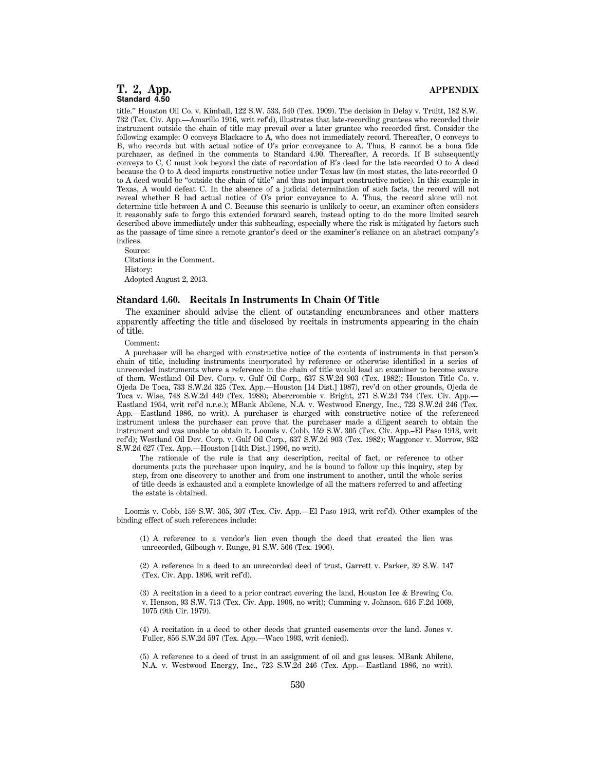title." Houston Oil Co. v. Kimball, 122 S.W. 533, 540 (Tex. 1909). The decision in Delay v. Truitt, 182 S.W. 732 (Tex. Civ. App.—Amarillo 1916, writ ref'd), illustrates that late-recording grantees who recorded their instrument outside the chain of title may prevail over a later grantee who recorded first. Consider the following example: O conveys Blackacre to A, who does not immediately record. Thereafter, O conveys to B, who records but with actual notice of O's prior conveyance to A. Thus, B cannot be a bona fide purchaser, as defined in the comments to Standard 4.90. Thereafter, A records. If B subsequently conveys to C, C must look beyond the date of recordation of B's deed for the late recorded O to A deed because the O to A deed imparts constructive notice under Texas law (in most states, the late-recorded O to A deed would be "outside the chain of title" and thus not impart constructive notice). In this example in Texas, A would defeat C. In the absence of a judicial determination of such facts, the record will not reveal whether B had actual notice of O's prior conveyance to A. Thus, the record alone will not determine title between A and C. Because this scenario is unlikely to occur, an examiner often considers it reasonably safe to forgo this extended forward search, instead opting to do the more limited search described above immediately under this subheading, especially where the risk is mitigated by factors such as the passage of time since a remote grantor's deed or the examiner's reliance on an abstract company's indices.

Source:

Citations in the Comment.

History:

Adopted August 2, 2013.

## Standard 4.60. Recitals In Instruments In Chain Of Title

The examiner should advise the client of outstanding encumbrances and other matters apparently affecting the title and disclosed by recitals in instruments appearing in the chain of title.

Comment:

A purchaser will be charged with constructive notice of the contents of instruments in that person's chain of title, including instruments incorporated by reference or otherwise identified in a series of unrecorded instruments where a reference in the chain of title would lead an examiner to become aware of them. Westland Oil Dev. Corp. v. Gulf Oil Corp., 637 S.W.2d 903 (Tex. 1982); Houston Title Co. v. Ojeda De Toca, 733 S.W.2d 325 (Tex. App.—Houston [14 Dist.] 1987), rev'd on other grounds, Ojeda de Toca v. Wise, 748 S.W.2d 449 (Tex. 1988); Abercrombie v. Bright, 271 S.W.2d 734 (Tex. Civ. App.—Eastland 1954, writ ref'd n.r.e.); MBank Abilene, N.A. v. Westwood Energy, Inc., 723 S.W.2d 246 (Tex. App.—Eastland 1986, no writ). A purchaser is charged with constructive notice of the referenced instrument unless the purchaser can prove that the purchaser made a diligent search to obtain the instrument and was unable to obtain it. Loomis v. Cobb, 159 S.W. 305 (Tex. Civ. App.–El Paso 1913, writ ref'd); Westland Oil Dev. Corp. v. Gulf Oil Corp., 637 S.W.2d 903 (Tex. 1982); Waggoner v. Morrow, 932 S.W.2d 627 (Tex. App.—Houston [14th Dist.] 1996, no writ).

> The rationale of the rule is that any description, recital of fact, or reference to other documents puts the purchaser upon inquiry, and he is bound to follow up this inquiry, step by step, from one discovery to another and from one instrument to another, until the whole series of title deeds is exhausted and a complete knowledge of all the matters referred to and affecting the estate is obtained.

Loomis v. Cobb, 159 S.W. 305, 307 (Tex. Civ. App.—El Paso 1913, writ ref'd). Other examples of the binding effect of such references include:

(1) A reference to a vendor's lien even though the deed that created the lien was unrecorded, Gilbough v. Runge, 91 S.W. 566 (Tex. 1906).

(2) A reference in a deed to an unrecorded deed of trust, Garrett v. Parker, 39 S.W. 147 (Tex. Civ. App. 1896, writ ref'd).

(3) A recitation in a deed to a prior contract covering the land, Houston Ice & Brewing Co. v. Henson, 93 S.W. 713 (Tex. Civ. App. 1906, no writ); Cumming v. Johnson, 616 F.2d 1069, 1075 (9th Cir. 1979).

(4) A recitation in a deed to other deeds that granted easements over the land. Jones v. Fuller, 856 S.W.2d 597 (Tex. App.—Waco 1993, writ denied).

(5) A reference to a deed of trust in an assignment of oil and gas leases. MBank Abilene, N.A. v. Westwood Energy, Inc., 723 S.W.2d 246 (Tex. App.—Eastland 1986, no writ).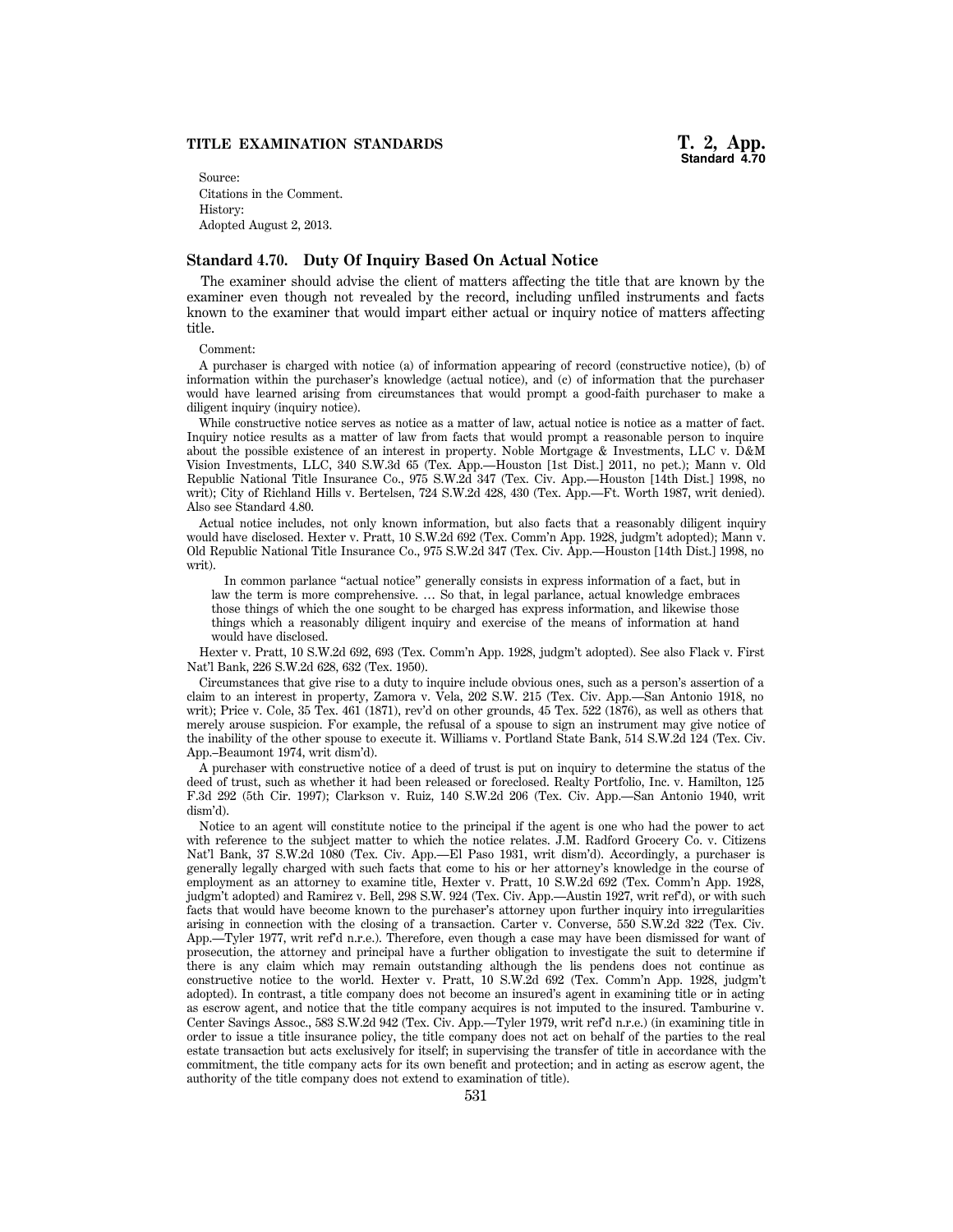Source:
Citations in the Comment.
History:
Adopted August 2, 2013.

## Standard 4.70. Duty Of Inquiry Based On Actual Notice

The examiner should advise the client of matters affecting the title that are known by the examiner even though not revealed by the record, including unfiled instruments and facts known to the examiner that would impart either actual or inquiry notice of matters affecting title.

Comment:

A purchaser is charged with notice (a) of information appearing of record (constructive notice), (b) of information within the purchaser's knowledge (actual notice), and (c) of information that the purchaser would have learned arising from circumstances that would prompt a good-faith purchaser to make a diligent inquiry (inquiry notice).

While constructive notice serves as notice as a matter of law, actual notice is notice as a matter of fact. Inquiry notice results as a matter of law from facts that would prompt a reasonable person to inquire about the possible existence of an interest in property. Noble Mortgage & Investments, LLC v. D&M Vision Investments, LLC, 340 S.W.3d 65 (Tex. App.—Houston [1st Dist.] 2011, no pet.); Mann v. Old Republic National Title Insurance Co., 975 S.W.2d 347 (Tex. Civ. App.—Houston [14th Dist.] 1998, no writ); City of Richland Hills v. Bertelsen, 724 S.W.2d 428, 430 (Tex. App.—Ft. Worth 1987, writ denied). Also see Standard 4.80.

Actual notice includes, not only known information, but also facts that a reasonably diligent inquiry would have disclosed. Hexter v. Pratt, 10 S.W.2d 692 (Tex. Comm'n App. 1928, judgm't adopted); Mann v. Old Republic National Title Insurance Co., 975 S.W.2d 347 (Tex. Civ. App.—Houston [14th Dist.] 1998, no writ).

> In common parlance "actual notice" generally consists in express information of a fact, but in law the term is more comprehensive. … So that, in legal parlance, actual knowledge embraces those things of which the one sought to be charged has express information, and likewise those things which a reasonably diligent inquiry and exercise of the means of information at hand would have disclosed.

Hexter v. Pratt, 10 S.W.2d 692, 693 (Tex. Comm'n App. 1928, judgm't adopted). See also Flack v. First Nat'l Bank, 226 S.W.2d 628, 632 (Tex. 1950).

Circumstances that give rise to a duty to inquire include obvious ones, such as a person's assertion of a claim to an interest in property, Zamora v. Vela, 202 S.W. 215 (Tex. Civ. App.—San Antonio 1918, no writ); Price v. Cole, 35 Tex. 461 (1871), rev'd on other grounds, 45 Tex. 522 (1876), as well as others that merely arouse suspicion. For example, the refusal of a spouse to sign an instrument may give notice of the inability of the other spouse to execute it. Williams v. Portland State Bank, 514 S.W.2d 124 (Tex. Civ. App.–Beaumont 1974, writ dism'd).

A purchaser with constructive notice of a deed of trust is put on inquiry to determine the status of the deed of trust, such as whether it had been released or foreclosed. Realty Portfolio, Inc. v. Hamilton, 125 F.3d 292 (5th Cir. 1997); Clarkson v. Ruiz, 140 S.W.2d 206 (Tex. Civ. App.—San Antonio 1940, writ dism'd).

Notice to an agent will constitute notice to the principal if the agent is one who had the power to act with reference to the subject matter to which the notice relates. J.M. Radford Grocery Co. v. Citizens Nat'l Bank, 37 S.W.2d 1080 (Tex. Civ. App.—El Paso 1931, writ dism'd). Accordingly, a purchaser is generally legally charged with such facts that come to his or her attorney's knowledge in the course of employment as an attorney to examine title, Hexter v. Pratt, 10 S.W.2d 692 (Tex. Comm'n App. 1928, judgm't adopted) and Ramirez v. Bell, 298 S.W. 924 (Tex. Civ. App.—Austin 1927, writ ref'd), or with such facts that would have become known to the purchaser's attorney upon further inquiry into irregularities arising in connection with the closing of a transaction. Carter v. Converse, 550 S.W.2d 322 (Tex. Civ. App.—Tyler 1977, writ ref'd n.r.e.). Therefore, even though a case may have been dismissed for want of prosecution, the attorney and principal have a further obligation to investigate the suit to determine if there is any claim which may remain outstanding although the lis pendens does not continue as constructive notice to the world. Hexter v. Pratt, 10 S.W.2d 692 (Tex. Comm'n App. 1928, judgm't adopted). In contrast, a title company does not become an insured's agent in examining title or in acting as escrow agent, and notice that the title company acquires is not imputed to the insured. Tamburine v. Center Savings Assoc., 583 S.W.2d 942 (Tex. Civ. App.—Tyler 1979, writ ref'd n.r.e.) (in examining title in order to issue a title insurance policy, the title company does not act on behalf of the parties to the real estate transaction but acts exclusively for itself; in supervising the transfer of title in accordance with the commitment, the title company acts for its own benefit and protection; and in acting as escrow agent, the authority of the title company does not extend to examination of title).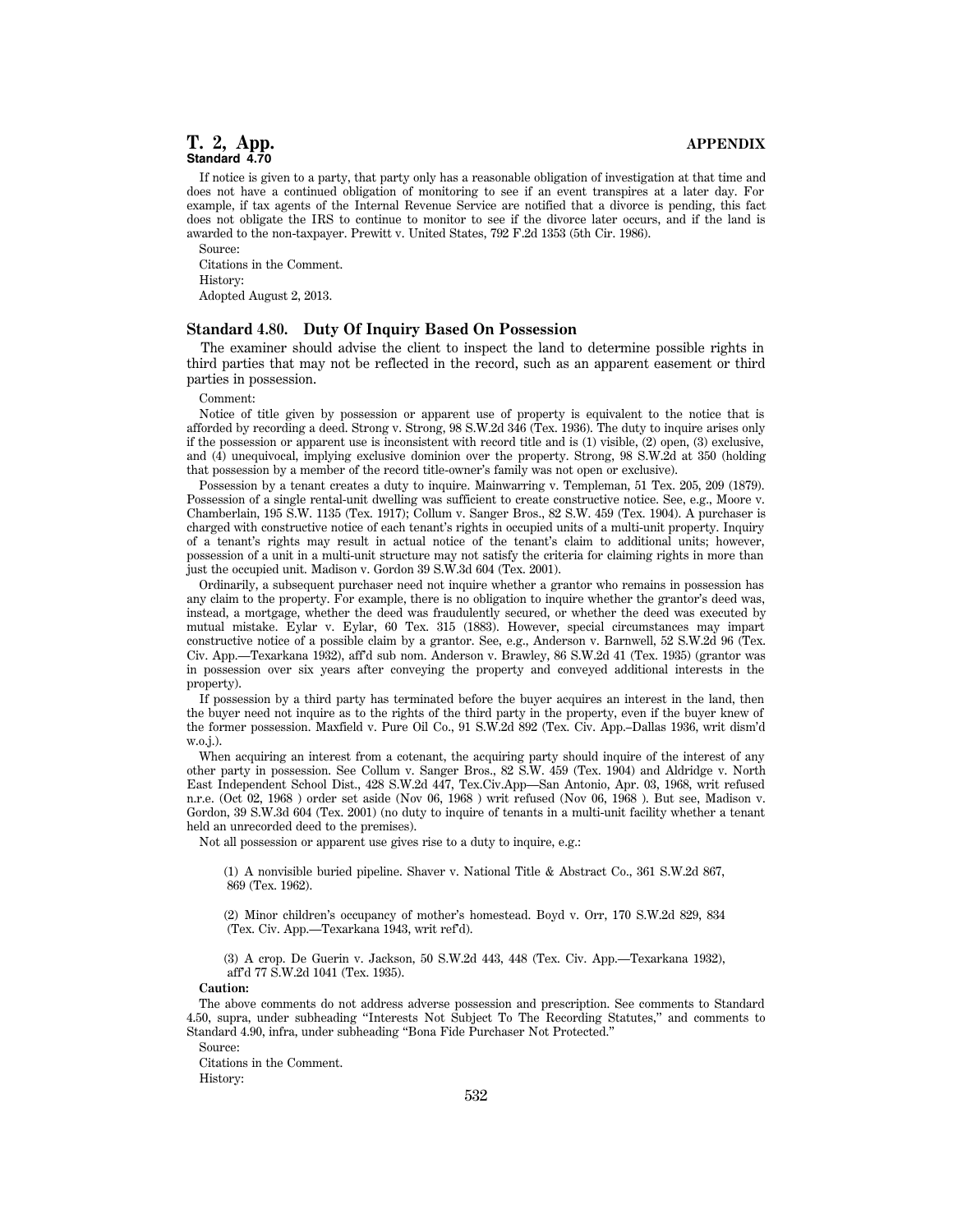If notice is given to a party, that party only has a reasonable obligation of investigation at that time and does not have a continued obligation of monitoring to see if an event transpires at a later day. For example, if tax agents of the Internal Revenue Service are notified that a divorce is pending, this fact does not obligate the IRS to continue to monitor to see if the divorce later occurs, and if the land is awarded to the non-taxpayer. Prewitt v. United States, 792 F.2d 1353 (5th Cir. 1986).

Source:

Citations in the Comment.

History:

Adopted August 2, 2013.

### Standard 4.80. Duty Of Inquiry Based On Possession

The examiner should advise the client to inspect the land to determine possible rights in third parties that may not be reflected in the record, such as an apparent easement or third parties in possession.

Comment:

Notice of title given by possession or apparent use of property is equivalent to the notice that is afforded by recording a deed. Strong v. Strong, 98 S.W.2d 346 (Tex. 1936). The duty to inquire arises only if the possession or apparent use is inconsistent with record title and is (1) visible, (2) open, (3) exclusive, and (4) unequivocal, implying exclusive dominion over the property. Strong, 98 S.W.2d at 350 (holding that possession by a member of the record title-owner's family was not open or exclusive).

Possession by a tenant creates a duty to inquire. Mainwarring v. Templeman, 51 Tex. 205, 209 (1879). Possession of a single rental-unit dwelling was sufficient to create constructive notice. See, e.g., Moore v. Chamberlain, 195 S.W. 1135 (Tex. 1917); Collum v. Sanger Bros., 82 S.W. 459 (Tex. 1904). A purchaser is charged with constructive notice of each tenant's rights in occupied units of a multi-unit property. Inquiry of a tenant's rights may result in actual notice of the tenant's claim to additional units; however, possession of a unit in a multi-unit structure may not satisfy the criteria for claiming rights in more than just the occupied unit. Madison v. Gordon 39 S.W.3d 604 (Tex. 2001).

Ordinarily, a subsequent purchaser need not inquire whether a grantor who remains in possession has any claim to the property. For example, there is no obligation to inquire whether the grantor's deed was, instead, a mortgage, whether the deed was fraudulently secured, or whether the deed was executed by mutual mistake. Eylar v. Eylar, 60 Tex. 315 (1883). However, special circumstances may impart constructive notice of a possible claim by a grantor. See, e.g., Anderson v. Barnwell, 52 S.W.2d 96 (Tex. Civ. App.—Texarkana 1932), aff'd sub nom. Anderson v. Brawley, 86 S.W.2d 41 (Tex. 1935) (grantor was in possession over six years after conveying the property and conveyed additional interests in the property).

If possession by a third party has terminated before the buyer acquires an interest in the land, then the buyer need not inquire as to the rights of the third party in the property, even if the buyer knew of the former possession. Maxfield v. Pure Oil Co., 91 S.W.2d 892 (Tex. Civ. App.–Dallas 1936, writ dism'd w.o.j.).

When acquiring an interest from a cotenant, the acquiring party should inquire of the interest of any other party in possession. See Collum v. Sanger Bros., 82 S.W. 459 (Tex. 1904) and Aldridge v. North East Independent School Dist., 428 S.W.2d 447, Tex.Civ.App—San Antonio, Apr. 03, 1968, writ refused n.r.e. (Oct 02, 1968 ) order set aside (Nov 06, 1968 ) writ refused (Nov 06, 1968 ). But see, Madison v. Gordon, 39 S.W.3d 604 (Tex. 2001) (no duty to inquire of tenants in a multi-unit facility whether a tenant held an unrecorded deed to the premises).

Not all possession or apparent use gives rise to a duty to inquire, e.g.:

(1) A nonvisible buried pipeline. Shaver v. National Title & Abstract Co., 361 S.W.2d 867, 869 (Tex. 1962).

(2) Minor children's occupancy of mother's homestead. Boyd v. Orr, 170 S.W.2d 829, 834 (Tex. Civ. App.—Texarkana 1943, writ ref'd).

(3) A crop. De Guerin v. Jackson, 50 S.W.2d 443, 448 (Tex. Civ. App.—Texarkana 1932), aff'd 77 S.W.2d 1041 (Tex. 1935).

**Caution:**

The above comments do not address adverse possession and prescription. See comments to Standard 4.50, supra, under subheading "Interests Not Subject To The Recording Statutes," and comments to Standard 4.90, infra, under subheading "Bona Fide Purchaser Not Protected."

Source:

Citations in the Comment.

History: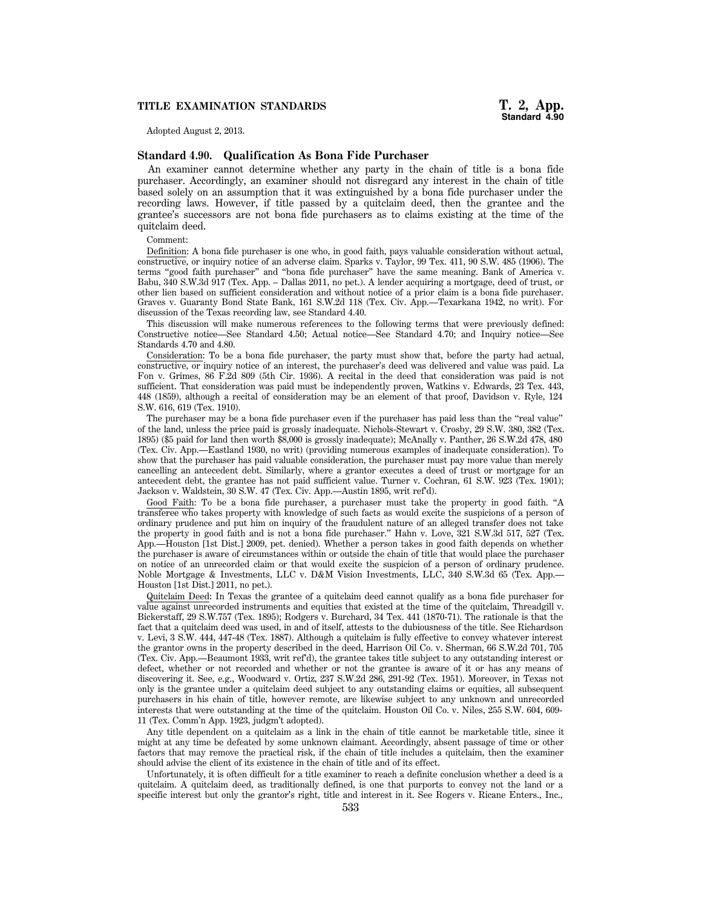Adopted August 2, 2013.

### Standard 4.90. Qualification As Bona Fide Purchaser

An examiner cannot determine whether any party in the chain of title is a bona fide purchaser. Accordingly, an examiner should not disregard any interest in the chain of title based solely on an assumption that it was extinguished by a bona fide purchaser under the recording laws. However, if title passed by a quitclaim deed, then the grantee and the grantee's successors are not bona fide purchasers as to claims existing at the time of the quitclaim deed.

Comment:

Definition: A bona fide purchaser is one who, in good faith, pays valuable consideration without actual, constructive, or inquiry notice of an adverse claim. Sparks v. Taylor, 99 Tex. 411, 90 S.W. 485 (1906). The terms "good faith purchaser" and "bona fide purchaser" have the same meaning. Bank of America v. Babu, 340 S.W.3d 917 (Tex. App. – Dallas 2011, no pet.). A lender acquiring a mortgage, deed of trust, or other lien based on sufficient consideration and without notice of a prior claim is a bona fide purchaser. Graves v. Guaranty Bond State Bank, 161 S.W.2d 118 (Tex. Civ. App.—Texarkana 1942, no writ). For discussion of the Texas recording law, see Standard 4.40.

This discussion will make numerous references to the following terms that were previously defined: Constructive notice—See Standard 4.50; Actual notice—See Standard 4.70; and Inquiry notice—See Standards 4.70 and 4.80.

Consideration: To be a bona fide purchaser, the party must show that, before the party had actual, constructive, or inquiry notice of an interest, the purchaser's deed was delivered and value was paid. La Fon v. Grimes, 86 F.2d 809 (5th Cir. 1936). A recital in the deed that consideration was paid is not sufficient. That consideration was paid must be independently proven, Watkins v. Edwards, 23 Tex. 443, 448 (1859), although a recital of consideration may be an element of that proof, Davidson v. Ryle, 124 S.W. 616, 619 (Tex. 1910).

The purchaser may be a bona fide purchaser even if the purchaser has paid less than the "real value" of the land, unless the price paid is grossly inadequate. Nichols-Stewart v. Crosby, 29 S.W. 380, 382 (Tex. 1895) ($5 paid for land then worth $8,000 is grossly inadequate); McAnally v. Panther, 26 S.W.2d 478, 480 (Tex. Civ. App.—Eastland 1930, no writ) (providing numerous examples of inadequate consideration). To show that the purchaser has paid valuable consideration, the purchaser must pay more value than merely cancelling an antecedent debt. Similarly, where a grantor executes a deed of trust or mortgage for an antecedent debt, the grantee has not paid sufficient value. Turner v. Cochran, 61 S.W. 923 (Tex. 1901); Jackson v. Waldstein, 30 S.W. 47 (Tex. Civ. App.—Austin 1895, writ ref'd).

Good Faith: To be a bona fide purchaser, a purchaser must take the property in good faith. "A transferee who takes property with knowledge of such facts as would excite the suspicions of a person of ordinary prudence and put him on inquiry of the fraudulent nature of an alleged transfer does not take the property in good faith and is not a bona fide purchaser." Hahn v. Love, 321 S.W.3d 517, 527 (Tex. App.—Houston [1st Dist.] 2009, pet. denied). Whether a person takes in good faith depends on whether the purchaser is aware of circumstances within or outside the chain of title that would place the purchaser on notice of an unrecorded claim or that would excite the suspicion of a person of ordinary prudence. Noble Mortgage & Investments, LLC v. D&M Vision Investments, LLC, 340 S.W.3d 65 (Tex. App.—Houston [1st Dist.] 2011, no pet.).

Quitclaim Deed: In Texas the grantee of a quitclaim deed cannot qualify as a bona fide purchaser for value against unrecorded instruments and equities that existed at the time of the quitclaim, Threadgill v. Bickerstaff, 29 S.W.757 (Tex. 1895); Rodgers v. Burchard, 34 Tex. 441 (1870-71). The rationale is that the fact that a quitclaim deed was used, in and of itself, attests to the dubiousness of the title. See Richardson v. Levi, 3 S.W. 444, 447-48 (Tex. 1887). Although a quitclaim is fully effective to convey whatever interest the grantor owns in the property described in the deed, Harrison Oil Co. v. Sherman, 66 S.W.2d 701, 705 (Tex. Civ. App.—Beaumont 1933, writ ref'd), the grantee takes title subject to any outstanding interest or defect, whether or not recorded and whether or not the grantee is aware of it or has any means of discovering it. See, e.g., Woodward v. Ortiz, 237 S.W.2d 286, 291-92 (Tex. 1951). Moreover, in Texas not only is the grantee under a quitclaim deed subject to any outstanding claims or equities, all subsequent purchasers in his chain of title, however remote, are likewise subject to any unknown and unrecorded interests that were outstanding at the time of the quitclaim. Houston Oil Co. v. Niles, 255 S.W. 604, 609-11 (Tex. Comm'n App. 1923, judgm't adopted).

Any title dependent on a quitclaim as a link in the chain of title cannot be marketable title, since it might at any time be defeated by some unknown claimant. Accordingly, absent passage of time or other factors that may remove the practical risk, if the chain of title includes a quitclaim, then the examiner should advise the client of its existence in the chain of title and of its effect.

Unfortunately, it is often difficult for a title examiner to reach a definite conclusion whether a deed is a quitclaim. A quitclaim deed, as traditionally defined, is one that purports to convey not the land or a specific interest but only the grantor's right, title and interest in it. See Rogers v. Ricane Enters., Inc.,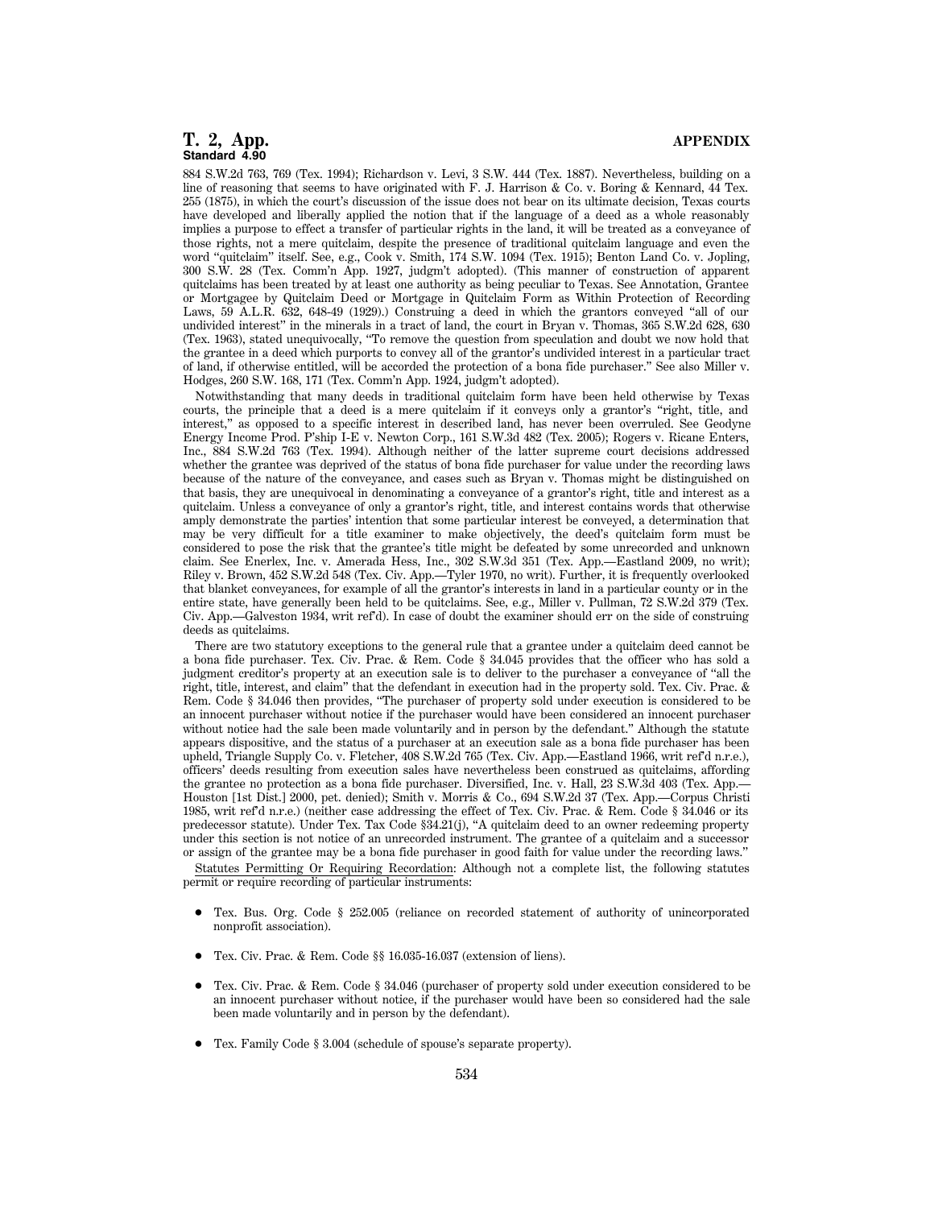884 S.W.2d 763, 769 (Tex. 1994); Richardson v. Levi, 3 S.W. 444 (Tex. 1887). Nevertheless, building on a line of reasoning that seems to have originated with F. J. Harrison & Co. v. Boring & Kennard, 44 Tex. 255 (1875), in which the court's discussion of the issue does not bear on its ultimate decision, Texas courts have developed and liberally applied the notion that if the language of a deed as a whole reasonably implies a purpose to effect a transfer of particular rights in the land, it will be treated as a conveyance of those rights, not a mere quitclaim, despite the presence of traditional quitclaim language and even the word "quitclaim" itself. See, e.g., Cook v. Smith, 174 S.W. 1094 (Tex. 1915); Benton Land Co. v. Jopling, 300 S.W. 28 (Tex. Comm'n App. 1927, judgm't adopted). (This manner of construction of apparent quitclaims has been treated by at least one authority as being peculiar to Texas. See Annotation, Grantee or Mortgagee by Quitclaim Deed or Mortgage in Quitclaim Form as Within Protection of Recording Laws, 59 A.L.R. 632, 648-49 (1929).) Construing a deed in which the grantors conveyed "all of our undivided interest" in the minerals in a tract of land, the court in Bryan v. Thomas, 365 S.W.2d 628, 630 (Tex. 1963), stated unequivocally, "To remove the question from speculation and doubt we now hold that the grantee in a deed which purports to convey all of the grantor's undivided interest in a particular tract of land, if otherwise entitled, will be accorded the protection of a bona fide purchaser." See also Miller v. Hodges, 260 S.W. 168, 171 (Tex. Comm'n App. 1924, judgm't adopted).

Notwithstanding that many deeds in traditional quitclaim form have been held otherwise by Texas courts, the principle that a deed is a mere quitclaim if it conveys only a grantor's "right, title, and interest," as opposed to a specific interest in described land, has never been overruled. See Geodyne Energy Income Prod. P'ship I-E v. Newton Corp., 161 S.W.3d 482 (Tex. 2005); Rogers v. Ricane Enters, Inc., 884 S.W.2d 763 (Tex. 1994). Although neither of the latter supreme court decisions addressed whether the grantee was deprived of the status of bona fide purchaser for value under the recording laws because of the nature of the conveyance, and cases such as Bryan v. Thomas might be distinguished on that basis, they are unequivocal in denominating a conveyance of a grantor's right, title and interest as a quitclaim. Unless a conveyance of only a grantor's right, title, and interest contains words that otherwise amply demonstrate the parties' intention that some particular interest be conveyed, a determination that may be very difficult for a title examiner to make objectively, the deed's quitclaim form must be considered to pose the risk that the grantee's title might be defeated by some unrecorded and unknown claim. See Enerlex, Inc. v. Amerada Hess, Inc., 302 S.W.3d 351 (Tex. App.—Eastland 2009, no writ); Riley v. Brown, 452 S.W.2d 548 (Tex. Civ. App.—Tyler 1970, no writ). Further, it is frequently overlooked that blanket conveyances, for example of all the grantor's interests in land in a particular county or in the entire state, have generally been held to be quitclaims. See, e.g., Miller v. Pullman, 72 S.W.2d 379 (Tex. Civ. App.—Galveston 1934, writ ref'd). In case of doubt the examiner should err on the side of construing deeds as quitclaims.

There are two statutory exceptions to the general rule that a grantee under a quitclaim deed cannot be a bona fide purchaser. Tex. Civ. Prac. & Rem. Code § 34.045 provides that the officer who has sold a judgment creditor's property at an execution sale is to deliver to the purchaser a conveyance of "all the right, title, interest, and claim" that the defendant in execution had in the property sold. Tex. Civ. Prac. & Rem. Code § 34.046 then provides, "The purchaser of property sold under execution is considered to be an innocent purchaser without notice if the purchaser would have been considered an innocent purchaser without notice had the sale been made voluntarily and in person by the defendant." Although the statute appears dispositive, and the status of a purchaser at an execution sale as a bona fide purchaser has been upheld, Triangle Supply Co. v. Fletcher, 408 S.W.2d 765 (Tex. Civ. App.—Eastland 1966, writ ref'd n.r.e.), officers' deeds resulting from execution sales have nevertheless been construed as quitclaims, affording the grantee no protection as a bona fide purchaser. Diversified, Inc. v. Hall, 23 S.W.3d 403 (Tex. App.—Houston [1st Dist.] 2000, pet. denied); Smith v. Morris & Co., 694 S.W.2d 37 (Tex. App.—Corpus Christi 1985, writ ref'd n.r.e.) (neither case addressing the effect of Tex. Civ. Prac. & Rem. Code § 34.046 or its predecessor statute). Under Tex. Tax Code §34.21(j), "A quitclaim deed to an owner redeeming property under this section is not notice of an unrecorded instrument. The grantee of a quitclaim and a successor or assign of the grantee may be a bona fide purchaser in good faith for value under the recording laws."

Statutes Permitting Or Requiring Recordation: Although not a complete list, the following statutes permit or require recording of particular instruments:

- Tex. Bus. Org. Code § 252.005 (reliance on recorded statement of authority of unincorporated nonprofit association).
- Tex. Civ. Prac. & Rem. Code §§ 16.035-16.037 (extension of liens).
- Tex. Civ. Prac. & Rem. Code § 34.046 (purchaser of property sold under execution considered to be an innocent purchaser without notice, if the purchaser would have been so considered had the sale been made voluntarily and in person by the defendant).
- Tex. Family Code § 3.004 (schedule of spouse's separate property).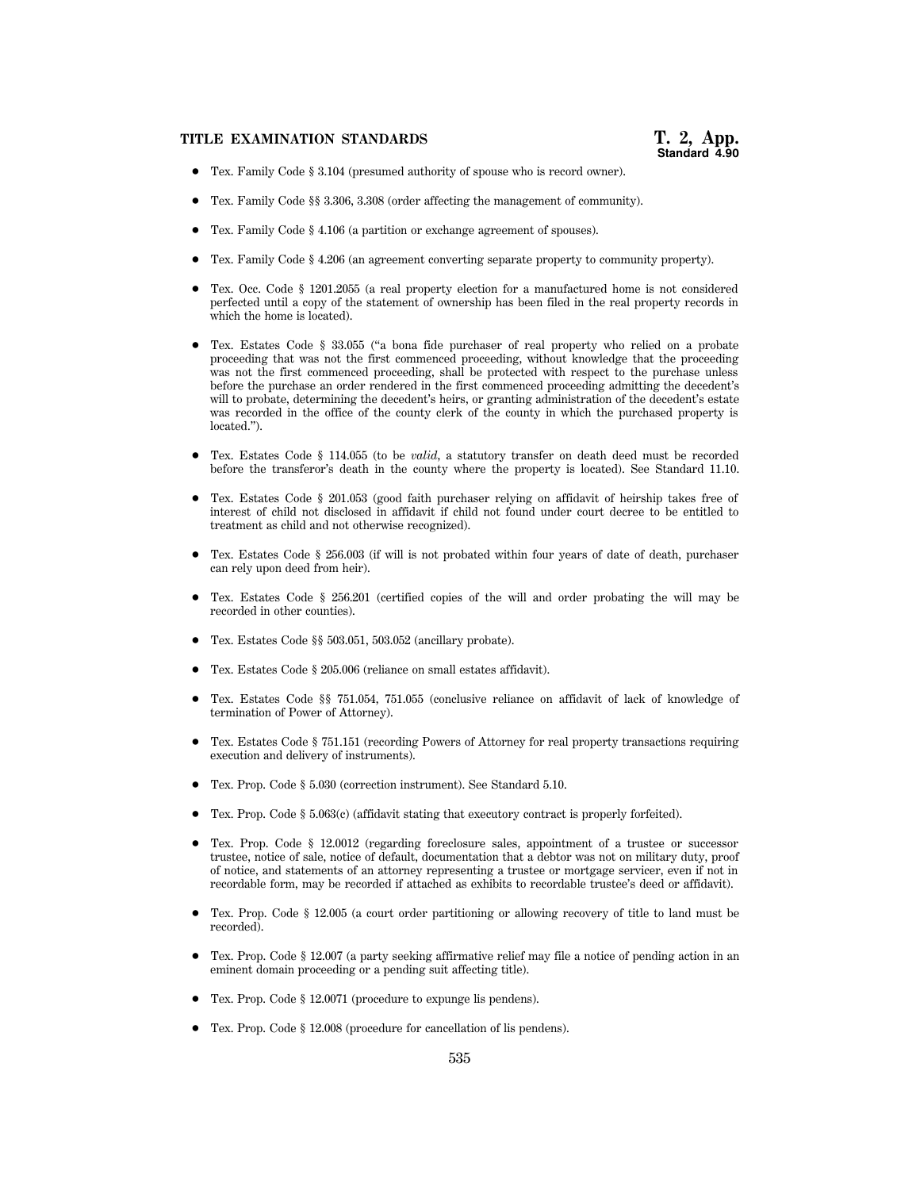- Tex. Family Code § 3.104 (presumed authority of spouse who is record owner).
- Tex. Family Code §§ 3.306, 3.308 (order affecting the management of community).
- Tex. Family Code § 4.106 (a partition or exchange agreement of spouses).
- Tex. Family Code § 4.206 (an agreement converting separate property to community property).
- Tex. Occ. Code § 1201.2055 (a real property election for a manufactured home is not considered perfected until a copy of the statement of ownership has been filed in the real property records in which the home is located).
- Tex. Estates Code § 33.055 ("a bona fide purchaser of real property who relied on a probate proceeding that was not the first commenced proceeding, without knowledge that the proceeding was not the first commenced proceeding, shall be protected with respect to the purchase unless before the purchase an order rendered in the first commenced proceeding admitting the decedent's will to probate, determining the decedent's heirs, or granting administration of the decedent's estate was recorded in the office of the county clerk of the county in which the purchased property is located.").
- Tex. Estates Code § 114.055 (to be *valid*, a statutory transfer on death deed must be recorded before the transferor's death in the county where the property is located). See Standard 11.10.
- Tex. Estates Code § 201.053 (good faith purchaser relying on affidavit of heirship takes free of interest of child not disclosed in affidavit if child not found under court decree to be entitled to treatment as child and not otherwise recognized).
- Tex. Estates Code § 256.003 (if will is not probated within four years of date of death, purchaser can rely upon deed from heir).
- Tex. Estates Code § 256.201 (certified copies of the will and order probating the will may be recorded in other counties).
- Tex. Estates Code §§ 503.051, 503.052 (ancillary probate).
- Tex. Estates Code § 205.006 (reliance on small estates affidavit).
- Tex. Estates Code §§ 751.054, 751.055 (conclusive reliance on affidavit of lack of knowledge of termination of Power of Attorney).
- Tex. Estates Code § 751.151 (recording Powers of Attorney for real property transactions requiring execution and delivery of instruments).
- Tex. Prop. Code § 5.030 (correction instrument). See Standard 5.10.
- Tex. Prop. Code § 5.063(c) (affidavit stating that executory contract is properly forfeited).
- Tex. Prop. Code § 12.0012 (regarding foreclosure sales, appointment of a trustee or successor trustee, notice of sale, notice of default, documentation that a debtor was not on military duty, proof of notice, and statements of an attorney representing a trustee or mortgage servicer, even if not in recordable form, may be recorded if attached as exhibits to recordable trustee's deed or affidavit).
- Tex. Prop. Code § 12.005 (a court order partitioning or allowing recovery of title to land must be recorded).
- Tex. Prop. Code § 12.007 (a party seeking affirmative relief may file a notice of pending action in an eminent domain proceeding or a pending suit affecting title).
- Tex. Prop. Code § 12.0071 (procedure to expunge lis pendens).
- Tex. Prop. Code § 12.008 (procedure for cancellation of lis pendens).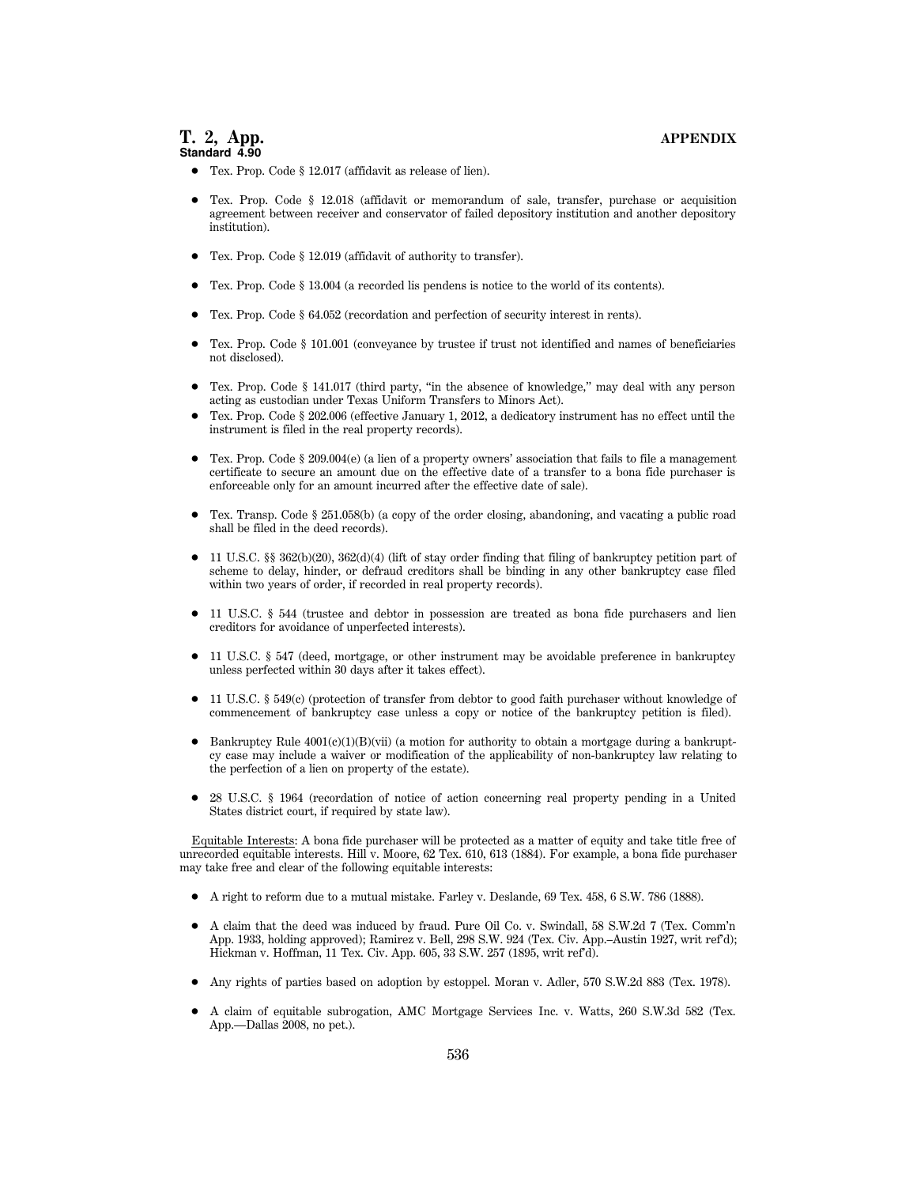- Tex. Prop. Code § 12.017 (affidavit as release of lien).
- Tex. Prop. Code § 12.018 (affidavit or memorandum of sale, transfer, purchase or acquisition agreement between receiver and conservator of failed depository institution and another depository institution).
- Tex. Prop. Code § 12.019 (affidavit of authority to transfer).
- Tex. Prop. Code § 13.004 (a recorded lis pendens is notice to the world of its contents).
- Tex. Prop. Code § 64.052 (recordation and perfection of security interest in rents).
- Tex. Prop. Code § 101.001 (conveyance by trustee if trust not identified and names of beneficiaries not disclosed).
- Tex. Prop. Code § 141.017 (third party, "in the absence of knowledge," may deal with any person acting as custodian under Texas Uniform Transfers to Minors Act).
- Tex. Prop. Code § 202.006 (effective January 1, 2012, a dedicatory instrument has no effect until the instrument is filed in the real property records).
- Tex. Prop. Code § 209.004(e) (a lien of a property owners' association that fails to file a management certificate to secure an amount due on the effective date of a transfer to a bona fide purchaser is enforceable only for an amount incurred after the effective date of sale).
- Tex. Transp. Code § 251.058(b) (a copy of the order closing, abandoning, and vacating a public road shall be filed in the deed records).
- 11 U.S.C. §§ 362(b)(20), 362(d)(4) (lift of stay order finding that filing of bankruptcy petition part of scheme to delay, hinder, or defraud creditors shall be binding in any other bankruptcy case filed within two years of order, if recorded in real property records).
- 11 U.S.C. § 544 (trustee and debtor in possession are treated as bona fide purchasers and lien creditors for avoidance of unperfected interests).
- 11 U.S.C. § 547 (deed, mortgage, or other instrument may be avoidable preference in bankruptcy unless perfected within 30 days after it takes effect).
- 11 U.S.C. § 549(c) (protection of transfer from debtor to good faith purchaser without knowledge of commencement of bankruptcy case unless a copy or notice of the bankruptcy petition is filed).
- Bankruptcy Rule 4001(c)(1)(B)(vii) (a motion for authority to obtain a mortgage during a bankruptcy case may include a waiver or modification of the applicability of non-bankruptcy law relating to the perfection of a lien on property of the estate).
- 28 U.S.C. § 1964 (recordation of notice of action concerning real property pending in a United States district court, if required by state law).

Equitable Interests: A bona fide purchaser will be protected as a matter of equity and take title free of unrecorded equitable interests. Hill v. Moore, 62 Tex. 610, 613 (1884). For example, a bona fide purchaser may take free and clear of the following equitable interests:

- A right to reform due to a mutual mistake. Farley v. Deslande, 69 Tex. 458, 6 S.W. 786 (1888).
- A claim that the deed was induced by fraud. Pure Oil Co. v. Swindall, 58 S.W.2d 7 (Tex. Comm'n App. 1933, holding approved); Ramirez v. Bell, 298 S.W. 924 (Tex. Civ. App.–Austin 1927, writ ref'd); Hickman v. Hoffman, 11 Tex. Civ. App. 605, 33 S.W. 257 (1895, writ ref'd).
- Any rights of parties based on adoption by estoppel. Moran v. Adler, 570 S.W.2d 883 (Tex. 1978).
- A claim of equitable subrogation, AMC Mortgage Services Inc. v. Watts, 260 S.W.3d 582 (Tex. App.—Dallas 2008, no pet.).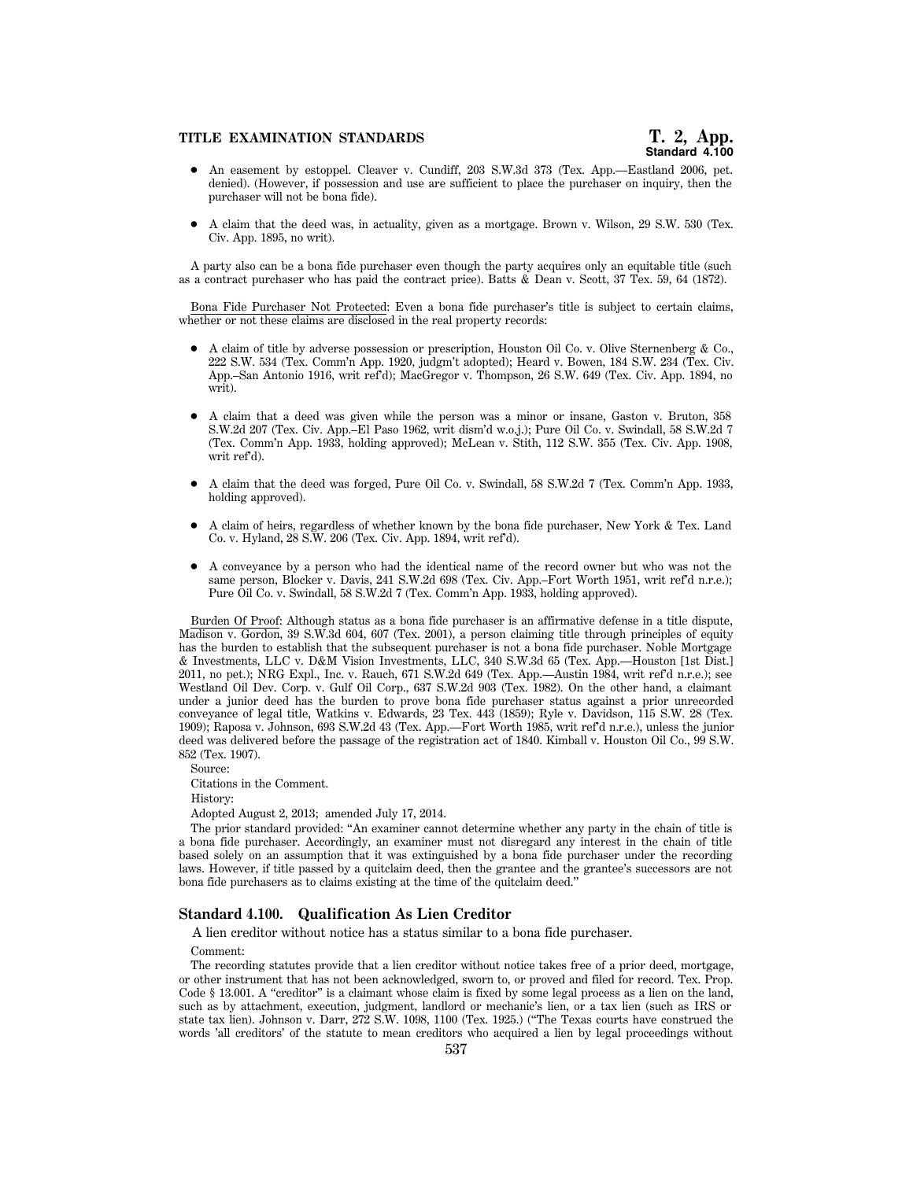- An easement by estoppel. Cleaver v. Cundiff, 203 S.W.3d 373 (Tex. App.—Eastland 2006, pet. denied). (However, if possession and use are sufficient to place the purchaser on inquiry, then the purchaser will not be bona fide).

- A claim that the deed was, in actuality, given as a mortgage. Brown v. Wilson, 29 S.W. 530 (Tex. Civ. App. 1895, no writ).

A party also can be a bona fide purchaser even though the party acquires only an equitable title (such as a contract purchaser who has paid the contract price). Batts & Dean v. Scott, 37 Tex. 59, 64 (1872).

Bona Fide Purchaser Not Protected: Even a bona fide purchaser's title is subject to certain claims, whether or not these claims are disclosed in the real property records:

- A claim of title by adverse possession or prescription, Houston Oil Co. v. Olive Sternenberg & Co., 222 S.W. 534 (Tex. Comm'n App. 1920, judgm't adopted); Heard v. Bowen, 184 S.W. 234 (Tex. Civ. App.–San Antonio 1916, writ ref'd); MacGregor v. Thompson, 26 S.W. 649 (Tex. Civ. App. 1894, no writ).

- A claim that a deed was given while the person was a minor or insane, Gaston v. Bruton, 358 S.W.2d 207 (Tex. Civ. App.–El Paso 1962, writ dism'd w.o.j.); Pure Oil Co. v. Swindall, 58 S.W.2d 7 (Tex. Comm'n App. 1933, holding approved); McLean v. Stith, 112 S.W. 355 (Tex. Civ. App. 1908, writ ref'd).

- A claim that the deed was forged, Pure Oil Co. v. Swindall, 58 S.W.2d 7 (Tex. Comm'n App. 1933, holding approved).

- A claim of heirs, regardless of whether known by the bona fide purchaser, New York & Tex. Land Co. v. Hyland, 28 S.W. 206 (Tex. Civ. App. 1894, writ ref'd).

- A conveyance by a person who had the identical name of the record owner but who was not the same person, Blocker v. Davis, 241 S.W.2d 698 (Tex. Civ. App.–Fort Worth 1951, writ ref'd n.r.e.); Pure Oil Co. v. Swindall, 58 S.W.2d 7 (Tex. Comm'n App. 1933, holding approved).

Burden Of Proof: Although status as a bona fide purchaser is an affirmative defense in a title dispute, Madison v. Gordon, 39 S.W.3d 604, 607 (Tex. 2001), a person claiming title through principles of equity has the burden to establish that the subsequent purchaser is not a bona fide purchaser. Noble Mortgage & Investments, LLC v. D&M Vision Investments, LLC, 340 S.W.3d 65 (Tex. App.—Houston [1st Dist.] 2011, no pet.); NRG Expl., Inc. v. Rauch, 671 S.W.2d 649 (Tex. App.—Austin 1984, writ ref'd n.r.e.); see Westland Oil Dev. Corp. v. Gulf Oil Corp., 637 S.W.2d 903 (Tex. 1982). On the other hand, a claimant under a junior deed has the burden to prove bona fide purchaser status against a prior unrecorded conveyance of legal title, Watkins v. Edwards, 23 Tex. 443 (1859); Ryle v. Davidson, 115 S.W. 28 (Tex. 1909); Raposa v. Johnson, 693 S.W.2d 43 (Tex. App.—Fort Worth 1985, writ ref'd n.r.e.), unless the junior deed was delivered before the passage of the registration act of 1840. Kimball v. Houston Oil Co., 99 S.W. 852 (Tex. 1907).

Source:

Citations in the Comment.

History:

Adopted August 2, 2013; amended July 17, 2014.

The prior standard provided: "An examiner cannot determine whether any party in the chain of title is a bona fide purchaser. Accordingly, an examiner must not disregard any interest in the chain of title based solely on an assumption that it was extinguished by a bona fide purchaser under the recording laws. However, if title passed by a quitclaim deed, then the grantee and the grantee's successors are not bona fide purchasers as to claims existing at the time of the quitclaim deed."

## Standard 4.100. Qualification As Lien Creditor

A lien creditor without notice has a status similar to a bona fide purchaser.

Comment:

The recording statutes provide that a lien creditor without notice takes free of a prior deed, mortgage, or other instrument that has not been acknowledged, sworn to, or proved and filed for record. Tex. Prop. Code § 13.001. A "creditor" is a claimant whose claim is fixed by some legal process as a lien on the land, such as by attachment, execution, judgment, landlord or mechanic's lien, or a tax lien (such as IRS or state tax lien). Johnson v. Darr, 272 S.W. 1098, 1100 (Tex. 1925.) ("The Texas courts have construed the words 'all creditors' of the statute to mean creditors who acquired a lien by legal proceedings without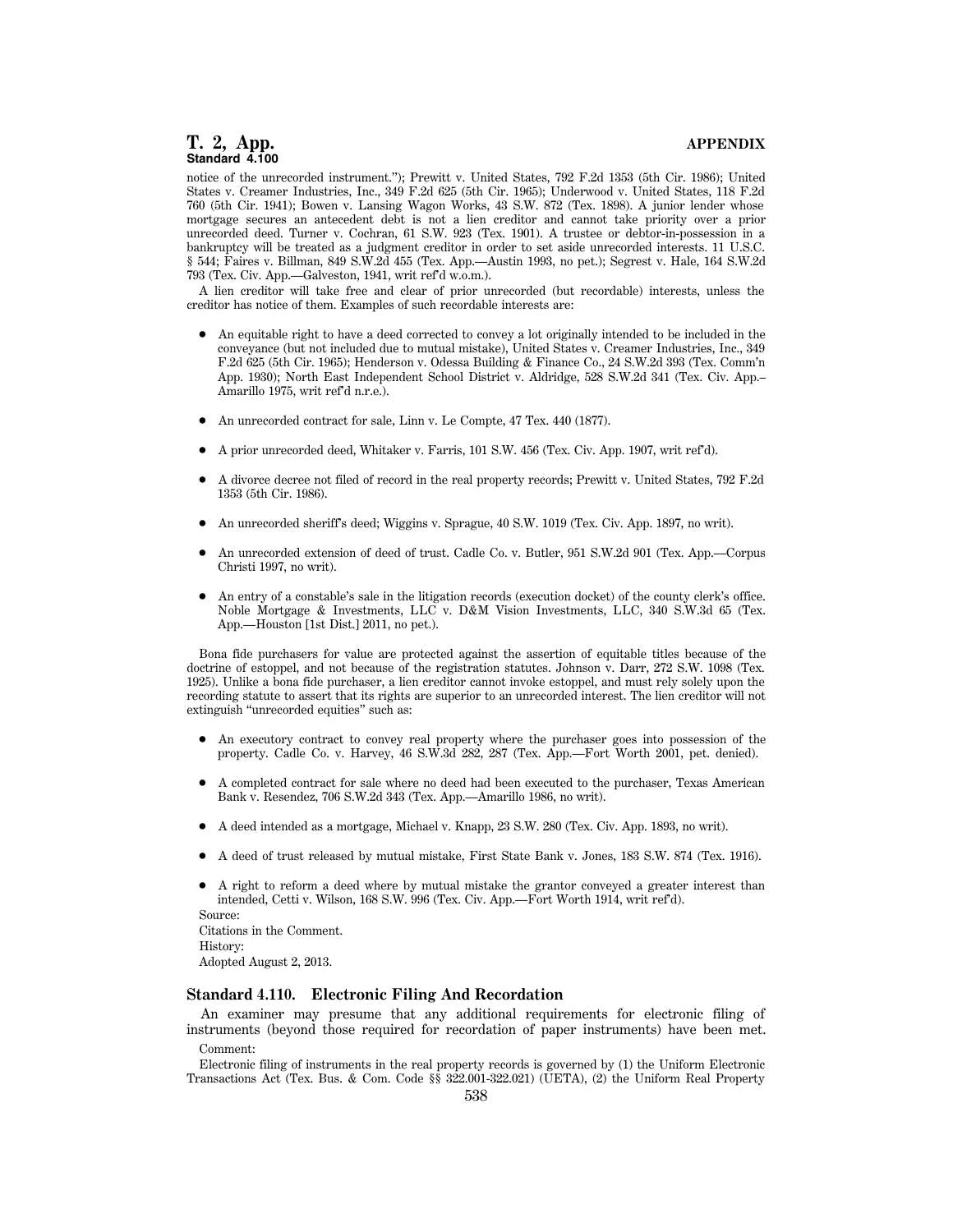notice of the unrecorded instrument."); Prewitt v. United States, 792 F.2d 1353 (5th Cir. 1986); United States v. Creamer Industries, Inc., 349 F.2d 625 (5th Cir. 1965); Underwood v. United States, 118 F.2d 760 (5th Cir. 1941); Bowen v. Lansing Wagon Works, 43 S.W. 872 (Tex. 1898). A junior lender whose mortgage secures an antecedent debt is not a lien creditor and cannot take priority over a prior unrecorded deed. Turner v. Cochran, 61 S.W. 923 (Tex. 1901). A trustee or debtor-in-possession in a bankruptcy will be treated as a judgment creditor in order to set aside unrecorded interests. 11 U.S.C. § 544; Faires v. Billman, 849 S.W.2d 455 (Tex. App.—Austin 1993, no pet.); Segrest v. Hale, 164 S.W.2d 793 (Tex. Civ. App.—Galveston, 1941, writ ref'd w.o.m.).

A lien creditor will take free and clear of prior unrecorded (but recordable) interests, unless the creditor has notice of them. Examples of such recordable interests are:

- An equitable right to have a deed corrected to convey a lot originally intended to be included in the conveyance (but not included due to mutual mistake), United States v. Creamer Industries, Inc., 349 F.2d 625 (5th Cir. 1965); Henderson v. Odessa Building & Finance Co., 24 S.W.2d 393 (Tex. Comm'n App. 1930); North East Independent School District v. Aldridge, 528 S.W.2d 341 (Tex. Civ. App.–Amarillo 1975, writ ref'd n.r.e.).
- An unrecorded contract for sale, Linn v. Le Compte, 47 Tex. 440 (1877).
- A prior unrecorded deed, Whitaker v. Farris, 101 S.W. 456 (Tex. Civ. App. 1907, writ ref'd).
- A divorce decree not filed of record in the real property records; Prewitt v. United States, 792 F.2d 1353 (5th Cir. 1986).
- An unrecorded sheriff's deed; Wiggins v. Sprague, 40 S.W. 1019 (Tex. Civ. App. 1897, no writ).
- An unrecorded extension of deed of trust. Cadle Co. v. Butler, 951 S.W.2d 901 (Tex. App.—Corpus Christi 1997, no writ).
- An entry of a constable's sale in the litigation records (execution docket) of the county clerk's office. Noble Mortgage & Investments, LLC v. D&M Vision Investments, LLC, 340 S.W.3d 65 (Tex. App.—Houston [1st Dist.] 2011, no pet.).

Bona fide purchasers for value are protected against the assertion of equitable titles because of the doctrine of estoppel, and not because of the registration statutes. Johnson v. Darr, 272 S.W. 1098 (Tex. 1925). Unlike a bona fide purchaser, a lien creditor cannot invoke estoppel, and must rely solely upon the recording statute to assert that its rights are superior to an unrecorded interest. The lien creditor will not extinguish "unrecorded equities" such as:

- An executory contract to convey real property where the purchaser goes into possession of the property. Cadle Co. v. Harvey, 46 S.W.3d 282, 287 (Tex. App.—Fort Worth 2001, pet. denied).
- A completed contract for sale where no deed had been executed to the purchaser, Texas American Bank v. Resendez, 706 S.W.2d 343 (Tex. App.—Amarillo 1986, no writ).
- A deed intended as a mortgage, Michael v. Knapp, 23 S.W. 280 (Tex. Civ. App. 1893, no writ).
- A deed of trust released by mutual mistake, First State Bank v. Jones, 183 S.W. 874 (Tex. 1916).
- A right to reform a deed where by mutual mistake the grantor conveyed a greater interest than intended, Cetti v. Wilson, 168 S.W. 996 (Tex. Civ. App.—Fort Worth 1914, writ ref'd).

Source:

Citations in the Comment.

History:

Adopted August 2, 2013.

### Standard 4.110. Electronic Filing And Recordation

An examiner may presume that any additional requirements for electronic filing of instruments (beyond those required for recordation of paper instruments) have been met.

Comment:

Electronic filing of instruments in the real property records is governed by (1) the Uniform Electronic Transactions Act (Tex. Bus. & Com. Code §§ 322.001-322.021) (UETA), (2) the Uniform Real Property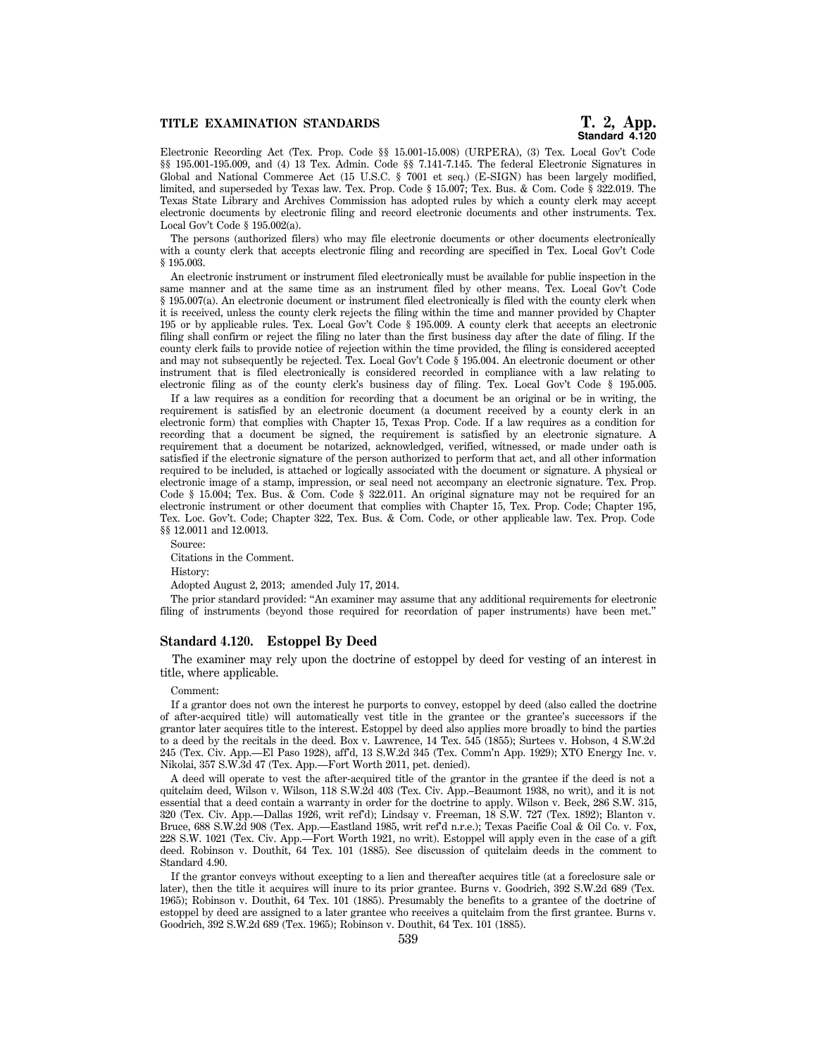Electronic Recording Act (Tex. Prop. Code §§ 15.001-15.008) (URPERA), (3) Tex. Local Gov't Code §§ 195.001-195.009, and (4) 13 Tex. Admin. Code §§ 7.141-7.145. The federal Electronic Signatures in Global and National Commerce Act (15 U.S.C. § 7001 et seq.) (E-SIGN) has been largely modified, limited, and superseded by Texas law. Tex. Prop. Code § 15.007; Tex. Bus. & Com. Code § 322.019. The Texas State Library and Archives Commission has adopted rules by which a county clerk may accept electronic documents by electronic filing and record electronic documents and other instruments. Tex. Local Gov't Code § 195.002(a).

The persons (authorized filers) who may file electronic documents or other documents electronically with a county clerk that accepts electronic filing and recording are specified in Tex. Local Gov't Code § 195.003.

An electronic instrument or instrument filed electronically must be available for public inspection in the same manner and at the same time as an instrument filed by other means. Tex. Local Gov't Code § 195.007(a). An electronic document or instrument filed electronically is filed with the county clerk when it is received, unless the county clerk rejects the filing within the time and manner provided by Chapter 195 or by applicable rules. Tex. Local Gov't Code § 195.009. A county clerk that accepts an electronic filing shall confirm or reject the filing no later than the first business day after the date of filing. If the county clerk fails to provide notice of rejection within the time provided, the filing is considered accepted and may not subsequently be rejected. Tex. Local Gov't Code § 195.004. An electronic document or other instrument that is filed electronically is considered recorded in compliance with a law relating to electronic filing as of the county clerk's business day of filing. Tex. Local Gov't Code § 195.005.

If a law requires as a condition for recording that a document be an original or be in writing, the requirement is satisfied by an electronic document (a document received by a county clerk in an electronic form) that complies with Chapter 15, Texas Prop. Code. If a law requires as a condition for recording that a document be signed, the requirement is satisfied by an electronic signature. A requirement that a document be notarized, acknowledged, verified, witnessed, or made under oath is satisfied if the electronic signature of the person authorized to perform that act, and all other information required to be included, is attached or logically associated with the document or signature. A physical or electronic image of a stamp, impression, or seal need not accompany an electronic signature. Tex. Prop. Code § 15.004; Tex. Bus. & Com. Code § 322.011. An original signature may not be required for an electronic instrument or other document that complies with Chapter 15, Tex. Prop. Code; Chapter 195, Tex. Loc. Gov't. Code; Chapter 322, Tex. Bus. & Com. Code, or other applicable law. Tex. Prop. Code §§ 12.0011 and 12.0013.

Source:

Citations in the Comment.

History:

Adopted August 2, 2013; amended July 17, 2014.

The prior standard provided: "An examiner may assume that any additional requirements for electronic filing of instruments (beyond those required for recordation of paper instruments) have been met."

## Standard 4.120. Estoppel By Deed

The examiner may rely upon the doctrine of estoppel by deed for vesting of an interest in title, where applicable.

Comment:

If a grantor does not own the interest he purports to convey, estoppel by deed (also called the doctrine of after-acquired title) will automatically vest title in the grantee or the grantee's successors if the grantor later acquires title to the interest. Estoppel by deed also applies more broadly to bind the parties to a deed by the recitals in the deed. Box v. Lawrence, 14 Tex. 545 (1855); Surtees v. Hobson, 4 S.W.2d 245 (Tex. Civ. App.—El Paso 1928), aff'd, 13 S.W.2d 345 (Tex. Comm'n App. 1929); XTO Energy Inc. v. Nikolai, 357 S.W.3d 47 (Tex. App.—Fort Worth 2011, pet. denied).

A deed will operate to vest the after-acquired title of the grantor in the grantee if the deed is not a quitclaim deed, Wilson v. Wilson, 118 S.W.2d 403 (Tex. Civ. App.–Beaumont 1938, no writ), and it is not essential that a deed contain a warranty in order for the doctrine to apply. Wilson v. Beck, 286 S.W. 315, 320 (Tex. Civ. App.—Dallas 1926, writ ref'd); Lindsay v. Freeman, 18 S.W. 727 (Tex. 1892); Blanton v. Bruce, 688 S.W.2d 908 (Tex. App.—Eastland 1985, writ ref'd n.r.e.); Texas Pacific Coal & Oil Co. v. Fox, 228 S.W. 1021 (Tex. Civ. App.—Fort Worth 1921, no writ). Estoppel will apply even in the case of a gift deed. Robinson v. Douthit, 64 Tex. 101 (1885). See discussion of quitclaim deeds in the comment to Standard 4.90.

If the grantor conveys without excepting to a lien and thereafter acquires title (at a foreclosure sale or later), then the title it acquires will inure to its prior grantee. Burns v. Goodrich, 392 S.W.2d 689 (Tex. 1965); Robinson v. Douthit, 64 Tex. 101 (1885). Presumably the benefits to a grantee of the doctrine of estoppel by deed are assigned to a later grantee who receives a quitclaim from the first grantee. Burns v. Goodrich, 392 S.W.2d 689 (Tex. 1965); Robinson v. Douthit, 64 Tex. 101 (1885).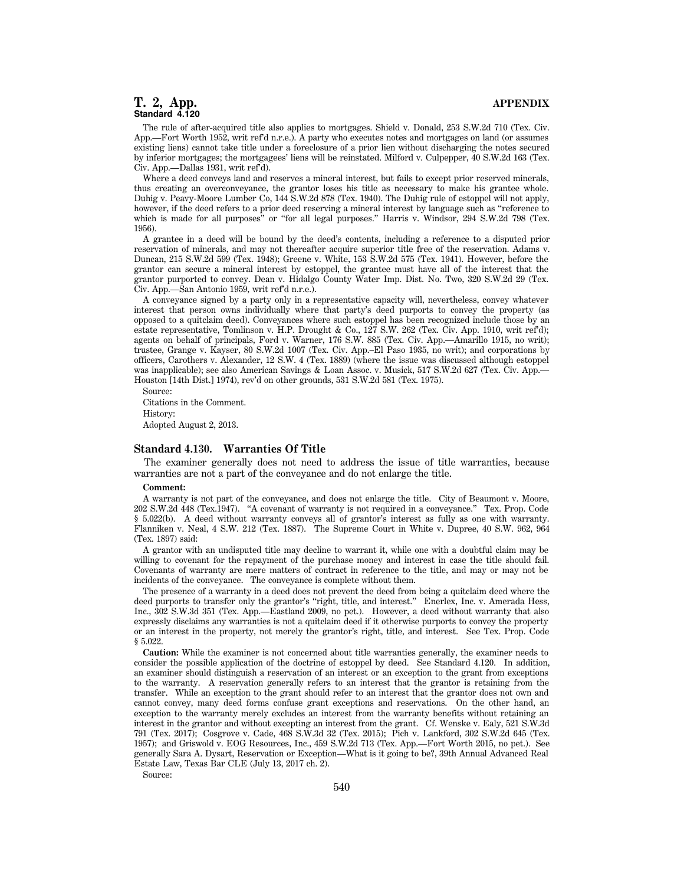The rule of after-acquired title also applies to mortgages. Shield v. Donald, 253 S.W.2d 710 (Tex. Civ. App.—Fort Worth 1952, writ ref'd n.r.e.). A party who executes notes and mortgages on land (or assumes existing liens) cannot take title under a foreclosure of a prior lien without discharging the notes secured by inferior mortgages; the mortgagees' liens will be reinstated. Milford v. Culpepper, 40 S.W.2d 163 (Tex. Civ. App.—Dallas 1931, writ ref'd).

Where a deed conveys land and reserves a mineral interest, but fails to except prior reserved minerals, thus creating an overconveyance, the grantor loses his title as necessary to make his grantee whole. Duhig v. Peavy-Moore Lumber Co, 144 S.W.2d 878 (Tex. 1940). The Duhig rule of estoppel will not apply, however, if the deed refers to a prior deed reserving a mineral interest by language such as "reference to which is made for all purposes" or "for all legal purposes." Harris v. Windsor, 294 S.W.2d 798 (Tex. 1956).

A grantee in a deed will be bound by the deed's contents, including a reference to a disputed prior reservation of minerals, and may not thereafter acquire superior title free of the reservation. Adams v. Duncan, 215 S.W.2d 599 (Tex. 1948); Greene v. White, 153 S.W.2d 575 (Tex. 1941). However, before the grantor can secure a mineral interest by estoppel, the grantee must have all of the interest that the grantor purported to convey. Dean v. Hidalgo County Water Imp. Dist. No. Two, 320 S.W.2d 29 (Tex. Civ. App.—San Antonio 1959, writ ref'd n.r.e.).

A conveyance signed by a party only in a representative capacity will, nevertheless, convey whatever interest that person owns individually where that party's deed purports to convey the property (as opposed to a quitclaim deed). Conveyances where such estoppel has been recognized include those by an estate representative, Tomlinson v. H.P. Drought & Co., 127 S.W. 262 (Tex. Civ. App. 1910, writ ref'd); agents on behalf of principals, Ford v. Warner, 176 S.W. 885 (Tex. Civ. App.—Amarillo 1915, no writ); trustee, Grange v. Kayser, 80 S.W.2d 1007 (Tex. Civ. App.–El Paso 1935, no writ); and corporations by officers, Carothers v. Alexander, 12 S.W. 4 (Tex. 1889) (where the issue was discussed although estoppel was inapplicable); see also American Savings & Loan Assoc. v. Musick, 517 S.W.2d 627 (Tex. Civ. App.—Houston [14th Dist.] 1974), rev'd on other grounds, 531 S.W.2d 581 (Tex. 1975).

Source:

Citations in the Comment.

History:

Adopted August 2, 2013.

### Standard 4.130. Warranties Of Title

The examiner generally does not need to address the issue of title warranties, because warranties are not a part of the conveyance and do not enlarge the title.

**Comment:**

A warranty is not part of the conveyance, and does not enlarge the title. City of Beaumont v. Moore, 202 S.W.2d 448 (Tex.1947). "A covenant of warranty is not required in a conveyance." Tex. Prop. Code § 5.022(b). A deed without warranty conveys all of grantor's interest as fully as one with warranty. Flanniken v. Neal, 4 S.W. 212 (Tex. 1887). The Supreme Court in White v. Dupree, 40 S.W. 962, 964 (Tex. 1897) said:

A grantor with an undisputed title may decline to warrant it, while one with a doubtful claim may be willing to covenant for the repayment of the purchase money and interest in case the title should fail. Covenants of warranty are mere matters of contract in reference to the title, and may or may not be incidents of the conveyance. The conveyance is complete without them.

The presence of a warranty in a deed does not prevent the deed from being a quitclaim deed where the deed purports to transfer only the grantor's "right, title, and interest." Enerlex, Inc. v. Amerada Hess, Inc., 302 S.W.3d 351 (Tex. App.—Eastland 2009, no pet.). However, a deed without warranty that also expressly disclaims any warranties is not a quitclaim deed if it otherwise purports to convey the property or an interest in the property, not merely the grantor's right, title, and interest. See Tex. Prop. Code § 5.022.

**Caution:** While the examiner is not concerned about title warranties generally, the examiner needs to consider the possible application of the doctrine of estoppel by deed. See Standard 4.120. In addition, an examiner should distinguish a reservation of an interest or an exception to the grant from exceptions to the warranty. A reservation generally refers to an interest that the grantor is retaining from the transfer. While an exception to the grant should refer to an interest that the grantor does not own and cannot convey, many deed forms confuse grant exceptions and reservations. On the other hand, an exception to the warranty merely excludes an interest from the warranty benefits without retaining an interest in the grantor and without excepting an interest from the grant. Cf. Wenske v. Ealy, 521 S.W.3d 791 (Tex. 2017); Cosgrove v. Cade, 468 S.W.3d 32 (Tex. 2015); Pich v. Lankford, 302 S.W.2d 645 (Tex. 1957); and Griswold v. EOG Resources, Inc., 459 S.W.2d 713 (Tex. App.—Fort Worth 2015, no pet.). See generally Sara A. Dysart, Reservation or Exception—What is it going to be?, 39th Annual Advanced Real Estate Law, Texas Bar CLE (July 13, 2017 ch. 2).

Source: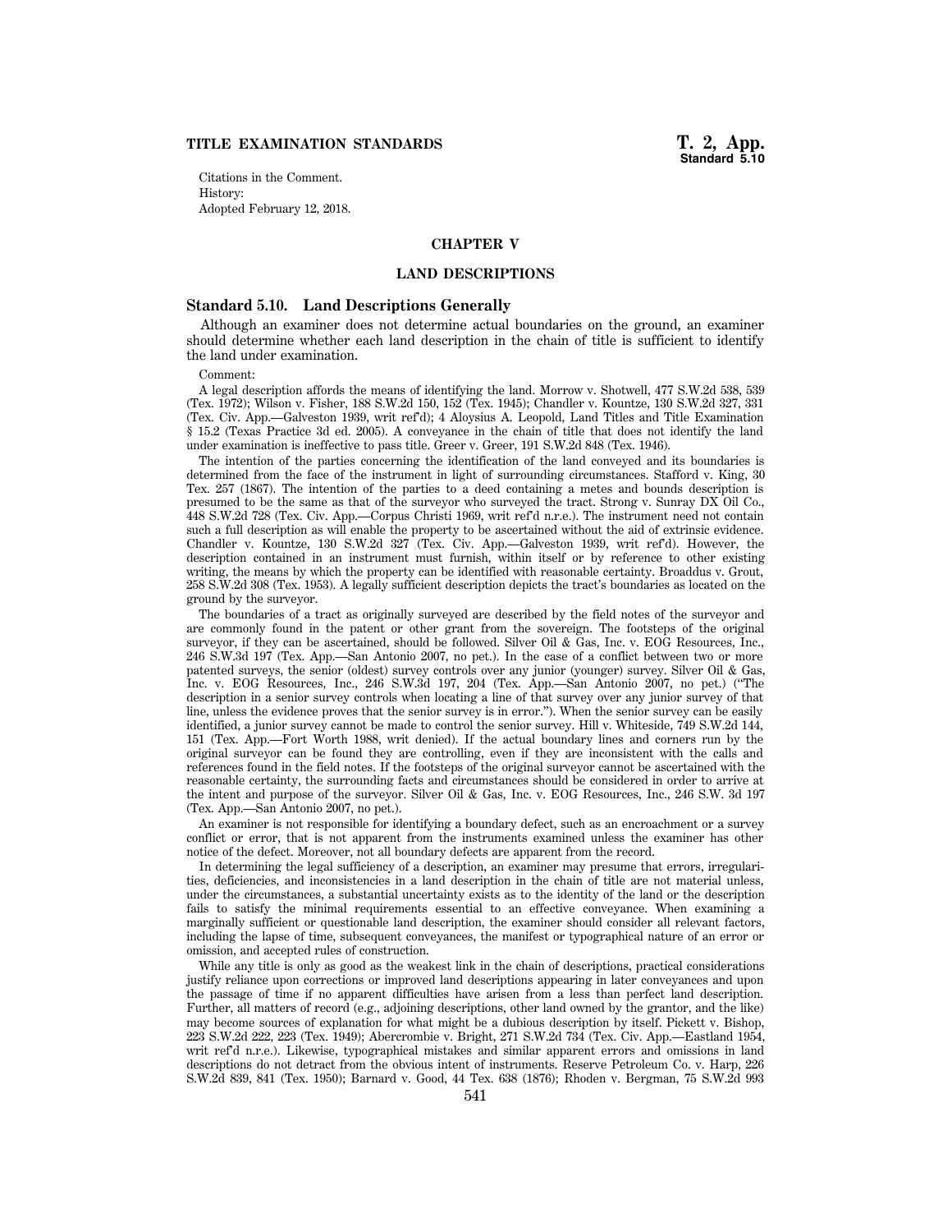Citations in the Comment.
History:
Adopted February 12, 2018.

## CHAPTER V

## LAND DESCRIPTIONS

### Standard 5.10. Land Descriptions Generally

Although an examiner does not determine actual boundaries on the ground, an examiner should determine whether each land description in the chain of title is sufficient to identify the land under examination.

Comment:

A legal description affords the means of identifying the land. Morrow v. Shotwell, 477 S.W.2d 538, 539 (Tex. 1972); Wilson v. Fisher, 188 S.W.2d 150, 152 (Tex. 1945); Chandler v. Kountze, 130 S.W.2d 327, 331 (Tex. Civ. App.—Galveston 1939, writ ref'd); 4 Aloysius A. Leopold, Land Titles and Title Examination § 15.2 (Texas Practice 3d ed. 2005). A conveyance in the chain of title that does not identify the land under examination is ineffective to pass title. Greer v. Greer, 191 S.W.2d 848 (Tex. 1946).

The intention of the parties concerning the identification of the land conveyed and its boundaries is determined from the face of the instrument in light of surrounding circumstances. Stafford v. King, 30 Tex. 257 (1867). The intention of the parties to a deed containing a metes and bounds description is presumed to be the same as that of the surveyor who surveyed the tract. Strong v. Sunray DX Oil Co., 448 S.W.2d 728 (Tex. Civ. App.—Corpus Christi 1969, writ ref'd n.r.e.). The instrument need not contain such a full description as will enable the property to be ascertained without the aid of extrinsic evidence. Chandler v. Kountze, 130 S.W.2d 327 (Tex. Civ. App.—Galveston 1939, writ ref'd). However, the description contained in an instrument must furnish, within itself or by reference to other existing writing, the means by which the property can be identified with reasonable certainty. Broaddus v. Grout, 258 S.W.2d 308 (Tex. 1953). A legally sufficient description depicts the tract's boundaries as located on the ground by the surveyor.

The boundaries of a tract as originally surveyed are described by the field notes of the surveyor and are commonly found in the patent or other grant from the sovereign. The footsteps of the original surveyor, if they can be ascertained, should be followed. Silver Oil & Gas, Inc. v. EOG Resources, Inc., 246 S.W.3d 197 (Tex. App.—San Antonio 2007, no pet.). In the case of a conflict between two or more patented surveys, the senior (oldest) survey controls over any junior (younger) survey. Silver Oil & Gas, Inc. v. EOG Resources, Inc., 246 S.W.3d 197, 204 (Tex. App.—San Antonio 2007, no pet.) ("The description in a senior survey controls when locating a line of that survey over any junior survey of that line, unless the evidence proves that the senior survey is in error."). When the senior survey can be easily identified, a junior survey cannot be made to control the senior survey. Hill v. Whiteside, 749 S.W.2d 144, 151 (Tex. App.—Fort Worth 1988, writ denied). If the actual boundary lines and corners run by the original surveyor can be found they are controlling, even if they are inconsistent with the calls and references found in the field notes. If the footsteps of the original surveyor cannot be ascertained with the reasonable certainty, the surrounding facts and circumstances should be considered in order to arrive at the intent and purpose of the surveyor. Silver Oil & Gas, Inc. v. EOG Resources, Inc., 246 S.W. 3d 197 (Tex. App.—San Antonio 2007, no pet.).

An examiner is not responsible for identifying a boundary defect, such as an encroachment or a survey conflict or error, that is not apparent from the instruments examined unless the examiner has other notice of the defect. Moreover, not all boundary defects are apparent from the record.

In determining the legal sufficiency of a description, an examiner may presume that errors, irregularities, deficiencies, and inconsistencies in a land description in the chain of title are not material unless, under the circumstances, a substantial uncertainty exists as to the identity of the land or the description fails to satisfy the minimal requirements essential to an effective conveyance. When examining a marginally sufficient or questionable land description, the examiner should consider all relevant factors, including the lapse of time, subsequent conveyances, the manifest or typographical nature of an error or omission, and accepted rules of construction.

While any title is only as good as the weakest link in the chain of descriptions, practical considerations justify reliance upon corrections or improved land descriptions appearing in later conveyances and upon the passage of time if no apparent difficulties have arisen from a less than perfect land description. Further, all matters of record (e.g., adjoining descriptions, other land owned by the grantor, and the like) may become sources of explanation for what might be a dubious description by itself. Pickett v. Bishop, 223 S.W.2d 222, 223 (Tex. 1949); Abercrombie v. Bright, 271 S.W.2d 734 (Tex. Civ. App.—Eastland 1954, writ ref'd n.r.e.). Likewise, typographical mistakes and similar apparent errors and omissions in land descriptions do not detract from the obvious intent of instruments. Reserve Petroleum Co. v. Harp, 226 S.W.2d 839, 841 (Tex. 1950); Barnard v. Good, 44 Tex. 638 (1876); Rhoden v. Bergman, 75 S.W.2d 993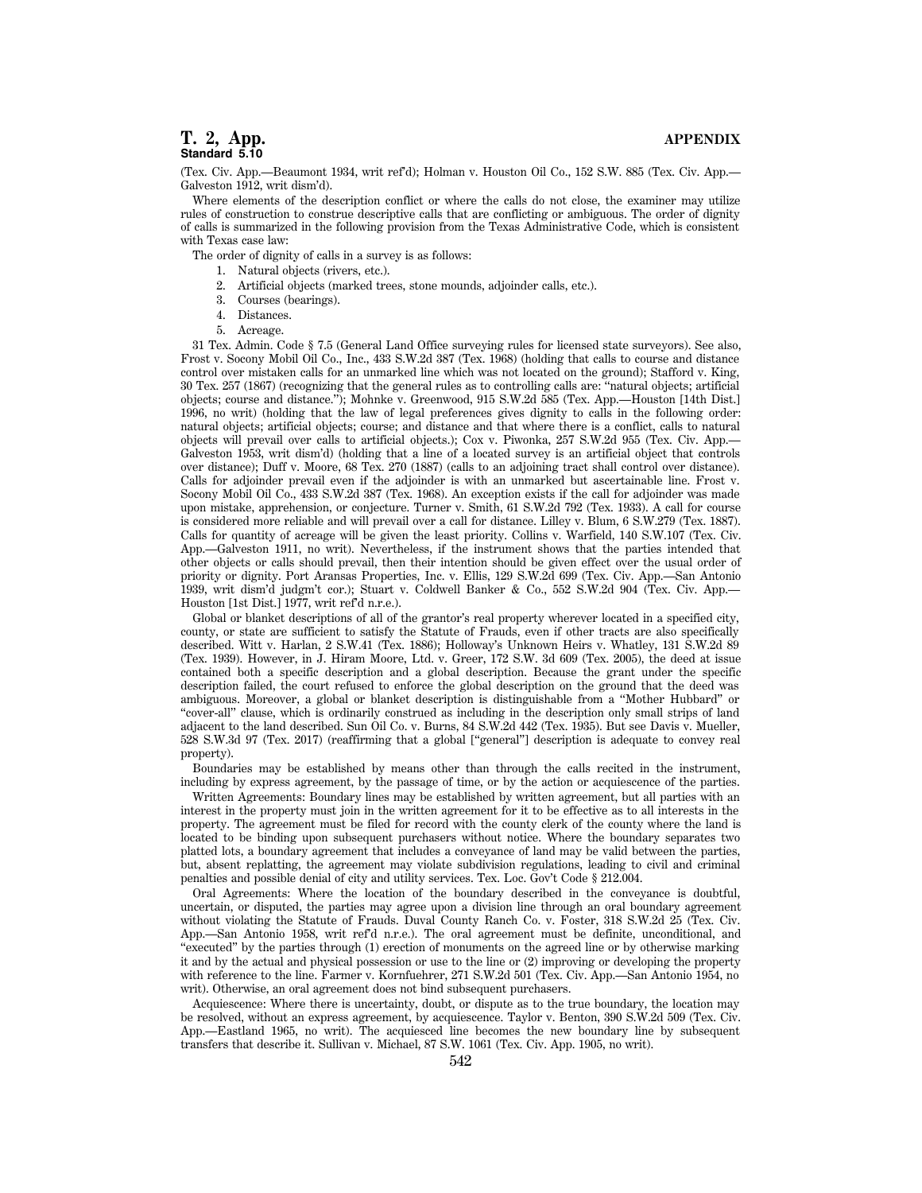(Tex. Civ. App.—Beaumont 1934, writ ref'd); Holman v. Houston Oil Co., 152 S.W. 885 (Tex. Civ. App.—Galveston 1912, writ dism'd).

Where elements of the description conflict or where the calls do not close, the examiner may utilize rules of construction to construe descriptive calls that are conflicting or ambiguous. The order of dignity of calls is summarized in the following provision from the Texas Administrative Code, which is consistent with Texas case law:

The order of dignity of calls in a survey is as follows:

1. Natural objects (rivers, etc.).
2. Artificial objects (marked trees, stone mounds, adjoinder calls, etc.).
3. Courses (bearings).
4. Distances.
5. Acreage.

31 Tex. Admin. Code § 7.5 (General Land Office surveying rules for licensed state surveyors). See also, Frost v. Socony Mobil Oil Co., Inc., 433 S.W.2d 387 (Tex. 1968) (holding that calls to course and distance control over mistaken calls for an unmarked line which was not located on the ground); Stafford v. King, 30 Tex. 257 (1867) (recognizing that the general rules as to controlling calls are: "natural objects; artificial objects; course and distance."); Mohnke v. Greenwood, 915 S.W.2d 585 (Tex. App.—Houston [14th Dist.] 1996, no writ) (holding that the law of legal preferences gives dignity to calls in the following order: natural objects; artificial objects; course; and distance and that where there is a conflict, calls to natural objects will prevail over calls to artificial objects.); Cox v. Piwonka, 257 S.W.2d 955 (Tex. Civ. App.—Galveston 1953, writ dism'd) (holding that a line of a located survey is an artificial object that controls over distance); Duff v. Moore, 68 Tex. 270 (1887) (calls to an adjoining tract shall control over distance). Calls for adjoinder prevail even if the adjoinder is with an unmarked but ascertainable line. Frost v. Socony Mobil Oil Co., 433 S.W.2d 387 (Tex. 1968). An exception exists if the call for adjoinder was made upon mistake, apprehension, or conjecture. Turner v. Smith, 61 S.W.2d 792 (Tex. 1933). A call for course is considered more reliable and will prevail over a call for distance. Lilley v. Blum, 6 S.W.279 (Tex. 1887). Calls for quantity of acreage will be given the least priority. Collins v. Warfield, 140 S.W.107 (Tex. Civ. App.—Galveston 1911, no writ). Nevertheless, if the instrument shows that the parties intended that other objects or calls should prevail, then their intention should be given effect over the usual order of priority or dignity. Port Aransas Properties, Inc. v. Ellis, 129 S.W.2d 699 (Tex. Civ. App.—San Antonio 1939, writ dism'd judgm't cor.); Stuart v. Coldwell Banker & Co., 552 S.W.2d 904 (Tex. Civ. App.—Houston [1st Dist.] 1977, writ ref'd n.r.e.).

Global or blanket descriptions of all of the grantor's real property wherever located in a specified city, county, or state are sufficient to satisfy the Statute of Frauds, even if other tracts are also specifically described. Witt v. Harlan, 2 S.W.41 (Tex. 1886); Holloway's Unknown Heirs v. Whatley, 131 S.W.2d 89 (Tex. 1939). However, in J. Hiram Moore, Ltd. v. Greer, 172 S.W. 3d 609 (Tex. 2005), the deed at issue contained both a specific description and a global description. Because the grant under the specific description failed, the court refused to enforce the global description on the ground that the deed was ambiguous. Moreover, a global or blanket description is distinguishable from a "Mother Hubbard" or "cover-all" clause, which is ordinarily construed as including in the description only small strips of land adjacent to the land described. Sun Oil Co. v. Burns, 84 S.W.2d 442 (Tex. 1935). But see Davis v. Mueller, 528 S.W.3d 97 (Tex. 2017) (reaffirming that a global ["general"] description is adequate to convey real property).

Boundaries may be established by means other than through the calls recited in the instrument, including by express agreement, by the passage of time, or by the action or acquiescence of the parties.

Written Agreements: Boundary lines may be established by written agreement, but all parties with an interest in the property must join in the written agreement for it to be effective as to all interests in the property. The agreement must be filed for record with the county clerk of the county where the land is located to be binding upon subsequent purchasers without notice. Where the boundary separates two platted lots, a boundary agreement that includes a conveyance of land may be valid between the parties, but, absent replatting, the agreement may violate subdivision regulations, leading to civil and criminal penalties and possible denial of city and utility services. Tex. Loc. Gov't Code § 212.004.

Oral Agreements: Where the location of the boundary described in the conveyance is doubtful, uncertain, or disputed, the parties may agree upon a division line through an oral boundary agreement without violating the Statute of Frauds. Duval County Ranch Co. v. Foster, 318 S.W.2d 25 (Tex. Civ. App.—San Antonio 1958, writ ref'd n.r.e.). The oral agreement must be definite, unconditional, and "executed" by the parties through (1) erection of monuments on the agreed line or by otherwise marking it and by the actual and physical possession or use to the line or (2) improving or developing the property with reference to the line. Farmer v. Kornfuehrer, 271 S.W.2d 501 (Tex. Civ. App.—San Antonio 1954, no writ). Otherwise, an oral agreement does not bind subsequent purchasers.

Acquiescence: Where there is uncertainty, doubt, or dispute as to the true boundary, the location may be resolved, without an express agreement, by acquiescence. Taylor v. Benton, 390 S.W.2d 509 (Tex. Civ. App.—Eastland 1965, no writ). The acquiesced line becomes the new boundary line by subsequent transfers that describe it. Sullivan v. Michael, 87 S.W. 1061 (Tex. Civ. App. 1905, no writ).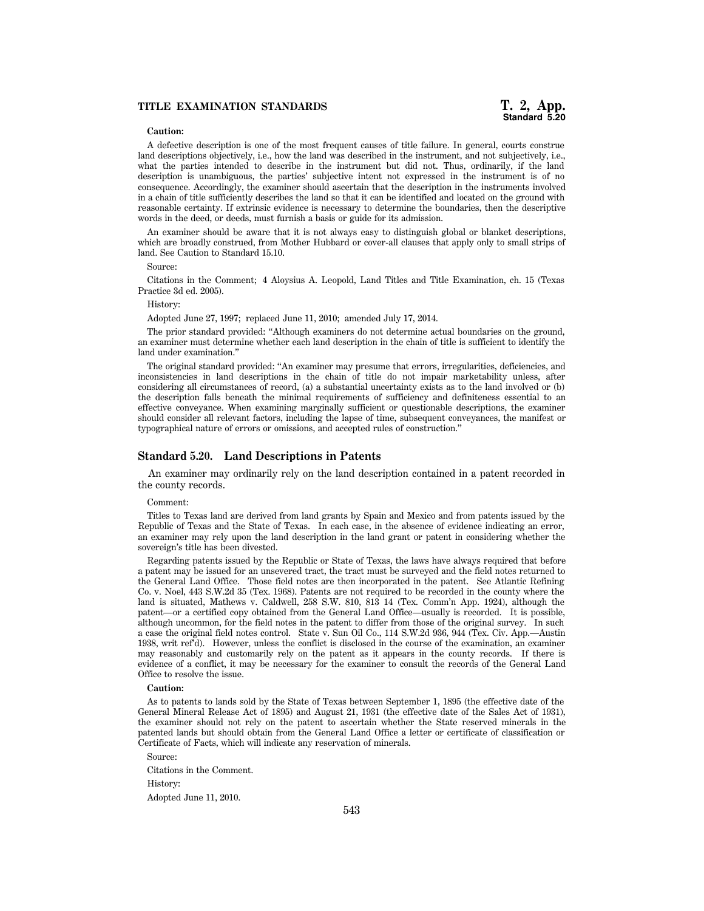**Caution:**

A defective description is one of the most frequent causes of title failure. In general, courts construe land descriptions objectively, i.e., how the land was described in the instrument, and not subjectively, i.e., what the parties intended to describe in the instrument but did not. Thus, ordinarily, if the land description is unambiguous, the parties' subjective intent not expressed in the instrument is of no consequence. Accordingly, the examiner should ascertain that the description in the instruments involved in a chain of title sufficiently describes the land so that it can be identified and located on the ground with reasonable certainty. If extrinsic evidence is necessary to determine the boundaries, then the descriptive words in the deed, or deeds, must furnish a basis or guide for its admission.

An examiner should be aware that it is not always easy to distinguish global or blanket descriptions, which are broadly construed, from Mother Hubbard or cover-all clauses that apply only to small strips of land. See Caution to Standard 15.10.

Source:

Citations in the Comment; 4 Aloysius A. Leopold, Land Titles and Title Examination, ch. 15 (Texas Practice 3d ed. 2005).

History:

Adopted June 27, 1997; replaced June 11, 2010; amended July 17, 2014.

The prior standard provided: "Although examiners do not determine actual boundaries on the ground, an examiner must determine whether each land description in the chain of title is sufficient to identify the land under examination."

The original standard provided: "An examiner may presume that errors, irregularities, deficiencies, and inconsistencies in land descriptions in the chain of title do not impair marketability unless, after considering all circumstances of record, (a) a substantial uncertainty exists as to the land involved or (b) the description falls beneath the minimal requirements of sufficiency and definiteness essential to an effective conveyance. When examining marginally sufficient or questionable descriptions, the examiner should consider all relevant factors, including the lapse of time, subsequent conveyances, the manifest or typographical nature of errors or omissions, and accepted rules of construction."

## Standard 5.20. Land Descriptions in Patents

An examiner may ordinarily rely on the land description contained in a patent recorded in the county records.

Comment:

Titles to Texas land are derived from land grants by Spain and Mexico and from patents issued by the Republic of Texas and the State of Texas. In each case, in the absence of evidence indicating an error, an examiner may rely upon the land description in the land grant or patent in considering whether the sovereign's title has been divested.

Regarding patents issued by the Republic or State of Texas, the laws have always required that before a patent may be issued for an unsevered tract, the tract must be surveyed and the field notes returned to the General Land Office. Those field notes are then incorporated in the patent. See Atlantic Refining Co. v. Noel, 443 S.W.2d 35 (Tex. 1968). Patents are not required to be recorded in the county where the land is situated, Mathews v. Caldwell, 258 S.W. 810, 813 14 (Tex. Comm'n App. 1924), although the patent—or a certified copy obtained from the General Land Office—usually is recorded. It is possible, although uncommon, for the field notes in the patent to differ from those of the original survey. In such a case the original field notes control. State v. Sun Oil Co., 114 S.W.2d 936, 944 (Tex. Civ. App.—Austin 1938, writ ref'd). However, unless the conflict is disclosed in the course of the examination, an examiner may reasonably and customarily rely on the patent as it appears in the county records. If there is evidence of a conflict, it may be necessary for the examiner to consult the records of the General Land Office to resolve the issue.

**Caution:**

As to patents to lands sold by the State of Texas between September 1, 1895 (the effective date of the General Mineral Release Act of 1895) and August 21, 1931 (the effective date of the Sales Act of 1931), the examiner should not rely on the patent to ascertain whether the State reserved minerals in the patented lands but should obtain from the General Land Office a letter or certificate of classification or Certificate of Facts, which will indicate any reservation of minerals.

Source:

Citations in the Comment.

History:

Adopted June 11, 2010.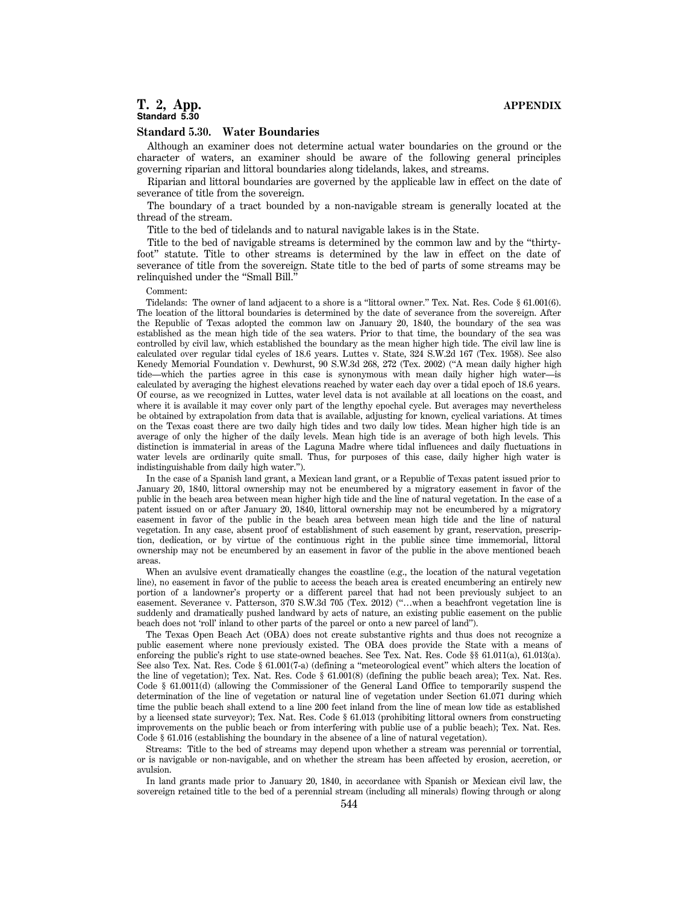## Standard 5.30. Water Boundaries

Although an examiner does not determine actual water boundaries on the ground or the character of waters, an examiner should be aware of the following general principles governing riparian and littoral boundaries along tidelands, lakes, and streams.

Riparian and littoral boundaries are governed by the applicable law in effect on the date of severance of title from the sovereign.

The boundary of a tract bounded by a non-navigable stream is generally located at the thread of the stream.

Title to the bed of tidelands and to natural navigable lakes is in the State.

Title to the bed of navigable streams is determined by the common law and by the "thirty-foot" statute. Title to other streams is determined by the law in effect on the date of severance of title from the sovereign. State title to the bed of parts of some streams may be relinquished under the "Small Bill."

Comment:

Tidelands: The owner of land adjacent to a shore is a "littoral owner." Tex. Nat. Res. Code § 61.001(6). The location of the littoral boundaries is determined by the date of severance from the sovereign. After the Republic of Texas adopted the common law on January 20, 1840, the boundary of the sea was established as the mean high tide of the sea waters. Prior to that time, the boundary of the sea was controlled by civil law, which established the boundary as the mean higher high tide. The civil law line is calculated over regular tidal cycles of 18.6 years. Luttes v. State, 324 S.W.2d 167 (Tex. 1958). See also Kenedy Memorial Foundation v. Dewhurst, 90 S.W.3d 268, 272 (Tex. 2002) ("A mean daily higher high tide—which the parties agree in this case is synonymous with mean daily higher high water—is calculated by averaging the highest elevations reached by water each day over a tidal epoch of 18.6 years. Of course, as we recognized in Luttes, water level data is not available at all locations on the coast, and where it is available it may cover only part of the lengthy epochal cycle. But averages may nevertheless be obtained by extrapolation from data that is available, adjusting for known, cyclical variations. At times on the Texas coast there are two daily high tides and two daily low tides. Mean higher high tide is an average of only the higher of the daily levels. Mean high tide is an average of both high levels. This distinction is immaterial in areas of the Laguna Madre where tidal influences and daily fluctuations in water levels are ordinarily quite small. Thus, for purposes of this case, daily higher high water is indistinguishable from daily high water.").

In the case of a Spanish land grant, a Mexican land grant, or a Republic of Texas patent issued prior to January 20, 1840, littoral ownership may not be encumbered by a migratory easement in favor of the public in the beach area between mean higher high tide and the line of natural vegetation. In the case of a patent issued on or after January 20, 1840, littoral ownership may not be encumbered by a migratory easement in favor of the public in the beach area between mean high tide and the line of natural vegetation. In any case, absent proof of establishment of such easement by grant, reservation, prescription, dedication, or by virtue of the continuous right in the public since time immemorial, littoral ownership may not be encumbered by an easement in favor of the public in the above mentioned beach areas.

When an avulsive event dramatically changes the coastline (e.g., the location of the natural vegetation line), no easement in favor of the public to access the beach area is created encumbering an entirely new portion of a landowner's property or a different parcel that had not been previously subject to an easement. Severance v. Patterson, 370 S.W.3d 705 (Tex. 2012) ("…when a beachfront vegetation line is suddenly and dramatically pushed landward by acts of nature, an existing public easement on the public beach does not 'roll' inland to other parts of the parcel or onto a new parcel of land").

The Texas Open Beach Act (OBA) does not create substantive rights and thus does not recognize a public easement where none previously existed. The OBA does provide the State with a means of enforcing the public's right to use state-owned beaches. See Tex. Nat. Res. Code §§ 61.011(a), 61.013(a). See also Tex. Nat. Res. Code § 61.001(7-a) (defining a "meteorological event" which alters the location of the line of vegetation); Tex. Nat. Res. Code § 61.001(8) (defining the public beach area); Tex. Nat. Res. Code § 61.0011(d) (allowing the Commissioner of the General Land Office to temporarily suspend the determination of the line of vegetation or natural line of vegetation under Section 61.071 during which time the public beach shall extend to a line 200 feet inland from the line of mean low tide as established by a licensed state surveyor); Tex. Nat. Res. Code § 61.013 (prohibiting littoral owners from constructing improvements on the public beach or from interfering with public use of a public beach); Tex. Nat. Res. Code § 61.016 (establishing the boundary in the absence of a line of natural vegetation).

Streams: Title to the bed of streams may depend upon whether a stream was perennial or torrential, or is navigable or non-navigable, and on whether the stream has been affected by erosion, accretion, or avulsion.

In land grants made prior to January 20, 1840, in accordance with Spanish or Mexican civil law, the sovereign retained title to the bed of a perennial stream (including all minerals) flowing through or along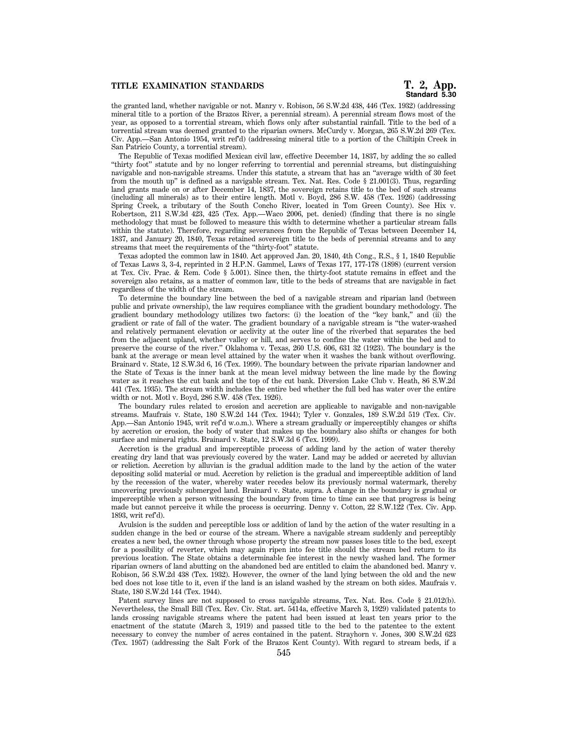the granted land, whether navigable or not. Manry v. Robison, 56 S.W.2d 438, 446 (Tex. 1932) (addressing mineral title to a portion of the Brazos River, a perennial stream). A perennial stream flows most of the year, as opposed to a torrential stream, which flows only after substantial rainfall. Title to the bed of a torrential stream was deemed granted to the riparian owners. McCurdy v. Morgan, 265 S.W.2d 269 (Tex. Civ. App.—San Antonio 1954, writ ref'd) (addressing mineral title to a portion of the Chiltipin Creek in San Patricio County, a torrential stream).

The Republic of Texas modified Mexican civil law, effective December 14, 1837, by adding the so called "thirty foot" statute and by no longer referring to torrential and perennial streams, but distinguishing navigable and non-navigable streams. Under this statute, a stream that has an "average width of 30 feet from the mouth up" is defined as a navigable stream. Tex. Nat. Res. Code § 21.001(3). Thus, regarding land grants made on or after December 14, 1837, the sovereign retains title to the bed of such streams (including all minerals) as to their entire length. Motl v. Boyd, 286 S.W. 458 (Tex. 1926) (addressing Spring Creek, a tributary of the South Concho River, located in Tom Green County). See Hix v. Robertson, 211 S.W.3d 423, 425 (Tex. App.—Waco 2006, pet. denied) (finding that there is no single methodology that must be followed to measure this width to determine whether a particular stream falls within the statute). Therefore, regarding severances from the Republic of Texas between December 14, 1837, and January 20, 1840, Texas retained sovereign title to the beds of perennial streams and to any streams that meet the requirements of the "thirty-foot" statute.

Texas adopted the common law in 1840. Act approved Jan. 20, 1840, 4th Cong., R.S., § 1, 1840 Republic of Texas Laws 3, 3-4, reprinted in 2 H.P.N. Gammel, Laws of Texas 177, 177-178 (1898) (current version at Tex. Civ. Prac. & Rem. Code § 5.001). Since then, the thirty-foot statute remains in effect and the sovereign also retains, as a matter of common law, title to the beds of streams that are navigable in fact regardless of the width of the stream.

To determine the boundary line between the bed of a navigable stream and riparian land (between public and private ownership), the law requires compliance with the gradient boundary methodology. The gradient boundary methodology utilizes two factors: (i) the location of the "key bank," and (ii) the gradient or rate of fall of the water. The gradient boundary of a navigable stream is "the water-washed and relatively permanent elevation or acclivity at the outer line of the riverbed that separates the bed from the adjacent upland, whether valley or hill, and serves to confine the water within the bed and to preserve the course of the river." Oklahoma v. Texas, 260 U.S. 606, 631 32 (1923). The boundary is the bank at the average or mean level attained by the water when it washes the bank without overflowing. Brainard v. State, 12 S.W.3d 6, 16 (Tex. 1999). The boundary between the private riparian landowner and the State of Texas is the inner bank at the mean level midway between the line made by the flowing water as it reaches the cut bank and the top of the cut bank. Diversion Lake Club v. Heath, 86 S.W.2d 441 (Tex. 1935). The stream width includes the entire bed whether the full bed has water over the entire width or not. Motl v. Boyd, 286 S.W. 458 (Tex. 1926).

The boundary rules related to erosion and accretion are applicable to navigable and non-navigable streams. Maufrais v. State, 180 S.W.2d 144 (Tex. 1944); Tyler v. Gonzales, 189 S.W.2d 519 (Tex. Civ. App.—San Antonio 1945, writ ref'd w.o.m.). Where a stream gradually or imperceptibly changes or shifts by accretion or erosion, the body of water that makes up the boundary also shifts or changes for both surface and mineral rights. Brainard v. State, 12 S.W.3d 6 (Tex. 1999).

Accretion is the gradual and imperceptible process of adding land by the action of water thereby creating dry land that was previously covered by the water. Land may be added or accreted by alluvian or reliction. Accretion by alluvian is the gradual addition made to the land by the action of the water depositing solid material or mud. Accretion by reliction is the gradual and imperceptible addition of land by the recession of the water, whereby water recedes below its previously normal watermark, thereby uncovering previously submerged land. Brainard v. State, supra. A change in the boundary is gradual or imperceptible when a person witnessing the boundary from time to time can see that progress is being made but cannot perceive it while the process is occurring. Denny v. Cotton, 22 S.W.122 (Tex. Civ. App. 1893, writ ref'd).

Avulsion is the sudden and perceptible loss or addition of land by the action of the water resulting in a sudden change in the bed or course of the stream. Where a navigable stream suddenly and perceptibly creates a new bed, the owner through whose property the stream now passes loses title to the bed, except for a possibility of reverter, which may again ripen into fee title should the stream bed return to its previous location. The State obtains a determinable fee interest in the newly washed land. The former riparian owners of land abutting on the abandoned bed are entitled to claim the abandoned bed. Manry v. Robison, 56 S.W.2d 438 (Tex. 1932). However, the owner of the land lying between the old and the new bed does not lose title to it, even if the land is an island washed by the stream on both sides. Maufrais v. State, 180 S.W.2d 144 (Tex. 1944).

Patent survey lines are not supposed to cross navigable streams, Tex. Nat. Res. Code § 21.012(b). Nevertheless, the Small Bill (Tex. Rev. Civ. Stat. art. 5414a, effective March 3, 1929) validated patents to lands crossing navigable streams where the patent had been issued at least ten years prior to the enactment of the statute (March 3, 1919) and passed title to the bed to the patentee to the extent necessary to convey the number of acres contained in the patent. Strayhorn v. Jones, 300 S.W.2d 623 (Tex. 1957) (addressing the Salt Fork of the Brazos Kent County). With regard to stream beds, if a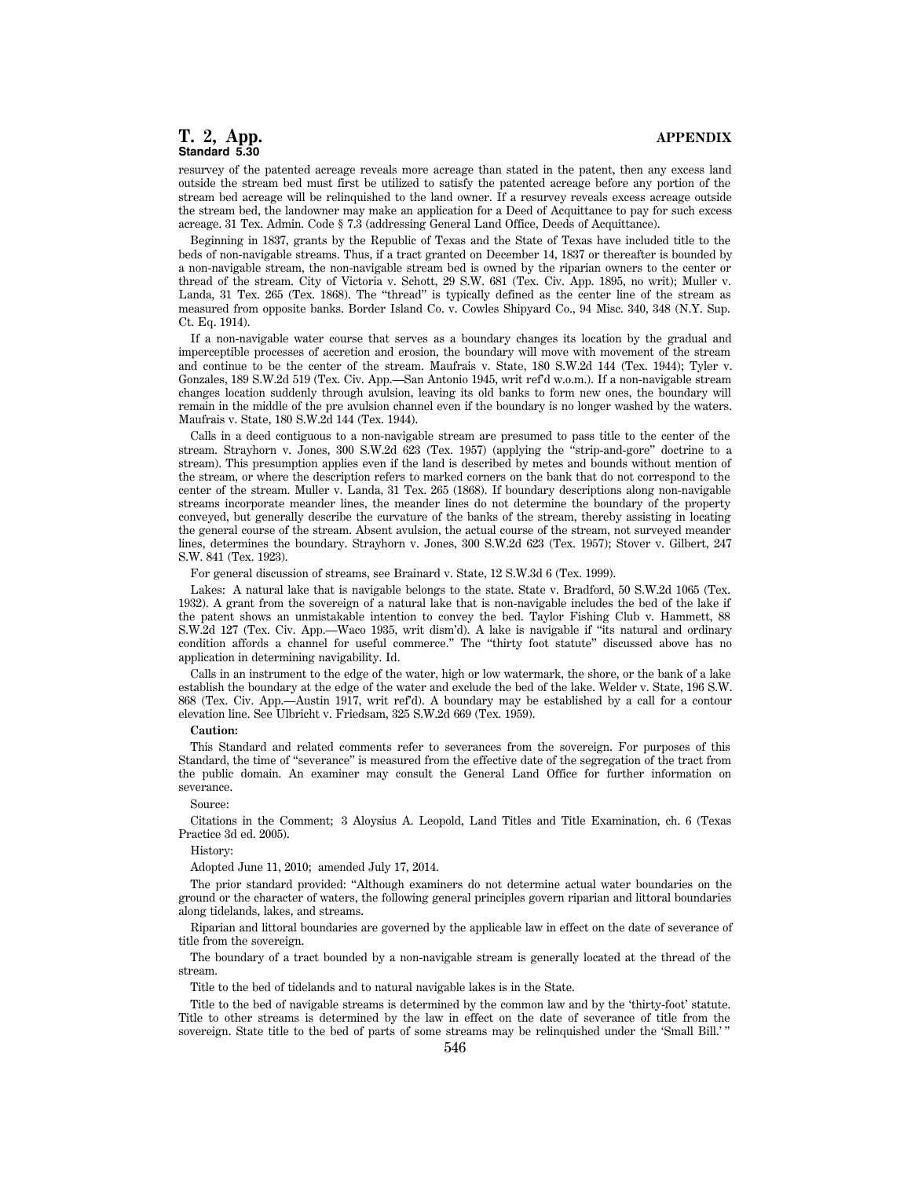resurvey of the patented acreage reveals more acreage than stated in the patent, then any excess land outside the stream bed must first be utilized to satisfy the patented acreage before any portion of the stream bed acreage will be relinquished to the land owner. If a resurvey reveals excess acreage outside the stream bed, the landowner may make an application for a Deed of Acquittance to pay for such excess acreage. 31 Tex. Admin. Code § 7.3 (addressing General Land Office, Deeds of Acquittance).

Beginning in 1837, grants by the Republic of Texas and the State of Texas have included title to the beds of non-navigable streams. Thus, if a tract granted on December 14, 1837 or thereafter is bounded by a non-navigable stream, the non-navigable stream bed is owned by the riparian owners to the center or thread of the stream. City of Victoria v. Schott, 29 S.W. 681 (Tex. Civ. App. 1895, no writ); Muller v. Landa, 31 Tex. 265 (Tex. 1868). The "thread" is typically defined as the center line of the stream as measured from opposite banks. Border Island Co. v. Cowles Shipyard Co., 94 Misc. 340, 348 (N.Y. Sup. Ct. Eq. 1914).

If a non-navigable water course that serves as a boundary changes its location by the gradual and imperceptible processes of accretion and erosion, the boundary will move with movement of the stream and continue to be the center of the stream. Maufrais v. State, 180 S.W.2d 144 (Tex. 1944); Tyler v. Gonzales, 189 S.W.2d 519 (Tex. Civ. App.—San Antonio 1945, writ ref'd w.o.m.). If a non-navigable stream changes location suddenly through avulsion, leaving its old banks to form new ones, the boundary will remain in the middle of the pre avulsion channel even if the boundary is no longer washed by the waters. Maufrais v. State, 180 S.W.2d 144 (Tex. 1944).

Calls in a deed contiguous to a non-navigable stream are presumed to pass title to the center of the stream. Strayhorn v. Jones, 300 S.W.2d 623 (Tex. 1957) (applying the "strip-and-gore" doctrine to a stream). This presumption applies even if the land is described by metes and bounds without mention of the stream, or where the description refers to marked corners on the bank that do not correspond to the center of the stream. Muller v. Landa, 31 Tex. 265 (1868). If boundary descriptions along non-navigable streams incorporate meander lines, the meander lines do not determine the boundary of the property conveyed, but generally describe the curvature of the banks of the stream, thereby assisting in locating the general course of the stream. Absent avulsion, the actual course of the stream, not surveyed meander lines, determines the boundary. Strayhorn v. Jones, 300 S.W.2d 623 (Tex. 1957); Stover v. Gilbert, 247 S.W. 841 (Tex. 1923).

For general discussion of streams, see Brainard v. State, 12 S.W.3d 6 (Tex. 1999).

Lakes: A natural lake that is navigable belongs to the state. State v. Bradford, 50 S.W.2d 1065 (Tex. 1932). A grant from the sovereign of a natural lake that is non-navigable includes the bed of the lake if the patent shows an unmistakable intention to convey the bed. Taylor Fishing Club v. Hammett, 88 S.W.2d 127 (Tex. Civ. App.—Waco 1935, writ dism'd). A lake is navigable if "its natural and ordinary condition affords a channel for useful commerce." The "thirty foot statute" discussed above has no application in determining navigability. Id.

Calls in an instrument to the edge of the water, high or low watermark, the shore, or the bank of a lake establish the boundary at the edge of the water and exclude the bed of the lake. Welder v. State, 196 S.W. 868 (Tex. Civ. App.—Austin 1917, writ ref'd). A boundary may be established by a call for a contour elevation line. See Ulbricht v. Friedsam, 325 S.W.2d 669 (Tex. 1959).

**Caution:**

This Standard and related comments refer to severances from the sovereign. For purposes of this Standard, the time of "severance" is measured from the effective date of the segregation of the tract from the public domain. An examiner may consult the General Land Office for further information on severance.

Source:

Citations in the Comment; 3 Aloysius A. Leopold, Land Titles and Title Examination, ch. 6 (Texas Practice 3d ed. 2005).

History:

Adopted June 11, 2010; amended July 17, 2014.

The prior standard provided: "Although examiners do not determine actual water boundaries on the ground or the character of waters, the following general principles govern riparian and littoral boundaries along tidelands, lakes, and streams.

Riparian and littoral boundaries are governed by the applicable law in effect on the date of severance of title from the sovereign.

The boundary of a tract bounded by a non-navigable stream is generally located at the thread of the stream.

Title to the bed of tidelands and to natural navigable lakes is in the State.

Title to the bed of navigable streams is determined by the common law and by the 'thirty-foot' statute. Title to other streams is determined by the law in effect on the date of severance of title from the sovereign. State title to the bed of parts of some streams may be relinquished under the 'Small Bill.' "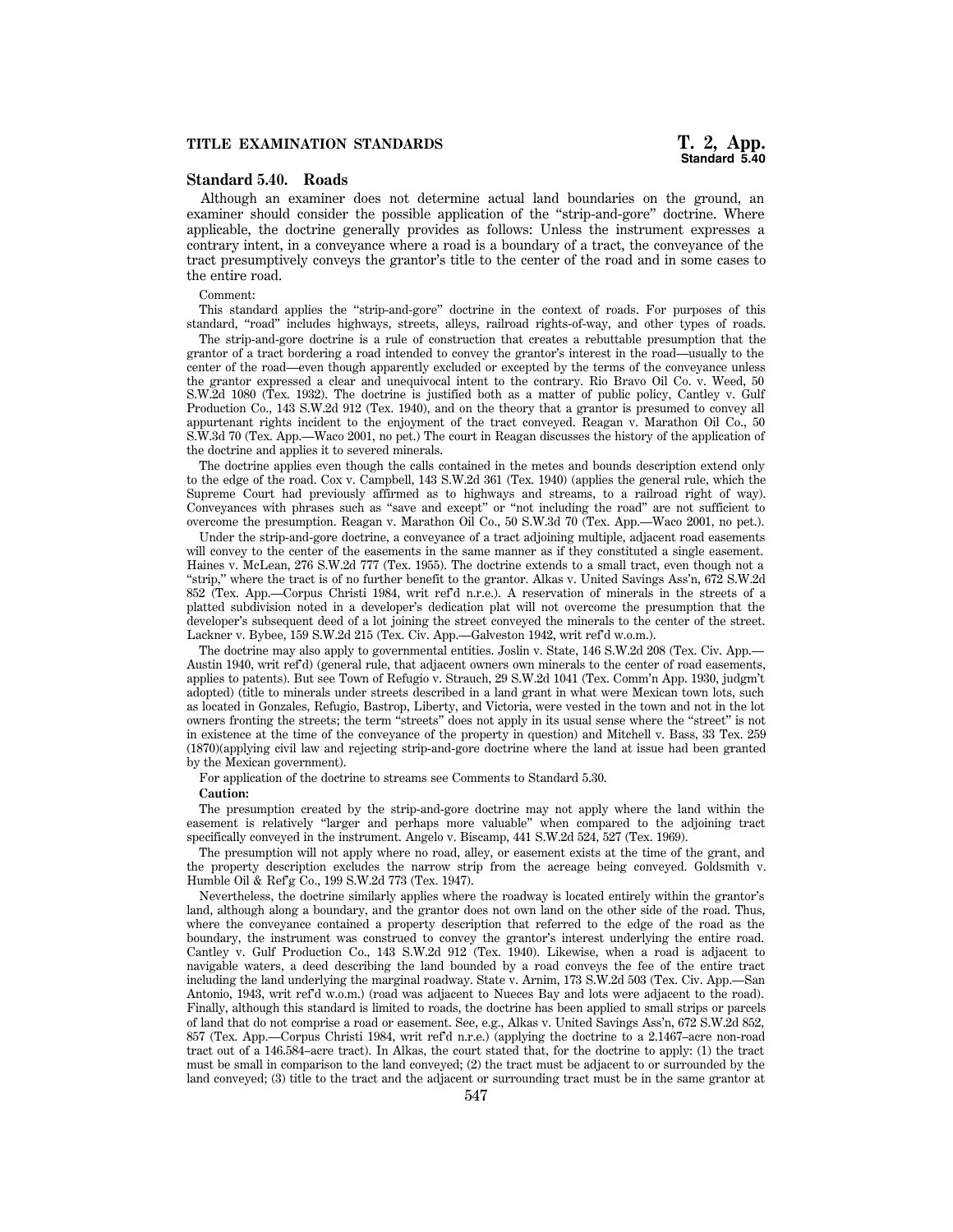## Standard 5.40. Roads

Although an examiner does not determine actual land boundaries on the ground, an examiner should consider the possible application of the "strip-and-gore" doctrine. Where applicable, the doctrine generally provides as follows: Unless the instrument expresses a contrary intent, in a conveyance where a road is a boundary of a tract, the conveyance of the tract presumptively conveys the grantor's title to the center of the road and in some cases to the entire road.

Comment:

This standard applies the "strip-and-gore" doctrine in the context of roads. For purposes of this standard, "road" includes highways, streets, alleys, railroad rights-of-way, and other types of roads.

The strip-and-gore doctrine is a rule of construction that creates a rebuttable presumption that the grantor of a tract bordering a road intended to convey the grantor's interest in the road—usually to the center of the road—even though apparently excluded or excepted by the terms of the conveyance unless the grantor expressed a clear and unequivocal intent to the contrary. Rio Bravo Oil Co. v. Weed, 50 S.W.2d 1080 (Tex. 1932). The doctrine is justified both as a matter of public policy, Cantley v. Gulf Production Co., 143 S.W.2d 912 (Tex. 1940), and on the theory that a grantor is presumed to convey all appurtenant rights incident to the enjoyment of the tract conveyed. Reagan v. Marathon Oil Co., 50 S.W.3d 70 (Tex. App.—Waco 2001, no pet.) The court in Reagan discusses the history of the application of the doctrine and applies it to severed minerals.

The doctrine applies even though the calls contained in the metes and bounds description extend only to the edge of the road. Cox v. Campbell, 143 S.W.2d 361 (Tex. 1940) (applies the general rule, which the Supreme Court had previously affirmed as to highways and streams, to a railroad right of way). Conveyances with phrases such as "save and except" or "not including the road" are not sufficient to overcome the presumption. Reagan v. Marathon Oil Co., 50 S.W.3d 70 (Tex. App.—Waco 2001, no pet.).

Under the strip-and-gore doctrine, a conveyance of a tract adjoining multiple, adjacent road easements will convey to the center of the easements in the same manner as if they constituted a single easement. Haines v. McLean, 276 S.W.2d 777 (Tex. 1955). The doctrine extends to a small tract, even though not a "strip," where the tract is of no further benefit to the grantor. Alkas v. United Savings Ass'n, 672 S.W.2d 852 (Tex. App.—Corpus Christi 1984, writ ref'd n.r.e.). A reservation of minerals in the streets of a platted subdivision noted in a developer's dedication plat will not overcome the presumption that the developer's subsequent deed of a lot joining the street conveyed the minerals to the center of the street. Lackner v. Bybee, 159 S.W.2d 215 (Tex. Civ. App.—Galveston 1942, writ ref'd w.o.m.).

The doctrine may also apply to governmental entities. Joslin v. State, 146 S.W.2d 208 (Tex. Civ. App.—Austin 1940, writ ref'd) (general rule, that adjacent owners own minerals to the center of road easements, applies to patents). But see Town of Refugio v. Strauch, 29 S.W.2d 1041 (Tex. Comm'n App. 1930, judgm't adopted) (title to minerals under streets described in a land grant in what were Mexican town lots, such as located in Gonzales, Refugio, Bastrop, Liberty, and Victoria, were vested in the town and not in the lot owners fronting the streets; the term "streets" does not apply in its usual sense where the "street" is not in existence at the time of the conveyance of the property in question) and Mitchell v. Bass, 33 Tex. 259 (1870)(applying civil law and rejecting strip-and-gore doctrine where the land at issue had been granted by the Mexican government).

For application of the doctrine to streams see Comments to Standard 5.30.

**Caution:**

The presumption created by the strip-and-gore doctrine may not apply where the land within the easement is relatively "larger and perhaps more valuable" when compared to the adjoining tract specifically conveyed in the instrument. Angelo v. Biscamp, 441 S.W.2d 524, 527 (Tex. 1969).

The presumption will not apply where no road, alley, or easement exists at the time of the grant, and the property description excludes the narrow strip from the acreage being conveyed. Goldsmith v. Humble Oil & Ref'g Co., 199 S.W.2d 773 (Tex. 1947).

Nevertheless, the doctrine similarly applies where the roadway is located entirely within the grantor's land, although along a boundary, and the grantor does not own land on the other side of the road. Thus, where the conveyance contained a property description that referred to the edge of the road as the boundary, the instrument was construed to convey the grantor's interest underlying the entire road. Cantley v. Gulf Production Co., 143 S.W.2d 912 (Tex. 1940). Likewise, when a road is adjacent to navigable waters, a deed describing the land bounded by a road conveys the fee of the entire tract including the land underlying the marginal roadway. State v. Arnim, 173 S.W.2d 503 (Tex. Civ. App.—San Antonio, 1943, writ ref'd w.o.m.) (road was adjacent to Nueces Bay and lots were adjacent to the road). Finally, although this standard is limited to roads, the doctrine has been applied to small strips or parcels of land that do not comprise a road or easement. See, e.g., Alkas v. United Savings Ass'n, 672 S.W.2d 852, 857 (Tex. App.—Corpus Christi 1984, writ ref'd n.r.e.) (applying the doctrine to a 2.1467–acre non-road tract out of a 146.584–acre tract). In Alkas, the court stated that, for the doctrine to apply: (1) the tract must be small in comparison to the land conveyed; (2) the tract must be adjacent to or surrounded by the land conveyed; (3) title to the tract and the adjacent or surrounding tract must be in the same grantor at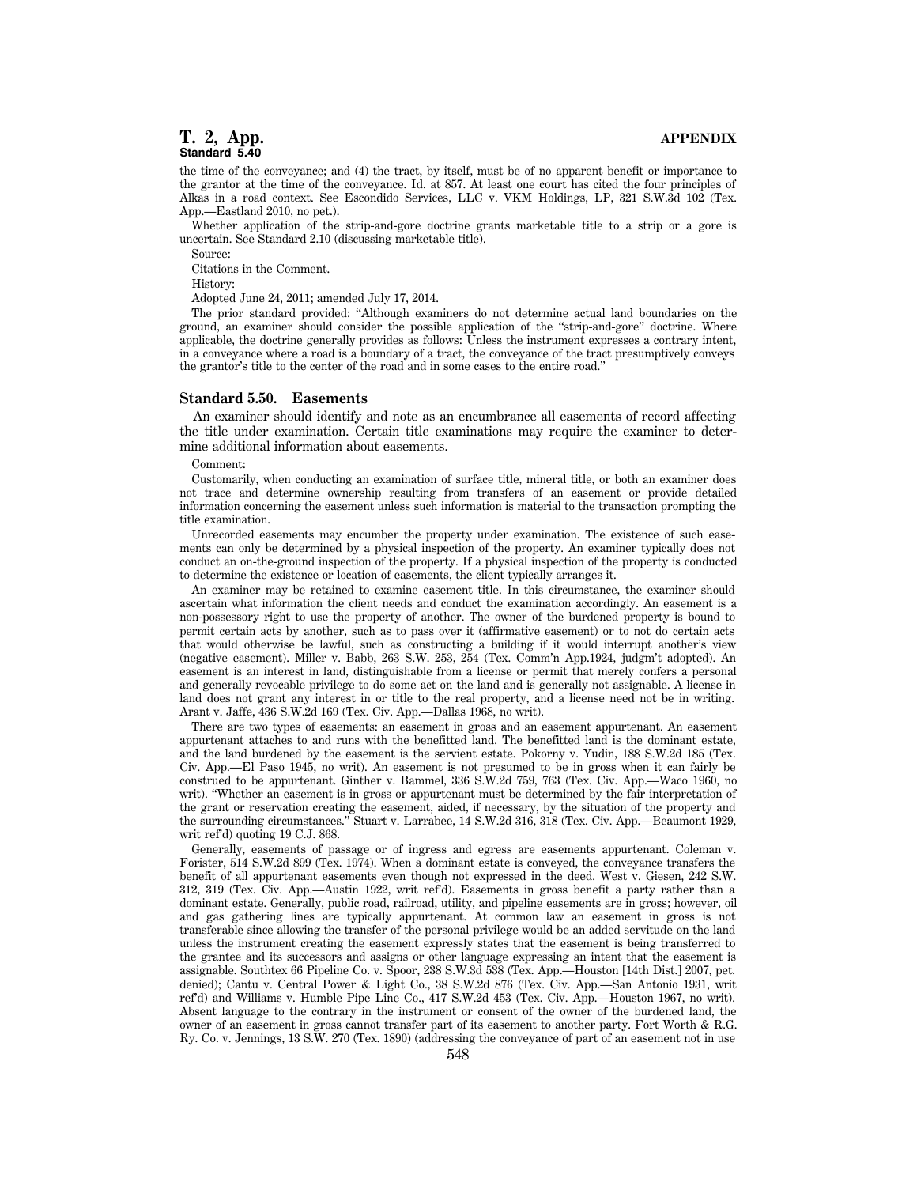the time of the conveyance; and (4) the tract, by itself, must be of no apparent benefit or importance to the grantor at the time of the conveyance. Id. at 857. At least one court has cited the four principles of Alkas in a road context. See Escondido Services, LLC v. VKM Holdings, LP, 321 S.W.3d 102 (Tex. App.—Eastland 2010, no pet.).

Whether application of the strip-and-gore doctrine grants marketable title to a strip or a gore is uncertain. See Standard 2.10 (discussing marketable title).

Source:

Citations in the Comment.

History:

Adopted June 24, 2011; amended July 17, 2014.

The prior standard provided: "Although examiners do not determine actual land boundaries on the ground, an examiner should consider the possible application of the "strip-and-gore" doctrine. Where applicable, the doctrine generally provides as follows: Unless the instrument expresses a contrary intent, in a conveyance where a road is a boundary of a tract, the conveyance of the tract presumptively conveys the grantor's title to the center of the road and in some cases to the entire road."

### Standard 5.50. Easements

An examiner should identify and note as an encumbrance all easements of record affecting the title under examination. Certain title examinations may require the examiner to determine additional information about easements.

Comment:

Customarily, when conducting an examination of surface title, mineral title, or both an examiner does not trace and determine ownership resulting from transfers of an easement or provide detailed information concerning the easement unless such information is material to the transaction prompting the title examination.

Unrecorded easements may encumber the property under examination. The existence of such easements can only be determined by a physical inspection of the property. An examiner typically does not conduct an on-the-ground inspection of the property. If a physical inspection of the property is conducted to determine the existence or location of easements, the client typically arranges it.

An examiner may be retained to examine easement title. In this circumstance, the examiner should ascertain what information the client needs and conduct the examination accordingly. An easement is a non-possessory right to use the property of another. The owner of the burdened property is bound to permit certain acts by another, such as to pass over it (affirmative easement) or to not do certain acts that would otherwise be lawful, such as constructing a building if it would interrupt another's view (negative easement). Miller v. Babb, 263 S.W. 253, 254 (Tex. Comm'n App.1924, judgm't adopted). An easement is an interest in land, distinguishable from a license or permit that merely confers a personal and generally revocable privilege to do some act on the land and is generally not assignable. A license in land does not grant any interest in or title to the real property, and a license need not be in writing. Arant v. Jaffe, 436 S.W.2d 169 (Tex. Civ. App.—Dallas 1968, no writ).

There are two types of easements: an easement in gross and an easement appurtenant. An easement appurtenant attaches to and runs with the benefitted land. The benefitted land is the dominant estate, and the land burdened by the easement is the servient estate. Pokorny v. Yudin, 188 S.W.2d 185 (Tex. Civ. App.—El Paso 1945, no writ). An easement is not presumed to be in gross when it can fairly be construed to be appurtenant. Ginther v. Bammel, 336 S.W.2d 759, 763 (Tex. Civ. App.—Waco 1960, no writ). "Whether an easement is in gross or appurtenant must be determined by the fair interpretation of the grant or reservation creating the easement, aided, if necessary, by the situation of the property and the surrounding circumstances." Stuart v. Larrabee, 14 S.W.2d 316, 318 (Tex. Civ. App.—Beaumont 1929, writ ref'd) quoting 19 C.J. 868.

Generally, easements of passage or of ingress and egress are easements appurtenant. Coleman v. Forister, 514 S.W.2d 899 (Tex. 1974). When a dominant estate is conveyed, the conveyance transfers the benefit of all appurtenant easements even though not expressed in the deed. West v. Giesen, 242 S.W. 312, 319 (Tex. Civ. App.—Austin 1922, writ ref'd). Easements in gross benefit a party rather than a dominant estate. Generally, public road, railroad, utility, and pipeline easements are in gross; however, oil and gas gathering lines are typically appurtenant. At common law an easement in gross is not transferable since allowing the transfer of the personal privilege would be an added servitude on the land unless the instrument creating the easement expressly states that the easement is being transferred to the grantee and its successors and assigns or other language expressing an intent that the easement is assignable. Southtex 66 Pipeline Co. v. Spoor, 238 S.W.3d 538 (Tex. App.—Houston [14th Dist.] 2007, pet. denied); Cantu v. Central Power & Light Co., 38 S.W.2d 876 (Tex. Civ. App.—San Antonio 1931, writ ref'd) and Williams v. Humble Pipe Line Co., 417 S.W.2d 453 (Tex. Civ. App.—Houston 1967, no writ). Absent language to the contrary in the instrument or consent of the owner of the burdened land, the owner of an easement in gross cannot transfer part of its easement to another party. Fort Worth & R.G. Ry. Co. v. Jennings, 13 S.W. 270 (Tex. 1890) (addressing the conveyance of part of an easement not in use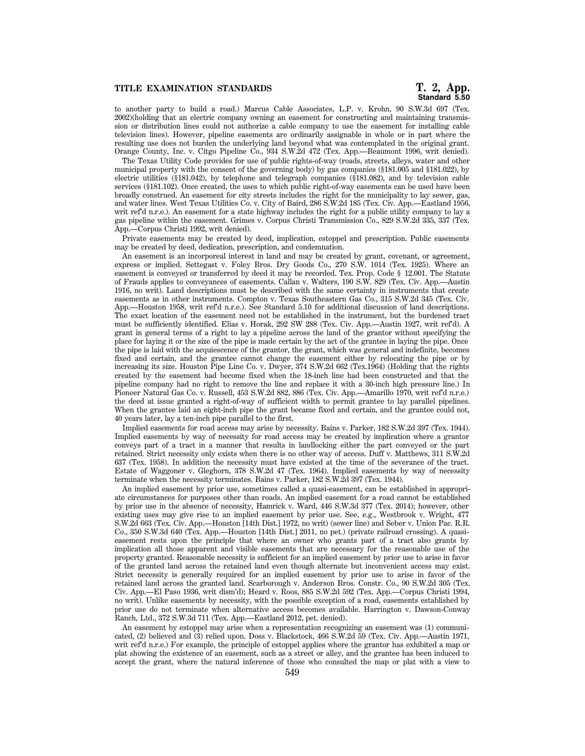to another party to build a road.) Marcus Cable Associates, L.P. v. Krohn, 90 S.W.3d 697 (Tex. 2002)(holding that an electric company owning an easement for constructing and maintaining transmission or distribution lines could not authorize a cable company to use the easement for installing cable television lines). However, pipeline easements are ordinarily assignable in whole or in part where the resulting use does not burden the underlying land beyond what was contemplated in the original grant. Orange County, Inc. v. Citgo Pipeline Co., 934 S.W.2d 472 (Tex. App.—Beaumont 1996, writ denied).

The Texas Utility Code provides for use of public rights-of-way (roads, streets, alleys, water and other municipal property with the consent of the governing body) by gas companies (§181.005 and §181.022), by electric utilities (§181.042), by telephone and telegraph companies (§181.082), and by television cable services (§181.102). Once created, the uses to which public right-of-way easements can be used have been broadly construed. An easement for city streets includes the right for the municipality to lay sewer, gas, and water lines. West Texas Utilities Co. v. City of Baird, 286 S.W.2d 185 (Tex. Civ. App.—Eastland 1956, writ ref'd n.r.e.). An easement for a state highway includes the right for a public utility company to lay a gas pipeline within the easement. Grimes v. Corpus Christi Transmission Co., 829 S.W.2d 335, 337 (Tex. App.—Corpus Christi 1992, writ denied).

Private easements may be created by deed, implication, estoppel and prescription. Public easements may be created by deed, dedication, prescription, and condemnation.

An easement is an incorporeal interest in land and may be created by grant, covenant, or agreement, express or implied. Settegast v. Foley Bros. Dry Goods Co., 270 S.W. 1014 (Tex. 1925). Where an easement is conveyed or transferred by deed it may be recorded. Tex. Prop. Code § 12.001. The Statute of Frauds applies to conveyances of easements. Callan v. Walters, 190 S.W. 829 (Tex. Civ. App.—Austin 1916, no writ). Land descriptions must be described with the same certainty in instruments that create easements as in other instruments. Compton v. Texas Southeastern Gas Co., 315 S.W.2d 345 (Tex. Civ. App.—Houston 1958, writ ref'd n.r.e.). See Standard 5.10 for additional discussion of land descriptions. The exact location of the easement need not be established in the instrument, but the burdened tract must be sufficiently identified. Elias v. Horak, 292 SW 288 (Tex. Civ. App.—Austin 1927, writ ref'd). A grant in general terms of a right to lay a pipeline across the land of the grantor without specifying the place for laying it or the size of the pipe is made certain by the act of the grantee in laying the pipe. Once the pipe is laid with the acquiescence of the grantor, the grant, which was general and indefinite, becomes fixed and certain, and the grantee cannot change the easement either by relocating the pipe or by increasing its size. Houston Pipe Line Co. v. Dwyer, 374 S.W.2d 662 (Tex.1964) (Holding that the rights created by the easement had become fixed when the 18-inch line had been constructed and that the pipeline company had no right to remove the line and replace it with a 30-inch high pressure line.) In Pioneer Natural Gas Co. v. Russell, 453 S.W.2d 882, 886 (Tex. Civ. App.—Amarillo 1970, writ ref'd n.r.e.) the deed at issue granted a right-of-way of sufficient width to permit grantee to lay parallel pipelines. When the grantee laid an eight-inch pipe the grant became fixed and certain, and the grantee could not, 40 years later, lay a ten-inch pipe parallel to the first.

Implied easements for road access may arise by necessity. Bains v. Parker, 182 S.W.2d 397 (Tex. 1944). Implied easements by way of necessity for road access may be created by implication where a grantor conveys part of a tract in a manner that results in landlocking either the part conveyed or the part retained. Strict necessity only exists when there is no other way of access. Duff v. Matthews, 311 S.W.2d 637 (Tex. 1958). In addition the necessity must have existed at the time of the severance of the tract. Estate of Waggoner v. Gleghorn, 378 S.W.2d 47 (Tex. 1964). Implied easements by way of necessity terminate when the necessity terminates. Bains v. Parker, 182 S.W.2d 397 (Tex. 1944).

An implied easement by prior use, sometimes called a quasi-easement, can be established in appropriate circumstances for purposes other than roads. An implied easement for a road cannot be established by prior use in the absence of necessity, Hamrick v. Ward, 446 S.W.3d 377 (Tex. 2014); however, other existing uses may give rise to an implied easement by prior use. See, e.g., Westbrook v. Wright, 477 S.W.2d 663 (Tex. Civ. App.—Houston [14th Dist.] 1972, no writ) (sewer line) and Seber v. Union Pac. R.R. Co., 350 S.W.3d 640 (Tex. App.—Houston [14th Dist.] 2011, no pet.) (private railroad crossing). A quasi-easement rests upon the principle that where an owner who grants part of a tract also grants by implication all those apparent and visible easements that are necessary for the reasonable use of the property granted. Reasonable necessity is sufficient for an implied easement by prior use to arise in favor of the granted land across the retained land even though alternate but inconvenient access may exist. Strict necessity is generally required for an implied easement by prior use to arise in favor of the retained land across the granted land. Scarborough v. Anderson Bros. Constr. Co., 90 S.W.2d 305 (Tex. Civ. App.—El Paso 1936, writ dism'd); Heard v. Roos, 885 S.W.2d 592 (Tex. App.—Corpus Christi 1994, no writ). Unlike easements by necessity, with the possible exception of a road, easements established by prior use do not terminate when alternative access becomes available. Harrington v. Dawson-Conway Ranch, Ltd., 372 S.W.3d 711 (Tex. App.—Eastland 2012, pet. denied).

An easement by estoppel may arise when a representation recognizing an easement was (1) communicated, (2) believed and (3) relied upon. Doss v. Blackstock, 466 S.W.2d 59 (Tex. Civ. App.—Austin 1971, writ ref'd n.r.e.) For example, the principle of estoppel applies where the grantor has exhibited a map or plat showing the existence of an easement, such as a street or alley, and the grantee has been induced to accept the grant, where the natural inference of those who consulted the map or plat with a view to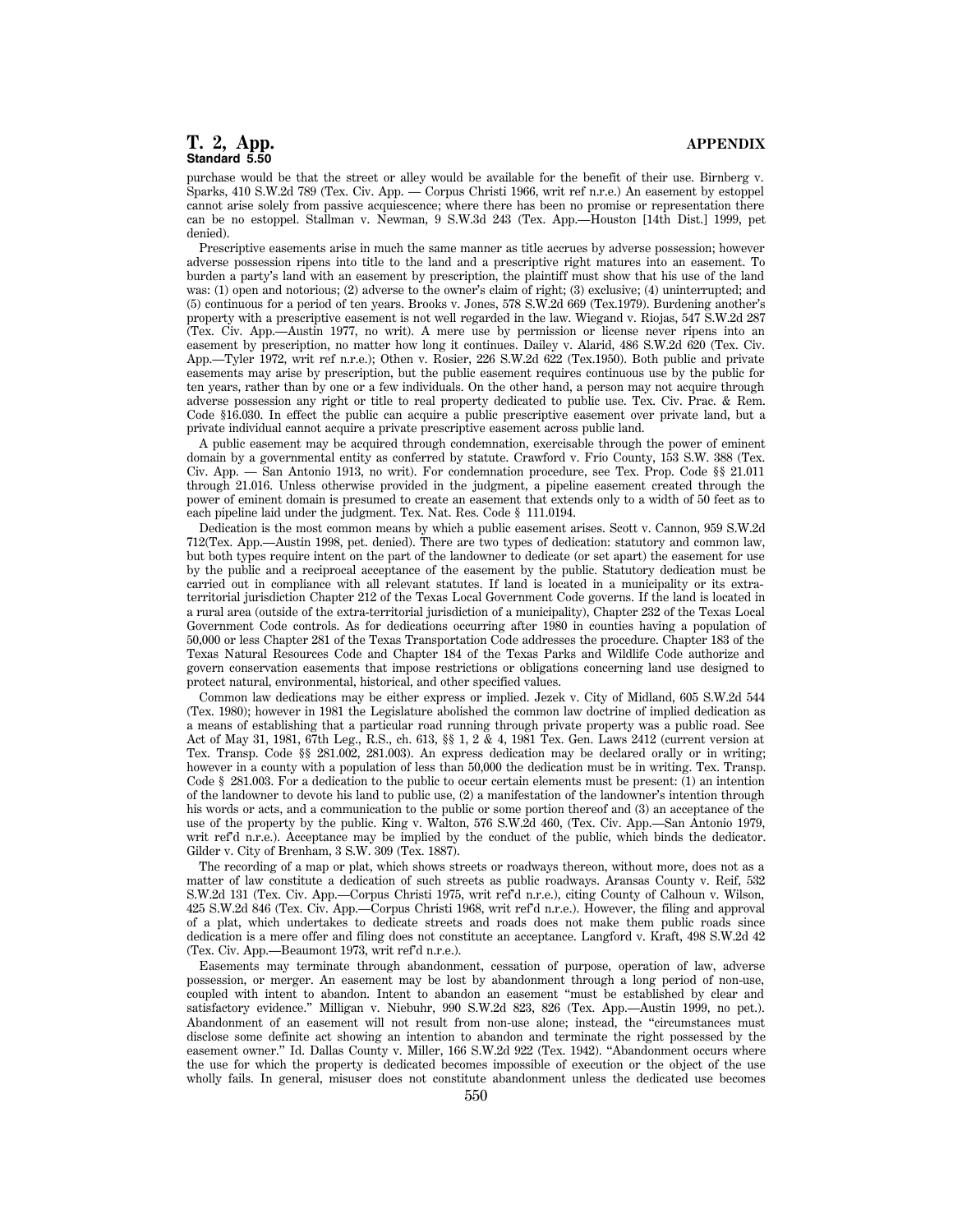purchase would be that the street or alley would be available for the benefit of their use. Birnberg v. Sparks, 410 S.W.2d 789 (Tex. Civ. App. — Corpus Christi 1966, writ ref n.r.e.) An easement by estoppel cannot arise solely from passive acquiescence; where there has been no promise or representation there can be no estoppel. Stallman v. Newman, 9 S.W.3d 243 (Tex. App.—Houston [14th Dist.] 1999, pet denied).

Prescriptive easements arise in much the same manner as title accrues by adverse possession; however adverse possession ripens into title to the land and a prescriptive right matures into an easement. To burden a party's land with an easement by prescription, the plaintiff must show that his use of the land was: (1) open and notorious; (2) adverse to the owner's claim of right; (3) exclusive; (4) uninterrupted; and (5) continuous for a period of ten years. Brooks v. Jones, 578 S.W.2d 669 (Tex.1979). Burdening another's property with a prescriptive easement is not well regarded in the law. Wiegand v. Riojas, 547 S.W.2d 287 (Tex. Civ. App.—Austin 1977, no writ). A mere use by permission or license never ripens into an easement by prescription, no matter how long it continues. Dailey v. Alarid, 486 S.W.2d 620 (Tex. Civ. App.—Tyler 1972, writ ref n.r.e.); Othen v. Rosier, 226 S.W.2d 622 (Tex.1950). Both public and private easements may arise by prescription, but the public easement requires continuous use by the public for ten years, rather than by one or a few individuals. On the other hand, a person may not acquire through adverse possession any right or title to real property dedicated to public use. Tex. Civ. Prac. & Rem. Code §16.030. In effect the public can acquire a public prescriptive easement over private land, but a private individual cannot acquire a private prescriptive easement across public land.

A public easement may be acquired through condemnation, exercisable through the power of eminent domain by a governmental entity as conferred by statute. Crawford v. Frio County, 153 S.W. 388 (Tex. Civ. App. — San Antonio 1913, no writ). For condemnation procedure, see Tex. Prop. Code §§ 21.011 through 21.016. Unless otherwise provided in the judgment, a pipeline easement created through the power of eminent domain is presumed to create an easement that extends only to a width of 50 feet as to each pipeline laid under the judgment. Tex. Nat. Res. Code § 111.0194.

Dedication is the most common means by which a public easement arises. Scott v. Cannon, 959 S.W.2d 712(Tex. App.—Austin 1998, pet. denied). There are two types of dedication: statutory and common law, but both types require intent on the part of the landowner to dedicate (or set apart) the easement for use by the public and a reciprocal acceptance of the easement by the public. Statutory dedication must be carried out in compliance with all relevant statutes. If land is located in a municipality or its extra-territorial jurisdiction Chapter 212 of the Texas Local Government Code governs. If the land is located in a rural area (outside of the extra-territorial jurisdiction of a municipality), Chapter 232 of the Texas Local Government Code controls. As for dedications occurring after 1980 in counties having a population of 50,000 or less Chapter 281 of the Texas Transportation Code addresses the procedure. Chapter 183 of the Texas Natural Resources Code and Chapter 184 of the Texas Parks and Wildlife Code authorize and govern conservation easements that impose restrictions or obligations concerning land use designed to protect natural, environmental, historical, and other specified values.

Common law dedications may be either express or implied. Jezek v. City of Midland, 605 S.W.2d 544 (Tex. 1980); however in 1981 the Legislature abolished the common law doctrine of implied dedication as a means of establishing that a particular road running through private property was a public road. See Act of May 31, 1981, 67th Leg., R.S., ch. 613, §§ 1, 2 & 4, 1981 Tex. Gen. Laws 2412 (current version at Tex. Transp. Code §§ 281.002, 281.003). An express dedication may be declared orally or in writing; however in a county with a population of less than 50,000 the dedication must be in writing. Tex. Transp. Code § 281.003. For a dedication to the public to occur certain elements must be present: (1) an intention of the landowner to devote his land to public use, (2) a manifestation of the landowner's intention through his words or acts, and a communication to the public or some portion thereof and (3) an acceptance of the use of the property by the public. King v. Walton, 576 S.W.2d 460, (Tex. Civ. App.—San Antonio 1979, writ ref'd n.r.e.). Acceptance may be implied by the conduct of the public, which binds the dedicator. Gilder v. City of Brenham, 3 S.W. 309 (Tex. 1887).

The recording of a map or plat, which shows streets or roadways thereon, without more, does not as a matter of law constitute a dedication of such streets as public roadways. Aransas County v. Reif, 532 S.W.2d 131 (Tex. Civ. App.—Corpus Christi 1975, writ ref'd n.r.e.), citing County of Calhoun v. Wilson, 425 S.W.2d 846 (Tex. Civ. App.—Corpus Christi 1968, writ ref'd n.r.e.). However, the filing and approval of a plat, which undertakes to dedicate streets and roads does not make them public roads since dedication is a mere offer and filing does not constitute an acceptance. Langford v. Kraft, 498 S.W.2d 42 (Tex. Civ. App.—Beaumont 1973, writ ref'd n.r.e.).

Easements may terminate through abandonment, cessation of purpose, operation of law, adverse possession, or merger. An easement may be lost by abandonment through a long period of non-use, coupled with intent to abandon. Intent to abandon an easement "must be established by clear and satisfactory evidence." Milligan v. Niebuhr, 990 S.W.2d 823, 826 (Tex. App.—Austin 1999, no pet.). Abandonment of an easement will not result from non-use alone; instead, the "circumstances must disclose some definite act showing an intention to abandon and terminate the right possessed by the easement owner." Id. Dallas County v. Miller, 166 S.W.2d 922 (Tex. 1942). "Abandonment occurs where the use for which the property is dedicated becomes impossible of execution or the object of the use wholly fails. In general, misuser does not constitute abandonment unless the dedicated use becomes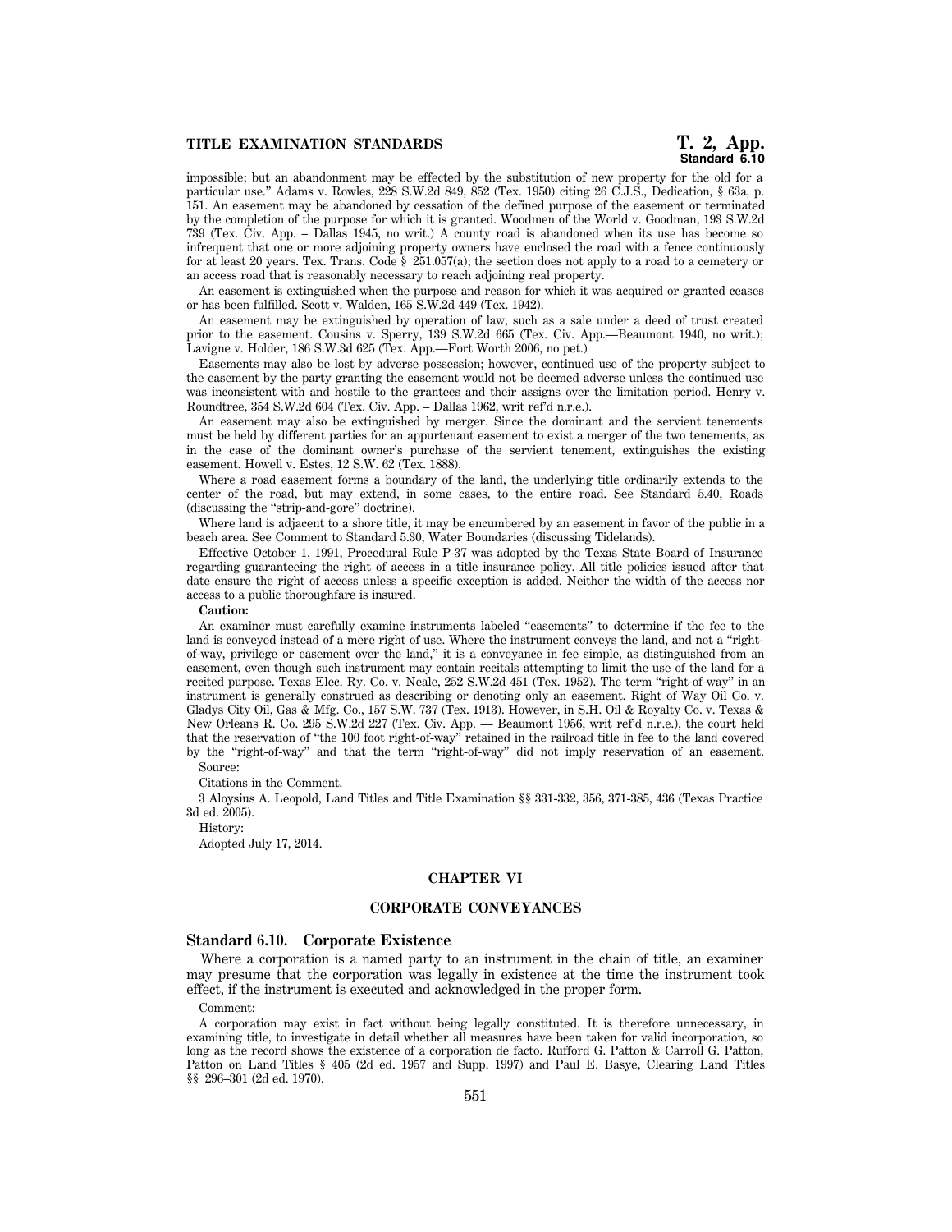impossible; but an abandonment may be effected by the substitution of new property for the old for a particular use." Adams v. Rowles, 228 S.W.2d 849, 852 (Tex. 1950) citing 26 C.J.S., Dedication, § 63a, p. 151. An easement may be abandoned by cessation of the defined purpose of the easement or terminated by the completion of the purpose for which it is granted. Woodmen of the World v. Goodman, 193 S.W.2d 739 (Tex. Civ. App. – Dallas 1945, no writ.) A county road is abandoned when its use has become so infrequent that one or more adjoining property owners have enclosed the road with a fence continuously for at least 20 years. Tex. Trans. Code § 251.057(a); the section does not apply to a road to a cemetery or an access road that is reasonably necessary to reach adjoining real property.

An easement is extinguished when the purpose and reason for which it was acquired or granted ceases or has been fulfilled. Scott v. Walden, 165 S.W.2d 449 (Tex. 1942).

An easement may be extinguished by operation of law, such as a sale under a deed of trust created prior to the easement. Cousins v. Sperry, 139 S.W.2d 665 (Tex. Civ. App.—Beaumont 1940, no writ.); Lavigne v. Holder, 186 S.W.3d 625 (Tex. App.—Fort Worth 2006, no pet.)

Easements may also be lost by adverse possession; however, continued use of the property subject to the easement by the party granting the easement would not be deemed adverse unless the continued use was inconsistent with and hostile to the grantees and their assigns over the limitation period. Henry v. Roundtree, 354 S.W.2d 604 (Tex. Civ. App. – Dallas 1962, writ ref'd n.r.e.).

An easement may also be extinguished by merger. Since the dominant and the servient tenements must be held by different parties for an appurtenant easement to exist a merger of the two tenements, as in the case of the dominant owner's purchase of the servient tenement, extinguishes the existing easement. Howell v. Estes, 12 S.W. 62 (Tex. 1888).

Where a road easement forms a boundary of the land, the underlying title ordinarily extends to the center of the road, but may extend, in some cases, to the entire road. See Standard 5.40, Roads (discussing the "strip-and-gore" doctrine).

Where land is adjacent to a shore title, it may be encumbered by an easement in favor of the public in a beach area. See Comment to Standard 5.30, Water Boundaries (discussing Tidelands).

Effective October 1, 1991, Procedural Rule P-37 was adopted by the Texas State Board of Insurance regarding guaranteeing the right of access in a title insurance policy. All title policies issued after that date ensure the right of access unless a specific exception is added. Neither the width of the access nor access to a public thoroughfare is insured.

**Caution:**

An examiner must carefully examine instruments labeled "easements" to determine if the fee to the land is conveyed instead of a mere right of use. Where the instrument conveys the land, and not a "right-of-way, privilege or easement over the land," it is a conveyance in fee simple, as distinguished from an easement, even though such instrument may contain recitals attempting to limit the use of the land for a recited purpose. Texas Elec. Ry. Co. v. Neale, 252 S.W.2d 451 (Tex. 1952). The term "right-of-way" in an instrument is generally construed as describing or denoting only an easement. Right of Way Oil Co. v. Gladys City Oil, Gas & Mfg. Co., 157 S.W. 737 (Tex. 1913). However, in S.H. Oil & Royalty Co. v. Texas & New Orleans R. Co. 295 S.W.2d 227 (Tex. Civ. App. — Beaumont 1956, writ ref'd n.r.e.), the court held that the reservation of "the 100 foot right-of-way" retained in the railroad title in fee to the land covered by the "right-of-way" and that the term "right-of-way" did not imply reservation of an easement.

Source:

Citations in the Comment.

3 Aloysius A. Leopold, Land Titles and Title Examination §§ 331-332, 356, 371-385, 436 (Texas Practice 3d ed. 2005).

History:

Adopted July 17, 2014.

## CHAPTER VI

## CORPORATE CONVEYANCES

### Standard 6.10. Corporate Existence

Where a corporation is a named party to an instrument in the chain of title, an examiner may presume that the corporation was legally in existence at the time the instrument took effect, if the instrument is executed and acknowledged in the proper form.

Comment:

A corporation may exist in fact without being legally constituted. It is therefore unnecessary, in examining title, to investigate in detail whether all measures have been taken for valid incorporation, so long as the record shows the existence of a corporation de facto. Rufford G. Patton & Carroll G. Patton, Patton on Land Titles § 405 (2d ed. 1957 and Supp. 1997) and Paul E. Basye, Clearing Land Titles §§ 296–301 (2d ed. 1970).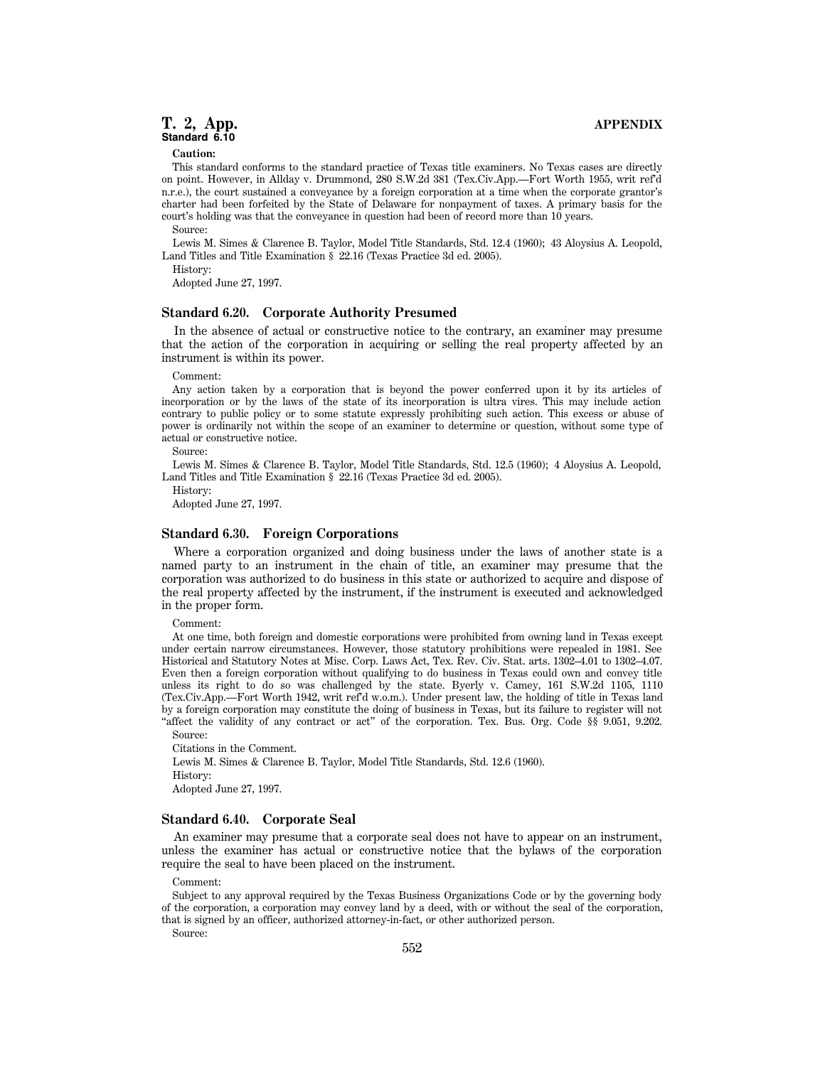**Caution:**

This standard conforms to the standard practice of Texas title examiners. No Texas cases are directly on point. However, in Allday v. Drummond, 280 S.W.2d 381 (Tex.Civ.App.—Fort Worth 1955, writ ref'd n.r.e.), the court sustained a conveyance by a foreign corporation at a time when the corporate grantor's charter had been forfeited by the State of Delaware for nonpayment of taxes. A primary basis for the court's holding was that the conveyance in question had been of record more than 10 years.

Source:

Lewis M. Simes & Clarence B. Taylor, Model Title Standards, Std. 12.4 (1960); 43 Aloysius A. Leopold, Land Titles and Title Examination § 22.16 (Texas Practice 3d ed. 2005).

History:

Adopted June 27, 1997.

### Standard 6.20. Corporate Authority Presumed

In the absence of actual or constructive notice to the contrary, an examiner may presume that the action of the corporation in acquiring or selling the real property affected by an instrument is within its power.

Comment:

Any action taken by a corporation that is beyond the power conferred upon it by its articles of incorporation or by the laws of the state of its incorporation is ultra vires. This may include action contrary to public policy or to some statute expressly prohibiting such action. This excess or abuse of power is ordinarily not within the scope of an examiner to determine or question, without some type of actual or constructive notice.

Source:

Lewis M. Simes & Clarence B. Taylor, Model Title Standards, Std. 12.5 (1960); 4 Aloysius A. Leopold, Land Titles and Title Examination § 22.16 (Texas Practice 3d ed. 2005).

History:

Adopted June 27, 1997.

### Standard 6.30. Foreign Corporations

Where a corporation organized and doing business under the laws of another state is a named party to an instrument in the chain of title, an examiner may presume that the corporation was authorized to do business in this state or authorized to acquire and dispose of the real property affected by the instrument, if the instrument is executed and acknowledged in the proper form.

Comment:

At one time, both foreign and domestic corporations were prohibited from owning land in Texas except under certain narrow circumstances. However, those statutory prohibitions were repealed in 1981. See Historical and Statutory Notes at Misc. Corp. Laws Act, Tex. Rev. Civ. Stat. arts. 1302–4.01 to 1302–4.07. Even then a foreign corporation without qualifying to do business in Texas could own and convey title unless its right to do so was challenged by the state. Byerly v. Camey, 161 S.W.2d 1105, 1110 (Tex.Civ.App.—Fort Worth 1942, writ ref'd w.o.m.). Under present law, the holding of title in Texas land by a foreign corporation may constitute the doing of business in Texas, but its failure to register will not "affect the validity of any contract or act" of the corporation. Tex. Bus. Org. Code §§ 9.051, 9.202.

Source:

Citations in the Comment.

Lewis M. Simes & Clarence B. Taylor, Model Title Standards, Std. 12.6 (1960).

History:

Adopted June 27, 1997.

### Standard 6.40. Corporate Seal

An examiner may presume that a corporate seal does not have to appear on an instrument, unless the examiner has actual or constructive notice that the bylaws of the corporation require the seal to have been placed on the instrument.

Comment:

Subject to any approval required by the Texas Business Organizations Code or by the governing body of the corporation, a corporation may convey land by a deed, with or without the seal of the corporation, that is signed by an officer, authorized attorney-in-fact, or other authorized person.

Source: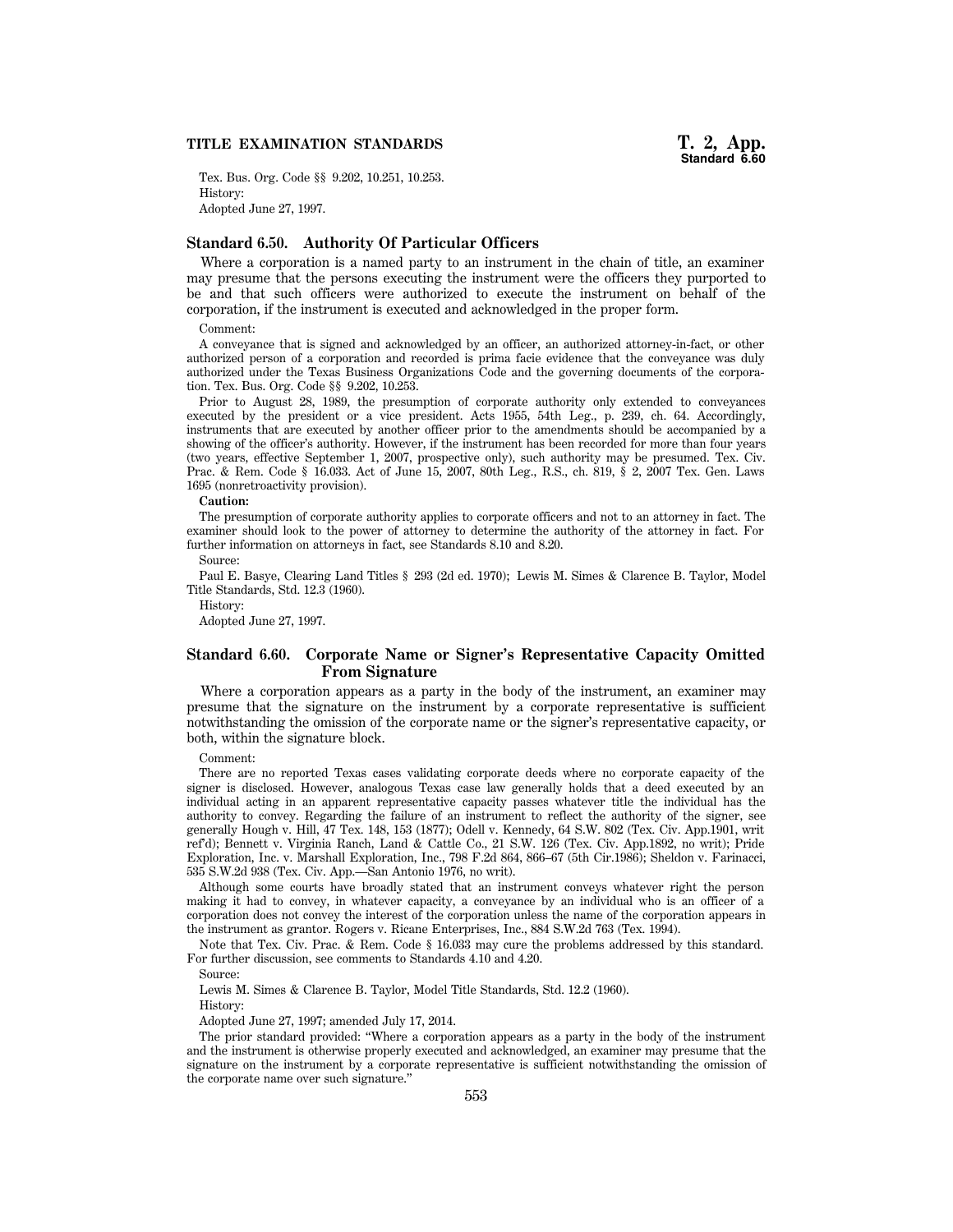Tex. Bus. Org. Code §§ 9.202, 10.251, 10.253.

History:

Adopted June 27, 1997.

## Standard 6.50. Authority Of Particular Officers

Where a corporation is a named party to an instrument in the chain of title, an examiner may presume that the persons executing the instrument were the officers they purported to be and that such officers were authorized to execute the instrument on behalf of the corporation, if the instrument is executed and acknowledged in the proper form.

Comment:

A conveyance that is signed and acknowledged by an officer, an authorized attorney-in-fact, or other authorized person of a corporation and recorded is prima facie evidence that the conveyance was duly authorized under the Texas Business Organizations Code and the governing documents of the corporation. Tex. Bus. Org. Code §§ 9.202, 10.253.

Prior to August 28, 1989, the presumption of corporate authority only extended to conveyances executed by the president or a vice president. Acts 1955, 54th Leg., p. 239, ch. 64. Accordingly, instruments that are executed by another officer prior to the amendments should be accompanied by a showing of the officer's authority. However, if the instrument has been recorded for more than four years (two years, effective September 1, 2007, prospective only), such authority may be presumed. Tex. Civ. Prac. & Rem. Code § 16.033. Act of June 15, 2007, 80th Leg., R.S., ch. 819, § 2, 2007 Tex. Gen. Laws 1695 (nonretroactivity provision).

**Caution:**

The presumption of corporate authority applies to corporate officers and not to an attorney in fact. The examiner should look to the power of attorney to determine the authority of the attorney in fact. For further information on attorneys in fact, see Standards 8.10 and 8.20.

Source:

Paul E. Basye, Clearing Land Titles § 293 (2d ed. 1970); Lewis M. Simes & Clarence B. Taylor, Model Title Standards, Std. 12.3 (1960).

History:

Adopted June 27, 1997.

## Standard 6.60. Corporate Name or Signer's Representative Capacity Omitted From Signature

Where a corporation appears as a party in the body of the instrument, an examiner may presume that the signature on the instrument by a corporate representative is sufficient notwithstanding the omission of the corporate name or the signer's representative capacity, or both, within the signature block.

Comment:

There are no reported Texas cases validating corporate deeds where no corporate capacity of the signer is disclosed. However, analogous Texas case law generally holds that a deed executed by an individual acting in an apparent representative capacity passes whatever title the individual has the authority to convey. Regarding the failure of an instrument to reflect the authority of the signer, see generally Hough v. Hill, 47 Tex. 148, 153 (1877); Odell v. Kennedy, 64 S.W. 802 (Tex. Civ. App.1901, writ ref'd); Bennett v. Virginia Ranch, Land & Cattle Co., 21 S.W. 126 (Tex. Civ. App.1892, no writ); Pride Exploration, Inc. v. Marshall Exploration, Inc., 798 F.2d 864, 866–67 (5th Cir.1986); Sheldon v. Farinacci, 535 S.W.2d 938 (Tex. Civ. App.—San Antonio 1976, no writ).

Although some courts have broadly stated that an instrument conveys whatever right the person making it had to convey, in whatever capacity, a conveyance by an individual who is an officer of a corporation does not convey the interest of the corporation unless the name of the corporation appears in the instrument as grantor. Rogers v. Ricane Enterprises, Inc., 884 S.W.2d 763 (Tex. 1994).

Note that Tex. Civ. Prac. & Rem. Code § 16.033 may cure the problems addressed by this standard. For further discussion, see comments to Standards 4.10 and 4.20.

Source:

Lewis M. Simes & Clarence B. Taylor, Model Title Standards, Std. 12.2 (1960).

History:

Adopted June 27, 1997; amended July 17, 2014.

The prior standard provided: "Where a corporation appears as a party in the body of the instrument and the instrument is otherwise properly executed and acknowledged, an examiner may presume that the signature on the instrument by a corporate representative is sufficient notwithstanding the omission of the corporate name over such signature."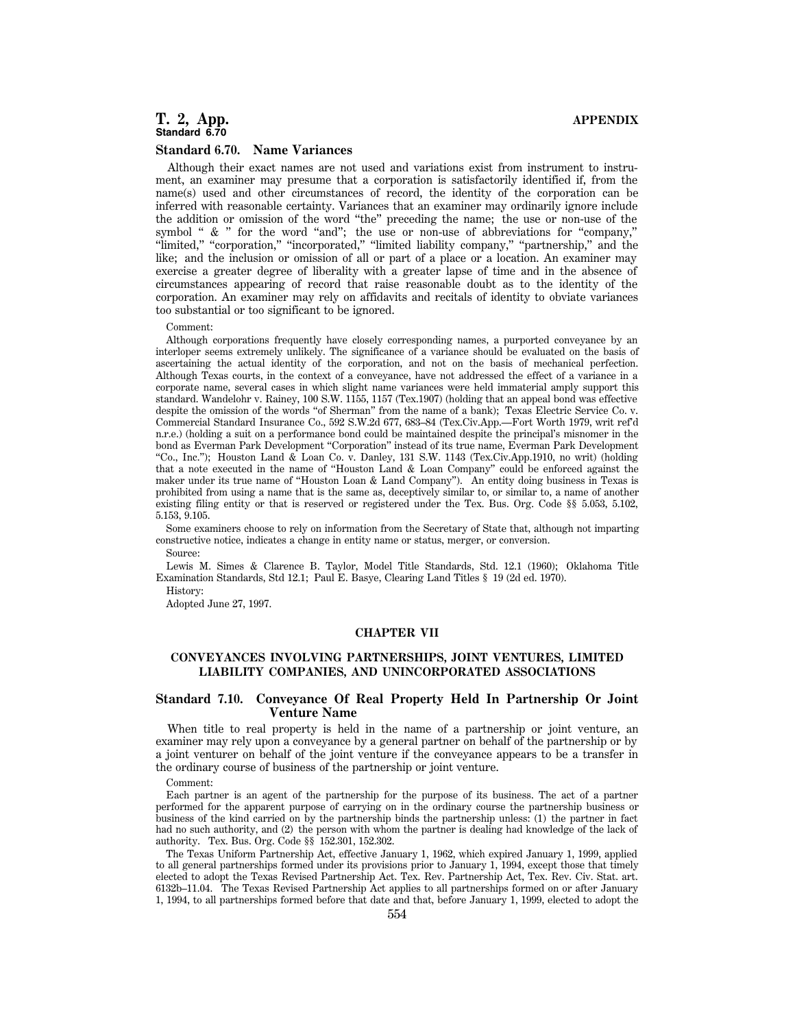### Standard 6.70. Name Variances

Although their exact names are not used and variations exist from instrument to instrument, an examiner may presume that a corporation is satisfactorily identified if, from the name(s) used and other circumstances of record, the identity of the corporation can be inferred with reasonable certainty. Variances that an examiner may ordinarily ignore include the addition or omission of the word "the" preceding the name; the use or non-use of the symbol " & " for the word "and"; the use or non-use of abbreviations for "company," "limited," "corporation," "incorporated," "limited liability company," "partnership," and the like; and the inclusion or omission of all or part of a place or a location. An examiner may exercise a greater degree of liberality with a greater lapse of time and in the absence of circumstances appearing of record that raise reasonable doubt as to the identity of the corporation. An examiner may rely on affidavits and recitals of identity to obviate variances too substantial or too significant to be ignored.

Comment:

Although corporations frequently have closely corresponding names, a purported conveyance by an interloper seems extremely unlikely. The significance of a variance should be evaluated on the basis of ascertaining the actual identity of the corporation, and not on the basis of mechanical perfection. Although Texas courts, in the context of a conveyance, have not addressed the effect of a variance in a corporate name, several cases in which slight name variances were held immaterial amply support this standard. Wandelohr v. Rainey, 100 S.W. 1155, 1157 (Tex.1907) (holding that an appeal bond was effective despite the omission of the words "of Sherman" from the name of a bank); Texas Electric Service Co. v. Commercial Standard Insurance Co., 592 S.W.2d 677, 683–84 (Tex.Civ.App.—Fort Worth 1979, writ ref'd n.r.e.) (holding a suit on a performance bond could be maintained despite the principal's misnomer in the bond as Everman Park Development "Corporation" instead of its true name, Everman Park Development "Co., Inc."); Houston Land & Loan Co. v. Danley, 131 S.W. 1143 (Tex.Civ.App.1910, no writ) (holding that a note executed in the name of "Houston Loan & Land Company" could be enforced against the maker under its true name of "Houston Land & Loan Company"). An entity doing business in Texas is prohibited from using a name that is the same as, deceptively similar to, or similar to, a name of another existing filing entity or that is reserved or registered under the Tex. Bus. Org. Code §§ 5.053, 5.102, 5.153, 9.105.

Some examiners choose to rely on information from the Secretary of State that, although not imparting constructive notice, indicates a change in entity name or status, merger, or conversion.

Source:

Lewis M. Simes & Clarence B. Taylor, Model Title Standards, Std. 12.1 (1960); Oklahoma Title Examination Standards, Std 12.1; Paul E. Basye, Clearing Land Titles § 19 (2d ed. 1970).

History:

Adopted June 27, 1997.

## CHAPTER VII

## CONVEYANCES INVOLVING PARTNERSHIPS, JOINT VENTURES, LIMITED LIABILITY COMPANIES, AND UNINCORPORATED ASSOCIATIONS

### Standard 7.10. Conveyance Of Real Property Held In Partnership Or Joint Venture Name

When title to real property is held in the name of a partnership or joint venture, an examiner may rely upon a conveyance by a general partner on behalf of the partnership or by a joint venturer on behalf of the joint venture if the conveyance appears to be a transfer in the ordinary course of business of the partnership or joint venture.

Comment:

Each partner is an agent of the partnership for the purpose of its business. The act of a partner performed for the apparent purpose of carrying on in the ordinary course the partnership business or business of the kind carried on by the partnership binds the partnership unless: (1) the partner in fact had no such authority, and (2) the person with whom the partner is dealing had knowledge of the lack of authority. Tex. Bus. Org. Code §§ 152.301, 152.302.

The Texas Uniform Partnership Act, effective January 1, 1962, which expired January 1, 1999, applied to all general partnerships formed under its provisions prior to January 1, 1994, except those that timely elected to adopt the Texas Revised Partnership Act. Tex. Rev. Partnership Act, Tex. Rev. Civ. Stat. art. 6132b–11.04. The Texas Revised Partnership Act applies to all partnerships formed on or after January 1, 1994, to all partnerships formed before that date and that, before January 1, 1999, elected to adopt the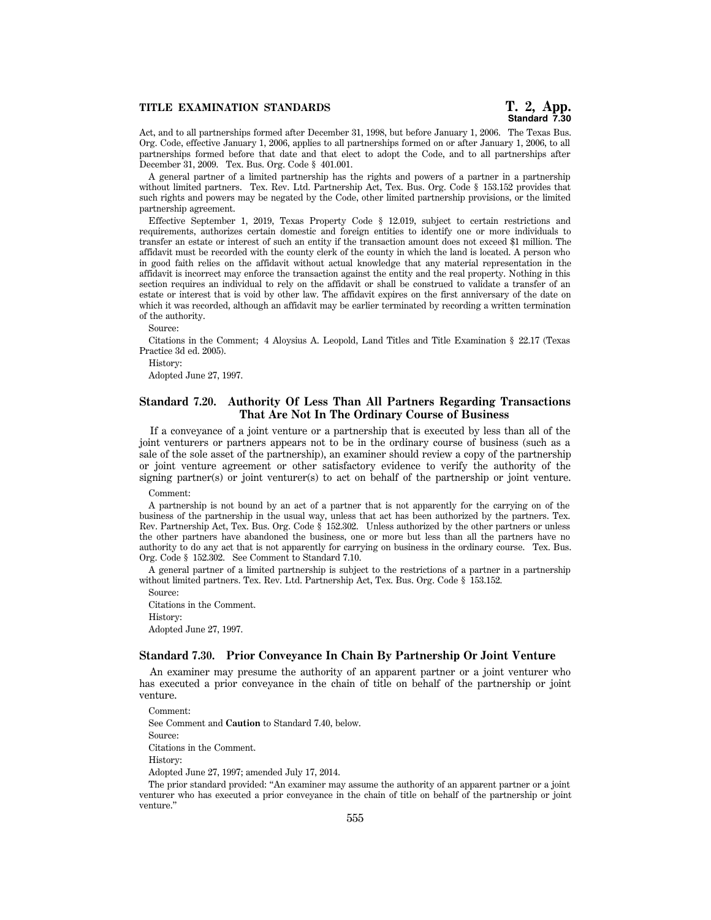Act, and to all partnerships formed after December 31, 1998, but before January 1, 2006. The Texas Bus. Org. Code, effective January 1, 2006, applies to all partnerships formed on or after January 1, 2006, to all partnerships formed before that date and that elect to adopt the Code, and to all partnerships after December 31, 2009. Tex. Bus. Org. Code § 401.001.

A general partner of a limited partnership has the rights and powers of a partner in a partnership without limited partners. Tex. Rev. Ltd. Partnership Act, Tex. Bus. Org. Code § 153.152 provides that such rights and powers may be negated by the Code, other limited partnership provisions, or the limited partnership agreement.

Effective September 1, 2019, Texas Property Code § 12.019, subject to certain restrictions and requirements, authorizes certain domestic and foreign entities to identify one or more individuals to transfer an estate or interest of such an entity if the transaction amount does not exceed $1 million. The affidavit must be recorded with the county clerk of the county in which the land is located. A person who in good faith relies on the affidavit without actual knowledge that any material representation in the affidavit is incorrect may enforce the transaction against the entity and the real property. Nothing in this section requires an individual to rely on the affidavit or shall be construed to validate a transfer of an estate or interest that is void by other law. The affidavit expires on the first anniversary of the date on which it was recorded, although an affidavit may be earlier terminated by recording a written termination of the authority.

Source:

Citations in the Comment; 4 Aloysius A. Leopold, Land Titles and Title Examination § 22.17 (Texas Practice 3d ed. 2005).

History:

Adopted June 27, 1997.

## Standard 7.20. Authority Of Less Than All Partners Regarding Transactions That Are Not In The Ordinary Course of Business

If a conveyance of a joint venture or a partnership that is executed by less than all of the joint venturers or partners appears not to be in the ordinary course of business (such as a sale of the sole asset of the partnership), an examiner should review a copy of the partnership or joint venture agreement or other satisfactory evidence to verify the authority of the signing partner(s) or joint venturer(s) to act on behalf of the partnership or joint venture.

Comment:

A partnership is not bound by an act of a partner that is not apparently for the carrying on of the business of the partnership in the usual way, unless that act has been authorized by the partners. Tex. Rev. Partnership Act, Tex. Bus. Org. Code § 152.302. Unless authorized by the other partners or unless the other partners have abandoned the business, one or more but less than all the partners have no authority to do any act that is not apparently for carrying on business in the ordinary course. Tex. Bus. Org. Code § 152.302. See Comment to Standard 7.10.

A general partner of a limited partnership is subject to the restrictions of a partner in a partnership without limited partners. Tex. Rev. Ltd. Partnership Act, Tex. Bus. Org. Code § 153.152.

Source:

Citations in the Comment.

History:

Adopted June 27, 1997.

## Standard 7.30. Prior Conveyance In Chain By Partnership Or Joint Venture

An examiner may presume the authority of an apparent partner or a joint venturer who has executed a prior conveyance in the chain of title on behalf of the partnership or joint venture.

Comment:

See Comment and **Caution** to Standard 7.40, below.

Source:

Citations in the Comment.

History:

Adopted June 27, 1997; amended July 17, 2014.

The prior standard provided: "An examiner may assume the authority of an apparent partner or a joint venturer who has executed a prior conveyance in the chain of title on behalf of the partnership or joint venture."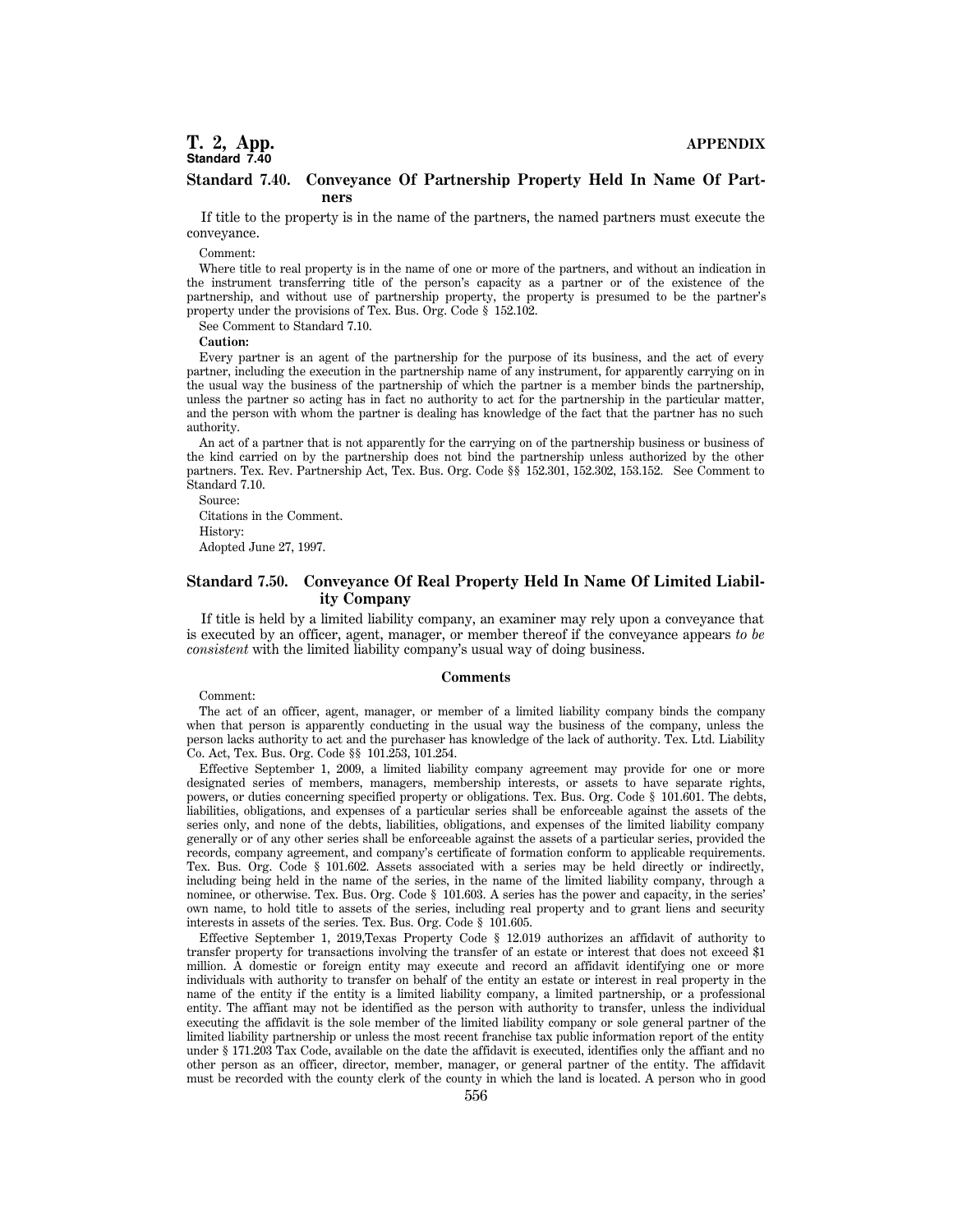## Standard 7.40. Conveyance Of Partnership Property Held In Name Of Partners

If title to the property is in the name of the partners, the named partners must execute the conveyance.

Comment:

Where title to real property is in the name of one or more of the partners, and without an indication in the instrument transferring title of the person's capacity as a partner or of the existence of the partnership, and without use of partnership property, the property is presumed to be the partner's property under the provisions of Tex. Bus. Org. Code § 152.102.

See Comment to Standard 7.10.

**Caution:**

Every partner is an agent of the partnership for the purpose of its business, and the act of every partner, including the execution in the partnership name of any instrument, for apparently carrying on in the usual way the business of the partnership of which the partner is a member binds the partnership, unless the partner so acting has in fact no authority to act for the partnership in the particular matter, and the person with whom the partner is dealing has knowledge of the fact that the partner has no such authority.

An act of a partner that is not apparently for the carrying on of the partnership business or business of the kind carried on by the partnership does not bind the partnership unless authorized by the other partners. Tex. Rev. Partnership Act, Tex. Bus. Org. Code §§ 152.301, 152.302, 153.152. See Comment to Standard 7.10.

Source:

Citations in the Comment.

History:

Adopted June 27, 1997.

## Standard 7.50. Conveyance Of Real Property Held In Name Of Limited Liability Company

If title is held by a limited liability company, an examiner may rely upon a conveyance that is executed by an officer, agent, manager, or member thereof if the conveyance appears *to be consistent* with the limited liability company's usual way of doing business.

### Comments

Comment:

The act of an officer, agent, manager, or member of a limited liability company binds the company when that person is apparently conducting in the usual way the business of the company, unless the person lacks authority to act and the purchaser has knowledge of the lack of authority. Tex. Ltd. Liability Co. Act, Tex. Bus. Org. Code §§ 101.253, 101.254.

Effective September 1, 2009, a limited liability company agreement may provide for one or more designated series of members, managers, membership interests, or assets to have separate rights, powers, or duties concerning specified property or obligations. Tex. Bus. Org. Code § 101.601. The debts, liabilities, obligations, and expenses of a particular series shall be enforceable against the assets of the series only, and none of the debts, liabilities, obligations, and expenses of the limited liability company generally or of any other series shall be enforceable against the assets of a particular series, provided the records, company agreement, and company's certificate of formation conform to applicable requirements. Tex. Bus. Org. Code § 101.602. Assets associated with a series may be held directly or indirectly, including being held in the name of the series, in the name of the limited liability company, through a nominee, or otherwise. Tex. Bus. Org. Code § 101.603. A series has the power and capacity, in the series' own name, to hold title to assets of the series, including real property and to grant liens and security interests in assets of the series. Tex. Bus. Org. Code § 101.605.

Effective September 1, 2019,Texas Property Code § 12.019 authorizes an affidavit of authority to transfer property for transactions involving the transfer of an estate or interest that does not exceed $1 million. A domestic or foreign entity may execute and record an affidavit identifying one or more individuals with authority to transfer on behalf of the entity an estate or interest in real property in the name of the entity if the entity is a limited liability company, a limited partnership, or a professional entity. The affiant may not be identified as the person with authority to transfer, unless the individual executing the affidavit is the sole member of the limited liability company or sole general partner of the limited liability partnership or unless the most recent franchise tax public information report of the entity under § 171.203 Tax Code, available on the date the affidavit is executed, identifies only the affiant and no other person as an officer, director, member, manager, or general partner of the entity. The affidavit must be recorded with the county clerk of the county in which the land is located. A person who in good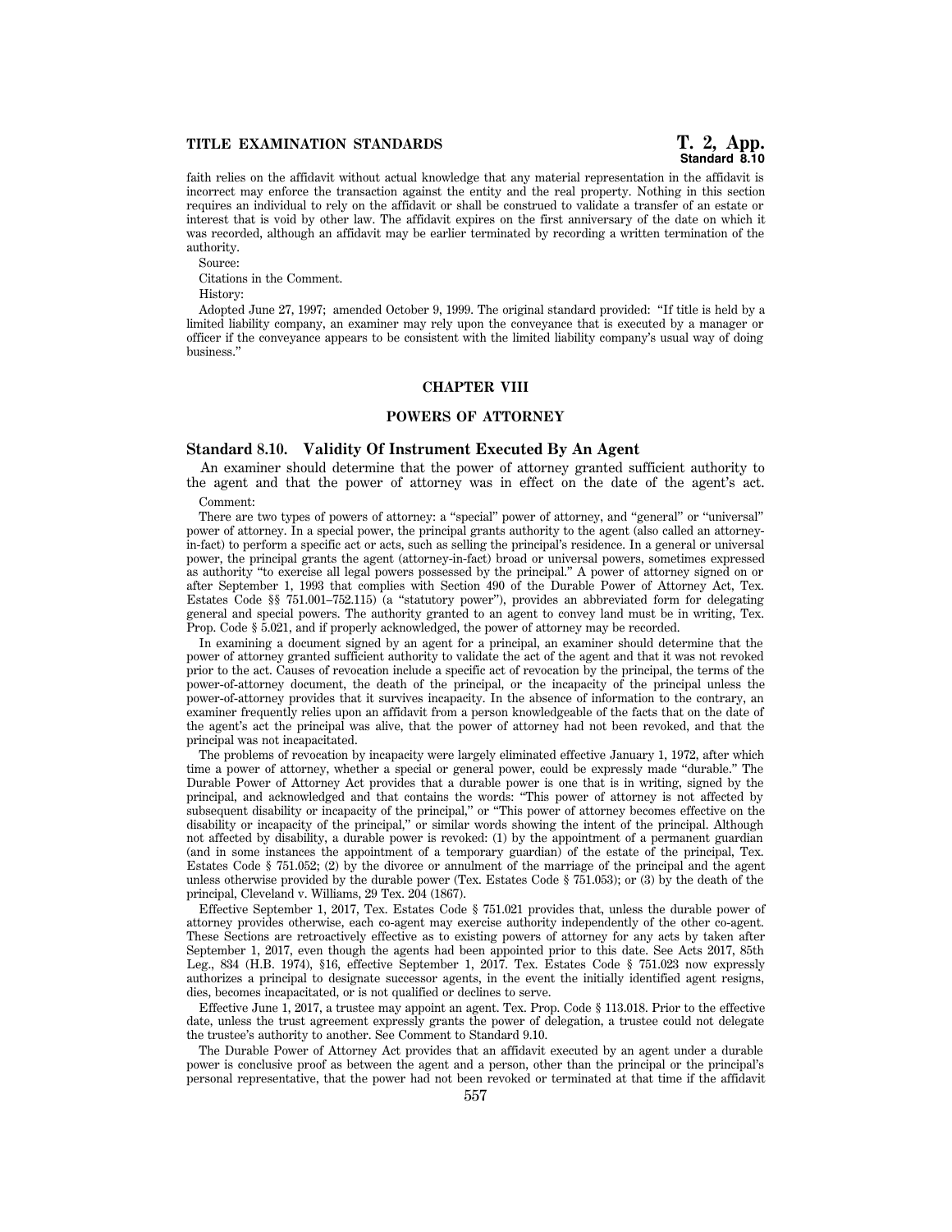faith relies on the affidavit without actual knowledge that any material representation in the affidavit is incorrect may enforce the transaction against the entity and the real property. Nothing in this section requires an individual to rely on the affidavit or shall be construed to validate a transfer of an estate or interest that is void by other law. The affidavit expires on the first anniversary of the date on which it was recorded, although an affidavit may be earlier terminated by recording a written termination of the authority.

Source:

Citations in the Comment.

History:

Adopted June 27, 1997; amended October 9, 1999. The original standard provided: "If title is held by a limited liability company, an examiner may rely upon the conveyance that is executed by a manager or officer if the conveyance appears to be consistent with the limited liability company's usual way of doing business."

## CHAPTER VIII

## POWERS OF ATTORNEY

### Standard 8.10. Validity Of Instrument Executed By An Agent

An examiner should determine that the power of attorney granted sufficient authority to the agent and that the power of attorney was in effect on the date of the agent's act.

Comment:

There are two types of powers of attorney: a "special" power of attorney, and "general" or "universal" power of attorney. In a special power, the principal grants authority to the agent (also called an attorney-in-fact) to perform a specific act or acts, such as selling the principal's residence. In a general or universal power, the principal grants the agent (attorney-in-fact) broad or universal powers, sometimes expressed as authority "to exercise all legal powers possessed by the principal." A power of attorney signed on or after September 1, 1993 that complies with Section 490 of the Durable Power of Attorney Act, Tex. Estates Code §§ 751.001–752.115) (a "statutory power"), provides an abbreviated form for delegating general and special powers. The authority granted to an agent to convey land must be in writing, Tex. Prop. Code § 5.021, and if properly acknowledged, the power of attorney may be recorded.

In examining a document signed by an agent for a principal, an examiner should determine that the power of attorney granted sufficient authority to validate the act of the agent and that it was not revoked prior to the act. Causes of revocation include a specific act of revocation by the principal, the terms of the power-of-attorney document, the death of the principal, or the incapacity of the principal unless the power-of-attorney provides that it survives incapacity. In the absence of information to the contrary, an examiner frequently relies upon an affidavit from a person knowledgeable of the facts that on the date of the agent's act the principal was alive, that the power of attorney had not been revoked, and that the principal was not incapacitated.

The problems of revocation by incapacity were largely eliminated effective January 1, 1972, after which time a power of attorney, whether a special or general power, could be expressly made "durable." The Durable Power of Attorney Act provides that a durable power is one that is in writing, signed by the principal, and acknowledged and that contains the words: "This power of attorney is not affected by subsequent disability or incapacity of the principal," or "This power of attorney becomes effective on the disability or incapacity of the principal," or similar words showing the intent of the principal. Although not affected by disability, a durable power is revoked: (1) by the appointment of a permanent guardian (and in some instances the appointment of a temporary guardian) of the estate of the principal, Tex. Estates Code § 751.052; (2) by the divorce or annulment of the marriage of the principal and the agent unless otherwise provided by the durable power (Tex. Estates Code § 751.053); or (3) by the death of the principal, Cleveland v. Williams, 29 Tex. 204 (1867).

Effective September 1, 2017, Tex. Estates Code § 751.021 provides that, unless the durable power of attorney provides otherwise, each co-agent may exercise authority independently of the other co-agent. These Sections are retroactively effective as to existing powers of attorney for any acts by taken after September 1, 2017, even though the agents had been appointed prior to this date. See Acts 2017, 85th Leg., 834 (H.B. 1974), §16, effective September 1, 2017. Tex. Estates Code § 751.023 now expressly authorizes a principal to designate successor agents, in the event the initially identified agent resigns, dies, becomes incapacitated, or is not qualified or declines to serve.

Effective June 1, 2017, a trustee may appoint an agent. Tex. Prop. Code § 113.018. Prior to the effective date, unless the trust agreement expressly grants the power of delegation, a trustee could not delegate the trustee's authority to another. See Comment to Standard 9.10.

The Durable Power of Attorney Act provides that an affidavit executed by an agent under a durable power is conclusive proof as between the agent and a person, other than the principal or the principal's personal representative, that the power had not been revoked or terminated at that time if the affidavit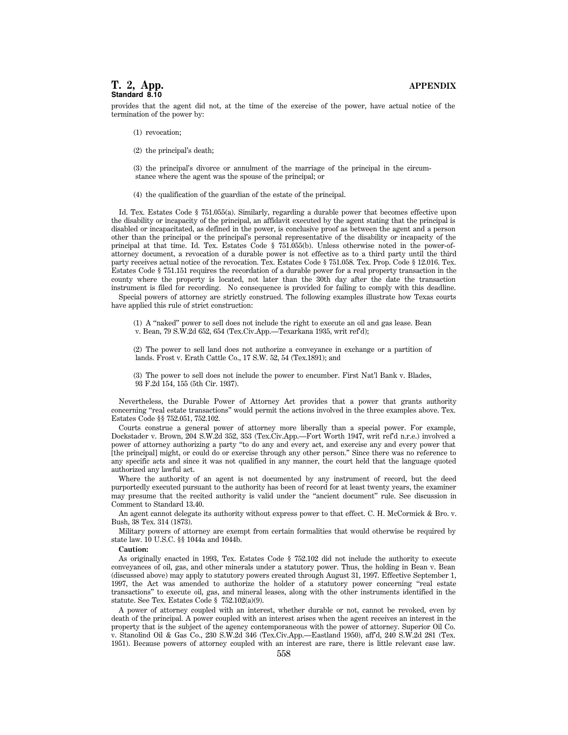provides that the agent did not, at the time of the exercise of the power, have actual notice of the termination of the power by:

(1) revocation;

(2) the principal's death;

(3) the principal's divorce or annulment of the marriage of the principal in the circumstance where the agent was the spouse of the principal; or

(4) the qualification of the guardian of the estate of the principal.

Id. Tex. Estates Code § 751.055(a). Similarly, regarding a durable power that becomes effective upon the disability or incapacity of the principal, an affidavit executed by the agent stating that the principal is disabled or incapacitated, as defined in the power, is conclusive proof as between the agent and a person other than the principal or the principal's personal representative of the disability or incapacity of the principal at that time. Id. Tex. Estates Code § 751.055(b). Unless otherwise noted in the power-of-attorney document, a revocation of a durable power is not effective as to a third party until the third party receives actual notice of the revocation. Tex. Estates Code § 751.058. Tex. Prop. Code § 12.016. Tex. Estates Code § 751.151 requires the recordation of a durable power for a real property transaction in the county where the property is located, not later than the 30th day after the date the transaction instrument is filed for recording. No consequence is provided for failing to comply with this deadline.

Special powers of attorney are strictly construed. The following examples illustrate how Texas courts have applied this rule of strict construction:

(1) A "naked" power to sell does not include the right to execute an oil and gas lease. Bean v. Bean, 79 S.W.2d 652, 654 (Tex.Civ.App.—Texarkana 1935, writ ref'd);

(2) The power to sell land does not authorize a conveyance in exchange or a partition of lands. Frost v. Erath Cattle Co., 17 S.W. 52, 54 (Tex.1891); and

(3) The power to sell does not include the power to encumber. First Nat'l Bank v. Blades, 93 F.2d 154, 155 (5th Cir. 1937).

Nevertheless, the Durable Power of Attorney Act provides that a power that grants authority concerning "real estate transactions" would permit the actions involved in the three examples above. Tex. Estates Code §§ 752.051, 752.102.

Courts construe a general power of attorney more liberally than a special power. For example, Dockstader v. Brown, 204 S.W.2d 352, 353 (Tex.Civ.App.—Fort Worth 1947, writ ref'd n.r.e.) involved a power of attorney authorizing a party "to do any and every act, and exercise any and every power that [the principal] might, or could do or exercise through any other person." Since there was no reference to any specific acts and since it was not qualified in any manner, the court held that the language quoted authorized any lawful act.

Where the authority of an agent is not documented by any instrument of record, but the deed purportedly executed pursuant to the authority has been of record for at least twenty years, the examiner may presume that the recited authority is valid under the "ancient document" rule. See discussion in Comment to Standard 13.40.

An agent cannot delegate its authority without express power to that effect. C. H. McCormick & Bro. v. Bush, 38 Tex. 314 (1873).

Military powers of attorney are exempt from certain formalities that would otherwise be required by state law. 10 U.S.C. §§ 1044a and 1044b.

**Caution:**

As originally enacted in 1993, Tex. Estates Code § 752.102 did not include the authority to execute conveyances of oil, gas, and other minerals under a statutory power. Thus, the holding in Bean v. Bean (discussed above) may apply to statutory powers created through August 31, 1997. Effective September 1, 1997, the Act was amended to authorize the holder of a statutory power concerning "real estate transactions" to execute oil, gas, and mineral leases, along with the other instruments identified in the statute. See Tex. Estates Code § 752.102(a)(9).

A power of attorney coupled with an interest, whether durable or not, cannot be revoked, even by death of the principal. A power coupled with an interest arises when the agent receives an interest in the property that is the subject of the agency contemporaneous with the power of attorney. Superior Oil Co. v. Stanolind Oil & Gas Co., 230 S.W.2d 346 (Tex.Civ.App.—Eastland 1950), aff'd, 240 S.W.2d 281 (Tex. 1951). Because powers of attorney coupled with an interest are rare, there is little relevant case law.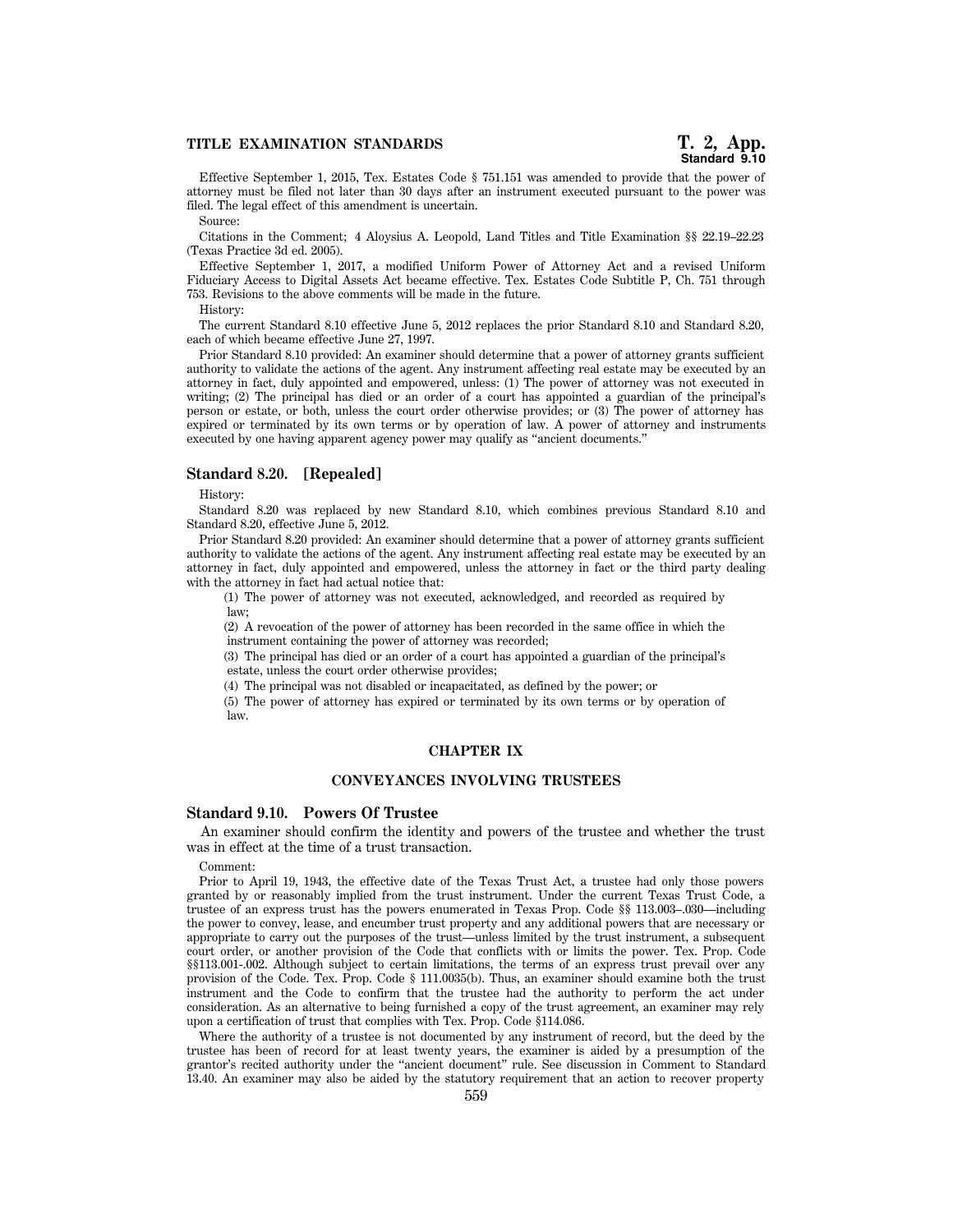Effective September 1, 2015, Tex. Estates Code § 751.151 was amended to provide that the power of attorney must be filed not later than 30 days after an instrument executed pursuant to the power was filed. The legal effect of this amendment is uncertain.

Source:

Citations in the Comment; 4 Aloysius A. Leopold, Land Titles and Title Examination §§ 22.19–22.23 (Texas Practice 3d ed. 2005).

Effective September 1, 2017, a modified Uniform Power of Attorney Act and a revised Uniform Fiduciary Access to Digital Assets Act became effective. Tex. Estates Code Subtitle P, Ch. 751 through 753. Revisions to the above comments will be made in the future.

History:

The current Standard 8.10 effective June 5, 2012 replaces the prior Standard 8.10 and Standard 8.20, each of which became effective June 27, 1997.

Prior Standard 8.10 provided: An examiner should determine that a power of attorney grants sufficient authority to validate the actions of the agent. Any instrument affecting real estate may be executed by an attorney in fact, duly appointed and empowered, unless: (1) The power of attorney was not executed in writing; (2) The principal has died or an order of a court has appointed a guardian of the principal's person or estate, or both, unless the court order otherwise provides; or (3) The power of attorney has expired or terminated by its own terms or by operation of law. A power of attorney and instruments executed by one having apparent agency power may qualify as "ancient documents."

### Standard 8.20. [Repealed]

History:

Standard 8.20 was replaced by new Standard 8.10, which combines previous Standard 8.10 and Standard 8.20, effective June 5, 2012.

Prior Standard 8.20 provided: An examiner should determine that a power of attorney grants sufficient authority to validate the actions of the agent. Any instrument affecting real estate may be executed by an attorney in fact, duly appointed and empowered, unless the attorney in fact or the third party dealing with the attorney in fact had actual notice that:

(1) The power of attorney was not executed, acknowledged, and recorded as required by law;

(2) A revocation of the power of attorney has been recorded in the same office in which the instrument containing the power of attorney was recorded;

(3) The principal has died or an order of a court has appointed a guardian of the principal's estate, unless the court order otherwise provides;

(4) The principal was not disabled or incapacitated, as defined by the power; or

(5) The power of attorney has expired or terminated by its own terms or by operation of law.

## CHAPTER IX

## CONVEYANCES INVOLVING TRUSTEES

### Standard 9.10. Powers Of Trustee

An examiner should confirm the identity and powers of the trustee and whether the trust was in effect at the time of a trust transaction.

Comment:

Prior to April 19, 1943, the effective date of the Texas Trust Act, a trustee had only those powers granted by or reasonably implied from the trust instrument. Under the current Texas Trust Code, a trustee of an express trust has the powers enumerated in Texas Prop. Code §§ 113.003–.030—including the power to convey, lease, and encumber trust property and any additional powers that are necessary or appropriate to carry out the purposes of the trust—unless limited by the trust instrument, a subsequent court order, or another provision of the Code that conflicts with or limits the power. Tex. Prop. Code §§113.001-.002. Although subject to certain limitations, the terms of an express trust prevail over any provision of the Code. Tex. Prop. Code § 111.0035(b). Thus, an examiner should examine both the trust instrument and the Code to confirm that the trustee had the authority to perform the act under consideration. As an alternative to being furnished a copy of the trust agreement, an examiner may rely upon a certification of trust that complies with Tex. Prop. Code §114.086.

Where the authority of a trustee is not documented by any instrument of record, but the deed by the trustee has been of record for at least twenty years, the examiner is aided by a presumption of the grantor's recited authority under the "ancient document" rule. See discussion in Comment to Standard 13.40. An examiner may also be aided by the statutory requirement that an action to recover property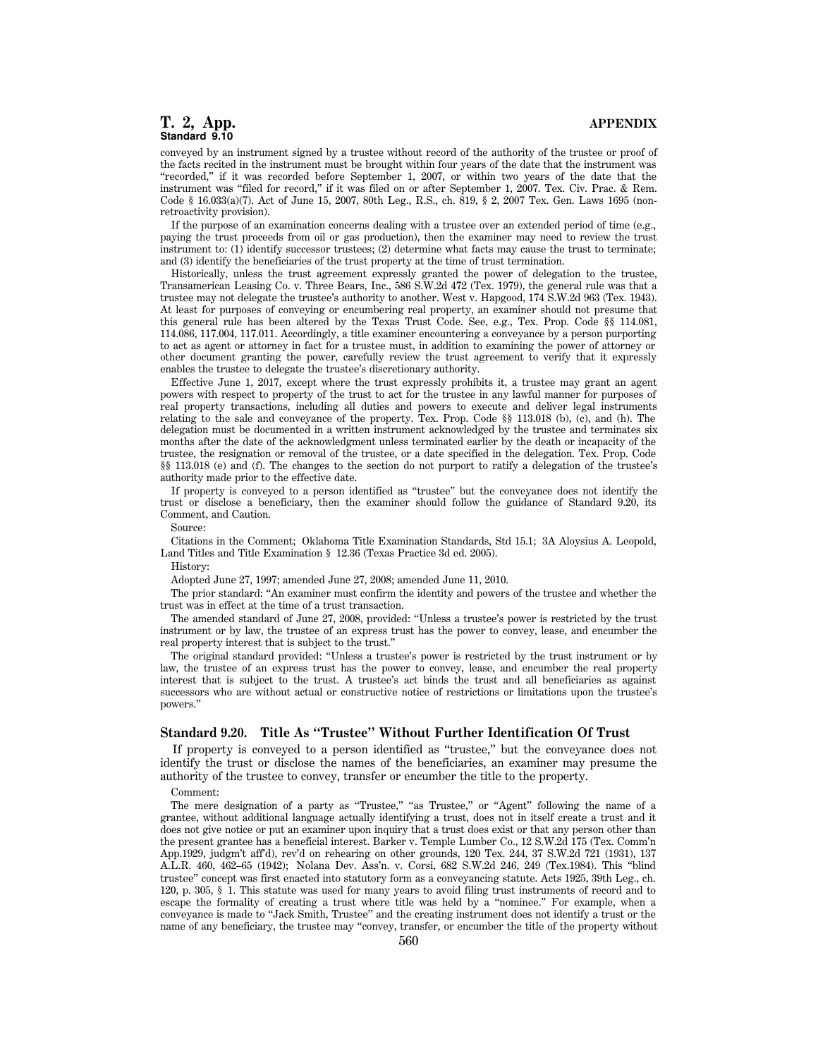conveyed by an instrument signed by a trustee without record of the authority of the trustee or proof of the facts recited in the instrument must be brought within four years of the date that the instrument was "recorded," if it was recorded before September 1, 2007, or within two years of the date that the instrument was "filed for record," if it was filed on or after September 1, 2007. Tex. Civ. Prac. & Rem. Code § 16.033(a)(7). Act of June 15, 2007, 80th Leg., R.S., ch. 819, § 2, 2007 Tex. Gen. Laws 1695 (non-retroactivity provision).

If the purpose of an examination concerns dealing with a trustee over an extended period of time (e.g., paying the trust proceeds from oil or gas production), then the examiner may need to review the trust instrument to: (1) identify successor trustees; (2) determine what facts may cause the trust to terminate; and (3) identify the beneficiaries of the trust property at the time of trust termination.

Historically, unless the trust agreement expressly granted the power of delegation to the trustee, Transamerican Leasing Co. v. Three Bears, Inc., 586 S.W.2d 472 (Tex. 1979), the general rule was that a trustee may not delegate the trustee's authority to another. West v. Hapgood, 174 S.W.2d 963 (Tex. 1943). At least for purposes of conveying or encumbering real property, an examiner should not presume that this general rule has been altered by the Texas Trust Code. See, e.g., Tex. Prop. Code §§ 114.081, 114.086, 117.004, 117.011. Accordingly, a title examiner encountering a conveyance by a person purporting to act as agent or attorney in fact for a trustee must, in addition to examining the power of attorney or other document granting the power, carefully review the trust agreement to verify that it expressly enables the trustee to delegate the trustee's discretionary authority.

Effective June 1, 2017, except where the trust expressly prohibits it, a trustee may grant an agent powers with respect to property of the trust to act for the trustee in any lawful manner for purposes of real property transactions, including all duties and powers to execute and deliver legal instruments relating to the sale and conveyance of the property. Tex. Prop. Code §§ 113.018 (b), (c), and (h). The delegation must be documented in a written instrument acknowledged by the trustee and terminates six months after the date of the acknowledgment unless terminated earlier by the death or incapacity of the trustee, the resignation or removal of the trustee, or a date specified in the delegation. Tex. Prop. Code §§ 113.018 (e) and (f). The changes to the section do not purport to ratify a delegation of the trustee's authority made prior to the effective date.

If property is conveyed to a person identified as "trustee" but the conveyance does not identify the trust or disclose a beneficiary, then the examiner should follow the guidance of Standard 9.20, its Comment, and Caution.

Source:

Citations in the Comment; Oklahoma Title Examination Standards, Std 15.1; 3A Aloysius A. Leopold, Land Titles and Title Examination § 12.36 (Texas Practice 3d ed. 2005).

History:

Adopted June 27, 1997; amended June 27, 2008; amended June 11, 2010.

The prior standard: "An examiner must confirm the identity and powers of the trustee and whether the trust was in effect at the time of a trust transaction.

The amended standard of June 27, 2008, provided: "Unless a trustee's power is restricted by the trust instrument or by law, the trustee of an express trust has the power to convey, lease, and encumber the real property interest that is subject to the trust."

The original standard provided: "Unless a trustee's power is restricted by the trust instrument or by law, the trustee of an express trust has the power to convey, lease, and encumber the real property interest that is subject to the trust. A trustee's act binds the trust and all beneficiaries as against successors who are without actual or constructive notice of restrictions or limitations upon the trustee's powers."

### Standard 9.20. Title As "Trustee" Without Further Identification Of Trust

If property is conveyed to a person identified as "trustee," but the conveyance does not identify the trust or disclose the names of the beneficiaries, an examiner may presume the authority of the trustee to convey, transfer or encumber the title to the property.

Comment:

The mere designation of a party as "Trustee," "as Trustee," or "Agent" following the name of a grantee, without additional language actually identifying a trust, does not in itself create a trust and it does not give notice or put an examiner upon inquiry that a trust does exist or that any person other than the present grantee has a beneficial interest. Barker v. Temple Lumber Co., 12 S.W.2d 175 (Tex. Comm'n App.1929, judgm't aff'd), rev'd on rehearing on other grounds, 120 Tex. 244, 37 S.W.2d 721 (1931), 137 A.L.R. 460, 462–65 (1942); Nolana Dev. Ass'n. v. Corsi, 682 S.W.2d 246, 249 (Tex.1984). This "blind trustee" concept was first enacted into statutory form as a conveyancing statute. Acts 1925, 39th Leg., ch. 120, p. 305, § 1. This statute was used for many years to avoid filing trust instruments of record and to escape the formality of creating a trust where title was held by a "nominee." For example, when a conveyance is made to "Jack Smith, Trustee" and the creating instrument does not identify a trust or the name of any beneficiary, the trustee may "convey, transfer, or encumber the title of the property without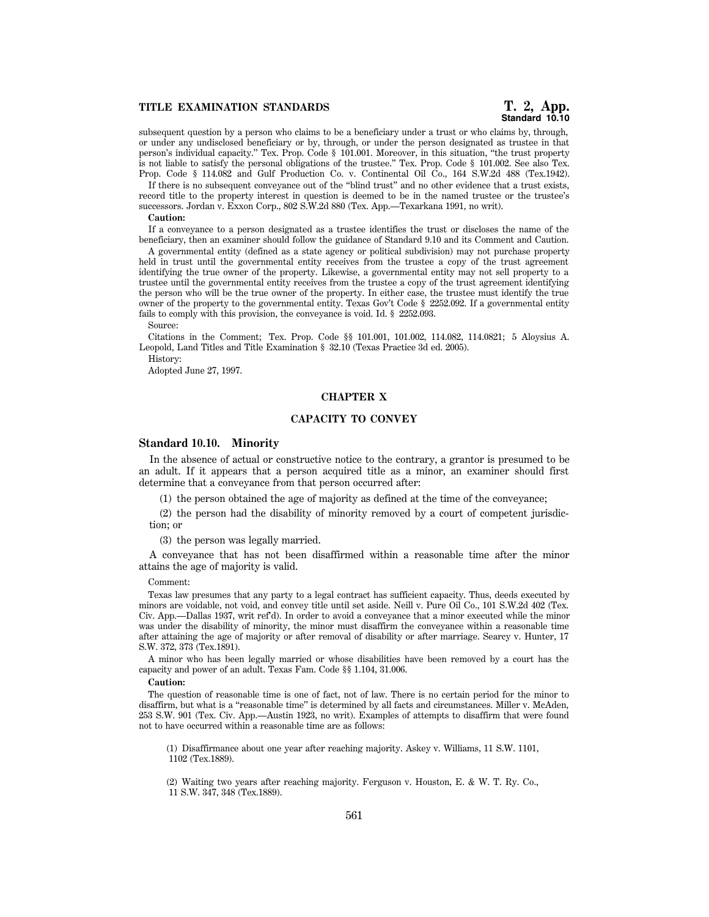subsequent question by a person who claims to be a beneficiary under a trust or who claims by, through, or under any undisclosed beneficiary or by, through, or under the person designated as trustee in that person's individual capacity." Tex. Prop. Code § 101.001. Moreover, in this situation, "the trust property is not liable to satisfy the personal obligations of the trustee." Tex. Prop. Code § 101.002. See also Tex. Prop. Code § 114.082 and Gulf Production Co. v. Continental Oil Co., 164 S.W.2d 488 (Tex.1942).

If there is no subsequent conveyance out of the "blind trust" and no other evidence that a trust exists, record title to the property interest in question is deemed to be in the named trustee or the trustee's successors. Jordan v. Exxon Corp., 802 S.W.2d 880 (Tex. App.—Texarkana 1991, no writ).

**Caution:**

If a conveyance to a person designated as a trustee identifies the trust or discloses the name of the beneficiary, then an examiner should follow the guidance of Standard 9.10 and its Comment and Caution.

A governmental entity (defined as a state agency or political subdivision) may not purchase property held in trust until the governmental entity receives from the trustee a copy of the trust agreement identifying the true owner of the property. Likewise, a governmental entity may not sell property to a trustee until the governmental entity receives from the trustee a copy of the trust agreement identifying the person who will be the true owner of the property. In either case, the trustee must identify the true owner of the property to the governmental entity. Texas Gov't Code § 2252.092. If a governmental entity fails to comply with this provision, the conveyance is void. Id. § 2252.093.

Source:

Citations in the Comment; Tex. Prop. Code §§ 101.001, 101.002, 114.082, 114.0821; 5 Aloysius A. Leopold, Land Titles and Title Examination § 32.10 (Texas Practice 3d ed. 2005).

History:

Adopted June 27, 1997.

## CHAPTER X

## CAPACITY TO CONVEY

### Standard 10.10. Minority

In the absence of actual or constructive notice to the contrary, a grantor is presumed to be an adult. If it appears that a person acquired title as a minor, an examiner should first determine that a conveyance from that person occurred after:

(1) the person obtained the age of majority as defined at the time of the conveyance;

(2) the person had the disability of minority removed by a court of competent jurisdiction; or

(3) the person was legally married.

A conveyance that has not been disaffirmed within a reasonable time after the minor attains the age of majority is valid.

Comment:

Texas law presumes that any party to a legal contract has sufficient capacity. Thus, deeds executed by minors are voidable, not void, and convey title until set aside. Neill v. Pure Oil Co., 101 S.W.2d 402 (Tex. Civ. App.—Dallas 1937, writ ref'd). In order to avoid a conveyance that a minor executed while the minor was under the disability of minority, the minor must disaffirm the conveyance within a reasonable time after attaining the age of majority or after removal of disability or after marriage. Searcy v. Hunter, 17 S.W. 372, 373 (Tex.1891).

A minor who has been legally married or whose disabilities have been removed by a court has the capacity and power of an adult. Texas Fam. Code §§ 1.104, 31.006.

**Caution:**

The question of reasonable time is one of fact, not of law. There is no certain period for the minor to disaffirm, but what is a "reasonable time" is determined by all facts and circumstances. Miller v. McAden, 253 S.W. 901 (Tex. Civ. App.—Austin 1923, no writ). Examples of attempts to disaffirm that were found not to have occurred within a reasonable time are as follows:

(1) Disaffirmance about one year after reaching majority. Askey v. Williams, 11 S.W. 1101, 1102 (Tex.1889).

(2) Waiting two years after reaching majority. Ferguson v. Houston, E. & W. T. Ry. Co., 11 S.W. 347, 348 (Tex.1889).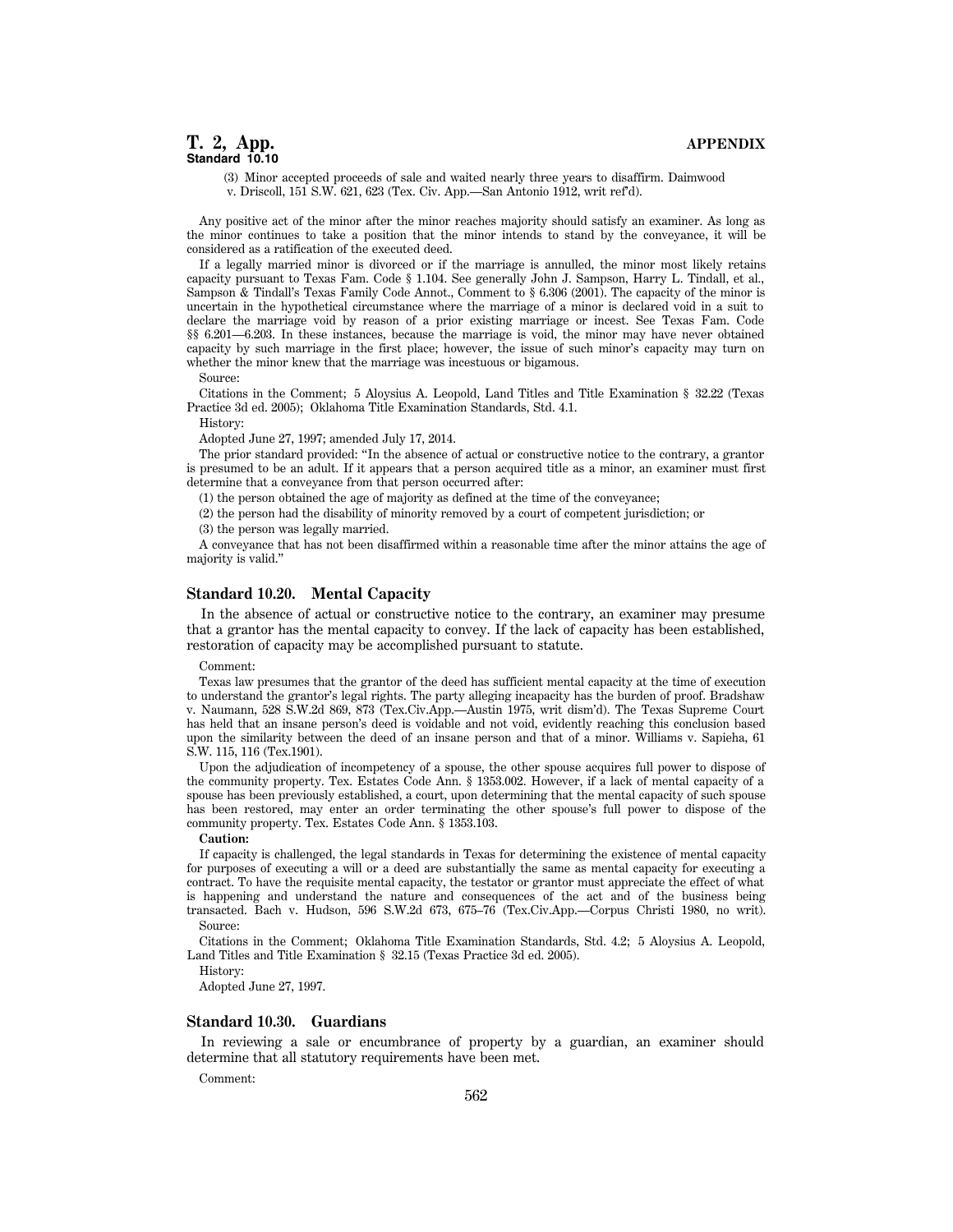(3) Minor accepted proceeds of sale and waited nearly three years to disaffirm. Daimwood v. Driscoll, 151 S.W. 621, 623 (Tex. Civ. App.—San Antonio 1912, writ ref'd).

Any positive act of the minor after the minor reaches majority should satisfy an examiner. As long as the minor continues to take a position that the minor intends to stand by the conveyance, it will be considered as a ratification of the executed deed.

If a legally married minor is divorced or if the marriage is annulled, the minor most likely retains capacity pursuant to Texas Fam. Code § 1.104. See generally John J. Sampson, Harry L. Tindall, et al., Sampson & Tindall's Texas Family Code Annot., Comment to § 6.306 (2001). The capacity of the minor is uncertain in the hypothetical circumstance where the marriage of a minor is declared void in a suit to declare the marriage void by reason of a prior existing marriage or incest. See Texas Fam. Code §§ 6.201—6.203. In these instances, because the marriage is void, the minor may have never obtained capacity by such marriage in the first place; however, the issue of such minor's capacity may turn on whether the minor knew that the marriage was incestuous or bigamous.

Source:

Citations in the Comment; 5 Aloysius A. Leopold, Land Titles and Title Examination § 32.22 (Texas Practice 3d ed. 2005); Oklahoma Title Examination Standards, Std. 4.1.

History:

Adopted June 27, 1997; amended July 17, 2014.

The prior standard provided: "In the absence of actual or constructive notice to the contrary, a grantor is presumed to be an adult. If it appears that a person acquired title as a minor, an examiner must first determine that a conveyance from that person occurred after:

(1) the person obtained the age of majority as defined at the time of the conveyance;

(2) the person had the disability of minority removed by a court of competent jurisdiction; or

(3) the person was legally married.

A conveyance that has not been disaffirmed within a reasonable time after the minor attains the age of majority is valid."

### Standard 10.20. Mental Capacity

In the absence of actual or constructive notice to the contrary, an examiner may presume that a grantor has the mental capacity to convey. If the lack of capacity has been established, restoration of capacity may be accomplished pursuant to statute.

Comment:

Texas law presumes that the grantor of the deed has sufficient mental capacity at the time of execution to understand the grantor's legal rights. The party alleging incapacity has the burden of proof. Bradshaw v. Naumann, 528 S.W.2d 869, 873 (Tex.Civ.App.—Austin 1975, writ dism'd). The Texas Supreme Court has held that an insane person's deed is voidable and not void, evidently reaching this conclusion based upon the similarity between the deed of an insane person and that of a minor. Williams v. Sapieha, 61 S.W. 115, 116 (Tex.1901).

Upon the adjudication of incompetency of a spouse, the other spouse acquires full power to dispose of the community property. Tex. Estates Code Ann. § 1353.002. However, if a lack of mental capacity of a spouse has been previously established, a court, upon determining that the mental capacity of such spouse has been restored, may enter an order terminating the other spouse's full power to dispose of the community property. Tex. Estates Code Ann. § 1353.103.

**Caution:**

If capacity is challenged, the legal standards in Texas for determining the existence of mental capacity for purposes of executing a will or a deed are substantially the same as mental capacity for executing a contract. To have the requisite mental capacity, the testator or grantor must appreciate the effect of what is happening and understand the nature and consequences of the act and of the business being transacted. Bach v. Hudson, 596 S.W.2d 673, 675–76 (Tex.Civ.App.—Corpus Christi 1980, no writ).

Source:

Citations in the Comment; Oklahoma Title Examination Standards, Std. 4.2; 5 Aloysius A. Leopold, Land Titles and Title Examination § 32.15 (Texas Practice 3d ed. 2005).

History:

Adopted June 27, 1997.

### Standard 10.30. Guardians

In reviewing a sale or encumbrance of property by a guardian, an examiner should determine that all statutory requirements have been met.

Comment: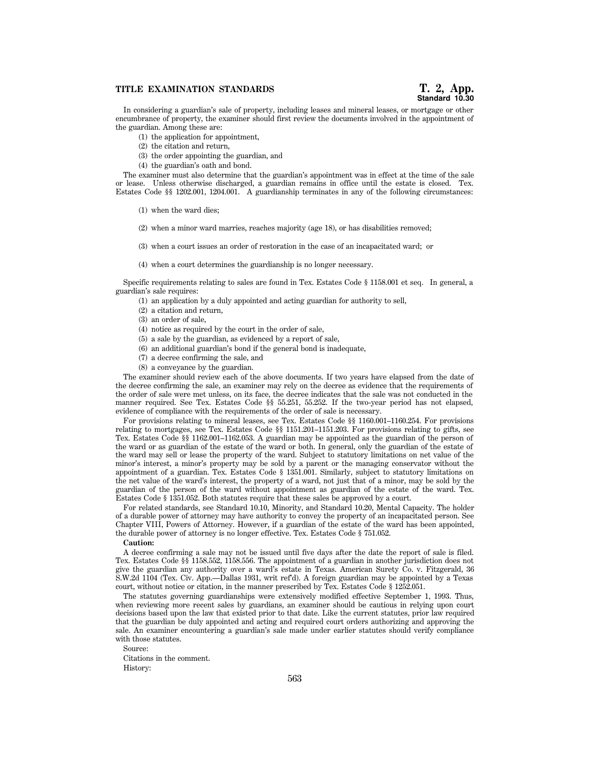In considering a guardian's sale of property, including leases and mineral leases, or mortgage or other encumbrance of property, the examiner should first review the documents involved in the appointment of the guardian. Among these are:

(1) the application for appointment,

(2) the citation and return,

(3) the order appointing the guardian, and

(4) the guardian's oath and bond.

The examiner must also determine that the guardian's appointment was in effect at the time of the sale or lease. Unless otherwise discharged, a guardian remains in office until the estate is closed. Tex. Estates Code §§ 1202.001, 1204.001. A guardianship terminates in any of the following circumstances:

(1) when the ward dies;

(2) when a minor ward marries, reaches majority (age 18), or has disabilities removed;

(3) when a court issues an order of restoration in the case of an incapacitated ward; or

(4) when a court determines the guardianship is no longer necessary.

Specific requirements relating to sales are found in Tex. Estates Code § 1158.001 et seq. In general, a guardian's sale requires:

(1) an application by a duly appointed and acting guardian for authority to sell,

(2) a citation and return,

(3) an order of sale,

(4) notice as required by the court in the order of sale,

(5) a sale by the guardian, as evidenced by a report of sale,

(6) an additional guardian's bond if the general bond is inadequate,

(7) a decree confirming the sale, and

(8) a conveyance by the guardian.

The examiner should review each of the above documents. If two years have elapsed from the date of the decree confirming the sale, an examiner may rely on the decree as evidence that the requirements of the order of sale were met unless, on its face, the decree indicates that the sale was not conducted in the manner required. See Tex. Estates Code §§ 55.251, 55.252. If the two-year period has not elapsed, evidence of compliance with the requirements of the order of sale is necessary.

For provisions relating to mineral leases, see Tex. Estates Code §§ 1160.001–1160.254. For provisions relating to mortgages, see Tex. Estates Code §§ 1151.201–1151.203. For provisions relating to gifts, see Tex. Estates Code §§ 1162.001–1162.053. A guardian may be appointed as the guardian of the person of the ward or as guardian of the estate of the ward or both. In general, only the guardian of the estate of the ward may sell or lease the property of the ward. Subject to statutory limitations on net value of the minor's interest, a minor's property may be sold by a parent or the managing conservator without the appointment of a guardian. Tex. Estates Code § 1351.001. Similarly, subject to statutory limitations on the net value of the ward's interest, the property of a ward, not just that of a minor, may be sold by the guardian of the person of the ward without appointment as guardian of the estate of the ward. Tex. Estates Code § 1351.052. Both statutes require that these sales be approved by a court.

For related standards, see Standard 10.10, Minority, and Standard 10.20, Mental Capacity. The holder of a durable power of attorney may have authority to convey the property of an incapacitated person. See Chapter VIII, Powers of Attorney. However, if a guardian of the estate of the ward has been appointed, the durable power of attorney is no longer effective. Tex. Estates Code § 751.052.

**Caution:**

A decree confirming a sale may not be issued until five days after the date the report of sale is filed. Tex. Estates Code §§ 1158.552, 1158.556. The appointment of a guardian in another jurisdiction does not give the guardian any authority over a ward's estate in Texas. American Surety Co. v. Fitzgerald, 36 S.W.2d 1104 (Tex. Civ. App.—Dallas 1931, writ ref'd). A foreign guardian may be appointed by a Texas court, without notice or citation, in the manner prescribed by Tex. Estates Code § 1252.051.

The statutes governing guardianships were extensively modified effective September 1, 1993. Thus, when reviewing more recent sales by guardians, an examiner should be cautious in relying upon court decisions based upon the law that existed prior to that date. Like the current statutes, prior law required that the guardian be duly appointed and acting and required court orders authorizing and approving the sale. An examiner encountering a guardian's sale made under earlier statutes should verify compliance with those statutes.

Source:

Citations in the comment.

History: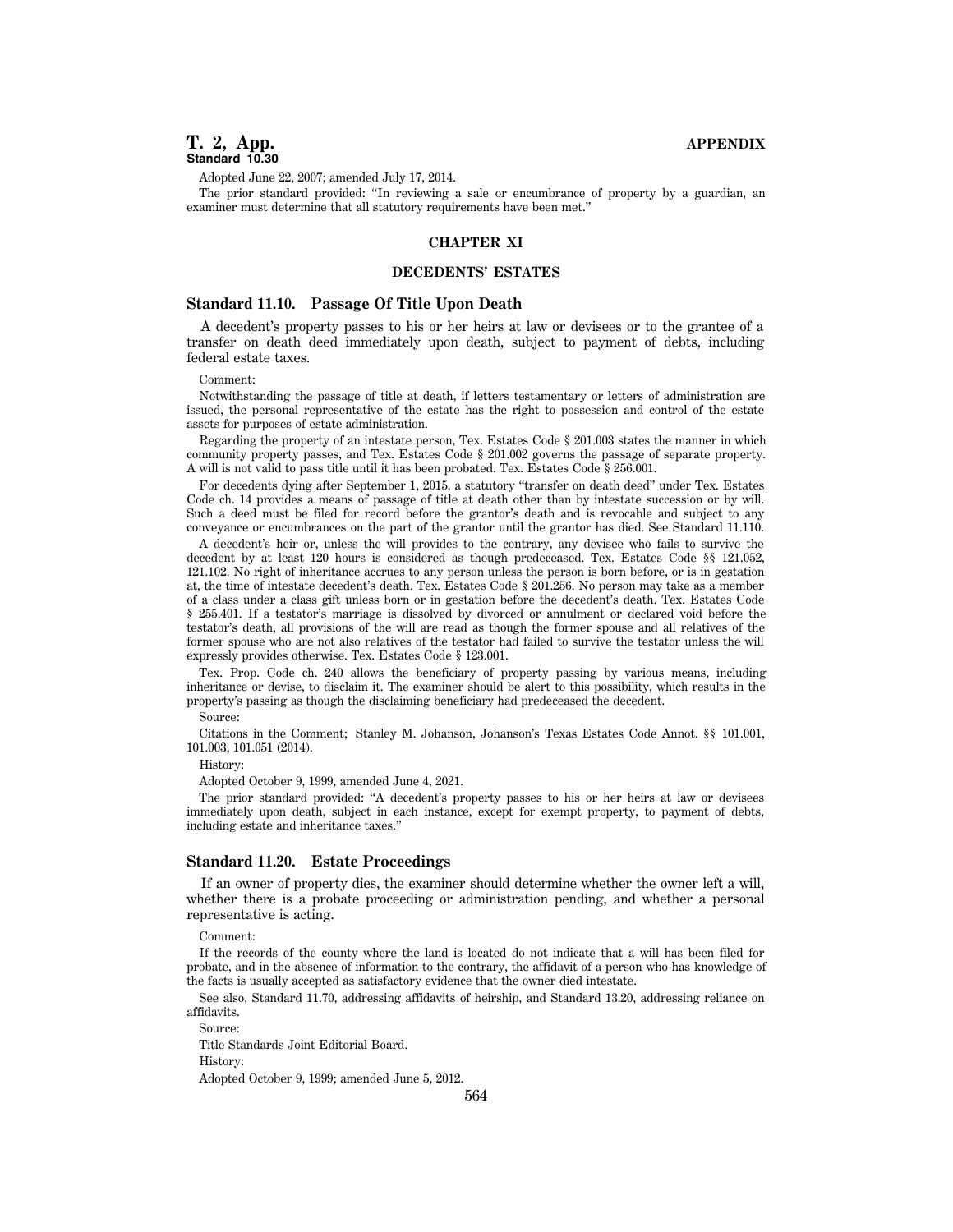Adopted June 22, 2007; amended July 17, 2014.

The prior standard provided: "In reviewing a sale or encumbrance of property by a guardian, an examiner must determine that all statutory requirements have been met."

## CHAPTER XI

## DECEDENTS' ESTATES

### Standard 11.10. Passage Of Title Upon Death

A decedent's property passes to his or her heirs at law or devisees or to the grantee of a transfer on death deed immediately upon death, subject to payment of debts, including federal estate taxes.

Comment:

Notwithstanding the passage of title at death, if letters testamentary or letters of administration are issued, the personal representative of the estate has the right to possession and control of the estate assets for purposes of estate administration.

Regarding the property of an intestate person, Tex. Estates Code § 201.003 states the manner in which community property passes, and Tex. Estates Code § 201.002 governs the passage of separate property. A will is not valid to pass title until it has been probated. Tex. Estates Code § 256.001.

For decedents dying after September 1, 2015, a statutory "transfer on death deed" under Tex. Estates Code ch. 14 provides a means of passage of title at death other than by intestate succession or by will. Such a deed must be filed for record before the grantor's death and is revocable and subject to any conveyance or encumbrances on the part of the grantor until the grantor has died. See Standard 11.110.

A decedent's heir or, unless the will provides to the contrary, any devisee who fails to survive the decedent by at least 120 hours is considered as though predeceased. Tex. Estates Code §§ 121.052, 121.102. No right of inheritance accrues to any person unless the person is born before, or is in gestation at, the time of intestate decedent's death. Tex. Estates Code § 201.256. No person may take as a member of a class under a class gift unless born or in gestation before the decedent's death. Tex. Estates Code § 255.401. If a testator's marriage is dissolved by divorced or annulment or declared void before the testator's death, all provisions of the will are read as though the former spouse and all relatives of the former spouse who are not also relatives of the testator had failed to survive the testator unless the will expressly provides otherwise. Tex. Estates Code § 123.001.

Tex. Prop. Code ch. 240 allows the beneficiary of property passing by various means, including inheritance or devise, to disclaim it. The examiner should be alert to this possibility, which results in the property's passing as though the disclaiming beneficiary had predeceased the decedent.

Source:

Citations in the Comment; Stanley M. Johanson, Johanson's Texas Estates Code Annot. §§ 101.001, 101.003, 101.051 (2014).

History:

Adopted October 9, 1999, amended June 4, 2021.

The prior standard provided: "A decedent's property passes to his or her heirs at law or devisees immediately upon death, subject in each instance, except for exempt property, to payment of debts, including estate and inheritance taxes."

### Standard 11.20. Estate Proceedings

If an owner of property dies, the examiner should determine whether the owner left a will, whether there is a probate proceeding or administration pending, and whether a personal representative is acting.

Comment:

If the records of the county where the land is located do not indicate that a will has been filed for probate, and in the absence of information to the contrary, the affidavit of a person who has knowledge of the facts is usually accepted as satisfactory evidence that the owner died intestate.

See also, Standard 11.70, addressing affidavits of heirship, and Standard 13.20, addressing reliance on affidavits.

Source:

Title Standards Joint Editorial Board.

History:

Adopted October 9, 1999; amended June 5, 2012.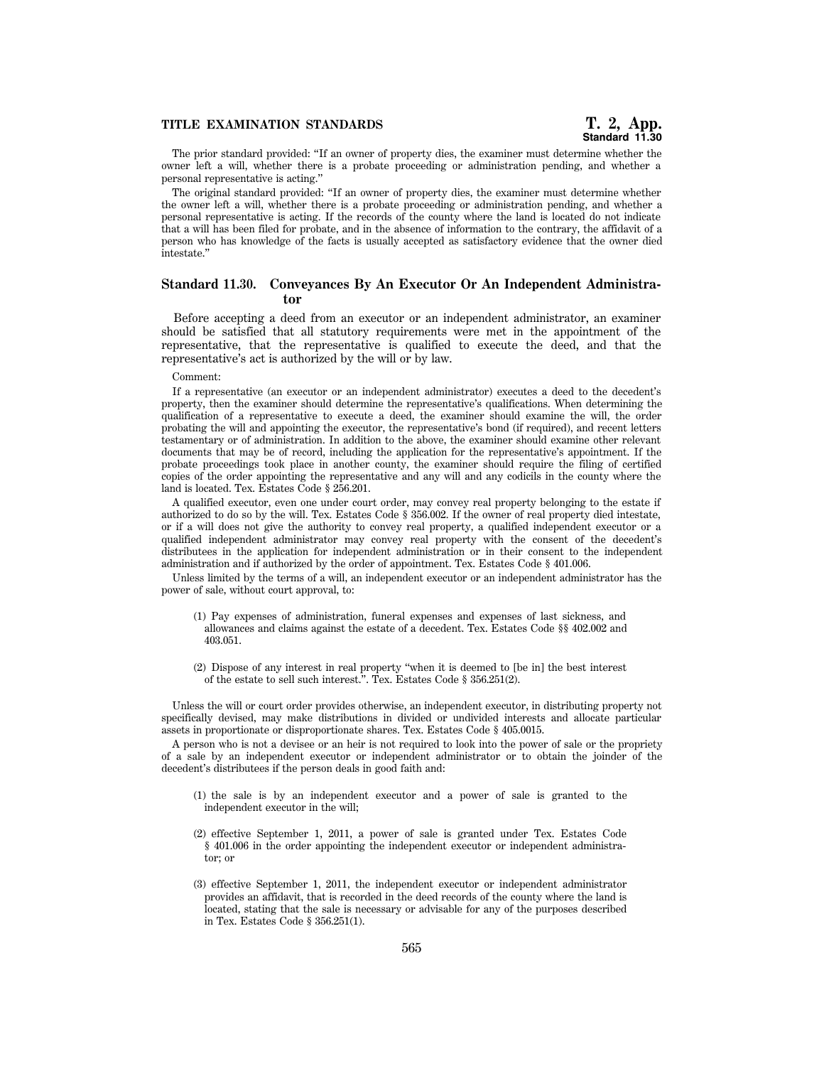The prior standard provided: "If an owner of property dies, the examiner must determine whether the owner left a will, whether there is a probate proceeding or administration pending, and whether a personal representative is acting."

The original standard provided: "If an owner of property dies, the examiner must determine whether the owner left a will, whether there is a probate proceeding or administration pending, and whether a personal representative is acting. If the records of the county where the land is located do not indicate that a will has been filed for probate, and in the absence of information to the contrary, the affidavit of a person who has knowledge of the facts is usually accepted as satisfactory evidence that the owner died intestate."

## Standard 11.30. Conveyances By An Executor Or An Independent Administrator

Before accepting a deed from an executor or an independent administrator, an examiner should be satisfied that all statutory requirements were met in the appointment of the representative, that the representative is qualified to execute the deed, and that the representative's act is authorized by the will or by law.

Comment:

If a representative (an executor or an independent administrator) executes a deed to the decedent's property, then the examiner should determine the representative's qualifications. When determining the qualification of a representative to execute a deed, the examiner should examine the will, the order probating the will and appointing the executor, the representative's bond (if required), and recent letters testamentary or of administration. In addition to the above, the examiner should examine other relevant documents that may be of record, including the application for the representative's appointment. If the probate proceedings took place in another county, the examiner should require the filing of certified copies of the order appointing the representative and any will and any codicils in the county where the land is located. Tex. Estates Code § 256.201.

A qualified executor, even one under court order, may convey real property belonging to the estate if authorized to do so by the will. Tex. Estates Code § 356.002. If the owner of real property died intestate, or if a will does not give the authority to convey real property, a qualified independent executor or a qualified independent administrator may convey real property with the consent of the decedent's distributees in the application for independent administration or in their consent to the independent administration and if authorized by the order of appointment. Tex. Estates Code § 401.006.

Unless limited by the terms of a will, an independent executor or an independent administrator has the power of sale, without court approval, to:

(1) Pay expenses of administration, funeral expenses and expenses of last sickness, and allowances and claims against the estate of a decedent. Tex. Estates Code §§ 402.002 and 403.051.

(2) Dispose of any interest in real property "when it is deemed to [be in] the best interest of the estate to sell such interest.". Tex. Estates Code § 356.251(2).

Unless the will or court order provides otherwise, an independent executor, in distributing property not specifically devised, may make distributions in divided or undivided interests and allocate particular assets in proportionate or disproportionate shares. Tex. Estates Code § 405.0015.

A person who is not a devisee or an heir is not required to look into the power of sale or the propriety of a sale by an independent executor or independent administrator or to obtain the joinder of the decedent's distributees if the person deals in good faith and:

(1) the sale is by an independent executor and a power of sale is granted to the independent executor in the will;

(2) effective September 1, 2011, a power of sale is granted under Tex. Estates Code § 401.006 in the order appointing the independent executor or independent administrator; or

(3) effective September 1, 2011, the independent executor or independent administrator provides an affidavit, that is recorded in the deed records of the county where the land is located, stating that the sale is necessary or advisable for any of the purposes described in Tex. Estates Code § 356.251(1).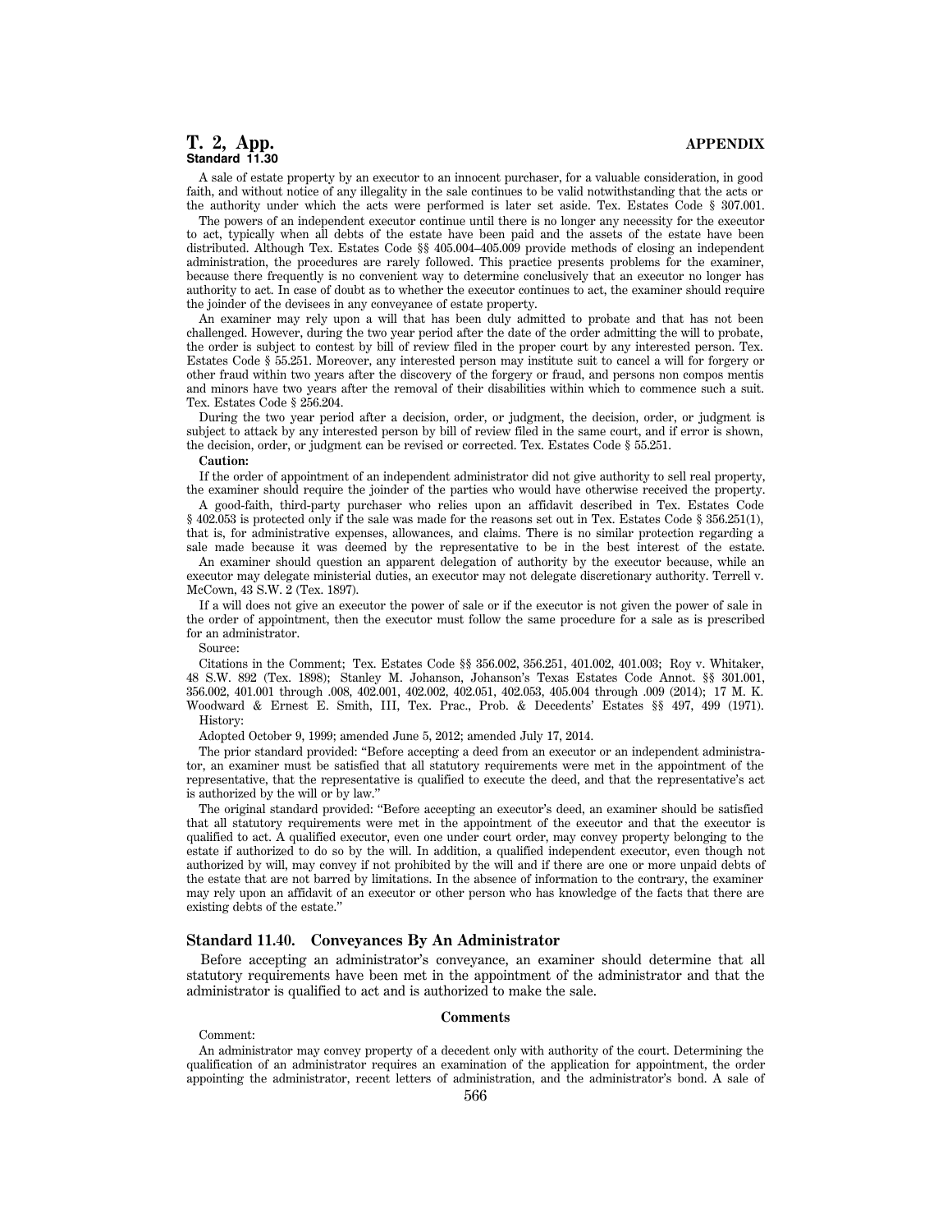A sale of estate property by an executor to an innocent purchaser, for a valuable consideration, in good faith, and without notice of any illegality in the sale continues to be valid notwithstanding that the acts or the authority under which the acts were performed is later set aside. Tex. Estates Code § 307.001.

The powers of an independent executor continue until there is no longer any necessity for the executor to act, typically when all debts of the estate have been paid and the assets of the estate have been distributed. Although Tex. Estates Code §§ 405.004–405.009 provide methods of closing an independent administration, the procedures are rarely followed. This practice presents problems for the examiner, because there frequently is no convenient way to determine conclusively that an executor no longer has authority to act. In case of doubt as to whether the executor continues to act, the examiner should require the joinder of the devisees in any conveyance of estate property.

An examiner may rely upon a will that has been duly admitted to probate and that has not been challenged. However, during the two year period after the date of the order admitting the will to probate, the order is subject to contest by bill of review filed in the proper court by any interested person. Tex. Estates Code § 55.251. Moreover, any interested person may institute suit to cancel a will for forgery or other fraud within two years after the discovery of the forgery or fraud, and persons non compos mentis and minors have two years after the removal of their disabilities within which to commence such a suit. Tex. Estates Code § 256.204.

During the two year period after a decision, order, or judgment, the decision, order, or judgment is subject to attack by any interested person by bill of review filed in the same court, and if error is shown, the decision, order, or judgment can be revised or corrected. Tex. Estates Code § 55.251.

**Caution:**

If the order of appointment of an independent administrator did not give authority to sell real property, the examiner should require the joinder of the parties who would have otherwise received the property.

A good-faith, third-party purchaser who relies upon an affidavit described in Tex. Estates Code § 402.053 is protected only if the sale was made for the reasons set out in Tex. Estates Code § 356.251(1), that is, for administrative expenses, allowances, and claims. There is no similar protection regarding a sale made because it was deemed by the representative to be in the best interest of the estate.

An examiner should question an apparent delegation of authority by the executor because, while an executor may delegate ministerial duties, an executor may not delegate discretionary authority. Terrell v. McCown, 43 S.W. 2 (Tex. 1897).

If a will does not give an executor the power of sale or if the executor is not given the power of sale in the order of appointment, then the executor must follow the same procedure for a sale as is prescribed for an administrator.

Source:

Citations in the Comment; Tex. Estates Code §§ 356.002, 356.251, 401.002, 401.003; Roy v. Whitaker, 48 S.W. 892 (Tex. 1898); Stanley M. Johanson, Johanson's Texas Estates Code Annot. §§ 301.001, 356.002, 401.001 through .008, 402.001, 402.002, 402.051, 402.053, 405.004 through .009 (2014); 17 M. K. Woodward & Ernest E. Smith, III, Tex. Prac., Prob. & Decedents' Estates §§ 497, 499 (1971).

History:

Adopted October 9, 1999; amended June 5, 2012; amended July 17, 2014.

The prior standard provided: "Before accepting a deed from an executor or an independent administrator, an examiner must be satisfied that all statutory requirements were met in the appointment of the representative, that the representative is qualified to execute the deed, and that the representative's act is authorized by the will or by law."

The original standard provided: "Before accepting an executor's deed, an examiner should be satisfied that all statutory requirements were met in the appointment of the executor and that the executor is qualified to act. A qualified executor, even one under court order, may convey property belonging to the estate if authorized to do so by the will. In addition, a qualified independent executor, even though not authorized by will, may convey if not prohibited by the will and if there are one or more unpaid debts of the estate that are not barred by limitations. In the absence of information to the contrary, the examiner may rely upon an affidavit of an executor or other person who has knowledge of the facts that there are existing debts of the estate."

### Standard 11.40. Conveyances By An Administrator

Before accepting an administrator's conveyance, an examiner should determine that all statutory requirements have been met in the appointment of the administrator and that the administrator is qualified to act and is authorized to make the sale.

#### Comments

Comment:

An administrator may convey property of a decedent only with authority of the court. Determining the qualification of an administrator requires an examination of the application for appointment, the order appointing the administrator, recent letters of administration, and the administrator's bond. A sale of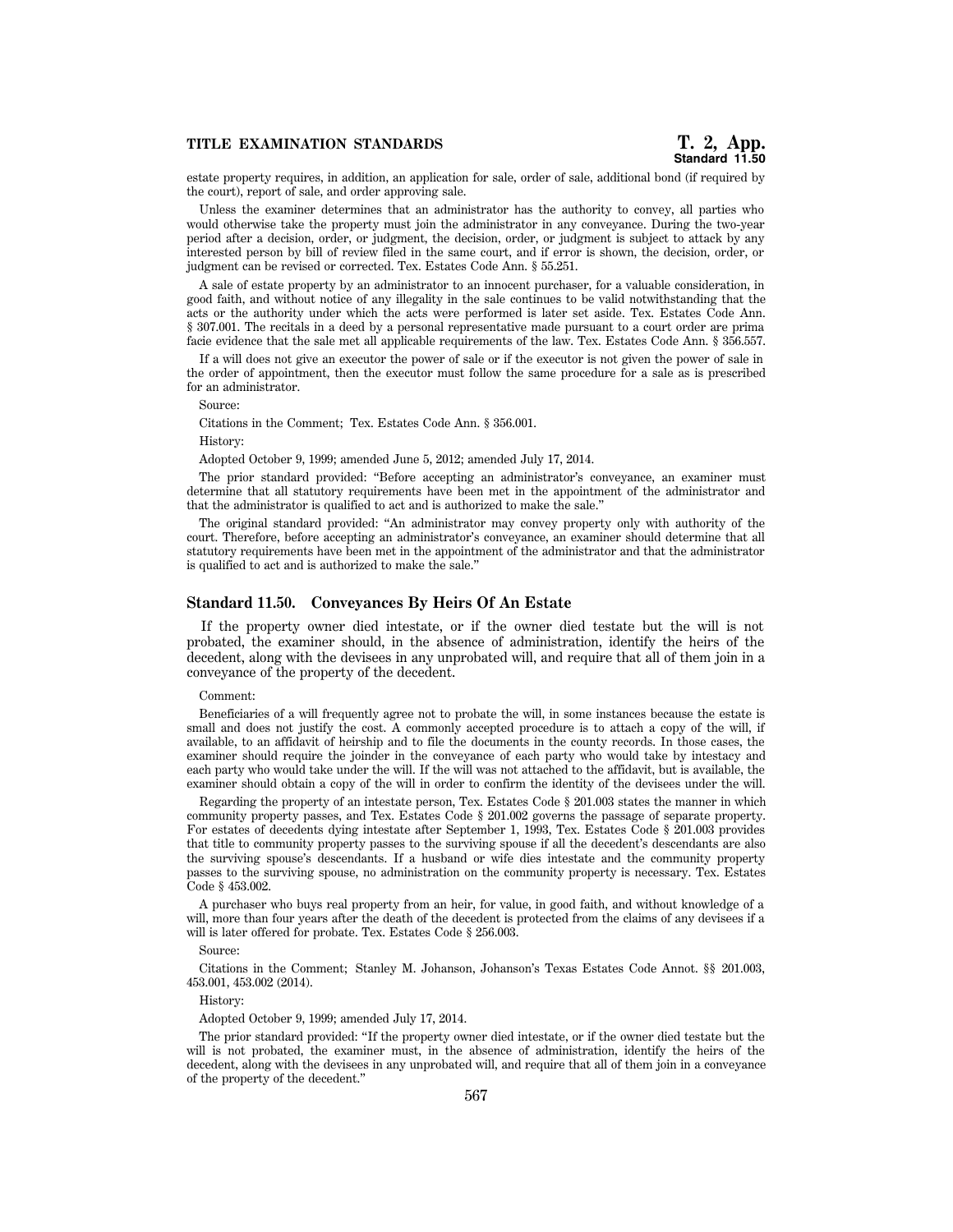estate property requires, in addition, an application for sale, order of sale, additional bond (if required by the court), report of sale, and order approving sale.

Unless the examiner determines that an administrator has the authority to convey, all parties who would otherwise take the property must join the administrator in any conveyance. During the two-year period after a decision, order, or judgment, the decision, order, or judgment is subject to attack by any interested person by bill of review filed in the same court, and if error is shown, the decision, order, or judgment can be revised or corrected. Tex. Estates Code Ann. § 55.251.

A sale of estate property by an administrator to an innocent purchaser, for a valuable consideration, in good faith, and without notice of any illegality in the sale continues to be valid notwithstanding that the acts or the authority under which the acts were performed is later set aside. Tex. Estates Code Ann. § 307.001. The recitals in a deed by a personal representative made pursuant to a court order are prima facie evidence that the sale met all applicable requirements of the law. Tex. Estates Code Ann. § 356.557.

If a will does not give an executor the power of sale or if the executor is not given the power of sale in the order of appointment, then the executor must follow the same procedure for a sale as is prescribed for an administrator.

Source:

Citations in the Comment; Tex. Estates Code Ann. § 356.001.

History:

Adopted October 9, 1999; amended June 5, 2012; amended July 17, 2014.

The prior standard provided: "Before accepting an administrator's conveyance, an examiner must determine that all statutory requirements have been met in the appointment of the administrator and that the administrator is qualified to act and is authorized to make the sale."

The original standard provided: "An administrator may convey property only with authority of the court. Therefore, before accepting an administrator's conveyance, an examiner should determine that all statutory requirements have been met in the appointment of the administrator and that the administrator is qualified to act and is authorized to make the sale."

## Standard 11.50. Conveyances By Heirs Of An Estate

If the property owner died intestate, or if the owner died testate but the will is not probated, the examiner should, in the absence of administration, identify the heirs of the decedent, along with the devisees in any unprobated will, and require that all of them join in a conveyance of the property of the decedent.

Comment:

Beneficiaries of a will frequently agree not to probate the will, in some instances because the estate is small and does not justify the cost. A commonly accepted procedure is to attach a copy of the will, if available, to an affidavit of heirship and to file the documents in the county records. In those cases, the examiner should require the joinder in the conveyance of each party who would take by intestacy and each party who would take under the will. If the will was not attached to the affidavit, but is available, the examiner should obtain a copy of the will in order to confirm the identity of the devisees under the will.

Regarding the property of an intestate person, Tex. Estates Code § 201.003 states the manner in which community property passes, and Tex. Estates Code § 201.002 governs the passage of separate property. For estates of decedents dying intestate after September 1, 1993, Tex. Estates Code § 201.003 provides that title to community property passes to the surviving spouse if all the decedent's descendants are also the surviving spouse's descendants. If a husband or wife dies intestate and the community property passes to the surviving spouse, no administration on the community property is necessary. Tex. Estates Code § 453.002.

A purchaser who buys real property from an heir, for value, in good faith, and without knowledge of a will, more than four years after the death of the decedent is protected from the claims of any devisees if a will is later offered for probate. Tex. Estates Code § 256.003.

Source:

Citations in the Comment; Stanley M. Johanson, Johanson's Texas Estates Code Annot. §§ 201.003, 453.001, 453.002 (2014).

History:

Adopted October 9, 1999; amended July 17, 2014.

The prior standard provided: "If the property owner died intestate, or if the owner died testate but the will is not probated, the examiner must, in the absence of administration, identify the heirs of the decedent, along with the devisees in any unprobated will, and require that all of them join in a conveyance of the property of the decedent."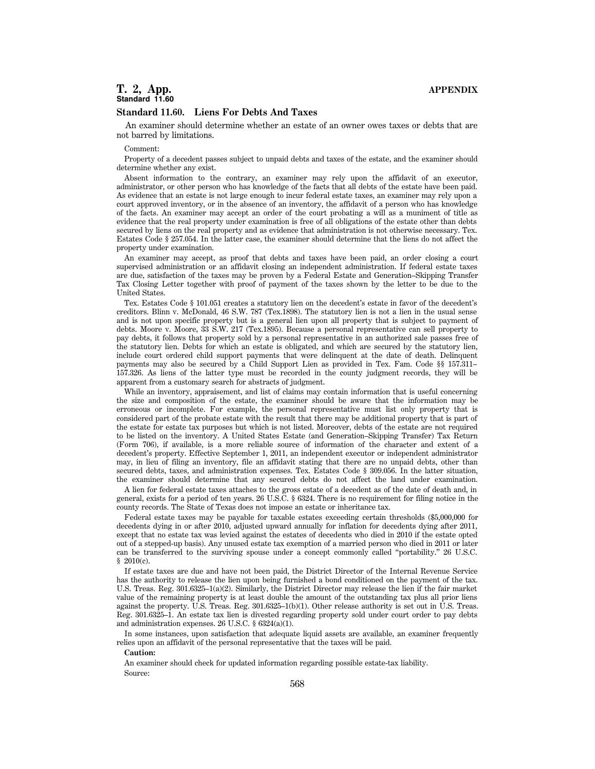## Standard 11.60. Liens For Debts And Taxes

An examiner should determine whether an estate of an owner owes taxes or debts that are not barred by limitations.

Comment:

Property of a decedent passes subject to unpaid debts and taxes of the estate, and the examiner should determine whether any exist.

Absent information to the contrary, an examiner may rely upon the affidavit of an executor, administrator, or other person who has knowledge of the facts that all debts of the estate have been paid. As evidence that an estate is not large enough to incur federal estate taxes, an examiner may rely upon a court approved inventory, or in the absence of an inventory, the affidavit of a person who has knowledge of the facts. An examiner may accept an order of the court probating a will as a muniment of title as evidence that the real property under examination is free of all obligations of the estate other than debts secured by liens on the real property and as evidence that administration is not otherwise necessary. Tex. Estates Code § 257.054. In the latter case, the examiner should determine that the liens do not affect the property under examination.

An examiner may accept, as proof that debts and taxes have been paid, an order closing a court supervised administration or an affidavit closing an independent administration. If federal estate taxes are due, satisfaction of the taxes may be proven by a Federal Estate and Generation–Skipping Transfer Tax Closing Letter together with proof of payment of the taxes shown by the letter to be due to the United States.

Tex. Estates Code § 101.051 creates a statutory lien on the decedent's estate in favor of the decedent's creditors. Blinn v. McDonald, 46 S.W. 787 (Tex.1898). The statutory lien is not a lien in the usual sense and is not upon specific property but is a general lien upon all property that is subject to payment of debts. Moore v. Moore, 33 S.W. 217 (Tex.1895). Because a personal representative can sell property to pay debts, it follows that property sold by a personal representative in an authorized sale passes free of the statutory lien. Debts for which an estate is obligated, and which are secured by the statutory lien, include court ordered child support payments that were delinquent at the date of death. Delinquent payments may also be secured by a Child Support Lien as provided in Tex. Fam. Code §§ 157.311–157.326. As liens of the latter type must be recorded in the county judgment records, they will be apparent from a customary search for abstracts of judgment.

While an inventory, appraisement, and list of claims may contain information that is useful concerning the size and composition of the estate, the examiner should be aware that the information may be erroneous or incomplete. For example, the personal representative must list only property that is considered part of the probate estate with the result that there may be additional property that is part of the estate for estate tax purposes but which is not listed. Moreover, debts of the estate are not required to be listed on the inventory. A United States Estate (and Generation–Skipping Transfer) Tax Return (Form 706), if available, is a more reliable source of information of the character and extent of a decedent's property. Effective September 1, 2011, an independent executor or independent administrator may, in lieu of filing an inventory, file an affidavit stating that there are no unpaid debts, other than secured debts, taxes, and administration expenses. Tex. Estates Code § 309.056. In the latter situation, the examiner should determine that any secured debts do not affect the land under examination.

A lien for federal estate taxes attaches to the gross estate of a decedent as of the date of death and, in general, exists for a period of ten years. 26 U.S.C. § 6324. There is no requirement for filing notice in the county records. The State of Texas does not impose an estate or inheritance tax.

Federal estate taxes may be payable for taxable estates exceeding certain thresholds ($5,000,000 for decedents dying in or after 2010, adjusted upward annually for inflation for decedents dying after 2011, except that no estate tax was levied against the estates of decedents who died in 2010 if the estate opted out of a stepped-up basis). Any unused estate tax exemption of a married person who died in 2011 or later can be transferred to the surviving spouse under a concept commonly called "portability." 26 U.S.C. § 2010(c).

If estate taxes are due and have not been paid, the District Director of the Internal Revenue Service has the authority to release the lien upon being furnished a bond conditioned on the payment of the tax. U.S. Treas. Reg. 301.6325–1(a)(2). Similarly, the District Director may release the lien if the fair market value of the remaining property is at least double the amount of the outstanding tax plus all prior liens against the property. U.S. Treas. Reg. 301.6325–1(b)(1). Other release authority is set out in U.S. Treas. Reg. 301.6325–1. An estate tax lien is divested regarding property sold under court order to pay debts and administration expenses. 26 U.S.C. § 6324(a)(1).

In some instances, upon satisfaction that adequate liquid assets are available, an examiner frequently relies upon an affidavit of the personal representative that the taxes will be paid.

**Caution:**

An examiner should check for updated information regarding possible estate-tax liability.

Source: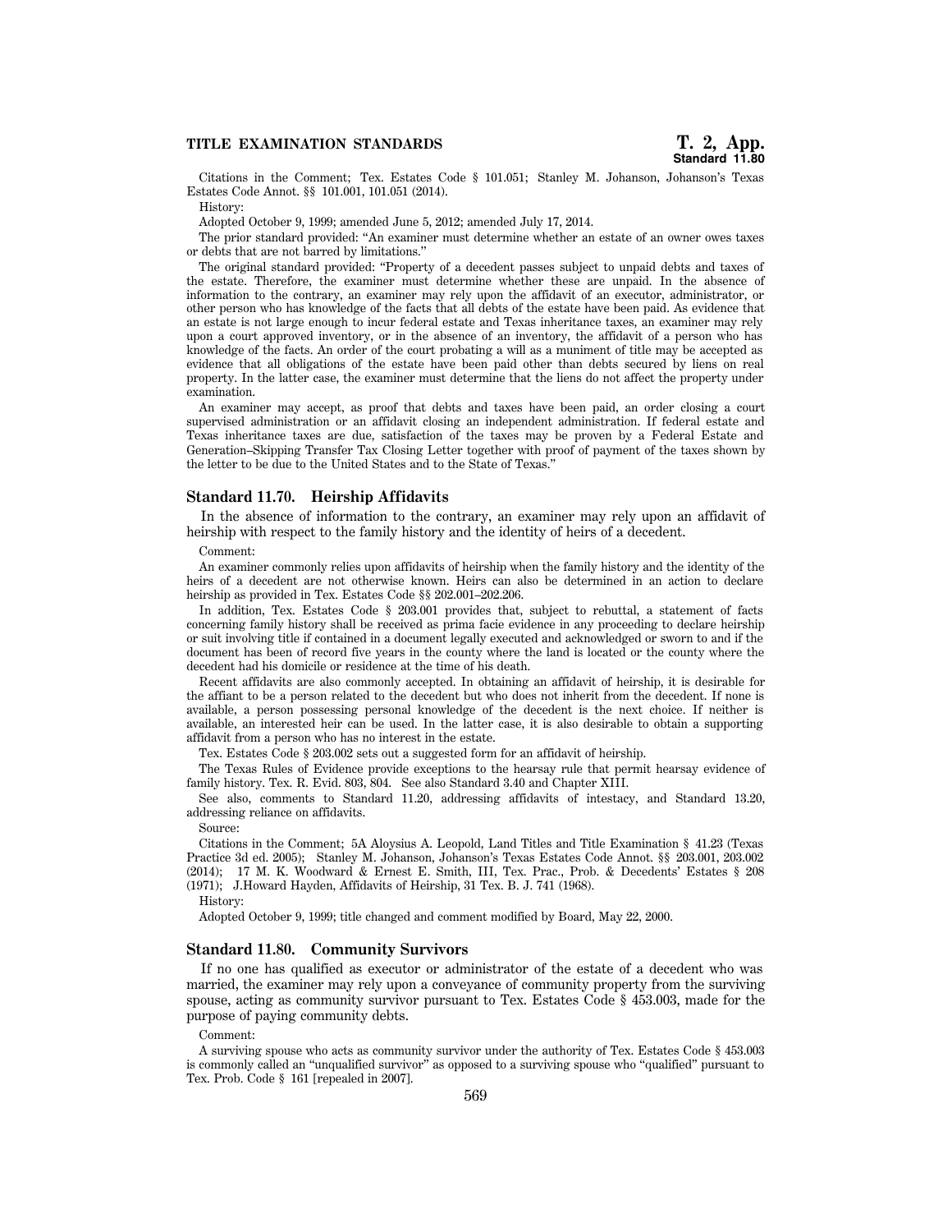Citations in the Comment; Tex. Estates Code § 101.051; Stanley M. Johanson, Johanson's Texas Estates Code Annot. §§ 101.001, 101.051 (2014).

History:

Adopted October 9, 1999; amended June 5, 2012; amended July 17, 2014.

The prior standard provided: "An examiner must determine whether an estate of an owner owes taxes or debts that are not barred by limitations."

The original standard provided: "Property of a decedent passes subject to unpaid debts and taxes of the estate. Therefore, the examiner must determine whether these are unpaid. In the absence of information to the contrary, an examiner may rely upon the affidavit of an executor, administrator, or other person who has knowledge of the facts that all debts of the estate have been paid. As evidence that an estate is not large enough to incur federal estate and Texas inheritance taxes, an examiner may rely upon a court approved inventory, or in the absence of an inventory, the affidavit of a person who has knowledge of the facts. An order of the court probating a will as a muniment of title may be accepted as evidence that all obligations of the estate have been paid other than debts secured by liens on real property. In the latter case, the examiner must determine that the liens do not affect the property under examination.

An examiner may accept, as proof that debts and taxes have been paid, an order closing a court supervised administration or an affidavit closing an independent administration. If federal estate and Texas inheritance taxes are due, satisfaction of the taxes may be proven by a Federal Estate and Generation–Skipping Transfer Tax Closing Letter together with proof of payment of the taxes shown by the letter to be due to the United States and to the State of Texas."

## Standard 11.70. Heirship Affidavits

In the absence of information to the contrary, an examiner may rely upon an affidavit of heirship with respect to the family history and the identity of heirs of a decedent.

Comment:

An examiner commonly relies upon affidavits of heirship when the family history and the identity of the heirs of a decedent are not otherwise known. Heirs can also be determined in an action to declare heirship as provided in Tex. Estates Code §§ 202.001–202.206.

In addition, Tex. Estates Code § 203.001 provides that, subject to rebuttal, a statement of facts concerning family history shall be received as prima facie evidence in any proceeding to declare heirship or suit involving title if contained in a document legally executed and acknowledged or sworn to and if the document has been of record five years in the county where the land is located or the county where the decedent had his domicile or residence at the time of his death.

Recent affidavits are also commonly accepted. In obtaining an affidavit of heirship, it is desirable for the affiant to be a person related to the decedent but who does not inherit from the decedent. If none is available, a person possessing personal knowledge of the decedent is the next choice. If neither is available, an interested heir can be used. In the latter case, it is also desirable to obtain a supporting affidavit from a person who has no interest in the estate.

Tex. Estates Code § 203.002 sets out a suggested form for an affidavit of heirship.

The Texas Rules of Evidence provide exceptions to the hearsay rule that permit hearsay evidence of family history. Tex. R. Evid. 803, 804. See also Standard 3.40 and Chapter XIII.

See also, comments to Standard 11.20, addressing affidavits of intestacy, and Standard 13.20, addressing reliance on affidavits.

Source:

Citations in the Comment; 5A Aloysius A. Leopold, Land Titles and Title Examination § 41.23 (Texas Practice 3d ed. 2005); Stanley M. Johanson, Johanson's Texas Estates Code Annot. §§ 203.001, 203.002 (2014); 17 M. K. Woodward & Ernest E. Smith, III, Tex. Prac., Prob. & Decedents' Estates § 208 (1971); J.Howard Hayden, Affidavits of Heirship, 31 Tex. B. J. 741 (1968).

History:

Adopted October 9, 1999; title changed and comment modified by Board, May 22, 2000.

## Standard 11.80. Community Survivors

If no one has qualified as executor or administrator of the estate of a decedent who was married, the examiner may rely upon a conveyance of community property from the surviving spouse, acting as community survivor pursuant to Tex. Estates Code § 453.003, made for the purpose of paying community debts.

Comment:

A surviving spouse who acts as community survivor under the authority of Tex. Estates Code § 453.003 is commonly called an "unqualified survivor" as opposed to a surviving spouse who "qualified" pursuant to Tex. Prob. Code § 161 [repealed in 2007].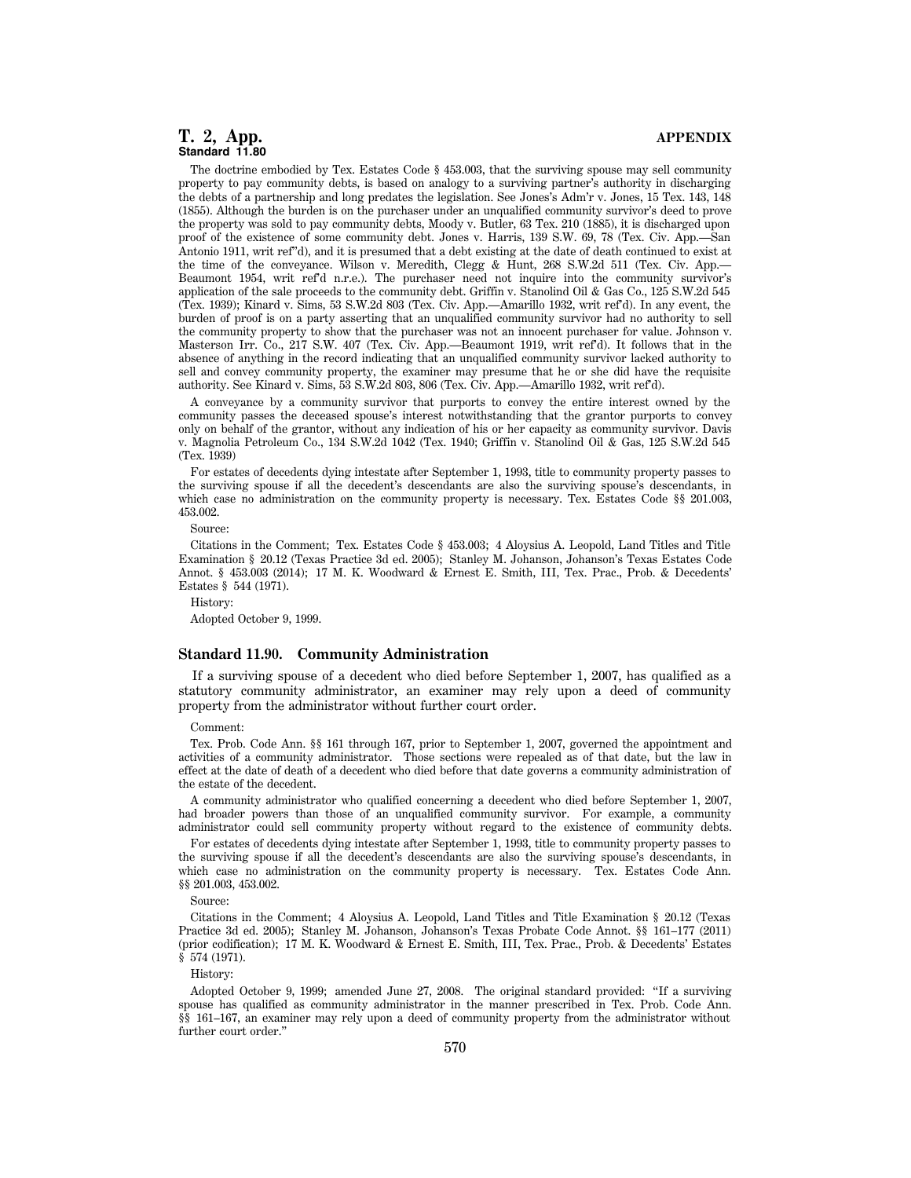The doctrine embodied by Tex. Estates Code § 453.003, that the surviving spouse may sell community property to pay community debts, is based on analogy to a surviving partner's authority in discharging the debts of a partnership and long predates the legislation. See Jones's Adm'r v. Jones, 15 Tex. 143, 148 (1855). Although the burden is on the purchaser under an unqualified community survivor's deed to prove the property was sold to pay community debts, Moody v. Butler, 63 Tex. 210 (1885), it is discharged upon proof of the existence of some community debt. Jones v. Harris, 139 S.W. 69, 78 (Tex. Civ. App.—San Antonio 1911, writ ref"d), and it is presumed that a debt existing at the date of death continued to exist at the time of the conveyance. Wilson v. Meredith, Clegg & Hunt, 268 S.W.2d 511 (Tex. Civ. App.—Beaumont 1954, writ ref'd n.r.e.). The purchaser need not inquire into the community survivor's application of the sale proceeds to the community debt. Griffin v. Stanolind Oil & Gas Co., 125 S.W.2d 545 (Tex. 1939); Kinard v. Sims, 53 S.W.2d 803 (Tex. Civ. App.—Amarillo 1932, writ ref'd). In any event, the burden of proof is on a party asserting that an unqualified community survivor had no authority to sell the community property to show that the purchaser was not an innocent purchaser for value. Johnson v. Masterson Irr. Co., 217 S.W. 407 (Tex. Civ. App.—Beaumont 1919, writ ref'd). It follows that in the absence of anything in the record indicating that an unqualified community survivor lacked authority to sell and convey community property, the examiner may presume that he or she did have the requisite authority. See Kinard v. Sims, 53 S.W.2d 803, 806 (Tex. Civ. App.—Amarillo 1932, writ ref'd).

A conveyance by a community survivor that purports to convey the entire interest owned by the community passes the deceased spouse's interest notwithstanding that the grantor purports to convey only on behalf of the grantor, without any indication of his or her capacity as community survivor. Davis v. Magnolia Petroleum Co., 134 S.W.2d 1042 (Tex. 1940; Griffin v. Stanolind Oil & Gas, 125 S.W.2d 545 (Tex. 1939)

For estates of decedents dying intestate after September 1, 1993, title to community property passes to the surviving spouse if all the decedent's descendants are also the surviving spouse's descendants, in which case no administration on the community property is necessary. Tex. Estates Code §§ 201.003, 453.002.

Source:

Citations in the Comment; Tex. Estates Code § 453.003; 4 Aloysius A. Leopold, Land Titles and Title Examination § 20.12 (Texas Practice 3d ed. 2005); Stanley M. Johanson, Johanson's Texas Estates Code Annot. § 453.003 (2014); 17 M. K. Woodward & Ernest E. Smith, III, Tex. Prac., Prob. & Decedents' Estates § 544 (1971).

History:

Adopted October 9, 1999.

### Standard 11.90. Community Administration

If a surviving spouse of a decedent who died before September 1, 2007, has qualified as a statutory community administrator, an examiner may rely upon a deed of community property from the administrator without further court order.

Comment:

Tex. Prob. Code Ann. §§ 161 through 167, prior to September 1, 2007, governed the appointment and activities of a community administrator. Those sections were repealed as of that date, but the law in effect at the date of death of a decedent who died before that date governs a community administration of the estate of the decedent.

A community administrator who qualified concerning a decedent who died before September 1, 2007, had broader powers than those of an unqualified community survivor. For example, a community administrator could sell community property without regard to the existence of community debts.

For estates of decedents dying intestate after September 1, 1993, title to community property passes to the surviving spouse if all the decedent's descendants are also the surviving spouse's descendants, in which case no administration on the community property is necessary. Tex. Estates Code Ann. §§ 201.003, 453.002.

Source:

Citations in the Comment; 4 Aloysius A. Leopold, Land Titles and Title Examination § 20.12 (Texas Practice 3d ed. 2005); Stanley M. Johanson, Johanson's Texas Probate Code Annot. §§ 161–177 (2011) (prior codification); 17 M. K. Woodward & Ernest E. Smith, III, Tex. Prac., Prob. & Decedents' Estates § 574 (1971).

History:

Adopted October 9, 1999; amended June 27, 2008. The original standard provided: "If a surviving spouse has qualified as community administrator in the manner prescribed in Tex. Prob. Code Ann. §§ 161–167, an examiner may rely upon a deed of community property from the administrator without further court order."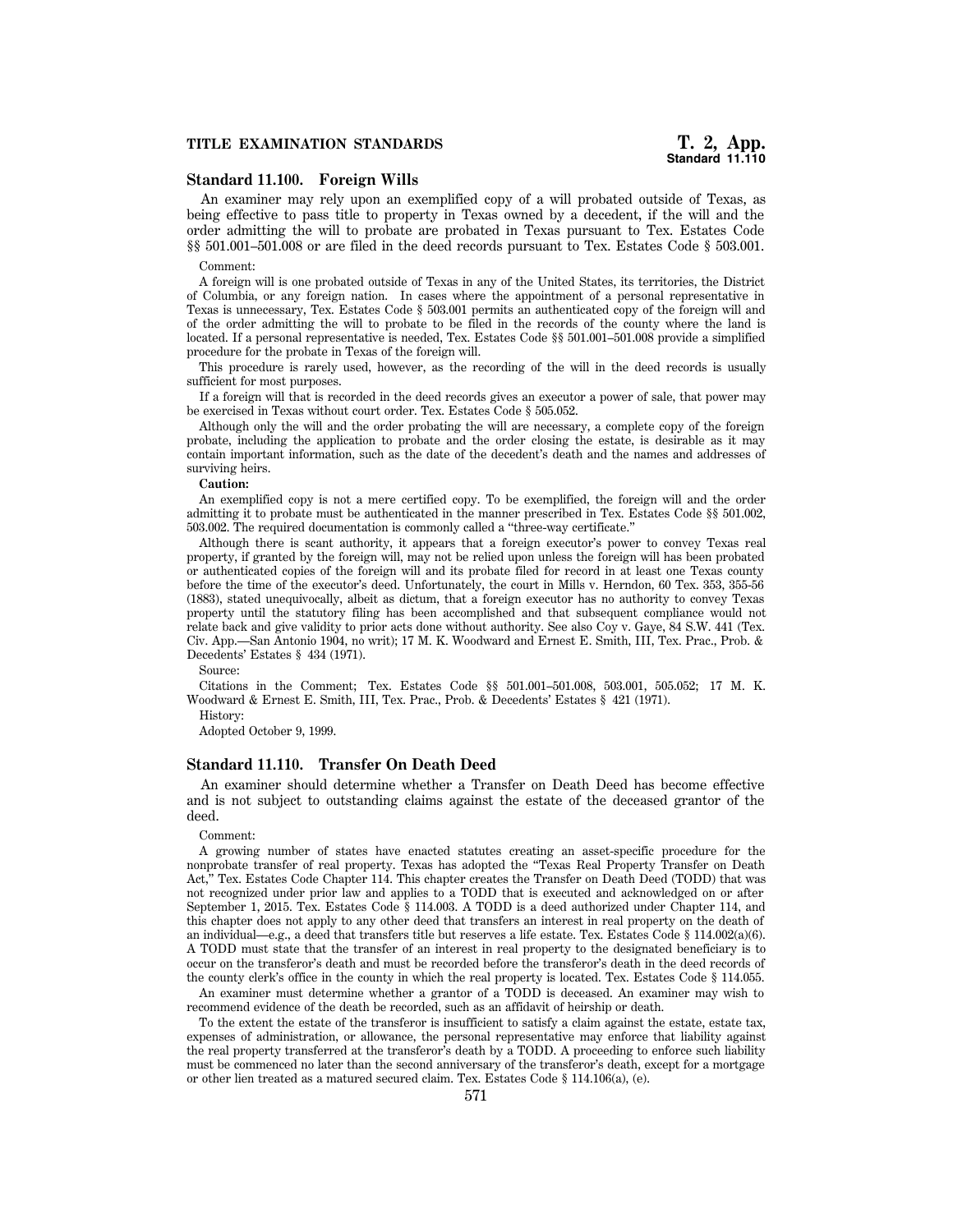## Standard 11.100. Foreign Wills

An examiner may rely upon an exemplified copy of a will probated outside of Texas, as being effective to pass title to property in Texas owned by a decedent, if the will and the order admitting the will to probate are probated in Texas pursuant to Tex. Estates Code §§ 501.001–501.008 or are filed in the deed records pursuant to Tex. Estates Code § 503.001.

Comment:

A foreign will is one probated outside of Texas in any of the United States, its territories, the District of Columbia, or any foreign nation. In cases where the appointment of a personal representative in Texas is unnecessary, Tex. Estates Code § 503.001 permits an authenticated copy of the foreign will and of the order admitting the will to probate to be filed in the records of the county where the land is located. If a personal representative is needed, Tex. Estates Code §§ 501.001–501.008 provide a simplified procedure for the probate in Texas of the foreign will.

This procedure is rarely used, however, as the recording of the will in the deed records is usually sufficient for most purposes.

If a foreign will that is recorded in the deed records gives an executor a power of sale, that power may be exercised in Texas without court order. Tex. Estates Code § 505.052.

Although only the will and the order probating the will are necessary, a complete copy of the foreign probate, including the application to probate and the order closing the estate, is desirable as it may contain important information, such as the date of the decedent's death and the names and addresses of surviving heirs.

**Caution:**

An exemplified copy is not a mere certified copy. To be exemplified, the foreign will and the order admitting it to probate must be authenticated in the manner prescribed in Tex. Estates Code §§ 501.002, 503.002. The required documentation is commonly called a "three-way certificate."

Although there is scant authority, it appears that a foreign executor's power to convey Texas real property, if granted by the foreign will, may not be relied upon unless the foreign will has been probated or authenticated copies of the foreign will and its probate filed for record in at least one Texas county before the time of the executor's deed. Unfortunately, the court in Mills v. Herndon, 60 Tex. 353, 355-56 (1883), stated unequivocally, albeit as dictum, that a foreign executor has no authority to convey Texas property until the statutory filing has been accomplished and that subsequent compliance would not relate back and give validity to prior acts done without authority. See also Coy v. Gaye, 84 S.W. 441 (Tex. Civ. App.—San Antonio 1904, no writ); 17 M. K. Woodward and Ernest E. Smith, III, Tex. Prac., Prob. & Decedents' Estates § 434 (1971).

Source:

Citations in the Comment; Tex. Estates Code §§ 501.001–501.008, 503.001, 505.052; 17 M. K. Woodward & Ernest E. Smith, III, Tex. Prac., Prob. & Decedents' Estates § 421 (1971).

History:

Adopted October 9, 1999.

## Standard 11.110. Transfer On Death Deed

An examiner should determine whether a Transfer on Death Deed has become effective and is not subject to outstanding claims against the estate of the deceased grantor of the deed.

Comment:

A growing number of states have enacted statutes creating an asset-specific procedure for the nonprobate transfer of real property. Texas has adopted the "Texas Real Property Transfer on Death Act," Tex. Estates Code Chapter 114. This chapter creates the Transfer on Death Deed (TODD) that was not recognized under prior law and applies to a TODD that is executed and acknowledged on or after September 1, 2015. Tex. Estates Code § 114.003. A TODD is a deed authorized under Chapter 114, and this chapter does not apply to any other deed that transfers an interest in real property on the death of an individual—e.g., a deed that transfers title but reserves a life estate. Tex. Estates Code § 114.002(a)(6). A TODD must state that the transfer of an interest in real property to the designated beneficiary is to occur on the transferor's death and must be recorded before the transferor's death in the deed records of the county clerk's office in the county in which the real property is located. Tex. Estates Code § 114.055.

An examiner must determine whether a grantor of a TODD is deceased. An examiner may wish to recommend evidence of the death be recorded, such as an affidavit of heirship or death.

To the extent the estate of the transferor is insufficient to satisfy a claim against the estate, estate tax, expenses of administration, or allowance, the personal representative may enforce that liability against the real property transferred at the transferor's death by a TODD. A proceeding to enforce such liability must be commenced no later than the second anniversary of the transferor's death, except for a mortgage or other lien treated as a matured secured claim. Tex. Estates Code § 114.106(a), (e).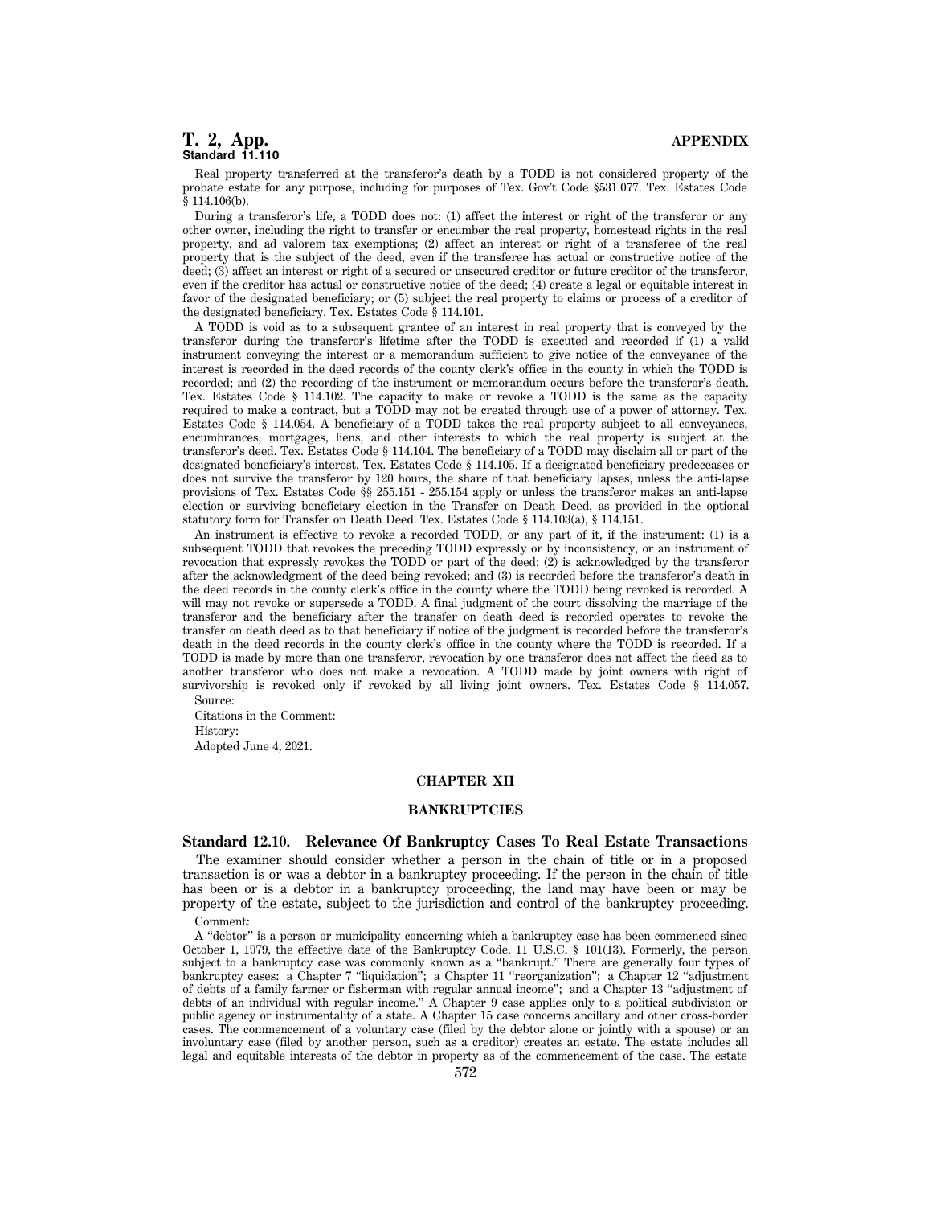Real property transferred at the transferor's death by a TODD is not considered property of the probate estate for any purpose, including for purposes of Tex. Gov't Code §531.077. Tex. Estates Code § 114.106(b).

During a transferor's life, a TODD does not: (1) affect the interest or right of the transferor or any other owner, including the right to transfer or encumber the real property, homestead rights in the real property, and ad valorem tax exemptions; (2) affect an interest or right of a transferee of the real property that is the subject of the deed, even if the transferee has actual or constructive notice of the deed; (3) affect an interest or right of a secured or unsecured creditor or future creditor of the transferor, even if the creditor has actual or constructive notice of the deed; (4) create a legal or equitable interest in favor of the designated beneficiary; or (5) subject the real property to claims or process of a creditor of the designated beneficiary. Tex. Estates Code § 114.101.

A TODD is void as to a subsequent grantee of an interest in real property that is conveyed by the transferor during the transferor's lifetime after the TODD is executed and recorded if (1) a valid instrument conveying the interest or a memorandum sufficient to give notice of the conveyance of the interest is recorded in the deed records of the county clerk's office in the county in which the TODD is recorded; and (2) the recording of the instrument or memorandum occurs before the transferor's death. Tex. Estates Code § 114.102. The capacity to make or revoke a TODD is the same as the capacity required to make a contract, but a TODD may not be created through use of a power of attorney. Tex. Estates Code § 114.054. A beneficiary of a TODD takes the real property subject to all conveyances, encumbrances, mortgages, liens, and other interests to which the real property is subject at the transferor's deed. Tex. Estates Code § 114.104. The beneficiary of a TODD may disclaim all or part of the designated beneficiary's interest. Tex. Estates Code § 114.105. If a designated beneficiary predeceases or does not survive the transferor by 120 hours, the share of that beneficiary lapses, unless the anti-lapse provisions of Tex. Estates Code §§ 255.151 - 255.154 apply or unless the transferor makes an anti-lapse election or surviving beneficiary election in the Transfer on Death Deed, as provided in the optional statutory form for Transfer on Death Deed. Tex. Estates Code § 114.103(a), § 114.151.

An instrument is effective to revoke a recorded TODD, or any part of it, if the instrument: (1) is a subsequent TODD that revokes the preceding TODD expressly or by inconsistency, or an instrument of revocation that expressly revokes the TODD or part of the deed; (2) is acknowledged by the transferor after the acknowledgment of the deed being revoked; and (3) is recorded before the transferor's death in the deed records in the county clerk's office in the county where the TODD being revoked is recorded. A will may not revoke or supersede a TODD. A final judgment of the court dissolving the marriage of the transferor and the beneficiary after the transfer on death deed is recorded operates to revoke the transfer on death deed as to that beneficiary if notice of the judgment is recorded before the transferor's death in the deed records in the county clerk's office in the county where the TODD is recorded. If a TODD is made by more than one transferor, revocation by one transferor does not affect the deed as to another transferor who does not make a revocation. A TODD made by joint owners with right of survivorship is revoked only if revoked by all living joint owners. Tex. Estates Code § 114.057.

Source:

Citations in the Comment:

History:

Adopted June 4, 2021.

## CHAPTER XII

## BANKRUPTCIES

### Standard 12.10. Relevance Of Bankruptcy Cases To Real Estate Transactions

The examiner should consider whether a person in the chain of title or in a proposed transaction is or was a debtor in a bankruptcy proceeding. If the person in the chain of title has been or is a debtor in a bankruptcy proceeding, the land may have been or may be property of the estate, subject to the jurisdiction and control of the bankruptcy proceeding.

Comment:

A "debtor" is a person or municipality concerning which a bankruptcy case has been commenced since October 1, 1979, the effective date of the Bankruptcy Code. 11 U.S.C. § 101(13). Formerly, the person subject to a bankruptcy case was commonly known as a "bankrupt." There are generally four types of bankruptcy cases: a Chapter 7 "liquidation"; a Chapter 11 "reorganization"; a Chapter 12 "adjustment of debts of a family farmer or fisherman with regular annual income"; and a Chapter 13 "adjustment of debts of an individual with regular income." A Chapter 9 case applies only to a political subdivision or public agency or instrumentality of a state. A Chapter 15 case concerns ancillary and other cross-border cases. The commencement of a voluntary case (filed by the debtor alone or jointly with a spouse) or an involuntary case (filed by another person, such as a creditor) creates an estate. The estate includes all legal and equitable interests of the debtor in property as of the commencement of the case. The estate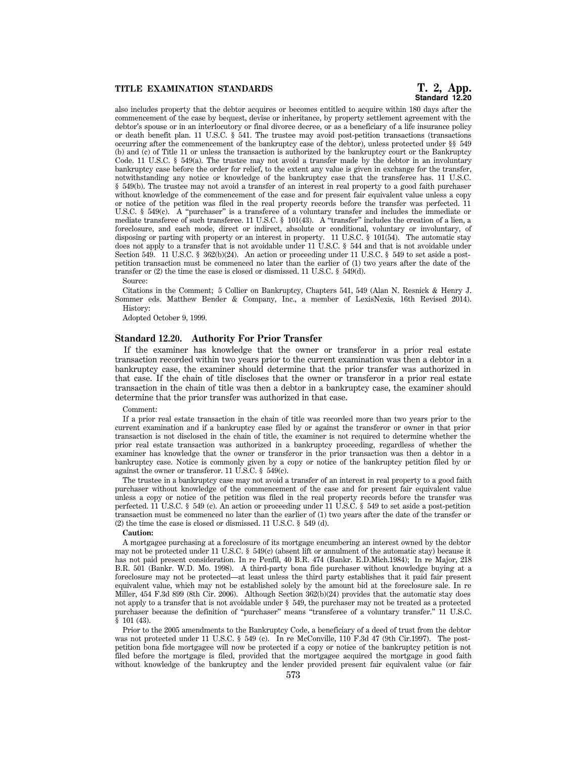also includes property that the debtor acquires or becomes entitled to acquire within 180 days after the commencement of the case by bequest, devise or inheritance, by property settlement agreement with the debtor's spouse or in an interlocutory or final divorce decree, or as a beneficiary of a life insurance policy or death benefit plan. 11 U.S.C. § 541. The trustee may avoid post-petition transactions (transactions occurring after the commencement of the bankruptcy case of the debtor), unless protected under §§ 549 (b) and (c) of Title 11 or unless the transaction is authorized by the bankruptcy court or the Bankruptcy Code. 11 U.S.C. § 549(a). The trustee may not avoid a transfer made by the debtor in an involuntary bankruptcy case before the order for relief, to the extent any value is given in exchange for the transfer, notwithstanding any notice or knowledge of the bankruptcy case that the transferee has. 11 U.S.C. § 549(b). The trustee may not avoid a transfer of an interest in real property to a good faith purchaser without knowledge of the commencement of the case and for present fair equivalent value unless a copy or notice of the petition was filed in the real property records before the transfer was perfected. 11 U.S.C. § 549(c). A "purchaser" is a transferee of a voluntary transfer and includes the immediate or mediate transferee of such transferee. 11 U.S.C. § 101(43). A "transfer" includes the creation of a lien, a foreclosure, and each mode, direct or indirect, absolute or conditional, voluntary or involuntary, of disposing or parting with property or an interest in property. 11 U.S.C. § 101(54). The automatic stay does not apply to a transfer that is not avoidable under 11 U.S.C. § 544 and that is not avoidable under Section 549. 11 U.S.C. § 362(b)(24). An action or proceeding under 11 U.S.C. § 549 to set aside a post-petition transaction must be commenced no later than the earlier of (1) two years after the date of the transfer or (2) the time the case is closed or dismissed. 11 U.S.C. § 549(d).

Source:

Citations in the Comment; 5 Collier on Bankruptcy, Chapters 541, 549 (Alan N. Resnick & Henry J. Sommer eds. Matthew Bender & Company, Inc., a member of LexisNexis, 16th Revised 2014).

History:

Adopted October 9, 1999.

## Standard 12.20. Authority For Prior Transfer

If the examiner has knowledge that the owner or transferor in a prior real estate transaction recorded within two years prior to the current examination was then a debtor in a bankruptcy case, the examiner should determine that the prior transfer was authorized in that case. If the chain of title discloses that the owner or transferor in a prior real estate transaction in the chain of title was then a debtor in a bankruptcy case, the examiner should determine that the prior transfer was authorized in that case.

Comment:

If a prior real estate transaction in the chain of title was recorded more than two years prior to the current examination and if a bankruptcy case filed by or against the transferor or owner in that prior transaction is not disclosed in the chain of title, the examiner is not required to determine whether the prior real estate transaction was authorized in a bankruptcy proceeding, regardless of whether the examiner has knowledge that the owner or transferor in the prior transaction was then a debtor in a bankruptcy case. Notice is commonly given by a copy or notice of the bankruptcy petition filed by or against the owner or transferor. 11 U.S.C. § 549(c).

The trustee in a bankruptcy case may not avoid a transfer of an interest in real property to a good faith purchaser without knowledge of the commencement of the case and for present fair equivalent value unless a copy or notice of the petition was filed in the real property records before the transfer was perfected. 11 U.S.C. § 549 (c). An action or proceeding under 11 U.S.C. § 549 to set aside a post-petition transaction must be commenced no later than the earlier of (1) two years after the date of the transfer or (2) the time the case is closed or dismissed. 11 U.S.C. § 549 (d).

**Caution:**

A mortgagee purchasing at a foreclosure of its mortgage encumbering an interest owned by the debtor may not be protected under 11 U.S.C. § 549(c) (absent lift or annulment of the automatic stay) because it has not paid present consideration. In re Penfil, 40 B.R. 474 (Bankr. E.D.Mich.1984); In re Major, 218 B.R. 501 (Bankr. W.D. Mo. 1998). A third-party bona fide purchaser without knowledge buying at a foreclosure may not be protected—at least unless the third party establishes that it paid fair present equivalent value, which may not be established solely by the amount bid at the foreclosure sale. In re Miller, 454 F.3d 899 (8th Cir. 2006). Although Section 362(b)(24) provides that the automatic stay does not apply to a transfer that is not avoidable under § 549, the purchaser may not be treated as a protected purchaser because the definition of "purchaser" means "transferee of a voluntary transfer." 11 U.S.C. § 101 (43).

Prior to the 2005 amendments to the Bankruptcy Code, a beneficiary of a deed of trust from the debtor was not protected under 11 U.S.C. § 549 (c). In re McConville, 110 F.3d 47 (9th Cir.1997). The post-petition bona fide mortgagee will now be protected if a copy or notice of the bankruptcy petition is not filed before the mortgage is filed, provided that the mortgagee acquired the mortgage in good faith without knowledge of the bankruptcy and the lender provided present fair equivalent value (or fair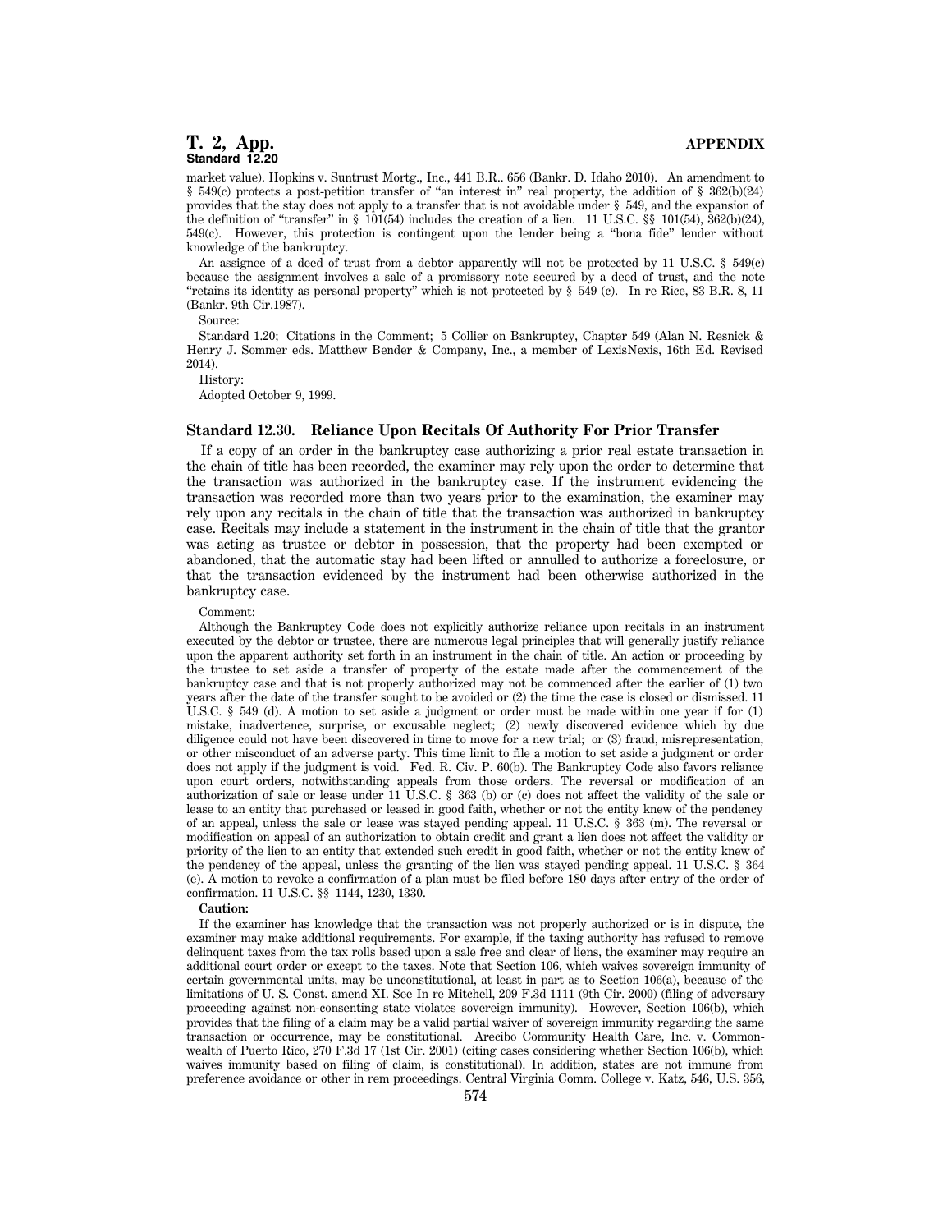market value). Hopkins v. Suntrust Mortg., Inc., 441 B.R.. 656 (Bankr. D. Idaho 2010). An amendment to § 549(c) protects a post-petition transfer of "an interest in" real property, the addition of § 362(b)(24) provides that the stay does not apply to a transfer that is not avoidable under § 549, and the expansion of the definition of "transfer" in § 101(54) includes the creation of a lien. 11 U.S.C. §§ 101(54), 362(b)(24), 549(c). However, this protection is contingent upon the lender being a "bona fide" lender without knowledge of the bankruptcy.

An assignee of a deed of trust from a debtor apparently will not be protected by 11 U.S.C. § 549(c) because the assignment involves a sale of a promissory note secured by a deed of trust, and the note "retains its identity as personal property" which is not protected by § 549 (c). In re Rice, 83 B.R. 8, 11 (Bankr. 9th Cir.1987).

Source:

Standard 1.20; Citations in the Comment; 5 Collier on Bankruptcy, Chapter 549 (Alan N. Resnick & Henry J. Sommer eds. Matthew Bender & Company, Inc., a member of LexisNexis, 16th Ed. Revised 2014).

History:

Adopted October 9, 1999.

## Standard 12.30. Reliance Upon Recitals Of Authority For Prior Transfer

If a copy of an order in the bankruptcy case authorizing a prior real estate transaction in the chain of title has been recorded, the examiner may rely upon the order to determine that the transaction was authorized in the bankruptcy case. If the instrument evidencing the transaction was recorded more than two years prior to the examination, the examiner may rely upon any recitals in the chain of title that the transaction was authorized in bankruptcy case. Recitals may include a statement in the instrument in the chain of title that the grantor was acting as trustee or debtor in possession, that the property had been exempted or abandoned, that the automatic stay had been lifted or annulled to authorize a foreclosure, or that the transaction evidenced by the instrument had been otherwise authorized in the bankruptcy case.

Comment:

Although the Bankruptcy Code does not explicitly authorize reliance upon recitals in an instrument executed by the debtor or trustee, there are numerous legal principles that will generally justify reliance upon the apparent authority set forth in an instrument in the chain of title. An action or proceeding by the trustee to set aside a transfer of property of the estate made after the commencement of the bankruptcy case and that is not properly authorized may not be commenced after the earlier of (1) two years after the date of the transfer sought to be avoided or (2) the time the case is closed or dismissed. 11 U.S.C. § 549 (d). A motion to set aside a judgment or order must be made within one year if for (1) mistake, inadvertence, surprise, or excusable neglect; (2) newly discovered evidence which by due diligence could not have been discovered in time to move for a new trial; or (3) fraud, misrepresentation, or other misconduct of an adverse party. This time limit to file a motion to set aside a judgment or order does not apply if the judgment is void. Fed. R. Civ. P. 60(b). The Bankruptcy Code also favors reliance upon court orders, notwithstanding appeals from those orders. The reversal or modification of an authorization of sale or lease under 11 U.S.C. § 363 (b) or (c) does not affect the validity of the sale or lease to an entity that purchased or leased in good faith, whether or not the entity knew of the pendency of an appeal, unless the sale or lease was stayed pending appeal. 11 U.S.C. § 363 (m). The reversal or modification on appeal of an authorization to obtain credit and grant a lien does not affect the validity or priority of the lien to an entity that extended such credit in good faith, whether or not the entity knew of the pendency of the appeal, unless the granting of the lien was stayed pending appeal. 11 U.S.C. § 364 (e). A motion to revoke a confirmation of a plan must be filed before 180 days after entry of the order of confirmation. 11 U.S.C. §§ 1144, 1230, 1330.

**Caution:**

If the examiner has knowledge that the transaction was not properly authorized or is in dispute, the examiner may make additional requirements. For example, if the taxing authority has refused to remove delinquent taxes from the tax rolls based upon a sale free and clear of liens, the examiner may require an additional court order or except to the taxes. Note that Section 106, which waives sovereign immunity of certain governmental units, may be unconstitutional, at least in part as to Section 106(a), because of the limitations of U. S. Const. amend XI. See In re Mitchell, 209 F.3d 1111 (9th Cir. 2000) (filing of adversary proceeding against non-consenting state violates sovereign immunity). However, Section 106(b), which provides that the filing of a claim may be a valid partial waiver of sovereign immunity regarding the same transaction or occurrence, may be constitutional. Arecibo Community Health Care, Inc. v. Commonwealth of Puerto Rico, 270 F.3d 17 (1st Cir. 2001) (citing cases considering whether Section 106(b), which waives immunity based on filing of claim, is constitutional). In addition, states are not immune from preference avoidance or other in rem proceedings. Central Virginia Comm. College v. Katz, 546, U.S. 356,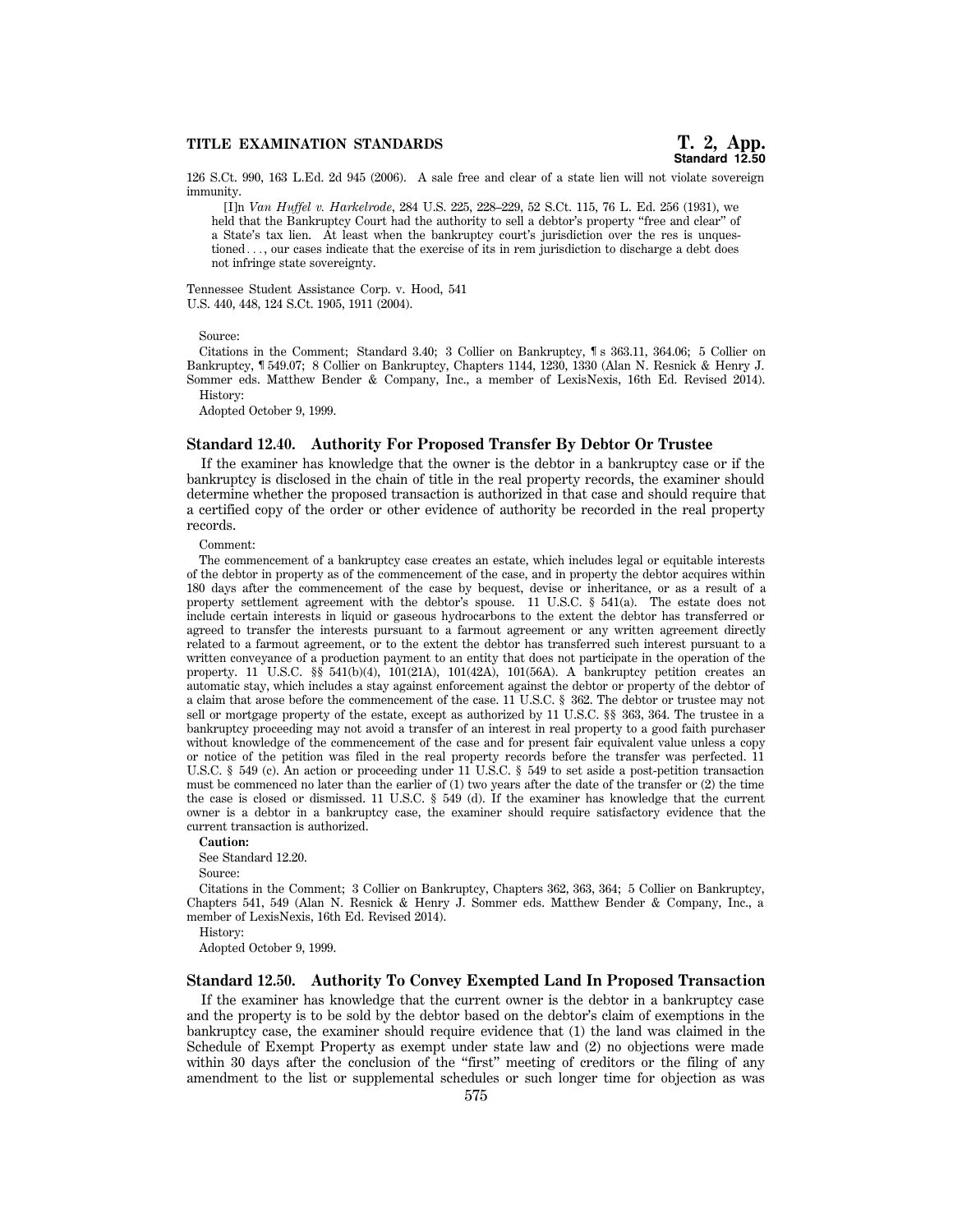126 S.Ct. 990, 163 L.Ed. 2d 945 (2006). A sale free and clear of a state lien will not violate sovereign immunity.

> [I]n *Van Huffel v. Harkelrode*, 284 U.S. 225, 228–229, 52 S.Ct. 115, 76 L. Ed. 256 (1931), we held that the Bankruptcy Court had the authority to sell a debtor's property "free and clear" of a State's tax lien. At least when the bankruptcy court's jurisdiction over the res is unquestioned . . . , our cases indicate that the exercise of its in rem jurisdiction to discharge a debt does not infringe state sovereignty.

Tennessee Student Assistance Corp. v. Hood, 541 U.S. 440, 448, 124 S.Ct. 1905, 1911 (2004).

Source:

Citations in the Comment; Standard 3.40; 3 Collier on Bankruptcy, ¶ s 363.11, 364.06; 5 Collier on Bankruptcy, ¶ 549.07; 8 Collier on Bankruptcy, Chapters 1144, 1230, 1330 (Alan N. Resnick & Henry J. Sommer eds. Matthew Bender & Company, Inc., a member of LexisNexis, 16th Ed. Revised 2014).

History:

Adopted October 9, 1999.

## Standard 12.40. Authority For Proposed Transfer By Debtor Or Trustee

If the examiner has knowledge that the owner is the debtor in a bankruptcy case or if the bankruptcy is disclosed in the chain of title in the real property records, the examiner should determine whether the proposed transaction is authorized in that case and should require that a certified copy of the order or other evidence of authority be recorded in the real property records.

Comment:

The commencement of a bankruptcy case creates an estate, which includes legal or equitable interests of the debtor in property as of the commencement of the case, and in property the debtor acquires within 180 days after the commencement of the case by bequest, devise or inheritance, or as a result of a property settlement agreement with the debtor's spouse. 11 U.S.C. § 541(a). The estate does not include certain interests in liquid or gaseous hydrocarbons to the extent the debtor has transferred or agreed to transfer the interests pursuant to a farmout agreement or any written agreement directly related to a farmout agreement, or to the extent the debtor has transferred such interest pursuant to a written conveyance of a production payment to an entity that does not participate in the operation of the property. 11 U.S.C. §§ 541(b)(4), 101(21A), 101(42A), 101(56A). A bankruptcy petition creates an automatic stay, which includes a stay against enforcement against the debtor or property of the debtor of a claim that arose before the commencement of the case. 11 U.S.C. § 362. The debtor or trustee may not sell or mortgage property of the estate, except as authorized by 11 U.S.C. §§ 363, 364. The trustee in a bankruptcy proceeding may not avoid a transfer of an interest in real property to a good faith purchaser without knowledge of the commencement of the case and for present fair equivalent value unless a copy or notice of the petition was filed in the real property records before the transfer was perfected. 11 U.S.C. § 549 (c). An action or proceeding under 11 U.S.C. § 549 to set aside a post-petition transaction must be commenced no later than the earlier of (1) two years after the date of the transfer or (2) the time the case is closed or dismissed. 11 U.S.C. § 549 (d). If the examiner has knowledge that the current owner is a debtor in a bankruptcy case, the examiner should require satisfactory evidence that the current transaction is authorized.

**Caution:**

See Standard 12.20.

Source:

Citations in the Comment; 3 Collier on Bankruptcy, Chapters 362, 363, 364; 5 Collier on Bankruptcy, Chapters 541, 549 (Alan N. Resnick & Henry J. Sommer eds. Matthew Bender & Company, Inc., a member of LexisNexis, 16th Ed. Revised 2014).

History:

Adopted October 9, 1999.

## Standard 12.50. Authority To Convey Exempted Land In Proposed Transaction

If the examiner has knowledge that the current owner is the debtor in a bankruptcy case and the property is to be sold by the debtor based on the debtor's claim of exemptions in the bankruptcy case, the examiner should require evidence that (1) the land was claimed in the Schedule of Exempt Property as exempt under state law and (2) no objections were made within 30 days after the conclusion of the "first" meeting of creditors or the filing of any amendment to the list or supplemental schedules or such longer time for objection as was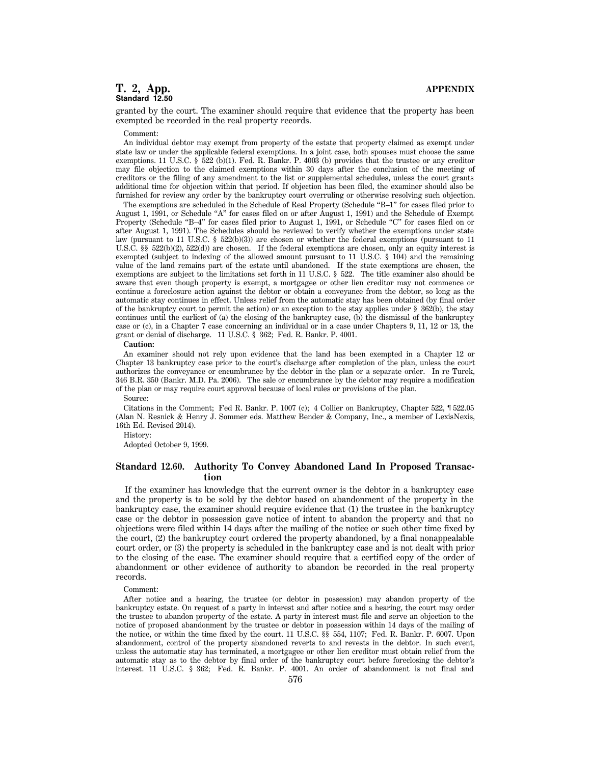granted by the court. The examiner should require that evidence that the property has been exempted be recorded in the real property records.

Comment:

An individual debtor may exempt from property of the estate that property claimed as exempt under state law or under the applicable federal exemptions. In a joint case, both spouses must choose the same exemptions. 11 U.S.C. § 522 (b)(1). Fed. R. Bankr. P. 4003 (b) provides that the trustee or any creditor may file objection to the claimed exemptions within 30 days after the conclusion of the meeting of creditors or the filing of any amendment to the list or supplemental schedules, unless the court grants additional time for objection within that period. If objection has been filed, the examiner should also be furnished for review any order by the bankruptcy court overruling or otherwise resolving such objection.

The exemptions are scheduled in the Schedule of Real Property (Schedule "B–1" for cases filed prior to August 1, 1991, or Schedule "A" for cases filed on or after August 1, 1991) and the Schedule of Exempt Property (Schedule "B–4" for cases filed prior to August 1, 1991, or Schedule "C" for cases filed on or after August 1, 1991). The Schedules should be reviewed to verify whether the exemptions under state law (pursuant to 11 U.S.C. § 522(b)(3)) are chosen or whether the federal exemptions (pursuant to 11 U.S.C. §§ 522(b)(2), 522(d)) are chosen. If the federal exemptions are chosen, only an equity interest is exempted (subject to indexing of the allowed amount pursuant to 11 U.S.C. § 104) and the remaining value of the land remains part of the estate until abandoned. If the state exemptions are chosen, the exemptions are subject to the limitations set forth in 11 U.S.C. § 522. The title examiner also should be aware that even though property is exempt, a mortgagee or other lien creditor may not commence or continue a foreclosure action against the debtor or obtain a conveyance from the debtor, so long as the automatic stay continues in effect. Unless relief from the automatic stay has been obtained (by final order of the bankruptcy court to permit the action) or an exception to the stay applies under § 362(b), the stay continues until the earliest of (a) the closing of the bankruptcy case, (b) the dismissal of the bankruptcy case or (c), in a Chapter 7 case concerning an individual or in a case under Chapters 9, 11, 12 or 13, the grant or denial of discharge. 11 U.S.C. § 362; Fed. R. Bankr. P. 4001.

**Caution:**

An examiner should not rely upon evidence that the land has been exempted in a Chapter 12 or Chapter 13 bankruptcy case prior to the court's discharge after completion of the plan, unless the court authorizes the conveyance or encumbrance by the debtor in the plan or a separate order. In re Turek, 346 B.R. 350 (Bankr. M.D. Pa. 2006). The sale or encumbrance by the debtor may require a modification of the plan or may require court approval because of local rules or provisions of the plan.

Source:

Citations in the Comment; Fed R. Bankr. P. 1007 (c); 4 Collier on Bankruptcy, Chapter 522, ¶ 522.05 (Alan N. Resnick & Henry J. Sommer eds. Matthew Bender & Company, Inc., a member of LexisNexis, 16th Ed. Revised 2014).

History:

Adopted October 9, 1999.

## Standard 12.60. Authority To Convey Abandoned Land In Proposed Transaction

If the examiner has knowledge that the current owner is the debtor in a bankruptcy case and the property is to be sold by the debtor based on abandonment of the property in the bankruptcy case, the examiner should require evidence that (1) the trustee in the bankruptcy case or the debtor in possession gave notice of intent to abandon the property and that no objections were filed within 14 days after the mailing of the notice or such other time fixed by the court, (2) the bankruptcy court ordered the property abandoned, by a final nonappealable court order, or (3) the property is scheduled in the bankruptcy case and is not dealt with prior to the closing of the case. The examiner should require that a certified copy of the order of abandonment or other evidence of authority to abandon be recorded in the real property records.

Comment:

After notice and a hearing, the trustee (or debtor in possession) may abandon property of the bankruptcy estate. On request of a party in interest and after notice and a hearing, the court may order the trustee to abandon property of the estate. A party in interest must file and serve an objection to the notice of proposed abandonment by the trustee or debtor in possession within 14 days of the mailing of the notice, or within the time fixed by the court. 11 U.S.C. §§ 554, 1107; Fed. R. Bankr. P. 6007. Upon abandonment, control of the property abandoned reverts to and revests in the debtor. In such event, unless the automatic stay has terminated, a mortgagee or other lien creditor must obtain relief from the automatic stay as to the debtor by final order of the bankruptcy court before foreclosing the debtor's interest. 11 U.S.C. § 362; Fed. R. Bankr. P. 4001. An order of abandonment is not final and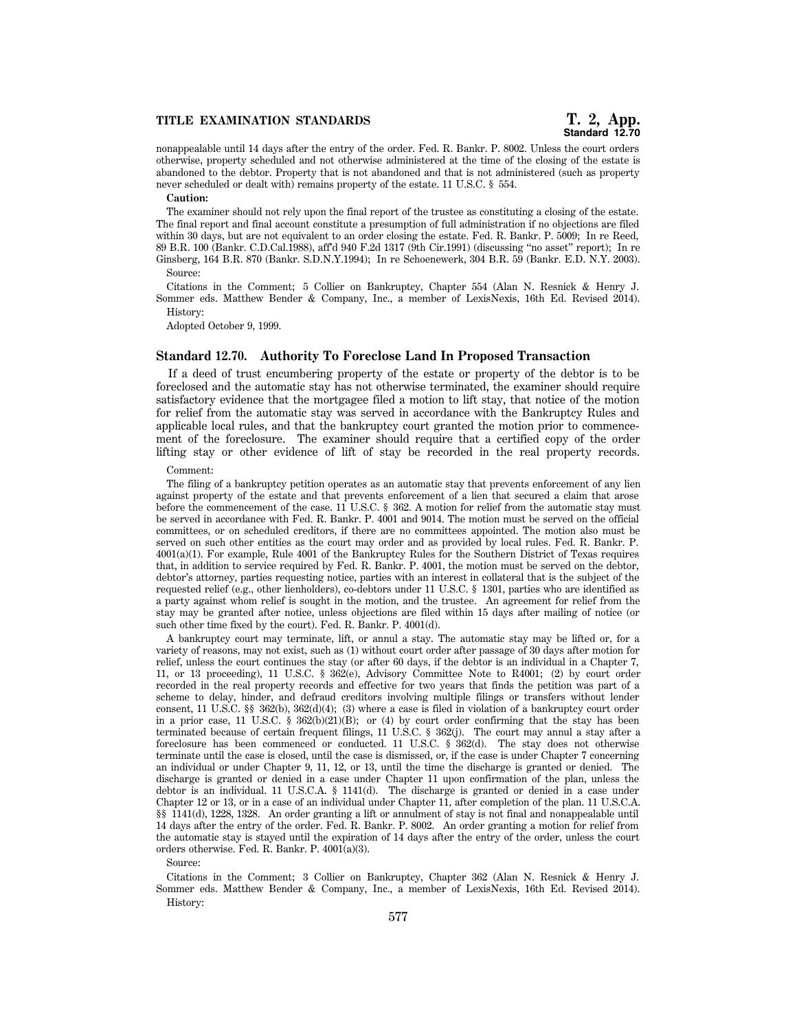nonappealable until 14 days after the entry of the order. Fed. R. Bankr. P. 8002. Unless the court orders otherwise, property scheduled and not otherwise administered at the time of the closing of the estate is abandoned to the debtor. Property that is not abandoned and that is not administered (such as property never scheduled or dealt with) remains property of the estate. 11 U.S.C. § 554.

**Caution:**

The examiner should not rely upon the final report of the trustee as constituting a closing of the estate. The final report and final account constitute a presumption of full administration if no objections are filed within 30 days, but are not equivalent to an order closing the estate. Fed. R. Bankr. P. 5009; In re Reed, 89 B.R. 100 (Bankr. C.D.Cal.1988), aff'd 940 F.2d 1317 (9th Cir.1991) (discussing "no asset" report); In re Ginsberg, 164 B.R. 870 (Bankr. S.D.N.Y.1994); In re Schoenewerk, 304 B.R. 59 (Bankr. E.D. N.Y. 2003).

Source:

Citations in the Comment; 5 Collier on Bankruptcy, Chapter 554 (Alan N. Resnick & Henry J. Sommer eds. Matthew Bender & Company, Inc., a member of LexisNexis, 16th Ed. Revised 2014).

History:

Adopted October 9, 1999.

### Standard 12.70. Authority To Foreclose Land In Proposed Transaction

If a deed of trust encumbering property of the estate or property of the debtor is to be foreclosed and the automatic stay has not otherwise terminated, the examiner should require satisfactory evidence that the mortgagee filed a motion to lift stay, that notice of the motion for relief from the automatic stay was served in accordance with the Bankruptcy Rules and applicable local rules, and that the bankruptcy court granted the motion prior to commencement of the foreclosure. The examiner should require that a certified copy of the order lifting stay or other evidence of lift of stay be recorded in the real property records.

Comment:

The filing of a bankruptcy petition operates as an automatic stay that prevents enforcement of any lien against property of the estate and that prevents enforcement of a lien that secured a claim that arose before the commencement of the case. 11 U.S.C. § 362. A motion for relief from the automatic stay must be served in accordance with Fed. R. Bankr. P. 4001 and 9014. The motion must be served on the official committees, or on scheduled creditors, if there are no committees appointed. The motion also must be served on such other entities as the court may order and as provided by local rules. Fed. R. Bankr. P. 4001(a)(1). For example, Rule 4001 of the Bankruptcy Rules for the Southern District of Texas requires that, in addition to service required by Fed. R. Bankr. P. 4001, the motion must be served on the debtor, debtor's attorney, parties requesting notice, parties with an interest in collateral that is the subject of the requested relief (e.g., other lienholders), co-debtors under 11 U.S.C. § 1301, parties who are identified as a party against whom relief is sought in the motion, and the trustee. An agreement for relief from the stay may be granted after notice, unless objections are filed within 15 days after mailing of notice (or such other time fixed by the court). Fed. R. Bankr. P. 4001(d).

A bankruptcy court may terminate, lift, or annul a stay. The automatic stay may be lifted or, for a variety of reasons, may not exist, such as (1) without court order after passage of 30 days after motion for relief, unless the court continues the stay (or after 60 days, if the debtor is an individual in a Chapter 7, 11, or 13 proceeding), 11 U.S.C. § 362(e), Advisory Committee Note to R4001; (2) by court order recorded in the real property records and effective for two years that finds the petition was part of a scheme to delay, hinder, and defraud creditors involving multiple filings or transfers without lender consent, 11 U.S.C. §§ 362(b), 362(d)(4); (3) where a case is filed in violation of a bankruptcy court order in a prior case, 11 U.S.C. § 362(b)(21)(B); or (4) by court order confirming that the stay has been terminated because of certain frequent filings, 11 U.S.C. § 362(j). The court may annul a stay after a foreclosure has been commenced or conducted. 11 U.S.C. § 362(d). The stay does not otherwise terminate until the case is closed, until the case is dismissed, or, if the case is under Chapter 7 concerning an individual or under Chapter 9, 11, 12, or 13, until the time the discharge is granted or denied. The discharge is granted or denied in a case under Chapter 11 upon confirmation of the plan, unless the debtor is an individual. 11 U.S.C.A. § 1141(d). The discharge is granted or denied in a case under Chapter 12 or 13, or in a case of an individual under Chapter 11, after completion of the plan. 11 U.S.C.A. §§ 1141(d), 1228, 1328. An order granting a lift or annulment of stay is not final and nonappealable until 14 days after the entry of the order. Fed. R. Bankr. P. 8002. An order granting a motion for relief from the automatic stay is stayed until the expiration of 14 days after the entry of the order, unless the court orders otherwise. Fed. R. Bankr. P. 4001(a)(3).

Source:

Citations in the Comment; 3 Collier on Bankruptcy, Chapter 362 (Alan N. Resnick & Henry J. Sommer eds. Matthew Bender & Company, Inc., a member of LexisNexis, 16th Ed. Revised 2014).

History: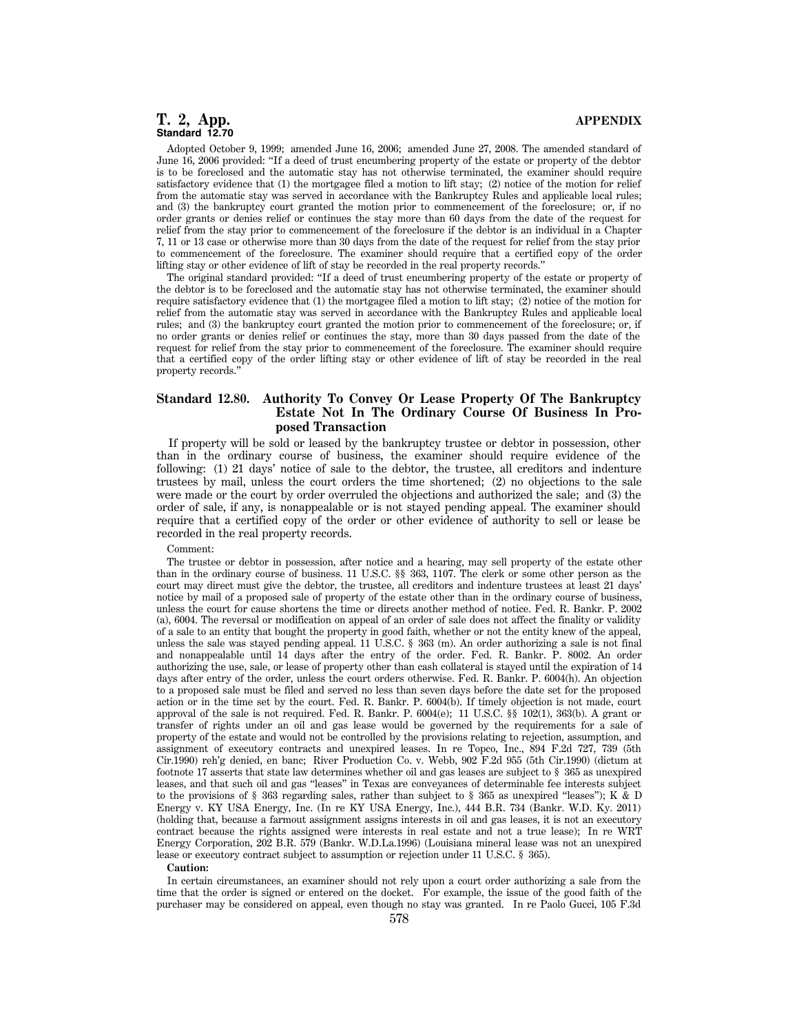Adopted October 9, 1999; amended June 16, 2006; amended June 27, 2008. The amended standard of June 16, 2006 provided: "If a deed of trust encumbering property of the estate or property of the debtor is to be foreclosed and the automatic stay has not otherwise terminated, the examiner should require satisfactory evidence that (1) the mortgagee filed a motion to lift stay; (2) notice of the motion for relief from the automatic stay was served in accordance with the Bankruptcy Rules and applicable local rules; and (3) the bankruptcy court granted the motion prior to commencement of the foreclosure; or, if no order grants or denies relief or continues the stay more than 60 days from the date of the request for relief from the stay prior to commencement of the foreclosure if the debtor is an individual in a Chapter 7, 11 or 13 case or otherwise more than 30 days from the date of the request for relief from the stay prior to commencement of the foreclosure. The examiner should require that a certified copy of the order lifting stay or other evidence of lift of stay be recorded in the real property records."

The original standard provided: "If a deed of trust encumbering property of the estate or property of the debtor is to be foreclosed and the automatic stay has not otherwise terminated, the examiner should require satisfactory evidence that (1) the mortgagee filed a motion to lift stay; (2) notice of the motion for relief from the automatic stay was served in accordance with the Bankruptcy Rules and applicable local rules; and (3) the bankruptcy court granted the motion prior to commencement of the foreclosure; or, if no order grants or denies relief or continues the stay, more than 30 days passed from the date of the request for relief from the stay prior to commencement of the foreclosure. The examiner should require that a certified copy of the order lifting stay or other evidence of lift of stay be recorded in the real property records."

## Standard 12.80. Authority To Convey Or Lease Property Of The Bankruptcy Estate Not In The Ordinary Course Of Business In Proposed Transaction

If property will be sold or leased by the bankruptcy trustee or debtor in possession, other than in the ordinary course of business, the examiner should require evidence of the following: (1) 21 days' notice of sale to the debtor, the trustee, all creditors and indenture trustees by mail, unless the court orders the time shortened; (2) no objections to the sale were made or the court by order overruled the objections and authorized the sale; and (3) the order of sale, if any, is nonappealable or is not stayed pending appeal. The examiner should require that a certified copy of the order or other evidence of authority to sell or lease be recorded in the real property records.

Comment:

The trustee or debtor in possession, after notice and a hearing, may sell property of the estate other than in the ordinary course of business. 11 U.S.C. §§ 363, 1107. The clerk or some other person as the court may direct must give the debtor, the trustee, all creditors and indenture trustees at least 21 days' notice by mail of a proposed sale of property of the estate other than in the ordinary course of business, unless the court for cause shortens the time or directs another method of notice. Fed. R. Bankr. P. 2002 (a), 6004. The reversal or modification on appeal of an order of sale does not affect the finality or validity of a sale to an entity that bought the property in good faith, whether or not the entity knew of the appeal, unless the sale was stayed pending appeal. 11 U.S.C. § 363 (m). An order authorizing a sale is not final and nonappealable until 14 days after the entry of the order. Fed. R. Bankr. P. 8002. An order authorizing the use, sale, or lease of property other than cash collateral is stayed until the expiration of 14 days after entry of the order, unless the court orders otherwise. Fed. R. Bankr. P. 6004(h). An objection to a proposed sale must be filed and served no less than seven days before the date set for the proposed action or in the time set by the court. Fed. R. Bankr. P. 6004(b). If timely objection is not made, court approval of the sale is not required. Fed. R. Bankr. P. 6004(e); 11 U.S.C. §§ 102(1), 363(b). A grant or transfer of rights under an oil and gas lease would be governed by the requirements for a sale of property of the estate and would not be controlled by the provisions relating to rejection, assumption, and assignment of executory contracts and unexpired leases. In re Topco, Inc., 894 F.2d 727, 739 (5th Cir.1990) reh'g denied, en banc; River Production Co. v. Webb, 902 F.2d 955 (5th Cir.1990) (dictum at footnote 17 asserts that state law determines whether oil and gas leases are subject to § 365 as unexpired leases, and that such oil and gas "leases" in Texas are conveyances of determinable fee interests subject to the provisions of § 363 regarding sales, rather than subject to § 365 as unexpired "leases"); K & D Energy v. KY USA Energy, Inc. (In re KY USA Energy, Inc.), 444 B.R. 734 (Bankr. W.D. Ky. 2011) (holding that, because a farmout assignment assigns interests in oil and gas leases, it is not an executory contract because the rights assigned were interests in real estate and not a true lease); In re WRT Energy Corporation, 202 B.R. 579 (Bankr. W.D.La.1996) (Louisiana mineral lease was not an unexpired lease or executory contract subject to assumption or rejection under 11 U.S.C. § 365).

**Caution:**

In certain circumstances, an examiner should not rely upon a court order authorizing a sale from the time that the order is signed or entered on the docket. For example, the issue of the good faith of the purchaser may be considered on appeal, even though no stay was granted. In re Paolo Gucci, 105 F.3d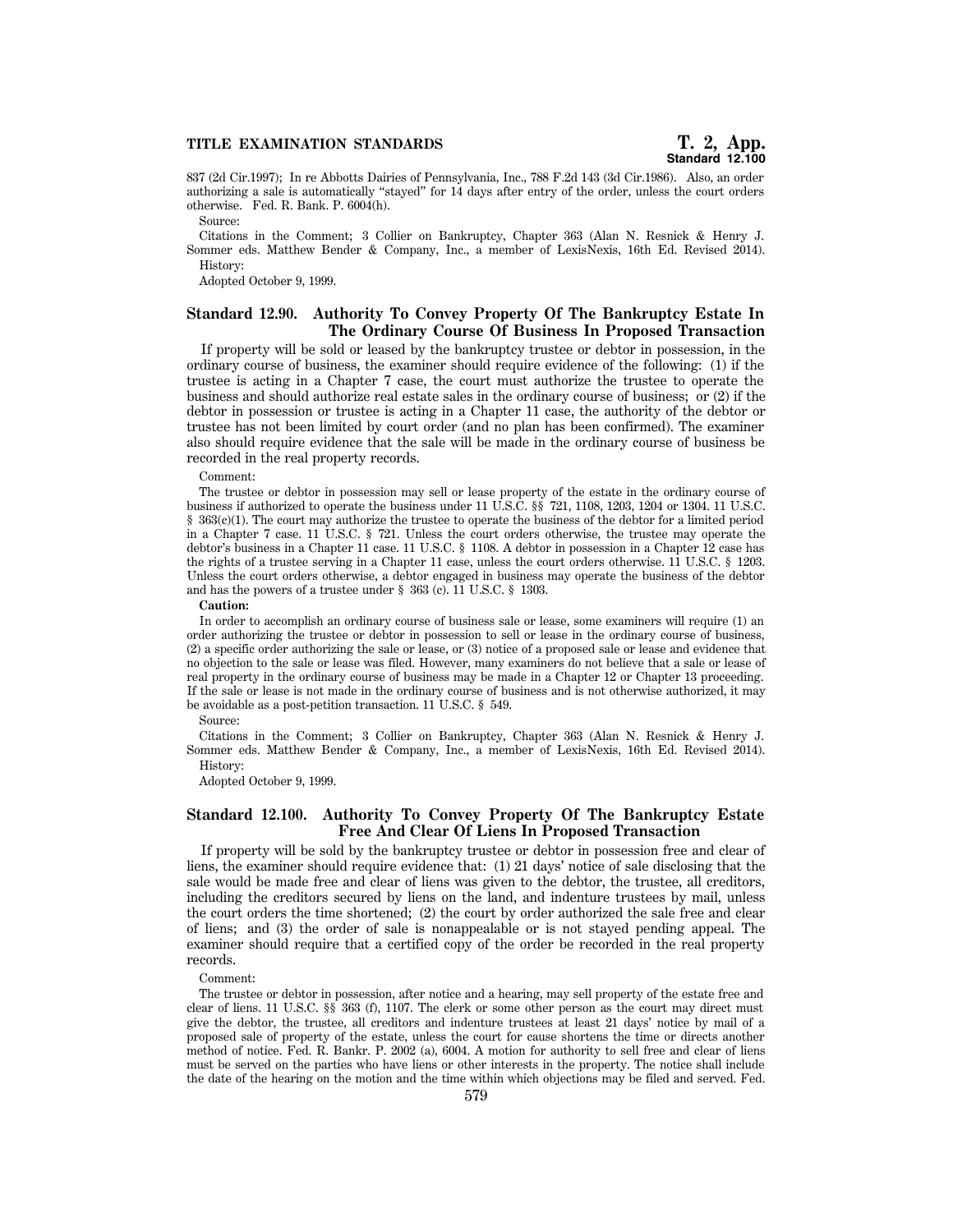837 (2d Cir.1997); In re Abbotts Dairies of Pennsylvania, Inc., 788 F.2d 143 (3d Cir.1986). Also, an order authorizing a sale is automatically "stayed" for 14 days after entry of the order, unless the court orders otherwise. Fed. R. Bank. P. 6004(h).

Source:

Citations in the Comment; 3 Collier on Bankruptcy, Chapter 363 (Alan N. Resnick & Henry J. Sommer eds. Matthew Bender & Company, Inc., a member of LexisNexis, 16th Ed. Revised 2014).

History:

Adopted October 9, 1999.

## Standard 12.90. Authority To Convey Property Of The Bankruptcy Estate In The Ordinary Course Of Business In Proposed Transaction

If property will be sold or leased by the bankruptcy trustee or debtor in possession, in the ordinary course of business, the examiner should require evidence of the following: (1) if the trustee is acting in a Chapter 7 case, the court must authorize the trustee to operate the business and should authorize real estate sales in the ordinary course of business; or (2) if the debtor in possession or trustee is acting in a Chapter 11 case, the authority of the debtor or trustee has not been limited by court order (and no plan has been confirmed). The examiner also should require evidence that the sale will be made in the ordinary course of business be recorded in the real property records.

Comment:

The trustee or debtor in possession may sell or lease property of the estate in the ordinary course of business if authorized to operate the business under 11 U.S.C. §§ 721, 1108, 1203, 1204 or 1304. 11 U.S.C. § 363(c)(1). The court may authorize the trustee to operate the business of the debtor for a limited period in a Chapter 7 case. 11 U.S.C. § 721. Unless the court orders otherwise, the trustee may operate the debtor's business in a Chapter 11 case. 11 U.S.C. § 1108. A debtor in possession in a Chapter 12 case has the rights of a trustee serving in a Chapter 11 case, unless the court orders otherwise. 11 U.S.C. § 1203. Unless the court orders otherwise, a debtor engaged in business may operate the business of the debtor and has the powers of a trustee under § 363 (c). 11 U.S.C. § 1303.

**Caution:**

In order to accomplish an ordinary course of business sale or lease, some examiners will require (1) an order authorizing the trustee or debtor in possession to sell or lease in the ordinary course of business, (2) a specific order authorizing the sale or lease, or (3) notice of a proposed sale or lease and evidence that no objection to the sale or lease was filed. However, many examiners do not believe that a sale or lease of real property in the ordinary course of business may be made in a Chapter 12 or Chapter 13 proceeding. If the sale or lease is not made in the ordinary course of business and is not otherwise authorized, it may be avoidable as a post-petition transaction. 11 U.S.C. § 549.

Source:

Citations in the Comment; 3 Collier on Bankruptcy, Chapter 363 (Alan N. Resnick & Henry J. Sommer eds. Matthew Bender & Company, Inc., a member of LexisNexis, 16th Ed. Revised 2014).

History:

Adopted October 9, 1999.

## Standard 12.100. Authority To Convey Property Of The Bankruptcy Estate Free And Clear Of Liens In Proposed Transaction

If property will be sold by the bankruptcy trustee or debtor in possession free and clear of liens, the examiner should require evidence that: (1) 21 days' notice of sale disclosing that the sale would be made free and clear of liens was given to the debtor, the trustee, all creditors, including the creditors secured by liens on the land, and indenture trustees by mail, unless the court orders the time shortened; (2) the court by order authorized the sale free and clear of liens; and (3) the order of sale is nonappealable or is not stayed pending appeal. The examiner should require that a certified copy of the order be recorded in the real property records.

Comment:

The trustee or debtor in possession, after notice and a hearing, may sell property of the estate free and clear of liens. 11 U.S.C. §§ 363 (f), 1107. The clerk or some other person as the court may direct must give the debtor, the trustee, all creditors and indenture trustees at least 21 days' notice by mail of a proposed sale of property of the estate, unless the court for cause shortens the time or directs another method of notice. Fed. R. Bankr. P. 2002 (a), 6004. A motion for authority to sell free and clear of liens must be served on the parties who have liens or other interests in the property. The notice shall include the date of the hearing on the motion and the time within which objections may be filed and served. Fed.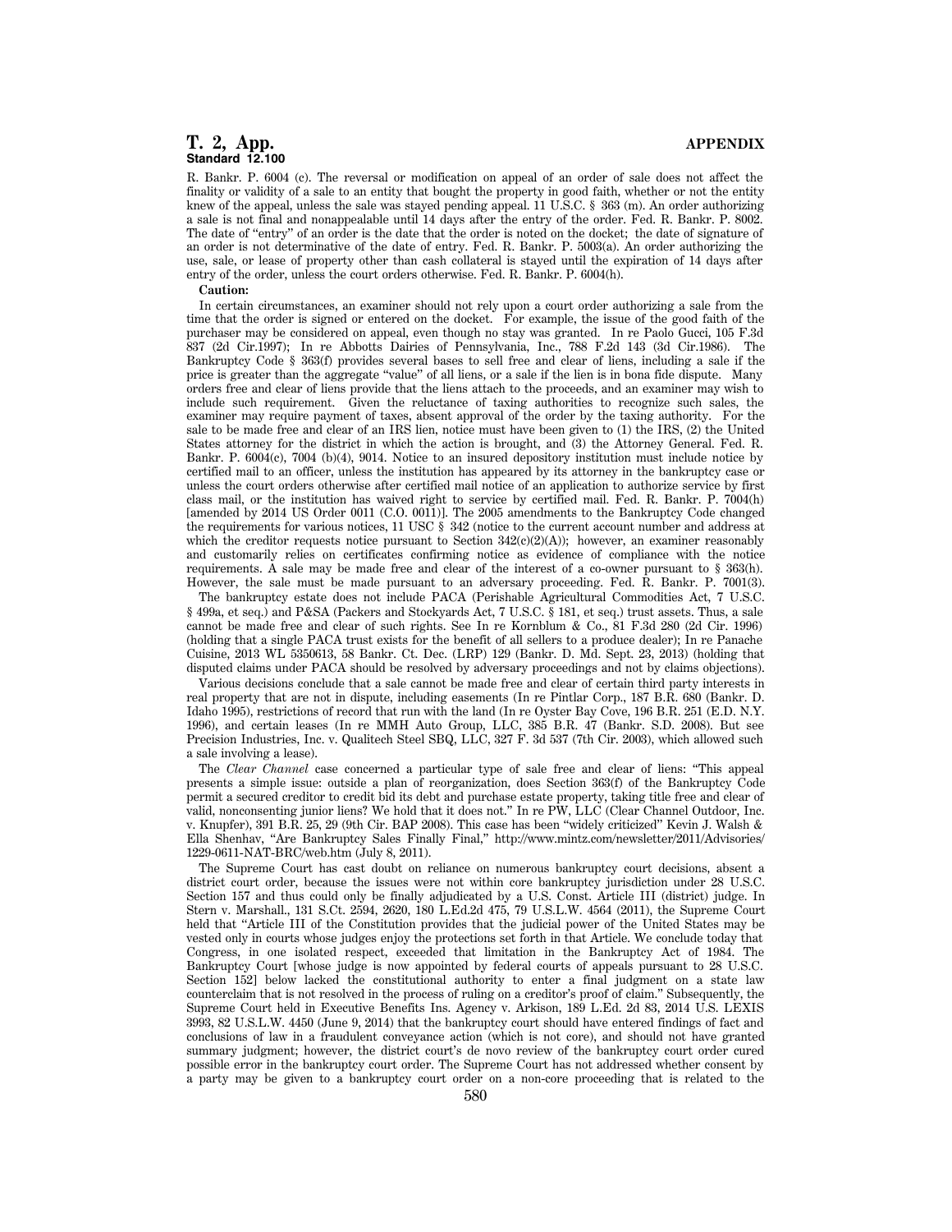R. Bankr. P. 6004 (c). The reversal or modification on appeal of an order of sale does not affect the finality or validity of a sale to an entity that bought the property in good faith, whether or not the entity knew of the appeal, unless the sale was stayed pending appeal. 11 U.S.C. § 363 (m). An order authorizing a sale is not final and nonappealable until 14 days after the entry of the order. Fed. R. Bankr. P. 8002. The date of "entry" of an order is the date that the order is noted on the docket; the date of signature of an order is not determinative of the date of entry. Fed. R. Bankr. P. 5003(a). An order authorizing the use, sale, or lease of property other than cash collateral is stayed until the expiration of 14 days after entry of the order, unless the court orders otherwise. Fed. R. Bankr. P. 6004(h).

**Caution:**

In certain circumstances, an examiner should not rely upon a court order authorizing a sale from the time that the order is signed or entered on the docket. For example, the issue of the good faith of the purchaser may be considered on appeal, even though no stay was granted. In re Paolo Gucci, 105 F.3d 837 (2d Cir.1997); In re Abbotts Dairies of Pennsylvania, Inc., 788 F.2d 143 (3d Cir.1986). The Bankruptcy Code § 363(f) provides several bases to sell free and clear of liens, including a sale if the price is greater than the aggregate "value" of all liens, or a sale if the lien is in bona fide dispute. Many orders free and clear of liens provide that the liens attach to the proceeds, and an examiner may wish to include such requirement. Given the reluctance of taxing authorities to recognize such sales, the examiner may require payment of taxes, absent approval of the order by the taxing authority. For the sale to be made free and clear of an IRS lien, notice must have been given to (1) the IRS, (2) the United States attorney for the district in which the action is brought, and (3) the Attorney General. Fed. R. Bankr. P. 6004(c), 7004 (b)(4), 9014. Notice to an insured depository institution must include notice by certified mail to an officer, unless the institution has appeared by its attorney in the bankruptcy case or unless the court orders otherwise after certified mail notice of an application to authorize service by first class mail, or the institution has waived right to service by certified mail. Fed. R. Bankr. P. 7004(h) [amended by 2014 US Order 0011 (C.O. 0011)]. The 2005 amendments to the Bankruptcy Code changed the requirements for various notices, 11 USC § 342 (notice to the current account number and address at which the creditor requests notice pursuant to Section 342(c)(2)(A)); however, an examiner reasonably and customarily relies on certificates confirming notice as evidence of compliance with the notice requirements. A sale may be made free and clear of the interest of a co-owner pursuant to § 363(h). However, the sale must be made pursuant to an adversary proceeding. Fed. R. Bankr. P. 7001(3).

The bankruptcy estate does not include PACA (Perishable Agricultural Commodities Act, 7 U.S.C. § 499a, et seq.) and P&SA (Packers and Stockyards Act, 7 U.S.C. § 181, et seq.) trust assets. Thus, a sale cannot be made free and clear of such rights. See In re Kornblum & Co., 81 F.3d 280 (2d Cir. 1996) (holding that a single PACA trust exists for the benefit of all sellers to a produce dealer); In re Panache Cuisine, 2013 WL 5350613, 58 Bankr. Ct. Dec. (LRP) 129 (Bankr. D. Md. Sept. 23, 2013) (holding that disputed claims under PACA should be resolved by adversary proceedings and not by claims objections).

Various decisions conclude that a sale cannot be made free and clear of certain third party interests in real property that are not in dispute, including easements (In re Pintlar Corp., 187 B.R. 680 (Bankr. D. Idaho 1995), restrictions of record that run with the land (In re Oyster Bay Cove, 196 B.R. 251 (E.D. N.Y. 1996), and certain leases (In re MMH Auto Group, LLC, 385 B.R. 47 (Bankr. S.D. 2008). But see Precision Industries, Inc. v. Qualitech Steel SBQ, LLC, 327 F. 3d 537 (7th Cir. 2003), which allowed such a sale involving a lease).

The *Clear Channel* case concerned a particular type of sale free and clear of liens: "This appeal presents a simple issue: outside a plan of reorganization, does Section 363(f) of the Bankruptcy Code permit a secured creditor to credit bid its debt and purchase estate property, taking title free and clear of valid, nonconsenting junior liens? We hold that it does not." In re PW, LLC (Clear Channel Outdoor, Inc. v. Knupfer), 391 B.R. 25, 29 (9th Cir. BAP 2008). This case has been "widely criticized" Kevin J. Walsh & Ella Shenhav, "Are Bankruptcy Sales Finally Final," http://www.mintz.com/newsletter/2011/Advisories/1229-0611-NAT-BRC/web.htm (July 8, 2011).

The Supreme Court has cast doubt on reliance on numerous bankruptcy court decisions, absent a district court order, because the issues were not within core bankruptcy jurisdiction under 28 U.S.C. Section 157 and thus could only be finally adjudicated by a U.S. Const. Article III (district) judge. In Stern v. Marshall., 131 S.Ct. 2594, 2620, 180 L.Ed.2d 475, 79 U.S.L.W. 4564 (2011), the Supreme Court held that "Article III of the Constitution provides that the judicial power of the United States may be vested only in courts whose judges enjoy the protections set forth in that Article. We conclude today that Congress, in one isolated respect, exceeded that limitation in the Bankruptcy Act of 1984. The Bankruptcy Court [whose judge is now appointed by federal courts of appeals pursuant to 28 U.S.C. Section 152] below lacked the constitutional authority to enter a final judgment on a state law counterclaim that is not resolved in the process of ruling on a creditor's proof of claim." Subsequently, the Supreme Court held in Executive Benefits Ins. Agency v. Arkison, 189 L.Ed. 2d 83, 2014 U.S. LEXIS 3993, 82 U.S.L.W. 4450 (June 9, 2014) that the bankruptcy court should have entered findings of fact and conclusions of law in a fraudulent conveyance action (which is not core), and should not have granted summary judgment; however, the district court's de novo review of the bankruptcy court order cured possible error in the bankruptcy court order. The Supreme Court has not addressed whether consent by a party may be given to a bankruptcy court order on a non-core proceeding that is related to the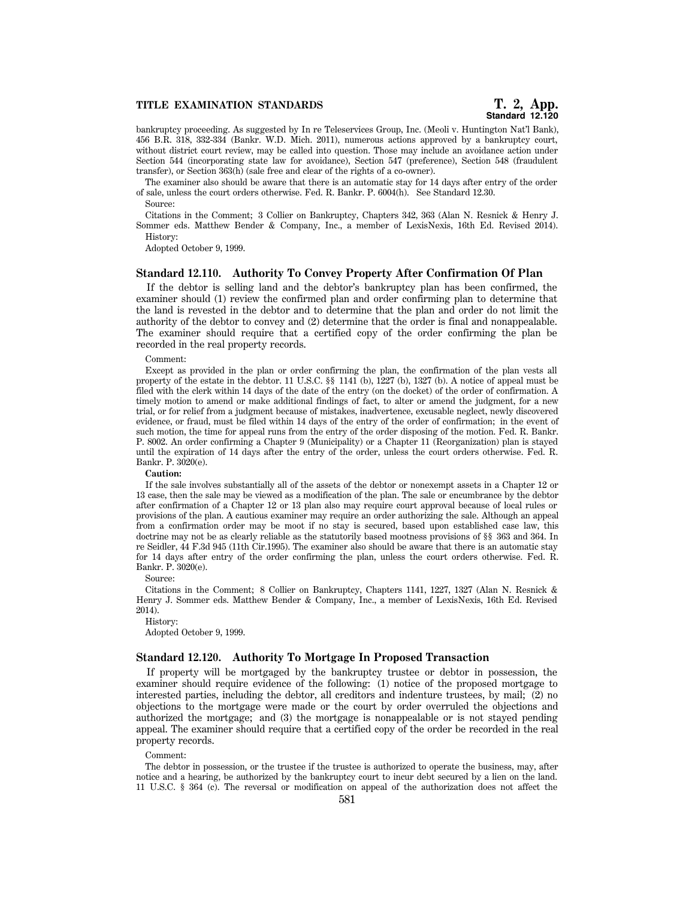bankruptcy proceeding. As suggested by In re Teleservices Group, Inc. (Meoli v. Huntington Nat'l Bank), 456 B.R. 318, 332-334 (Bankr. W.D. Mich. 2011), numerous actions approved by a bankruptcy court, without district court review, may be called into question. Those may include an avoidance action under Section 544 (incorporating state law for avoidance), Section 547 (preference), Section 548 (fraudulent transfer), or Section 363(h) (sale free and clear of the rights of a co-owner).

The examiner also should be aware that there is an automatic stay for 14 days after entry of the order of sale, unless the court orders otherwise. Fed. R. Bankr. P. 6004(h). See Standard 12.30.

Source:

Citations in the Comment; 3 Collier on Bankruptcy, Chapters 342, 363 (Alan N. Resnick & Henry J. Sommer eds. Matthew Bender & Company, Inc., a member of LexisNexis, 16th Ed. Revised 2014).

History:

Adopted October 9, 1999.

### Standard 12.110. Authority To Convey Property After Confirmation Of Plan

If the debtor is selling land and the debtor's bankruptcy plan has been confirmed, the examiner should (1) review the confirmed plan and order confirming plan to determine that the land is revested in the debtor and to determine that the plan and order do not limit the authority of the debtor to convey and (2) determine that the order is final and nonappealable. The examiner should require that a certified copy of the order confirming the plan be recorded in the real property records.

Comment:

Except as provided in the plan or order confirming the plan, the confirmation of the plan vests all property of the estate in the debtor. 11 U.S.C. §§ 1141 (b), 1227 (b), 1327 (b). A notice of appeal must be filed with the clerk within 14 days of the date of the entry (on the docket) of the order of confirmation. A timely motion to amend or make additional findings of fact, to alter or amend the judgment, for a new trial, or for relief from a judgment because of mistakes, inadvertence, excusable neglect, newly discovered evidence, or fraud, must be filed within 14 days of the entry of the order of confirmation; in the event of such motion, the time for appeal runs from the entry of the order disposing of the motion. Fed. R. Bankr. P. 8002. An order confirming a Chapter 9 (Municipality) or a Chapter 11 (Reorganization) plan is stayed until the expiration of 14 days after the entry of the order, unless the court orders otherwise. Fed. R. Bankr. P. 3020(e).

**Caution:**

If the sale involves substantially all of the assets of the debtor or nonexempt assets in a Chapter 12 or 13 case, then the sale may be viewed as a modification of the plan. The sale or encumbrance by the debtor after confirmation of a Chapter 12 or 13 plan also may require court approval because of local rules or provisions of the plan. A cautious examiner may require an order authorizing the sale. Although an appeal from a confirmation order may be moot if no stay is secured, based upon established case law, this doctrine may not be as clearly reliable as the statutorily based mootness provisions of §§ 363 and 364. In re Seidler, 44 F.3d 945 (11th Cir.1995). The examiner also should be aware that there is an automatic stay for 14 days after entry of the order confirming the plan, unless the court orders otherwise. Fed. R. Bankr. P. 3020(e).

Source:

Citations in the Comment; 8 Collier on Bankruptcy, Chapters 1141, 1227, 1327 (Alan N. Resnick & Henry J. Sommer eds. Matthew Bender & Company, Inc., a member of LexisNexis, 16th Ed. Revised 2014).

History:

Adopted October 9, 1999.

### Standard 12.120. Authority To Mortgage In Proposed Transaction

If property will be mortgaged by the bankruptcy trustee or debtor in possession, the examiner should require evidence of the following: (1) notice of the proposed mortgage to interested parties, including the debtor, all creditors and indenture trustees, by mail; (2) no objections to the mortgage were made or the court by order overruled the objections and authorized the mortgage; and (3) the mortgage is nonappealable or is not stayed pending appeal. The examiner should require that a certified copy of the order be recorded in the real property records.

Comment:

The debtor in possession, or the trustee if the trustee is authorized to operate the business, may, after notice and a hearing, be authorized by the bankruptcy court to incur debt secured by a lien on the land. 11 U.S.C. § 364 (c). The reversal or modification on appeal of the authorization does not affect the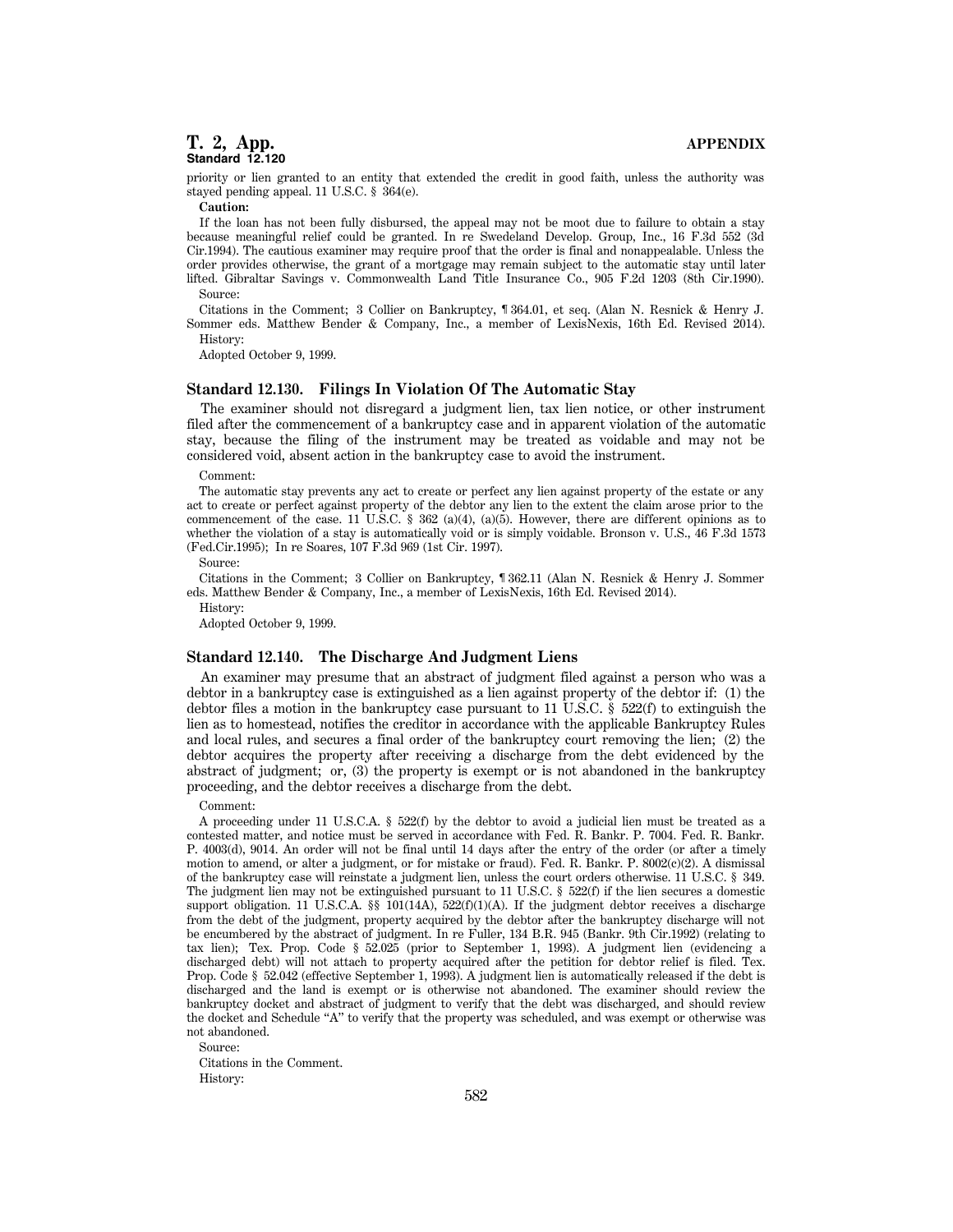priority or lien granted to an entity that extended the credit in good faith, unless the authority was stayed pending appeal. 11 U.S.C. § 364(e).

**Caution:**

If the loan has not been fully disbursed, the appeal may not be moot due to failure to obtain a stay because meaningful relief could be granted. In re Swedeland Develop. Group, Inc., 16 F.3d 552 (3d Cir.1994). The cautious examiner may require proof that the order is final and nonappealable. Unless the order provides otherwise, the grant of a mortgage may remain subject to the automatic stay until later lifted. Gibraltar Savings v. Commonwealth Land Title Insurance Co., 905 F.2d 1203 (8th Cir.1990).

Source:

Citations in the Comment; 3 Collier on Bankruptcy, ¶ 364.01, et seq. (Alan N. Resnick & Henry J. Sommer eds. Matthew Bender & Company, Inc., a member of LexisNexis, 16th Ed. Revised 2014).

History:

Adopted October 9, 1999.

### Standard 12.130. Filings In Violation Of The Automatic Stay

The examiner should not disregard a judgment lien, tax lien notice, or other instrument filed after the commencement of a bankruptcy case and in apparent violation of the automatic stay, because the filing of the instrument may be treated as voidable and may not be considered void, absent action in the bankruptcy case to avoid the instrument.

Comment:

The automatic stay prevents any act to create or perfect any lien against property of the estate or any act to create or perfect against property of the debtor any lien to the extent the claim arose prior to the commencement of the case. 11 U.S.C. § 362 (a)(4), (a)(5). However, there are different opinions as to whether the violation of a stay is automatically void or is simply voidable. Bronson v. U.S., 46 F.3d 1573 (Fed.Cir.1995); In re Soares, 107 F.3d 969 (1st Cir. 1997).

Source:

Citations in the Comment; 3 Collier on Bankruptcy, ¶ 362.11 (Alan N. Resnick & Henry J. Sommer eds. Matthew Bender & Company, Inc., a member of LexisNexis, 16th Ed. Revised 2014).

History:

Adopted October 9, 1999.

### Standard 12.140. The Discharge And Judgment Liens

An examiner may presume that an abstract of judgment filed against a person who was a debtor in a bankruptcy case is extinguished as a lien against property of the debtor if: (1) the debtor files a motion in the bankruptcy case pursuant to 11 U.S.C. § 522(f) to extinguish the lien as to homestead, notifies the creditor in accordance with the applicable Bankruptcy Rules and local rules, and secures a final order of the bankruptcy court removing the lien; (2) the debtor acquires the property after receiving a discharge from the debt evidenced by the abstract of judgment; or, (3) the property is exempt or is not abandoned in the bankruptcy proceeding, and the debtor receives a discharge from the debt.

Comment:

A proceeding under 11 U.S.C.A. § 522(f) by the debtor to avoid a judicial lien must be treated as a contested matter, and notice must be served in accordance with Fed. R. Bankr. P. 7004. Fed. R. Bankr. P. 4003(d), 9014. An order will not be final until 14 days after the entry of the order (or after a timely motion to amend, or alter a judgment, or for mistake or fraud). Fed. R. Bankr. P. 8002(c)(2). A dismissal of the bankruptcy case will reinstate a judgment lien, unless the court orders otherwise. 11 U.S.C. § 349. The judgment lien may not be extinguished pursuant to 11 U.S.C. § 522(f) if the lien secures a domestic support obligation. 11 U.S.C.A. §§ 101(14A), 522(f)(1)(A). If the judgment debtor receives a discharge from the debt of the judgment, property acquired by the debtor after the bankruptcy discharge will not be encumbered by the abstract of judgment. In re Fuller, 134 B.R. 945 (Bankr. 9th Cir.1992) (relating to tax lien); Tex. Prop. Code § 52.025 (prior to September 1, 1993). A judgment lien (evidencing a discharged debt) will not attach to property acquired after the petition for debtor relief is filed. Tex. Prop. Code § 52.042 (effective September 1, 1993). A judgment lien is automatically released if the debt is discharged and the land is exempt or is otherwise not abandoned. The examiner should review the bankruptcy docket and abstract of judgment to verify that the debt was discharged, and should review the docket and Schedule "A" to verify that the property was scheduled, and was exempt or otherwise was not abandoned.

Source:

Citations in the Comment.

History: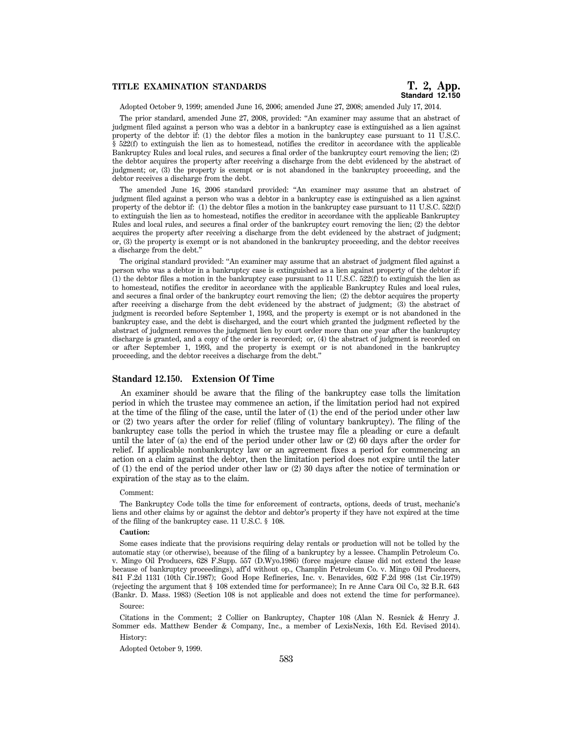Adopted October 9, 1999; amended June 16, 2006; amended June 27, 2008; amended July 17, 2014.

The prior standard, amended June 27, 2008, provided: "An examiner may assume that an abstract of judgment filed against a person who was a debtor in a bankruptcy case is extinguished as a lien against property of the debtor if: (1) the debtor files a motion in the bankruptcy case pursuant to 11 U.S.C. § 522(f) to extinguish the lien as to homestead, notifies the creditor in accordance with the applicable Bankruptcy Rules and local rules, and secures a final order of the bankruptcy court removing the lien; (2) the debtor acquires the property after receiving a discharge from the debt evidenced by the abstract of judgment; or, (3) the property is exempt or is not abandoned in the bankruptcy proceeding, and the debtor receives a discharge from the debt.

The amended June 16, 2006 standard provided: "An examiner may assume that an abstract of judgment filed against a person who was a debtor in a bankruptcy case is extinguished as a lien against property of the debtor if: (1) the debtor files a motion in the bankruptcy case pursuant to 11 U.S.C. 522(f) to extinguish the lien as to homestead, notifies the creditor in accordance with the applicable Bankruptcy Rules and local rules, and secures a final order of the bankruptcy court removing the lien; (2) the debtor acquires the property after receiving a discharge from the debt evidenced by the abstract of judgment; or, (3) the property is exempt or is not abandoned in the bankruptcy proceeding, and the debtor receives a discharge from the debt."

The original standard provided: "An examiner may assume that an abstract of judgment filed against a person who was a debtor in a bankruptcy case is extinguished as a lien against property of the debtor if: (1) the debtor files a motion in the bankruptcy case pursuant to 11 U.S.C. 522(f) to extinguish the lien as to homestead, notifies the creditor in accordance with the applicable Bankruptcy Rules and local rules, and secures a final order of the bankruptcy court removing the lien; (2) the debtor acquires the property after receiving a discharge from the debt evidenced by the abstract of judgment; (3) the abstract of judgment is recorded before September 1, 1993, and the property is exempt or is not abandoned in the bankruptcy case, and the debt is discharged, and the court which granted the judgment reflected by the abstract of judgment removes the judgment lien by court order more than one year after the bankruptcy discharge is granted, and a copy of the order is recorded; or, (4) the abstract of judgment is recorded on or after September 1, 1993, and the property is exempt or is not abandoned in the bankruptcy proceeding, and the debtor receives a discharge from the debt."

## Standard 12.150. Extension Of Time

An examiner should be aware that the filing of the bankruptcy case tolls the limitation period in which the trustee may commence an action, if the limitation period had not expired at the time of the filing of the case, until the later of (1) the end of the period under other law or (2) two years after the order for relief (filing of voluntary bankruptcy). The filing of the bankruptcy case tolls the period in which the trustee may file a pleading or cure a default until the later of (a) the end of the period under other law or (2) 60 days after the order for relief. If applicable nonbankruptcy law or an agreement fixes a period for commencing an action on a claim against the debtor, then the limitation period does not expire until the later of (1) the end of the period under other law or (2) 30 days after the notice of termination or expiration of the stay as to the claim.

Comment:

The Bankruptcy Code tolls the time for enforcement of contracts, options, deeds of trust, mechanic's liens and other claims by or against the debtor and debtor's property if they have not expired at the time of the filing of the bankruptcy case. 11 U.S.C. § 108.

**Caution:**

Some cases indicate that the provisions requiring delay rentals or production will not be tolled by the automatic stay (or otherwise), because of the filing of a bankruptcy by a lessee. Champlin Petroleum Co. v. Mingo Oil Producers, 628 F.Supp. 557 (D.Wyo.1986) (force majeure clause did not extend the lease because of bankruptcy proceedings), aff'd without op., Champlin Petroleum Co. v. Mingo Oil Producers, 841 F.2d 1131 (10th Cir.1987); Good Hope Refineries, Inc. v. Benavides, 602 F.2d 998 (1st Cir.1979) (rejecting the argument that § 108 extended time for performance); In re Anne Cara Oil Co, 32 B.R. 643 (Bankr. D. Mass. 1983) (Section 108 is not applicable and does not extend the time for performance).

Source:

Citations in the Comment; 2 Collier on Bankruptcy, Chapter 108 (Alan N. Resnick & Henry J. Sommer eds. Matthew Bender & Company, Inc., a member of LexisNexis, 16th Ed. Revised 2014).

History:

Adopted October 9, 1999.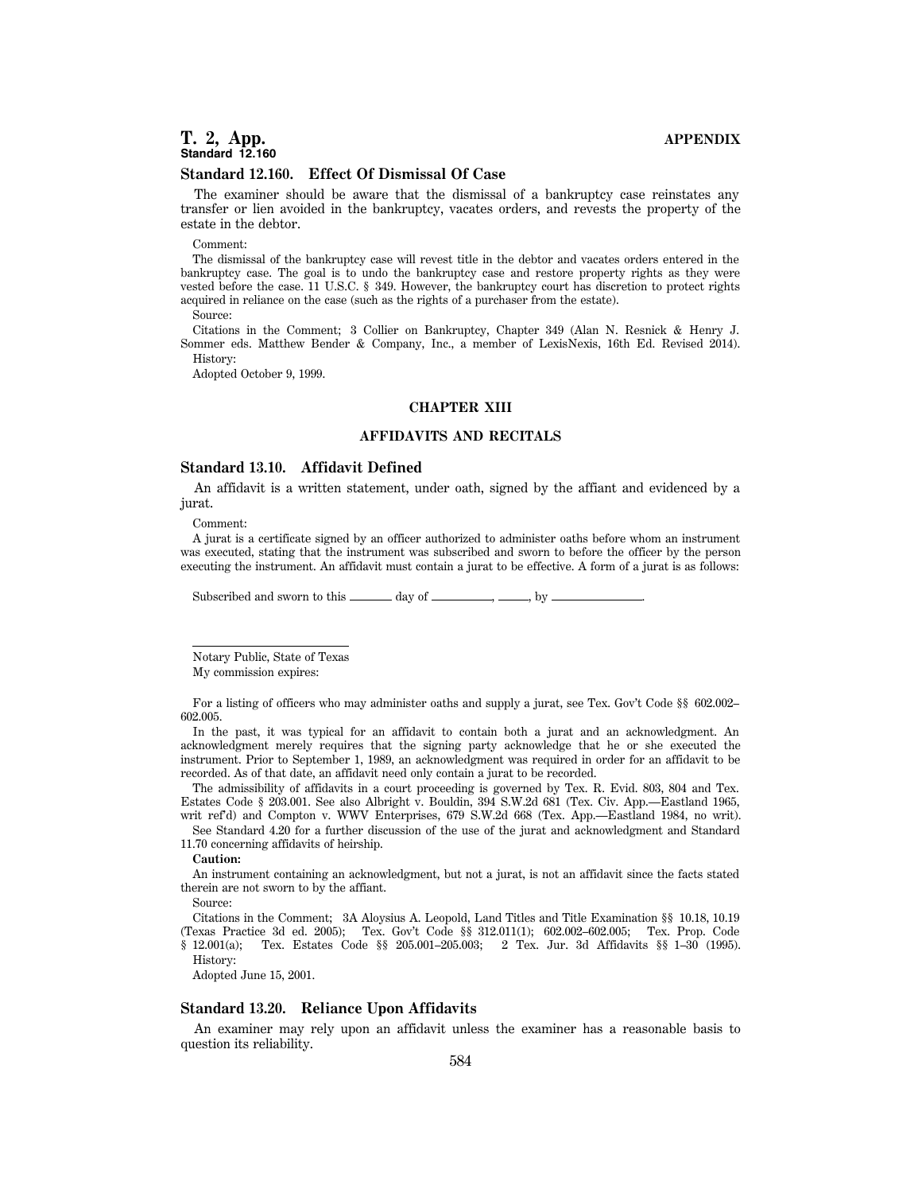### Standard 12.160. Effect Of Dismissal Of Case

The examiner should be aware that the dismissal of a bankruptcy case reinstates any transfer or lien avoided in the bankruptcy, vacates orders, and revests the property of the estate in the debtor.

Comment:

The dismissal of the bankruptcy case will revest title in the debtor and vacates orders entered in the bankruptcy case. The goal is to undo the bankruptcy case and restore property rights as they were vested before the case. 11 U.S.C. § 349. However, the bankruptcy court has discretion to protect rights acquired in reliance on the case (such as the rights of a purchaser from the estate).

Source:

Citations in the Comment; 3 Collier on Bankruptcy, Chapter 349 (Alan N. Resnick & Henry J. Sommer eds. Matthew Bender & Company, Inc., a member of LexisNexis, 16th Ed. Revised 2014).

History:

Adopted October 9, 1999.

## CHAPTER XIII

## AFFIDAVITS AND RECITALS

### Standard 13.10. Affidavit Defined

An affidavit is a written statement, under oath, signed by the affiant and evidenced by a jurat.

Comment:

A jurat is a certificate signed by an officer authorized to administer oaths before whom an instrument was executed, stating that the instrument was subscribed and sworn to before the officer by the person executing the instrument. An affidavit must contain a jurat to be effective. A form of a jurat is as follows:

Subscribed and sworn to this ______ day of __________, _____, by ______________.

______________________

Notary Public, State of Texas

My commission expires:

For a listing of officers who may administer oaths and supply a jurat, see Tex. Gov't Code §§ 602.002–602.005.

In the past, it was typical for an affidavit to contain both a jurat and an acknowledgment. An acknowledgment merely requires that the signing party acknowledge that he or she executed the instrument. Prior to September 1, 1989, an acknowledgment was required in order for an affidavit to be recorded. As of that date, an affidavit need only contain a jurat to be recorded.

The admissibility of affidavits in a court proceeding is governed by Tex. R. Evid. 803, 804 and Tex. Estates Code § 203.001. See also Albright v. Bouldin, 394 S.W.2d 681 (Tex. Civ. App.—Eastland 1965, writ ref'd) and Compton v. WWV Enterprises, 679 S.W.2d 668 (Tex. App.—Eastland 1984, no writ).

See Standard 4.20 for a further discussion of the use of the jurat and acknowledgment and Standard 11.70 concerning affidavits of heirship.

**Caution:**

An instrument containing an acknowledgment, but not a jurat, is not an affidavit since the facts stated therein are not sworn to by the affiant.

Source:

Citations in the Comment; 3A Aloysius A. Leopold, Land Titles and Title Examination §§ 10.18, 10.19 (Texas Practice 3d ed. 2005); Tex. Gov't Code §§ 312.011(1); 602.002–602.005; Tex. Prop. Code § 12.001(a); Tex. Estates Code §§ 205.001–205.003; 2 Tex. Jur. 3d Affidavits §§ 1–30 (1995).

History:

Adopted June 15, 2001.

### Standard 13.20. Reliance Upon Affidavits

An examiner may rely upon an affidavit unless the examiner has a reasonable basis to question its reliability.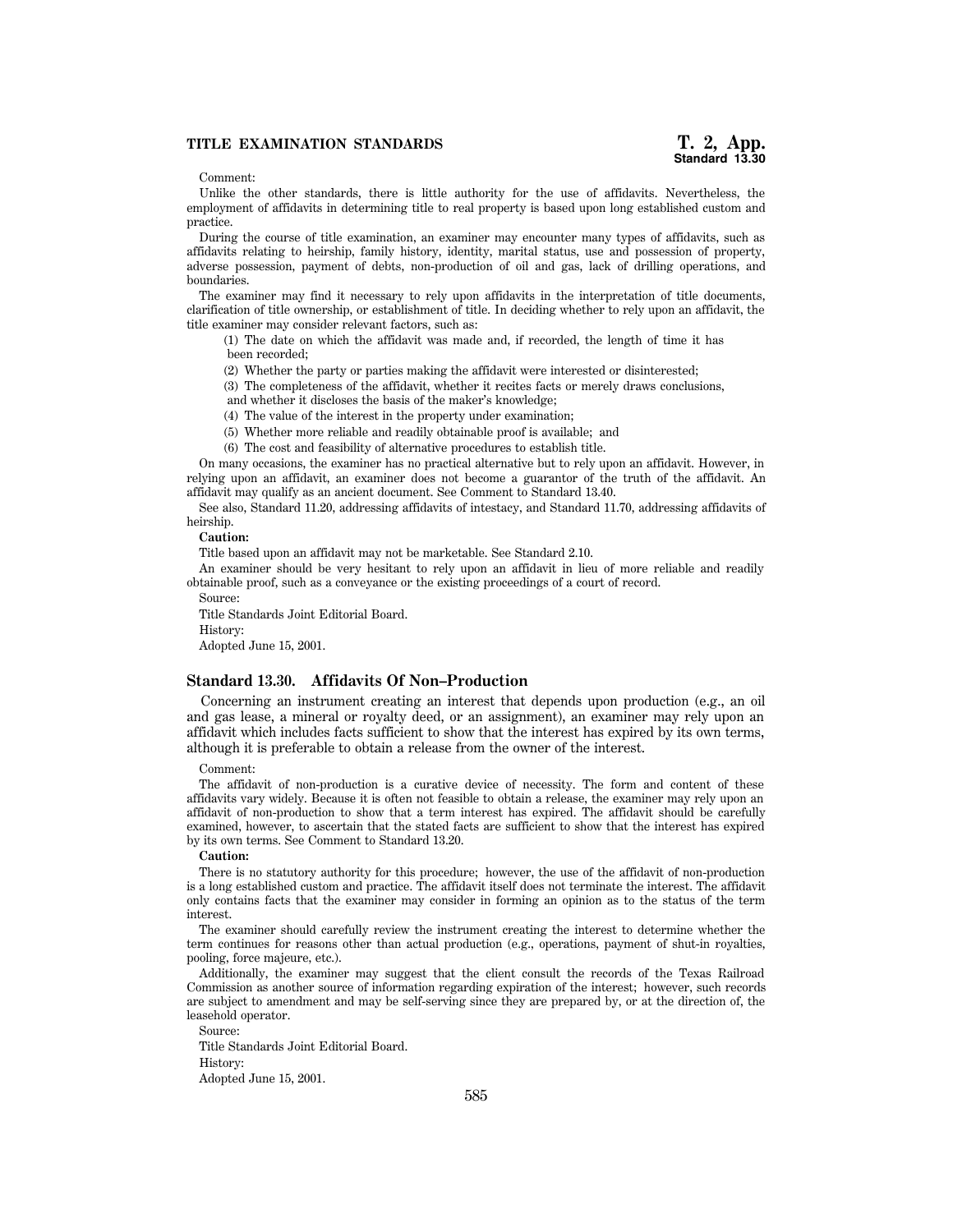Comment:

Unlike the other standards, there is little authority for the use of affidavits. Nevertheless, the employment of affidavits in determining title to real property is based upon long established custom and practice.

During the course of title examination, an examiner may encounter many types of affidavits, such as affidavits relating to heirship, family history, identity, marital status, use and possession of property, adverse possession, payment of debts, non-production of oil and gas, lack of drilling operations, and boundaries.

The examiner may find it necessary to rely upon affidavits in the interpretation of title documents, clarification of title ownership, or establishment of title. In deciding whether to rely upon an affidavit, the title examiner may consider relevant factors, such as:

(1) The date on which the affidavit was made and, if recorded, the length of time it has been recorded;

(2) Whether the party or parties making the affidavit were interested or disinterested;

(3) The completeness of the affidavit, whether it recites facts or merely draws conclusions, and whether it discloses the basis of the maker's knowledge;

(4) The value of the interest in the property under examination;

(5) Whether more reliable and readily obtainable proof is available; and

(6) The cost and feasibility of alternative procedures to establish title.

On many occasions, the examiner has no practical alternative but to rely upon an affidavit. However, in relying upon an affidavit, an examiner does not become a guarantor of the truth of the affidavit. An affidavit may qualify as an ancient document. See Comment to Standard 13.40.

See also, Standard 11.20, addressing affidavits of intestacy, and Standard 11.70, addressing affidavits of heirship.

**Caution:**

Title based upon an affidavit may not be marketable. See Standard 2.10.

An examiner should be very hesitant to rely upon an affidavit in lieu of more reliable and readily obtainable proof, such as a conveyance or the existing proceedings of a court of record.

Source:

Title Standards Joint Editorial Board.

History:

Adopted June 15, 2001.

## Standard 13.30. Affidavits Of Non–Production

Concerning an instrument creating an interest that depends upon production (e.g., an oil and gas lease, a mineral or royalty deed, or an assignment), an examiner may rely upon an affidavit which includes facts sufficient to show that the interest has expired by its own terms, although it is preferable to obtain a release from the owner of the interest.

Comment:

The affidavit of non-production is a curative device of necessity. The form and content of these affidavits vary widely. Because it is often not feasible to obtain a release, the examiner may rely upon an affidavit of non-production to show that a term interest has expired. The affidavit should be carefully examined, however, to ascertain that the stated facts are sufficient to show that the interest has expired by its own terms. See Comment to Standard 13.20.

**Caution:**

There is no statutory authority for this procedure; however, the use of the affidavit of non-production is a long established custom and practice. The affidavit itself does not terminate the interest. The affidavit only contains facts that the examiner may consider in forming an opinion as to the status of the term interest.

The examiner should carefully review the instrument creating the interest to determine whether the term continues for reasons other than actual production (e.g., operations, payment of shut-in royalties, pooling, force majeure, etc.).

Additionally, the examiner may suggest that the client consult the records of the Texas Railroad Commission as another source of information regarding expiration of the interest; however, such records are subject to amendment and may be self-serving since they are prepared by, or at the direction of, the leasehold operator.

Source:

Title Standards Joint Editorial Board.

History:

Adopted June 15, 2001.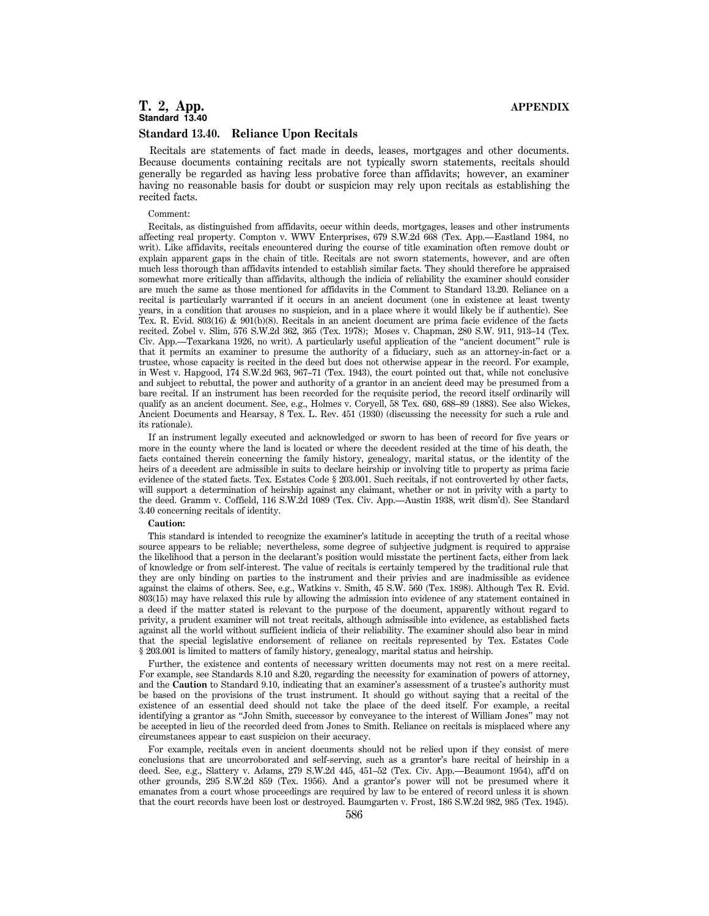## Standard 13.40. Reliance Upon Recitals

Recitals are statements of fact made in deeds, leases, mortgages and other documents. Because documents containing recitals are not typically sworn statements, recitals should generally be regarded as having less probative force than affidavits; however, an examiner having no reasonable basis for doubt or suspicion may rely upon recitals as establishing the recited facts.

Comment:

Recitals, as distinguished from affidavits, occur within deeds, mortgages, leases and other instruments affecting real property. Compton v. WWV Enterprises, 679 S.W.2d 668 (Tex. App.—Eastland 1984, no writ). Like affidavits, recitals encountered during the course of title examination often remove doubt or explain apparent gaps in the chain of title. Recitals are not sworn statements, however, and are often much less thorough than affidavits intended to establish similar facts. They should therefore be appraised somewhat more critically than affidavits, although the indicia of reliability the examiner should consider are much the same as those mentioned for affidavits in the Comment to Standard 13.20. Reliance on a recital is particularly warranted if it occurs in an ancient document (one in existence at least twenty years, in a condition that arouses no suspicion, and in a place where it would likely be if authentic). See Tex. R. Evid. 803(16) & 901(b)(8). Recitals in an ancient document are prima facie evidence of the facts recited. Zobel v. Slim, 576 S.W.2d 362, 365 (Tex. 1978); Moses v. Chapman, 280 S.W. 911, 913–14 (Tex. Civ. App.—Texarkana 1926, no writ). A particularly useful application of the "ancient document" rule is that it permits an examiner to presume the authority of a fiduciary, such as an attorney-in-fact or a trustee, whose capacity is recited in the deed but does not otherwise appear in the record. For example, in West v. Hapgood, 174 S.W.2d 963, 967–71 (Tex. 1943), the court pointed out that, while not conclusive and subject to rebuttal, the power and authority of a grantor in an ancient deed may be presumed from a bare recital. If an instrument has been recorded for the requisite period, the record itself ordinarily will qualify as an ancient document. See, e.g., Holmes v. Coryell, 58 Tex. 680, 688–89 (1883). See also Wickes, Ancient Documents and Hearsay, 8 Tex. L. Rev. 451 (1930) (discussing the necessity for such a rule and its rationale).

If an instrument legally executed and acknowledged or sworn to has been of record for five years or more in the county where the land is located or where the decedent resided at the time of his death, the facts contained therein concerning the family history, genealogy, marital status, or the identity of the heirs of a decedent are admissible in suits to declare heirship or involving title to property as prima facie evidence of the stated facts. Tex. Estates Code § 203.001. Such recitals, if not controverted by other facts, will support a determination of heirship against any claimant, whether or not in privity with a party to the deed. Gramm v. Coffield, 116 S.W.2d 1089 (Tex. Civ. App.—Austin 1938, writ dism'd). See Standard 3.40 concerning recitals of identity.

**Caution:**

This standard is intended to recognize the examiner's latitude in accepting the truth of a recital whose source appears to be reliable; nevertheless, some degree of subjective judgment is required to appraise the likelihood that a person in the declarant's position would misstate the pertinent facts, either from lack of knowledge or from self-interest. The value of recitals is certainly tempered by the traditional rule that they are only binding on parties to the instrument and their privies and are inadmissible as evidence against the claims of others. See, e.g., Watkins v. Smith, 45 S.W. 560 (Tex. 1898). Although Tex R. Evid. 803(15) may have relaxed this rule by allowing the admission into evidence of any statement contained in a deed if the matter stated is relevant to the purpose of the document, apparently without regard to privity, a prudent examiner will not treat recitals, although admissible into evidence, as established facts against all the world without sufficient indicia of their reliability. The examiner should also bear in mind that the special legislative endorsement of reliance on recitals represented by Tex. Estates Code § 203.001 is limited to matters of family history, genealogy, marital status and heirship.

Further, the existence and contents of necessary written documents may not rest on a mere recital. For example, see Standards 8.10 and 8.20, regarding the necessity for examination of powers of attorney, and the **Caution** to Standard 9.10, indicating that an examiner's assessment of a trustee's authority must be based on the provisions of the trust instrument. It should go without saying that a recital of the existence of an essential deed should not take the place of the deed itself. For example, a recital identifying a grantor as "John Smith, successor by conveyance to the interest of William Jones" may not be accepted in lieu of the recorded deed from Jones to Smith. Reliance on recitals is misplaced where any circumstances appear to cast suspicion on their accuracy.

For example, recitals even in ancient documents should not be relied upon if they consist of mere conclusions that are uncorroborated and self-serving, such as a grantor's bare recital of heirship in a deed. See, e.g., Slattery v. Adams, 279 S.W.2d 445, 451–52 (Tex. Civ. App.—Beaumont 1954), aff'd on other grounds, 295 S.W.2d 859 (Tex. 1956). And a grantor's power will not be presumed where it emanates from a court whose proceedings are required by law to be entered of record unless it is shown that the court records have been lost or destroyed. Baumgarten v. Frost, 186 S.W.2d 982, 985 (Tex. 1945).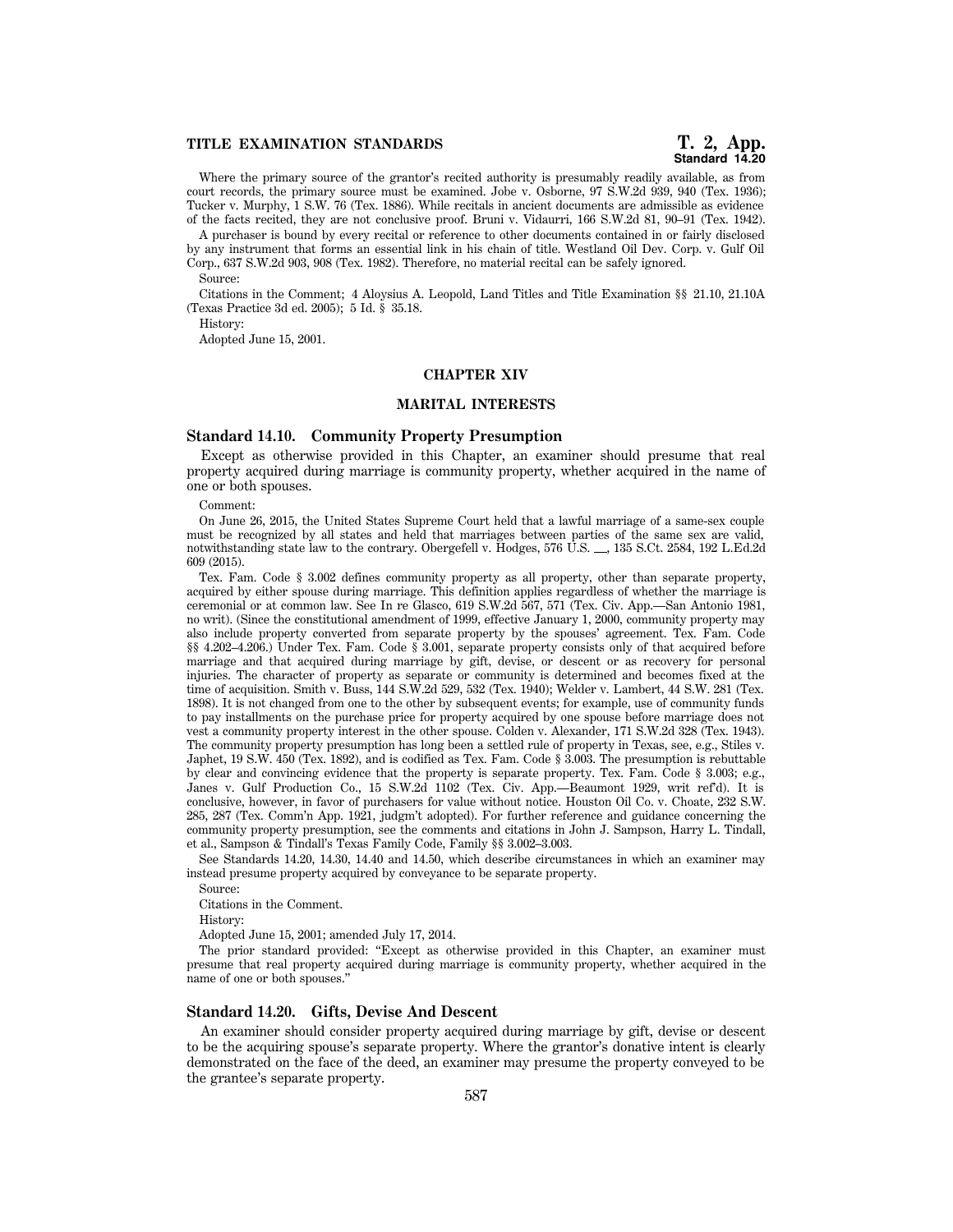Where the primary source of the grantor's recited authority is presumably readily available, as from court records, the primary source must be examined. Jobe v. Osborne, 97 S.W.2d 939, 940 (Tex. 1936); Tucker v. Murphy, 1 S.W. 76 (Tex. 1886). While recitals in ancient documents are admissible as evidence of the facts recited, they are not conclusive proof. Bruni v. Vidaurri, 166 S.W.2d 81, 90–91 (Tex. 1942).

A purchaser is bound by every recital or reference to other documents contained in or fairly disclosed by any instrument that forms an essential link in his chain of title. Westland Oil Dev. Corp. v. Gulf Oil Corp., 637 S.W.2d 903, 908 (Tex. 1982). Therefore, no material recital can be safely ignored.

Source:

Citations in the Comment; 4 Aloysius A. Leopold, Land Titles and Title Examination §§ 21.10, 21.10A (Texas Practice 3d ed. 2005); 5 Id. § 35.18.

History:

Adopted June 15, 2001.

# CHAPTER XIV

# MARITAL INTERESTS

## Standard 14.10. Community Property Presumption

Except as otherwise provided in this Chapter, an examiner should presume that real property acquired during marriage is community property, whether acquired in the name of one or both spouses.

Comment:

On June 26, 2015, the United States Supreme Court held that a lawful marriage of a same-sex couple must be recognized by all states and held that marriages between parties of the same sex are valid, notwithstanding state law to the contrary. Obergefell v. Hodges, 576 U.S. \_\_, 135 S.Ct. 2584, 192 L.Ed.2d 609 (2015).

Tex. Fam. Code § 3.002 defines community property as all property, other than separate property, acquired by either spouse during marriage. This definition applies regardless of whether the marriage is ceremonial or at common law. See In re Glasco, 619 S.W.2d 567, 571 (Tex. Civ. App.—San Antonio 1981, no writ). (Since the constitutional amendment of 1999, effective January 1, 2000, community property may also include property converted from separate property by the spouses' agreement. Tex. Fam. Code §§ 4.202–4.206.) Under Tex. Fam. Code § 3.001, separate property consists only of that acquired before marriage and that acquired during marriage by gift, devise, or descent or as recovery for personal injuries. The character of property as separate or community is determined and becomes fixed at the time of acquisition. Smith v. Buss, 144 S.W.2d 529, 532 (Tex. 1940); Welder v. Lambert, 44 S.W. 281 (Tex. 1898). It is not changed from one to the other by subsequent events; for example, use of community funds to pay installments on the purchase price for property acquired by one spouse before marriage does not vest a community property interest in the other spouse. Colden v. Alexander, 171 S.W.2d 328 (Tex. 1943). The community property presumption has long been a settled rule of property in Texas, see, e.g., Stiles v. Japhet, 19 S.W. 450 (Tex. 1892), and is codified as Tex. Fam. Code § 3.003. The presumption is rebuttable by clear and convincing evidence that the property is separate property. Tex. Fam. Code § 3.003; e.g., Janes v. Gulf Production Co., 15 S.W.2d 1102 (Tex. Civ. App.—Beaumont 1929, writ ref'd). It is conclusive, however, in favor of purchasers for value without notice. Houston Oil Co. v. Choate, 232 S.W. 285, 287 (Tex. Comm'n App. 1921, judgm't adopted). For further reference and guidance concerning the community property presumption, see the comments and citations in John J. Sampson, Harry L. Tindall, et al., Sampson & Tindall's Texas Family Code, Family §§ 3.002–3.003.

See Standards 14.20, 14.30, 14.40 and 14.50, which describe circumstances in which an examiner may instead presume property acquired by conveyance to be separate property.

Source:

Citations in the Comment.

History:

Adopted June 15, 2001; amended July 17, 2014.

The prior standard provided: "Except as otherwise provided in this Chapter, an examiner must presume that real property acquired during marriage is community property, whether acquired in the name of one or both spouses."

## Standard 14.20. Gifts, Devise And Descent

An examiner should consider property acquired during marriage by gift, devise or descent to be the acquiring spouse's separate property. Where the grantor's donative intent is clearly demonstrated on the face of the deed, an examiner may presume the property conveyed to be the grantee's separate property.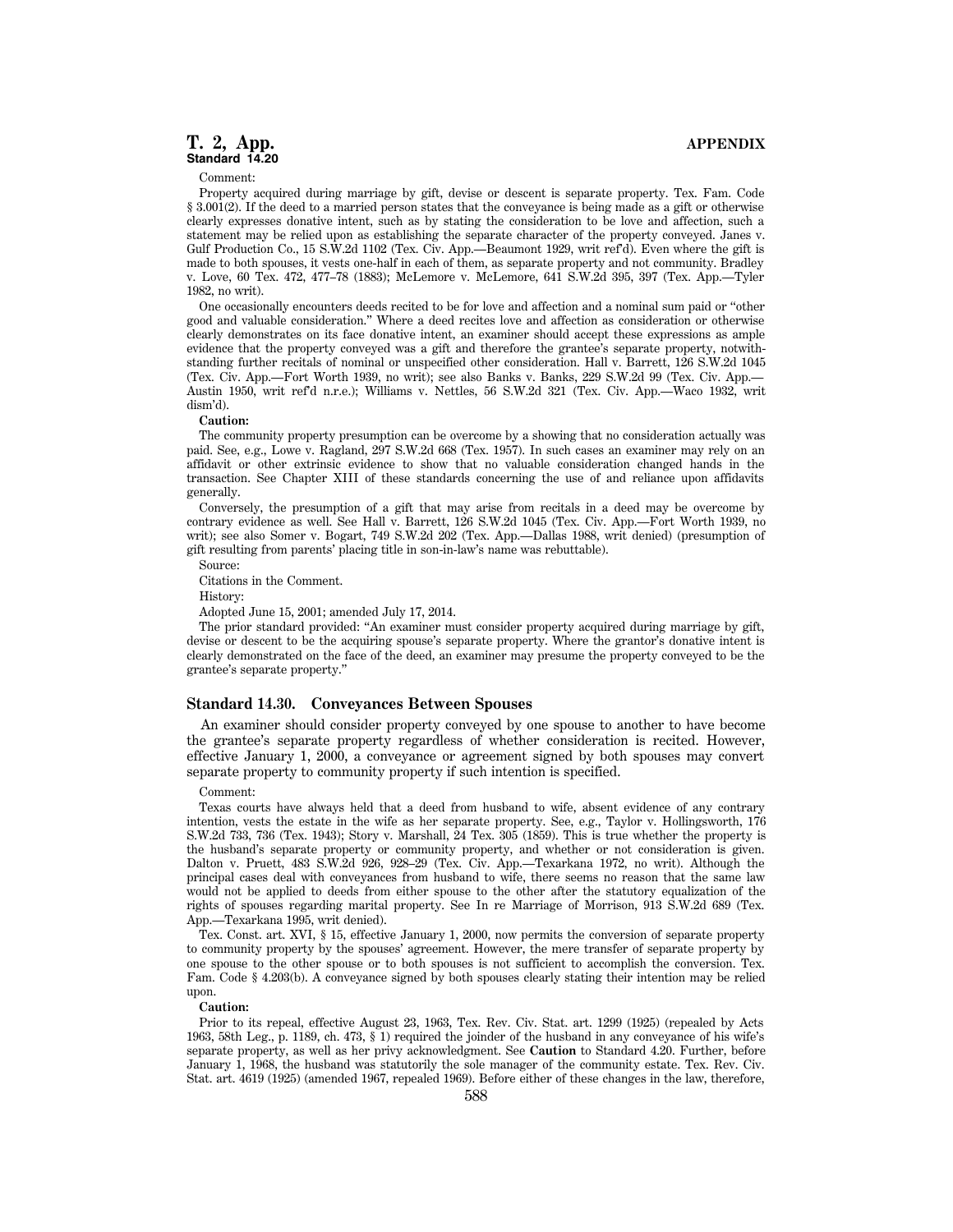Comment:

Property acquired during marriage by gift, devise or descent is separate property. Tex. Fam. Code § 3.001(2). If the deed to a married person states that the conveyance is being made as a gift or otherwise clearly expresses donative intent, such as by stating the consideration to be love and affection, such a statement may be relied upon as establishing the separate character of the property conveyed. Janes v. Gulf Production Co., 15 S.W.2d 1102 (Tex. Civ. App.—Beaumont 1929, writ ref'd). Even where the gift is made to both spouses, it vests one-half in each of them, as separate property and not community. Bradley v. Love, 60 Tex. 472, 477–78 (1883); McLemore v. McLemore, 641 S.W.2d 395, 397 (Tex. App.—Tyler 1982, no writ).

One occasionally encounters deeds recited to be for love and affection and a nominal sum paid or "other good and valuable consideration." Where a deed recites love and affection as consideration or otherwise clearly demonstrates on its face donative intent, an examiner should accept these expressions as ample evidence that the property conveyed was a gift and therefore the grantee's separate property, notwithstanding further recitals of nominal or unspecified other consideration. Hall v. Barrett, 126 S.W.2d 1045 (Tex. Civ. App.—Fort Worth 1939, no writ); see also Banks v. Banks, 229 S.W.2d 99 (Tex. Civ. App.—Austin 1950, writ ref'd n.r.e.); Williams v. Nettles, 56 S.W.2d 321 (Tex. Civ. App.—Waco 1932, writ dism'd).

**Caution:**

The community property presumption can be overcome by a showing that no consideration actually was paid. See, e.g., Lowe v. Ragland, 297 S.W.2d 668 (Tex. 1957). In such cases an examiner may rely on an affidavit or other extrinsic evidence to show that no valuable consideration changed hands in the transaction. See Chapter XIII of these standards concerning the use of and reliance upon affidavits generally.

Conversely, the presumption of a gift that may arise from recitals in a deed may be overcome by contrary evidence as well. See Hall v. Barrett, 126 S.W.2d 1045 (Tex. Civ. App.—Fort Worth 1939, no writ); see also Somer v. Bogart, 749 S.W.2d 202 (Tex. App.—Dallas 1988, writ denied) (presumption of gift resulting from parents' placing title in son-in-law's name was rebuttable).

Source:

Citations in the Comment.

History:

Adopted June 15, 2001; amended July 17, 2014.

The prior standard provided: "An examiner must consider property acquired during marriage by gift, devise or descent to be the acquiring spouse's separate property. Where the grantor's donative intent is clearly demonstrated on the face of the deed, an examiner may presume the property conveyed to be the grantee's separate property."

### Standard 14.30. Conveyances Between Spouses

An examiner should consider property conveyed by one spouse to another to have become the grantee's separate property regardless of whether consideration is recited. However, effective January 1, 2000, a conveyance or agreement signed by both spouses may convert separate property to community property if such intention is specified.

Comment:

Texas courts have always held that a deed from husband to wife, absent evidence of any contrary intention, vests the estate in the wife as her separate property. See, e.g., Taylor v. Hollingsworth, 176 S.W.2d 733, 736 (Tex. 1943); Story v. Marshall, 24 Tex. 305 (1859). This is true whether the property is the husband's separate property or community property, and whether or not consideration is given. Dalton v. Pruett, 483 S.W.2d 926, 928–29 (Tex. Civ. App.—Texarkana 1972, no writ). Although the principal cases deal with conveyances from husband to wife, there seems no reason that the same law would not be applied to deeds from either spouse to the other after the statutory equalization of the rights of spouses regarding marital property. See In re Marriage of Morrison, 913 S.W.2d 689 (Tex. App.—Texarkana 1995, writ denied).

Tex. Const. art. XVI, § 15, effective January 1, 2000, now permits the conversion of separate property to community property by the spouses' agreement. However, the mere transfer of separate property by one spouse to the other spouse or to both spouses is not sufficient to accomplish the conversion. Tex. Fam. Code § 4.203(b). A conveyance signed by both spouses clearly stating their intention may be relied upon.

**Caution:**

Prior to its repeal, effective August 23, 1963, Tex. Rev. Civ. Stat. art. 1299 (1925) (repealed by Acts 1963, 58th Leg., p. 1189, ch. 473, § 1) required the joinder of the husband in any conveyance of his wife's separate property, as well as her privy acknowledgment. See **Caution** to Standard 4.20. Further, before January 1, 1968, the husband was statutorily the sole manager of the community estate. Tex. Rev. Civ. Stat. art. 4619 (1925) (amended 1967, repealed 1969). Before either of these changes in the law, therefore,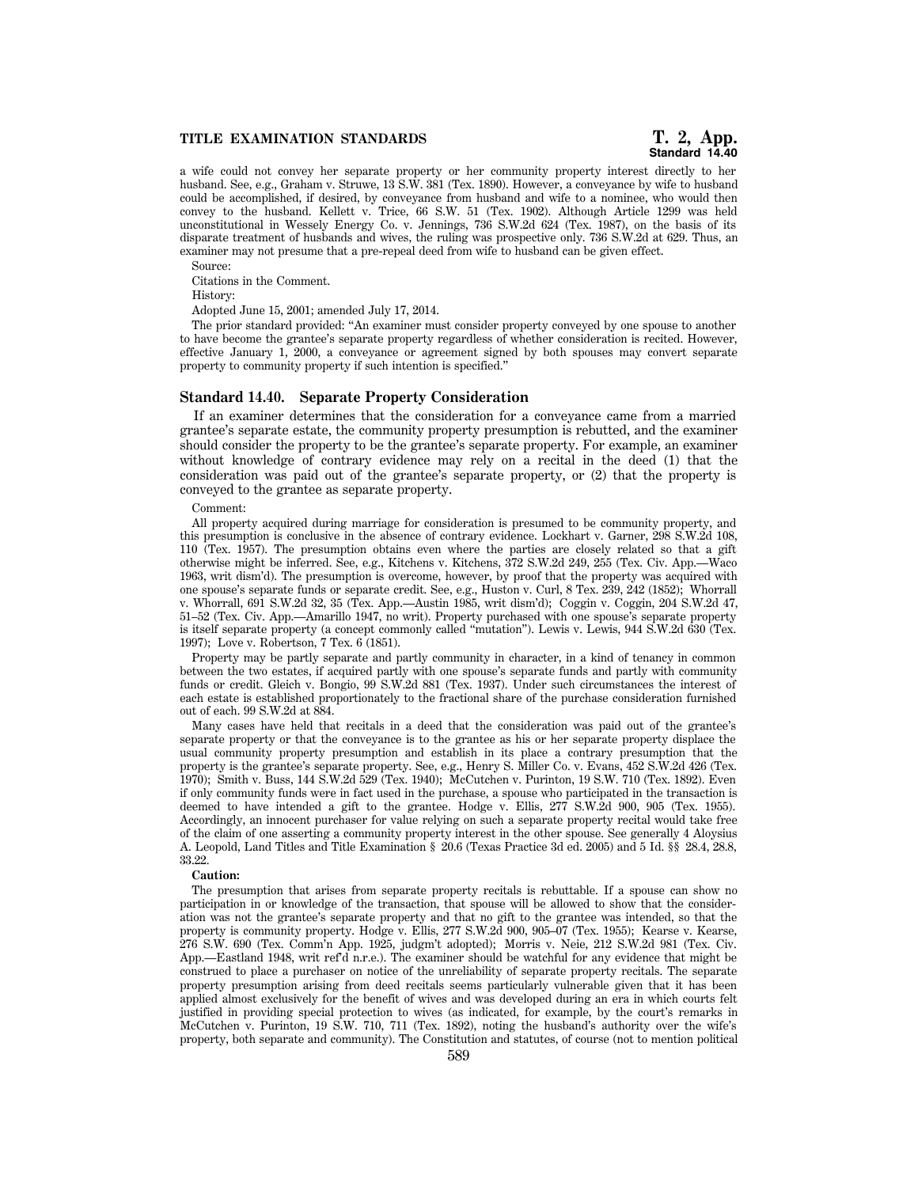a wife could not convey her separate property or her community property interest directly to her husband. See, e.g., Graham v. Struwe, 13 S.W. 381 (Tex. 1890). However, a conveyance by wife to husband could be accomplished, if desired, by conveyance from husband and wife to a nominee, who would then convey to the husband. Kellett v. Trice, 66 S.W. 51 (Tex. 1902). Although Article 1299 was held unconstitutional in Wessely Energy Co. v. Jennings, 736 S.W.2d 624 (Tex. 1987), on the basis of its disparate treatment of husbands and wives, the ruling was prospective only. 736 S.W.2d at 629. Thus, an examiner may not presume that a pre-repeal deed from wife to husband can be given effect.

Source:

Citations in the Comment.

History:

Adopted June 15, 2001; amended July 17, 2014.

The prior standard provided: "An examiner must consider property conveyed by one spouse to another to have become the grantee's separate property regardless of whether consideration is recited. However, effective January 1, 2000, a conveyance or agreement signed by both spouses may convert separate property to community property if such intention is specified."

### Standard 14.40. Separate Property Consideration

If an examiner determines that the consideration for a conveyance came from a married grantee's separate estate, the community property presumption is rebutted, and the examiner should consider the property to be the grantee's separate property. For example, an examiner without knowledge of contrary evidence may rely on a recital in the deed (1) that the consideration was paid out of the grantee's separate property, or (2) that the property is conveyed to the grantee as separate property.

Comment:

All property acquired during marriage for consideration is presumed to be community property, and this presumption is conclusive in the absence of contrary evidence. Lockhart v. Garner, 298 S.W.2d 108, 110 (Tex. 1957). The presumption obtains even where the parties are closely related so that a gift otherwise might be inferred. See, e.g., Kitchens v. Kitchens, 372 S.W.2d 249, 255 (Tex. Civ. App.—Waco 1963, writ dism'd). The presumption is overcome, however, by proof that the property was acquired with one spouse's separate funds or separate credit. See, e.g., Huston v. Curl, 8 Tex. 239, 242 (1852); Whorrall v. Whorrall, 691 S.W.2d 32, 35 (Tex. App.—Austin 1985, writ dism'd); Coggin v. Coggin, 204 S.W.2d 47, 51–52 (Tex. Civ. App.—Amarillo 1947, no writ). Property purchased with one spouse's separate property is itself separate property (a concept commonly called "mutation"). Lewis v. Lewis, 944 S.W.2d 630 (Tex. 1997); Love v. Robertson, 7 Tex. 6 (1851).

Property may be partly separate and partly community in character, in a kind of tenancy in common between the two estates, if acquired partly with one spouse's separate funds and partly with community funds or credit. Gleich v. Bongio, 99 S.W.2d 881 (Tex. 1937). Under such circumstances the interest of each estate is established proportionately to the fractional share of the purchase consideration furnished out of each. 99 S.W.2d at 884.

Many cases have held that recitals in a deed that the consideration was paid out of the grantee's separate property or that the conveyance is to the grantee as his or her separate property displace the usual community property presumption and establish in its place a contrary presumption that the property is the grantee's separate property. See, e.g., Henry S. Miller Co. v. Evans, 452 S.W.2d 426 (Tex. 1970); Smith v. Buss, 144 S.W.2d 529 (Tex. 1940); McCutchen v. Purinton, 19 S.W. 710 (Tex. 1892). Even if only community funds were in fact used in the purchase, a spouse who participated in the transaction is deemed to have intended a gift to the grantee. Hodge v. Ellis, 277 S.W.2d 900, 905 (Tex. 1955). Accordingly, an innocent purchaser for value relying on such a separate property recital would take free of the claim of one asserting a community property interest in the other spouse. See generally 4 Aloysius A. Leopold, Land Titles and Title Examination § 20.6 (Texas Practice 3d ed. 2005) and 5 Id. §§ 28.4, 28.8, 33.22.

**Caution:**

The presumption that arises from separate property recitals is rebuttable. If a spouse can show no participation in or knowledge of the transaction, that spouse will be allowed to show that the consideration was not the grantee's separate property and that no gift to the grantee was intended, so that the property is community property. Hodge v. Ellis, 277 S.W.2d 900, 905–07 (Tex. 1955); Kearse v. Kearse, 276 S.W. 690 (Tex. Comm'n App. 1925, judgm't adopted); Morris v. Neie, 212 S.W.2d 981 (Tex. Civ. App.—Eastland 1948, writ ref'd n.r.e.). The examiner should be watchful for any evidence that might be construed to place a purchaser on notice of the unreliability of separate property recitals. The separate property presumption arising from deed recitals seems particularly vulnerable given that it has been applied almost exclusively for the benefit of wives and was developed during an era in which courts felt justified in providing special protection to wives (as indicated, for example, by the court's remarks in McCutchen v. Purinton, 19 S.W. 710, 711 (Tex. 1892), noting the husband's authority over the wife's property, both separate and community). The Constitution and statutes, of course (not to mention political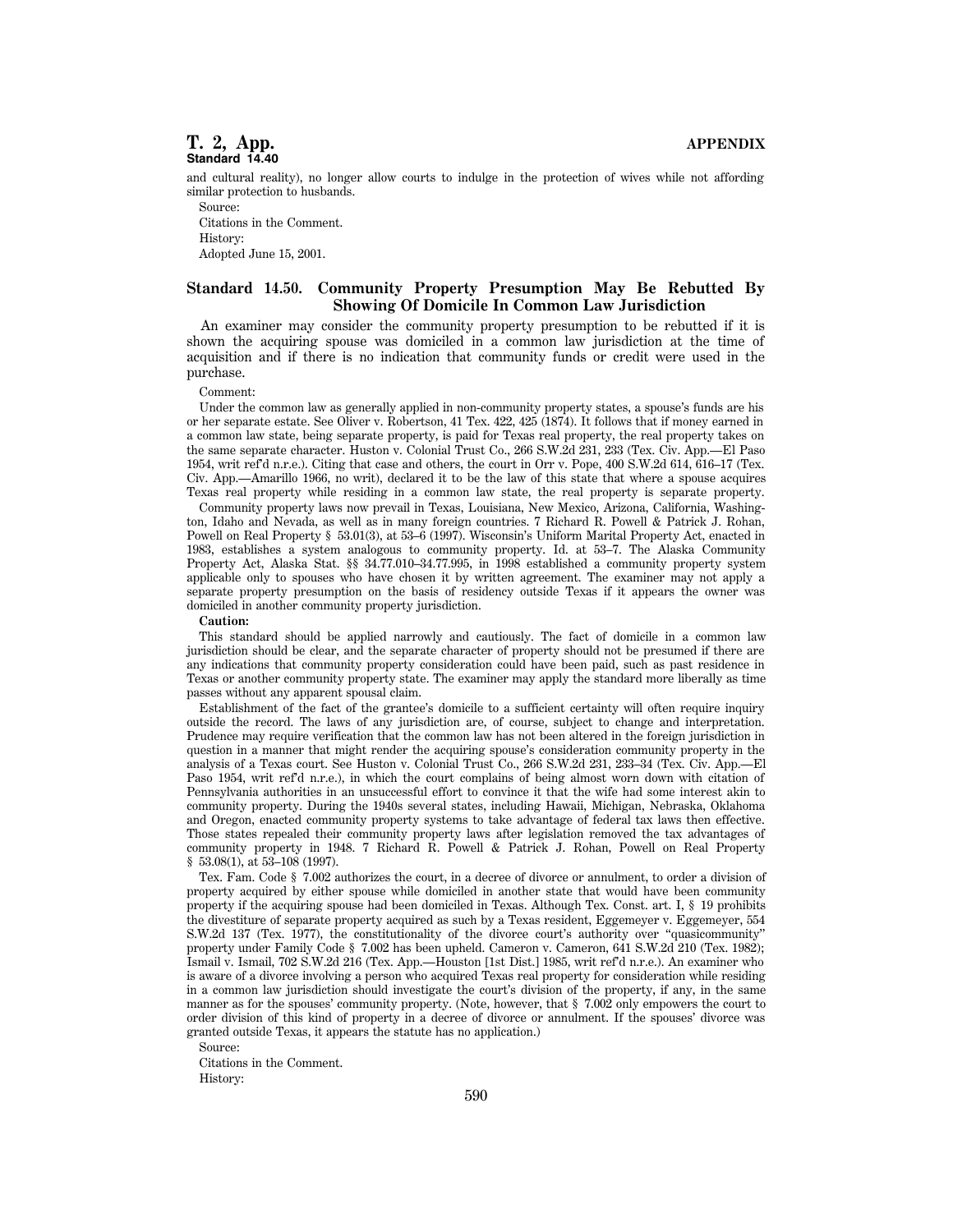and cultural reality), no longer allow courts to indulge in the protection of wives while not affording similar protection to husbands.

Source:

Citations in the Comment.

History:

Adopted June 15, 2001.

## Standard 14.50. Community Property Presumption May Be Rebutted By Showing Of Domicile In Common Law Jurisdiction

An examiner may consider the community property presumption to be rebutted if it is shown the acquiring spouse was domiciled in a common law jurisdiction at the time of acquisition and if there is no indication that community funds or credit were used in the purchase.

Comment:

Under the common law as generally applied in non-community property states, a spouse's funds are his or her separate estate. See Oliver v. Robertson, 41 Tex. 422, 425 (1874). It follows that if money earned in a common law state, being separate property, is paid for Texas real property, the real property takes on the same separate character. Huston v. Colonial Trust Co., 266 S.W.2d 231, 233 (Tex. Civ. App.—El Paso 1954, writ ref'd n.r.e.). Citing that case and others, the court in Orr v. Pope, 400 S.W.2d 614, 616–17 (Tex. Civ. App.—Amarillo 1966, no writ), declared it to be the law of this state that where a spouse acquires Texas real property while residing in a common law state, the real property is separate property.

Community property laws now prevail in Texas, Louisiana, New Mexico, Arizona, California, Washington, Idaho and Nevada, as well as in many foreign countries. 7 Richard R. Powell & Patrick J. Rohan, Powell on Real Property § 53.01(3), at 53–6 (1997). Wisconsin's Uniform Marital Property Act, enacted in 1983, establishes a system analogous to community property. Id. at 53–7. The Alaska Community Property Act, Alaska Stat. §§ 34.77.010–34.77.995, in 1998 established a community property system applicable only to spouses who have chosen it by written agreement. The examiner may not apply a separate property presumption on the basis of residency outside Texas if it appears the owner was domiciled in another community property jurisdiction.

**Caution:**

This standard should be applied narrowly and cautiously. The fact of domicile in a common law jurisdiction should be clear, and the separate character of property should not be presumed if there are any indications that community property consideration could have been paid, such as past residence in Texas or another community property state. The examiner may apply the standard more liberally as time passes without any apparent spousal claim.

Establishment of the fact of the grantee's domicile to a sufficient certainty will often require inquiry outside the record. The laws of any jurisdiction are, of course, subject to change and interpretation. Prudence may require verification that the common law has not been altered in the foreign jurisdiction in question in a manner that might render the acquiring spouse's consideration community property in the analysis of a Texas court. See Huston v. Colonial Trust Co., 266 S.W.2d 231, 233–34 (Tex. Civ. App.—El Paso 1954, writ ref'd n.r.e.), in which the court complains of being almost worn down with citation of Pennsylvania authorities in an unsuccessful effort to convince it that the wife had some interest akin to community property. During the 1940s several states, including Hawaii, Michigan, Nebraska, Oklahoma and Oregon, enacted community property systems to take advantage of federal tax laws then effective. Those states repealed their community property laws after legislation removed the tax advantages of community property in 1948. 7 Richard R. Powell & Patrick J. Rohan, Powell on Real Property § 53.08(1), at 53–108 (1997).

Tex. Fam. Code § 7.002 authorizes the court, in a decree of divorce or annulment, to order a division of property acquired by either spouse while domiciled in another state that would have been community property if the acquiring spouse had been domiciled in Texas. Although Tex. Const. art. I, § 19 prohibits the divestiture of separate property acquired as such by a Texas resident, Eggemeyer v. Eggemeyer, 554 S.W.2d 137 (Tex. 1977), the constitutionality of the divorce court's authority over "quasicommunity" property under Family Code § 7.002 has been upheld. Cameron v. Cameron, 641 S.W.2d 210 (Tex. 1982); Ismail v. Ismail, 702 S.W.2d 216 (Tex. App.—Houston [1st Dist.] 1985, writ ref'd n.r.e.). An examiner who is aware of a divorce involving a person who acquired Texas real property for consideration while residing in a common law jurisdiction should investigate the court's division of the property, if any, in the same manner as for the spouses' community property. (Note, however, that § 7.002 only empowers the court to order division of this kind of property in a decree of divorce or annulment. If the spouses' divorce was granted outside Texas, it appears the statute has no application.)

Source:

Citations in the Comment.

History: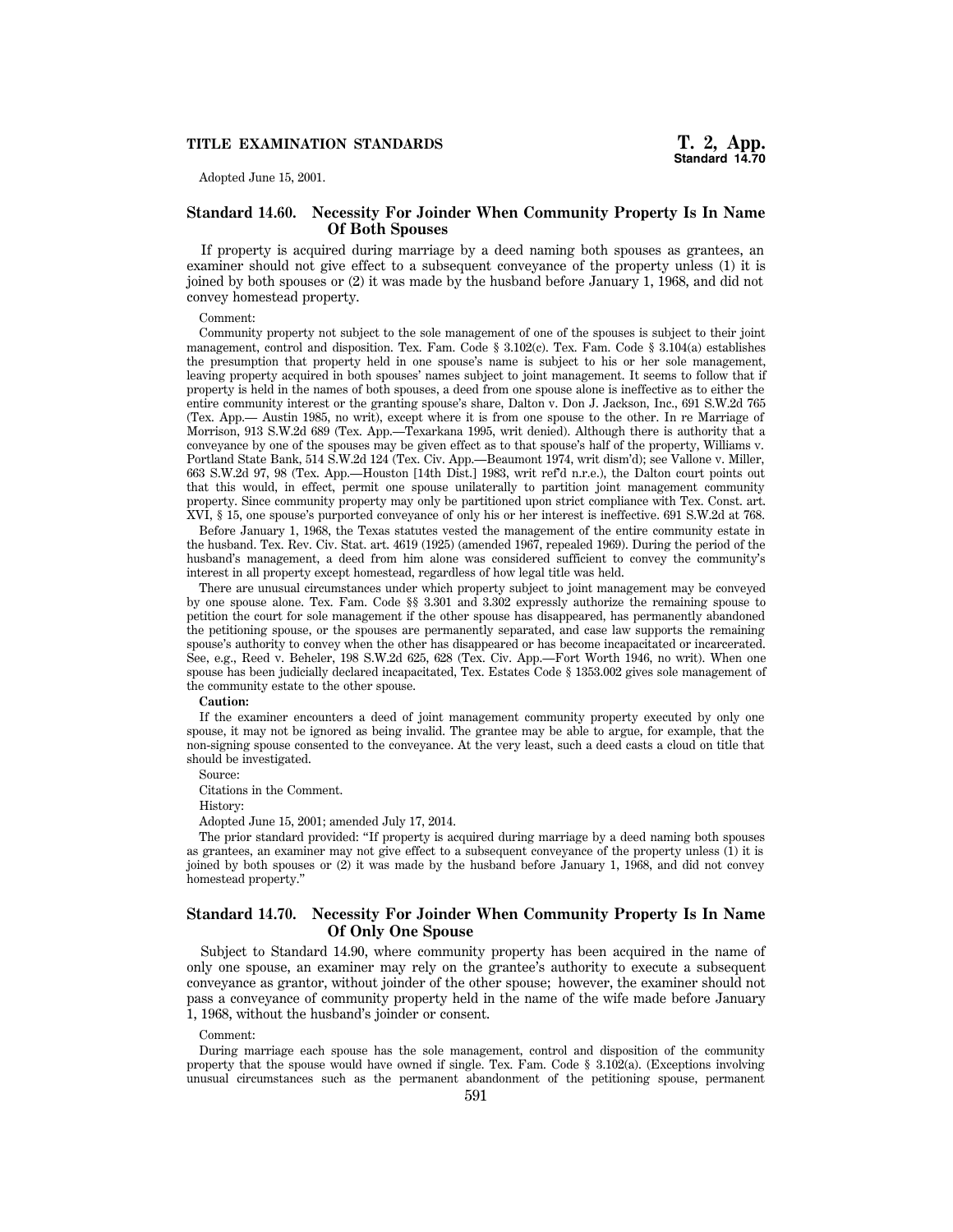Adopted June 15, 2001.

## Standard 14.60. Necessity For Joinder When Community Property Is In Name Of Both Spouses

If property is acquired during marriage by a deed naming both spouses as grantees, an examiner should not give effect to a subsequent conveyance of the property unless (1) it is joined by both spouses or (2) it was made by the husband before January 1, 1968, and did not convey homestead property.

Comment:

Community property not subject to the sole management of one of the spouses is subject to their joint management, control and disposition. Tex. Fam. Code § 3.102(c). Tex. Fam. Code § 3.104(a) establishes the presumption that property held in one spouse's name is subject to his or her sole management, leaving property acquired in both spouses' names subject to joint management. It seems to follow that if property is held in the names of both spouses, a deed from one spouse alone is ineffective as to either the entire community interest or the granting spouse's share, Dalton v. Don J. Jackson, Inc., 691 S.W.2d 765 (Tex. App.— Austin 1985, no writ), except where it is from one spouse to the other. In re Marriage of Morrison, 913 S.W.2d 689 (Tex. App.—Texarkana 1995, writ denied). Although there is authority that a conveyance by one of the spouses may be given effect as to that spouse's half of the property, Williams v. Portland State Bank, 514 S.W.2d 124 (Tex. Civ. App.—Beaumont 1974, writ dism'd); see Vallone v. Miller, 663 S.W.2d 97, 98 (Tex. App.—Houston [14th Dist.] 1983, writ ref'd n.r.e.), the Dalton court points out that this would, in effect, permit one spouse unilaterally to partition joint management community property. Since community property may only be partitioned upon strict compliance with Tex. Const. art. XVI, § 15, one spouse's purported conveyance of only his or her interest is ineffective. 691 S.W.2d at 768.

Before January 1, 1968, the Texas statutes vested the management of the entire community estate in the husband. Tex. Rev. Civ. Stat. art. 4619 (1925) (amended 1967, repealed 1969). During the period of the husband's management, a deed from him alone was considered sufficient to convey the community's interest in all property except homestead, regardless of how legal title was held.

There are unusual circumstances under which property subject to joint management may be conveyed by one spouse alone. Tex. Fam. Code §§ 3.301 and 3.302 expressly authorize the remaining spouse to petition the court for sole management if the other spouse has disappeared, has permanently abandoned the petitioning spouse, or the spouses are permanently separated, and case law supports the remaining spouse's authority to convey when the other has disappeared or has become incapacitated or incarcerated. See, e.g., Reed v. Beheler, 198 S.W.2d 625, 628 (Tex. Civ. App.—Fort Worth 1946, no writ). When one spouse has been judicially declared incapacitated, Tex. Estates Code § 1353.002 gives sole management of the community estate to the other spouse.

**Caution:**

If the examiner encounters a deed of joint management community property executed by only one spouse, it may not be ignored as being invalid. The grantee may be able to argue, for example, that the non-signing spouse consented to the conveyance. At the very least, such a deed casts a cloud on title that should be investigated.

Source:

Citations in the Comment.

History:

Adopted June 15, 2001; amended July 17, 2014.

The prior standard provided: "If property is acquired during marriage by a deed naming both spouses as grantees, an examiner may not give effect to a subsequent conveyance of the property unless (1) it is joined by both spouses or (2) it was made by the husband before January 1, 1968, and did not convey homestead property."

## Standard 14.70. Necessity For Joinder When Community Property Is In Name Of Only One Spouse

Subject to Standard 14.90, where community property has been acquired in the name of only one spouse, an examiner may rely on the grantee's authority to execute a subsequent conveyance as grantor, without joinder of the other spouse; however, the examiner should not pass a conveyance of community property held in the name of the wife made before January 1, 1968, without the husband's joinder or consent.

Comment:

During marriage each spouse has the sole management, control and disposition of the community property that the spouse would have owned if single. Tex. Fam. Code § 3.102(a). (Exceptions involving unusual circumstances such as the permanent abandonment of the petitioning spouse, permanent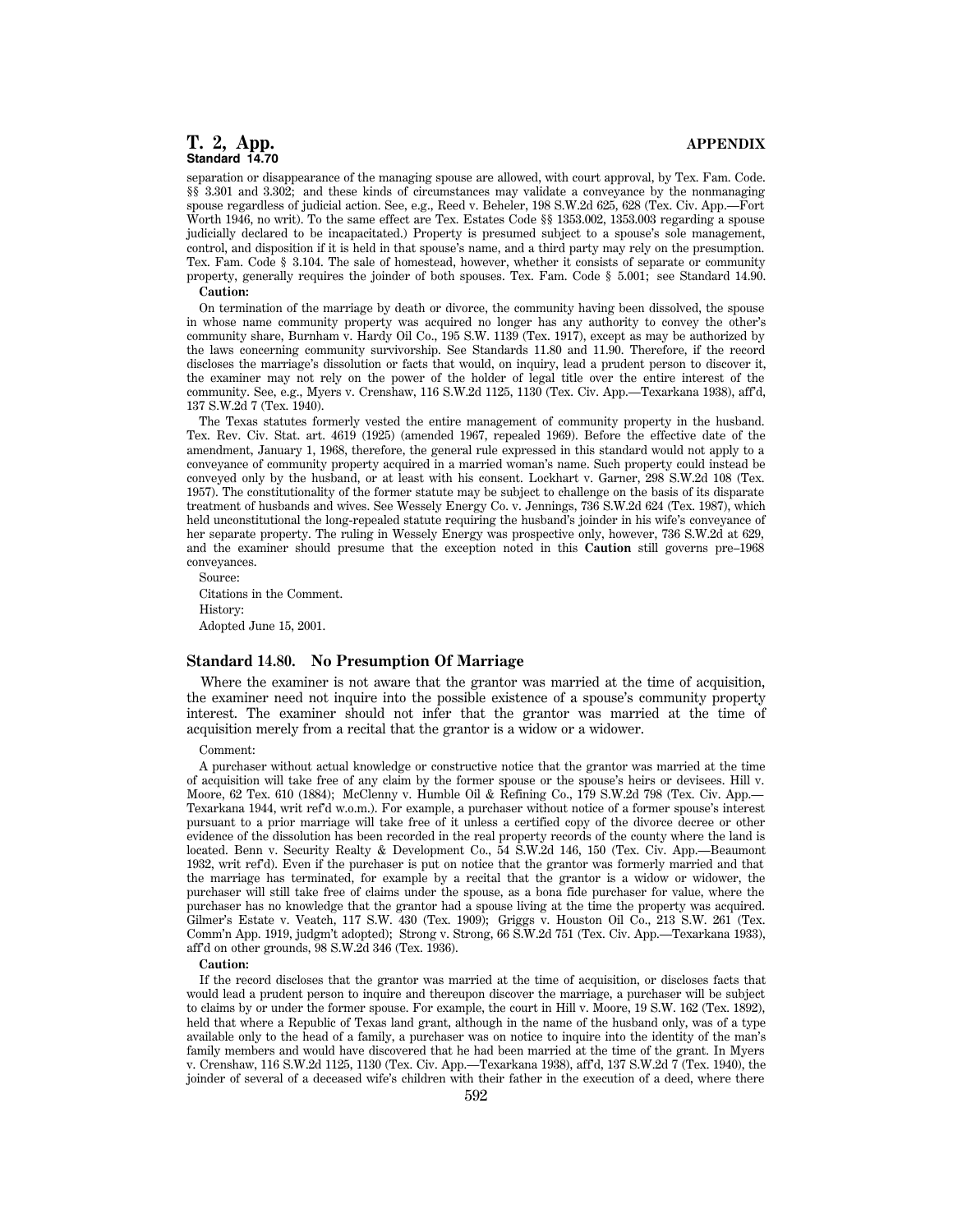separation or disappearance of the managing spouse are allowed, with court approval, by Tex. Fam. Code. §§ 3.301 and 3.302; and these kinds of circumstances may validate a conveyance by the nonmanaging spouse regardless of judicial action. See, e.g., Reed v. Beheler, 198 S.W.2d 625, 628 (Tex. Civ. App.—Fort Worth 1946, no writ). To the same effect are Tex. Estates Code §§ 1353.002, 1353.003 regarding a spouse judicially declared to be incapacitated.) Property is presumed subject to a spouse's sole management, control, and disposition if it is held in that spouse's name, and a third party may rely on the presumption. Tex. Fam. Code § 3.104. The sale of homestead, however, whether it consists of separate or community property, generally requires the joinder of both spouses. Tex. Fam. Code § 5.001; see Standard 14.90.

**Caution:**

On termination of the marriage by death or divorce, the community having been dissolved, the spouse in whose name community property was acquired no longer has any authority to convey the other's community share, Burnham v. Hardy Oil Co., 195 S.W. 1139 (Tex. 1917), except as may be authorized by the laws concerning community survivorship. See Standards 11.80 and 11.90. Therefore, if the record discloses the marriage's dissolution or facts that would, on inquiry, lead a prudent person to discover it, the examiner may not rely on the power of the holder of legal title over the entire interest of the community. See, e.g., Myers v. Crenshaw, 116 S.W.2d 1125, 1130 (Tex. Civ. App.—Texarkana 1938), aff'd, 137 S.W.2d 7 (Tex. 1940).

The Texas statutes formerly vested the entire management of community property in the husband. Tex. Rev. Civ. Stat. art. 4619 (1925) (amended 1967, repealed 1969). Before the effective date of the amendment, January 1, 1968, therefore, the general rule expressed in this standard would not apply to a conveyance of community property acquired in a married woman's name. Such property could instead be conveyed only by the husband, or at least with his consent. Lockhart v. Garner, 298 S.W.2d 108 (Tex. 1957). The constitutionality of the former statute may be subject to challenge on the basis of its disparate treatment of husbands and wives. See Wessely Energy Co. v. Jennings, 736 S.W.2d 624 (Tex. 1987), which held unconstitutional the long-repealed statute requiring the husband's joinder in his wife's conveyance of her separate property. The ruling in Wessely Energy was prospective only, however, 736 S.W.2d at 629, and the examiner should presume that the exception noted in this **Caution** still governs pre–1968 conveyances.

Source:

Citations in the Comment.

History:

Adopted June 15, 2001.

### Standard 14.80. No Presumption Of Marriage

Where the examiner is not aware that the grantor was married at the time of acquisition, the examiner need not inquire into the possible existence of a spouse's community property interest. The examiner should not infer that the grantor was married at the time of acquisition merely from a recital that the grantor is a widow or a widower.

Comment:

A purchaser without actual knowledge or constructive notice that the grantor was married at the time of acquisition will take free of any claim by the former spouse or the spouse's heirs or devisees. Hill v. Moore, 62 Tex. 610 (1884); McClenny v. Humble Oil & Refining Co., 179 S.W.2d 798 (Tex. Civ. App.—Texarkana 1944, writ ref'd w.o.m.). For example, a purchaser without notice of a former spouse's interest pursuant to a prior marriage will take free of it unless a certified copy of the divorce decree or other evidence of the dissolution has been recorded in the real property records of the county where the land is located. Benn v. Security Realty & Development Co., 54 S.W.2d 146, 150 (Tex. Civ. App.—Beaumont 1932, writ ref'd). Even if the purchaser is put on notice that the grantor was formerly married and that the marriage has terminated, for example by a recital that the grantor is a widow or widower, the purchaser will still take free of claims under the spouse, as a bona fide purchaser for value, where the purchaser has no knowledge that the grantor had a spouse living at the time the property was acquired. Gilmer's Estate v. Veatch, 117 S.W. 430 (Tex. 1909); Griggs v. Houston Oil Co., 213 S.W. 261 (Tex. Comm'n App. 1919, judgm't adopted); Strong v. Strong, 66 S.W.2d 751 (Tex. Civ. App.—Texarkana 1933), aff'd on other grounds, 98 S.W.2d 346 (Tex. 1936).

**Caution:**

If the record discloses that the grantor was married at the time of acquisition, or discloses facts that would lead a prudent person to inquire and thereupon discover the marriage, a purchaser will be subject to claims by or under the former spouse. For example, the court in Hill v. Moore, 19 S.W. 162 (Tex. 1892), held that where a Republic of Texas land grant, although in the name of the husband only, was of a type available only to the head of a family, a purchaser was on notice to inquire into the identity of the man's family members and would have discovered that he had been married at the time of the grant. In Myers v. Crenshaw, 116 S.W.2d 1125, 1130 (Tex. Civ. App.—Texarkana 1938), aff'd, 137 S.W.2d 7 (Tex. 1940), the joinder of several of a deceased wife's children with their father in the execution of a deed, where there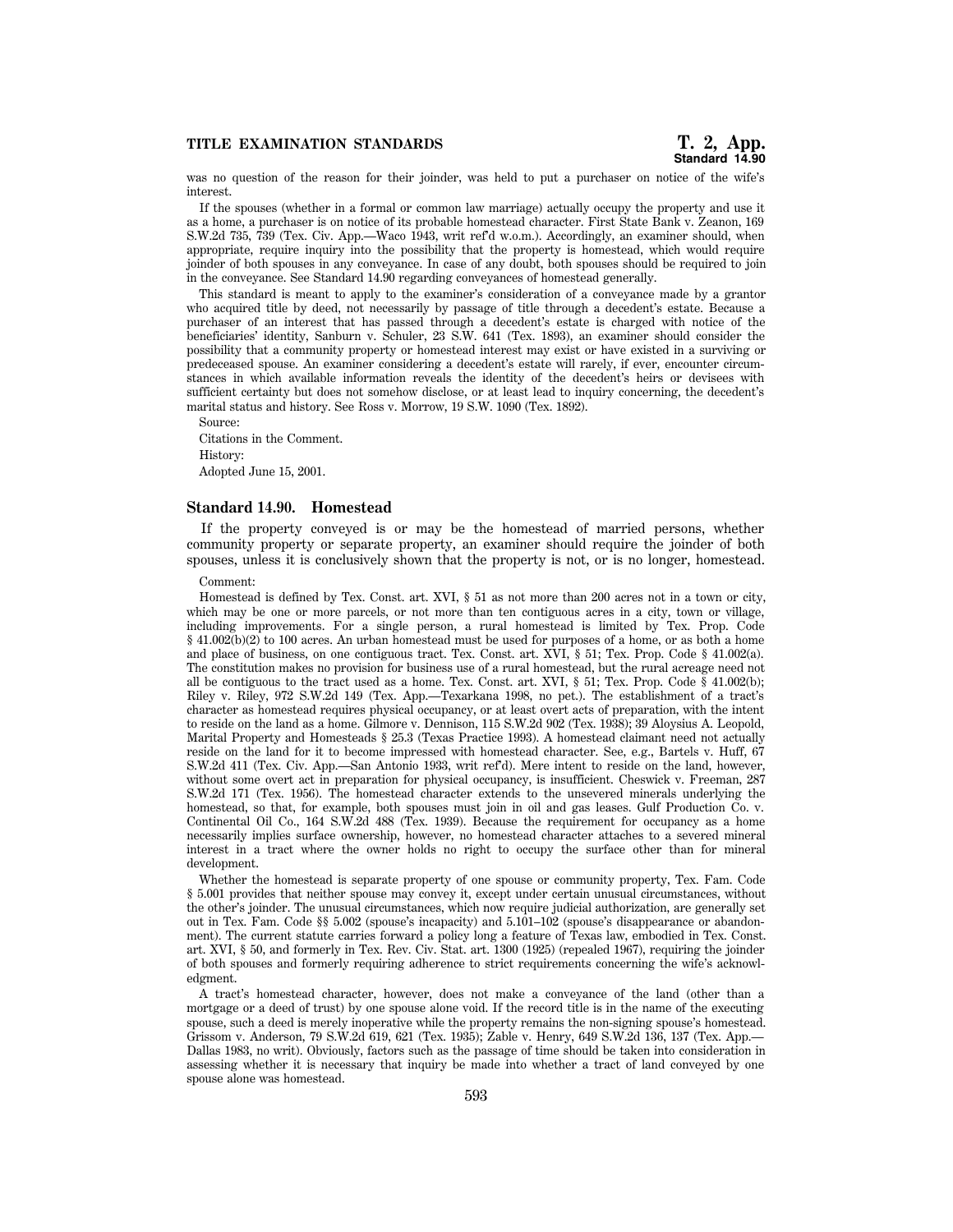was no question of the reason for their joinder, was held to put a purchaser on notice of the wife's interest.

If the spouses (whether in a formal or common law marriage) actually occupy the property and use it as a home, a purchaser is on notice of its probable homestead character. First State Bank v. Zeanon, 169 S.W.2d 735, 739 (Tex. Civ. App.—Waco 1943, writ ref'd w.o.m.). Accordingly, an examiner should, when appropriate, require inquiry into the possibility that the property is homestead, which would require joinder of both spouses in any conveyance. In case of any doubt, both spouses should be required to join in the conveyance. See Standard 14.90 regarding conveyances of homestead generally.

This standard is meant to apply to the examiner's consideration of a conveyance made by a grantor who acquired title by deed, not necessarily by passage of title through a decedent's estate. Because a purchaser of an interest that has passed through a decedent's estate is charged with notice of the beneficiaries' identity, Sanburn v. Schuler, 23 S.W. 641 (Tex. 1893), an examiner should consider the possibility that a community property or homestead interest may exist or have existed in a surviving or predeceased spouse. An examiner considering a decedent's estate will rarely, if ever, encounter circumstances in which available information reveals the identity of the decedent's heirs or devisees with sufficient certainty but does not somehow disclose, or at least lead to inquiry concerning, the decedent's marital status and history. See Ross v. Morrow, 19 S.W. 1090 (Tex. 1892).

Source:

Citations in the Comment.

History:

Adopted June 15, 2001.

### Standard 14.90. Homestead

If the property conveyed is or may be the homestead of married persons, whether community property or separate property, an examiner should require the joinder of both spouses, unless it is conclusively shown that the property is not, or is no longer, homestead.

Comment:

Homestead is defined by Tex. Const. art. XVI, § 51 as not more than 200 acres not in a town or city, which may be one or more parcels, or not more than ten contiguous acres in a city, town or village, including improvements. For a single person, a rural homestead is limited by Tex. Prop. Code § 41.002(b)(2) to 100 acres. An urban homestead must be used for purposes of a home, or as both a home and place of business, on one contiguous tract. Tex. Const. art. XVI, § 51; Tex. Prop. Code § 41.002(a). The constitution makes no provision for business use of a rural homestead, but the rural acreage need not all be contiguous to the tract used as a home. Tex. Const. art. XVI, § 51; Tex. Prop. Code § 41.002(b); Riley v. Riley, 972 S.W.2d 149 (Tex. App.—Texarkana 1998, no pet.). The establishment of a tract's character as homestead requires physical occupancy, or at least overt acts of preparation, with the intent to reside on the land as a home. Gilmore v. Dennison, 115 S.W.2d 902 (Tex. 1938); 39 Aloysius A. Leopold, Marital Property and Homesteads § 25.3 (Texas Practice 1993). A homestead claimant need not actually reside on the land for it to become impressed with homestead character. See, e.g., Bartels v. Huff, 67 S.W.2d 411 (Tex. Civ. App.—San Antonio 1933, writ ref'd). Mere intent to reside on the land, however, without some overt act in preparation for physical occupancy, is insufficient. Cheswick v. Freeman, 287 S.W.2d 171 (Tex. 1956). The homestead character extends to the unsevered minerals underlying the homestead, so that, for example, both spouses must join in oil and gas leases. Gulf Production Co. v. Continental Oil Co., 164 S.W.2d 488 (Tex. 1939). Because the requirement for occupancy as a home necessarily implies surface ownership, however, no homestead character attaches to a severed mineral interest in a tract where the owner holds no right to occupy the surface other than for mineral development.

Whether the homestead is separate property of one spouse or community property, Tex. Fam. Code § 5.001 provides that neither spouse may convey it, except under certain unusual circumstances, without the other's joinder. The unusual circumstances, which now require judicial authorization, are generally set out in Tex. Fam. Code §§ 5.002 (spouse's incapacity) and 5.101–102 (spouse's disappearance or abandonment). The current statute carries forward a policy long a feature of Texas law, embodied in Tex. Const. art. XVI, § 50, and formerly in Tex. Rev. Civ. Stat. art. 1300 (1925) (repealed 1967), requiring the joinder of both spouses and formerly requiring adherence to strict requirements concerning the wife's acknowledgment.

A tract's homestead character, however, does not make a conveyance of the land (other than a mortgage or a deed of trust) by one spouse alone void. If the record title is in the name of the executing spouse, such a deed is merely inoperative while the property remains the non-signing spouse's homestead. Grissom v. Anderson, 79 S.W.2d 619, 621 (Tex. 1935); Zable v. Henry, 649 S.W.2d 136, 137 (Tex. App.—Dallas 1983, no writ). Obviously, factors such as the passage of time should be taken into consideration in assessing whether it is necessary that inquiry be made into whether a tract of land conveyed by one spouse alone was homestead.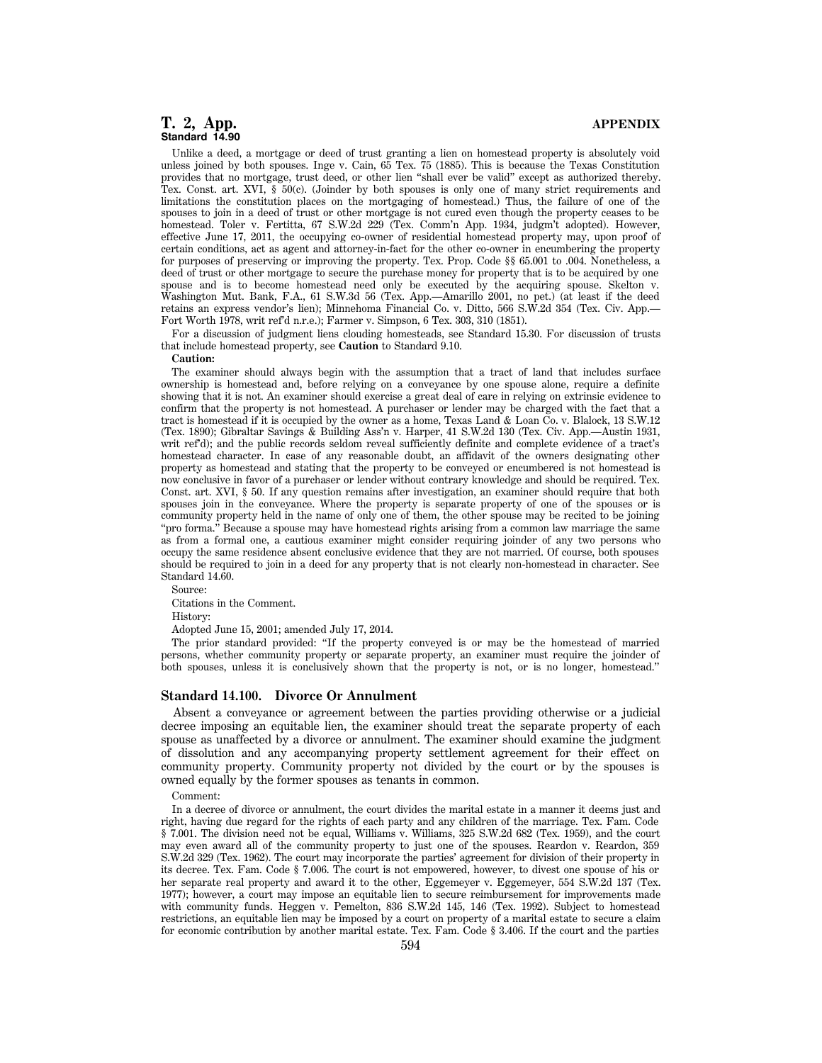Unlike a deed, a mortgage or deed of trust granting a lien on homestead property is absolutely void unless joined by both spouses. Inge v. Cain, 65 Tex. 75 (1885). This is because the Texas Constitution provides that no mortgage, trust deed, or other lien "shall ever be valid" except as authorized thereby. Tex. Const. art. XVI, § 50(c). (Joinder by both spouses is only one of many strict requirements and limitations the constitution places on the mortgaging of homestead.) Thus, the failure of one of the spouses to join in a deed of trust or other mortgage is not cured even though the property ceases to be homestead. Toler v. Fertitta, 67 S.W.2d 229 (Tex. Comm'n App. 1934, judgm't adopted). However, effective June 17, 2011, the occupying co-owner of residential homestead property may, upon proof of certain conditions, act as agent and attorney-in-fact for the other co-owner in encumbering the property for purposes of preserving or improving the property. Tex. Prop. Code §§ 65.001 to .004. Nonetheless, a deed of trust or other mortgage to secure the purchase money for property that is to be acquired by one spouse and is to become homestead need only be executed by the acquiring spouse. Skelton v. Washington Mut. Bank, F.A., 61 S.W.3d 56 (Tex. App.—Amarillo 2001, no pet.) (at least if the deed retains an express vendor's lien); Minnehoma Financial Co. v. Ditto, 566 S.W.2d 354 (Tex. Civ. App.—Fort Worth 1978, writ ref'd n.r.e.); Farmer v. Simpson, 6 Tex. 303, 310 (1851).

For a discussion of judgment liens clouding homesteads, see Standard 15.30. For discussion of trusts that include homestead property, see **Caution** to Standard 9.10.

**Caution:**

The examiner should always begin with the assumption that a tract of land that includes surface ownership is homestead and, before relying on a conveyance by one spouse alone, require a definite showing that it is not. An examiner should exercise a great deal of care in relying on extrinsic evidence to confirm that the property is not homestead. A purchaser or lender may be charged with the fact that a tract is homestead if it is occupied by the owner as a home, Texas Land & Loan Co. v. Blalock, 13 S.W.12 (Tex. 1890); Gibraltar Savings & Building Ass'n v. Harper, 41 S.W.2d 130 (Tex. Civ. App.—Austin 1931, writ ref'd); and the public records seldom reveal sufficiently definite and complete evidence of a tract's homestead character. In case of any reasonable doubt, an affidavit of the owners designating other property as homestead and stating that the property to be conveyed or encumbered is not homestead is now conclusive in favor of a purchaser or lender without contrary knowledge and should be required. Tex. Const. art. XVI, § 50. If any question remains after investigation, an examiner should require that both spouses join in the conveyance. Where the property is separate property of one of the spouses or is community property held in the name of only one of them, the other spouse may be recited to be joining "pro forma." Because a spouse may have homestead rights arising from a common law marriage the same as from a formal one, a cautious examiner might consider requiring joinder of any two persons who occupy the same residence absent conclusive evidence that they are not married. Of course, both spouses should be required to join in a deed for any property that is not clearly non-homestead in character. See Standard 14.60.

Source:

Citations in the Comment.

History:

Adopted June 15, 2001; amended July 17, 2014.

The prior standard provided: "If the property conveyed is or may be the homestead of married persons, whether community property or separate property, an examiner must require the joinder of both spouses, unless it is conclusively shown that the property is not, or is no longer, homestead."

### Standard 14.100. Divorce Or Annulment

Absent a conveyance or agreement between the parties providing otherwise or a judicial decree imposing an equitable lien, the examiner should treat the separate property of each spouse as unaffected by a divorce or annulment. The examiner should examine the judgment of dissolution and any accompanying property settlement agreement for their effect on community property. Community property not divided by the court or by the spouses is owned equally by the former spouses as tenants in common.

Comment:

In a decree of divorce or annulment, the court divides the marital estate in a manner it deems just and right, having due regard for the rights of each party and any children of the marriage. Tex. Fam. Code § 7.001. The division need not be equal, Williams v. Williams, 325 S.W.2d 682 (Tex. 1959), and the court may even award all of the community property to just one of the spouses. Reardon v. Reardon, 359 S.W.2d 329 (Tex. 1962). The court may incorporate the parties' agreement for division of their property in its decree. Tex. Fam. Code § 7.006. The court is not empowered, however, to divest one spouse of his or her separate real property and award it to the other, Eggemeyer v. Eggemeyer, 554 S.W.2d 137 (Tex. 1977); however, a court may impose an equitable lien to secure reimbursement for improvements made with community funds. Heggen v. Pemelton, 836 S.W.2d 145, 146 (Tex. 1992). Subject to homestead restrictions, an equitable lien may be imposed by a court on property of a marital estate to secure a claim for economic contribution by another marital estate. Tex. Fam. Code § 3.406. If the court and the parties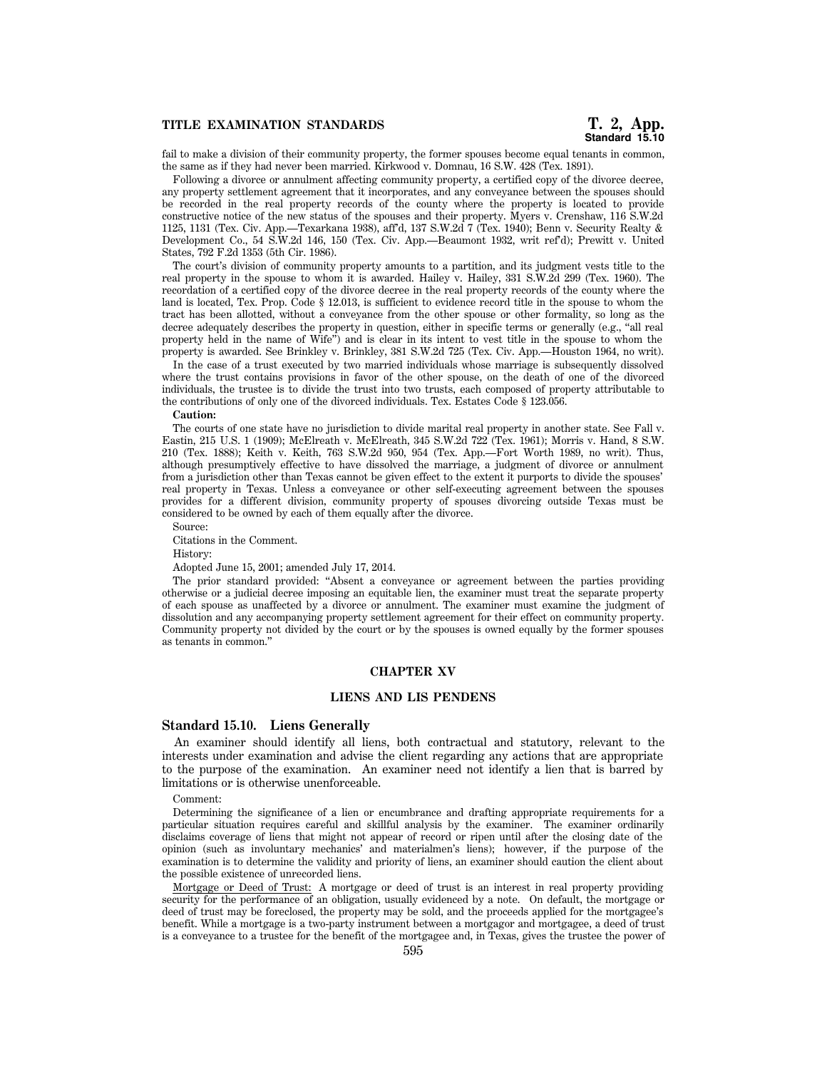fail to make a division of their community property, the former spouses become equal tenants in common, the same as if they had never been married. Kirkwood v. Domnau, 16 S.W. 428 (Tex. 1891).

Following a divorce or annulment affecting community property, a certified copy of the divorce decree, any property settlement agreement that it incorporates, and any conveyance between the spouses should be recorded in the real property records of the county where the property is located to provide constructive notice of the new status of the spouses and their property. Myers v. Crenshaw, 116 S.W.2d 1125, 1131 (Tex. Civ. App.—Texarkana 1938), aff'd, 137 S.W.2d 7 (Tex. 1940); Benn v. Security Realty & Development Co., 54 S.W.2d 146, 150 (Tex. Civ. App.—Beaumont 1932, writ ref'd); Prewitt v. United States, 792 F.2d 1353 (5th Cir. 1986).

The court's division of community property amounts to a partition, and its judgment vests title to the real property in the spouse to whom it is awarded. Hailey v. Hailey, 331 S.W.2d 299 (Tex. 1960). The recordation of a certified copy of the divorce decree in the real property records of the county where the land is located, Tex. Prop. Code § 12.013, is sufficient to evidence record title in the spouse to whom the tract has been allotted, without a conveyance from the other spouse or other formality, so long as the decree adequately describes the property in question, either in specific terms or generally (e.g., "all real property held in the name of Wife") and is clear in its intent to vest title in the spouse to whom the property is awarded. See Brinkley v. Brinkley, 381 S.W.2d 725 (Tex. Civ. App.—Houston 1964, no writ).

In the case of a trust executed by two married individuals whose marriage is subsequently dissolved where the trust contains provisions in favor of the other spouse, on the death of one of the divorced individuals, the trustee is to divide the trust into two trusts, each composed of property attributable to the contributions of only one of the divorced individuals. Tex. Estates Code § 123.056.

**Caution:**

The courts of one state have no jurisdiction to divide marital real property in another state. See Fall v. Eastin, 215 U.S. 1 (1909); McElreath v. McElreath, 345 S.W.2d 722 (Tex. 1961); Morris v. Hand, 8 S.W. 210 (Tex. 1888); Keith v. Keith, 763 S.W.2d 950, 954 (Tex. App.—Fort Worth 1989, no writ). Thus, although presumptively effective to have dissolved the marriage, a judgment of divorce or annulment from a jurisdiction other than Texas cannot be given effect to the extent it purports to divide the spouses' real property in Texas. Unless a conveyance or other self-executing agreement between the spouses provides for a different division, community property of spouses divorcing outside Texas must be considered to be owned by each of them equally after the divorce.

Source:

Citations in the Comment.

History:

Adopted June 15, 2001; amended July 17, 2014.

The prior standard provided: "Absent a conveyance or agreement between the parties providing otherwise or a judicial decree imposing an equitable lien, the examiner must treat the separate property of each spouse as unaffected by a divorce or annulment. The examiner must examine the judgment of dissolution and any accompanying property settlement agreement for their effect on community property. Community property not divided by the court or by the spouses is owned equally by the former spouses as tenants in common."

## CHAPTER XV

## LIENS AND LIS PENDENS

### Standard 15.10. Liens Generally

An examiner should identify all liens, both contractual and statutory, relevant to the interests under examination and advise the client regarding any actions that are appropriate to the purpose of the examination. An examiner need not identify a lien that is barred by limitations or is otherwise unenforceable.

Comment:

Determining the significance of a lien or encumbrance and drafting appropriate requirements for a particular situation requires careful and skillful analysis by the examiner. The examiner ordinarily disclaims coverage of liens that might not appear of record or ripen until after the closing date of the opinion (such as involuntary mechanics' and materialmen's liens); however, if the purpose of the examination is to determine the validity and priority of liens, an examiner should caution the client about the possible existence of unrecorded liens.

Mortgage or Deed of Trust: A mortgage or deed of trust is an interest in real property providing security for the performance of an obligation, usually evidenced by a note. On default, the mortgage or deed of trust may be foreclosed, the property may be sold, and the proceeds applied for the mortgagee's benefit. While a mortgage is a two-party instrument between a mortgagor and mortgagee, a deed of trust is a conveyance to a trustee for the benefit of the mortgagee and, in Texas, gives the trustee the power of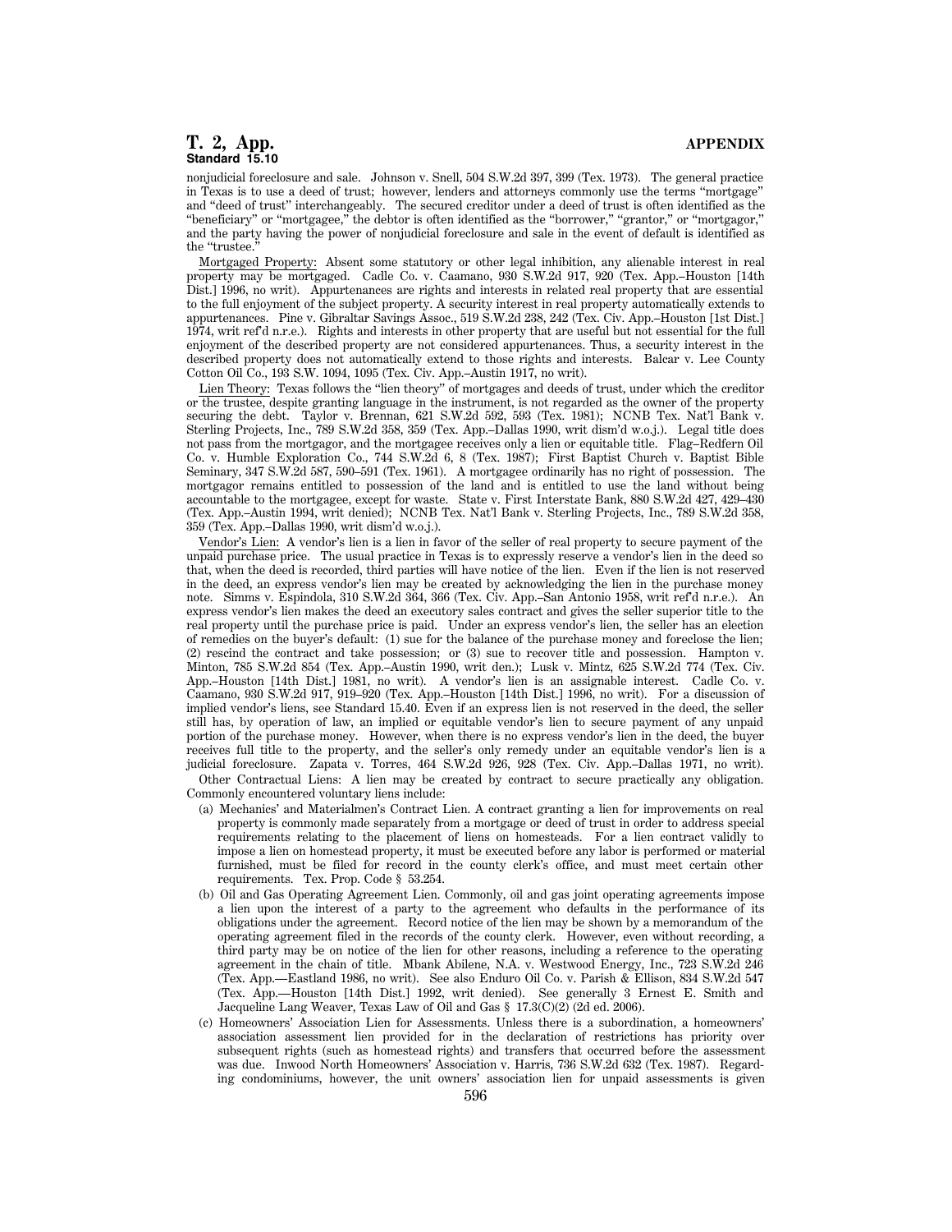nonjudicial foreclosure and sale. Johnson v. Snell, 504 S.W.2d 397, 399 (Tex. 1973). The general practice in Texas is to use a deed of trust; however, lenders and attorneys commonly use the terms "mortgage" and "deed of trust" interchangeably. The secured creditor under a deed of trust is often identified as the "beneficiary" or "mortgagee," the debtor is often identified as the "borrower," "grantor," or "mortgagor," and the party having the power of nonjudicial foreclosure and sale in the event of default is identified as the "trustee."

Mortgaged Property: Absent some statutory or other legal inhibition, any alienable interest in real property may be mortgaged. Cadle Co. v. Caamano, 930 S.W.2d 917, 920 (Tex. App.–Houston [14th Dist.] 1996, no writ). Appurtenances are rights and interests in related real property that are essential to the full enjoyment of the subject property. A security interest in real property automatically extends to appurtenances. Pine v. Gibraltar Savings Assoc., 519 S.W.2d 238, 242 (Tex. Civ. App.–Houston [1st Dist.] 1974, writ ref'd n.r.e.). Rights and interests in other property that are useful but not essential for the full enjoyment of the described property are not considered appurtenances. Thus, a security interest in the described property does not automatically extend to those rights and interests. Balcar v. Lee County Cotton Oil Co., 193 S.W. 1094, 1095 (Tex. Civ. App.–Austin 1917, no writ).

Lien Theory: Texas follows the "lien theory" of mortgages and deeds of trust, under which the creditor or the trustee, despite granting language in the instrument, is not regarded as the owner of the property securing the debt. Taylor v. Brennan, 621 S.W.2d 592, 593 (Tex. 1981); NCNB Tex. Nat'l Bank v. Sterling Projects, Inc., 789 S.W.2d 358, 359 (Tex. App.–Dallas 1990, writ dism'd w.o.j.). Legal title does not pass from the mortgagor, and the mortgagee receives only a lien or equitable title. Flag–Redfern Oil Co. v. Humble Exploration Co., 744 S.W.2d 6, 8 (Tex. 1987); First Baptist Church v. Baptist Bible Seminary, 347 S.W.2d 587, 590–591 (Tex. 1961). A mortgagee ordinarily has no right of possession. The mortgagor remains entitled to possession of the land and is entitled to use the land without being accountable to the mortgagee, except for waste. State v. First Interstate Bank, 880 S.W.2d 427, 429–430 (Tex. App.–Austin 1994, writ denied); NCNB Tex. Nat'l Bank v. Sterling Projects, Inc., 789 S.W.2d 358, 359 (Tex. App.–Dallas 1990, writ dism'd w.o.j.).

Vendor's Lien: A vendor's lien is a lien in favor of the seller of real property to secure payment of the unpaid purchase price. The usual practice in Texas is to expressly reserve a vendor's lien in the deed so that, when the deed is recorded, third parties will have notice of the lien. Even if the lien is not reserved in the deed, an express vendor's lien may be created by acknowledging the lien in the purchase money note. Simms v. Espindola, 310 S.W.2d 364, 366 (Tex. Civ. App.–San Antonio 1958, writ ref'd n.r.e.). An express vendor's lien makes the deed an executory sales contract and gives the seller superior title to the real property until the purchase price is paid. Under an express vendor's lien, the seller has an election of remedies on the buyer's default: (1) sue for the balance of the purchase money and foreclose the lien; (2) rescind the contract and take possession; or (3) sue to recover title and possession. Hampton v. Minton, 785 S.W.2d 854 (Tex. App.–Austin 1990, writ den.); Lusk v. Mintz, 625 S.W.2d 774 (Tex. Civ. App.–Houston [14th Dist.] 1981, no writ). A vendor's lien is an assignable interest. Cadle Co. v. Caamano, 930 S.W.2d 917, 919–920 (Tex. App.–Houston [14th Dist.] 1996, no writ). For a discussion of implied vendor's liens, see Standard 15.40. Even if an express lien is not reserved in the deed, the seller still has, by operation of law, an implied or equitable vendor's lien to secure payment of any unpaid portion of the purchase money. However, when there is no express vendor's lien in the deed, the buyer receives full title to the property, and the seller's only remedy under an equitable vendor's lien is a judicial foreclosure. Zapata v. Torres, 464 S.W.2d 926, 928 (Tex. Civ. App.–Dallas 1971, no writ).

Other Contractual Liens: A lien may be created by contract to secure practically any obligation. Commonly encountered voluntary liens include:

(a) Mechanics' and Materialmen's Contract Lien. A contract granting a lien for improvements on real property is commonly made separately from a mortgage or deed of trust in order to address special requirements relating to the placement of liens on homesteads. For a lien contract validly to impose a lien on homestead property, it must be executed before any labor is performed or material furnished, must be filed for record in the county clerk's office, and must meet certain other requirements. Tex. Prop. Code § 53.254.

(b) Oil and Gas Operating Agreement Lien. Commonly, oil and gas joint operating agreements impose a lien upon the interest of a party to the agreement who defaults in the performance of its obligations under the agreement. Record notice of the lien may be shown by a memorandum of the operating agreement filed in the records of the county clerk. However, even without recording, a third party may be on notice of the lien for other reasons, including a reference to the operating agreement in the chain of title. Mbank Abilene, N.A. v. Westwood Energy, Inc., 723 S.W.2d 246 (Tex. App.—Eastland 1986, no writ). See also Enduro Oil Co. v. Parish & Ellison, 834 S.W.2d 547 (Tex. App.—Houston [14th Dist.] 1992, writ denied). See generally 3 Ernest E. Smith and Jacqueline Lang Weaver, Texas Law of Oil and Gas § 17.3(C)(2) (2d ed. 2006).

(c) Homeowners' Association Lien for Assessments. Unless there is a subordination, a homeowners' association assessment lien provided for in the declaration of restrictions has priority over subsequent rights (such as homestead rights) and transfers that occurred before the assessment was due. Inwood North Homeowners' Association v. Harris, 736 S.W.2d 632 (Tex. 1987). Regarding condominiums, however, the unit owners' association lien for unpaid assessments is given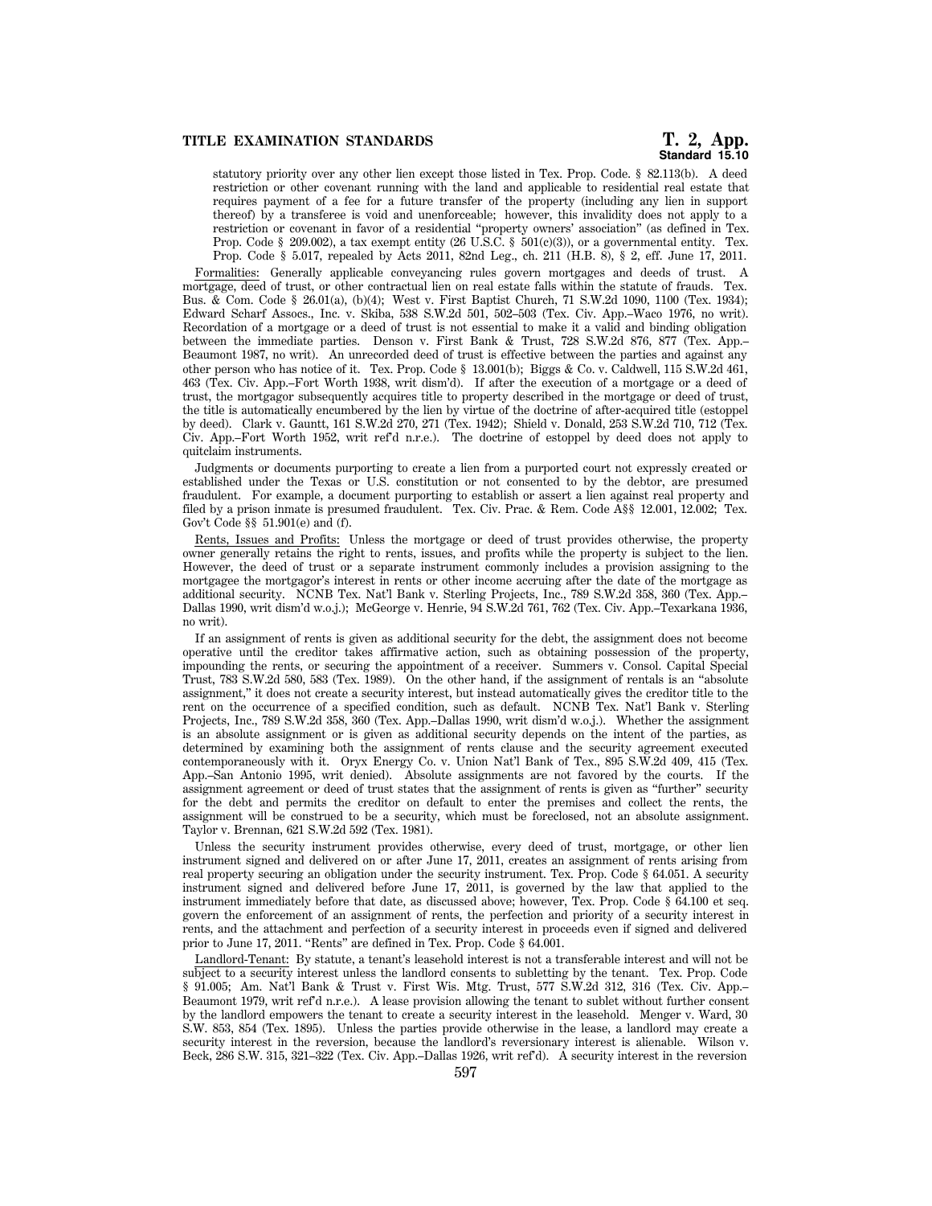statutory priority over any other lien except those listed in Tex. Prop. Code. § 82.113(b). A deed restriction or other covenant running with the land and applicable to residential real estate that requires payment of a fee for a future transfer of the property (including any lien in support thereof) by a transferee is void and unenforceable; however, this invalidity does not apply to a restriction or covenant in favor of a residential "property owners' association" (as defined in Tex. Prop. Code § 209.002), a tax exempt entity (26 U.S.C. § 501(c)(3)), or a governmental entity. Tex. Prop. Code § 5.017, repealed by Acts 2011, 82nd Leg., ch. 211 (H.B. 8), § 2, eff. June 17, 2011.

Formalities: Generally applicable conveyancing rules govern mortgages and deeds of trust. A mortgage, deed of trust, or other contractual lien on real estate falls within the statute of frauds. Tex. Bus. & Com. Code § 26.01(a), (b)(4); West v. First Baptist Church, 71 S.W.2d 1090, 1100 (Tex. 1934); Edward Scharf Assocs., Inc. v. Skiba, 538 S.W.2d 501, 502–503 (Tex. Civ. App.–Waco 1976, no writ). Recordation of a mortgage or a deed of trust is not essential to make it a valid and binding obligation between the immediate parties. Denson v. First Bank & Trust, 728 S.W.2d 876, 877 (Tex. App.–Beaumont 1987, no writ). An unrecorded deed of trust is effective between the parties and against any other person who has notice of it. Tex. Prop. Code § 13.001(b); Biggs & Co. v. Caldwell, 115 S.W.2d 461, 463 (Tex. Civ. App.–Fort Worth 1938, writ dism'd). If after the execution of a mortgage or a deed of trust, the mortgagor subsequently acquires title to property described in the mortgage or deed of trust, the title is automatically encumbered by the lien by virtue of the doctrine of after-acquired title (estoppel by deed). Clark v. Gauntt, 161 S.W.2d 270, 271 (Tex. 1942); Shield v. Donald, 253 S.W.2d 710, 712 (Tex. Civ. App.–Fort Worth 1952, writ ref'd n.r.e.). The doctrine of estoppel by deed does not apply to quitclaim instruments.

Judgments or documents purporting to create a lien from a purported court not expressly created or established under the Texas or U.S. constitution or not consented to by the debtor, are presumed fraudulent. For example, a document purporting to establish or assert a lien against real property and filed by a prison inmate is presumed fraudulent. Tex. Civ. Prac. & Rem. Code A§§ 12.001, 12.002; Tex. Gov't Code §§ 51.901(e) and (f).

Rents, Issues and Profits: Unless the mortgage or deed of trust provides otherwise, the property owner generally retains the right to rents, issues, and profits while the property is subject to the lien. However, the deed of trust or a separate instrument commonly includes a provision assigning to the mortgagee the mortgagor's interest in rents or other income accruing after the date of the mortgage as additional security. NCNB Tex. Nat'l Bank v. Sterling Projects, Inc., 789 S.W.2d 358, 360 (Tex. App.–Dallas 1990, writ dism'd w.o.j.); McGeorge v. Henrie, 94 S.W.2d 761, 762 (Tex. Civ. App.–Texarkana 1936, no writ).

If an assignment of rents is given as additional security for the debt, the assignment does not become operative until the creditor takes affirmative action, such as obtaining possession of the property, impounding the rents, or securing the appointment of a receiver. Summers v. Consol. Capital Special Trust, 783 S.W.2d 580, 583 (Tex. 1989). On the other hand, if the assignment of rentals is an "absolute assignment," it does not create a security interest, but instead automatically gives the creditor title to the rent on the occurrence of a specified condition, such as default. NCNB Tex. Nat'l Bank v. Sterling Projects, Inc., 789 S.W.2d 358, 360 (Tex. App.–Dallas 1990, writ dism'd w.o.j.). Whether the assignment is an absolute assignment or is given as additional security depends on the intent of the parties, as determined by examining both the assignment of rents clause and the security agreement executed contemporaneously with it. Oryx Energy Co. v. Union Nat'l Bank of Tex., 895 S.W.2d 409, 415 (Tex. App.–San Antonio 1995, writ denied). Absolute assignments are not favored by the courts. If the assignment agreement or deed of trust states that the assignment of rents is given as "further" security for the debt and permits the creditor on default to enter the premises and collect the rents, the assignment will be construed to be a security, which must be foreclosed, not an absolute assignment. Taylor v. Brennan, 621 S.W.2d 592 (Tex. 1981).

Unless the security instrument provides otherwise, every deed of trust, mortgage, or other lien instrument signed and delivered on or after June 17, 2011, creates an assignment of rents arising from real property securing an obligation under the security instrument. Tex. Prop. Code § 64.051. A security instrument signed and delivered before June 17, 2011, is governed by the law that applied to the instrument immediately before that date, as discussed above; however, Tex. Prop. Code § 64.100 et seq. govern the enforcement of an assignment of rents, the perfection and priority of a security interest in rents, and the attachment and perfection of a security interest in proceeds even if signed and delivered prior to June 17, 2011. "Rents" are defined in Tex. Prop. Code § 64.001.

Landlord-Tenant: By statute, a tenant's leasehold interest is not a transferable interest and will not be subject to a security interest unless the landlord consents to subletting by the tenant. Tex. Prop. Code § 91.005; Am. Nat'l Bank & Trust v. First Wis. Mtg. Trust, 577 S.W.2d 312, 316 (Tex. Civ. App.–Beaumont 1979, writ ref'd n.r.e.). A lease provision allowing the tenant to sublet without further consent by the landlord empowers the tenant to create a security interest in the leasehold. Menger v. Ward, 30 S.W. 853, 854 (Tex. 1895). Unless the parties provide otherwise in the lease, a landlord may create a security interest in the reversion, because the landlord's reversionary interest is alienable. Wilson v. Beck, 286 S.W. 315, 321–322 (Tex. Civ. App.–Dallas 1926, writ ref'd). A security interest in the reversion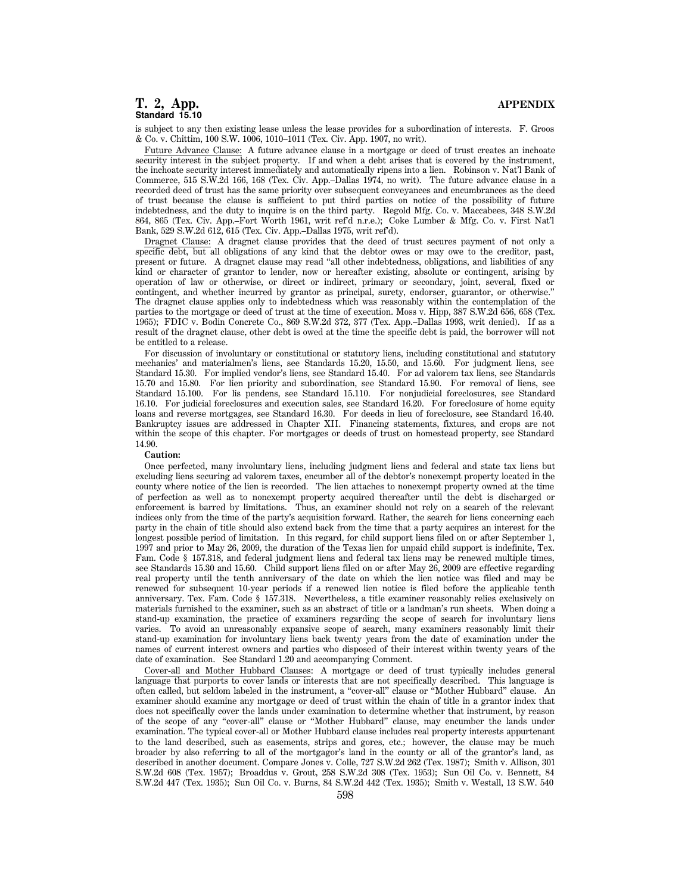is subject to any then existing lease unless the lease provides for a subordination of interests. F. Groos & Co. v. Chittim, 100 S.W. 1006, 1010–1011 (Tex. Civ. App. 1907, no writ).

Future Advance Clause: A future advance clause in a mortgage or deed of trust creates an inchoate security interest in the subject property. If and when a debt arises that is covered by the instrument, the inchoate security interest immediately and automatically ripens into a lien. Robinson v. Nat'l Bank of Commerce, 515 S.W.2d 166, 168 (Tex. Civ. App.–Dallas 1974, no writ). The future advance clause in a recorded deed of trust has the same priority over subsequent conveyances and encumbrances as the deed of trust because the clause is sufficient to put third parties on notice of the possibility of future indebtedness, and the duty to inquire is on the third party. Regold Mfg. Co. v. Maccabees, 348 S.W.2d 864, 865 (Tex. Civ. App.–Fort Worth 1961, writ ref'd n.r.e.); Coke Lumber & Mfg. Co. v. First Nat'l Bank, 529 S.W.2d 612, 615 (Tex. Civ. App.–Dallas 1975, writ ref'd).

Dragnet Clause: A dragnet clause provides that the deed of trust secures payment of not only a specific debt, but all obligations of any kind that the debtor owes or may owe to the creditor, past, present or future. A dragnet clause may read "all other indebtedness, obligations, and liabilities of any kind or character of grantor to lender, now or hereafter existing, absolute or contingent, arising by operation of law or otherwise, or direct or indirect, primary or secondary, joint, several, fixed or contingent, and whether incurred by grantor as principal, surety, endorser, guarantor, or otherwise." The dragnet clause applies only to indebtedness which was reasonably within the contemplation of the parties to the mortgage or deed of trust at the time of execution. Moss v. Hipp, 387 S.W.2d 656, 658 (Tex. 1965); FDIC v. Bodin Concrete Co., 869 S.W.2d 372, 377 (Tex. App.–Dallas 1993, writ denied). If as a result of the dragnet clause, other debt is owed at the time the specific debt is paid, the borrower will not be entitled to a release.

For discussion of involuntary or constitutional or statutory liens, including constitutional and statutory mechanics' and materialmen's liens, see Standards 15.20, 15.50, and 15.60. For judgment liens, see Standard 15.30. For implied vendor's liens, see Standard 15.40. For ad valorem tax liens, see Standards 15.70 and 15.80. For lien priority and subordination, see Standard 15.90. For removal of liens, see Standard 15.100. For lis pendens, see Standard 15.110. For nonjudicial foreclosures, see Standard 16.10. For judicial foreclosures and execution sales, see Standard 16.20. For foreclosure of home equity loans and reverse mortgages, see Standard 16.30. For deeds in lieu of foreclosure, see Standard 16.40. Bankruptcy issues are addressed in Chapter XII. Financing statements, fixtures, and crops are not within the scope of this chapter. For mortgages or deeds of trust on homestead property, see Standard 14.90.

**Caution:**

Once perfected, many involuntary liens, including judgment liens and federal and state tax liens but excluding liens securing ad valorem taxes, encumber all of the debtor's nonexempt property located in the county where notice of the lien is recorded. The lien attaches to nonexempt property owned at the time of perfection as well as to nonexempt property acquired thereafter until the debt is discharged or enforcement is barred by limitations. Thus, an examiner should not rely on a search of the relevant indices only from the time of the party's acquisition forward. Rather, the search for liens concerning each party in the chain of title should also extend back from the time that a party acquires an interest for the longest possible period of limitation. In this regard, for child support liens filed on or after September 1, 1997 and prior to May 26, 2009, the duration of the Texas lien for unpaid child support is indefinite, Tex. Fam. Code § 157.318, and federal judgment liens and federal tax liens may be renewed multiple times, see Standards 15.30 and 15.60. Child support liens filed on or after May 26, 2009 are effective regarding real property until the tenth anniversary of the date on which the lien notice was filed and may be renewed for subsequent 10-year periods if a renewed lien notice is filed before the applicable tenth anniversary. Tex. Fam. Code § 157.318. Nevertheless, a title examiner reasonably relies exclusively on materials furnished to the examiner, such as an abstract of title or a landman's run sheets. When doing a stand-up examination, the practice of examiners regarding the scope of search for involuntary liens varies. To avoid an unreasonably expansive scope of search, many examiners reasonably limit their stand-up examination for involuntary liens back twenty years from the date of examination under the names of current interest owners and parties who disposed of their interest within twenty years of the date of examination. See Standard 1.20 and accompanying Comment.

Cover-all and Mother Hubbard Clauses: A mortgage or deed of trust typically includes general language that purports to cover lands or interests that are not specifically described. This language is often called, but seldom labeled in the instrument, a "cover-all" clause or "Mother Hubbard" clause. An examiner should examine any mortgage or deed of trust within the chain of title in a grantor index that does not specifically cover the lands under examination to determine whether that instrument, by reason of the scope of any "cover-all" clause or "Mother Hubbard" clause, may encumber the lands under examination. The typical cover-all or Mother Hubbard clause includes real property interests appurtenant to the land described, such as easements, strips and gores, etc.; however, the clause may be much broader by also referring to all of the mortgagor's land in the county or all of the grantor's land, as described in another document. Compare Jones v. Colle, 727 S.W.2d 262 (Tex. 1987); Smith v. Allison, 301 S.W.2d 608 (Tex. 1957); Broaddus v. Grout, 258 S.W.2d 308 (Tex. 1953); Sun Oil Co. v. Bennett, 84 S.W.2d 447 (Tex. 1935); Sun Oil Co. v. Burns, 84 S.W.2d 442 (Tex. 1935); Smith v. Westall, 13 S.W. 540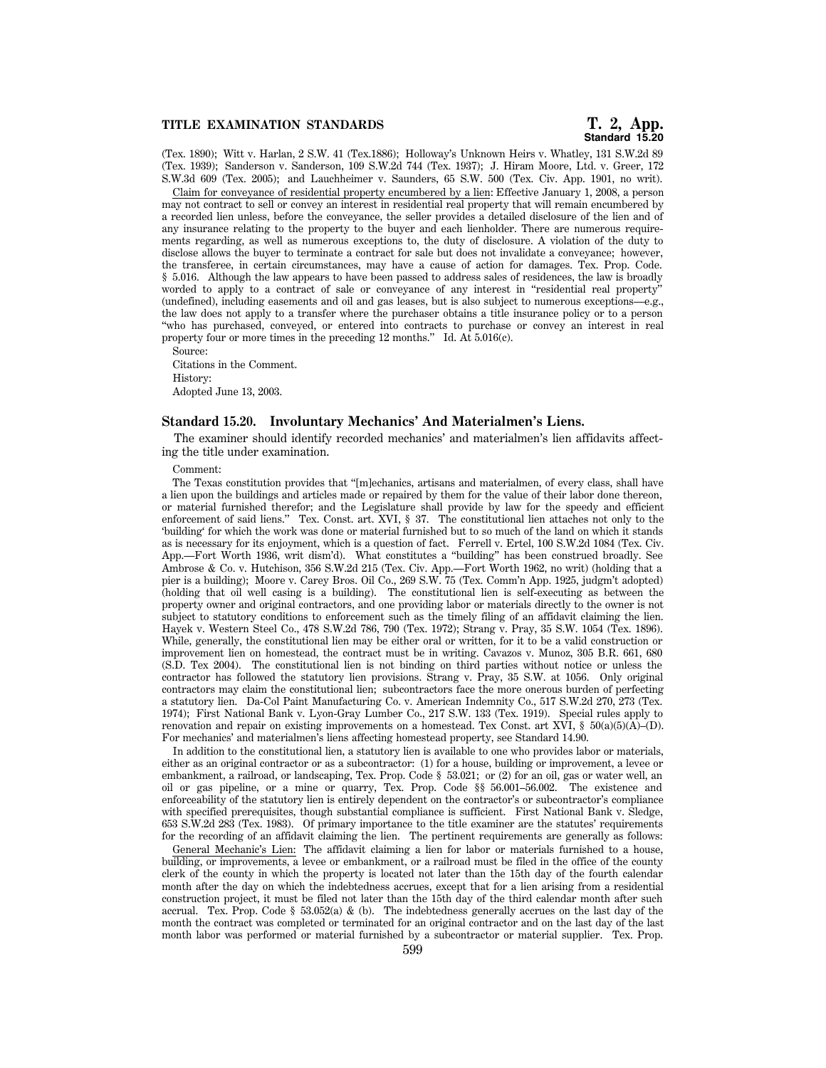(Tex. 1890); Witt v. Harlan, 2 S.W. 41 (Tex.1886); Holloway's Unknown Heirs v. Whatley, 131 S.W.2d 89 (Tex. 1939); Sanderson v. Sanderson, 109 S.W.2d 744 (Tex. 1937); J. Hiram Moore, Ltd. v. Greer, 172 S.W.3d 609 (Tex. 2005); and Lauchheimer v. Saunders, 65 S.W. 500 (Tex. Civ. App. 1901, no writ).

Claim for conveyance of residential property encumbered by a lien: Effective January 1, 2008, a person may not contract to sell or convey an interest in residential real property that will remain encumbered by a recorded lien unless, before the conveyance, the seller provides a detailed disclosure of the lien and of any insurance relating to the property to the buyer and each lienholder. There are numerous requirements regarding, as well as numerous exceptions to, the duty of disclosure. A violation of the duty to disclose allows the buyer to terminate a contract for sale but does not invalidate a conveyance; however, the transferee, in certain circumstances, may have a cause of action for damages. Tex. Prop. Code. § 5.016. Although the law appears to have been passed to address sales of residences, the law is broadly worded to apply to a contract of sale or conveyance of any interest in "residential real property" (undefined), including easements and oil and gas leases, but is also subject to numerous exceptions—e.g., the law does not apply to a transfer where the purchaser obtains a title insurance policy or to a person "who has purchased, conveyed, or entered into contracts to purchase or convey an interest in real property four or more times in the preceding 12 months." Id. At 5.016(c).

Source:

Citations in the Comment.

History:

Adopted June 13, 2003.

## Standard 15.20. Involuntary Mechanics' And Materialmen's Liens.

The examiner should identify recorded mechanics' and materialmen's lien affidavits affecting the title under examination.

Comment:

The Texas constitution provides that "[m]echanics, artisans and materialmen, of every class, shall have a lien upon the buildings and articles made or repaired by them for the value of their labor done thereon, or material furnished therefor; and the Legislature shall provide by law for the speedy and efficient enforcement of said liens." Tex. Const. art. XVI, § 37. The constitutional lien attaches not only to the 'building' for which the work was done or material furnished but to so much of the land on which it stands as is necessary for its enjoyment, which is a question of fact. Ferrell v. Ertel, 100 S.W.2d 1084 (Tex. Civ. App.—Fort Worth 1936, writ dism'd). What constitutes a "building" has been construed broadly. See Ambrose & Co. v. Hutchison, 356 S.W.2d 215 (Tex. Civ. App.—Fort Worth 1962, no writ) (holding that a pier is a building); Moore v. Carey Bros. Oil Co., 269 S.W. 75 (Tex. Comm'n App. 1925, judgm't adopted) (holding that oil well casing is a building). The constitutional lien is self-executing as between the property owner and original contractors, and one providing labor or materials directly to the owner is not subject to statutory conditions to enforcement such as the timely filing of an affidavit claiming the lien. Hayek v. Western Steel Co., 478 S.W.2d 786, 790 (Tex. 1972); Strang v. Pray, 35 S.W. 1054 (Tex. 1896). While, generally, the constitutional lien may be either oral or written, for it to be a valid construction or improvement lien on homestead, the contract must be in writing. Cavazos v. Munoz, 305 B.R. 661, 680 (S.D. Tex 2004). The constitutional lien is not binding on third parties without notice or unless the contractor has followed the statutory lien provisions. Strang v. Pray, 35 S.W. at 1056. Only original contractors may claim the constitutional lien; subcontractors face the more onerous burden of perfecting a statutory lien. Da-Col Paint Manufacturing Co. v. American Indemnity Co., 517 S.W.2d 270, 273 (Tex. 1974); First National Bank v. Lyon-Gray Lumber Co., 217 S.W. 133 (Tex. 1919). Special rules apply to renovation and repair on existing improvements on a homestead. Tex Const. art XVI, § 50(a)(5)(A)–(D). For mechanics' and materialmen's liens affecting homestead property, see Standard 14.90.

In addition to the constitutional lien, a statutory lien is available to one who provides labor or materials, either as an original contractor or as a subcontractor: (1) for a house, building or improvement, a levee or embankment, a railroad, or landscaping, Tex. Prop. Code § 53.021; or (2) for an oil, gas or water well, an oil or gas pipeline, or a mine or quarry, Tex. Prop. Code §§ 56.001–56.002. The existence and enforceability of the statutory lien is entirely dependent on the contractor's or subcontractor's compliance with specified prerequisites, though substantial compliance is sufficient. First National Bank v. Sledge, 653 S.W.2d 283 (Tex. 1983). Of primary importance to the title examiner are the statutes' requirements for the recording of an affidavit claiming the lien. The pertinent requirements are generally as follows:

General Mechanic's Lien: The affidavit claiming a lien for labor or materials furnished to a house, building, or improvements, a levee or embankment, or a railroad must be filed in the office of the county clerk of the county in which the property is located not later than the 15th day of the fourth calendar month after the day on which the indebtedness accrues, except that for a lien arising from a residential construction project, it must be filed not later than the 15th day of the third calendar month after such accrual. Tex. Prop. Code § 53.052(a) & (b). The indebtedness generally accrues on the last day of the month the contract was completed or terminated for an original contractor and on the last day of the last month labor was performed or material furnished by a subcontractor or material supplier. Tex. Prop.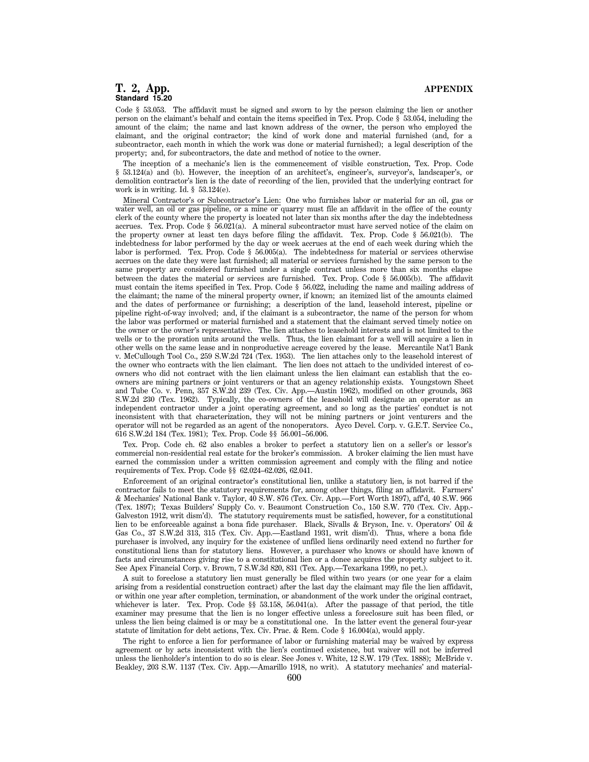Code § 53.053. The affidavit must be signed and sworn to by the person claiming the lien or another person on the claimant's behalf and contain the items specified in Tex. Prop. Code § 53.054, including the amount of the claim; the name and last known address of the owner, the person who employed the claimant, and the original contractor; the kind of work done and material furnished (and, for a subcontractor, each month in which the work was done or material furnished); a legal description of the property; and, for subcontractors, the date and method of notice to the owner.

The inception of a mechanic's lien is the commencement of visible construction, Tex. Prop. Code § 53.124(a) and (b). However, the inception of an architect's, engineer's, surveyor's, landscaper's, or demolition contractor's lien is the date of recording of the lien, provided that the underlying contract for work is in writing. Id. § 53.124(e).

Mineral Contractor's or Subcontractor's Lien: One who furnishes labor or material for an oil, gas or water well, an oil or gas pipeline, or a mine or quarry must file an affidavit in the office of the county clerk of the county where the property is located not later than six months after the day the indebtedness accrues. Tex. Prop. Code § 56.021(a). A mineral subcontractor must have served notice of the claim on the property owner at least ten days before filing the affidavit. Tex. Prop. Code § 56.021(b). The indebtedness for labor performed by the day or week accrues at the end of each week during which the labor is performed. Tex. Prop. Code § 56.005(a). The indebtedness for material or services otherwise accrues on the date they were last furnished; all material or services furnished by the same person to the same property are considered furnished under a single contract unless more than six months elapse between the dates the material or services are furnished. Tex. Prop. Code § 56.005(b). The affidavit must contain the items specified in Tex. Prop. Code § 56.022, including the name and mailing address of the claimant; the name of the mineral property owner, if known; an itemized list of the amounts claimed and the dates of performance or furnishing; a description of the land, leasehold interest, pipeline or pipeline right-of-way involved; and, if the claimant is a subcontractor, the name of the person for whom the labor was performed or material furnished and a statement that the claimant served timely notice on the owner or the owner's representative. The lien attaches to leasehold interests and is not limited to the wells or to the proration units around the wells. Thus, the lien claimant for a well will acquire a lien in other wells on the same lease and in nonproductive acreage covered by the lease. Mercantile Nat'l Bank v. McCullough Tool Co., 259 S.W.2d 724 (Tex. 1953). The lien attaches only to the leasehold interest of the owner who contracts with the lien claimant. The lien does not attach to the undivided interest of co-owners who did not contract with the lien claimant unless the lien claimant can establish that the co-owners are mining partners or joint venturers or that an agency relationship exists. Youngstown Sheet and Tube Co. v. Penn, 357 S.W.2d 239 (Tex. Civ. App.—Austin 1962), modified on other grounds, 363 S.W.2d 230 (Tex. 1962). Typically, the co-owners of the leasehold will designate an operator as an independent contractor under a joint operating agreement, and so long as the parties' conduct is not inconsistent with that characterization, they will not be mining partners or joint venturers and the operator will not be regarded as an agent of the nonoperators. Ayco Devel. Corp. v. G.E.T. Service Co., 616 S.W.2d 184 (Tex. 1981); Tex. Prop. Code §§ 56.001–56.006.

Tex. Prop. Code ch. 62 also enables a broker to perfect a statutory lien on a seller's or lessor's commercial non-residential real estate for the broker's commission. A broker claiming the lien must have earned the commission under a written commission agreement and comply with the filing and notice requirements of Tex. Prop. Code §§ 62.024–62.026, 62.041.

Enforcement of an original contractor's constitutional lien, unlike a statutory lien, is not barred if the contractor fails to meet the statutory requirements for, among other things, filing an affidavit. Farmers' & Mechanics' National Bank v. Taylor, 40 S.W. 876 (Tex. Civ. App.—Fort Worth 1897), aff'd, 40 S.W. 966 (Tex. 1897); Texas Builders' Supply Co. v. Beaumont Construction Co., 150 S.W. 770 (Tex. Civ. App.-Galveston 1912, writ dism'd). The statutory requirements must be satisfied, however, for a constitutional lien to be enforceable against a bona fide purchaser. Black, Sivalls & Bryson, Inc. v. Operators' Oil & Gas Co., 37 S.W.2d 313, 315 (Tex. Civ. App.—Eastland 1931, writ dism'd). Thus, where a bona fide purchaser is involved, any inquiry for the existence of unfiled liens ordinarily need extend no further for constitutional liens than for statutory liens. However, a purchaser who knows or should have known of facts and circumstances giving rise to a constitutional lien or a donee acquires the property subject to it. See Apex Financial Corp. v. Brown, 7 S.W.3d 820, 831 (Tex. App.—Texarkana 1999, no pet.).

A suit to foreclose a statutory lien must generally be filed within two years (or one year for a claim arising from a residential construction contract) after the last day the claimant may file the lien affidavit, or within one year after completion, termination, or abandonment of the work under the original contract, whichever is later. Tex. Prop. Code §§ 53.158, 56.041(a). After the passage of that period, the title examiner may presume that the lien is no longer effective unless a foreclosure suit has been filed, or unless the lien being claimed is or may be a constitutional one. In the latter event the general four-year statute of limitation for debt actions, Tex. Civ. Prac. & Rem. Code § 16.004(a), would apply.

The right to enforce a lien for performance of labor or furnishing material may be waived by express agreement or by acts inconsistent with the lien's continued existence, but waiver will not be inferred unless the lienholder's intention to do so is clear. See Jones v. White, 12 S.W. 179 (Tex. 1888); McBride v. Beakley, 203 S.W. 1137 (Tex. Civ. App.—Amarillo 1918, no writ). A statutory mechanics' and material-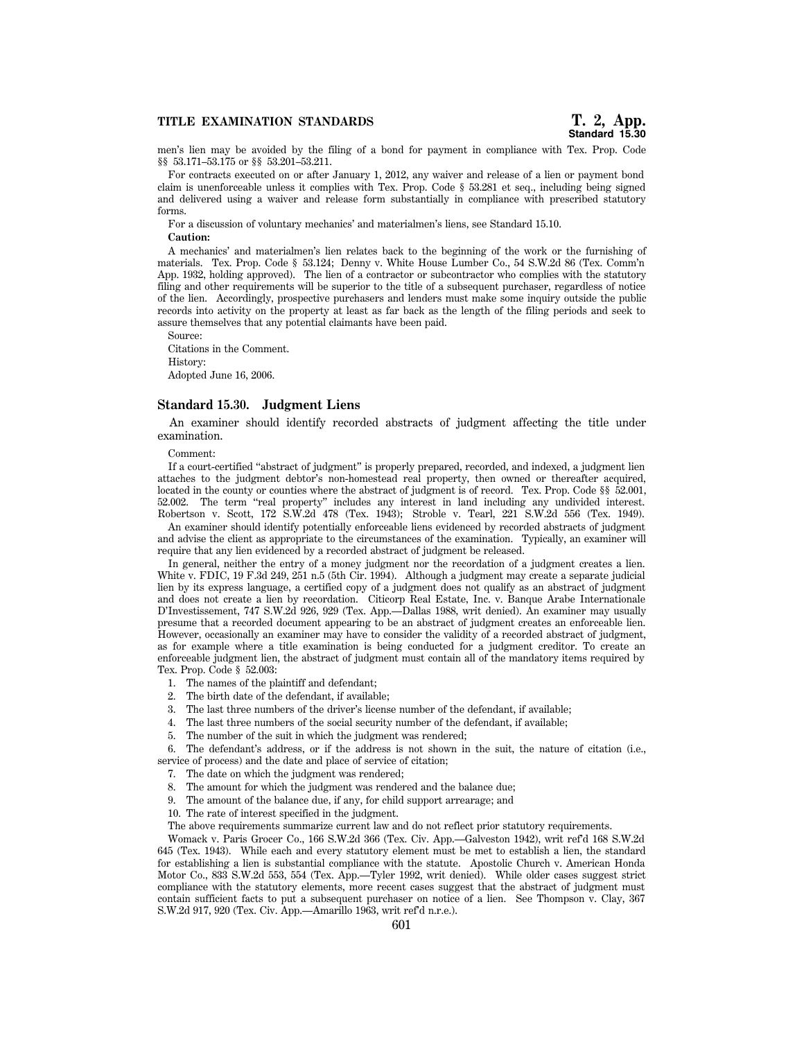men's lien may be avoided by the filing of a bond for payment in compliance with Tex. Prop. Code §§ 53.171–53.175 or §§ 53.201–53.211.

For contracts executed on or after January 1, 2012, any waiver and release of a lien or payment bond claim is unenforceable unless it complies with Tex. Prop. Code § 53.281 et seq., including being signed and delivered using a waiver and release form substantially in compliance with prescribed statutory forms.

For a discussion of voluntary mechanics' and materialmen's liens, see Standard 15.10.

**Caution:**

A mechanics' and materialmen's lien relates back to the beginning of the work or the furnishing of materials. Tex. Prop. Code § 53.124; Denny v. White House Lumber Co., 54 S.W.2d 86 (Tex. Comm'n App. 1932, holding approved). The lien of a contractor or subcontractor who complies with the statutory filing and other requirements will be superior to the title of a subsequent purchaser, regardless of notice of the lien. Accordingly, prospective purchasers and lenders must make some inquiry outside the public records into activity on the property at least as far back as the length of the filing periods and seek to assure themselves that any potential claimants have been paid.

Source:

Citations in the Comment.

History:

Adopted June 16, 2006.

### Standard 15.30. Judgment Liens

An examiner should identify recorded abstracts of judgment affecting the title under examination.

Comment:

If a court-certified "abstract of judgment" is properly prepared, recorded, and indexed, a judgment lien attaches to the judgment debtor's non-homestead real property, then owned or thereafter acquired, located in the county or counties where the abstract of judgment is of record. Tex. Prop. Code §§ 52.001, 52.002. The term "real property" includes any interest in land including any undivided interest. Robertson v. Scott, 172 S.W.2d 478 (Tex. 1943); Stroble v. Tearl, 221 S.W.2d 556 (Tex. 1949).

An examiner should identify potentially enforceable liens evidenced by recorded abstracts of judgment and advise the client as appropriate to the circumstances of the examination. Typically, an examiner will require that any lien evidenced by a recorded abstract of judgment be released.

In general, neither the entry of a money judgment nor the recordation of a judgment creates a lien. White v. FDIC, 19 F.3d 249, 251 n.5 (5th Cir. 1994). Although a judgment may create a separate judicial lien by its express language, a certified copy of a judgment does not qualify as an abstract of judgment and does not create a lien by recordation. Citicorp Real Estate, Inc. v. Banque Arabe Internationale D'Investissement, 747 S.W.2d 926, 929 (Tex. App.—Dallas 1988, writ denied). An examiner may usually presume that a recorded document appearing to be an abstract of judgment creates an enforceable lien. However, occasionally an examiner may have to consider the validity of a recorded abstract of judgment, as for example where a title examination is being conducted for a judgment creditor. To create an enforceable judgment lien, the abstract of judgment must contain all of the mandatory items required by Tex. Prop. Code § 52.003:

1. The names of the plaintiff and defendant;
2. The birth date of the defendant, if available;
3. The last three numbers of the driver's license number of the defendant, if available;
4. The last three numbers of the social security number of the defendant, if available;
5. The number of the suit in which the judgment was rendered;
6. The defendant's address, or if the address is not shown in the suit, the nature of citation (i.e., service of process) and the date and place of service of citation;
7. The date on which the judgment was rendered;
8. The amount for which the judgment was rendered and the balance due;
9. The amount of the balance due, if any, for child support arrearage; and
10. The rate of interest specified in the judgment.

The above requirements summarize current law and do not reflect prior statutory requirements.

Womack v. Paris Grocer Co., 166 S.W.2d 366 (Tex. Civ. App.—Galveston 1942), writ ref'd 168 S.W.2d 645 (Tex. 1943). While each and every statutory element must be met to establish a lien, the standard for establishing a lien is substantial compliance with the statute. Apostolic Church v. American Honda Motor Co., 833 S.W.2d 553, 554 (Tex. App.—Tyler 1992, writ denied). While older cases suggest strict compliance with the statutory elements, more recent cases suggest that the abstract of judgment must contain sufficient facts to put a subsequent purchaser on notice of a lien. See Thompson v. Clay, 367 S.W.2d 917, 920 (Tex. Civ. App.—Amarillo 1963, writ ref'd n.r.e.).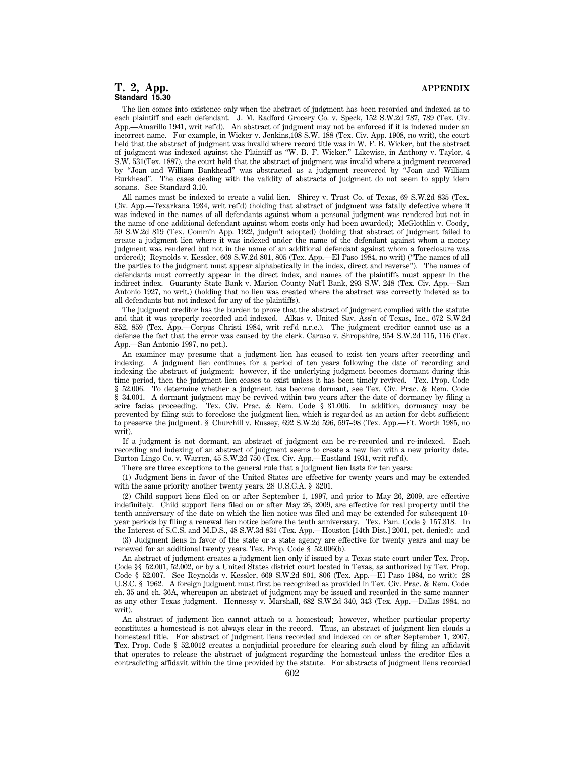The lien comes into existence only when the abstract of judgment has been recorded and indexed as to each plaintiff and each defendant. J. M. Radford Grocery Co. v. Speck, 152 S.W.2d 787, 789 (Tex. Civ. App.—Amarillo 1941, writ ref'd). An abstract of judgment may not be enforced if it is indexed under an incorrect name. For example, in Wicker v. Jenkins,108 S.W. 188 (Tex. Civ. App. 1908, no writ), the court held that the abstract of judgment was invalid where record title was in W. F. B. Wicker, but the abstract of judgment was indexed against the Plaintiff as "W. B. F. Wicker." Likewise, in Anthony v. Taylor, 4 S.W. 531(Tex. 1887), the court held that the abstract of judgment was invalid where a judgment recovered by "Joan and William Bankhead" was abstracted as a judgment recovered by "Joan and William Burkhead". The cases dealing with the validity of abstracts of judgment do not seem to apply idem sonans. See Standard 3.10.

All names must be indexed to create a valid lien. Shirey v. Trust Co. of Texas, 69 S.W.2d 835 (Tex. Civ. App.—Texarkana 1934, writ ref'd) (holding that abstract of judgment was fatally defective where it was indexed in the names of all defendants against whom a personal judgment was rendered but not in the name of one additional defendant against whom costs only had been awarded); McGlothlin v. Coody, 59 S.W.2d 819 (Tex. Comm'n App. 1922, judgm't adopted) (holding that abstract of judgment failed to create a judgment lien where it was indexed under the name of the defendant against whom a money judgment was rendered but not in the name of an additional defendant against whom a foreclosure was ordered); Reynolds v. Kessler, 669 S.W.2d 801, 805 (Tex. App.—El Paso 1984, no writ) ("The names of all the parties to the judgment must appear alphabetically in the index, direct and reverse"). The names of defendants must correctly appear in the direct index, and names of the plaintiffs must appear in the indirect index. Guaranty State Bank v. Marion County Nat'l Bank, 293 S.W. 248 (Tex. Civ. App.—San Antonio 1927, no writ.) (holding that no lien was created where the abstract was correctly indexed as to all defendants but not indexed for any of the plaintiffs).

The judgment creditor has the burden to prove that the abstract of judgment complied with the statute and that it was properly recorded and indexed. Alkas v. United Sav. Ass'n of Texas, Inc., 672 S.W.2d 852, 859 (Tex. App.—Corpus Christi 1984, writ ref'd n.r.e.). The judgment creditor cannot use as a defense the fact that the error was caused by the clerk. Caruso v. Shropshire, 954 S.W.2d 115, 116 (Tex. App.—San Antonio 1997, no pet.).

An examiner may presume that a judgment lien has ceased to exist ten years after recording and indexing. A judgment lien continues for a period of ten years following the date of recording and indexing the abstract of judgment; however, if the underlying judgment becomes dormant during this time period, then the judgment lien ceases to exist unless it has been timely revived. Tex. Prop. Code § 52.006. To determine whether a judgment has become dormant, see Tex. Civ. Prac. & Rem. Code § 34.001. A dormant judgment may be revived within two years after the date of dormancy by filing a scire facias proceeding. Tex. Civ. Prac. & Rem. Code § 31.006. In addition, dormancy may be prevented by filing suit to foreclose the judgment lien, which is regarded as an action for debt sufficient to preserve the judgment. § Churchill v. Russey, 692 S.W.2d 596, 597–98 (Tex. App.—Ft. Worth 1985, no writ).

If a judgment is not dormant, an abstract of judgment can be re-recorded and re-indexed. Each recording and indexing of an abstract of judgment seems to create a new lien with a new priority date. Burton Lingo Co. v. Warren, 45 S.W.2d 750 (Tex. Civ. App.—Eastland 1931, writ ref'd).

There are three exceptions to the general rule that a judgment lien lasts for ten years:

(1) Judgment liens in favor of the United States are effective for twenty years and may be extended with the same priority another twenty years. 28 U.S.C.A. § 3201.

(2) Child support liens filed on or after September 1, 1997, and prior to May 26, 2009, are effective indefinitely. Child support liens filed on or after May 26, 2009, are effective for real property until the tenth anniversary of the date on which the lien notice was filed and may be extended for subsequent 10-year periods by filing a renewal lien notice before the tenth anniversary. Tex. Fam. Code § 157.318. In the Interest of S.C.S. and M.D.S., 48 S.W.3d 831 (Tex. App.—Houston [14th Dist.] 2001, pet. denied); and

(3) Judgment liens in favor of the state or a state agency are effective for twenty years and may be renewed for an additional twenty years. Tex. Prop. Code § 52.006(b).

An abstract of judgment creates a judgment lien only if issued by a Texas state court under Tex. Prop. Code §§ 52.001, 52.002, or by a United States district court located in Texas, as authorized by Tex. Prop. Code § 52.007. See Reynolds v. Kessler, 669 S.W.2d 801, 806 (Tex. App.—El Paso 1984, no writ); 28 U.S.C. § 1962. A foreign judgment must first be recognized as provided in Tex. Civ. Prac. & Rem. Code ch. 35 and ch. 36A, whereupon an abstract of judgment may be issued and recorded in the same manner as any other Texas judgment. Hennessy v. Marshall, 682 S.W.2d 340, 343 (Tex. App.—Dallas 1984, no writ).

An abstract of judgment lien cannot attach to a homestead; however, whether particular property constitutes a homestead is not always clear in the record. Thus, an abstract of judgment lien clouds a homestead title. For abstract of judgment liens recorded and indexed on or after September 1, 2007, Tex. Prop. Code § 52.0012 creates a nonjudicial procedure for clearing such cloud by filing an affidavit that operates to release the abstract of judgment regarding the homestead unless the creditor files a contradicting affidavit within the time provided by the statute. For abstracts of judgments liens recorded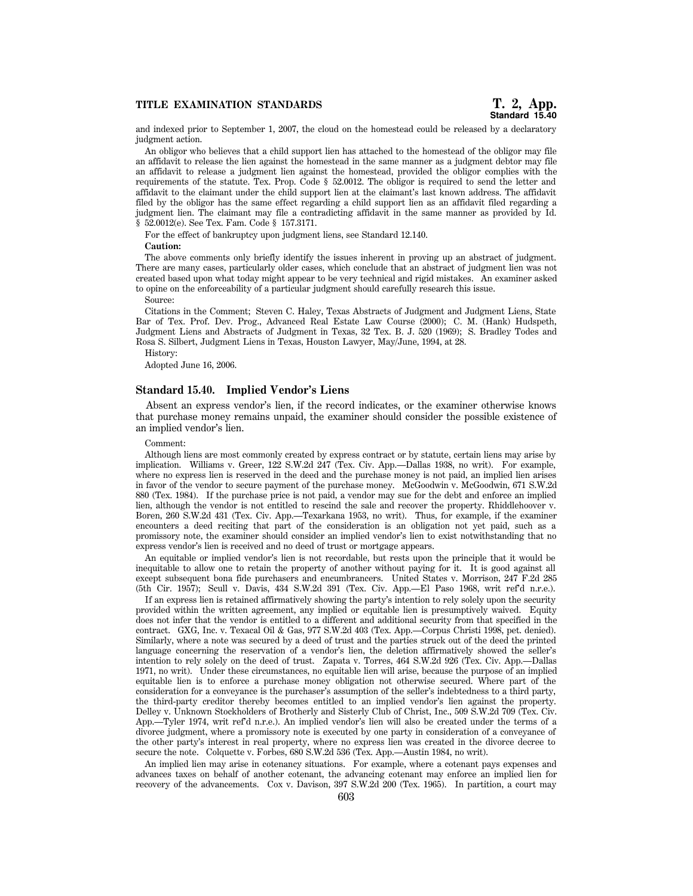and indexed prior to September 1, 2007, the cloud on the homestead could be released by a declaratory judgment action.

An obligor who believes that a child support lien has attached to the homestead of the obligor may file an affidavit to release the lien against the homestead in the same manner as a judgment debtor may file an affidavit to release a judgment lien against the homestead, provided the obligor complies with the requirements of the statute. Tex. Prop. Code § 52.0012. The obligor is required to send the letter and affidavit to the claimant under the child support lien at the claimant's last known address. The affidavit filed by the obligor has the same effect regarding a child support lien as an affidavit filed regarding a judgment lien. The claimant may file a contradicting affidavit in the same manner as provided by Id. § 52.0012(e). See Tex. Fam. Code § 157.3171.

For the effect of bankruptcy upon judgment liens, see Standard 12.140.

**Caution:**

The above comments only briefly identify the issues inherent in proving up an abstract of judgment. There are many cases, particularly older cases, which conclude that an abstract of judgment lien was not created based upon what today might appear to be very technical and rigid mistakes. An examiner asked to opine on the enforceability of a particular judgment should carefully research this issue.

Source:

Citations in the Comment; Steven C. Haley, Texas Abstracts of Judgment and Judgment Liens, State Bar of Tex. Prof. Dev. Prog., Advanced Real Estate Law Course (2000); C. M. (Hank) Hudspeth, Judgment Liens and Abstracts of Judgment in Texas, 32 Tex. B. J. 520 (1969); S. Bradley Todes and Rosa S. Silbert, Judgment Liens in Texas, Houston Lawyer, May/June, 1994, at 28.

History:

Adopted June 16, 2006.

## Standard 15.40. Implied Vendor's Liens

Absent an express vendor's lien, if the record indicates, or the examiner otherwise knows that purchase money remains unpaid, the examiner should consider the possible existence of an implied vendor's lien.

Comment:

Although liens are most commonly created by express contract or by statute, certain liens may arise by implication. Williams v. Greer, 122 S.W.2d 247 (Tex. Civ. App.—Dallas 1938, no writ). For example, where no express lien is reserved in the deed and the purchase money is not paid, an implied lien arises in favor of the vendor to secure payment of the purchase money. McGoodwin v. McGoodwin, 671 S.W.2d 880 (Tex. 1984). If the purchase price is not paid, a vendor may sue for the debt and enforce an implied lien, although the vendor is not entitled to rescind the sale and recover the property. Rhiddlehoover v. Boren, 260 S.W.2d 431 (Tex. Civ. App.—Texarkana 1953, no writ). Thus, for example, if the examiner encounters a deed reciting that part of the consideration is an obligation not yet paid, such as a promissory note, the examiner should consider an implied vendor's lien to exist notwithstanding that no express vendor's lien is received and no deed of trust or mortgage appears.

An equitable or implied vendor's lien is not recordable, but rests upon the principle that it would be inequitable to allow one to retain the property of another without paying for it. It is good against all except subsequent bona fide purchasers and encumbrancers. United States v. Morrison, 247 F.2d 285 (5th Cir. 1957); Scull v. Davis, 434 S.W.2d 391 (Tex. Civ. App.—El Paso 1968, writ ref'd n.r.e.).

If an express lien is retained affirmatively showing the party's intention to rely solely upon the security provided within the written agreement, any implied or equitable lien is presumptively waived. Equity does not infer that the vendor is entitled to a different and additional security from that specified in the contract. GXG, Inc. v. Texacal Oil & Gas, 977 S.W.2d 403 (Tex. App.—Corpus Christi 1998, pet. denied). Similarly, where a note was secured by a deed of trust and the parties struck out of the deed the printed language concerning the reservation of a vendor's lien, the deletion affirmatively showed the seller's intention to rely solely on the deed of trust. Zapata v. Torres, 464 S.W.2d 926 (Tex. Civ. App.—Dallas 1971, no writ). Under these circumstances, no equitable lien will arise, because the purpose of an implied equitable lien is to enforce a purchase money obligation not otherwise secured. Where part of the consideration for a conveyance is the purchaser's assumption of the seller's indebtedness to a third party, the third-party creditor thereby becomes entitled to an implied vendor's lien against the property. Delley v. Unknown Stockholders of Brotherly and Sisterly Club of Christ, Inc., 509 S.W.2d 709 (Tex. Civ. App.—Tyler 1974, writ ref'd n.r.e.). An implied vendor's lien will also be created under the terms of a divorce judgment, where a promissory note is executed by one party in consideration of a conveyance of the other party's interest in real property, where no express lien was created in the divorce decree to secure the note. Colquette v. Forbes, 680 S.W.2d 536 (Tex. App.—Austin 1984, no writ).

An implied lien may arise in cotenancy situations. For example, where a cotenant pays expenses and advances taxes on behalf of another cotenant, the advancing cotenant may enforce an implied lien for recovery of the advancements. Cox v. Davison, 397 S.W.2d 200 (Tex. 1965). In partition, a court may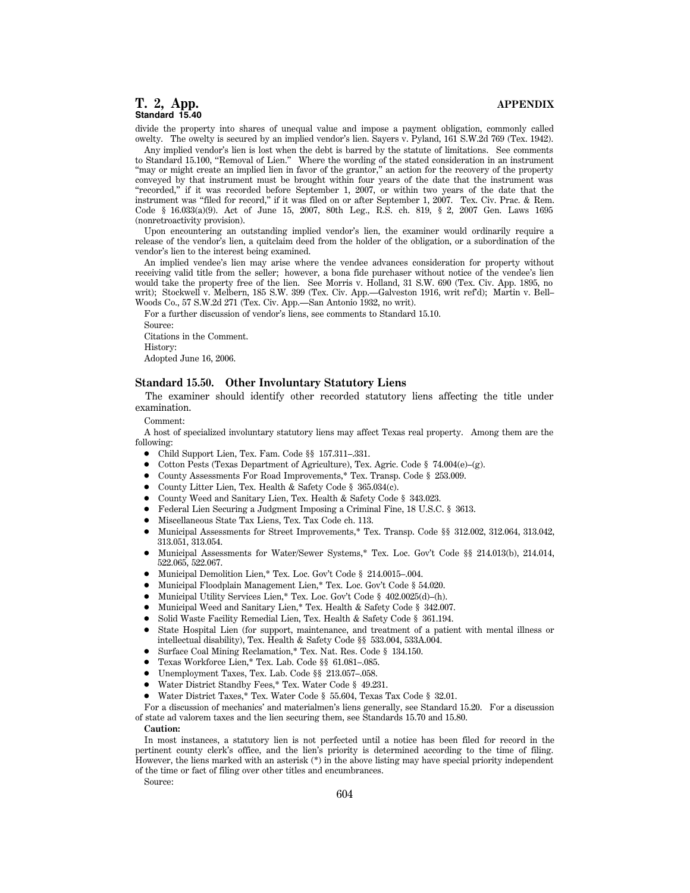divide the property into shares of unequal value and impose a payment obligation, commonly called owelty. The owelty is secured by an implied vendor's lien. Sayers v. Pyland, 161 S.W.2d 769 (Tex. 1942).

Any implied vendor's lien is lost when the debt is barred by the statute of limitations. See comments to Standard 15.100, "Removal of Lien." Where the wording of the stated consideration in an instrument "may or might create an implied lien in favor of the grantor," an action for the recovery of the property conveyed by that instrument must be brought within four years of the date that the instrument was "recorded," if it was recorded before September 1, 2007, or within two years of the date that the instrument was "filed for record," if it was filed on or after September 1, 2007. Tex. Civ. Prac. & Rem. Code § 16.033(a)(9). Act of June 15, 2007, 80th Leg., R.S. ch. 819, § 2, 2007 Gen. Laws 1695 (nonretroactivity provision).

Upon encountering an outstanding implied vendor's lien, the examiner would ordinarily require a release of the vendor's lien, a quitclaim deed from the holder of the obligation, or a subordination of the vendor's lien to the interest being examined.

An implied vendee's lien may arise where the vendee advances consideration for property without receiving valid title from the seller; however, a bona fide purchaser without notice of the vendee's lien would take the property free of the lien. See Morris v. Holland, 31 S.W. 690 (Tex. Civ. App. 1895, no writ); Stockwell v. Melbern, 185 S.W. 399 (Tex. Civ. App.—Galveston 1916, writ ref'd); Martin v. Bell–Woods Co., 57 S.W.2d 271 (Tex. Civ. App.—San Antonio 1932, no writ).

For a further discussion of vendor's liens, see comments to Standard 15.10.

Source:

Citations in the Comment.

History:

Adopted June 16, 2006.

## Standard 15.50. Other Involuntary Statutory Liens

The examiner should identify other recorded statutory liens affecting the title under examination.

Comment:

A host of specialized involuntary statutory liens may affect Texas real property. Among them are the following:

- Child Support Lien, Tex. Fam. Code §§ 157.311–.331.
- Cotton Pests (Texas Department of Agriculture), Tex. Agric. Code § 74.004(e)–(g).
- County Assessments For Road Improvements,* Tex. Transp. Code § 253.009.
- County Litter Lien, Tex. Health & Safety Code § 365.034(c).
- County Weed and Sanitary Lien, Tex. Health & Safety Code § 343.023.
- Federal Lien Securing a Judgment Imposing a Criminal Fine, 18 U.S.C. § 3613.
- Miscellaneous State Tax Liens, Tex. Tax Code ch. 113.
- Municipal Assessments for Street Improvements,* Tex. Transp. Code §§ 312.002, 312.064, 313.042, 313.051, 313.054.
- Municipal Assessments for Water/Sewer Systems,* Tex. Loc. Gov't Code §§ 214.013(b), 214.014, 522.065, 522.067.
- Municipal Demolition Lien,* Tex. Loc. Gov't Code § 214.0015–.004.
- Municipal Floodplain Management Lien,* Tex. Loc. Gov't Code § 54.020.
- Municipal Utility Services Lien,* Tex. Loc. Gov't Code § 402.0025(d)–(h).
- Municipal Weed and Sanitary Lien,* Tex. Health & Safety Code § 342.007.
- Solid Waste Facility Remedial Lien, Tex. Health & Safety Code § 361.194.
- State Hospital Lien (for support, maintenance, and treatment of a patient with mental illness or intellectual disability), Tex. Health & Safety Code §§ 533.004, 533A.004.
- Surface Coal Mining Reclamation,* Tex. Nat. Res. Code § 134.150.
- Texas Workforce Lien,* Tex. Lab. Code §§ 61.081–.085.
- Unemployment Taxes, Tex. Lab. Code §§ 213.057–.058.
- Water District Standby Fees,* Tex. Water Code § 49.231.
- Water District Taxes,* Tex. Water Code § 55.604, Texas Tax Code § 32.01.

For a discussion of mechanics' and materialmen's liens generally, see Standard 15.20. For a discussion of state ad valorem taxes and the lien securing them, see Standards 15.70 and 15.80.

**Caution:**

In most instances, a statutory lien is not perfected until a notice has been filed for record in the pertinent county clerk's office, and the lien's priority is determined according to the time of filing. However, the liens marked with an asterisk (*) in the above listing may have special priority independent of the time or fact of filing over other titles and encumbrances.

Source: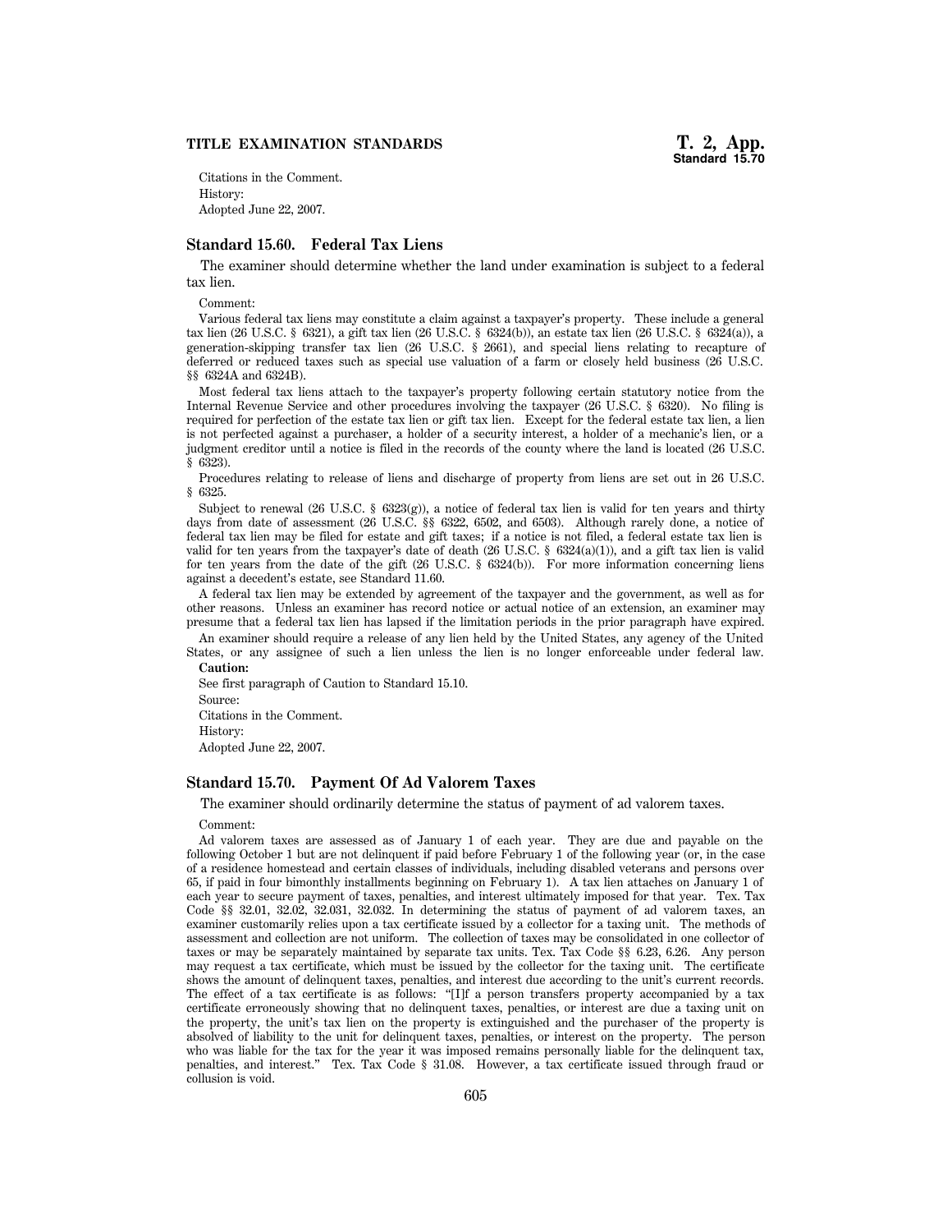Citations in the Comment.

History:

Adopted June 22, 2007.

## Standard 15.60. Federal Tax Liens

The examiner should determine whether the land under examination is subject to a federal tax lien.

Comment:

Various federal tax liens may constitute a claim against a taxpayer's property. These include a general tax lien (26 U.S.C. § 6321), a gift tax lien (26 U.S.C. § 6324(b)), an estate tax lien (26 U.S.C. § 6324(a)), a generation-skipping transfer tax lien (26 U.S.C. § 2661), and special liens relating to recapture of deferred or reduced taxes such as special use valuation of a farm or closely held business (26 U.S.C. §§ 6324A and 6324B).

Most federal tax liens attach to the taxpayer's property following certain statutory notice from the Internal Revenue Service and other procedures involving the taxpayer (26 U.S.C. § 6320). No filing is required for perfection of the estate tax lien or gift tax lien. Except for the federal estate tax lien, a lien is not perfected against a purchaser, a holder of a security interest, a holder of a mechanic's lien, or a judgment creditor until a notice is filed in the records of the county where the land is located (26 U.S.C. § 6323).

Procedures relating to release of liens and discharge of property from liens are set out in 26 U.S.C. § 6325.

Subject to renewal (26 U.S.C. § 6323(g)), a notice of federal tax lien is valid for ten years and thirty days from date of assessment (26 U.S.C. §§ 6322, 6502, and 6503). Although rarely done, a notice of federal tax lien may be filed for estate and gift taxes; if a notice is not filed, a federal estate tax lien is valid for ten years from the taxpayer's date of death (26 U.S.C. § 6324(a)(1)), and a gift tax lien is valid for ten years from the date of the gift (26 U.S.C. § 6324(b)). For more information concerning liens against a decedent's estate, see Standard 11.60.

A federal tax lien may be extended by agreement of the taxpayer and the government, as well as for other reasons. Unless an examiner has record notice or actual notice of an extension, an examiner may presume that a federal tax lien has lapsed if the limitation periods in the prior paragraph have expired.

An examiner should require a release of any lien held by the United States, any agency of the United States, or any assignee of such a lien unless the lien is no longer enforceable under federal law.

**Caution:**

See first paragraph of Caution to Standard 15.10.

Source:

Citations in the Comment.

History:

Adopted June 22, 2007.

## Standard 15.70. Payment Of Ad Valorem Taxes

The examiner should ordinarily determine the status of payment of ad valorem taxes.

Comment:

Ad valorem taxes are assessed as of January 1 of each year. They are due and payable on the following October 1 but are not delinquent if paid before February 1 of the following year (or, in the case of a residence homestead and certain classes of individuals, including disabled veterans and persons over 65, if paid in four bimonthly installments beginning on February 1). A tax lien attaches on January 1 of each year to secure payment of taxes, penalties, and interest ultimately imposed for that year. Tex. Tax Code §§ 32.01, 32.02, 32.031, 32.032. In determining the status of payment of ad valorem taxes, an examiner customarily relies upon a tax certificate issued by a collector for a taxing unit. The methods of assessment and collection are not uniform. The collection of taxes may be consolidated in one collector of taxes or may be separately maintained by separate tax units. Tex. Tax Code §§ 6.23, 6.26. Any person may request a tax certificate, which must be issued by the collector for the taxing unit. The certificate shows the amount of delinquent taxes, penalties, and interest due according to the unit's current records. The effect of a tax certificate is as follows: "[I]f a person transfers property accompanied by a tax certificate erroneously showing that no delinquent taxes, penalties, or interest are due a taxing unit on the property, the unit's tax lien on the property is extinguished and the purchaser of the property is absolved of liability to the unit for delinquent taxes, penalties, or interest on the property. The person who was liable for the tax for the year it was imposed remains personally liable for the delinquent tax, penalties, and interest." Tex. Tax Code § 31.08. However, a tax certificate issued through fraud or collusion is void.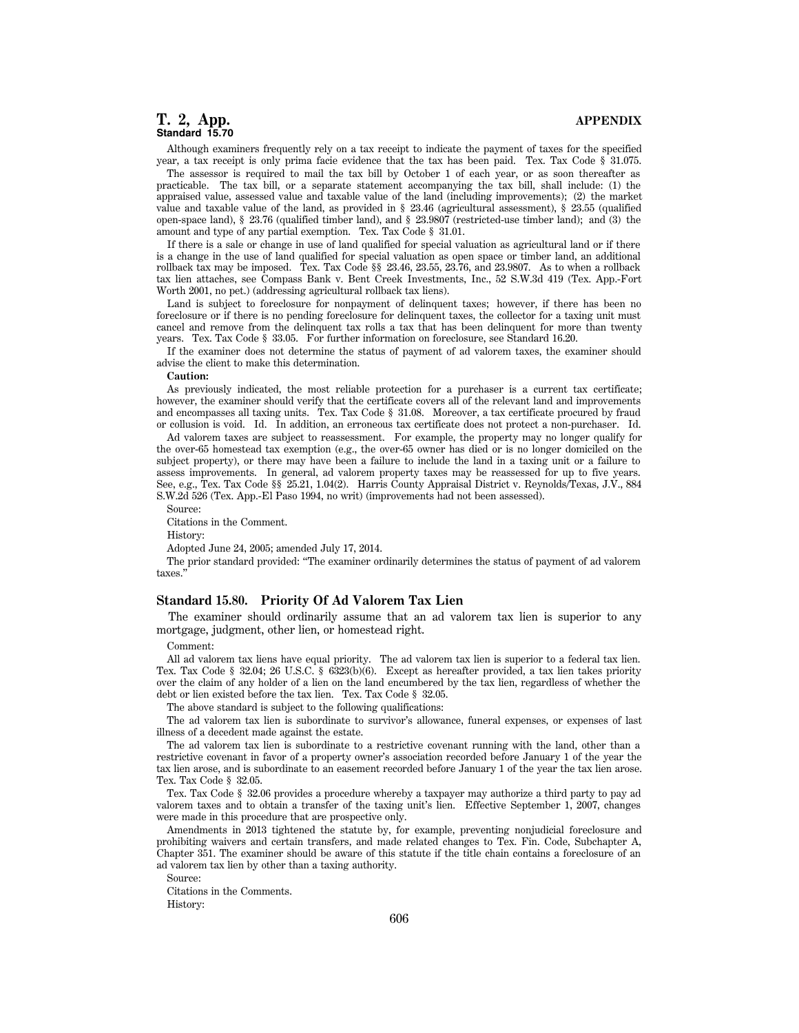Although examiners frequently rely on a tax receipt to indicate the payment of taxes for the specified year, a tax receipt is only prima facie evidence that the tax has been paid. Tex. Tax Code § 31.075.

The assessor is required to mail the tax bill by October 1 of each year, or as soon thereafter as practicable. The tax bill, or a separate statement accompanying the tax bill, shall include: (1) the appraised value, assessed value and taxable value of the land (including improvements); (2) the market value and taxable value of the land, as provided in § 23.46 (agricultural assessment), § 23.55 (qualified open-space land), § 23.76 (qualified timber land), and § 23.9807 (restricted-use timber land); and (3) the amount and type of any partial exemption. Tex. Tax Code § 31.01.

If there is a sale or change in use of land qualified for special valuation as agricultural land or if there is a change in the use of land qualified for special valuation as open space or timber land, an additional rollback tax may be imposed. Tex. Tax Code §§ 23.46, 23.55, 23.76, and 23.9807. As to when a rollback tax lien attaches, see Compass Bank v. Bent Creek Investments, Inc., 52 S.W.3d 419 (Tex. App.-Fort Worth 2001, no pet.) (addressing agricultural rollback tax liens).

Land is subject to foreclosure for nonpayment of delinquent taxes; however, if there has been no foreclosure or if there is no pending foreclosure for delinquent taxes, the collector for a taxing unit must cancel and remove from the delinquent tax rolls a tax that has been delinquent for more than twenty years. Tex. Tax Code § 33.05. For further information on foreclosure, see Standard 16.20.

If the examiner does not determine the status of payment of ad valorem taxes, the examiner should advise the client to make this determination.

**Caution:**

As previously indicated, the most reliable protection for a purchaser is a current tax certificate; however, the examiner should verify that the certificate covers all of the relevant land and improvements and encompasses all taxing units. Tex. Tax Code § 31.08. Moreover, a tax certificate procured by fraud or collusion is void. Id. In addition, an erroneous tax certificate does not protect a non-purchaser. Id.

Ad valorem taxes are subject to reassessment. For example, the property may no longer qualify for the over-65 homestead tax exemption (e.g., the over-65 owner has died or is no longer domiciled on the subject property), or there may have been a failure to include the land in a taxing unit or a failure to assess improvements. In general, ad valorem property taxes may be reassessed for up to five years. See, e.g., Tex. Tax Code §§ 25.21, 1.04(2). Harris County Appraisal District v. Reynolds/Texas, J.V., 884 S.W.2d 526 (Tex. App.-El Paso 1994, no writ) (improvements had not been assessed).

Source:

Citations in the Comment.

History:

Adopted June 24, 2005; amended July 17, 2014.

The prior standard provided: "The examiner ordinarily determines the status of payment of ad valorem taxes."

## Standard 15.80. Priority Of Ad Valorem Tax Lien

The examiner should ordinarily assume that an ad valorem tax lien is superior to any mortgage, judgment, other lien, or homestead right.

Comment:

All ad valorem tax liens have equal priority. The ad valorem tax lien is superior to a federal tax lien. Tex. Tax Code § 32.04; 26 U.S.C. § 6323(b)(6). Except as hereafter provided, a tax lien takes priority over the claim of any holder of a lien on the land encumbered by the tax lien, regardless of whether the debt or lien existed before the tax lien. Tex. Tax Code § 32.05.

The above standard is subject to the following qualifications:

The ad valorem tax lien is subordinate to survivor's allowance, funeral expenses, or expenses of last illness of a decedent made against the estate.

The ad valorem tax lien is subordinate to a restrictive covenant running with the land, other than a restrictive covenant in favor of a property owner's association recorded before January 1 of the year the tax lien arose, and is subordinate to an easement recorded before January 1 of the year the tax lien arose. Tex. Tax Code § 32.05.

Tex. Tax Code § 32.06 provides a procedure whereby a taxpayer may authorize a third party to pay ad valorem taxes and to obtain a transfer of the taxing unit's lien. Effective September 1, 2007, changes were made in this procedure that are prospective only.

Amendments in 2013 tightened the statute by, for example, preventing nonjudicial foreclosure and prohibiting waivers and certain transfers, and made related changes to Tex. Fin. Code, Subchapter A, Chapter 351. The examiner should be aware of this statute if the title chain contains a foreclosure of an ad valorem tax lien by other than a taxing authority.

Source:

Citations in the Comments.

History: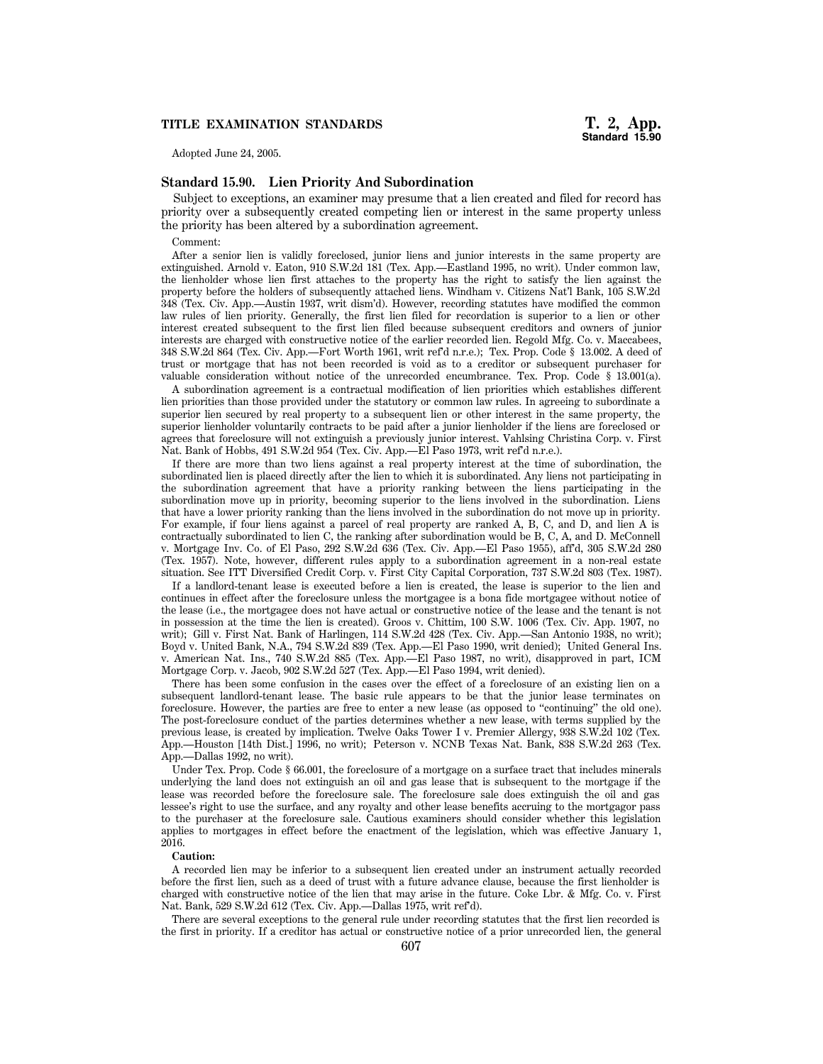Adopted June 24, 2005.

### Standard 15.90. Lien Priority And Subordination

Subject to exceptions, an examiner may presume that a lien created and filed for record has priority over a subsequently created competing lien or interest in the same property unless the priority has been altered by a subordination agreement.

Comment:

After a senior lien is validly foreclosed, junior liens and junior interests in the same property are extinguished. Arnold v. Eaton, 910 S.W.2d 181 (Tex. App.—Eastland 1995, no writ). Under common law, the lienholder whose lien first attaches to the property has the right to satisfy the lien against the property before the holders of subsequently attached liens. Windham v. Citizens Nat'l Bank, 105 S.W.2d 348 (Tex. Civ. App.—Austin 1937, writ dism'd). However, recording statutes have modified the common law rules of lien priority. Generally, the first lien filed for recordation is superior to a lien or other interest created subsequent to the first lien filed because subsequent creditors and owners of junior interests are charged with constructive notice of the earlier recorded lien. Regold Mfg. Co. v. Maccabees, 348 S.W.2d 864 (Tex. Civ. App.—Fort Worth 1961, writ ref'd n.r.e.); Tex. Prop. Code § 13.002. A deed of trust or mortgage that has not been recorded is void as to a creditor or subsequent purchaser for valuable consideration without notice of the unrecorded encumbrance. Tex. Prop. Code § 13.001(a).

A subordination agreement is a contractual modification of lien priorities which establishes different lien priorities than those provided under the statutory or common law rules. In agreeing to subordinate a superior lien secured by real property to a subsequent lien or other interest in the same property, the superior lienholder voluntarily contracts to be paid after a junior lienholder if the liens are foreclosed or agrees that foreclosure will not extinguish a previously junior interest. Vahlsing Christina Corp. v. First Nat. Bank of Hobbs, 491 S.W.2d 954 (Tex. Civ. App.—El Paso 1973, writ ref'd n.r.e.).

If there are more than two liens against a real property interest at the time of subordination, the subordinated lien is placed directly after the lien to which it is subordinated. Any liens not participating in the subordination agreement that have a priority ranking between the liens participating in the subordination move up in priority, becoming superior to the liens involved in the subordination. Liens that have a lower priority ranking than the liens involved in the subordination do not move up in priority. For example, if four liens against a parcel of real property are ranked A, B, C, and D, and lien A is contractually subordinated to lien C, the ranking after subordination would be B, C, A, and D. McConnell v. Mortgage Inv. Co. of El Paso, 292 S.W.2d 636 (Tex. Civ. App.—El Paso 1955), aff'd, 305 S.W.2d 280 (Tex. 1957). Note, however, different rules apply to a subordination agreement in a non-real estate situation. See ITT Diversified Credit Corp. v. First City Capital Corporation, 737 S.W.2d 803 (Tex. 1987).

If a landlord-tenant lease is executed before a lien is created, the lease is superior to the lien and continues in effect after the foreclosure unless the mortgagee is a bona fide mortgagee without notice of the lease (i.e., the mortgagee does not have actual or constructive notice of the lease and the tenant is not in possession at the time the lien is created). Groos v. Chittim, 100 S.W. 1006 (Tex. Civ. App. 1907, no writ); Gill v. First Nat. Bank of Harlingen, 114 S.W.2d 428 (Tex. Civ. App.—San Antonio 1938, no writ); Boyd v. United Bank, N.A., 794 S.W.2d 839 (Tex. App.—El Paso 1990, writ denied); United General Ins. v. American Nat. Ins., 740 S.W.2d 885 (Tex. App.—El Paso 1987, no writ), disapproved in part, ICM Mortgage Corp. v. Jacob, 902 S.W.2d 527 (Tex. App.—El Paso 1994, writ denied).

There has been some confusion in the cases over the effect of a foreclosure of an existing lien on a subsequent landlord-tenant lease. The basic rule appears to be that the junior lease terminates on foreclosure. However, the parties are free to enter a new lease (as opposed to "continuing" the old one). The post-foreclosure conduct of the parties determines whether a new lease, with terms supplied by the previous lease, is created by implication. Twelve Oaks Tower I v. Premier Allergy, 938 S.W.2d 102 (Tex. App.—Houston [14th Dist.] 1996, no writ); Peterson v. NCNB Texas Nat. Bank, 838 S.W.2d 263 (Tex. App.—Dallas 1992, no writ).

Under Tex. Prop. Code § 66.001, the foreclosure of a mortgage on a surface tract that includes minerals underlying the land does not extinguish an oil and gas lease that is subsequent to the mortgage if the lease was recorded before the foreclosure sale. The foreclosure sale does extinguish the oil and gas lessee's right to use the surface, and any royalty and other lease benefits accruing to the mortgagor pass to the purchaser at the foreclosure sale. Cautious examiners should consider whether this legislation applies to mortgages in effect before the enactment of the legislation, which was effective January 1, 2016.

**Caution:**

A recorded lien may be inferior to a subsequent lien created under an instrument actually recorded before the first lien, such as a deed of trust with a future advance clause, because the first lienholder is charged with constructive notice of the lien that may arise in the future. Coke Lbr. & Mfg. Co. v. First Nat. Bank, 529 S.W.2d 612 (Tex. Civ. App.—Dallas 1975, writ ref'd).

There are several exceptions to the general rule under recording statutes that the first lien recorded is the first in priority. If a creditor has actual or constructive notice of a prior unrecorded lien, the general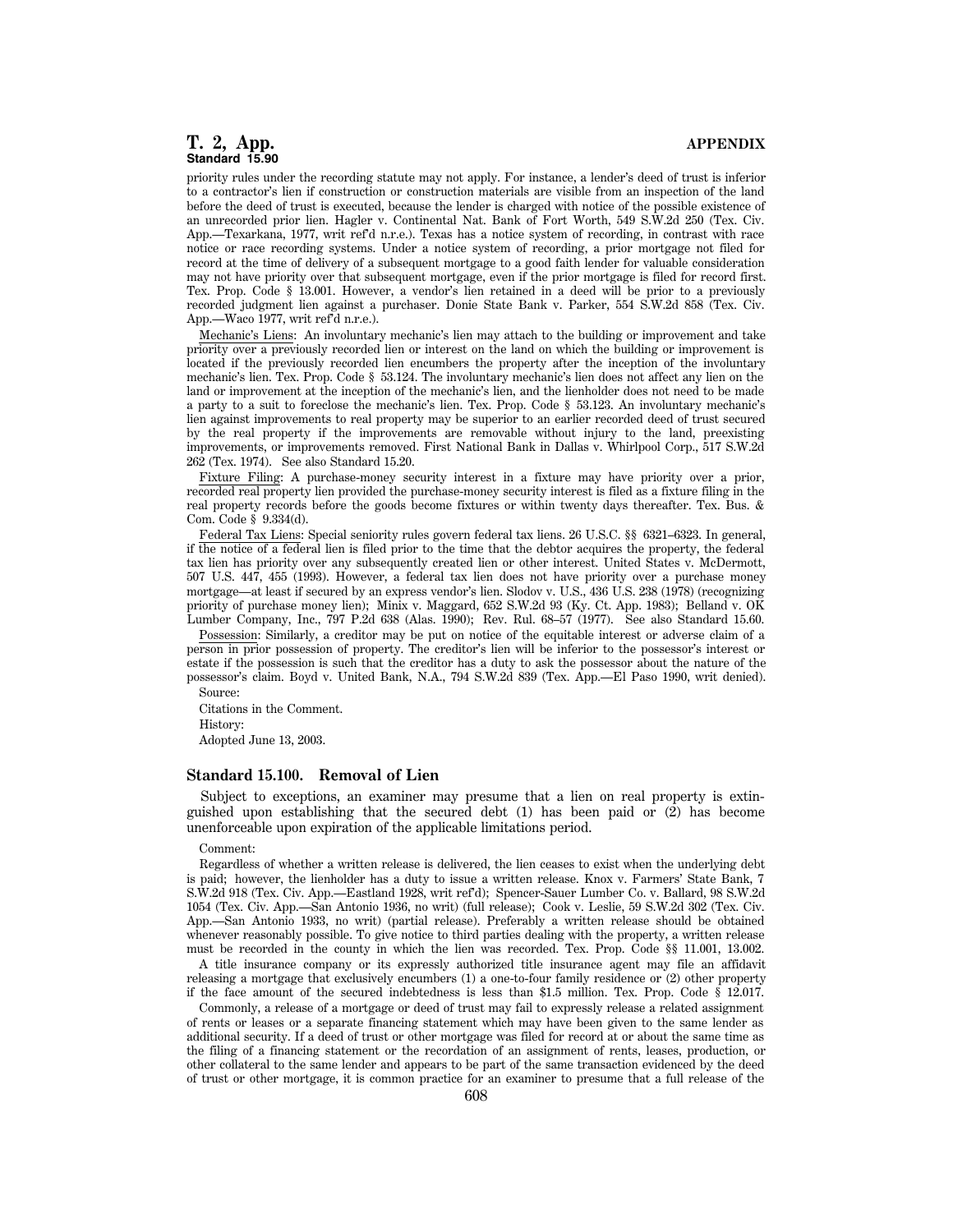priority rules under the recording statute may not apply. For instance, a lender's deed of trust is inferior to a contractor's lien if construction or construction materials are visible from an inspection of the land before the deed of trust is executed, because the lender is charged with notice of the possible existence of an unrecorded prior lien. Hagler v. Continental Nat. Bank of Fort Worth, 549 S.W.2d 250 (Tex. Civ. App.—Texarkana, 1977, writ ref'd n.r.e.). Texas has a notice system of recording, in contrast with race notice or race recording systems. Under a notice system of recording, a prior mortgage not filed for record at the time of delivery of a subsequent mortgage to a good faith lender for valuable consideration may not have priority over that subsequent mortgage, even if the prior mortgage is filed for record first. Tex. Prop. Code § 13.001. However, a vendor's lien retained in a deed will be prior to a previously recorded judgment lien against a purchaser. Donie State Bank v. Parker, 554 S.W.2d 858 (Tex. Civ. App.—Waco 1977, writ ref'd n.r.e.).

Mechanic's Liens: An involuntary mechanic's lien may attach to the building or improvement and take priority over a previously recorded lien or interest on the land on which the building or improvement is located if the previously recorded lien encumbers the property after the inception of the involuntary mechanic's lien. Tex. Prop. Code § 53.124. The involuntary mechanic's lien does not affect any lien on the land or improvement at the inception of the mechanic's lien, and the lienholder does not need to be made a party to a suit to foreclose the mechanic's lien. Tex. Prop. Code § 53.123. An involuntary mechanic's lien against improvements to real property may be superior to an earlier recorded deed of trust secured by the real property if the improvements are removable without injury to the land, preexisting improvements, or improvements removed. First National Bank in Dallas v. Whirlpool Corp., 517 S.W.2d 262 (Tex. 1974). See also Standard 15.20.

Fixture Filing: A purchase-money security interest in a fixture may have priority over a prior, recorded real property lien provided the purchase-money security interest is filed as a fixture filing in the real property records before the goods become fixtures or within twenty days thereafter. Tex. Bus. & Com. Code § 9.334(d).

Federal Tax Liens: Special seniority rules govern federal tax liens. 26 U.S.C. §§ 6321–6323. In general, if the notice of a federal lien is filed prior to the time that the debtor acquires the property, the federal tax lien has priority over any subsequently created lien or other interest. United States v. McDermott, 507 U.S. 447, 455 (1993). However, a federal tax lien does not have priority over a purchase money mortgage—at least if secured by an express vendor's lien. Slodov v. U.S., 436 U.S. 238 (1978) (recognizing priority of purchase money lien); Minix v. Maggard, 652 S.W.2d 93 (Ky. Ct. App. 1983); Belland v. OK Lumber Company, Inc., 797 P.2d 638 (Alas. 1990); Rev. Rul. 68–57 (1977). See also Standard 15.60.

Possession: Similarly, a creditor may be put on notice of the equitable interest or adverse claim of a person in prior possession of property. The creditor's lien will be inferior to the possessor's interest or estate if the possession is such that the creditor has a duty to ask the possessor about the nature of the possessor's claim. Boyd v. United Bank, N.A., 794 S.W.2d 839 (Tex. App.—El Paso 1990, writ denied).

Source:

Citations in the Comment.

History:

Adopted June 13, 2003.

### Standard 15.100. Removal of Lien

Subject to exceptions, an examiner may presume that a lien on real property is extinguished upon establishing that the secured debt (1) has been paid or (2) has become unenforceable upon expiration of the applicable limitations period.

Comment:

Regardless of whether a written release is delivered, the lien ceases to exist when the underlying debt is paid; however, the lienholder has a duty to issue a written release. Knox v. Farmers' State Bank, 7 S.W.2d 918 (Tex. Civ. App.—Eastland 1928, writ ref'd); Spencer-Sauer Lumber Co. v. Ballard, 98 S.W.2d 1054 (Tex. Civ. App.—San Antonio 1936, no writ) (full release); Cook v. Leslie, 59 S.W.2d 302 (Tex. Civ. App.—San Antonio 1933, no writ) (partial release). Preferably a written release should be obtained whenever reasonably possible. To give notice to third parties dealing with the property, a written release must be recorded in the county in which the lien was recorded. Tex. Prop. Code §§ 11.001, 13.002.

A title insurance company or its expressly authorized title insurance agent may file an affidavit releasing a mortgage that exclusively encumbers (1) a one-to-four family residence or (2) other property if the face amount of the secured indebtedness is less than $1.5 million. Tex. Prop. Code § 12.017.

Commonly, a release of a mortgage or deed of trust may fail to expressly release a related assignment of rents or leases or a separate financing statement which may have been given to the same lender as additional security. If a deed of trust or other mortgage was filed for record at or about the same time as the filing of a financing statement or the recordation of an assignment of rents, leases, production, or other collateral to the same lender and appears to be part of the same transaction evidenced by the deed of trust or other mortgage, it is common practice for an examiner to presume that a full release of the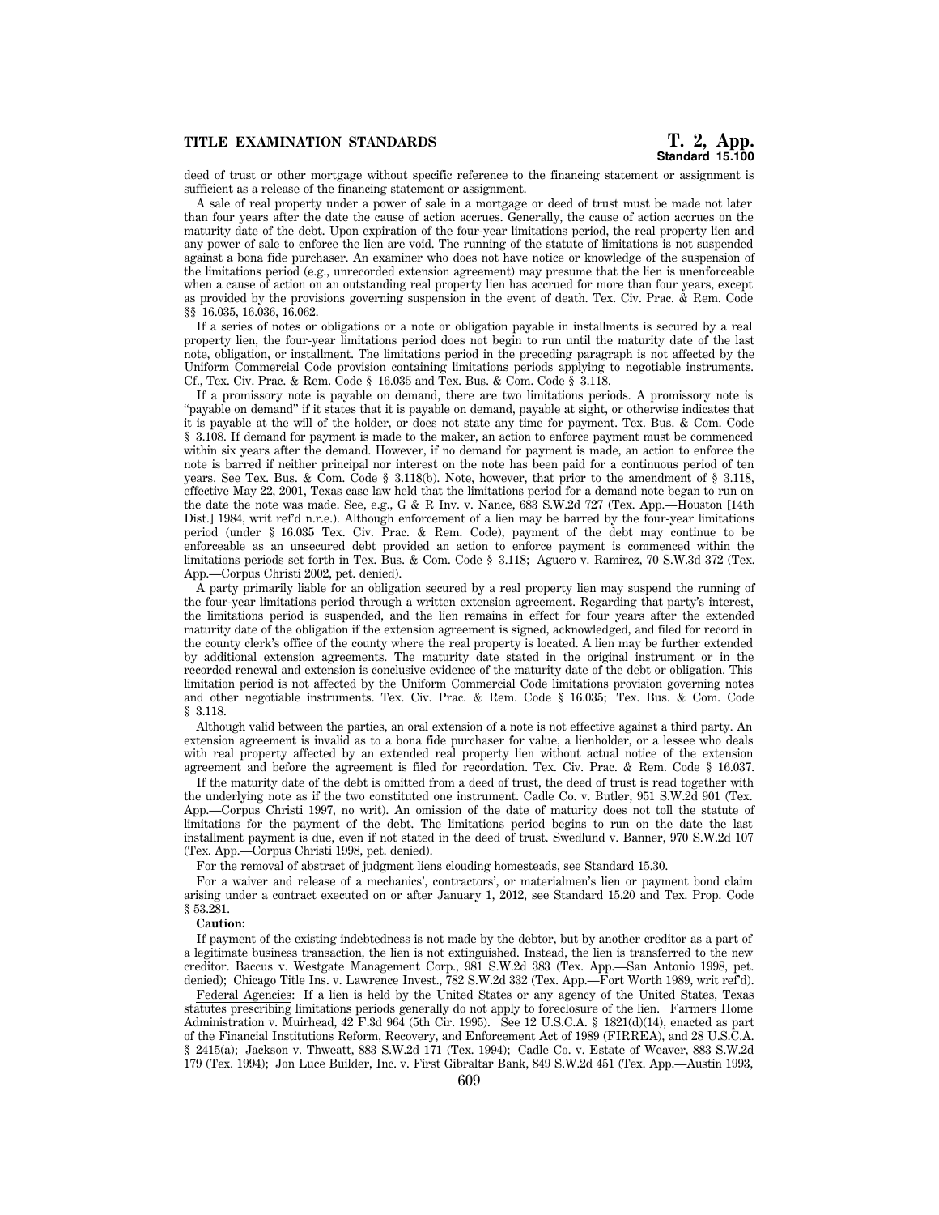deed of trust or other mortgage without specific reference to the financing statement or assignment is sufficient as a release of the financing statement or assignment.

A sale of real property under a power of sale in a mortgage or deed of trust must be made not later than four years after the date the cause of action accrues. Generally, the cause of action accrues on the maturity date of the debt. Upon expiration of the four-year limitations period, the real property lien and any power of sale to enforce the lien are void. The running of the statute of limitations is not suspended against a bona fide purchaser. An examiner who does not have notice or knowledge of the suspension of the limitations period (e.g., unrecorded extension agreement) may presume that the lien is unenforceable when a cause of action on an outstanding real property lien has accrued for more than four years, except as provided by the provisions governing suspension in the event of death. Tex. Civ. Prac. & Rem. Code §§ 16.035, 16.036, 16.062.

If a series of notes or obligations or a note or obligation payable in installments is secured by a real property lien, the four-year limitations period does not begin to run until the maturity date of the last note, obligation, or installment. The limitations period in the preceding paragraph is not affected by the Uniform Commercial Code provision containing limitations periods applying to negotiable instruments. Cf., Tex. Civ. Prac. & Rem. Code § 16.035 and Tex. Bus. & Com. Code § 3.118.

If a promissory note is payable on demand, there are two limitations periods. A promissory note is "payable on demand" if it states that it is payable on demand, payable at sight, or otherwise indicates that it is payable at the will of the holder, or does not state any time for payment. Tex. Bus. & Com. Code § 3.108. If demand for payment is made to the maker, an action to enforce payment must be commenced within six years after the demand. However, if no demand for payment is made, an action to enforce the note is barred if neither principal nor interest on the note has been paid for a continuous period of ten years. See Tex. Bus. & Com. Code § 3.118(b). Note, however, that prior to the amendment of § 3.118, effective May 22, 2001, Texas case law held that the limitations period for a demand note began to run on the date the note was made. See, e.g., G & R Inv. v. Nance, 683 S.W.2d 727 (Tex. App.—Houston [14th Dist.] 1984, writ ref'd n.r.e.). Although enforcement of a lien may be barred by the four-year limitations period (under § 16.035 Tex. Civ. Prac. & Rem. Code), payment of the debt may continue to be enforceable as an unsecured debt provided an action to enforce payment is commenced within the limitations periods set forth in Tex. Bus. & Com. Code § 3.118; Aguero v. Ramirez, 70 S.W.3d 372 (Tex. App.—Corpus Christi 2002, pet. denied).

A party primarily liable for an obligation secured by a real property lien may suspend the running of the four-year limitations period through a written extension agreement. Regarding that party's interest, the limitations period is suspended, and the lien remains in effect for four years after the extended maturity date of the obligation if the extension agreement is signed, acknowledged, and filed for record in the county clerk's office of the county where the real property is located. A lien may be further extended by additional extension agreements. The maturity date stated in the original instrument or in the recorded renewal and extension is conclusive evidence of the maturity date of the debt or obligation. This limitation period is not affected by the Uniform Commercial Code limitations provision governing notes and other negotiable instruments. Tex. Civ. Prac. & Rem. Code § 16.035; Tex. Bus. & Com. Code § 3.118.

Although valid between the parties, an oral extension of a note is not effective against a third party. An extension agreement is invalid as to a bona fide purchaser for value, a lienholder, or a lessee who deals with real property affected by an extended real property lien without actual notice of the extension agreement and before the agreement is filed for recordation. Tex. Civ. Prac. & Rem. Code § 16.037.

If the maturity date of the debt is omitted from a deed of trust, the deed of trust is read together with the underlying note as if the two constituted one instrument. Cadle Co. v. Butler, 951 S.W.2d 901 (Tex. App.—Corpus Christi 1997, no writ). An omission of the date of maturity does not toll the statute of limitations for the payment of the debt. The limitations period begins to run on the date the last installment payment is due, even if not stated in the deed of trust. Swedlund v. Banner, 970 S.W.2d 107 (Tex. App.—Corpus Christi 1998, pet. denied).

For the removal of abstract of judgment liens clouding homesteads, see Standard 15.30.

For a waiver and release of a mechanics', contractors', or materialmen's lien or payment bond claim arising under a contract executed on or after January 1, 2012, see Standard 15.20 and Tex. Prop. Code § 53.281.

**Caution:**

If payment of the existing indebtedness is not made by the debtor, but by another creditor as a part of a legitimate business transaction, the lien is not extinguished. Instead, the lien is transferred to the new creditor. Baccus v. Westgate Management Corp., 981 S.W.2d 383 (Tex. App.—San Antonio 1998, pet. denied); Chicago Title Ins. v. Lawrence Invest., 782 S.W.2d 332 (Tex. App.—Fort Worth 1989, writ ref'd).

Federal Agencies: If a lien is held by the United States or any agency of the United States, Texas statutes prescribing limitations periods generally do not apply to foreclosure of the lien. Farmers Home Administration v. Muirhead, 42 F.3d 964 (5th Cir. 1995). See 12 U.S.C.A. § 1821(d)(14), enacted as part of the Financial Institutions Reform, Recovery, and Enforcement Act of 1989 (FIRREA), and 28 U.S.C.A. § 2415(a); Jackson v. Thweatt, 883 S.W.2d 171 (Tex. 1994); Cadle Co. v. Estate of Weaver, 883 S.W.2d 179 (Tex. 1994); Jon Luce Builder, Inc. v. First Gibraltar Bank, 849 S.W.2d 451 (Tex. App.—Austin 1993,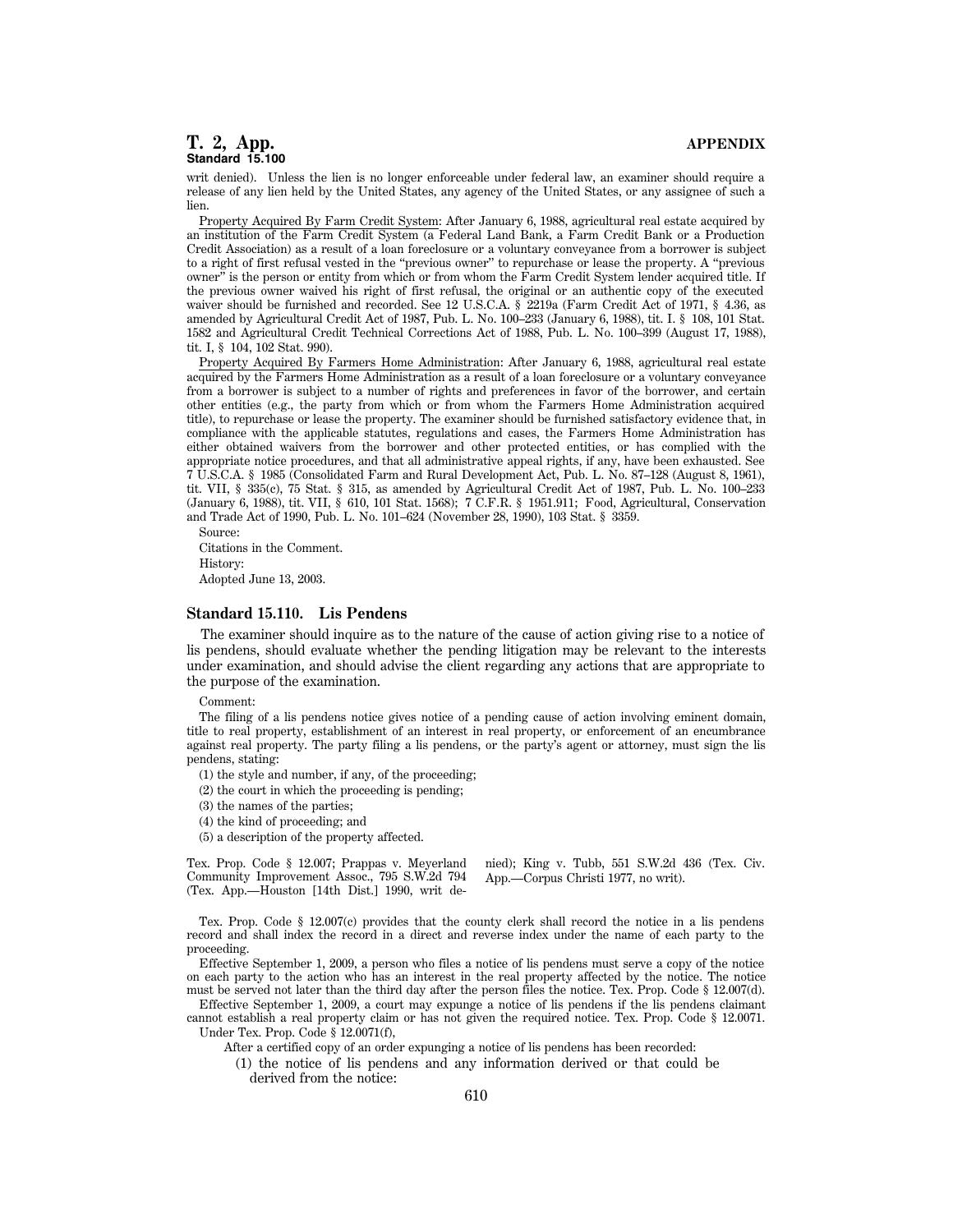writ denied). Unless the lien is no longer enforceable under federal law, an examiner should require a release of any lien held by the United States, any agency of the United States, or any assignee of such a lien.

Property Acquired By Farm Credit System: After January 6, 1988, agricultural real estate acquired by an institution of the Farm Credit System (a Federal Land Bank, a Farm Credit Bank or a Production Credit Association) as a result of a loan foreclosure or a voluntary conveyance from a borrower is subject to a right of first refusal vested in the "previous owner" to repurchase or lease the property. A "previous owner" is the person or entity from which or from whom the Farm Credit System lender acquired title. If the previous owner waived his right of first refusal, the original or an authentic copy of the executed waiver should be furnished and recorded. See 12 U.S.C.A. § 2219a (Farm Credit Act of 1971, § 4.36, as amended by Agricultural Credit Act of 1987, Pub. L. No. 100–233 (January 6, 1988), tit. I. § 108, 101 Stat. 1582 and Agricultural Credit Technical Corrections Act of 1988, Pub. L. No. 100–399 (August 17, 1988), tit. I, § 104, 102 Stat. 990).

Property Acquired By Farmers Home Administration: After January 6, 1988, agricultural real estate acquired by the Farmers Home Administration as a result of a loan foreclosure or a voluntary conveyance from a borrower is subject to a number of rights and preferences in favor of the borrower, and certain other entities (e.g., the party from which or from whom the Farmers Home Administration acquired title), to repurchase or lease the property. The examiner should be furnished satisfactory evidence that, in compliance with the applicable statutes, regulations and cases, the Farmers Home Administration has either obtained waivers from the borrower and other protected entities, or has complied with the appropriate notice procedures, and that all administrative appeal rights, if any, have been exhausted. See 7 U.S.C.A. § 1985 (Consolidated Farm and Rural Development Act, Pub. L. No. 87–128 (August 8, 1961), tit. VII, § 335(c), 75 Stat. § 315, as amended by Agricultural Credit Act of 1987, Pub. L. No. 100–233 (January 6, 1988), tit. VII, § 610, 101 Stat. 1568); 7 C.F.R. § 1951.911; Food, Agricultural, Conservation and Trade Act of 1990, Pub. L. No. 101–624 (November 28, 1990), 103 Stat. § 3359.

Source:

Citations in the Comment.

History:

Adopted June 13, 2003.

### Standard 15.110. Lis Pendens

The examiner should inquire as to the nature of the cause of action giving rise to a notice of lis pendens, should evaluate whether the pending litigation may be relevant to the interests under examination, and should advise the client regarding any actions that are appropriate to the purpose of the examination.

Comment:

The filing of a lis pendens notice gives notice of a pending cause of action involving eminent domain, title to real property, establishment of an interest in real property, or enforcement of an encumbrance against real property. The party filing a lis pendens, or the party's agent or attorney, must sign the lis pendens, stating:

(1) the style and number, if any, of the proceeding;

(2) the court in which the proceeding is pending;

(3) the names of the parties;

(4) the kind of proceeding; and

(5) a description of the property affected.

Tex. Prop. Code § 12.007; Prappas v. Meyerland Community Improvement Assoc., 795 S.W.2d 794 (Tex. App.—Houston [14th Dist.] 1990, writ denied); King v. Tubb, 551 S.W.2d 436 (Tex. Civ. App.—Corpus Christi 1977, no writ).

Tex. Prop. Code § 12.007(c) provides that the county clerk shall record the notice in a lis pendens record and shall index the record in a direct and reverse index under the name of each party to the proceeding.

Effective September 1, 2009, a person who files a notice of lis pendens must serve a copy of the notice on each party to the action who has an interest in the real property affected by the notice. The notice must be served not later than the third day after the person files the notice. Tex. Prop. Code § 12.007(d).

Effective September 1, 2009, a court may expunge a notice of lis pendens if the lis pendens claimant cannot establish a real property claim or has not given the required notice. Tex. Prop. Code § 12.0071. Under Tex. Prop. Code § 12.0071(f),

> After a certified copy of an order expunging a notice of lis pendens has been recorded:
>
> (1) the notice of lis pendens and any information derived or that could be derived from the notice: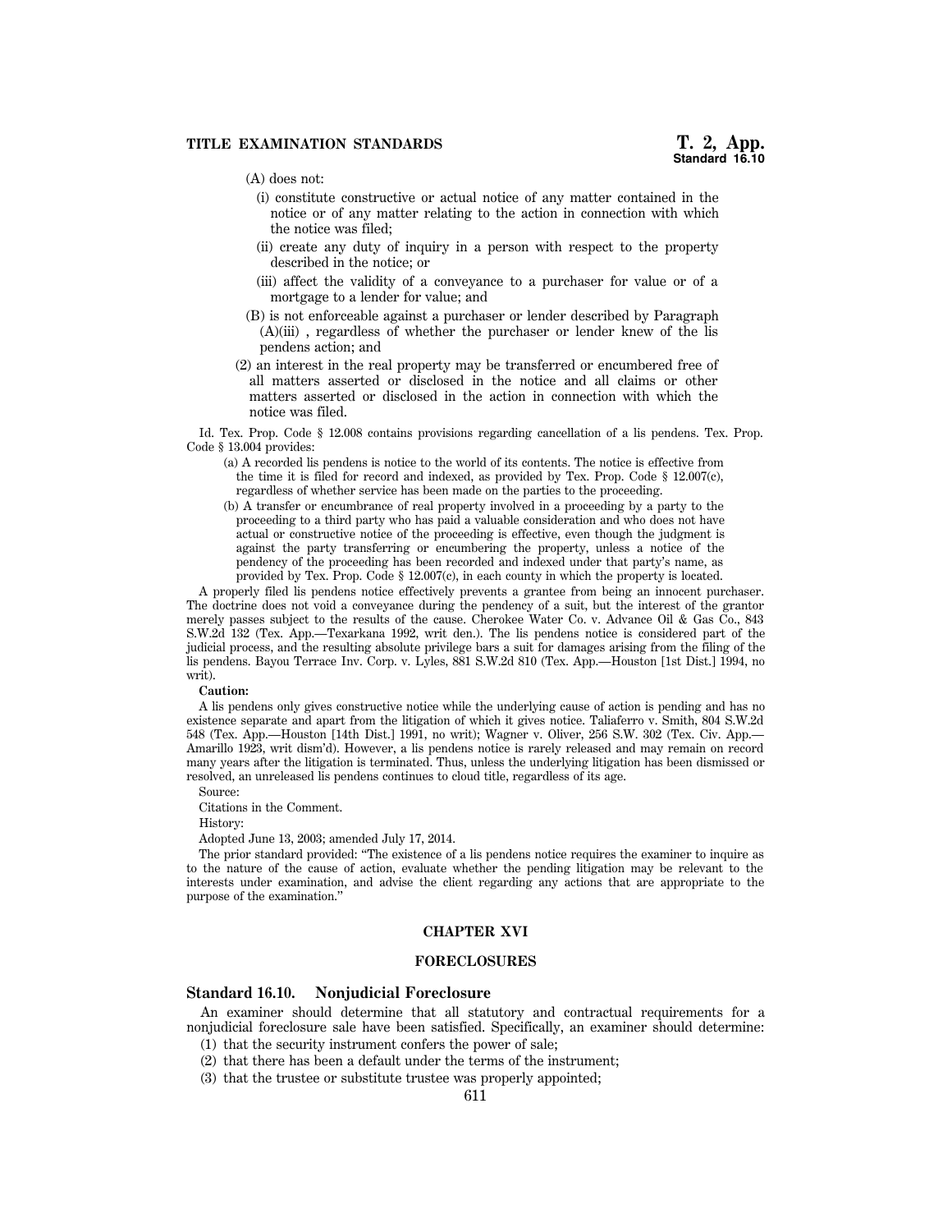(A) does not:

(i) constitute constructive or actual notice of any matter contained in the notice or of any matter relating to the action in connection with which the notice was filed;

(ii) create any duty of inquiry in a person with respect to the property described in the notice; or

(iii) affect the validity of a conveyance to a purchaser for value or of a mortgage to a lender for value; and

(B) is not enforceable against a purchaser or lender described by Paragraph (A)(iii) , regardless of whether the purchaser or lender knew of the lis pendens action; and

(2) an interest in the real property may be transferred or encumbered free of all matters asserted or disclosed in the notice and all claims or other matters asserted or disclosed in the action in connection with which the notice was filed.

Id. Tex. Prop. Code § 12.008 contains provisions regarding cancellation of a lis pendens. Tex. Prop. Code § 13.004 provides:

(a) A recorded lis pendens is notice to the world of its contents. The notice is effective from the time it is filed for record and indexed, as provided by Tex. Prop. Code § 12.007(c), regardless of whether service has been made on the parties to the proceeding.

(b) A transfer or encumbrance of real property involved in a proceeding by a party to the proceeding to a third party who has paid a valuable consideration and who does not have actual or constructive notice of the proceeding is effective, even though the judgment is against the party transferring or encumbering the property, unless a notice of the pendency of the proceeding has been recorded and indexed under that party's name, as provided by Tex. Prop. Code § 12.007(c), in each county in which the property is located.

A properly filed lis pendens notice effectively prevents a grantee from being an innocent purchaser. The doctrine does not void a conveyance during the pendency of a suit, but the interest of the grantor merely passes subject to the results of the cause. Cherokee Water Co. v. Advance Oil & Gas Co., 843 S.W.2d 132 (Tex. App.—Texarkana 1992, writ den.). The lis pendens notice is considered part of the judicial process, and the resulting absolute privilege bars a suit for damages arising from the filing of the lis pendens. Bayou Terrace Inv. Corp. v. Lyles, 881 S.W.2d 810 (Tex. App.—Houston [1st Dist.] 1994, no writ).

**Caution:**

A lis pendens only gives constructive notice while the underlying cause of action is pending and has no existence separate and apart from the litigation of which it gives notice. Taliaferro v. Smith, 804 S.W.2d 548 (Tex. App.—Houston [14th Dist.] 1991, no writ); Wagner v. Oliver, 256 S.W. 302 (Tex. Civ. App.—Amarillo 1923, writ dism'd). However, a lis pendens notice is rarely released and may remain on record many years after the litigation is terminated. Thus, unless the underlying litigation has been dismissed or resolved, an unreleased lis pendens continues to cloud title, regardless of its age.

Source:

Citations in the Comment.

History:

Adopted June 13, 2003; amended July 17, 2014.

The prior standard provided: "The existence of a lis pendens notice requires the examiner to inquire as to the nature of the cause of action, evaluate whether the pending litigation may be relevant to the interests under examination, and advise the client regarding any actions that are appropriate to the purpose of the examination."

## CHAPTER XVI

## FORECLOSURES

### Standard 16.10. Nonjudicial Foreclosure

An examiner should determine that all statutory and contractual requirements for a nonjudicial foreclosure sale have been satisfied. Specifically, an examiner should determine:

(1) that the security instrument confers the power of sale;

(2) that there has been a default under the terms of the instrument;

(3) that the trustee or substitute trustee was properly appointed;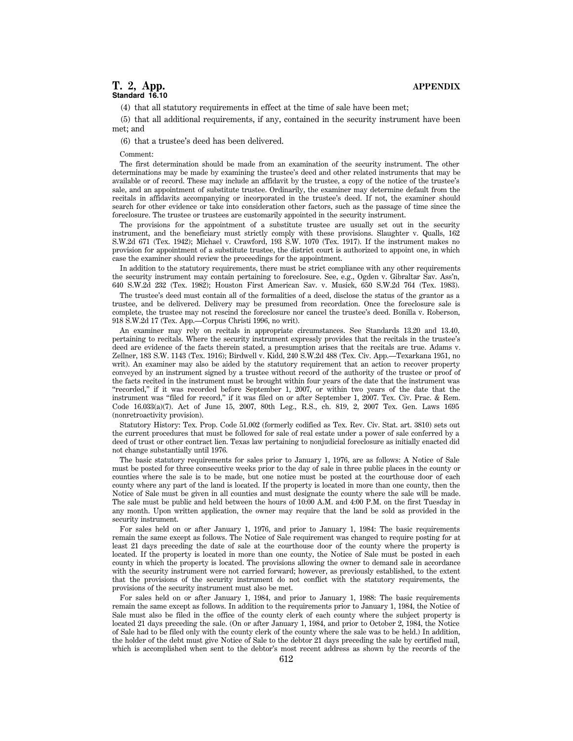(4) that all statutory requirements in effect at the time of sale have been met;

(5) that all additional requirements, if any, contained in the security instrument have been met; and

(6) that a trustee's deed has been delivered.

Comment:

The first determination should be made from an examination of the security instrument. The other determinations may be made by examining the trustee's deed and other related instruments that may be available or of record. These may include an affidavit by the trustee, a copy of the notice of the trustee's sale, and an appointment of substitute trustee. Ordinarily, the examiner may determine default from the recitals in affidavits accompanying or incorporated in the trustee's deed. If not, the examiner should search for other evidence or take into consideration other factors, such as the passage of time since the foreclosure. The trustee or trustees are customarily appointed in the security instrument.

The provisions for the appointment of a substitute trustee are usually set out in the security instrument, and the beneficiary must strictly comply with these provisions. Slaughter v. Qualls, 162 S.W.2d 671 (Tex. 1942); Michael v. Crawford, 193 S.W. 1070 (Tex. 1917). If the instrument makes no provision for appointment of a substitute trustee, the district court is authorized to appoint one, in which case the examiner should review the proceedings for the appointment.

In addition to the statutory requirements, there must be strict compliance with any other requirements the security instrument may contain pertaining to foreclosure. See, e.g., Ogden v. Gibraltar Sav. Ass'n, 640 S.W.2d 232 (Tex. 1982); Houston First American Sav. v. Musick, 650 S.W.2d 764 (Tex. 1983).

The trustee's deed must contain all of the formalities of a deed, disclose the status of the grantor as a trustee, and be delivered. Delivery may be presumed from recordation. Once the foreclosure sale is complete, the trustee may not rescind the foreclosure nor cancel the trustee's deed. Bonilla v. Roberson, 918 S.W.2d 17 (Tex. App.—Corpus Christi 1996, no writ).

An examiner may rely on recitals in appropriate circumstances. See Standards 13.20 and 13.40, pertaining to recitals. Where the security instrument expressly provides that the recitals in the trustee's deed are evidence of the facts therein stated, a presumption arises that the recitals are true. Adams v. Zellner, 183 S.W. 1143 (Tex. 1916); Birdwell v. Kidd, 240 S.W.2d 488 (Tex. Civ. App.—Texarkana 1951, no writ). An examiner may also be aided by the statutory requirement that an action to recover property conveyed by an instrument signed by a trustee without record of the authority of the trustee or proof of the facts recited in the instrument must be brought within four years of the date that the instrument was "recorded," if it was recorded before September 1, 2007, or within two years of the date that the instrument was "filed for record," if it was filed on or after September 1, 2007. Tex. Civ. Prac. & Rem. Code 16.033(a)(7). Act of June 15, 2007, 80th Leg., R.S., ch. 819, 2, 2007 Tex. Gen. Laws 1695 (nonretroactivity provision).

Statutory History: Tex. Prop. Code 51.002 (formerly codified as Tex. Rev. Civ. Stat. art. 3810) sets out the current procedures that must be followed for sale of real estate under a power of sale conferred by a deed of trust or other contract lien. Texas law pertaining to nonjudicial foreclosure as initially enacted did not change substantially until 1976.

The basic statutory requirements for sales prior to January 1, 1976, are as follows: A Notice of Sale must be posted for three consecutive weeks prior to the day of sale in three public places in the county or counties where the sale is to be made, but one notice must be posted at the courthouse door of each county where any part of the land is located. If the property is located in more than one county, then the Notice of Sale must be given in all counties and must designate the county where the sale will be made. The sale must be public and held between the hours of 10:00 A.M. and 4:00 P.M. on the first Tuesday in any month. Upon written application, the owner may require that the land be sold as provided in the security instrument.

For sales held on or after January 1, 1976, and prior to January 1, 1984: The basic requirements remain the same except as follows. The Notice of Sale requirement was changed to require posting for at least 21 days preceding the date of sale at the courthouse door of the county where the property is located. If the property is located in more than one county, the Notice of Sale must be posted in each county in which the property is located. The provisions allowing the owner to demand sale in accordance with the security instrument were not carried forward; however, as previously established, to the extent that the provisions of the security instrument do not conflict with the statutory requirements, the provisions of the security instrument must also be met.

For sales held on or after January 1, 1984, and prior to January 1, 1988: The basic requirements remain the same except as follows. In addition to the requirements prior to January 1, 1984, the Notice of Sale must also be filed in the office of the county clerk of each county where the subject property is located 21 days preceding the sale. (On or after January 1, 1984, and prior to October 2, 1984, the Notice of Sale had to be filed only with the county clerk of the county where the sale was to be held.) In addition, the holder of the debt must give Notice of Sale to the debtor 21 days preceding the sale by certified mail, which is accomplished when sent to the debtor's most recent address as shown by the records of the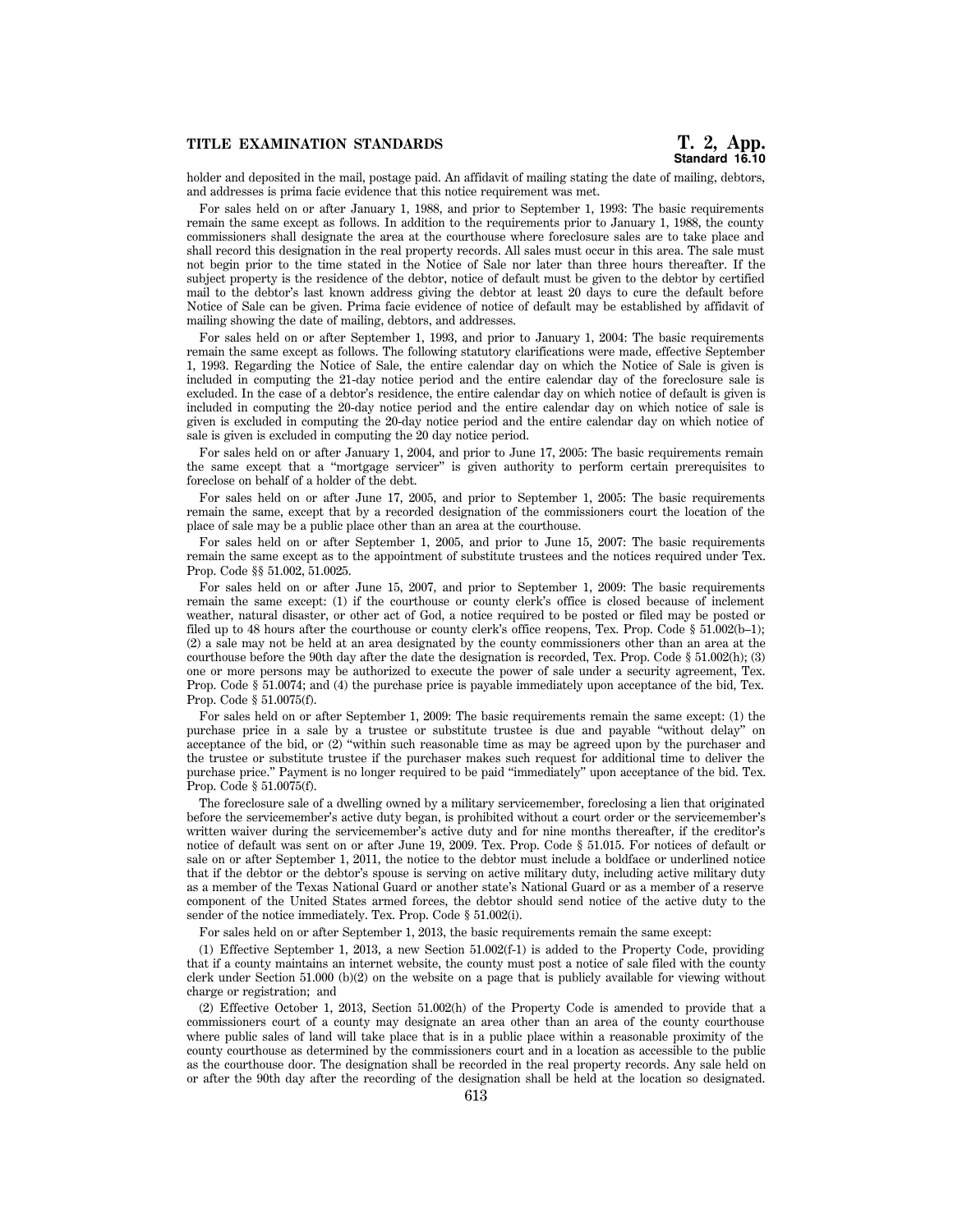holder and deposited in the mail, postage paid. An affidavit of mailing stating the date of mailing, debtors, and addresses is prima facie evidence that this notice requirement was met.

For sales held on or after January 1, 1988, and prior to September 1, 1993: The basic requirements remain the same except as follows. In addition to the requirements prior to January 1, 1988, the county commissioners shall designate the area at the courthouse where foreclosure sales are to take place and shall record this designation in the real property records. All sales must occur in this area. The sale must not begin prior to the time stated in the Notice of Sale nor later than three hours thereafter. If the subject property is the residence of the debtor, notice of default must be given to the debtor by certified mail to the debtor's last known address giving the debtor at least 20 days to cure the default before Notice of Sale can be given. Prima facie evidence of notice of default may be established by affidavit of mailing showing the date of mailing, debtors, and addresses.

For sales held on or after September 1, 1993, and prior to January 1, 2004: The basic requirements remain the same except as follows. The following statutory clarifications were made, effective September 1, 1993. Regarding the Notice of Sale, the entire calendar day on which the Notice of Sale is given is included in computing the 21-day notice period and the entire calendar day of the foreclosure sale is excluded. In the case of a debtor's residence, the entire calendar day on which notice of default is given is included in computing the 20-day notice period and the entire calendar day on which notice of sale is given is excluded in computing the 20-day notice period and the entire calendar day on which notice of sale is given is excluded in computing the 20 day notice period.

For sales held on or after January 1, 2004, and prior to June 17, 2005: The basic requirements remain the same except that a "mortgage servicer" is given authority to perform certain prerequisites to foreclose on behalf of a holder of the debt.

For sales held on or after June 17, 2005, and prior to September 1, 2005: The basic requirements remain the same, except that by a recorded designation of the commissioners court the location of the place of sale may be a public place other than an area at the courthouse.

For sales held on or after September 1, 2005, and prior to June 15, 2007: The basic requirements remain the same except as to the appointment of substitute trustees and the notices required under Tex. Prop. Code §§ 51.002, 51.0025.

For sales held on or after June 15, 2007, and prior to September 1, 2009: The basic requirements remain the same except: (1) if the courthouse or county clerk's office is closed because of inclement weather, natural disaster, or other act of God, a notice required to be posted or filed may be posted or filed up to 48 hours after the courthouse or county clerk's office reopens, Tex. Prop. Code § 51.002(b–1); (2) a sale may not be held at an area designated by the county commissioners other than an area at the courthouse before the 90th day after the date the designation is recorded, Tex. Prop. Code § 51.002(h); (3) one or more persons may be authorized to execute the power of sale under a security agreement, Tex. Prop. Code § 51.0074; and (4) the purchase price is payable immediately upon acceptance of the bid, Tex. Prop. Code § 51.0075(f).

For sales held on or after September 1, 2009: The basic requirements remain the same except: (1) the purchase price in a sale by a trustee or substitute trustee is due and payable "without delay" on acceptance of the bid, or (2) "within such reasonable time as may be agreed upon by the purchaser and the trustee or substitute trustee if the purchaser makes such request for additional time to deliver the purchase price." Payment is no longer required to be paid "immediately" upon acceptance of the bid. Tex. Prop. Code § 51.0075(f).

The foreclosure sale of a dwelling owned by a military servicemember, foreclosing a lien that originated before the servicemember's active duty began, is prohibited without a court order or the servicemember's written waiver during the servicemember's active duty and for nine months thereafter, if the creditor's notice of default was sent on or after June 19, 2009. Tex. Prop. Code § 51.015. For notices of default or sale on or after September 1, 2011, the notice to the debtor must include a boldface or underlined notice that if the debtor or the debtor's spouse is serving on active military duty, including active military duty as a member of the Texas National Guard or another state's National Guard or as a member of a reserve component of the United States armed forces, the debtor should send notice of the active duty to the sender of the notice immediately. Tex. Prop. Code § 51.002(i).

For sales held on or after September 1, 2013, the basic requirements remain the same except:

(1) Effective September 1, 2013, a new Section 51.002(f-1) is added to the Property Code, providing that if a county maintains an internet website, the county must post a notice of sale filed with the county clerk under Section 51.000 (b)(2) on the website on a page that is publicly available for viewing without charge or registration; and

(2) Effective October 1, 2013, Section 51.002(h) of the Property Code is amended to provide that a commissioners court of a county may designate an area other than an area of the county courthouse where public sales of land will take place that is in a public place within a reasonable proximity of the county courthouse as determined by the commissioners court and in a location as accessible to the public as the courthouse door. The designation shall be recorded in the real property records. Any sale held on or after the 90th day after the recording of the designation shall be held at the location so designated.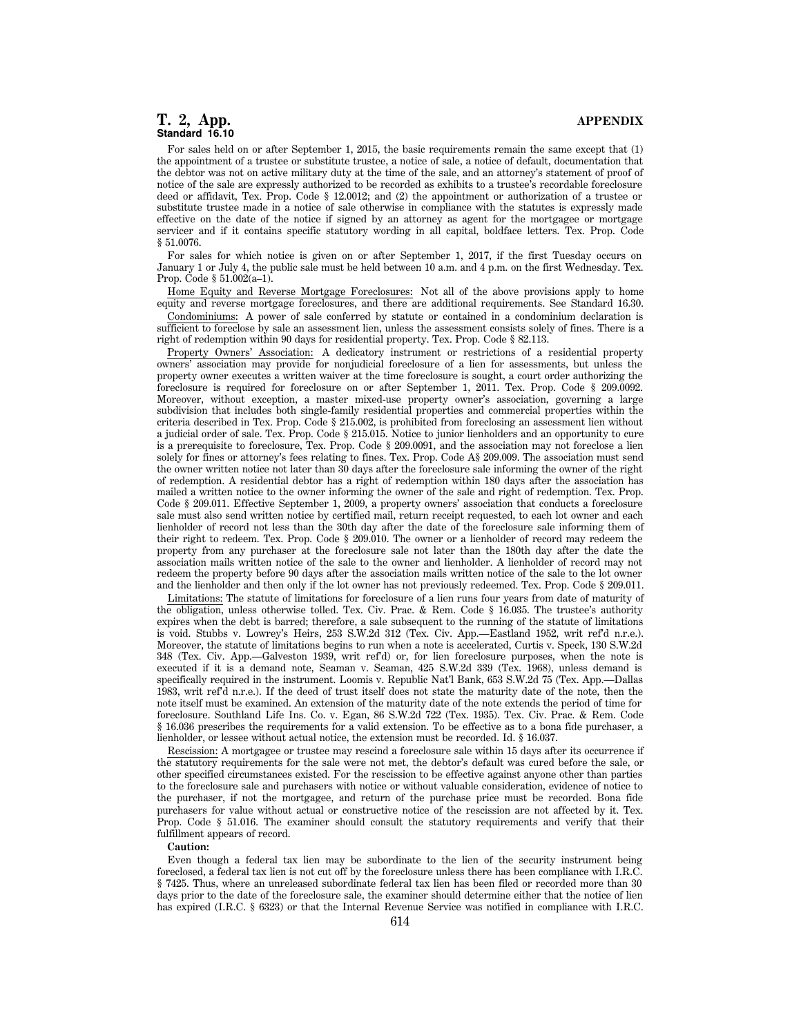For sales held on or after September 1, 2015, the basic requirements remain the same except that (1) the appointment of a trustee or substitute trustee, a notice of sale, a notice of default, documentation that the debtor was not on active military duty at the time of the sale, and an attorney's statement of proof of notice of the sale are expressly authorized to be recorded as exhibits to a trustee's recordable foreclosure deed or affidavit, Tex. Prop. Code § 12.0012; and (2) the appointment or authorization of a trustee or substitute trustee made in a notice of sale otherwise in compliance with the statutes is expressly made effective on the date of the notice if signed by an attorney as agent for the mortgagee or mortgage servicer and if it contains specific statutory wording in all capital, boldface letters. Tex. Prop. Code § 51.0076.

For sales for which notice is given on or after September 1, 2017, if the first Tuesday occurs on January 1 or July 4, the public sale must be held between 10 a.m. and 4 p.m. on the first Wednesday. Tex. Prop. Code § 51.002(a–1).

Home Equity and Reverse Mortgage Foreclosures: Not all of the above provisions apply to home equity and reverse mortgage foreclosures, and there are additional requirements. See Standard 16.30.

Condominiums: A power of sale conferred by statute or contained in a condominium declaration is sufficient to foreclose by sale an assessment lien, unless the assessment consists solely of fines. There is a right of redemption within 90 days for residential property. Tex. Prop. Code § 82.113.

Property Owners' Association: A dedicatory instrument or restrictions of a residential property owners' association may provide for nonjudicial foreclosure of a lien for assessments, but unless the property owner executes a written waiver at the time foreclosure is sought, a court order authorizing the foreclosure is required for foreclosure on or after September 1, 2011. Tex. Prop. Code § 209.0092. Moreover, without exception, a master mixed-use property owner's association, governing a large subdivision that includes both single-family residential properties and commercial properties within the criteria described in Tex. Prop. Code § 215.002, is prohibited from foreclosing an assessment lien without a judicial order of sale. Tex. Prop. Code § 215.015. Notice to junior lienholders and an opportunity to cure is a prerequisite to foreclosure, Tex. Prop. Code § 209.0091, and the association may not foreclose a lien solely for fines or attorney's fees relating to fines. Tex. Prop. Code A§ 209.009. The association must send the owner written notice not later than 30 days after the foreclosure sale informing the owner of the right of redemption. A residential debtor has a right of redemption within 180 days after the association has mailed a written notice to the owner informing the owner of the sale and right of redemption. Tex. Prop. Code § 209.011. Effective September 1, 2009, a property owners' association that conducts a foreclosure sale must also send written notice by certified mail, return receipt requested, to each lot owner and each lienholder of record not less than the 30th day after the date of the foreclosure sale informing them of their right to redeem. Tex. Prop. Code § 209.010. The owner or a lienholder of record may redeem the property from any purchaser at the foreclosure sale not later than the 180th day after the date the association mails written notice of the sale to the owner and lienholder. A lienholder of record may not redeem the property before 90 days after the association mails written notice of the sale to the lot owner and the lienholder and then only if the lot owner has not previously redeemed. Tex. Prop. Code § 209.011.

Limitations: The statute of limitations for foreclosure of a lien runs four years from date of maturity of the obligation, unless otherwise tolled. Tex. Civ. Prac. & Rem. Code § 16.035. The trustee's authority expires when the debt is barred; therefore, a sale subsequent to the running of the statute of limitations is void. Stubbs v. Lowrey's Heirs, 253 S.W.2d 312 (Tex. Civ. App.—Eastland 1952, writ ref'd n.r.e.). Moreover, the statute of limitations begins to run when a note is accelerated, Curtis v. Speck, 130 S.W.2d 348 (Tex. Civ. App.—Galveston 1939, writ ref'd) or, for lien foreclosure purposes, when the note is executed if it is a demand note, Seaman v. Seaman, 425 S.W.2d 339 (Tex. 1968), unless demand is specifically required in the instrument. Loomis v. Republic Nat'l Bank, 653 S.W.2d 75 (Tex. App.—Dallas 1983, writ ref'd n.r.e.). If the deed of trust itself does not state the maturity date of the note, then the note itself must be examined. An extension of the maturity date of the note extends the period of time for foreclosure. Southland Life Ins. Co. v. Egan, 86 S.W.2d 722 (Tex. 1935). Tex. Civ. Prac. & Rem. Code § 16.036 prescribes the requirements for a valid extension. To be effective as to a bona fide purchaser, a lienholder, or lessee without actual notice, the extension must be recorded. Id. § 16.037.

Rescission: A mortgagee or trustee may rescind a foreclosure sale within 15 days after its occurrence if the statutory requirements for the sale were not met, the debtor's default was cured before the sale, or other specified circumstances existed. For the rescission to be effective against anyone other than parties to the foreclosure sale and purchasers with notice or without valuable consideration, evidence of notice to the purchaser, if not the mortgagee, and return of the purchase price must be recorded. Bona fide purchasers for value without actual or constructive notice of the rescission are not affected by it. Tex. Prop. Code § 51.016. The examiner should consult the statutory requirements and verify that their fulfillment appears of record.

**Caution:**

Even though a federal tax lien may be subordinate to the lien of the security instrument being foreclosed, a federal tax lien is not cut off by the foreclosure unless there has been compliance with I.R.C. § 7425. Thus, where an unreleased subordinate federal tax lien has been filed or recorded more than 30 days prior to the date of the foreclosure sale, the examiner should determine either that the notice of lien has expired (I.R.C. § 6323) or that the Internal Revenue Service was notified in compliance with I.R.C.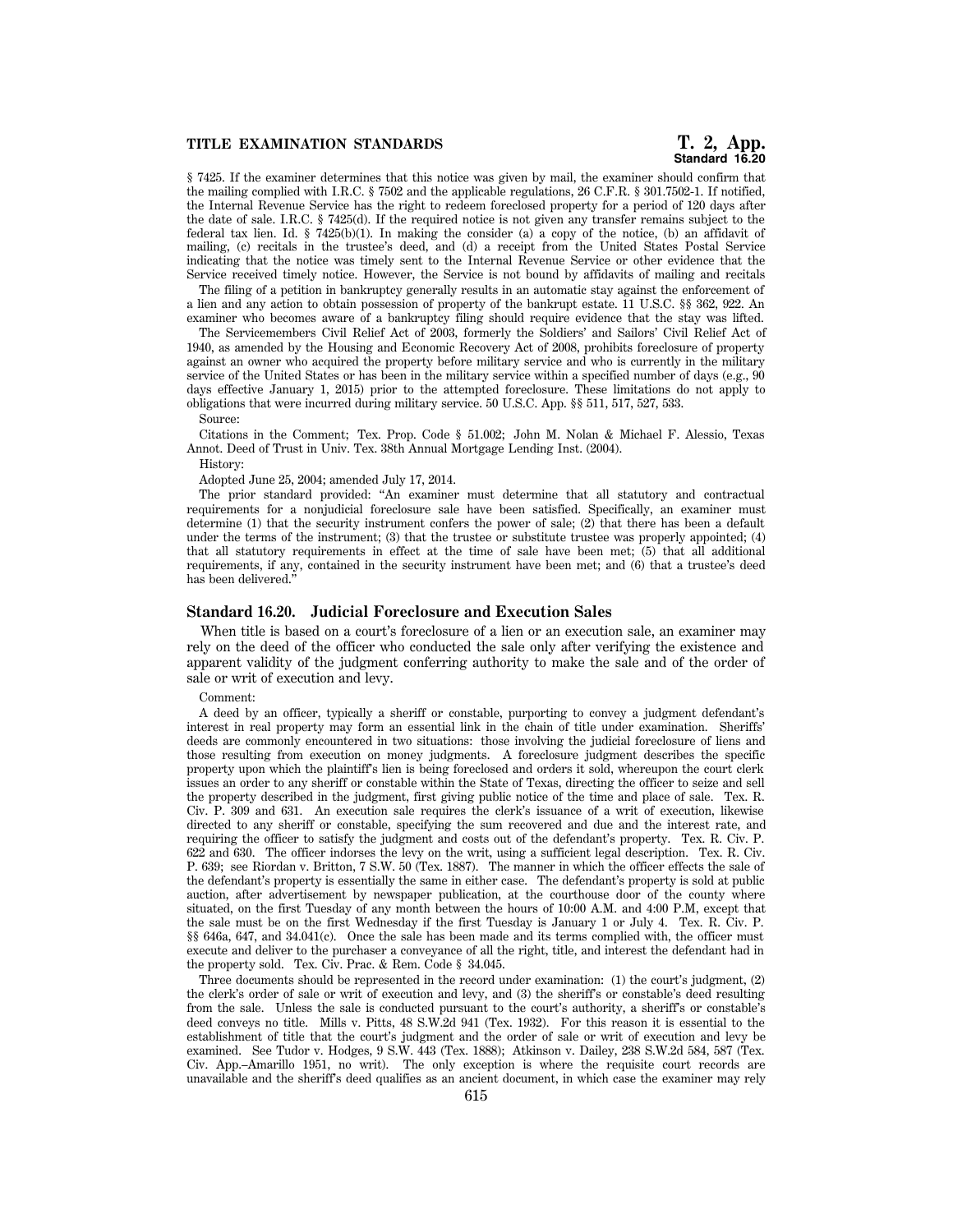§ 7425. If the examiner determines that this notice was given by mail, the examiner should confirm that the mailing complied with I.R.C. § 7502 and the applicable regulations, 26 C.F.R. § 301.7502-1. If notified, the Internal Revenue Service has the right to redeem foreclosed property for a period of 120 days after the date of sale. I.R.C. § 7425(d). If the required notice is not given any transfer remains subject to the federal tax lien. Id. § 7425(b)(1). In making the consider (a) a copy of the notice, (b) an affidavit of mailing, (c) recitals in the trustee's deed, and (d) a receipt from the United States Postal Service indicating that the notice was timely sent to the Internal Revenue Service or other evidence that the Service received timely notice. However, the Service is not bound by affidavits of mailing and recitals

The filing of a petition in bankruptcy generally results in an automatic stay against the enforcement of a lien and any action to obtain possession of property of the bankrupt estate. 11 U.S.C. §§ 362, 922. An examiner who becomes aware of a bankruptcy filing should require evidence that the stay was lifted.

The Servicemembers Civil Relief Act of 2003, formerly the Soldiers' and Sailors' Civil Relief Act of 1940, as amended by the Housing and Economic Recovery Act of 2008, prohibits foreclosure of property against an owner who acquired the property before military service and who is currently in the military service of the United States or has been in the military service within a specified number of days (e.g., 90 days effective January 1, 2015) prior to the attempted foreclosure. These limitations do not apply to obligations that were incurred during military service. 50 U.S.C. App. §§ 511, 517, 527, 533.

Source:

Citations in the Comment; Tex. Prop. Code § 51.002; John M. Nolan & Michael F. Alessio, Texas Annot. Deed of Trust in Univ. Tex. 38th Annual Mortgage Lending Inst. (2004).

History:

Adopted June 25, 2004; amended July 17, 2014.

The prior standard provided: "An examiner must determine that all statutory and contractual requirements for a nonjudicial foreclosure sale have been satisfied. Specifically, an examiner must determine (1) that the security instrument confers the power of sale; (2) that there has been a default under the terms of the instrument; (3) that the trustee or substitute trustee was properly appointed; (4) that all statutory requirements in effect at the time of sale have been met; (5) that all additional requirements, if any, contained in the security instrument have been met; and (6) that a trustee's deed has been delivered."

### Standard 16.20. Judicial Foreclosure and Execution Sales

When title is based on a court's foreclosure of a lien or an execution sale, an examiner may rely on the deed of the officer who conducted the sale only after verifying the existence and apparent validity of the judgment conferring authority to make the sale and of the order of sale or writ of execution and levy.

Comment:

A deed by an officer, typically a sheriff or constable, purporting to convey a judgment defendant's interest in real property may form an essential link in the chain of title under examination. Sheriffs' deeds are commonly encountered in two situations: those involving the judicial foreclosure of liens and those resulting from execution on money judgments. A foreclosure judgment describes the specific property upon which the plaintiff's lien is being foreclosed and orders it sold, whereupon the court clerk issues an order to any sheriff or constable within the State of Texas, directing the officer to seize and sell the property described in the judgment, first giving public notice of the time and place of sale. Tex. R. Civ. P. 309 and 631. An execution sale requires the clerk's issuance of a writ of execution, likewise directed to any sheriff or constable, specifying the sum recovered and due and the interest rate, and requiring the officer to satisfy the judgment and costs out of the defendant's property. Tex. R. Civ. P. 622 and 630. The officer indorses the levy on the writ, using a sufficient legal description. Tex. R. Civ. P. 639; see Riordan v. Britton, 7 S.W. 50 (Tex. 1887). The manner in which the officer effects the sale of the defendant's property is essentially the same in either case. The defendant's property is sold at public auction, after advertisement by newspaper publication, at the courthouse door of the county where situated, on the first Tuesday of any month between the hours of 10:00 A.M. and 4:00 P.M, except that the sale must be on the first Wednesday if the first Tuesday is January 1 or July 4. Tex. R. Civ. P. §§ 646a, 647, and 34.041(c). Once the sale has been made and its terms complied with, the officer must execute and deliver to the purchaser a conveyance of all the right, title, and interest the defendant had in the property sold. Tex. Civ. Prac. & Rem. Code § 34.045.

Three documents should be represented in the record under examination: (1) the court's judgment, (2) the clerk's order of sale or writ of execution and levy, and (3) the sheriff's or constable's deed resulting from the sale. Unless the sale is conducted pursuant to the court's authority, a sheriff's or constable's deed conveys no title. Mills v. Pitts, 48 S.W.2d 941 (Tex. 1932). For this reason it is essential to the establishment of title that the court's judgment and the order of sale or writ of execution and levy be examined. See Tudor v. Hodges, 9 S.W. 443 (Tex. 1888); Atkinson v. Dailey, 238 S.W.2d 584, 587 (Tex. Civ. App.–Amarillo 1951, no writ). The only exception is where the requisite court records are unavailable and the sheriff's deed qualifies as an ancient document, in which case the examiner may rely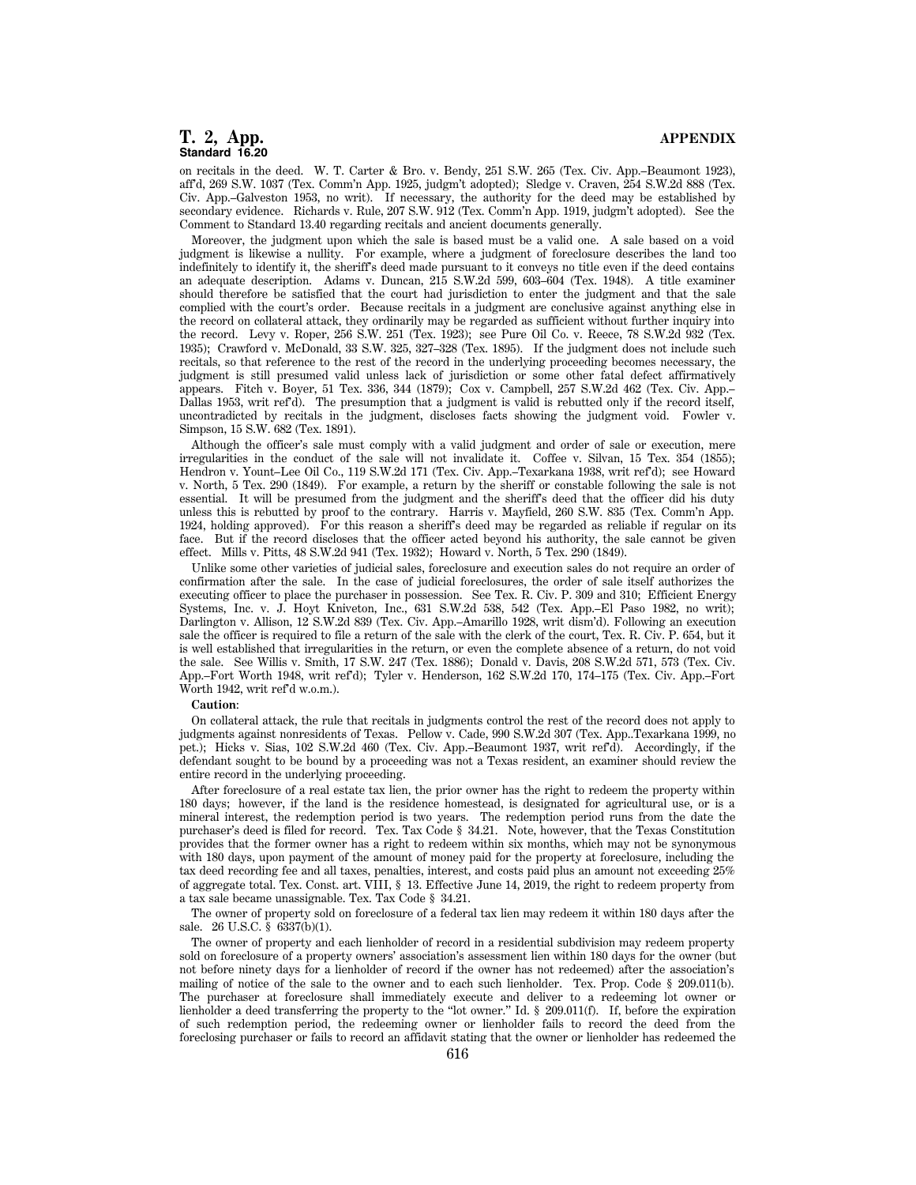on recitals in the deed. W. T. Carter & Bro. v. Bendy, 251 S.W. 265 (Tex. Civ. App.–Beaumont 1923), aff'd, 269 S.W. 1037 (Tex. Comm'n App. 1925, judgm't adopted); Sledge v. Craven, 254 S.W.2d 888 (Tex. Civ. App.–Galveston 1953, no writ). If necessary, the authority for the deed may be established by secondary evidence. Richards v. Rule, 207 S.W. 912 (Tex. Comm'n App. 1919, judgm't adopted). See the Comment to Standard 13.40 regarding recitals and ancient documents generally.

Moreover, the judgment upon which the sale is based must be a valid one. A sale based on a void judgment is likewise a nullity. For example, where a judgment of foreclosure describes the land too indefinitely to identify it, the sheriff's deed made pursuant to it conveys no title even if the deed contains an adequate description. Adams v. Duncan, 215 S.W.2d 599, 603–604 (Tex. 1948). A title examiner should therefore be satisfied that the court had jurisdiction to enter the judgment and that the sale complied with the court's order. Because recitals in a judgment are conclusive against anything else in the record on collateral attack, they ordinarily may be regarded as sufficient without further inquiry into the record. Levy v. Roper, 256 S.W. 251 (Tex. 1923); see Pure Oil Co. v. Reece, 78 S.W.2d 932 (Tex. 1935); Crawford v. McDonald, 33 S.W. 325, 327–328 (Tex. 1895). If the judgment does not include such recitals, so that reference to the rest of the record in the underlying proceeding becomes necessary, the judgment is still presumed valid unless lack of jurisdiction or some other fatal defect affirmatively appears. Fitch v. Boyer, 51 Tex. 336, 344 (1879); Cox v. Campbell, 257 S.W.2d 462 (Tex. Civ. App.–Dallas 1953, writ ref'd). The presumption that a judgment is valid is rebutted only if the record itself, uncontradicted by recitals in the judgment, discloses facts showing the judgment void. Fowler v. Simpson, 15 S.W. 682 (Tex. 1891).

Although the officer's sale must comply with a valid judgment and order of sale or execution, mere irregularities in the conduct of the sale will not invalidate it. Coffee v. Silvan, 15 Tex. 354 (1855); Hendron v. Yount–Lee Oil Co., 119 S.W.2d 171 (Tex. Civ. App.–Texarkana 1938, writ ref'd); see Howard v. North, 5 Tex. 290 (1849). For example, a return by the sheriff or constable following the sale is not essential. It will be presumed from the judgment and the sheriff's deed that the officer did his duty unless this is rebutted by proof to the contrary. Harris v. Mayfield, 260 S.W. 835 (Tex. Comm'n App. 1924, holding approved). For this reason a sheriff's deed may be regarded as reliable if regular on its face. But if the record discloses that the officer acted beyond his authority, the sale cannot be given effect. Mills v. Pitts, 48 S.W.2d 941 (Tex. 1932); Howard v. North, 5 Tex. 290 (1849).

Unlike some other varieties of judicial sales, foreclosure and execution sales do not require an order of confirmation after the sale. In the case of judicial foreclosures, the order of sale itself authorizes the executing officer to place the purchaser in possession. See Tex. R. Civ. P. 309 and 310; Efficient Energy Systems, Inc. v. J. Hoyt Kniveton, Inc., 631 S.W.2d 538, 542 (Tex. App.–El Paso 1982, no writ); Darlington v. Allison, 12 S.W.2d 839 (Tex. Civ. App.–Amarillo 1928, writ dism'd). Following an execution sale the officer is required to file a return of the sale with the clerk of the court, Tex. R. Civ. P. 654, but it is well established that irregularities in the return, or even the complete absence of a return, do not void the sale. See Willis v. Smith, 17 S.W. 247 (Tex. 1886); Donald v. Davis, 208 S.W.2d 571, 573 (Tex. Civ. App.–Fort Worth 1948, writ ref'd); Tyler v. Henderson, 162 S.W.2d 170, 174–175 (Tex. Civ. App.–Fort Worth 1942, writ ref'd w.o.m.).

**Caution**:

On collateral attack, the rule that recitals in judgments control the rest of the record does not apply to judgments against nonresidents of Texas. Pellow v. Cade, 990 S.W.2d 307 (Tex. App..Texarkana 1999, no pet.); Hicks v. Sias, 102 S.W.2d 460 (Tex. Civ. App.–Beaumont 1937, writ ref'd). Accordingly, if the defendant sought to be bound by a proceeding was not a Texas resident, an examiner should review the entire record in the underlying proceeding.

After foreclosure of a real estate tax lien, the prior owner has the right to redeem the property within 180 days; however, if the land is the residence homestead, is designated for agricultural use, or is a mineral interest, the redemption period is two years. The redemption period runs from the date the purchaser's deed is filed for record. Tex. Tax Code § 34.21. Note, however, that the Texas Constitution provides that the former owner has a right to redeem within six months, which may not be synonymous with 180 days, upon payment of the amount of money paid for the property at foreclosure, including the tax deed recording fee and all taxes, penalties, interest, and costs paid plus an amount not exceeding 25% of aggregate total. Tex. Const. art. VIII, § 13. Effective June 14, 2019, the right to redeem property from a tax sale became unassignable. Tex. Tax Code § 34.21.

The owner of property sold on foreclosure of a federal tax lien may redeem it within 180 days after the sale. 26 U.S.C. § 6337(b)(1).

The owner of property and each lienholder of record in a residential subdivision may redeem property sold on foreclosure of a property owners' association's assessment lien within 180 days for the owner (but not before ninety days for a lienholder of record if the owner has not redeemed) after the association's mailing of notice of the sale to the owner and to each such lienholder. Tex. Prop. Code § 209.011(b). The purchaser at foreclosure shall immediately execute and deliver to a redeeming lot owner or lienholder a deed transferring the property to the "lot owner." Id. § 209.011(f). If, before the expiration of such redemption period, the redeeming owner or lienholder fails to record the deed from the foreclosing purchaser or fails to record an affidavit stating that the owner or lienholder has redeemed the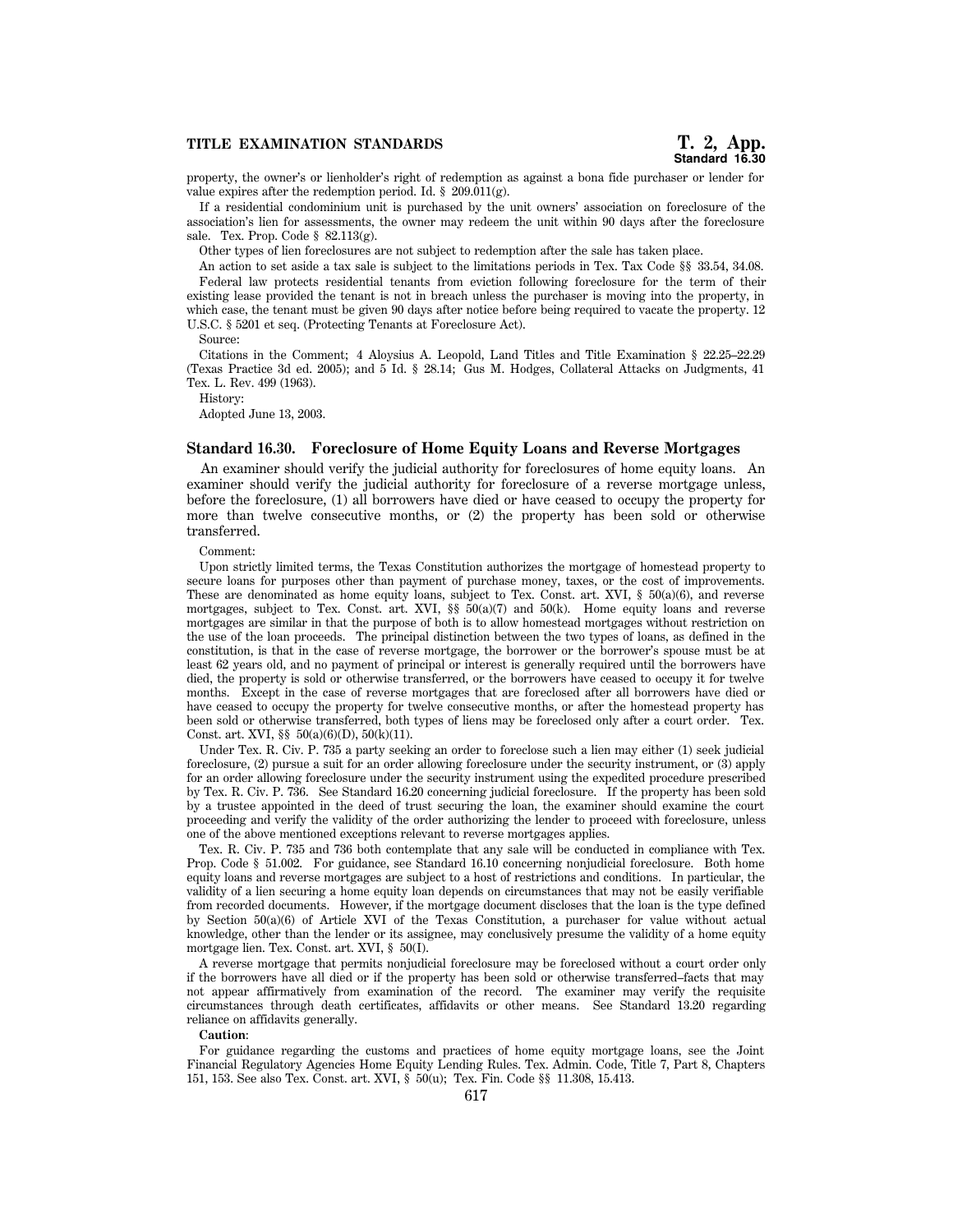property, the owner's or lienholder's right of redemption as against a bona fide purchaser or lender for value expires after the redemption period. Id. § 209.011(g).

If a residential condominium unit is purchased by the unit owners' association on foreclosure of the association's lien for assessments, the owner may redeem the unit within 90 days after the foreclosure sale. Tex. Prop. Code § 82.113(g).

Other types of lien foreclosures are not subject to redemption after the sale has taken place.

An action to set aside a tax sale is subject to the limitations periods in Tex. Tax Code §§ 33.54, 34.08.

Federal law protects residential tenants from eviction following foreclosure for the term of their existing lease provided the tenant is not in breach unless the purchaser is moving into the property, in which case, the tenant must be given 90 days after notice before being required to vacate the property. 12 U.S.C. § 5201 et seq. (Protecting Tenants at Foreclosure Act).

Source:

Citations in the Comment; 4 Aloysius A. Leopold, Land Titles and Title Examination § 22.25–22.29 (Texas Practice 3d ed. 2005); and 5 Id. § 28.14; Gus M. Hodges, Collateral Attacks on Judgments, 41 Tex. L. Rev. 499 (1963).

History:

Adopted June 13, 2003.

### Standard 16.30. Foreclosure of Home Equity Loans and Reverse Mortgages

An examiner should verify the judicial authority for foreclosures of home equity loans. An examiner should verify the judicial authority for foreclosure of a reverse mortgage unless, before the foreclosure, (1) all borrowers have died or have ceased to occupy the property for more than twelve consecutive months, or (2) the property has been sold or otherwise transferred.

Comment:

Upon strictly limited terms, the Texas Constitution authorizes the mortgage of homestead property to secure loans for purposes other than payment of purchase money, taxes, or the cost of improvements. These are denominated as home equity loans, subject to Tex. Const. art. XVI, § 50(a)(6), and reverse mortgages, subject to Tex. Const. art. XVI, §§ 50(a)(7) and 50(k). Home equity loans and reverse mortgages are similar in that the purpose of both is to allow homestead mortgages without restriction on the use of the loan proceeds. The principal distinction between the two types of loans, as defined in the constitution, is that in the case of reverse mortgage, the borrower or the borrower's spouse must be at least 62 years old, and no payment of principal or interest is generally required until the borrowers have died, the property is sold or otherwise transferred, or the borrowers have ceased to occupy it for twelve months. Except in the case of reverse mortgages that are foreclosed after all borrowers have died or have ceased to occupy the property for twelve consecutive months, or after the homestead property has been sold or otherwise transferred, both types of liens may be foreclosed only after a court order. Tex. Const. art. XVI, §§ 50(a)(6)(D), 50(k)(11).

Under Tex. R. Civ. P. 735 a party seeking an order to foreclose such a lien may either (1) seek judicial foreclosure, (2) pursue a suit for an order allowing foreclosure under the security instrument, or (3) apply for an order allowing foreclosure under the security instrument using the expedited procedure prescribed by Tex. R. Civ. P. 736. See Standard 16.20 concerning judicial foreclosure. If the property has been sold by a trustee appointed in the deed of trust securing the loan, the examiner should examine the court proceeding and verify the validity of the order authorizing the lender to proceed with foreclosure, unless one of the above mentioned exceptions relevant to reverse mortgages applies.

Tex. R. Civ. P. 735 and 736 both contemplate that any sale will be conducted in compliance with Tex. Prop. Code § 51.002. For guidance, see Standard 16.10 concerning nonjudicial foreclosure. Both home equity loans and reverse mortgages are subject to a host of restrictions and conditions. In particular, the validity of a lien securing a home equity loan depends on circumstances that may not be easily verifiable from recorded documents. However, if the mortgage document discloses that the loan is the type defined by Section 50(a)(6) of Article XVI of the Texas Constitution, a purchaser for value without actual knowledge, other than the lender or its assignee, may conclusively presume the validity of a home equity mortgage lien. Tex. Const. art. XVI, § 50(I).

A reverse mortgage that permits nonjudicial foreclosure may be foreclosed without a court order only if the borrowers have all died or if the property has been sold or otherwise transferred–facts that may not appear affirmatively from examination of the record. The examiner may verify the requisite circumstances through death certificates, affidavits or other means. See Standard 13.20 regarding reliance on affidavits generally.

**Caution**:

For guidance regarding the customs and practices of home equity mortgage loans, see the Joint Financial Regulatory Agencies Home Equity Lending Rules. Tex. Admin. Code, Title 7, Part 8, Chapters 151, 153. See also Tex. Const. art. XVI, § 50(u); Tex. Fin. Code §§ 11.308, 15.413.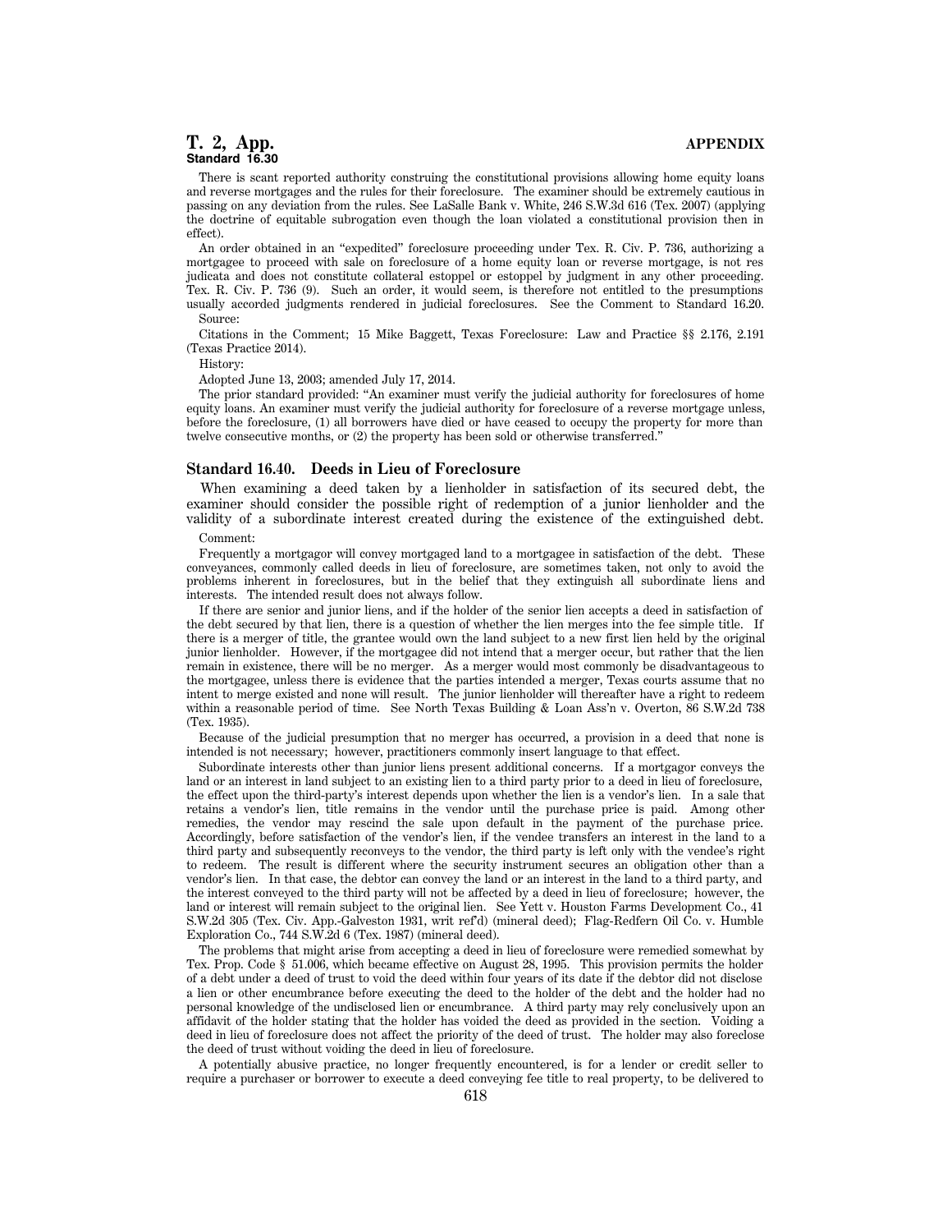There is scant reported authority construing the constitutional provisions allowing home equity loans and reverse mortgages and the rules for their foreclosure. The examiner should be extremely cautious in passing on any deviation from the rules. See LaSalle Bank v. White, 246 S.W.3d 616 (Tex. 2007) (applying the doctrine of equitable subrogation even though the loan violated a constitutional provision then in effect).

An order obtained in an "expedited" foreclosure proceeding under Tex. R. Civ. P. 736, authorizing a mortgagee to proceed with sale on foreclosure of a home equity loan or reverse mortgage, is not res judicata and does not constitute collateral estoppel or estoppel by judgment in any other proceeding. Tex. R. Civ. P. 736 (9). Such an order, it would seem, is therefore not entitled to the presumptions usually accorded judgments rendered in judicial foreclosures. See the Comment to Standard 16.20.

Source:

Citations in the Comment; 15 Mike Baggett, Texas Foreclosure: Law and Practice §§ 2.176, 2.191 (Texas Practice 2014).

History:

Adopted June 13, 2003; amended July 17, 2014.

The prior standard provided: "An examiner must verify the judicial authority for foreclosures of home equity loans. An examiner must verify the judicial authority for foreclosure of a reverse mortgage unless, before the foreclosure, (1) all borrowers have died or have ceased to occupy the property for more than twelve consecutive months, or (2) the property has been sold or otherwise transferred."

### Standard 16.40. Deeds in Lieu of Foreclosure

When examining a deed taken by a lienholder in satisfaction of its secured debt, the examiner should consider the possible right of redemption of a junior lienholder and the validity of a subordinate interest created during the existence of the extinguished debt.

Comment:

Frequently a mortgagor will convey mortgaged land to a mortgagee in satisfaction of the debt. These conveyances, commonly called deeds in lieu of foreclosure, are sometimes taken, not only to avoid the problems inherent in foreclosures, but in the belief that they extinguish all subordinate liens and interests. The intended result does not always follow.

If there are senior and junior liens, and if the holder of the senior lien accepts a deed in satisfaction of the debt secured by that lien, there is a question of whether the lien merges into the fee simple title. If there is a merger of title, the grantee would own the land subject to a new first lien held by the original junior lienholder. However, if the mortgagee did not intend that a merger occur, but rather that the lien remain in existence, there will be no merger. As a merger would most commonly be disadvantageous to the mortgagee, unless there is evidence that the parties intended a merger, Texas courts assume that no intent to merge existed and none will result. The junior lienholder will thereafter have a right to redeem within a reasonable period of time. See North Texas Building & Loan Ass'n v. Overton, 86 S.W.2d 738 (Tex. 1935).

Because of the judicial presumption that no merger has occurred, a provision in a deed that none is intended is not necessary; however, practitioners commonly insert language to that effect.

Subordinate interests other than junior liens present additional concerns. If a mortgagor conveys the land or an interest in land subject to an existing lien to a third party prior to a deed in lieu of foreclosure, the effect upon the third-party's interest depends upon whether the lien is a vendor's lien. In a sale that retains a vendor's lien, title remains in the vendor until the purchase price is paid. Among other remedies, the vendor may rescind the sale upon default in the payment of the purchase price. Accordingly, before satisfaction of the vendor's lien, if the vendee transfers an interest in the land to a third party and subsequently reconveys to the vendor, the third party is left only with the vendee's right to redeem. The result is different where the security instrument secures an obligation other than a vendor's lien. In that case, the debtor can convey the land or an interest in the land to a third party, and the interest conveyed to the third party will not be affected by a deed in lieu of foreclosure; however, the land or interest will remain subject to the original lien. See Yett v. Houston Farms Development Co., 41 S.W.2d 305 (Tex. Civ. App.-Galveston 1931, writ ref'd) (mineral deed); Flag-Redfern Oil Co. v. Humble Exploration Co., 744 S.W.2d 6 (Tex. 1987) (mineral deed).

The problems that might arise from accepting a deed in lieu of foreclosure were remedied somewhat by Tex. Prop. Code § 51.006, which became effective on August 28, 1995. This provision permits the holder of a debt under a deed of trust to void the deed within four years of its date if the debtor did not disclose a lien or other encumbrance before executing the deed to the holder of the debt and the holder had no personal knowledge of the undisclosed lien or encumbrance. A third party may rely conclusively upon an affidavit of the holder stating that the holder has voided the deed as provided in the section. Voiding a deed in lieu of foreclosure does not affect the priority of the deed of trust. The holder may also foreclose the deed of trust without voiding the deed in lieu of foreclosure.

A potentially abusive practice, no longer frequently encountered, is for a lender or credit seller to require a purchaser or borrower to execute a deed conveying fee title to real property, to be delivered to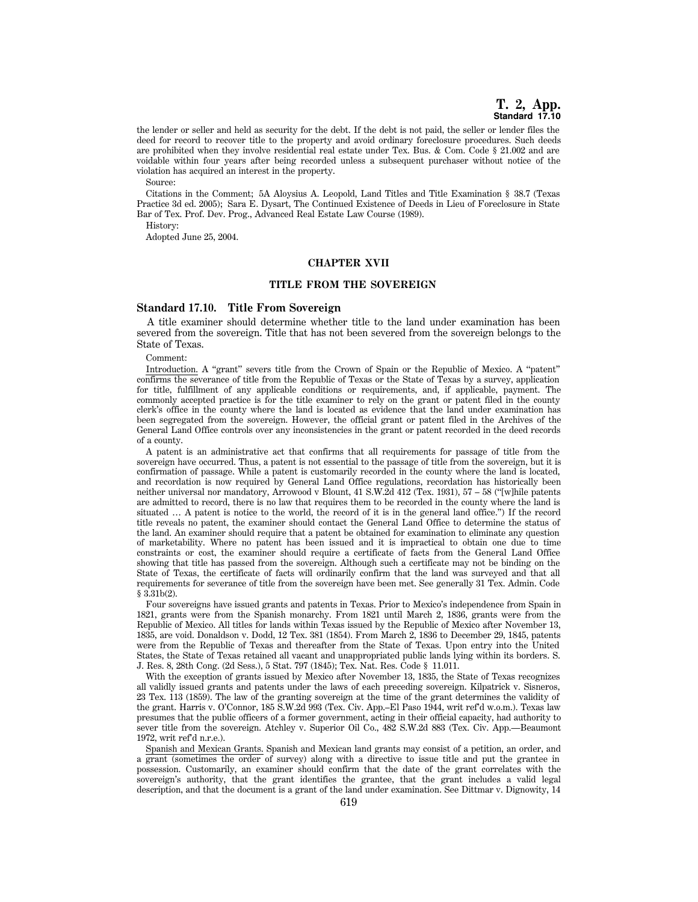the lender or seller and held as security for the debt. If the debt is not paid, the seller or lender files the deed for record to recover title to the property and avoid ordinary foreclosure procedures. Such deeds are prohibited when they involve residential real estate under Tex. Bus. & Com. Code § 21.002 and are voidable within four years after being recorded unless a subsequent purchaser without notice of the violation has acquired an interest in the property.

Source:

Citations in the Comment; 5A Aloysius A. Leopold, Land Titles and Title Examination § 38.7 (Texas Practice 3d ed. 2005); Sara E. Dysart, The Continued Existence of Deeds in Lieu of Foreclosure in State Bar of Tex. Prof. Dev. Prog., Advanced Real Estate Law Course (1989).

History:

Adopted June 25, 2004.

## CHAPTER XVII

## TITLE FROM THE SOVEREIGN

### Standard 17.10. Title From Sovereign

A title examiner should determine whether title to the land under examination has been severed from the sovereign. Title that has not been severed from the sovereign belongs to the State of Texas.

Comment:

Introduction. A "grant" severs title from the Crown of Spain or the Republic of Mexico. A "patent" confirms the severance of title from the Republic of Texas or the State of Texas by a survey, application for title, fulfillment of any applicable conditions or requirements, and, if applicable, payment. The commonly accepted practice is for the title examiner to rely on the grant or patent filed in the county clerk's office in the county where the land is located as evidence that the land under examination has been segregated from the sovereign. However, the official grant or patent filed in the Archives of the General Land Office controls over any inconsistencies in the grant or patent recorded in the deed records of a county.

A patent is an administrative act that confirms that all requirements for passage of title from the sovereign have occurred. Thus, a patent is not essential to the passage of title from the sovereign, but it is confirmation of passage. While a patent is customarily recorded in the county where the land is located, and recordation is now required by General Land Office regulations, recordation has historically been neither universal nor mandatory, Arrowood v Blount, 41 S.W.2d 412 (Tex. 1931), 57 – 58 ("[w]hile patents are admitted to record, there is no law that requires them to be recorded in the county where the land is situated … A patent is notice to the world, the record of it is in the general land office.") If the record title reveals no patent, the examiner should contact the General Land Office to determine the status of the land. An examiner should require that a patent be obtained for examination to eliminate any question of marketability. Where no patent has been issued and it is impractical to obtain one due to time constraints or cost, the examiner should require a certificate of facts from the General Land Office showing that title has passed from the sovereign. Although such a certificate may not be binding on the State of Texas, the certificate of facts will ordinarily confirm that the land was surveyed and that all requirements for severance of title from the sovereign have been met. See generally 31 Tex. Admin. Code § 3.31b(2).

Four sovereigns have issued grants and patents in Texas. Prior to Mexico's independence from Spain in 1821, grants were from the Spanish monarchy. From 1821 until March 2, 1836, grants were from the Republic of Mexico. All titles for lands within Texas issued by the Republic of Mexico after November 13, 1835, are void. Donaldson v. Dodd, 12 Tex. 381 (1854). From March 2, 1836 to December 29, 1845, patents were from the Republic of Texas and thereafter from the State of Texas. Upon entry into the United States, the State of Texas retained all vacant and unappropriated public lands lying within its borders. S. J. Res. 8, 28th Cong. (2d Sess.), 5 Stat. 797 (1845); Tex. Nat. Res. Code § 11.011.

With the exception of grants issued by Mexico after November 13, 1835, the State of Texas recognizes all validly issued grants and patents under the laws of each preceding sovereign. Kilpatrick v. Sisneros, 23 Tex. 113 (1859). The law of the granting sovereign at the time of the grant determines the validity of the grant. Harris v. O'Connor, 185 S.W.2d 993 (Tex. Civ. App.–El Paso 1944, writ ref'd w.o.m.). Texas law presumes that the public officers of a former government, acting in their official capacity, had authority to sever title from the sovereign. Atchley v. Superior Oil Co., 482 S.W.2d 883 (Tex. Civ. App.—Beaumont 1972, writ ref'd n.r.e.).

Spanish and Mexican Grants. Spanish and Mexican land grants may consist of a petition, an order, and a grant (sometimes the order of survey) along with a directive to issue title and put the grantee in possession. Customarily, an examiner should confirm that the date of the grant correlates with the sovereign's authority, that the grant identifies the grantee, that the grant includes a valid legal description, and that the document is a grant of the land under examination. See Dittmar v. Dignowity, 14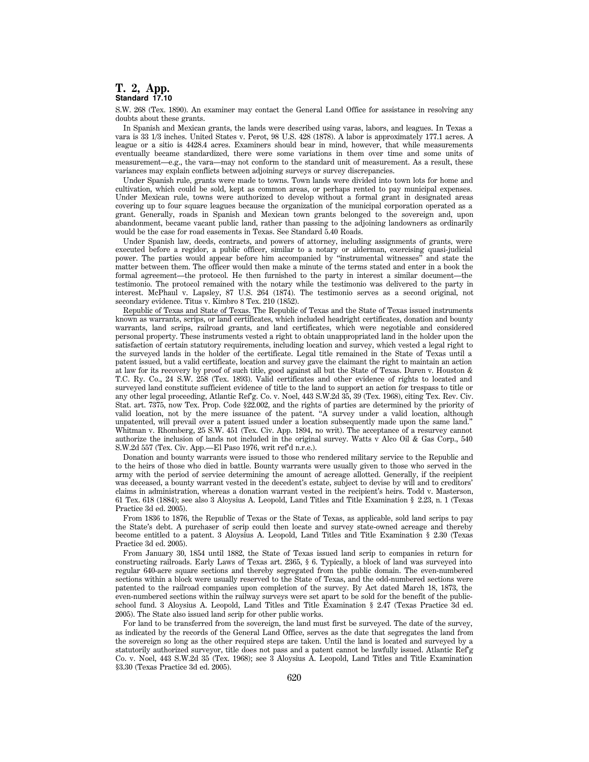S.W. 268 (Tex. 1890). An examiner may contact the General Land Office for assistance in resolving any doubts about these grants.

In Spanish and Mexican grants, the lands were described using varas, labors, and leagues. In Texas a vara is 33 1/3 inches. United States v. Perot, 98 U.S. 428 (1878). A labor is approximately 177.1 acres. A league or a sitio is 4428.4 acres. Examiners should bear in mind, however, that while measurements eventually became standardized, there were some variations in them over time and some units of measurement—e.g., the vara—may not conform to the standard unit of measurement. As a result, these variances may explain conflicts between adjoining surveys or survey discrepancies.

Under Spanish rule, grants were made to towns. Town lands were divided into town lots for home and cultivation, which could be sold, kept as common areas, or perhaps rented to pay municipal expenses. Under Mexican rule, towns were authorized to develop without a formal grant in designated areas covering up to four square leagues because the organization of the municipal corporation operated as a grant. Generally, roads in Spanish and Mexican town grants belonged to the sovereign and, upon abandonment, became vacant public land, rather than passing to the adjoining landowners as ordinarily would be the case for road easements in Texas. See Standard 5.40 Roads.

Under Spanish law, deeds, contracts, and powers of attorney, including assignments of grants, were executed before a regidor, a public officer, similar to a notary or alderman, exercising quasi-judicial power. The parties would appear before him accompanied by "instrumental witnesses" and state the matter between them. The officer would then make a minute of the terms stated and enter in a book the formal agreement—the protocol. He then furnished to the party in interest a similar document—the testimonio. The protocol remained with the notary while the testimonio was delivered to the party in interest. McPhaul v. Lapsley, 87 U.S. 264 (1874). The testimonio serves as a second original, not secondary evidence. Titus v. Kimbro 8 Tex. 210 (1852).

Republic of Texas and State of Texas. The Republic of Texas and the State of Texas issued instruments known as warrants, scrips, or land certificates, which included headright certificates, donation and bounty warrants, land scrips, railroad grants, and land certificates, which were negotiable and considered personal property. These instruments vested a right to obtain unappropriated land in the holder upon the satisfaction of certain statutory requirements, including location and survey, which vested a legal right to the surveyed lands in the holder of the certificate. Legal title remained in the State of Texas until a patent issued, but a valid certificate, location and survey gave the claimant the right to maintain an action at law for its recovery by proof of such title, good against all but the State of Texas. Duren v. Houston & T.C. Ry. Co., 24 S.W. 258 (Tex. 1893). Valid certificates and other evidence of rights to located and surveyed land constitute sufficient evidence of title to the land to support an action for trespass to title or any other legal proceeding, Atlantic Ref'g. Co. v. Noel, 443 S.W.2d 35, 39 (Tex. 1968), citing Tex. Rev. Civ. Stat. art. 7375, now Tex. Prop. Code §22.002, and the rights of parties are determined by the priority of valid location, not by the mere issuance of the patent. "A survey under a valid location, although unpatented, will prevail over a patent issued under a location subsequently made upon the same land." Whitman v. Rhomberg, 25 S.W. 451 (Tex. Civ. App. 1894, no writ). The acceptance of a resurvey cannot authorize the inclusion of lands not included in the original survey. Watts v Alco Oil & Gas Corp., 540 S.W.2d 557 (Tex. Civ. App.—El Paso 1976, writ ref'd n.r.e.).

Donation and bounty warrants were issued to those who rendered military service to the Republic and to the heirs of those who died in battle. Bounty warrants were usually given to those who served in the army with the period of service determining the amount of acreage allotted. Generally, if the recipient was deceased, a bounty warrant vested in the decedent's estate, subject to devise by will and to creditors' claims in administration, whereas a donation warrant vested in the recipient's heirs. Todd v. Masterson, 61 Tex. 618 (1884); see also 3 Aloysius A. Leopold, Land Titles and Title Examination § 2.23, n. 1 (Texas Practice 3d ed. 2005).

From 1836 to 1876, the Republic of Texas or the State of Texas, as applicable, sold land scrips to pay the State's debt. A purchaser of scrip could then locate and survey state-owned acreage and thereby become entitled to a patent. 3 Aloysius A. Leopold, Land Titles and Title Examination § 2.30 (Texas Practice 3d ed. 2005).

From January 30, 1854 until 1882, the State of Texas issued land scrip to companies in return for constructing railroads. Early Laws of Texas art. 2365, § 6. Typically, a block of land was surveyed into regular 640-acre square sections and thereby segregated from the public domain. The even-numbered sections within a block were usually reserved to the State of Texas, and the odd-numbered sections were patented to the railroad companies upon completion of the survey. By Act dated March 18, 1873, the even-numbered sections within the railway surveys were set apart to be sold for the benefit of the public-school fund. 3 Aloysius A. Leopold, Land Titles and Title Examination § 2.47 (Texas Practice 3d ed. 2005). The State also issued land scrip for other public works.

For land to be transferred from the sovereign, the land must first be surveyed. The date of the survey, as indicated by the records of the General Land Office, serves as the date that segregates the land from the sovereign so long as the other required steps are taken. Until the land is located and surveyed by a statutorily authorized surveyor, title does not pass and a patent cannot be lawfully issued. Atlantic Ref'g Co. v. Noel, 443 S.W.2d 35 (Tex. 1968); see 3 Aloysius A. Leopold, Land Titles and Title Examination §3.30 (Texas Practice 3d ed. 2005).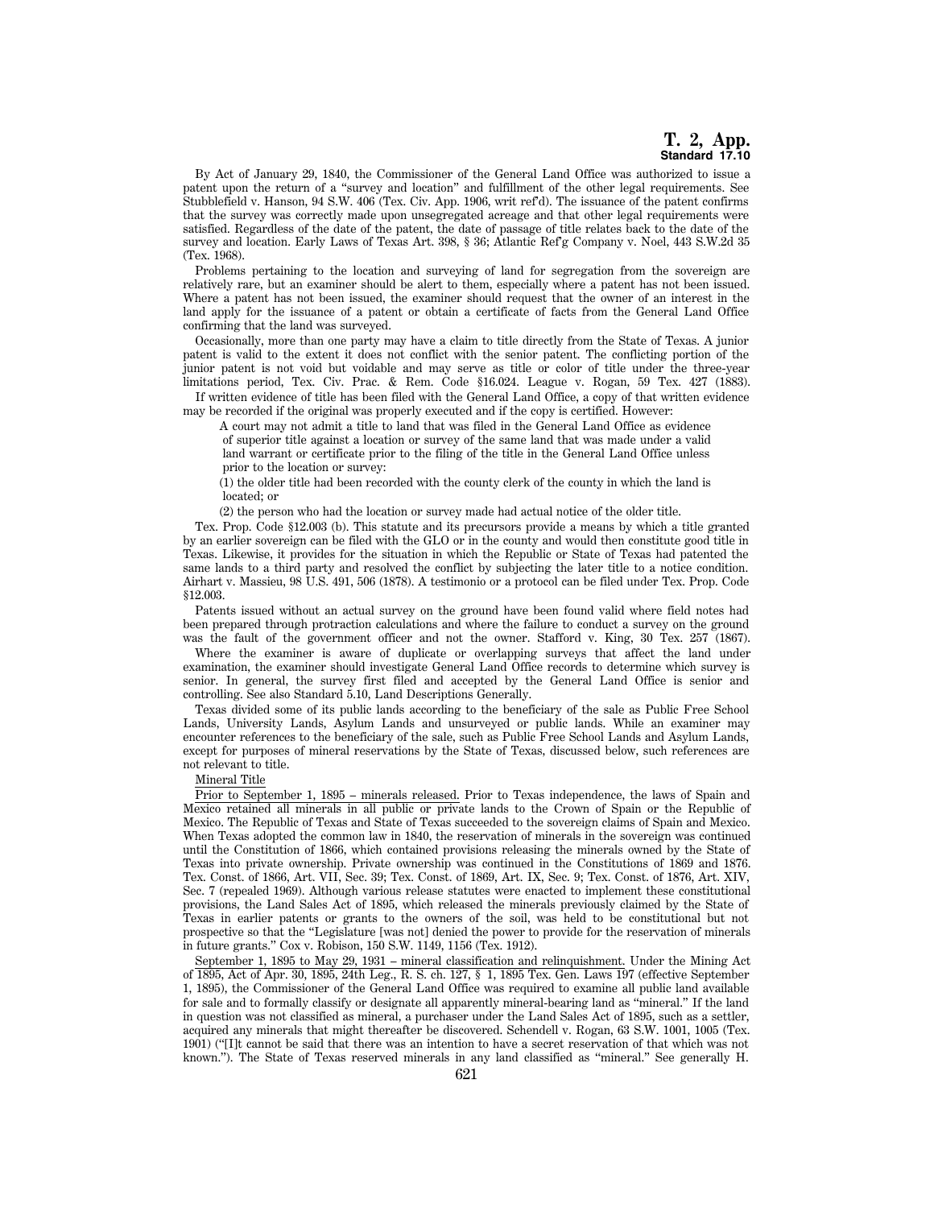By Act of January 29, 1840, the Commissioner of the General Land Office was authorized to issue a patent upon the return of a "survey and location" and fulfillment of the other legal requirements. See Stubblefield v. Hanson, 94 S.W. 406 (Tex. Civ. App. 1906, writ ref'd). The issuance of the patent confirms that the survey was correctly made upon unsegregated acreage and that other legal requirements were satisfied. Regardless of the date of the patent, the date of passage of title relates back to the date of the survey and location. Early Laws of Texas Art. 398, § 36; Atlantic Ref'g Company v. Noel, 443 S.W.2d 35 (Tex. 1968).

Problems pertaining to the location and surveying of land for segregation from the sovereign are relatively rare, but an examiner should be alert to them, especially where a patent has not been issued. Where a patent has not been issued, the examiner should request that the owner of an interest in the land apply for the issuance of a patent or obtain a certificate of facts from the General Land Office confirming that the land was surveyed.

Occasionally, more than one party may have a claim to title directly from the State of Texas. A junior patent is valid to the extent it does not conflict with the senior patent. The conflicting portion of the junior patent is not void but voidable and may serve as title or color of title under the three-year limitations period, Tex. Civ. Prac. & Rem. Code §16.024. League v. Rogan, 59 Tex. 427 (1883).

If written evidence of title has been filed with the General Land Office, a copy of that written evidence may be recorded if the original was properly executed and if the copy is certified. However:

> A court may not admit a title to land that was filed in the General Land Office as evidence of superior title against a location or survey of the same land that was made under a valid land warrant or certificate prior to the filing of the title in the General Land Office unless prior to the location or survey:
>
> (1) the older title had been recorded with the county clerk of the county in which the land is located; or
>
> (2) the person who had the location or survey made had actual notice of the older title.

Tex. Prop. Code §12.003 (b). This statute and its precursors provide a means by which a title granted by an earlier sovereign can be filed with the GLO or in the county and would then constitute good title in Texas. Likewise, it provides for the situation in which the Republic or State of Texas had patented the same lands to a third party and resolved the conflict by subjecting the later title to a notice condition. Airhart v. Massieu, 98 U.S. 491, 506 (1878). A testimonio or a protocol can be filed under Tex. Prop. Code §12.003.

Patents issued without an actual survey on the ground have been found valid where field notes had been prepared through protraction calculations and where the failure to conduct a survey on the ground was the fault of the government officer and not the owner. Stafford v. King, 30 Tex. 257 (1867).

Where the examiner is aware of duplicate or overlapping surveys that affect the land under examination, the examiner should investigate General Land Office records to determine which survey is senior. In general, the survey first filed and accepted by the General Land Office is senior and controlling. See also Standard 5.10, Land Descriptions Generally.

Texas divided some of its public lands according to the beneficiary of the sale as Public Free School Lands, University Lands, Asylum Lands and unsurveyed or public lands. While an examiner may encounter references to the beneficiary of the sale, such as Public Free School Lands and Asylum Lands, except for purposes of mineral reservations by the State of Texas, discussed below, such references are not relevant to title.

Mineral Title

Prior to September 1, 1895 – minerals released. Prior to Texas independence, the laws of Spain and Mexico retained all minerals in all public or private lands to the Crown of Spain or the Republic of Mexico. The Republic of Texas and State of Texas succeeded to the sovereign claims of Spain and Mexico. When Texas adopted the common law in 1840, the reservation of minerals in the sovereign was continued until the Constitution of 1866, which contained provisions releasing the minerals owned by the State of Texas into private ownership. Private ownership was continued in the Constitutions of 1869 and 1876. Tex. Const. of 1866, Art. VII, Sec. 39; Tex. Const. of 1869, Art. IX, Sec. 9; Tex. Const. of 1876, Art. XIV, Sec. 7 (repealed 1969). Although various release statutes were enacted to implement these constitutional provisions, the Land Sales Act of 1895, which released the minerals previously claimed by the State of Texas in earlier patents or grants to the owners of the soil, was held to be constitutional but not prospective so that the "Legislature [was not] denied the power to provide for the reservation of minerals in future grants." Cox v. Robison, 150 S.W. 1149, 1156 (Tex. 1912).

September 1, 1895 to May 29, 1931 – mineral classification and relinquishment. Under the Mining Act of 1895, Act of Apr. 30, 1895, 24th Leg., R. S. ch. 127, § 1, 1895 Tex. Gen. Laws 197 (effective September 1, 1895), the Commissioner of the General Land Office was required to examine all public land available for sale and to formally classify or designate all apparently mineral-bearing land as "mineral." If the land in question was not classified as mineral, a purchaser under the Land Sales Act of 1895, such as a settler, acquired any minerals that might thereafter be discovered. Schendell v. Rogan, 63 S.W. 1001, 1005 (Tex. 1901) ("[I]t cannot be said that there was an intention to have a secret reservation of that which was not known."). The State of Texas reserved minerals in any land classified as "mineral." See generally H.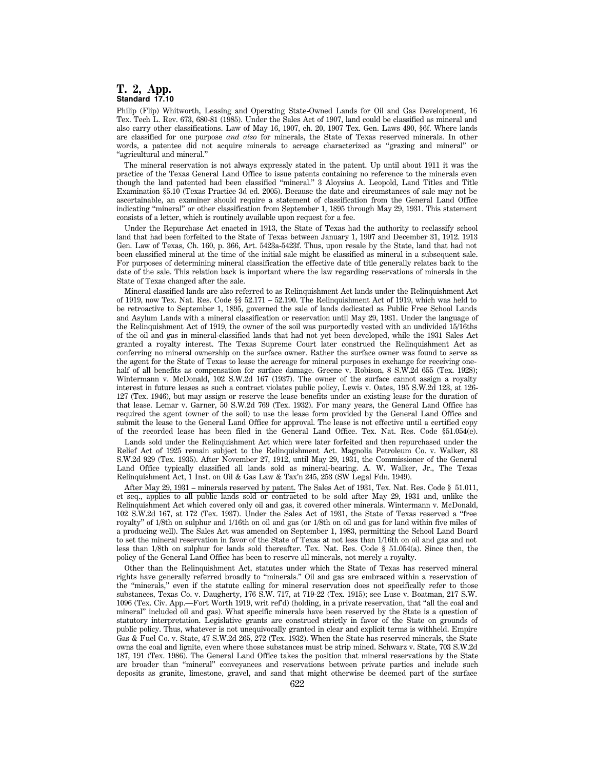Philip (Flip) Whitworth, Leasing and Operating State-Owned Lands for Oil and Gas Development, 16 Tex. Tech L. Rev. 673, 680-81 (1985). Under the Sales Act of 1907, land could be classified as mineral and also carry other classifications. Law of May 16, 1907, ch. 20, 1907 Tex. Gen. Laws 490, §6f. Where lands are classified for one purpose *and also* for minerals, the State of Texas reserved minerals. In other words, a patentee did not acquire minerals to acreage characterized as "grazing and mineral" or "agricultural and mineral."

The mineral reservation is not always expressly stated in the patent. Up until about 1911 it was the practice of the Texas General Land Office to issue patents containing no reference to the minerals even though the land patented had been classified "mineral." 3 Aloysius A. Leopold, Land Titles and Title Examination §5.10 (Texas Practice 3d ed. 2005). Because the date and circumstances of sale may not be ascertainable, an examiner should require a statement of classification from the General Land Office indicating "mineral" or other classification from September 1, 1895 through May 29, 1931. This statement consists of a letter, which is routinely available upon request for a fee.

Under the Repurchase Act enacted in 1913, the State of Texas had the authority to reclassify school land that had been forfeited to the State of Texas between January 1, 1907 and December 31, 1912. 1913 Gen. Law of Texas, Ch. 160, p. 366, Art. 5423a-5423f. Thus, upon resale by the State, land that had not been classified mineral at the time of the initial sale might be classified as mineral in a subsequent sale. For purposes of determining mineral classification the effective date of title generally relates back to the date of the sale. This relation back is important where the law regarding reservations of minerals in the State of Texas changed after the sale.

Mineral classified lands are also referred to as Relinquishment Act lands under the Relinquishment Act of 1919, now Tex. Nat. Res. Code §§ 52.171 – 52.190. The Relinquishment Act of 1919, which was held to be retroactive to September 1, 1895, governed the sale of lands dedicated as Public Free School Lands and Asylum Lands with a mineral classification or reservation until May 29, 1931. Under the language of the Relinquishment Act of 1919, the owner of the soil was purportedly vested with an undivided 15/16ths of the oil and gas in mineral-classified lands that had not yet been developed, while the 1931 Sales Act granted a royalty interest. The Texas Supreme Court later construed the Relinquishment Act as conferring no mineral ownership on the surface owner. Rather the surface owner was found to serve as the agent for the State of Texas to lease the acreage for mineral purposes in exchange for receiving one-half of all benefits as compensation for surface damage. Greene v. Robison, 8 S.W.2d 655 (Tex. 1928); Wintermann v. McDonald, 102 S.W.2d 167 (1937). The owner of the surface cannot assign a royalty interest in future leases as such a contract violates public policy, Lewis v. Oates, 195 S.W.2d 123, at 126-127 (Tex. 1946), but may assign or reserve the lease benefits under an existing lease for the duration of that lease. Lemar v. Garner, 50 S.W.2d 769 (Tex. 1932). For many years, the General Land Office has required the agent (owner of the soil) to use the lease form provided by the General Land Office and submit the lease to the General Land Office for approval. The lease is not effective until a certified copy of the recorded lease has been filed in the General Land Office. Tex. Nat. Res. Code §51.054(e).

Lands sold under the Relinquishment Act which were later forfeited and then repurchased under the Relief Act of 1925 remain subject to the Relinquishment Act. Magnolia Petroleum Co. v. Walker, 83 S.W.2d 929 (Tex. 1935). After November 27, 1912, until May 29, 1931, the Commissioner of the General Land Office typically classified all lands sold as mineral-bearing. A. W. Walker, Jr., The Texas Relinquishment Act, 1 Inst. on Oil & Gas Law & Tax'n 245, 253 (SW Legal Fdn. 1949).

<u>After May 29, 1931 – minerals reserved by patent.</u> The Sales Act of 1931, Tex. Nat. Res. Code § 51.011, et seq., applies to all public lands sold or contracted to be sold after May 29, 1931 and, unlike the Relinquishment Act which covered only oil and gas, it covered other minerals. Wintermann v. McDonald, 102 S.W.2d 167, at 172 (Tex. 1937). Under the Sales Act of 1931, the State of Texas reserved a "free royalty" of 1/8th on sulphur and 1/16th on oil and gas (or 1/8th on oil and gas for land within five miles of a producing well). The Sales Act was amended on September 1, 1983, permitting the School Land Board to set the mineral reservation in favor of the State of Texas at not less than 1/16th on oil and gas and not less than 1/8th on sulphur for lands sold thereafter. Tex. Nat. Res. Code § 51.054(a). Since then, the policy of the General Land Office has been to reserve all minerals, not merely a royalty.

Other than the Relinquishment Act, statutes under which the State of Texas has reserved mineral rights have generally referred broadly to "minerals." Oil and gas are embraced within a reservation of the "minerals," even if the statute calling for mineral reservation does not specifically refer to those substances, Texas Co. v. Daugherty, 176 S.W. 717, at 719-22 (Tex. 1915); see Luse v. Boatman, 217 S.W. 1096 (Tex. Civ. App.—Fort Worth 1919, writ ref'd) (holding, in a private reservation, that "all the coal and mineral" included oil and gas). What specific minerals have been reserved by the State is a question of statutory interpretation. Legislative grants are construed strictly in favor of the State on grounds of public policy. Thus, whatever is not unequivocally granted in clear and explicit terms is withheld. Empire Gas & Fuel Co. v. State, 47 S.W.2d 265, 272 (Tex. 1932). When the State has reserved minerals, the State owns the coal and lignite, even where those substances must be strip mined. Schwarz v. State, 703 S.W.2d 187, 191 (Tex. 1986). The General Land Office takes the position that mineral reservations by the State are broader than "mineral" conveyances and reservations between private parties and include such deposits as granite, limestone, gravel, and sand that might otherwise be deemed part of the surface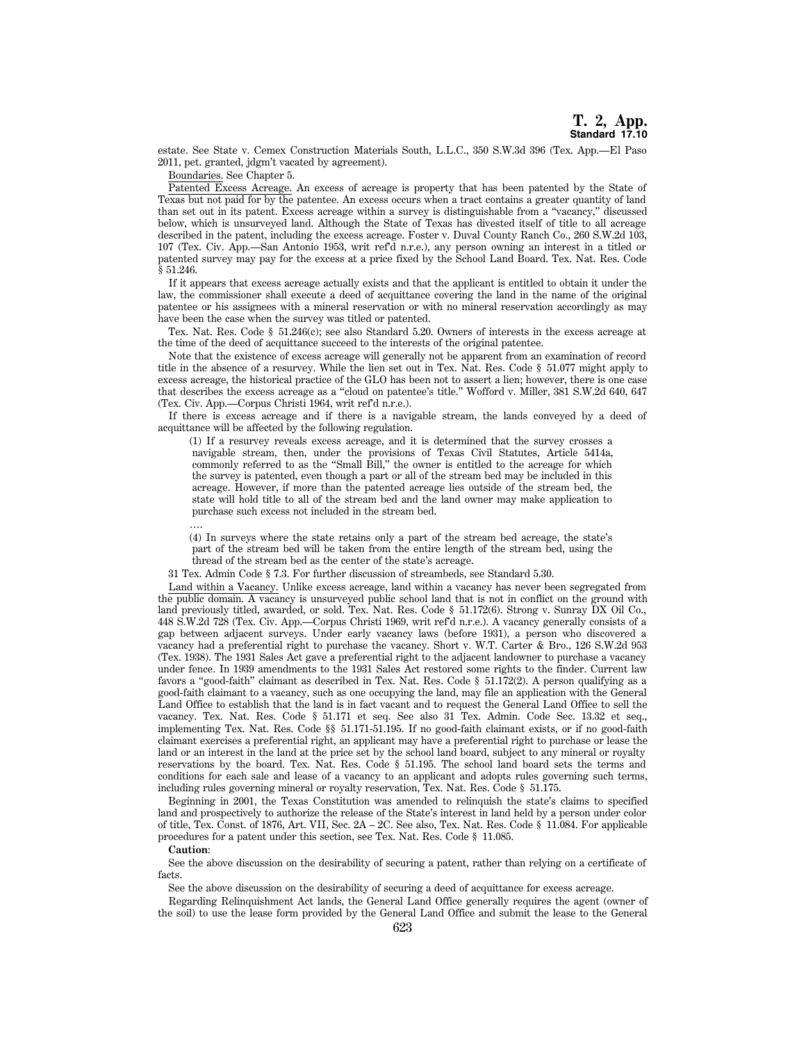estate. See State v. Cemex Construction Materials South, L.L.C., 350 S.W.3d 396 (Tex. App.—El Paso 2011, pet. granted, jdgm't vacated by agreement).

Boundaries. See Chapter 5.

Patented Excess Acreage. An excess of acreage is property that has been patented by the State of Texas but not paid for by the patentee. An excess occurs when a tract contains a greater quantity of land than set out in its patent. Excess acreage within a survey is distinguishable from a "vacancy," discussed below, which is unsurveyed land. Although the State of Texas has divested itself of title to all acreage described in the patent, including the excess acreage. Foster v. Duval County Ranch Co., 260 S.W.2d 103, 107 (Tex. Civ. App.—San Antonio 1953, writ ref'd n.r.e.), any person owning an interest in a titled or patented survey may pay for the excess at a price fixed by the School Land Board. Tex. Nat. Res. Code § 51.246.

If it appears that excess acreage actually exists and that the applicant is entitled to obtain it under the law, the commissioner shall execute a deed of acquittance covering the land in the name of the original patentee or his assignees with a mineral reservation or with no mineral reservation accordingly as may have been the case when the survey was titled or patented.

Tex. Nat. Res. Code § 51.246(c); see also Standard 5.20. Owners of interests in the excess acreage at the time of the deed of acquittance succeed to the interests of the original patentee.

Note that the existence of excess acreage will generally not be apparent from an examination of record title in the absence of a resurvey. While the lien set out in Tex. Nat. Res. Code § 51.077 might apply to excess acreage, the historical practice of the GLO has been not to assert a lien; however, there is one case that describes the excess acreage as a "cloud on patentee's title." Wofford v. Miller, 381 S.W.2d 640, 647 (Tex. Civ. App.—Corpus Christi 1964, writ ref'd n.r.e.).

If there is excess acreage and if there is a navigable stream, the lands conveyed by a deed of acquittance will be affected by the following regulation.

> (1) If a resurvey reveals excess acreage, and it is determined that the survey crosses a navigable stream, then, under the provisions of Texas Civil Statutes, Article 5414a, commonly referred to as the "Small Bill," the owner is entitled to the acreage for which the survey is patented, even though a part or all of the stream bed may be included in this acreage. However, if more than the patented acreage lies outside of the stream bed, the state will hold title to all of the stream bed and the land owner may make application to purchase such excess not included in the stream bed.
>
> ....
>
> (4) In surveys where the state retains only a part of the stream bed acreage, the state's part of the stream bed will be taken from the entire length of the stream bed, using the thread of the stream bed as the center of the state's acreage.

31 Tex. Admin Code § 7.3. For further discussion of streambeds, see Standard 5.30.

Land within a Vacancy. Unlike excess acreage, land within a vacancy has never been segregated from the public domain. A vacancy is unsurveyed public school land that is not in conflict on the ground with land previously titled, awarded, or sold. Tex. Nat. Res. Code § 51.172(6). Strong v. Sunray DX Oil Co., 448 S.W.2d 728 (Tex. Civ. App.—Corpus Christi 1969, writ ref'd n.r.e.). A vacancy generally consists of a gap between adjacent surveys. Under early vacancy laws (before 1931), a person who discovered a vacancy had a preferential right to purchase the vacancy. Short v. W.T. Carter & Bro., 126 S.W.2d 953 (Tex. 1938). The 1931 Sales Act gave a preferential right to the adjacent landowner to purchase a vacancy under fence. In 1939 amendments to the 1931 Sales Act restored some rights to the finder. Current law favors a "good-faith" claimant as described in Tex. Nat. Res. Code § 51.172(2). A person qualifying as a good-faith claimant to a vacancy, such as one occupying the land, may file an application with the General Land Office to establish that the land is in fact vacant and to request the General Land Office to sell the vacancy. Tex. Nat. Res. Code § 51.171 et seq. See also 31 Tex. Admin. Code Sec. 13.32 et seq., implementing Tex. Nat. Res. Code §§ 51.171-51.195. If no good-faith claimant exists, or if no good-faith claimant exercises a preferential right, an applicant may have a preferential right to purchase or lease the land or an interest in the land at the price set by the school land board, subject to any mineral or royalty reservations by the board. Tex. Nat. Res. Code § 51.195. The school land board sets the terms and conditions for each sale and lease of a vacancy to an applicant and adopts rules governing such terms, including rules governing mineral or royalty reservation, Tex. Nat. Res. Code § 51.175.

Beginning in 2001, the Texas Constitution was amended to relinquish the state's claims to specified land and prospectively to authorize the release of the State's interest in land held by a person under color of title, Tex. Const. of 1876, Art. VII, Sec. 2A – 2C. See also, Tex. Nat. Res. Code § 11.084. For applicable procedures for a patent under this section, see Tex. Nat. Res. Code § 11.085.

**Caution**:

See the above discussion on the desirability of securing a patent, rather than relying on a certificate of facts.

See the above discussion on the desirability of securing a deed of acquittance for excess acreage.

Regarding Relinquishment Act lands, the General Land Office generally requires the agent (owner of the soil) to use the lease form provided by the General Land Office and submit the lease to the General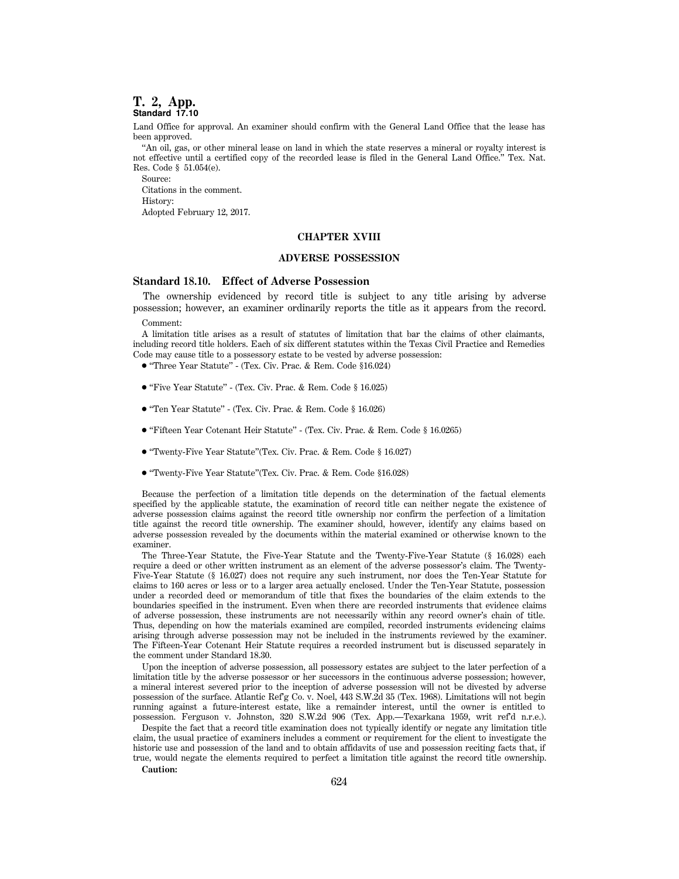Land Office for approval. An examiner should confirm with the General Land Office that the lease has been approved.

"An oil, gas, or other mineral lease on land in which the state reserves a mineral or royalty interest is not effective until a certified copy of the recorded lease is filed in the General Land Office." Tex. Nat. Res. Code § 51.054(e).

Source:

Citations in the comment.

History:

Adopted February 12, 2017.

## CHAPTER XVIII

## ADVERSE POSSESSION

### Standard 18.10. Effect of Adverse Possession

The ownership evidenced by record title is subject to any title arising by adverse possession; however, an examiner ordinarily reports the title as it appears from the record.

Comment:

A limitation title arises as a result of statutes of limitation that bar the claims of other claimants, including record title holders. Each of six different statutes within the Texas Civil Practice and Remedies Code may cause title to a possessory estate to be vested by adverse possession:

- "Three Year Statute" - (Tex. Civ. Prac. & Rem. Code §16.024)
- "Five Year Statute" - (Tex. Civ. Prac. & Rem. Code § 16.025)
- "Ten Year Statute" - (Tex. Civ. Prac. & Rem. Code § 16.026)
- "Fifteen Year Cotenant Heir Statute" - (Tex. Civ. Prac. & Rem. Code § 16.0265)
- "Twenty-Five Year Statute"(Tex. Civ. Prac. & Rem. Code § 16.027)
- "Twenty-Five Year Statute"(Tex. Civ. Prac. & Rem. Code §16.028)

Because the perfection of a limitation title depends on the determination of the factual elements specified by the applicable statute, the examination of record title can neither negate the existence of adverse possession claims against the record title ownership nor confirm the perfection of a limitation title against the record title ownership. The examiner should, however, identify any claims based on adverse possession revealed by the documents within the material examined or otherwise known to the examiner.

The Three-Year Statute, the Five-Year Statute and the Twenty-Five-Year Statute (§ 16.028) each require a deed or other written instrument as an element of the adverse possessor's claim. The Twenty-Five-Year Statute (§ 16.027) does not require any such instrument, nor does the Ten-Year Statute for claims to 160 acres or less or to a larger area actually enclosed. Under the Ten-Year Statute, possession under a recorded deed or memorandum of title that fixes the boundaries of the claim extends to the boundaries specified in the instrument. Even when there are recorded instruments that evidence claims of adverse possession, these instruments are not necessarily within any record owner's chain of title. Thus, depending on how the materials examined are compiled, recorded instruments evidencing claims arising through adverse possession may not be included in the instruments reviewed by the examiner. The Fifteen-Year Cotenant Heir Statute requires a recorded instrument but is discussed separately in the comment under Standard 18.30.

Upon the inception of adverse possession, all possessory estates are subject to the later perfection of a limitation title by the adverse possessor or her successors in the continuous adverse possession; however, a mineral interest severed prior to the inception of adverse possession will not be divested by adverse possession of the surface. Atlantic Ref'g Co. v. Noel, 443 S.W.2d 35 (Tex. 1968). Limitations will not begin running against a future-interest estate, like a remainder interest, until the owner is entitled to possession. Ferguson v. Johnston, 320 S.W.2d 906 (Tex. App.—Texarkana 1959, writ ref'd n.r.e.).

Despite the fact that a record title examination does not typically identify or negate any limitation title claim, the usual practice of examiners includes a comment or requirement for the client to investigate the historic use and possession of the land and to obtain affidavits of use and possession reciting facts that, if true, would negate the elements required to perfect a limitation title against the record title ownership.

**Caution:**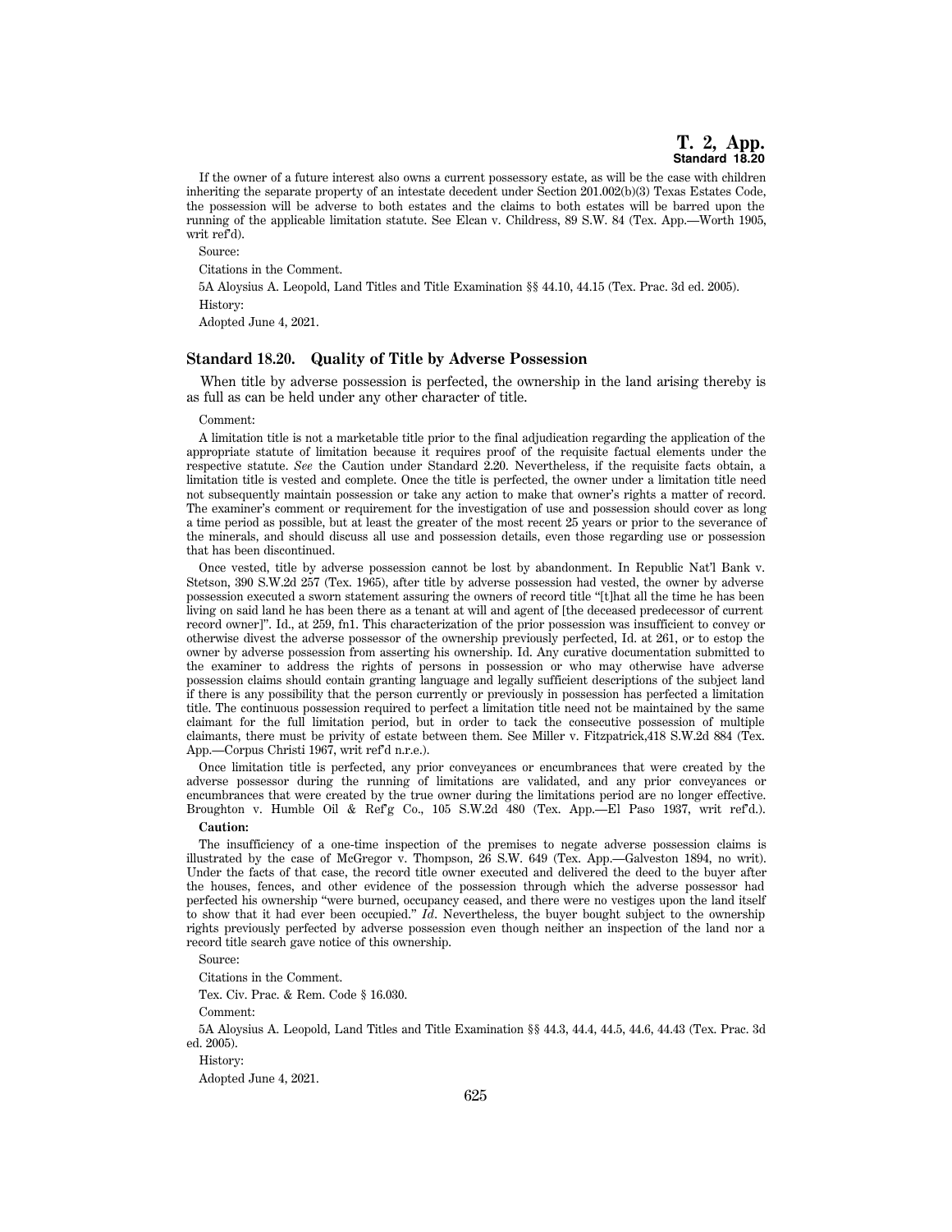If the owner of a future interest also owns a current possessory estate, as will be the case with children inheriting the separate property of an intestate decedent under Section 201.002(b)(3) Texas Estates Code, the possession will be adverse to both estates and the claims to both estates will be barred upon the running of the applicable limitation statute. See Elcan v. Childress, 89 S.W. 84 (Tex. App.—Worth 1905, writ ref'd).

Source:

Citations in the Comment.

5A Aloysius A. Leopold, Land Titles and Title Examination §§ 44.10, 44.15 (Tex. Prac. 3d ed. 2005).

History:

Adopted June 4, 2021.

## Standard 18.20. Quality of Title by Adverse Possession

When title by adverse possession is perfected, the ownership in the land arising thereby is as full as can be held under any other character of title.

Comment:

A limitation title is not a marketable title prior to the final adjudication regarding the application of the appropriate statute of limitation because it requires proof of the requisite factual elements under the respective statute. *See* the Caution under Standard 2.20. Nevertheless, if the requisite facts obtain, a limitation title is vested and complete. Once the title is perfected, the owner under a limitation title need not subsequently maintain possession or take any action to make that owner's rights a matter of record. The examiner's comment or requirement for the investigation of use and possession should cover as long a time period as possible, but at least the greater of the most recent 25 years or prior to the severance of the minerals, and should discuss all use and possession details, even those regarding use or possession that has been discontinued.

Once vested, title by adverse possession cannot be lost by abandonment. In Republic Nat'l Bank v. Stetson, 390 S.W.2d 257 (Tex. 1965), after title by adverse possession had vested, the owner by adverse possession executed a sworn statement assuring the owners of record title "[t]hat all the time he has been living on said land he has been there as a tenant at will and agent of [the deceased predecessor of current record owner]". Id., at 259, fn1. This characterization of the prior possession was insufficient to convey or otherwise divest the adverse possessor of the ownership previously perfected, Id. at 261, or to estop the owner by adverse possession from asserting his ownership. Id. Any curative documentation submitted to the examiner to address the rights of persons in possession or who may otherwise have adverse possession claims should contain granting language and legally sufficient descriptions of the subject land if there is any possibility that the person currently or previously in possession has perfected a limitation title. The continuous possession required to perfect a limitation title need not be maintained by the same claimant for the full limitation period, but in order to tack the consecutive possession of multiple claimants, there must be privity of estate between them. See Miller v. Fitzpatrick,418 S.W.2d 884 (Tex. App.—Corpus Christi 1967, writ ref'd n.r.e.).

Once limitation title is perfected, any prior conveyances or encumbrances that were created by the adverse possessor during the running of limitations are validated, and any prior conveyances or encumbrances that were created by the true owner during the limitations period are no longer effective. Broughton v. Humble Oil & Ref'g Co., 105 S.W.2d 480 (Tex. App.—El Paso 1937, writ ref'd.).

**Caution:**

The insufficiency of a one-time inspection of the premises to negate adverse possession claims is illustrated by the case of McGregor v. Thompson, 26 S.W. 649 (Tex. App.—Galveston 1894, no writ). Under the facts of that case, the record title owner executed and delivered the deed to the buyer after the houses, fences, and other evidence of the possession through which the adverse possessor had perfected his ownership "were burned, occupancy ceased, and there were no vestiges upon the land itself to show that it had ever been occupied." *Id*. Nevertheless, the buyer bought subject to the ownership rights previously perfected by adverse possession even though neither an inspection of the land nor a record title search gave notice of this ownership.

Source:

Citations in the Comment.

Tex. Civ. Prac. & Rem. Code § 16.030.

Comment:

5A Aloysius A. Leopold, Land Titles and Title Examination §§ 44.3, 44.4, 44.5, 44.6, 44.43 (Tex. Prac. 3d ed. 2005).

History:

Adopted June 4, 2021.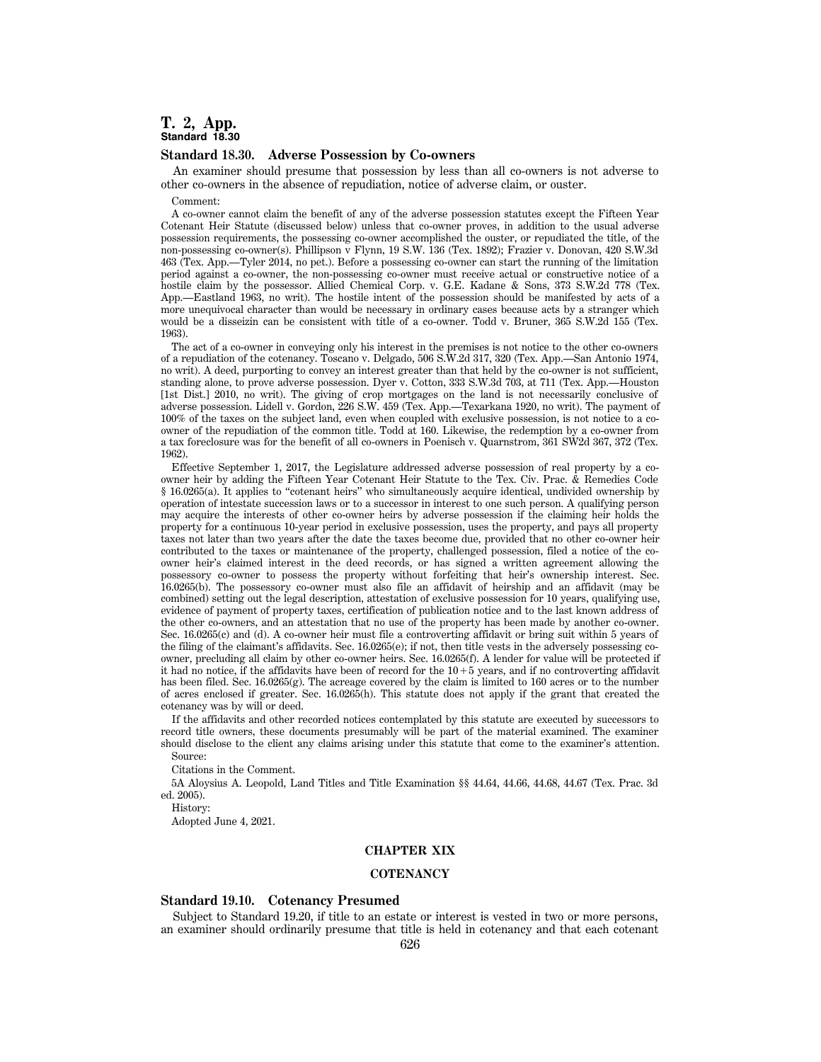## Standard 18.30. Adverse Possession by Co-owners

An examiner should presume that possession by less than all co-owners is not adverse to other co-owners in the absence of repudiation, notice of adverse claim, or ouster.

Comment:

A co-owner cannot claim the benefit of any of the adverse possession statutes except the Fifteen Year Cotenant Heir Statute (discussed below) unless that co-owner proves, in addition to the usual adverse possession requirements, the possessing co-owner accomplished the ouster, or repudiated the title, of the non-possessing co-owner(s). Phillipson v Flynn, 19 S.W. 136 (Tex. 1892); Frazier v. Donovan, 420 S.W.3d 463 (Tex. App.—Tyler 2014, no pet.). Before a possessing co-owner can start the running of the limitation period against a co-owner, the non-possessing co-owner must receive actual or constructive notice of a hostile claim by the possessor. Allied Chemical Corp. v. G.E. Kadane & Sons, 373 S.W.2d 778 (Tex. App.—Eastland 1963, no writ). The hostile intent of the possession should be manifested by acts of a more unequivocal character than would be necessary in ordinary cases because acts by a stranger which would be a disseizin can be consistent with title of a co-owner. Todd v. Bruner, 365 S.W.2d 155 (Tex. 1963).

The act of a co-owner in conveying only his interest in the premises is not notice to the other co-owners of a repudiation of the cotenancy. Toscano v. Delgado, 506 S.W.2d 317, 320 (Tex. App.—San Antonio 1974, no writ). A deed, purporting to convey an interest greater than that held by the co-owner is not sufficient, standing alone, to prove adverse possession. Dyer v. Cotton, 333 S.W.3d 703, at 711 (Tex. App.—Houston [1st Dist.] 2010, no writ). The giving of crop mortgages on the land is not necessarily conclusive of adverse possession. Lidell v. Gordon, 226 S.W. 459 (Tex. App.—Texarkana 1920, no writ). The payment of 100% of the taxes on the subject land, even when coupled with exclusive possession, is not notice to a co-owner of the repudiation of the common title. Todd at 160. Likewise, the redemption by a co-owner from a tax foreclosure was for the benefit of all co-owners in Poenisch v. Quarnstrom, 361 SW2d 367, 372 (Tex. 1962).

Effective September 1, 2017, the Legislature addressed adverse possession of real property by a co-owner heir by adding the Fifteen Year Cotenant Heir Statute to the Tex. Civ. Prac. & Remedies Code § 16.0265(a). It applies to "cotenant heirs" who simultaneously acquire identical, undivided ownership by operation of intestate succession laws or to a successor in interest to one such person. A qualifying person may acquire the interests of other co-owner heirs by adverse possession if the claiming heir holds the property for a continuous 10-year period in exclusive possession, uses the property, and pays all property taxes not later than two years after the date the taxes become due, provided that no other co-owner heir contributed to the taxes or maintenance of the property, challenged possession, filed a notice of the co-owner heir's claimed interest in the deed records, or has signed a written agreement allowing the possessory co-owner to possess the property without forfeiting that heir's ownership interest. Sec. 16.0265(b). The possessory co-owner must also file an affidavit of heirship and an affidavit (may be combined) setting out the legal description, attestation of exclusive possession for 10 years, qualifying use, evidence of payment of property taxes, certification of publication notice and to the last known address of the other co-owners, and an attestation that no use of the property has been made by another co-owner. Sec. 16.0265(c) and (d). A co-owner heir must file a controverting affidavit or bring suit within 5 years of the filing of the claimant's affidavits. Sec. 16.0265(e); if not, then title vests in the adversely possessing co-owner, precluding all claim by other co-owner heirs. Sec. 16.0265(f). A lender for value will be protected if it had no notice, if the affidavits have been of record for the 10 + 5 years, and if no controverting affidavit has been filed. Sec. 16.0265(g). The acreage covered by the claim is limited to 160 acres or to the number of acres enclosed if greater. Sec. 16.0265(h). This statute does not apply if the grant that created the cotenancy was by will or deed.

If the affidavits and other recorded notices contemplated by this statute are executed by successors to record title owners, these documents presumably will be part of the material examined. The examiner should disclose to the client any claims arising under this statute that come to the examiner's attention.

Source:

Citations in the Comment.

5A Aloysius A. Leopold, Land Titles and Title Examination §§ 44.64, 44.66, 44.68, 44.67 (Tex. Prac. 3d ed. 2005).

History:

Adopted June 4, 2021.

# CHAPTER XIX

# COTENANCY

## Standard 19.10. Cotenancy Presumed

Subject to Standard 19.20, if title to an estate or interest is vested in two or more persons, an examiner should ordinarily presume that title is held in cotenancy and that each cotenant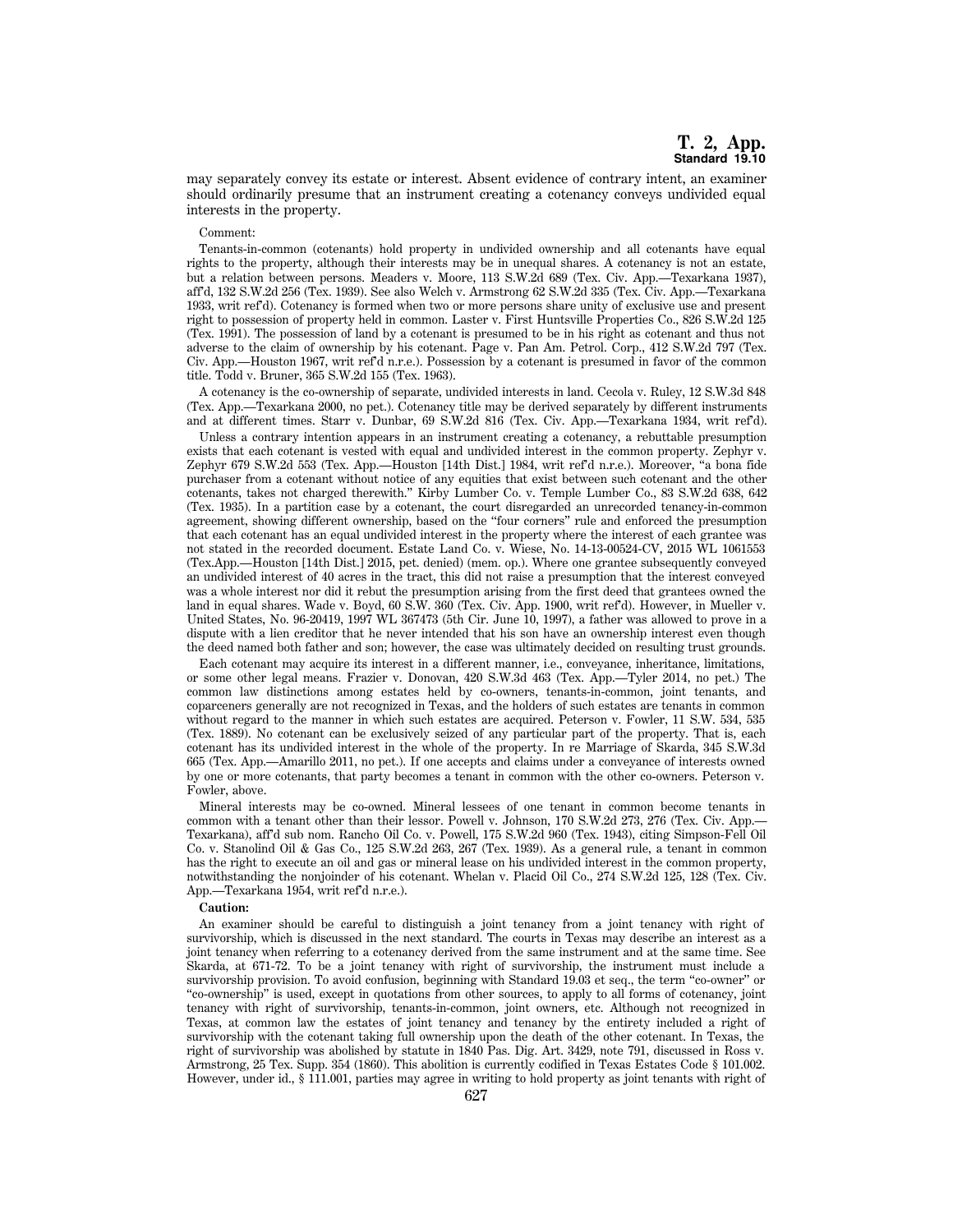may separately convey its estate or interest. Absent evidence of contrary intent, an examiner should ordinarily presume that an instrument creating a cotenancy conveys undivided equal interests in the property.

Comment:

Tenants-in-common (cotenants) hold property in undivided ownership and all cotenants have equal rights to the property, although their interests may be in unequal shares. A cotenancy is not an estate, but a relation between persons. Meaders v. Moore, 113 S.W.2d 689 (Tex. Civ. App.—Texarkana 1937), aff'd, 132 S.W.2d 256 (Tex. 1939). See also Welch v. Armstrong 62 S.W.2d 335 (Tex. Civ. App.—Texarkana 1933, writ ref'd). Cotenancy is formed when two or more persons share unity of exclusive use and present right to possession of property held in common. Laster v. First Huntsville Properties Co., 826 S.W.2d 125 (Tex. 1991). The possession of land by a cotenant is presumed to be in his right as cotenant and thus not adverse to the claim of ownership by his cotenant. Page v. Pan Am. Petrol. Corp., 412 S.W.2d 797 (Tex. Civ. App.—Houston 1967, writ ref'd n.r.e.). Possession by a cotenant is presumed in favor of the common title. Todd v. Bruner, 365 S.W.2d 155 (Tex. 1963).

A cotenancy is the co-ownership of separate, undivided interests in land. Cecola v. Ruley, 12 S.W.3d 848 (Tex. App.—Texarkana 2000, no pet.). Cotenancy title may be derived separately by different instruments and at different times. Starr v. Dunbar, 69 S.W.2d 816 (Tex. Civ. App.—Texarkana 1934, writ ref'd).

Unless a contrary intention appears in an instrument creating a cotenancy, a rebuttable presumption exists that each cotenant is vested with equal and undivided interest in the common property. Zephyr v. Zephyr 679 S.W.2d 553 (Tex. App.—Houston [14th Dist.] 1984, writ ref'd n.r.e.). Moreover, "a bona fide purchaser from a cotenant without notice of any equities that exist between such cotenant and the other cotenants, takes not charged therewith." Kirby Lumber Co. v. Temple Lumber Co., 83 S.W.2d 638, 642 (Tex. 1935). In a partition case by a cotenant, the court disregarded an unrecorded tenancy-in-common agreement, showing different ownership, based on the "four corners" rule and enforced the presumption that each cotenant has an equal undivided interest in the property where the interest of each grantee was not stated in the recorded document. Estate Land Co. v. Wiese, No. 14-13-00524-CV, 2015 WL 1061553 (Tex.App.—Houston [14th Dist.] 2015, pet. denied) (mem. op.). Where one grantee subsequently conveyed an undivided interest of 40 acres in the tract, this did not raise a presumption that the interest conveyed was a whole interest nor did it rebut the presumption arising from the first deed that grantees owned the land in equal shares. Wade v. Boyd, 60 S.W. 360 (Tex. Civ. App. 1900, writ ref'd). However, in Mueller v. United States, No. 96-20419, 1997 WL 367473 (5th Cir. June 10, 1997), a father was allowed to prove in a dispute with a lien creditor that he never intended that his son have an ownership interest even though the deed named both father and son; however, the case was ultimately decided on resulting trust grounds.

Each cotenant may acquire its interest in a different manner, i.e., conveyance, inheritance, limitations, or some other legal means. Frazier v. Donovan, 420 S.W.3d 463 (Tex. App.—Tyler 2014, no pet.) The common law distinctions among estates held by co-owners, tenants-in-common, joint tenants, and coparceners generally are not recognized in Texas, and the holders of such estates are tenants in common without regard to the manner in which such estates are acquired. Peterson v. Fowler, 11 S.W. 534, 535 (Tex. 1889). No cotenant can be exclusively seized of any particular part of the property. That is, each cotenant has its undivided interest in the whole of the property. In re Marriage of Skarda, 345 S.W.3d 665 (Tex. App.—Amarillo 2011, no pet.). If one accepts and claims under a conveyance of interests owned by one or more cotenants, that party becomes a tenant in common with the other co-owners. Peterson v. Fowler, above.

Mineral interests may be co-owned. Mineral lessees of one tenant in common become tenants in common with a tenant other than their lessor. Powell v. Johnson, 170 S.W.2d 273, 276 (Tex. Civ. App.—Texarkana), aff'd sub nom. Rancho Oil Co. v. Powell, 175 S.W.2d 960 (Tex. 1943), citing Simpson-Fell Oil Co. v. Stanolind Oil & Gas Co., 125 S.W.2d 263, 267 (Tex. 1939). As a general rule, a tenant in common has the right to execute an oil and gas or mineral lease on his undivided interest in the common property, notwithstanding the nonjoinder of his cotenant. Whelan v. Placid Oil Co., 274 S.W.2d 125, 128 (Tex. Civ. App.—Texarkana 1954, writ ref'd n.r.e.).

**Caution:**

An examiner should be careful to distinguish a joint tenancy from a joint tenancy with right of survivorship, which is discussed in the next standard. The courts in Texas may describe an interest as a joint tenancy when referring to a cotenancy derived from the same instrument and at the same time. See Skarda, at 671-72. To be a joint tenancy with right of survivorship, the instrument must include a survivorship provision. To avoid confusion, beginning with Standard 19.03 et seq., the term "co-owner" or "co-ownership" is used, except in quotations from other sources, to apply to all forms of cotenancy, joint tenancy with right of survivorship, tenants-in-common, joint owners, etc. Although not recognized in Texas, at common law the estates of joint tenancy and tenancy by the entirety included a right of survivorship with the cotenant taking full ownership upon the death of the other cotenant. In Texas, the right of survivorship was abolished by statute in 1840 Pas. Dig. Art. 3429, note 791, discussed in Ross v. Armstrong, 25 Tex. Supp. 354 (1860). This abolition is currently codified in Texas Estates Code § 101.002. However, under id., § 111.001, parties may agree in writing to hold property as joint tenants with right of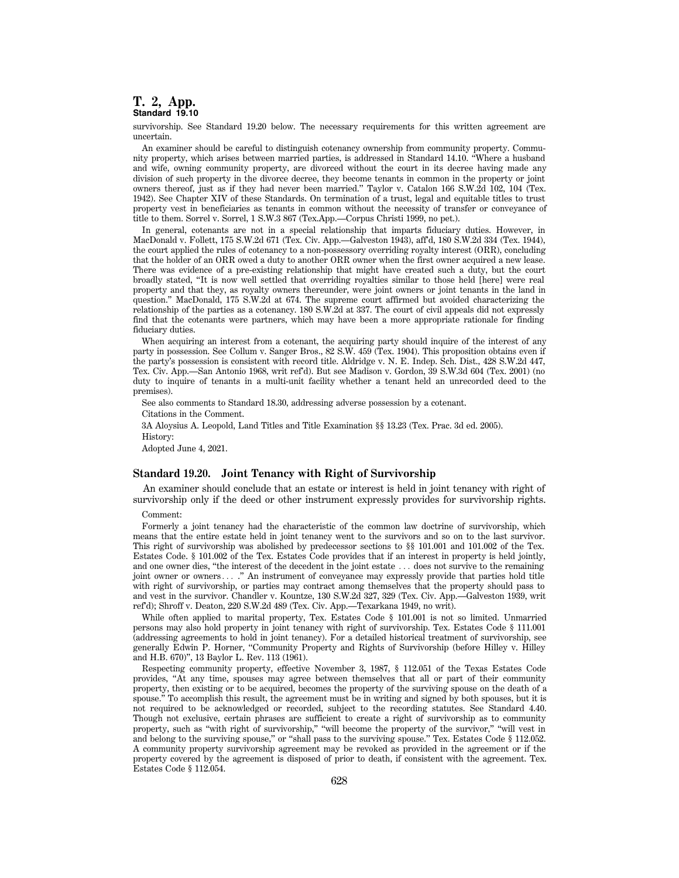survivorship. See Standard 19.20 below. The necessary requirements for this written agreement are uncertain.

An examiner should be careful to distinguish cotenancy ownership from community property. Community property, which arises between married parties, is addressed in Standard 14.10. "Where a husband and wife, owning community property, are divorced without the court in its decree having made any division of such property in the divorce decree, they become tenants in common in the property or joint owners thereof, just as if they had never been married." Taylor v. Catalon 166 S.W.2d 102, 104 (Tex. 1942). See Chapter XIV of these Standards. On termination of a trust, legal and equitable titles to trust property vest in beneficiaries as tenants in common without the necessity of transfer or conveyance of title to them. Sorrel v. Sorrel, 1 S.W.3 867 (Tex.App.—Corpus Christi 1999, no pet.).

In general, cotenants are not in a special relationship that imparts fiduciary duties. However, in MacDonald v. Follett, 175 S.W.2d 671 (Tex. Civ. App.—Galveston 1943), aff'd, 180 S.W.2d 334 (Tex. 1944), the court applied the rules of cotenancy to a non-possessory overriding royalty interest (ORR), concluding that the holder of an ORR owed a duty to another ORR owner when the first owner acquired a new lease. There was evidence of a pre-existing relationship that might have created such a duty, but the court broadly stated, "It is now well settled that overriding royalties similar to those held [here] were real property and that they, as royalty owners thereunder, were joint owners or joint tenants in the land in question." MacDonald, 175 S.W.2d at 674. The supreme court affirmed but avoided characterizing the relationship of the parties as a cotenancy. 180 S.W.2d at 337. The court of civil appeals did not expressly find that the cotenants were partners, which may have been a more appropriate rationale for finding fiduciary duties.

When acquiring an interest from a cotenant, the acquiring party should inquire of the interest of any party in possession. See Collum v. Sanger Bros., 82 S.W. 459 (Tex. 1904). This proposition obtains even if the party's possession is consistent with record title. Aldridge v. N. E. Indep. Sch. Dist., 428 S.W.2d 447, Tex. Civ. App.—San Antonio 1968, writ ref'd). But see Madison v. Gordon, 39 S.W.3d 604 (Tex. 2001) (no duty to inquire of tenants in a multi-unit facility whether a tenant held an unrecorded deed to the premises).

See also comments to Standard 18.30, addressing adverse possession by a cotenant.

Citations in the Comment.

3A Aloysius A. Leopold, Land Titles and Title Examination §§ 13.23 (Tex. Prac. 3d ed. 2005).

History:

Adopted June 4, 2021.

### Standard 19.20. Joint Tenancy with Right of Survivorship

An examiner should conclude that an estate or interest is held in joint tenancy with right of survivorship only if the deed or other instrument expressly provides for survivorship rights.

Comment:

Formerly a joint tenancy had the characteristic of the common law doctrine of survivorship, which means that the entire estate held in joint tenancy went to the survivors and so on to the last survivor. This right of survivorship was abolished by predecessor sections to §§ 101.001 and 101.002 of the Tex. Estates Code. § 101.002 of the Tex. Estates Code provides that if an interest in property is held jointly, and one owner dies, "the interest of the decedent in the joint estate . . . does not survive to the remaining joint owner or owners . . . ." An instrument of conveyance may expressly provide that parties hold title with right of survivorship, or parties may contract among themselves that the property should pass to and vest in the survivor. Chandler v. Kountze, 130 S.W.2d 327, 329 (Tex. Civ. App.—Galveston 1939, writ ref'd); Shroff v. Deaton, 220 S.W.2d 489 (Tex. Civ. App.—Texarkana 1949, no writ).

While often applied to marital property, Tex. Estates Code § 101.001 is not so limited. Unmarried persons may also hold property in joint tenancy with right of survivorship. Tex. Estates Code § 111.001 (addressing agreements to hold in joint tenancy). For a detailed historical treatment of survivorship, see generally Edwin P. Horner, "Community Property and Rights of Survivorship (before Hilley v. Hilley and H.B. 670)", 13 Baylor L. Rev. 113 (1961).

Respecting community property, effective November 3, 1987, § 112.051 of the Texas Estates Code provides, "At any time, spouses may agree between themselves that all or part of their community property, then existing or to be acquired, becomes the property of the surviving spouse on the death of a spouse." To accomplish this result, the agreement must be in writing and signed by both spouses, but it is not required to be acknowledged or recorded, subject to the recording statutes. See Standard 4.40. Though not exclusive, certain phrases are sufficient to create a right of survivorship as to community property, such as "with right of survivorship," "will become the property of the survivor," "will vest in and belong to the surviving spouse," or "shall pass to the surviving spouse." Tex. Estates Code § 112.052. A community property survivorship agreement may be revoked as provided in the agreement or if the property covered by the agreement is disposed of prior to death, if consistent with the agreement. Tex. Estates Code § 112.054.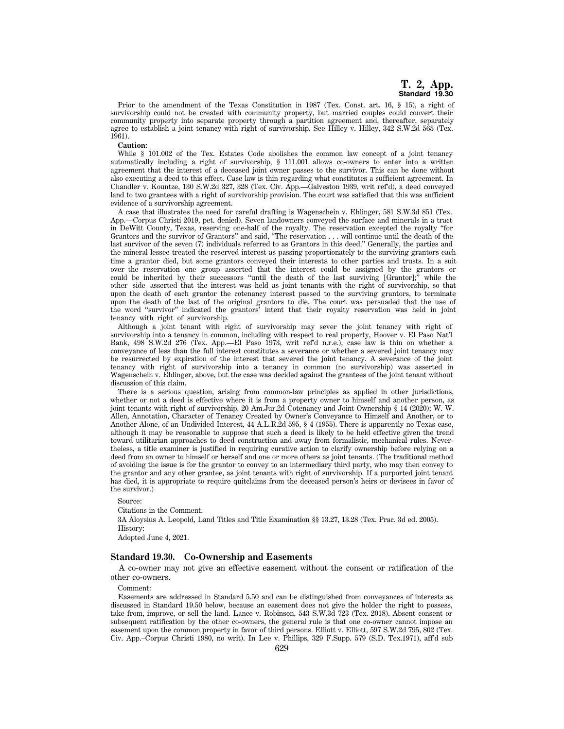Prior to the amendment of the Texas Constitution in 1987 (Tex. Const. art. 16, § 15), a right of survivorship could not be created with community property, but married couples could convert their community property into separate property through a partition agreement and, thereafter, separately agree to establish a joint tenancy with right of survivorship. See Hilley v. Hilley, 342 S.W.2d 565 (Tex. 1961).

**Caution:**

While § 101.002 of the Tex. Estates Code abolishes the common law concept of a joint tenancy automatically including a right of survivorship, § 111.001 allows co-owners to enter into a written agreement that the interest of a deceased joint owner passes to the survivor. This can be done without also executing a deed to this effect. Case law is thin regarding what constitutes a sufficient agreement. In Chandler v. Kountze, 130 S.W.2d 327, 328 (Tex. Civ. App.—Galveston 1939, writ ref'd), a deed conveyed land to two grantees with a right of survivorship provision. The court was satisfied that this was sufficient evidence of a survivorship agreement.

A case that illustrates the need for careful drafting is Wagenschein v. Ehlinger, 581 S.W.3d 851 (Tex. App.—Corpus Christi 2019, pet. denied). Seven landowners conveyed the surface and minerals in a tract in DeWitt County, Texas, reserving one-half of the royalty. The reservation excepted the royalty "for Grantors and the survivor of Grantors" and said, "The reservation . . . will continue until the death of the last survivor of the seven (7) individuals referred to as Grantors in this deed." Generally, the parties and the mineral lessee treated the reserved interest as passing proportionately to the surviving grantors each time a grantor died, but some grantors conveyed their interests to other parties and trusts. In a suit over the reservation one group asserted that the interest could be assigned by the grantors or could be inherited by their successors "until the death of the last surviving [Grantor];" while the other side asserted that the interest was held as joint tenants with the right of survivorship, so that upon the death of each grantor the cotenancy interest passed to the surviving grantors, to terminate upon the death of the last of the original grantors to die. The court was persuaded that the use of the word "survivor" indicated the grantors' intent that their royalty reservation was held in joint tenancy with right of survivorship.

Although a joint tenant with right of survivorship may sever the joint tenancy with right of survivorship into a tenancy in common, including with respect to real property, Hoover v. El Paso Nat'l Bank, 498 S.W.2d 276 (Tex. App.—El Paso 1973, writ ref'd n.r.e.), case law is thin on whether a conveyance of less than the full interest constitutes a severance or whether a severed joint tenancy may be resurrected by expiration of the interest that severed the joint tenancy. A severance of the joint tenancy with right of survivorship into a tenancy in common (no survivorship) was asserted in Wagenschein v. Ehlinger, above, but the case was decided against the grantees of the joint tenant without discussion of this claim.

There is a serious question, arising from common-law principles as applied in other jurisdictions, whether or not a deed is effective where it is from a property owner to himself and another person, as joint tenants with right of survivorship. 20 Am.Jur.2d Cotenancy and Joint Ownership § 14 (2020); W. W. Allen, Annotation, Character of Tenancy Created by Owner's Conveyance to Himself and Another, or to Another Alone, of an Undivided Interest, 44 A.L.R.2d 595, § 4 (1955). There is apparently no Texas case, although it may be reasonable to suppose that such a deed is likely to be held effective given the trend toward utilitarian approaches to deed construction and away from formalistic, mechanical rules. Nevertheless, a title examiner is justified in requiring curative action to clarify ownership before relying on a deed from an owner to himself or herself and one or more others as joint tenants. (The traditional method of avoiding the issue is for the grantor to convey to an intermediary third party, who may then convey to the grantor and any other grantee, as joint tenants with right of survivorship. If a purported joint tenant has died, it is appropriate to require quitclaims from the deceased person's heirs or devisees in favor of the survivor.)

Source:

Citations in the Comment.

3A Aloysius A. Leopold, Land Titles and Title Examination §§ 13.27, 13.28 (Tex. Prac. 3d ed. 2005).

History:

Adopted June 4, 2021.

## Standard 19.30. Co-Ownership and Easements

A co-owner may not give an effective easement without the consent or ratification of the other co-owners.

Comment:

Easements are addressed in Standard 5.50 and can be distinguished from conveyances of interests as discussed in Standard 19.50 below, because an easement does not give the holder the right to possess, take from, improve, or sell the land. Lance v. Robinson, 543 S.W.3d 723 (Tex. 2018). Absent consent or subsequent ratification by the other co-owners, the general rule is that one co-owner cannot impose an easement upon the common property in favor of third persons. Elliott v. Elliott, 597 S.W.2d 795, 802 (Tex. Civ. App.–Corpus Christi 1980, no writ). In Lee v. Phillips, 329 F.Supp. 579 (S.D. Tex.1971), aff'd sub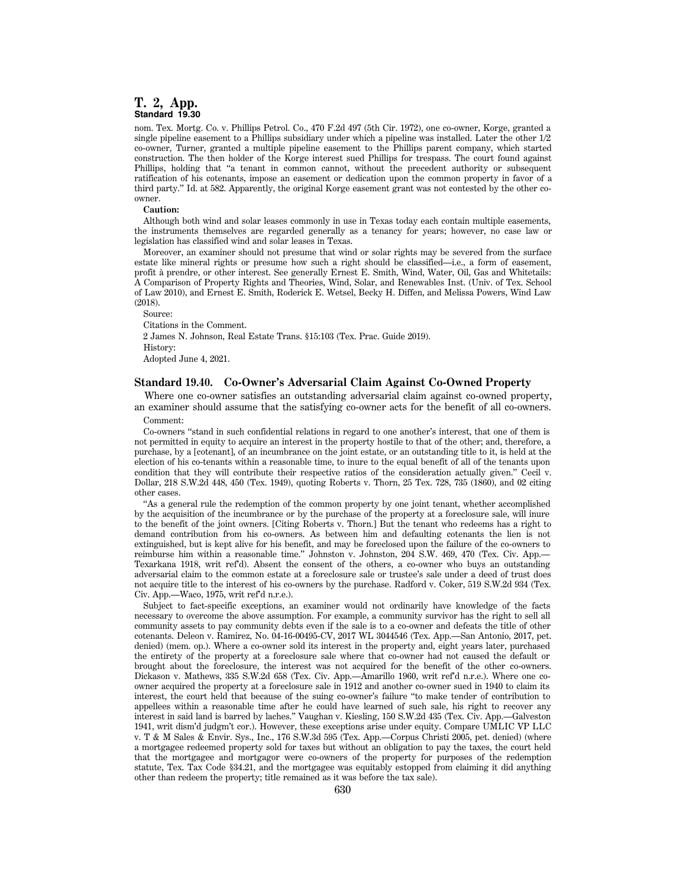nom. Tex. Mortg. Co. v. Phillips Petrol. Co., 470 F.2d 497 (5th Cir. 1972), one co-owner, Korge, granted a single pipeline easement to a Phillips subsidiary under which a pipeline was installed. Later the other 1/2 co-owner, Turner, granted a multiple pipeline easement to the Phillips parent company, which started construction. The then holder of the Korge interest sued Phillips for trespass. The court found against Phillips, holding that "a tenant in common cannot, without the precedent authority or subsequent ratification of his cotenants, impose an easement or dedication upon the common property in favor of a third party." Id. at 582. Apparently, the original Korge easement grant was not contested by the other co-owner.

**Caution:**

Although both wind and solar leases commonly in use in Texas today each contain multiple easements, the instruments themselves are regarded generally as a tenancy for years; however, no case law or legislation has classified wind and solar leases in Texas.

Moreover, an examiner should not presume that wind or solar rights may be severed from the surface estate like mineral rights or presume how such a right should be classified—i.e., a form of easement, profit à prendre, or other interest. See generally Ernest E. Smith, Wind, Water, Oil, Gas and Whitetails: A Comparison of Property Rights and Theories, Wind, Solar, and Renewables Inst. (Univ. of Tex. School of Law 2010), and Ernest E. Smith, Roderick E. Wetsel, Becky H. Diffen, and Melissa Powers, Wind Law (2018).

Source:

Citations in the Comment.

2 James N. Johnson, Real Estate Trans. §15:103 (Tex. Prac. Guide 2019).

History:

Adopted June 4, 2021.

## Standard 19.40. Co-Owner's Adversarial Claim Against Co-Owned Property

Where one co-owner satisfies an outstanding adversarial claim against co-owned property, an examiner should assume that the satisfying co-owner acts for the benefit of all co-owners.

Comment:

Co-owners "stand in such confidential relations in regard to one another's interest, that one of them is not permitted in equity to acquire an interest in the property hostile to that of the other; and, therefore, a purchase, by a [cotenant], of an incumbrance on the joint estate, or an outstanding title to it, is held at the election of his co-tenants within a reasonable time, to inure to the equal benefit of all of the tenants upon condition that they will contribute their respective ratios of the consideration actually given." Cecil v. Dollar, 218 S.W.2d 448, 450 (Tex. 1949), quoting Roberts v. Thorn, 25 Tex. 728, 735 (1860), and 02 citing other cases.

"As a general rule the redemption of the common property by one joint tenant, whether accomplished by the acquisition of the incumbrance or by the purchase of the property at a foreclosure sale, will inure to the benefit of the joint owners. [Citing Roberts v. Thorn.] But the tenant who redeems has a right to demand contribution from his co-owners. As between him and defaulting cotenants the lien is not extinguished, but is kept alive for his benefit, and may be foreclosed upon the failure of the co-owners to reimburse him within a reasonable time." Johnston v. Johnston, 204 S.W. 469, 470 (Tex. Civ. App.—Texarkana 1918, writ ref'd). Absent the consent of the others, a co-owner who buys an outstanding adversarial claim to the common estate at a foreclosure sale or trustee's sale under a deed of trust does not acquire title to the interest of his co-owners by the purchase. Radford v. Coker, 519 S.W.2d 934 (Tex. Civ. App.—Waco, 1975, writ ref'd n.r.e.).

Subject to fact-specific exceptions, an examiner would not ordinarily have knowledge of the facts necessary to overcome the above assumption. For example, a community survivor has the right to sell all community assets to pay community debts even if the sale is to a co-owner and defeats the title of other cotenants. Deleon v. Ramirez, No. 04-16-00495-CV, 2017 WL 3044546 (Tex. App.—San Antonio, 2017, pet. denied) (mem. op.). Where a co-owner sold its interest in the property and, eight years later, purchased the entirety of the property at a foreclosure sale where that co-owner had not caused the default or brought about the foreclosure, the interest was not acquired for the benefit of the other co-owners. Dickason v. Mathews, 335 S.W.2d 658 (Tex. Civ. App.—Amarillo 1960, writ ref'd n.r.e.). Where one co-owner acquired the property at a foreclosure sale in 1912 and another co-owner sued in 1940 to claim its interest, the court held that because of the suing co-owner's failure "to make tender of contribution to appellees within a reasonable time after he could have learned of such sale, his right to recover any interest in said land is barred by laches." Vaughan v. Kiesling, 150 S.W.2d 435 (Tex. Civ. App.—Galveston 1941, writ dism'd judgm't cor.). However, these exceptions arise under equity. Compare UMLIC VP LLC v. T & M Sales & Envir. Sys., Inc., 176 S.W.3d 595 (Tex. App.—Corpus Christi 2005, pet. denied) (where a mortgagee redeemed property sold for taxes but without an obligation to pay the taxes, the court held that the mortgagee and mortgagor were co-owners of the property for purposes of the redemption statute, Tex. Tax Code §34.21, and the mortgagee was equitably estopped from claiming it did anything other than redeem the property; title remained as it was before the tax sale).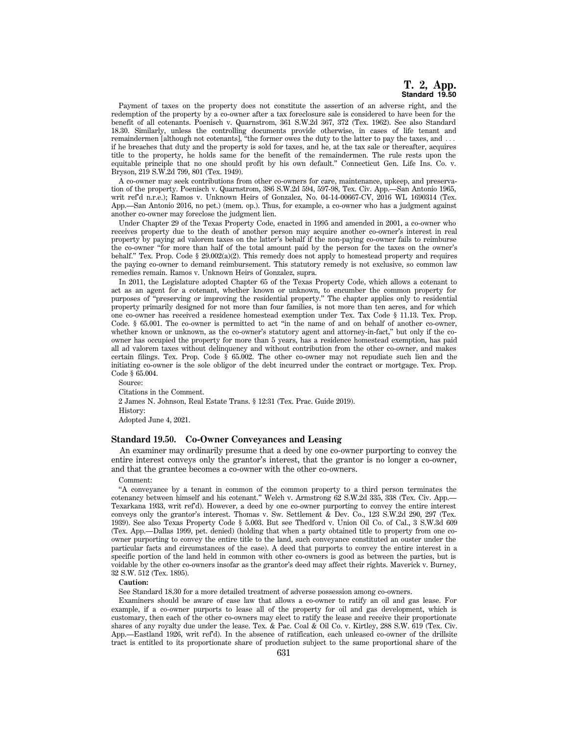Payment of taxes on the property does not constitute the assertion of an adverse right, and the redemption of the property by a co-owner after a tax foreclosure sale is considered to have been for the benefit of all cotenants. Poenisch v. Quarnstrom, 361 S.W.2d 367, 372 (Tex. 1962). See also Standard 18.30. Similarly, unless the controlling documents provide otherwise, in cases of life tenant and remaindermen [although not cotenants], "the former owes the duty to the latter to pay the taxes, and . . . if he breaches that duty and the property is sold for taxes, and he, at the tax sale or thereafter, acquires title to the property, he holds same for the benefit of the remaindermen. The rule rests upon the equitable principle that no one should profit by his own default." Connecticut Gen. Life Ins. Co. v. Bryson, 219 S.W.2d 799, 801 (Tex. 1949).

A co-owner may seek contributions from other co-owners for care, maintenance, upkeep, and preservation of the property. Poenisch v. Quarnstrom, 386 S.W.2d 594, 597-98, Tex. Civ. App.—San Antonio 1965, writ ref'd n.r.e.); Ramos v. Unknown Heirs of Gonzalez, No. 04-14-00667-CV, 2016 WL 1690314 (Tex. App.—San Antonio 2016, no pet.) (mem. op.). Thus, for example, a co-owner who has a judgment against another co-owner may foreclose the judgment lien.

Under Chapter 29 of the Texas Property Code, enacted in 1995 and amended in 2001, a co-owner who receives property due to the death of another person may acquire another co-owner's interest in real property by paying ad valorem taxes on the latter's behalf if the non-paying co-owner fails to reimburse the co-owner "for more than half of the total amount paid by the person for the taxes on the owner's behalf." Tex. Prop. Code § 29.002(a)(2). This remedy does not apply to homestead property and requires the paying co-owner to demand reimbursement. This statutory remedy is not exclusive, so common law remedies remain. Ramos v. Unknown Heirs of Gonzalez, supra.

In 2011, the Legislature adopted Chapter 65 of the Texas Property Code, which allows a cotenant to act as an agent for a cotenant, whether known or unknown, to encumber the common property for purposes of "preserving or improving the residential property." The chapter applies only to residential property primarily designed for not more than four families, is not more than ten acres, and for which one co-owner has received a residence homestead exemption under Tex. Tax Code § 11.13. Tex. Prop. Code. § 65.001. The co-owner is permitted to act "in the name of and on behalf of another co-owner, whether known or unknown, as the co-owner's statutory agent and attorney-in-fact," but only if the co-owner has occupied the property for more than 5 years, has a residence homestead exemption, has paid all ad valorem taxes without delinquency and without contribution from the other co-owner, and makes certain filings. Tex. Prop. Code § 65.002. The other co-owner may not repudiate such lien and the initiating co-owner is the sole obligor of the debt incurred under the contract or mortgage. Tex. Prop. Code § 65.004.

Source:

Citations in the Comment.

2 James N. Johnson, Real Estate Trans. § 12:31 (Tex. Prac. Guide 2019).

History:

Adopted June 4, 2021.

### Standard 19.50. Co-Owner Conveyances and Leasing

An examiner may ordinarily presume that a deed by one co-owner purporting to convey the entire interest conveys only the grantor's interest, that the grantor is no longer a co-owner, and that the grantee becomes a co-owner with the other co-owners.

Comment:

"A conveyance by a tenant in common of the common property to a third person terminates the cotenancy between himself and his cotenant." Welch v. Armstrong 62 S.W.2d 335, 338 (Tex. Civ. App.—Texarkana 1933, writ ref'd). However, a deed by one co-owner purporting to convey the entire interest conveys only the grantor's interest. Thomas v. Sw. Settlement & Dev. Co., 123 S.W.2d 290, 297 (Tex. 1939). See also Texas Property Code § 5.003. But see Thedford v. Union Oil Co. of Cal., 3 S.W.3d 609 (Tex. App.—Dallas 1999, pet. denied) (holding that when a party obtained title to property from one co-owner purporting to convey the entire title to the land, such conveyance constituted an ouster under the particular facts and circumstances of the case). A deed that purports to convey the entire interest in a specific portion of the land held in common with other co-owners is good as between the parties, but is voidable by the other co-owners insofar as the grantor's deed may affect their rights. Maverick v. Burney, 32 S.W. 512 (Tex. 1895).

**Caution:**

See Standard 18.30 for a more detailed treatment of adverse possession among co-owners.

Examiners should be aware of case law that allows a co-owner to ratify an oil and gas lease. For example, if a co-owner purports to lease all of the property for oil and gas development, which is customary, then each of the other co-owners may elect to ratify the lease and receive their proportionate shares of any royalty due under the lease. Tex. & Pac. Coal & Oil Co. v. Kirtley, 288 S.W. 619 (Tex. Civ. App.—Eastland 1926, writ ref'd). In the absence of ratification, each unleased co-owner of the drillsite tract is entitled to its proportionate share of production subject to the same proportional share of the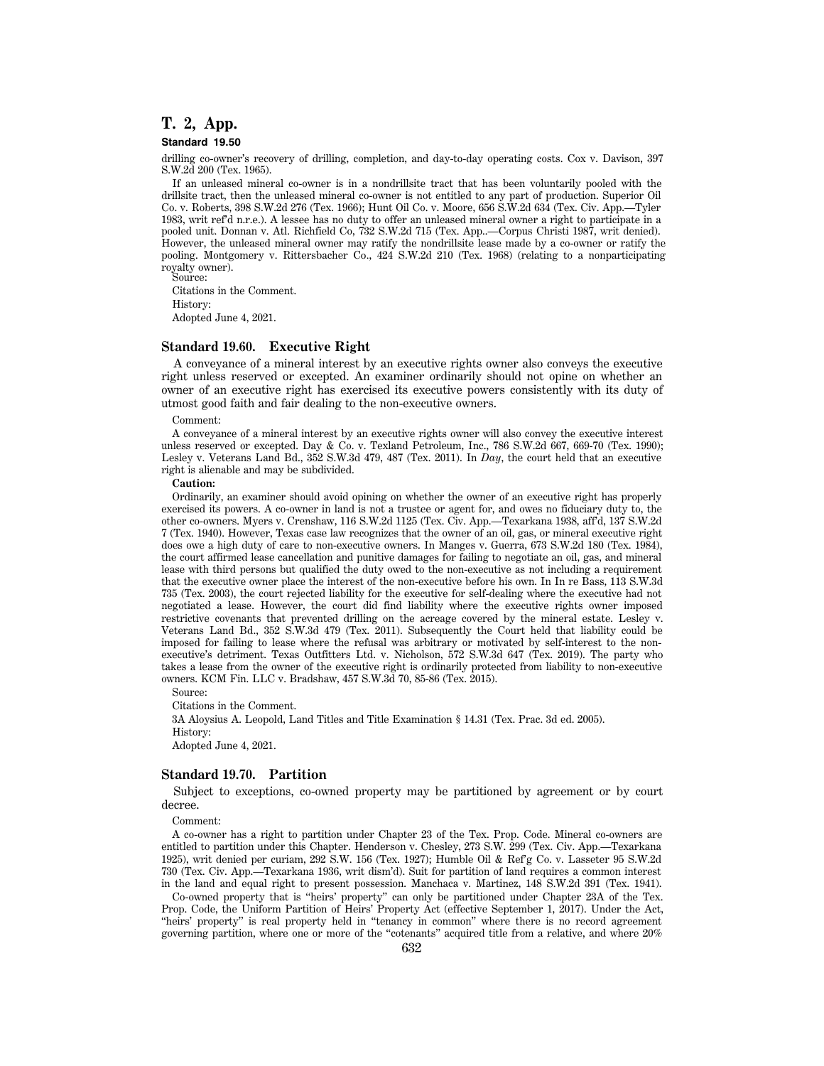drilling co-owner's recovery of drilling, completion, and day-to-day operating costs. Cox v. Davison, 397 S.W.2d 200 (Tex. 1965).

If an unleased mineral co-owner is in a nondrillsite tract that has been voluntarily pooled with the drillsite tract, then the unleased mineral co-owner is not entitled to any part of production. Superior Oil Co. v. Roberts, 398 S.W.2d 276 (Tex. 1966); Hunt Oil Co. v. Moore, 656 S.W.2d 634 (Tex. Civ. App.—Tyler 1983, writ ref'd n.r.e.). A lessee has no duty to offer an unleased mineral owner a right to participate in a pooled unit. Donnan v. Atl. Richfield Co, 732 S.W.2d 715 (Tex. App..—Corpus Christi 1987, writ denied). However, the unleased mineral owner may ratify the nondrillsite lease made by a co-owner or ratify the pooling. Montgomery v. Rittersbacher Co., 424 S.W.2d 210 (Tex. 1968) (relating to a nonparticipating royalty owner).

Source:

Citations in the Comment.

History:

Adopted June 4, 2021.

### Standard 19.60. Executive Right

A conveyance of a mineral interest by an executive rights owner also conveys the executive right unless reserved or excepted. An examiner ordinarily should not opine on whether an owner of an executive right has exercised its executive powers consistently with its duty of utmost good faith and fair dealing to the non-executive owners.

Comment:

A conveyance of a mineral interest by an executive rights owner will also convey the executive interest unless reserved or excepted. Day & Co. v. Texland Petroleum, Inc., 786 S.W.2d 667, 669-70 (Tex. 1990); Lesley v. Veterans Land Bd., 352 S.W.3d 479, 487 (Tex. 2011). In *Day*, the court held that an executive right is alienable and may be subdivided.

**Caution:**

Ordinarily, an examiner should avoid opining on whether the owner of an executive right has properly exercised its powers. A co-owner in land is not a trustee or agent for, and owes no fiduciary duty to, the other co-owners. Myers v. Crenshaw, 116 S.W.2d 1125 (Tex. Civ. App.—Texarkana 1938, aff'd, 137 S.W.2d 7 (Tex. 1940). However, Texas case law recognizes that the owner of an oil, gas, or mineral executive right does owe a high duty of care to non-executive owners. In Manges v. Guerra, 673 S.W.2d 180 (Tex. 1984), the court affirmed lease cancellation and punitive damages for failing to negotiate an oil, gas, and mineral lease with third persons but qualified the duty owed to the non-executive as not including a requirement that the executive owner place the interest of the non-executive before his own. In In re Bass, 113 S.W.3d 735 (Tex. 2003), the court rejected liability for the executive for self-dealing where the executive had not negotiated a lease. However, the court did find liability where the executive rights owner imposed restrictive covenants that prevented drilling on the acreage covered by the mineral estate. Lesley v. Veterans Land Bd., 352 S.W.3d 479 (Tex. 2011). Subsequently the Court held that liability could be imposed for failing to lease where the refusal was arbitrary or motivated by self-interest to the non-executive's detriment. Texas Outfitters Ltd. v. Nicholson, 572 S.W.3d 647 (Tex. 2019). The party who takes a lease from the owner of the executive right is ordinarily protected from liability to non-executive owners. KCM Fin. LLC v. Bradshaw, 457 S.W.3d 70, 85-86 (Tex. 2015).

Source:

Citations in the Comment.

3A Aloysius A. Leopold, Land Titles and Title Examination § 14.31 (Tex. Prac. 3d ed. 2005).

History:

Adopted June 4, 2021.

### Standard 19.70. Partition

Subject to exceptions, co-owned property may be partitioned by agreement or by court decree.

Comment:

A co-owner has a right to partition under Chapter 23 of the Tex. Prop. Code. Mineral co-owners are entitled to partition under this Chapter. Henderson v. Chesley, 273 S.W. 299 (Tex. Civ. App.—Texarkana 1925), writ denied per curiam, 292 S.W. 156 (Tex. 1927); Humble Oil & Ref'g Co. v. Lasseter 95 S.W.2d 730 (Tex. Civ. App.—Texarkana 1936, writ dism'd). Suit for partition of land requires a common interest in the land and equal right to present possession. Manchaca v. Martinez, 148 S.W.2d 391 (Tex. 1941).

Co-owned property that is "heirs' property" can only be partitioned under Chapter 23A of the Tex. Prop. Code, the Uniform Partition of Heirs' Property Act (effective September 1, 2017). Under the Act, "heirs' property" is real property held in "tenancy in common" where there is no record agreement governing partition, where one or more of the "cotenants" acquired title from a relative, and where 20%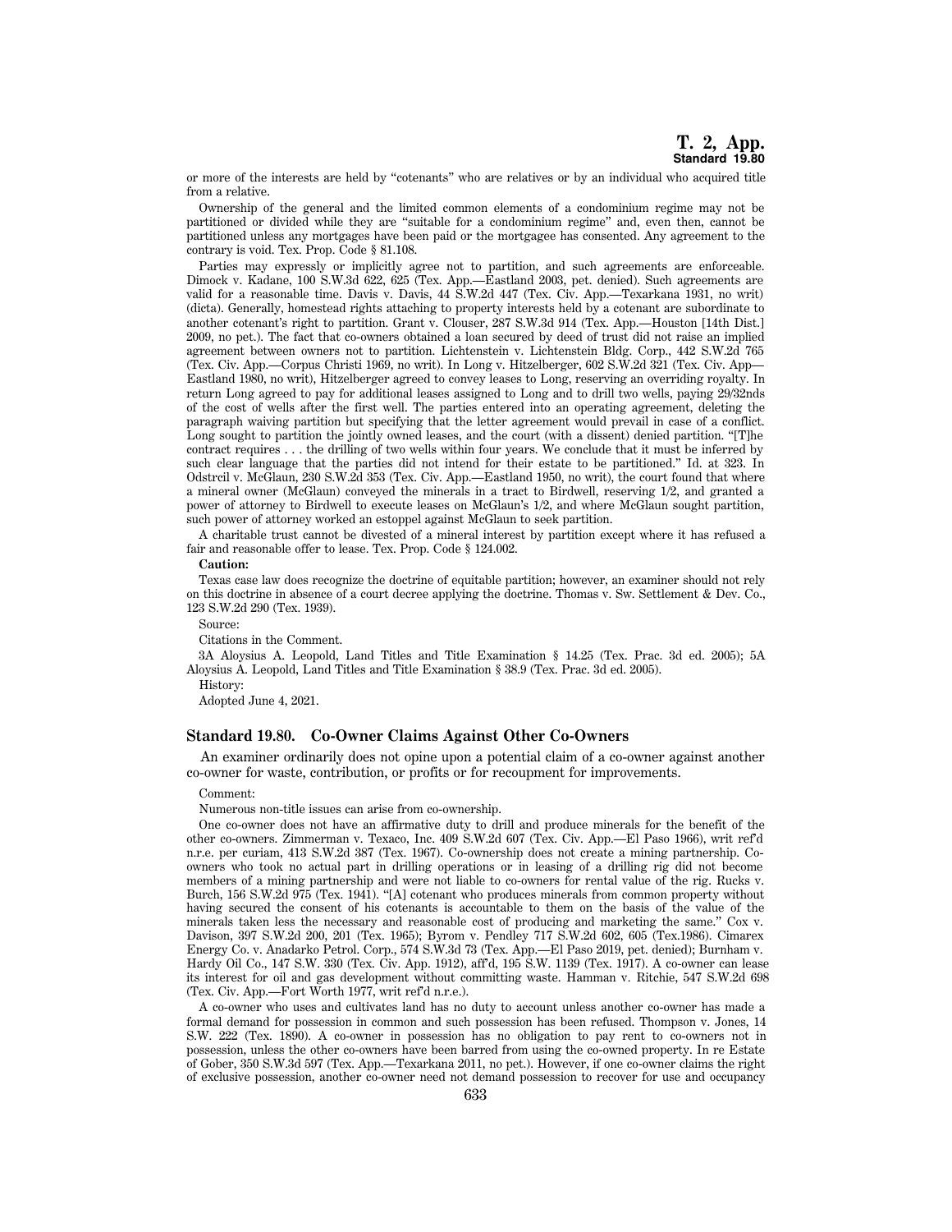or more of the interests are held by "cotenants" who are relatives or by an individual who acquired title from a relative.

Ownership of the general and the limited common elements of a condominium regime may not be partitioned or divided while they are "suitable for a condominium regime" and, even then, cannot be partitioned unless any mortgages have been paid or the mortgagee has consented. Any agreement to the contrary is void. Tex. Prop. Code § 81.108.

Parties may expressly or implicitly agree not to partition, and such agreements are enforceable. Dimock v. Kadane, 100 S.W.3d 622, 625 (Tex. App.—Eastland 2003, pet. denied). Such agreements are valid for a reasonable time. Davis v. Davis, 44 S.W.2d 447 (Tex. Civ. App.—Texarkana 1931, no writ) (dicta). Generally, homestead rights attaching to property interests held by a cotenant are subordinate to another cotenant's right to partition. Grant v. Clouser, 287 S.W.3d 914 (Tex. App.—Houston [14th Dist.] 2009, no pet.). The fact that co-owners obtained a loan secured by deed of trust did not raise an implied agreement between owners not to partition. Lichtenstein v. Lichtenstein Bldg. Corp., 442 S.W.2d 765 (Tex. Civ. App.—Corpus Christi 1969, no writ). In Long v. Hitzelberger, 602 S.W.2d 321 (Tex. Civ. App—Eastland 1980, no writ), Hitzelberger agreed to convey leases to Long, reserving an overriding royalty. In return Long agreed to pay for additional leases assigned to Long and to drill two wells, paying 29/32nds of the cost of wells after the first well. The parties entered into an operating agreement, deleting the paragraph waiving partition but specifying that the letter agreement would prevail in case of a conflict. Long sought to partition the jointly owned leases, and the court (with a dissent) denied partition. "[T]he contract requires . . . the drilling of two wells within four years. We conclude that it must be inferred by such clear language that the parties did not intend for their estate to be partitioned." Id. at 323. In Odstrcil v. McGlaun, 230 S.W.2d 353 (Tex. Civ. App.—Eastland 1950, no writ), the court found that where a mineral owner (McGlaun) conveyed the minerals in a tract to Birdwell, reserving 1/2, and granted a power of attorney to Birdwell to execute leases on McGlaun's 1/2, and where McGlaun sought partition, such power of attorney worked an estoppel against McGlaun to seek partition.

A charitable trust cannot be divested of a mineral interest by partition except where it has refused a fair and reasonable offer to lease. Tex. Prop. Code § 124.002.

**Caution:**

Texas case law does recognize the doctrine of equitable partition; however, an examiner should not rely on this doctrine in absence of a court decree applying the doctrine. Thomas v. Sw. Settlement & Dev. Co., 123 S.W.2d 290 (Tex. 1939).

Source:

Citations in the Comment.

3A Aloysius A. Leopold, Land Titles and Title Examination § 14.25 (Tex. Prac. 3d ed. 2005); 5A Aloysius A. Leopold, Land Titles and Title Examination § 38.9 (Tex. Prac. 3d ed. 2005).

History:

Adopted June 4, 2021.

## Standard 19.80. Co-Owner Claims Against Other Co-Owners

An examiner ordinarily does not opine upon a potential claim of a co-owner against another co-owner for waste, contribution, or profits or for recoupment for improvements.

Comment:

Numerous non-title issues can arise from co-ownership.

One co-owner does not have an affirmative duty to drill and produce minerals for the benefit of the other co-owners. Zimmerman v. Texaco, Inc. 409 S.W.2d 607 (Tex. Civ. App.—El Paso 1966), writ ref'd n.r.e. per curiam, 413 S.W.2d 387 (Tex. 1967). Co-ownership does not create a mining partnership. Co-owners who took no actual part in drilling operations or in leasing of a drilling rig did not become members of a mining partnership and were not liable to co-owners for rental value of the rig. Rucks v. Burch, 156 S.W.2d 975 (Tex. 1941). "[A] cotenant who produces minerals from common property without having secured the consent of his cotenants is accountable to them on the basis of the value of the minerals taken less the necessary and reasonable cost of producing and marketing the same." Cox v. Davison, 397 S.W.2d 200, 201 (Tex. 1965); Byrom v. Pendley 717 S.W.2d 602, 605 (Tex.1986). Cimarex Energy Co. v. Anadarko Petrol. Corp., 574 S.W.3d 73 (Tex. App.—El Paso 2019, pet. denied); Burnham v. Hardy Oil Co., 147 S.W. 330 (Tex. Civ. App. 1912), aff'd, 195 S.W. 1139 (Tex. 1917). A co-owner can lease its interest for oil and gas development without committing waste. Hamman v. Ritchie, 547 S.W.2d 698 (Tex. Civ. App.—Fort Worth 1977, writ ref'd n.r.e.).

A co-owner who uses and cultivates land has no duty to account unless another co-owner has made a formal demand for possession in common and such possession has been refused. Thompson v. Jones, 14 S.W. 222 (Tex. 1890). A co-owner in possession has no obligation to pay rent to co-owners not in possession, unless the other co-owners have been barred from using the co-owned property. In re Estate of Gober, 350 S.W.3d 597 (Tex. App.—Texarkana 2011, no pet.). However, if one co-owner claims the right of exclusive possession, another co-owner need not demand possession to recover for use and occupancy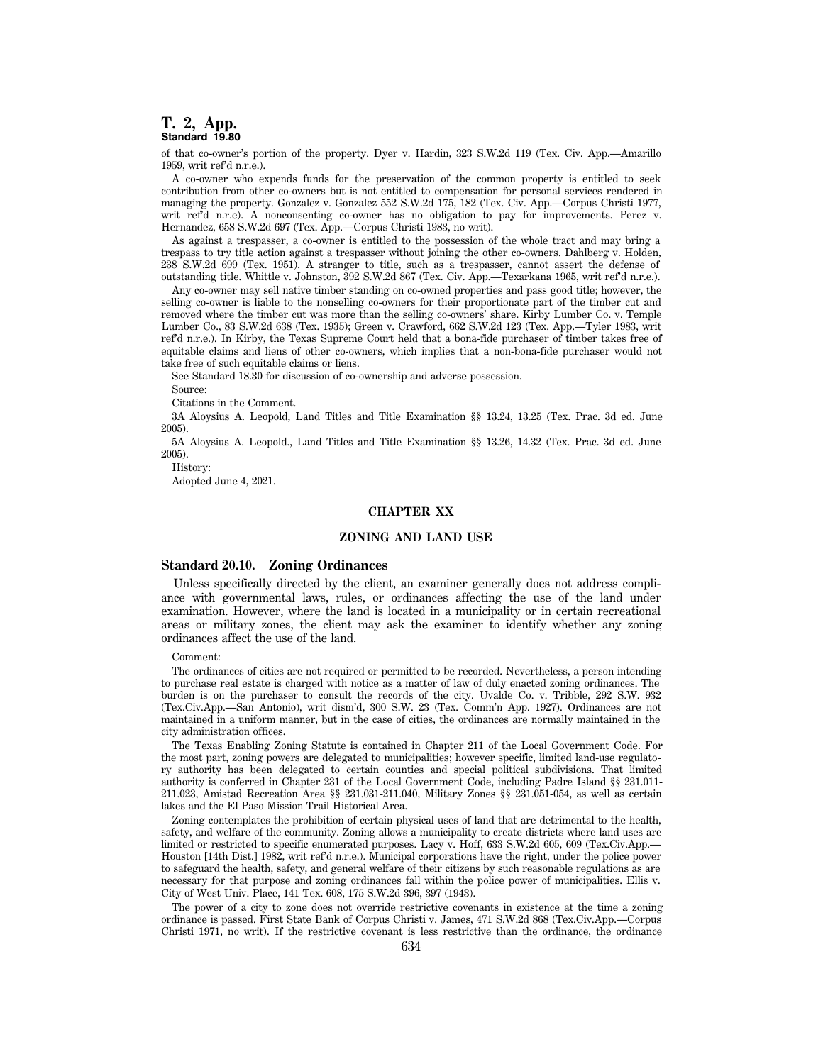of that co-owner's portion of the property. Dyer v. Hardin, 323 S.W.2d 119 (Tex. Civ. App.—Amarillo 1959, writ ref'd n.r.e.).

A co-owner who expends funds for the preservation of the common property is entitled to seek contribution from other co-owners but is not entitled to compensation for personal services rendered in managing the property. Gonzalez v. Gonzalez 552 S.W.2d 175, 182 (Tex. Civ. App.—Corpus Christi 1977, writ ref'd n.r.e). A nonconsenting co-owner has no obligation to pay for improvements. Perez v. Hernandez, 658 S.W.2d 697 (Tex. App.—Corpus Christi 1983, no writ).

As against a trespasser, a co-owner is entitled to the possession of the whole tract and may bring a trespass to try title action against a trespasser without joining the other co-owners. Dahlberg v. Holden, 238 S.W.2d 699 (Tex. 1951). A stranger to title, such as a trespasser, cannot assert the defense of outstanding title. Whittle v. Johnston, 392 S.W.2d 867 (Tex. Civ. App.—Texarkana 1965, writ ref'd n.r.e.).

Any co-owner may sell native timber standing on co-owned properties and pass good title; however, the selling co-owner is liable to the nonselling co-owners for their proportionate part of the timber cut and removed where the timber cut was more than the selling co-owners' share. Kirby Lumber Co. v. Temple Lumber Co., 83 S.W.2d 638 (Tex. 1935); Green v. Crawford, 662 S.W.2d 123 (Tex. App.—Tyler 1983, writ ref'd n.r.e.). In Kirby, the Texas Supreme Court held that a bona-fide purchaser of timber takes free of equitable claims and liens of other co-owners, which implies that a non-bona-fide purchaser would not take free of such equitable claims or liens.

See Standard 18.30 for discussion of co-ownership and adverse possession.

Source:

Citations in the Comment.

3A Aloysius A. Leopold, Land Titles and Title Examination §§ 13.24, 13.25 (Tex. Prac. 3d ed. June 2005).

5A Aloysius A. Leopold., Land Titles and Title Examination §§ 13.26, 14.32 (Tex. Prac. 3d ed. June 2005).

History:

Adopted June 4, 2021.

## CHAPTER XX

## ZONING AND LAND USE

### Standard 20.10. Zoning Ordinances

Unless specifically directed by the client, an examiner generally does not address compliance with governmental laws, rules, or ordinances affecting the use of the land under examination. However, where the land is located in a municipality or in certain recreational areas or military zones, the client may ask the examiner to identify whether any zoning ordinances affect the use of the land.

Comment:

The ordinances of cities are not required or permitted to be recorded. Nevertheless, a person intending to purchase real estate is charged with notice as a matter of law of duly enacted zoning ordinances. The burden is on the purchaser to consult the records of the city. Uvalde Co. v. Tribble, 292 S.W. 932 (Tex.Civ.App.—San Antonio), writ dism'd, 300 S.W. 23 (Tex. Comm'n App. 1927). Ordinances are not maintained in a uniform manner, but in the case of cities, the ordinances are normally maintained in the city administration offices.

The Texas Enabling Zoning Statute is contained in Chapter 211 of the Local Government Code. For the most part, zoning powers are delegated to municipalities; however specific, limited land-use regulatory authority has been delegated to certain counties and special political subdivisions. That limited authority is conferred in Chapter 231 of the Local Government Code, including Padre Island §§ 231.011-211.023, Amistad Recreation Area §§ 231.031-211.040, Military Zones §§ 231.051-054, as well as certain lakes and the El Paso Mission Trail Historical Area.

Zoning contemplates the prohibition of certain physical uses of land that are detrimental to the health, safety, and welfare of the community. Zoning allows a municipality to create districts where land uses are limited or restricted to specific enumerated purposes. Lacy v. Hoff, 633 S.W.2d 605, 609 (Tex.Civ.App.—Houston [14th Dist.] 1982, writ ref'd n.r.e.). Municipal corporations have the right, under the police power to safeguard the health, safety, and general welfare of their citizens by such reasonable regulations as are necessary for that purpose and zoning ordinances fall within the police power of municipalities. Ellis v. City of West Univ. Place, 141 Tex. 608, 175 S.W.2d 396, 397 (1943).

The power of a city to zone does not override restrictive covenants in existence at the time a zoning ordinance is passed. First State Bank of Corpus Christi v. James, 471 S.W.2d 868 (Tex.Civ.App.—Corpus Christi 1971, no writ). If the restrictive covenant is less restrictive than the ordinance, the ordinance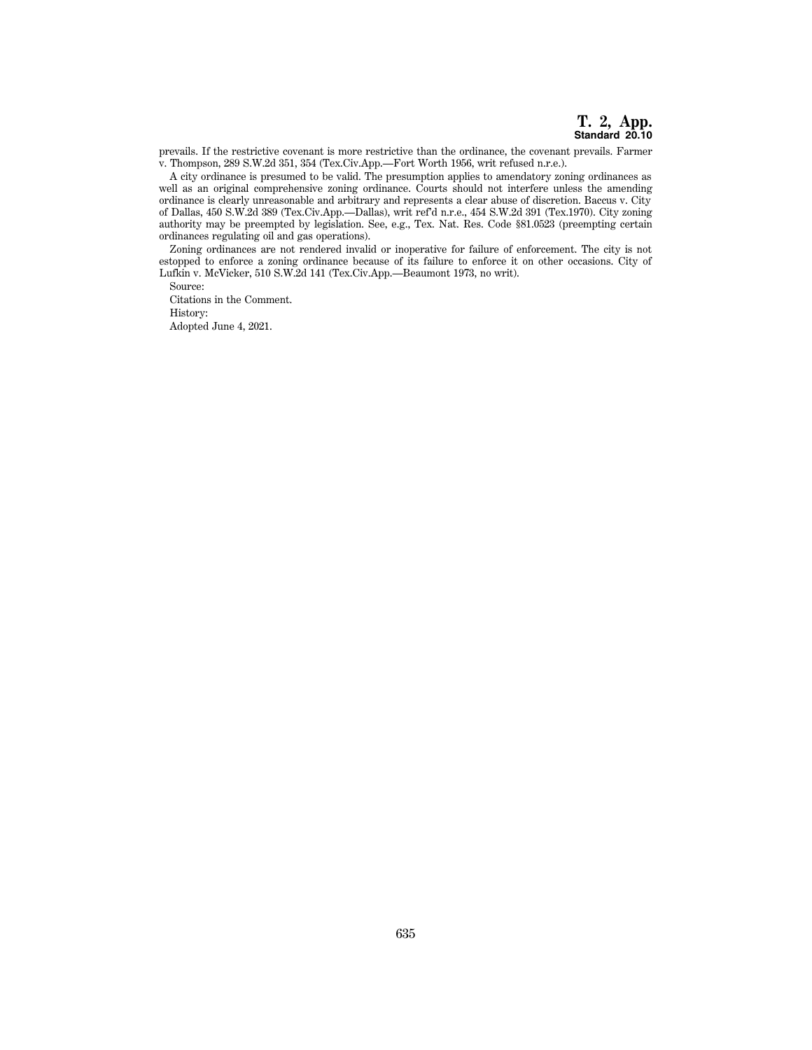prevails. If the restrictive covenant is more restrictive than the ordinance, the covenant prevails. Farmer v. Thompson, 289 S.W.2d 351, 354 (Tex.Civ.App.—Fort Worth 1956, writ refused n.r.e.).

A city ordinance is presumed to be valid. The presumption applies to amendatory zoning ordinances as well as an original comprehensive zoning ordinance. Courts should not interfere unless the amending ordinance is clearly unreasonable and arbitrary and represents a clear abuse of discretion. Baccus v. City of Dallas, 450 S.W.2d 389 (Tex.Civ.App.—Dallas), writ ref'd n.r.e., 454 S.W.2d 391 (Tex.1970). City zoning authority may be preempted by legislation. See, e.g., Tex. Nat. Res. Code §81.0523 (preempting certain ordinances regulating oil and gas operations).

Zoning ordinances are not rendered invalid or inoperative for failure of enforcement. The city is not estopped to enforce a zoning ordinance because of its failure to enforce it on other occasions. City of Lufkin v. McVicker, 510 S.W.2d 141 (Tex.Civ.App.—Beaumont 1973, no writ).

Source:

Citations in the Comment.

History:

Adopted June 4, 2021.